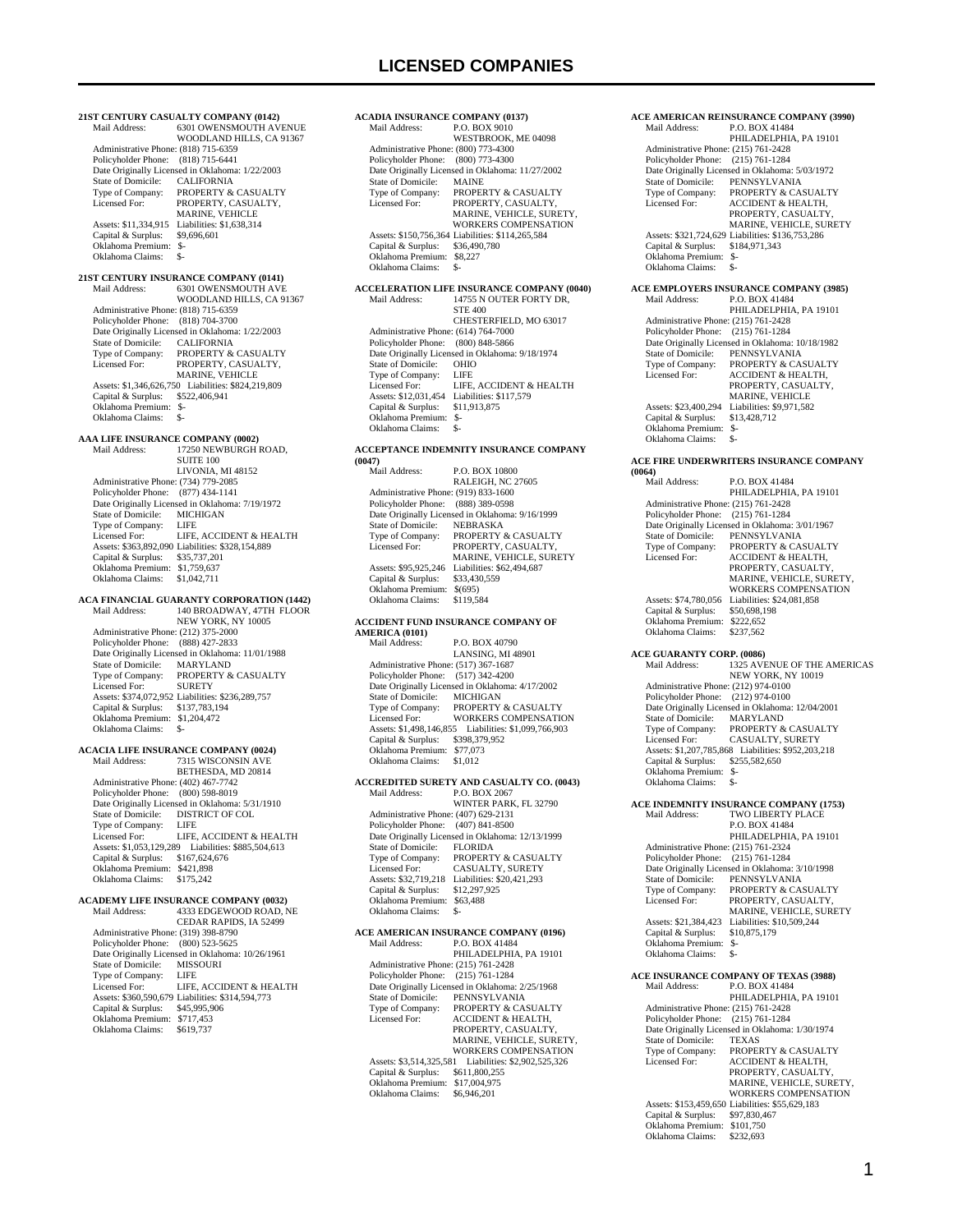# LICENSED COMPANIES

**21ST CENTURY CASUALTY COMPANY (0142)**
Mail Address: 6301 OWENSMOUTH AVENUE
WOODLAND HILLS, CA 91367
Administrative Phone: (818) 715-6359
Policyholder Phone: (818) 715-6441
Date Originally Licensed in Oklahoma: 1/22/2003
State of Domicile: CALIFORNIA
Type of Company: PROPERTY & CASUALTY
Licensed For: PROPERTY, CASUALTY, MARINE, VEHICLE
Assets: $11,334,915 Liabilities: $1,638,314
Capital & Surplus: $9,696,601
Oklahoma Premium: $-
Oklahoma Claims: $-

**21ST CENTURY INSURANCE COMPANY (0141)**
Mail Address: 6301 OWENSMOUTH AVE
WOODLAND HILLS, CA 91367
Administrative Phone: (818) 715-6359
Policyholder Phone: (818) 704-3700
Date Originally Licensed in Oklahoma: 1/22/2003
State of Domicile: CALIFORNIA
Type of Company: PROPERTY & CASUALTY
Licensed For: PROPERTY, CASUALTY, MARINE, VEHICLE
Assets: $1,346,626,750 Liabilities: $824,219,809
Capital & Surplus: $522,406,941
Oklahoma Premium: $-
Oklahoma Claims: $-

**AAA LIFE INSURANCE COMPANY (0002)**
Mail Address: 17250 NEWBURGH ROAD, SUITE 100
LIVONIA, MI 48152
Administrative Phone: (734) 779-2085
Policyholder Phone: (877) 434-1141
Date Originally Licensed in Oklahoma: 7/19/1972
State of Domicile: MICHIGAN
Type of Company: LIFE
Licensed For: LIFE, ACCIDENT & HEALTH
Assets: $363,892,090 Liabilities: $328,154,889
Capital & Surplus: $35,737,201
Oklahoma Premium: $1,759,637
Oklahoma Claims: $1,042,711

**ACA FINANCIAL GUARANTY CORPORATION (1442)**
Mail Address: 140 BROADWAY, 47TH FLOOR
NEW YORK, NY 10005
Administrative Phone: (212) 375-2000
Policyholder Phone: (888) 427-2833
Date Originally Licensed in Oklahoma: 11/01/1988
State of Domicile: MARYLAND
Type of Company: PROPERTY & CASUALTY
Licensed For: SURETY
Assets: $374,072,952 Liabilities: $236,289,757
Capital & Surplus: $137,783,194
Oklahoma Premium: $1,204,472
Oklahoma Claims: $-

**ACACIA LIFE INSURANCE COMPANY (0024)**
Mail Address: 7315 WISCONSIN AVE
BETHESDA, MD 20814
Administrative Phone: (402) 467-7742
Policyholder Phone: (800) 598-8019
Date Originally Licensed in Oklahoma: 5/31/1910
State of Domicile: DISTRICT OF COL
Type of Company: LIFE
Licensed For: LIFE, ACCIDENT & HEALTH
Assets: $1,053,129,289 Liabilities: $885,504,613
Capital & Surplus: $167,624,676
Oklahoma Premium: $421,898
Oklahoma Claims: $175,242

**ACADEMY LIFE INSURANCE COMPANY (0032)**
Mail Address: 4333 EDGEWOOD ROAD, NE
CEDAR RAPIDS, IA 52499
Administrative Phone: (319) 398-8790
Policyholder Phone: (800) 523-5625
Date Originally Licensed in Oklahoma: 10/26/1961
State of Domicile: MISSOURI
Type of Company: LIFE
Licensed For: LIFE, ACCIDENT & HEALTH
Assets: $360,590,679 Liabilities: $314,594,773
Capital & Surplus: $45,995,906
Oklahoma Premium: $717,453
Oklahoma Claims: $619,737

**ACADIA INSURANCE COMPANY (0137)**
Mail Address: P.O. BOX 9010
WESTBROOK, ME 04098
Administrative Phone: (800) 773-4300
Policyholder Phone: (800) 773-4300
Date Originally Licensed in Oklahoma: 11/27/2002
State of Domicile: MAINE
Type of Company: PROPERTY & CASUALTY
Licensed For: PROPERTY, CASUALTY, MARINE, VEHICLE, SURETY, WORKERS COMPENSATION
Assets: $150,756,364 Liabilities: $114,265,584
Capital & Surplus: $36,490,780
Oklahoma Premium: $8,227
Oklahoma Claims: $-

**ACCELERATION LIFE INSURANCE COMPANY (0040)**
Mail Address: 14755 N OUTER FORTY DR, STE 400
CHESTERFIELD, MO 63017
Administrative Phone: (614) 764-7000
Policyholder Phone: (800) 848-5866
Date Originally Licensed in Oklahoma: 9/18/1974
State of Domicile: OHIO
Type of Company: LIFE
Licensed For: LIFE, ACCIDENT & HEALTH
Assets: $12,031,454 Liabilities: $117,579
Capital & Surplus: $11,913,875
Oklahoma Premium: $-
Oklahoma Claims: $-

**ACCEPTANCE INDEMNITY INSURANCE COMPANY (0047)**
Mail Address: P.O. BOX 10800
RALEIGH, NC 27605
Administrative Phone: (919) 833-1600
Policyholder Phone: (888) 389-0598
Date Originally Licensed in Oklahoma: 9/16/1999
State of Domicile: NEBRASKA
Type of Company: PROPERTY & CASUALTY
Licensed For: PROPERTY, CASUALTY, MARINE, VEHICLE, SURETY
Assets: $95,925,246 Liabilities: $62,494,687
Capital & Surplus: $33,430,559
Oklahoma Premium: $(695)
Oklahoma Claims: $119,584

**ACCIDENT FUND INSURANCE COMPANY OF AMERICA (0101)**
Mail Address: P.O. BOX 40790
LANSING, MI 48901
Administrative Phone: (517) 367-1687
Policyholder Phone: (517) 342-4200
Date Originally Licensed in Oklahoma: 4/17/2002
State of Domicile: MICHIGAN
Type of Company: PROPERTY & CASUALTY
Licensed For: WORKERS COMPENSATION
Assets: $1,498,146,855 Liabilities: $1,099,766,903
Capital & Surplus: $398,379,952
Oklahoma Premium: $77,073
Oklahoma Claims: $1,012

**ACCREDITED SURETY AND CASUALTY CO. (0043)**
Mail Address: P.O. BOX 2067
WINTER PARK, FL 32790
Administrative Phone: (407) 629-2131
Policyholder Phone: (407) 841-8500
Date Originally Licensed in Oklahoma: 12/13/1999
State of Domicile: FLORIDA
Type of Company: PROPERTY & CASUALTY
Licensed For: CASUALTY, SURETY
Assets: $32,719,218 Liabilities: $20,421,293
Capital & Surplus: $12,297,925
Oklahoma Premium: $63,488
Oklahoma Claims: $-

**ACE AMERICAN INSURANCE COMPANY (0196)**
Mail Address: P.O. BOX 41484
PHILADELPHIA, PA 19101
Administrative Phone: (215) 761-2428
Policyholder Phone: (215) 761-1284
Date Originally Licensed in Oklahoma: 2/25/1968
State of Domicile: PENNSYLVANIA
Type of Company: PROPERTY & CASUALTY
Licensed For: ACCIDENT & HEALTH, PROPERTY, CASUALTY, MARINE, VEHICLE, SURETY, WORKERS COMPENSATION
Assets: $3,514,325,581 Liabilities: $2,902,525,326
Capital & Surplus: $611,800,255
Oklahoma Premium: $17,004,975
Oklahoma Claims: $6,946,201

**ACE AMERICAN REINSURANCE COMPANY (3990)**
Mail Address: P.O. BOX 41484
PHILADELPHIA, PA 19101
Administrative Phone: (215) 761-2428
Policyholder Phone: (215) 761-1284
Date Originally Licensed in Oklahoma: 5/03/1972
State of Domicile: PENNSYLVANIA
Type of Company: PROPERTY & CASUALTY
Licensed For: ACCIDENT & HEALTH, PROPERTY, CASUALTY, MARINE, VEHICLE, SURETY
Assets: $321,724,629 Liabilities: $136,753,286
Capital & Surplus: $184,971,343
Oklahoma Premium: $-
Oklahoma Claims: $-

**ACE EMPLOYERS INSURANCE COMPANY (3985)**
Mail Address: P.O. BOX 41484
PHILADELPHIA, PA 19101
Administrative Phone: (215) 761-2428
Policyholder Phone: (215) 761-1284
Date Originally Licensed in Oklahoma: 10/18/1982
State of Domicile: PENNSYLVANIA
Type of Company: PROPERTY & CASUALTY
Licensed For: ACCIDENT & HEALTH, PROPERTY, CASUALTY, MARINE, VEHICLE
Assets: $23,400,294 Liabilities: $9,971,582
Capital & Surplus: $13,428,712
Oklahoma Premium: $-
Oklahoma Claims: $-

**ACE FIRE UNDERWRITERS INSURANCE COMPANY (0064)**
Mail Address: P.O. BOX 41484
PHILADELPHIA, PA 19101
Administrative Phone: (215) 761-2428
Policyholder Phone: (215) 761-1284
Date Originally Licensed in Oklahoma: 3/01/1967
State of Domicile: PENNSYLVANIA
Type of Company: PROPERTY & CASUALTY
Licensed For: ACCIDENT & HEALTH, PROPERTY, CASUALTY, MARINE, VEHICLE, SURETY, WORKERS COMPENSATION
Assets: $74,780,056 Liabilities: $24,081,858
Capital & Surplus: $50,698,198
Oklahoma Premium: $222,652
Oklahoma Claims: $237,562

**ACE GUARANTY CORP. (0086)**
Mail Address: 1325 AVENUE OF THE AMERICAS
NEW YORK, NY 10019
Administrative Phone: (212) 974-0100
Policyholder Phone: (212) 974-0100
Date Originally Licensed in Oklahoma: 12/04/2001
State of Domicile: MARYLAND
Type of Company: PROPERTY & CASUALTY
Licensed For: CASUALTY, SURETY
Assets: $1,207,785,868 Liabilities: $952,203,218
Capital & Surplus: $255,582,650
Oklahoma Premium: $-
Oklahoma Claims: $-

**ACE INDEMNITY INSURANCE COMPANY (1753)**
Mail Address: TWO LIBERTY PLACE
P.O. BOX 41484
PHILADELPHIA, PA 19101
Administrative Phone: (215) 761-2324
Policyholder Phone: (215) 761-1284
Date Originally Licensed in Oklahoma: 3/10/1998
State of Domicile: PENNSYLVANIA
Type of Company: PROPERTY & CASUALTY
Licensed For: PROPERTY, CASUALTY, MARINE, VEHICLE, SURETY
Assets: $21,384,423 Liabilities: $10,509,244
Capital & Surplus: $10,875,179
Oklahoma Premium: $-
Oklahoma Claims: $-

**ACE INSURANCE COMPANY OF TEXAS (3988)**
Mail Address: P.O. BOX 41484
PHILADELPHIA, PA 19101
Administrative Phone: (215) 761-2428
Policyholder Phone: (215) 761-1284
Date Originally Licensed in Oklahoma: 1/30/1974
State of Domicile: TEXAS
Type of Company: PROPERTY & CASUALTY
Licensed For: ACCIDENT & HEALTH, PROPERTY, CASUALTY, MARINE, VEHICLE, SURETY, WORKERS COMPENSATION
Assets: $153,459,650 Liabilities: $55,629,183
Capital & Surplus: $97,830,467
Oklahoma Premium: $101,750
Oklahoma Claims: $232,693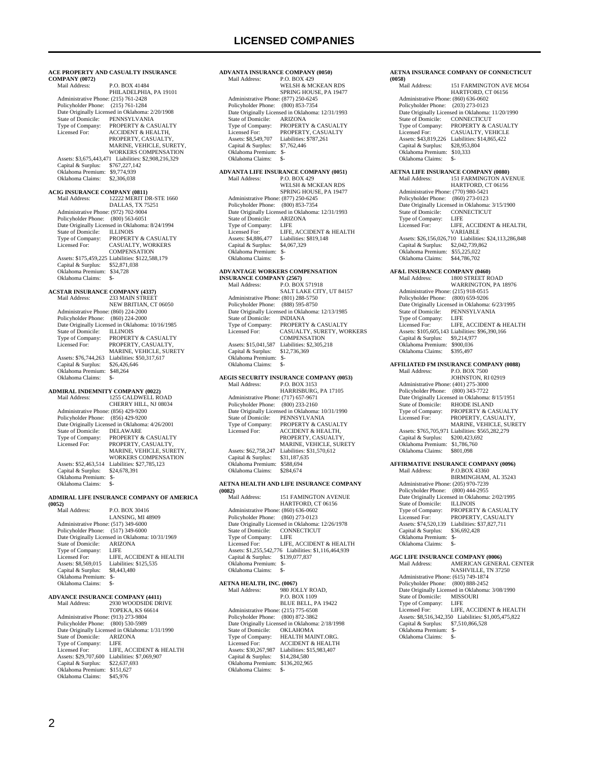# LICENSED COMPANIES

**ACE PROPERTY AND CASUALTY INSURANCE COMPANY (0072)**
Mail Address: P.O. BOX 41484
PHILADELPHIA, PA 19101
Administrative Phone: (215) 761-2428
Policyholder Phone: (215) 761-1284
Date Originally Licensed in Oklahoma: 2/20/1908
State of Domicile: PENNSYLVANIA
Type of Company: PROPERTY & CASUALTY
Licensed For: ACCIDENT & HEALTH, PROPERTY, CASUALTY, MARINE, VEHICLE, SURETY, WORKERS COMPENSATION
Assets: $3,675,443,471 Liabilities: $2,908,216,329
Capital & Surplus: $767,227,142
Oklahoma Premium: $9,774,939
Oklahoma Claims: $2,306,038

**ACIG INSURANCE COMPANY (0811)**
Mail Address: 12222 MERIT DR-STE 1660
DALLAS, TX 75251
Administrative Phone: (972) 702-9004
Policyholder Phone: (800) 563-6051
Date Originally Licensed in Oklahoma: 8/24/1994
State of Domicile: ILLINOIS
Type of Company: PROPERTY & CASUALTY
Licensed For: CASUALTY, WORKERS COMPENSATION
Assets: $175,459,225 Liabilities: $122,588,179
Capital & Surplus: $52,871,038
Oklahoma Premium: $34,728
Oklahoma Claims: $-

**ACSTAR INSURANCE COMPANY (4337)**
Mail Address: 233 MAIN STREET
NEW BRITIAN, CT 06050
Administrative Phone: (860) 224-2000
Policyholder Phone: (860) 224-2000
Date Originally Licensed in Oklahoma: 10/16/1985
State of Domicile: ILLINOIS
Type of Company: PROPERTY & CASUALTY
Licensed For: PROPERTY, CASUALTY, MARINE, VEHICLE, SURETY
Assets: $76,744,263 Liabilities: $50,317,617
Capital & Surplus: $26,426,646
Oklahoma Premium: $48,264
Oklahoma Claims: $-

**ADMIRAL INDEMNITY COMPANY (0022)**
Mail Address: 1255 CALDWELL ROAD
CHERRY HILL, NJ 08034
Administrative Phone: (856) 429-9200
Policyholder Phone: (856) 429-9200
Date Originally Licensed in Oklahoma: 4/26/2001
State of Domicile: DELAWARE
Type of Company: PROPERTY & CASUALTY
Licensed For: PROPERTY, CASUALTY, MARINE, VEHICLE, SURETY, WORKERS COMPENSATION
Assets: $52,463,514 Liabilities: $27,785,123
Capital & Surplus: $24,678,391
Oklahoma Premium: $-
Oklahoma Claims: $-

**ADMIRAL LIFE INSURANCE COMPANY OF AMERICA (0052)**
Mail Address: P.O. BOX 30416
LANSING, MI 48909
Administrative Phone: (517) 349-6000
Policyholder Phone: (517) 349-6000
Date Originally Licensed in Oklahoma: 10/31/1969
State of Domicile: ARIZONA
Type of Company: LIFE
Licensed For: LIFE, ACCIDENT & HEALTH
Assets: $8,569,015 Liabilities: $125,535
Capital & Surplus: $8,443,480
Oklahoma Premium: $-
Oklahoma Claims: $-

**ADVANCE INSURANCE COMPANY (4411)**
Mail Address: 2930 WOODSIDE DRIVE
TOPEKA, KS 66614
Administrative Phone: (913) 273-9804
Policyholder Phone: (800) 530-5989
Date Originally Licensed in Oklahoma: 1/31/1990
State of Domicile: ARIZONA
Type of Company: LIFE
Licensed For: LIFE, ACCIDENT & HEALTH
Assets: $29,707,600 Liabilities: $7,069,907
Capital & Surplus: $22,637,693
Oklahoma Premium: $151,627
Oklahoma Claims: $45,976

**ADVANTA INSURANCE COMPANY (0050)**
Mail Address: P.O. BOX 429
WELSH & MCKEAN RDS
SPRING HOUSE, PA 19477
Administrative Phone: (877) 250-6245
Policyholder Phone: (800) 853-7354
Date Originally Licensed in Oklahoma: 12/31/1993
State of Domicile: ARIZONA
Type of Company: PROPERTY & CASUALTY
Licensed For: PROPERTY, CASUALTY
Assets: $8,549,707 Liabilities: $787,261
Capital & Surplus: $7,762,446
Oklahoma Premium: $-
Oklahoma Claims: $-

**ADVANTA LIFE INSURANCE COMPANY (0051)**
Mail Address: P.O. BOX 429
WELSH & MCKEAN RDS
SPRING HOUSE, PA 19477
Administrative Phone: (877) 250-6245
Policyholder Phone: (800) 853-7354
Date Originally Licensed in Oklahoma: 12/31/1993
State of Domicile: ARIZONA
Type of Company: LIFE
Licensed For: LIFE, ACCIDENT & HEALTH
Assets: $4,886,477 Liabilities: $819,148
Capital & Surplus: $4,067,329
Oklahoma Premium: $-
Oklahoma Claims: $-

**ADVANTAGE WORKERS COMPENSATION INSURANCE COMPANY (2567)**
Mail Address: P.O. BOX 571918
SALT LAKE CITY, UT 84157
Administrative Phone: (801) 288-5750
Policyholder Phone: (888) 595-8750
Date Originally Licensed in Oklahoma: 12/13/1985
State of Domicile: INDIANA
Type of Company: PROPERTY & CASUALTY
Licensed For: CASUALTY, SURETY, WORKERS COMPENSATION
Assets: $15,041,587 Liabilities: $2,305,218
Capital & Surplus: $12,736,369
Oklahoma Premium: $-
Oklahoma Claims: $-

**AEGIS SECURITY INSURANCE COMPANY (0053)**
Mail Address: P.O. BOX 3153
HARRISBURG, PA 17105
Administrative Phone: (717) 657-9671
Policyholder Phone: (800) 233-2160
Date Originally Licensed in Oklahoma: 10/31/1990
State of Domicile: PENNSYLVANIA
Type of Company: PROPERTY & CASUALTY
Licensed For: ACCIDENT & HEALTH, PROPERTY, CASUALTY, MARINE, VEHICLE, SURETY
Assets: $62,758,247 Liabilities: $31,570,612
Capital & Surplus: $31,187,635
Oklahoma Premium: $588,694
Oklahoma Claims: $284,674

**AETNA HEALTH AND LIFE INSURANCE COMPANY (0082)**
Mail Address: 151 FAMINGTON AVENUE
HARTFORD, CT 06156
Administrative Phone: (860) 636-0602
Policyholder Phone: (860) 273-0123
Date Originally Licensed in Oklahoma: 12/26/1978
State of Domicile: CONNECTICUT
Type of Company: LIFE
Licensed For: LIFE, ACCIDENT & HEALTH
Assets: $1,255,542,776 Liabilities: $1,116,464,939
Capital & Surplus: $139,077,837
Oklahoma Premium: $-
Oklahoma Claims: $-

**AETNA HEALTH, INC. (0067)**
Mail Address: 980 JOLLY ROAD,
P.O. BOX 1109
BLUE BELL, PA 19422
Administrative Phone: (215) 775-6508
Policyholder Phone: (800) 872-3862
Date Originally Licensed in Oklahoma: 2/18/1998
State of Domicile: OKLAHOMA
Type of Company: HEALTH MAINT.ORG.
Licensed For: ACCIDENT & HEALTH
Assets: $30,267,987 Liabilities: $15,983,407
Capital & Surplus: $14,284,580
Oklahoma Premium: $136,202,965
Oklahoma Claims: $-

**AETNA INSURANCE COMPANY OF CONNECTICUT (0058)**
Mail Address: 151 FARMINGTON AVE MC64
HARTFORD, CT 06156
Administrative Phone: (860) 636-0602
Policyholder Phone: (203) 273-0123
Date Originally Licensed in Oklahoma: 11/20/1990
State of Domicile: CONNECTICUT
Type of Company: PROPERTY & CASUALTY
Licensed For: CASUALTY, VEHICLE
Assets: $43,819,226 Liabilities: $14,865,422
Capital & Surplus: $28,953,804
Oklahoma Premium: $10,333
Oklahoma Claims: $-

**AETNA LIFE INSURANCE COMPANY (0080)**
Mail Address: 151 FARMINGTON AVENUE
HARTFORD, CT 06156
Administrative Phone: (770) 980-5421
Policyholder Phone: (860) 273-0123
Date Originally Licensed in Oklahoma: 3/15/1900
State of Domicile: CONNECTICUT
Type of Company: LIFE
Licensed For: LIFE, ACCIDENT & HEALTH, VARIABLE
Assets: $26,156,026,710 Liabilities: $24,113,286,848
Capital & Surplus: $2,042,739,862
Oklahoma Premium: $55,225,022
Oklahoma Claims: $44,786,702

**AF&L INSURANCE COMPANY (0460)**
Mail Address: 1800 STREET ROAD
WARRINGTON, PA 18976
Administrative Phone: (215) 918-0515
Policyholder Phone: (800) 659-9206
Date Originally Licensed in Oklahoma: 6/23/1995
State of Domicile: PENNSYLVANIA
Type of Company: LIFE
Licensed For: LIFE, ACCIDENT & HEALTH
Assets: $105,605,143 Liabilities: $96,390,166
Capital & Surplus: $9,214,977
Oklahoma Premium: $900,036
Oklahoma Claims: $395,497

**AFFILIATED FM INSURANCE COMPANY (0088)**
Mail Address: P.O. BOX 7500
JOHNSTON, RI 02919
Administrative Phone: (401) 275-3000
Policyholder Phone: (800) 343-7722
Date Originally Licensed in Oklahoma: 8/15/1951
State of Domicile: RHODE ISLAND
Type of Company: PROPERTY & CASUALTY
Licensed For: PROPERTY, CASUALTY, MARINE, VEHICLE, SURETY
Assets: $765,705,971 Liabilities: $565,282,279
Capital & Surplus: $200,423,692
Oklahoma Premium: $1,786,760
Oklahoma Claims: $801,098

**AFFIRMATIVE INSURANCE COMPANY (0096)**
Mail Address: P.O.BOX 43360
BIRMINGHAM, AL 35243
Administrative Phone: (205) 970-7239
Policyholder Phone: (800) 444-2955
Date Originally Licensed in Oklahoma: 2/02/1995
State of Domicile: ILLINOIS
Type of Company: PROPERTY & CASUALTY
Licensed For: PROPERTY, CASUALTY
Assets: $74,520,139 Liabilities: $37,827,711
Capital & Surplus: $36,692,428
Oklahoma Premium: $-
Oklahoma Claims: $-

**AGC LIFE INSURANCE COMPANY (0006)**
Mail Address: AMERICAN GENERAL CENTER
NASHVILLE, TN 37250
Administrative Phone: (615) 749-1874
Policyholder Phone: (800) 888-2452
Date Originally Licensed in Oklahoma: 3/08/1990
State of Domicile: MISSOURI
Type of Company: LIFE
Licensed For: LIFE, ACCIDENT & HEALTH
Assets: $8,516,342,350 Liabilities: $1,005,475,822
Capital & Surplus: $7,510,866,528
Oklahoma Premium: $-
Oklahoma Claims: $-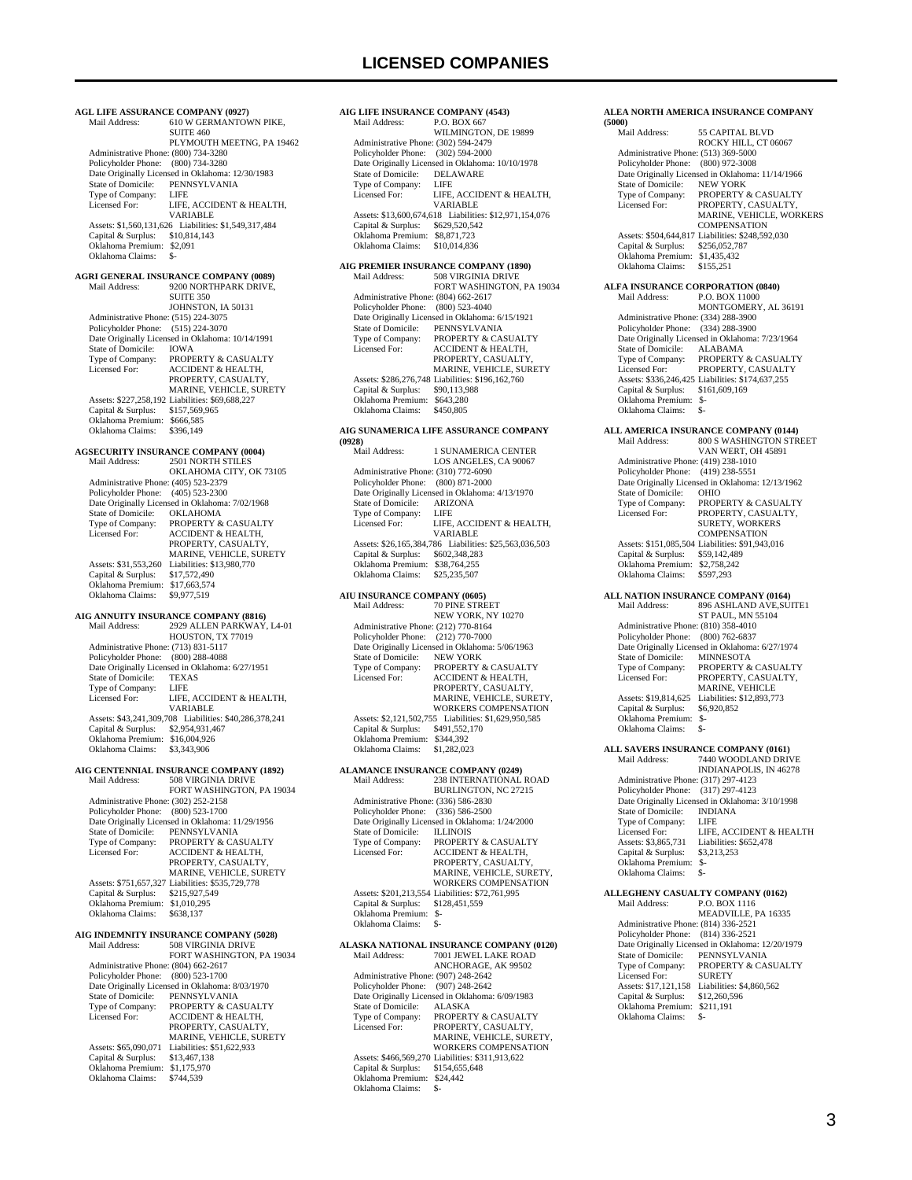# LICENSED COMPANIES

**AGL LIFE ASSURANCE COMPANY (0927)**
Mail Address: 610 W GERMANTOWN PIKE, SUITE 460
PLYMOUTH MEETNG, PA 19462
Administrative Phone: (800) 734-3280
Policyholder Phone: (800) 734-3280
Date Originally Licensed in Oklahoma: 12/30/1983
State of Domicile: PENNSYLVANIA
Type of Company: LIFE
Licensed For: LIFE, ACCIDENT & HEALTH, VARIABLE
Assets: $1,560,131,626 Liabilities: $1,549,317,484
Capital & Surplus: $10,814,143
Oklahoma Premium: $2,091
Oklahoma Claims: $-

**AGRI GENERAL INSURANCE COMPANY (0089)**
Mail Address: 9200 NORTHPARK DRIVE, SUITE 350
JOHNSTON, IA 50131
Administrative Phone: (515) 224-3075
Policyholder Phone: (515) 224-3070
Date Originally Licensed in Oklahoma: 10/14/1991
State of Domicile: IOWA
Type of Company: PROPERTY & CASUALTY
Licensed For: ACCIDENT & HEALTH, PROPERTY, CASUALTY, MARINE, VEHICLE, SURETY
Assets: $227,258,192 Liabilities: $69,688,227
Capital & Surplus: $157,569,965
Oklahoma Premium: $666,585
Oklahoma Claims: $396,149

**AGSECURITY INSURANCE COMPANY (0004)**
Mail Address: 2501 NORTH STILES
OKLAHOMA CITY, OK 73105
Administrative Phone: (405) 523-2379
Policyholder Phone: (405) 523-2300
Date Originally Licensed in Oklahoma: 7/02/1968
State of Domicile: OKLAHOMA
Type of Company: PROPERTY & CASUALTY
Licensed For: ACCIDENT & HEALTH, PROPERTY, CASUALTY, MARINE, VEHICLE, SURETY
Assets: $31,553,260 Liabilities: $13,980,770
Capital & Surplus: $17,572,490
Oklahoma Premium: $17,663,574
Oklahoma Claims: $9,977,519

**AIG ANNUITY INSURANCE COMPANY (8816)**
Mail Address: 2929 ALLEN PARKWAY, L4-01
HOUSTON, TX 77019
Administrative Phone: (713) 831-5117
Policyholder Phone: (800) 288-4088
Date Originally Licensed in Oklahoma: 6/27/1951
State of Domicile: TEXAS
Type of Company: LIFE
Licensed For: LIFE, ACCIDENT & HEALTH, VARIABLE
Assets: $43,241,309,708 Liabilities: $40,286,378,241
Capital & Surplus: $2,954,931,467
Oklahoma Premium: $16,004,926
Oklahoma Claims: $3,343,906

**AIG CENTENNIAL INSURANCE COMPANY (1892)**
Mail Address: 508 VIRGINIA DRIVE
FORT WASHINGTON, PA 19034
Administrative Phone: (302) 252-2158
Policyholder Phone: (800) 523-1700
Date Originally Licensed in Oklahoma: 11/29/1956
State of Domicile: PENNSYLVANIA
Type of Company: PROPERTY & CASUALTY
Licensed For: ACCIDENT & HEALTH, PROPERTY, CASUALTY, MARINE, VEHICLE, SURETY
Assets: $751,657,327 Liabilities: $535,729,778
Capital & Surplus: $215,927,549
Oklahoma Premium: $1,010,295
Oklahoma Claims: $638,137

**AIG INDEMNITY INSURANCE COMPANY (5028)**
Mail Address: 508 VIRGINIA DRIVE
FORT WASHINGTON, PA 19034
Administrative Phone: (804) 662-2617
Policyholder Phone: (800) 523-1700
Date Originally Licensed in Oklahoma: 8/03/1970
State of Domicile: PENNSYLVANIA
Type of Company: PROPERTY & CASUALTY
Licensed For: ACCIDENT & HEALTH, PROPERTY, CASUALTY, MARINE, VEHICLE, SURETY
Assets: $65,090,071 Liabilities: $51,622,933
Capital & Surplus: $13,467,138
Oklahoma Premium: $1,175,970
Oklahoma Claims: $744,539

**AIG LIFE INSURANCE COMPANY (4543)**
Mail Address: P.O. BOX 667
WILMINGTON, DE 19899
Administrative Phone: (302) 594-2479
Policyholder Phone: (302) 594-2000
Date Originally Licensed in Oklahoma: 10/10/1978
State of Domicile: DELAWARE
Type of Company: LIFE
Licensed For: LIFE, ACCIDENT & HEALTH, VARIABLE
Assets: $13,600,674,618 Liabilities: $12,971,154,076
Capital & Surplus: $629,520,542
Oklahoma Premium: $8,871,723
Oklahoma Claims: $10,014,836

**AIG PREMIER INSURANCE COMPANY (1890)**
Mail Address: 508 VIRGINIA DRIVE
FORT WASHINGTON, PA 19034
Administrative Phone: (804) 662-2617
Policyholder Phone: (800) 523-4040
Date Originally Licensed in Oklahoma: 6/15/1921
State of Domicile: PENNSYLVANIA
Type of Company: PROPERTY & CASUALTY
Licensed For: ACCIDENT & HEALTH, PROPERTY, CASUALTY, MARINE, VEHICLE, SURETY
Assets: $286,276,748 Liabilities: $196,162,760
Capital & Surplus: $90,113,988
Oklahoma Premium: $643,280
Oklahoma Claims: $450,805

**AIG SUNAMERICA LIFE ASSURANCE COMPANY (0928)**
Mail Address: 1 SUNAMERICA CENTER
LOS ANGELES, CA 90067
Administrative Phone: (310) 772-6090
Policyholder Phone: (800) 871-2000
Date Originally Licensed in Oklahoma: 4/13/1970
State of Domicile: ARIZONA
Type of Company: LIFE
Licensed For: LIFE, ACCIDENT & HEALTH, VARIABLE
Assets: $26,165,384,786 Liabilities: $25,563,036,503
Capital & Surplus: $602,348,283
Oklahoma Premium: $38,764,255
Oklahoma Claims: $25,235,507

**AIU INSURANCE COMPANY (0605)**
Mail Address: 70 PINE STREET
NEW YORK, NY 10270
Administrative Phone: (212) 770-8164
Policyholder Phone: (212) 770-7000
Date Originally Licensed in Oklahoma: 5/06/1963
State of Domicile: NEW YORK
Type of Company: PROPERTY & CASUALTY
Licensed For: ACCIDENT & HEALTH, PROPERTY, CASUALTY, MARINE, VEHICLE, SURETY, WORKERS COMPENSATION
Assets: $2,121,502,755 Liabilities: $1,629,950,585
Capital & Surplus: $491,552,170
Oklahoma Premium: $344,392
Oklahoma Claims: $1,282,023

**ALAMANCE INSURANCE COMPANY (0249)**
Mail Address: 238 INTERNATIONAL ROAD
BURLINGTON, NC 27215
Administrative Phone: (336) 586-2830
Policyholder Phone: (336) 586-2500
Date Originally Licensed in Oklahoma: 1/24/2000
State of Domicile: ILLINOIS
Type of Company: PROPERTY & CASUALTY
Licensed For: ACCIDENT & HEALTH, PROPERTY, CASUALTY, MARINE, VEHICLE, SURETY, WORKERS COMPENSATION
Assets: $201,213,554 Liabilities: $72,761,995
Capital & Surplus: $128,451,559
Oklahoma Premium: $-
Oklahoma Claims: $-

**ALASKA NATIONAL INSURANCE COMPANY (0120)**
Mail Address: 7001 JEWEL LAKE ROAD
ANCHORAGE, AK 99502
Administrative Phone: (907) 248-2642
Policyholder Phone: (907) 248-2642
Date Originally Licensed in Oklahoma: 6/09/1983
State of Domicile: ALASKA
Type of Company: PROPERTY & CASUALTY
Licensed For: PROPERTY, CASUALTY, MARINE, VEHICLE, SURETY, WORKERS COMPENSATION
Assets: $466,569,270 Liabilities: $311,913,622
Capital & Surplus: $154,655,648
Oklahoma Premium: $24,442
Oklahoma Claims: $-

**ALEA NORTH AMERICA INSURANCE COMPANY (5000)**
Mail Address: 55 CAPITAL BLVD
ROCKY HILL, CT 06067
Administrative Phone: (513) 369-5000
Policyholder Phone: (800) 972-3008
Date Originally Licensed in Oklahoma: 11/14/1966
State of Domicile: NEW YORK
Type of Company: PROPERTY & CASUALTY
Licensed For: PROPERTY, CASUALTY, MARINE, VEHICLE, WORKERS COMPENSATION
Assets: $504,644,817 Liabilities: $248,592,030
Capital & Surplus: $256,052,787
Oklahoma Premium: $1,435,432
Oklahoma Claims: $155,251

**ALFA INSURANCE CORPORATION (0840)**
Mail Address: P.O. BOX 11000
MONTGOMERY, AL 36191
Administrative Phone: (334) 288-3900
Policyholder Phone: (334) 288-3900
Date Originally Licensed in Oklahoma: 7/23/1964
State of Domicile: ALABAMA
Type of Company: PROPERTY & CASUALTY
Licensed For: PROPERTY, CASUALTY
Assets: $336,246,425 Liabilities: $174,637,255
Capital & Surplus: $161,609,169
Oklahoma Premium: $-
Oklahoma Claims: $-

**ALL AMERICA INSURANCE COMPANY (0144)**
Mail Address: 800 S WASHINGTON STREET
VAN WERT, OH 45891
Administrative Phone: (419) 238-1010
Policyholder Phone: (419) 238-5551
Date Originally Licensed in Oklahoma: 12/13/1962
State of Domicile: OHIO
Type of Company: PROPERTY & CASUALTY
Licensed For: PROPERTY, CASUALTY, SURETY, WORKERS COMPENSATION
Assets: $151,085,504 Liabilities: $91,943,016
Capital & Surplus: $59,142,489
Oklahoma Premium: $2,758,242
Oklahoma Claims: $597,293

**ALL NATION INSURANCE COMPANY (0164)**
Mail Address: 896 ASHLAND AVE,SUITE1
ST PAUL, MN 55104
Administrative Phone: (810) 358-4010
Policyholder Phone: (800) 762-6837
Date Originally Licensed in Oklahoma: 6/27/1974
State of Domicile: MINNESOTA
Type of Company: PROPERTY & CASUALTY
Licensed For: PROPERTY, CASUALTY, MARINE, VEHICLE
Assets: $19,814,625 Liabilities: $12,893,773
Capital & Surplus: $6,920,852
Oklahoma Premium: $-
Oklahoma Claims: $-

**ALL SAVERS INSURANCE COMPANY (0161)**
Mail Address: 7440 WOODLAND DRIVE
INDIANAPOLIS, IN 46278
Administrative Phone: (317) 297-4123
Policyholder Phone: (317) 297-4123
Date Originally Licensed in Oklahoma: 3/10/1998
State of Domicile: INDIANA
Type of Company: LIFE
Licensed For: LIFE, ACCIDENT & HEALTH
Assets: $3,865,731 Liabilities: $652,478
Capital & Surplus: $3,213,253
Oklahoma Premium: $-
Oklahoma Claims: $-

**ALLEGHENY CASUALTY COMPANY (0162)**
Mail Address: P.O. BOX 1116
MEADVILLE, PA 16335
Administrative Phone: (814) 336-2521
Policyholder Phone: (814) 336-2521
Date Originally Licensed in Oklahoma: 12/20/1979
State of Domicile: PENNSYLVANIA
Type of Company: PROPERTY & CASUALTY
Licensed For: SURETY
Assets: $17,121,158 Liabilities: $4,860,562
Capital & Surplus: $12,260,596
Oklahoma Premium: $211,191
Oklahoma Claims: $-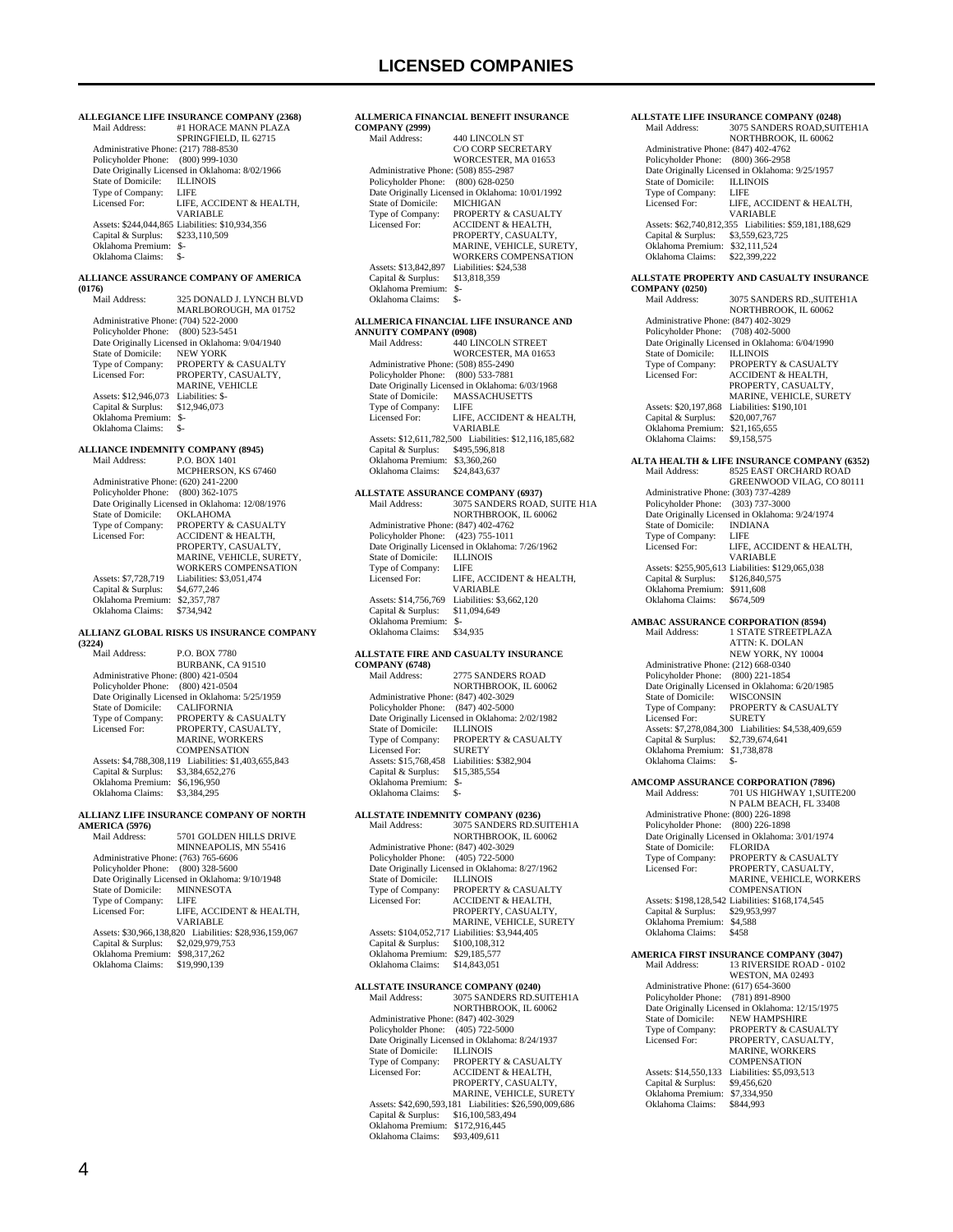# LICENSED COMPANIES

**ALLEGIANCE LIFE INSURANCE COMPANY (2368)**
Mail Address: #1 HORACE MANN PLAZA
SPRINGFIELD, IL 62715
Administrative Phone: (217) 788-8530
Policyholder Phone: (800) 999-1030
Date Originally Licensed in Oklahoma: 8/02/1966
State of Domicile: ILLINOIS
Type of Company: LIFE
Licensed For: LIFE, ACCIDENT & HEALTH, VARIABLE
Assets: $244,044,865 Liabilities: $10,934,356
Capital & Surplus: $233,110,509
Oklahoma Premium: $-
Oklahoma Claims: $-

**ALLIANCE ASSURANCE COMPANY OF AMERICA (0176)**
Mail Address: 325 DONALD J. LYNCH BLVD
MARLBOROUGH, MA 01752
Administrative Phone: (704) 522-2000
Policyholder Phone: (800) 523-5451
Date Originally Licensed in Oklahoma: 9/04/1940
State of Domicile: NEW YORK
Type of Company: PROPERTY & CASUALTY
Licensed For: PROPERTY, CASUALTY, MARINE, VEHICLE
Assets: $12,946,073 Liabilities: $-
Capital & Surplus: $12,946,073
Oklahoma Premium: $-
Oklahoma Claims: $-

**ALLIANCE INDEMNITY COMPANY (8945)**
Mail Address: P.O. BOX 1401
MCPHERSON, KS 67460
Administrative Phone: (620) 241-2200
Policyholder Phone: (800) 362-1075
Date Originally Licensed in Oklahoma: 12/08/1976
State of Domicile: OKLAHOMA
Type of Company: PROPERTY & CASUALTY
Licensed For: ACCIDENT & HEALTH, PROPERTY, CASUALTY, MARINE, VEHICLE, SURETY, WORKERS COMPENSATION
Assets: $7,728,719 Liabilities: $3,051,474
Capital & Surplus: $4,677,246
Oklahoma Premium: $2,357,787
Oklahoma Claims: $734,942

**ALLIANZ GLOBAL RISKS US INSURANCE COMPANY (3224)**
Mail Address: P.O. BOX 7780
BURBANK, CA 91510
Administrative Phone: (800) 421-0504
Policyholder Phone: (800) 421-0504
Date Originally Licensed in Oklahoma: 5/25/1959
State of Domicile: CALIFORNIA
Type of Company: PROPERTY & CASUALTY
Licensed For: PROPERTY, CASUALTY, MARINE, WORKERS COMPENSATION
Assets: $4,788,308,119 Liabilities: $1,403,655,843
Capital & Surplus: $3,384,652,276
Oklahoma Premium: $6,196,950
Oklahoma Claims: $3,384,295

**ALLIANZ LIFE INSURANCE COMPANY OF NORTH AMERICA (5976)**
Mail Address: 5701 GOLDEN HILLS DRIVE
MINNEAPOLIS, MN 55416
Administrative Phone: (763) 765-6606
Policyholder Phone: (800) 328-5600
Date Originally Licensed in Oklahoma: 9/10/1948
State of Domicile: MINNESOTA
Type of Company: LIFE
Licensed For: LIFE, ACCIDENT & HEALTH, VARIABLE
Assets: $30,966,138,820 Liabilities: $28,936,159,067
Capital & Surplus: $2,029,979,753
Oklahoma Premium: $98,317,262
Oklahoma Claims: $19,990,139

**ALLMERICA FINANCIAL BENEFIT INSURANCE COMPANY (2999)**
Mail Address: 440 LINCOLN ST
C/O CORP SECRETARY
WORCESTER, MA 01653
Administrative Phone: (508) 855-2987
Policyholder Phone: (800) 628-0250
Date Originally Licensed in Oklahoma: 10/01/1992
State of Domicile: MICHIGAN
Type of Company: PROPERTY & CASUALTY
Licensed For: ACCIDENT & HEALTH, PROPERTY, CASUALTY, MARINE, VEHICLE, SURETY, WORKERS COMPENSATION
Assets: $13,842,897 Liabilities: $24,538
Capital & Surplus: $13,818,359
Oklahoma Premium: $-
Oklahoma Claims: $-

**ALLMERICA FINANCIAL LIFE INSURANCE AND ANNUITY COMPANY (0908)**
Mail Address: 440 LINCOLN STREET
WORCESTER, MA 01653
Administrative Phone: (508) 855-2490
Policyholder Phone: (800) 533-7881
Date Originally Licensed in Oklahoma: 6/03/1968
State of Domicile: MASSACHUSETTS
Type of Company: LIFE
Licensed For: LIFE, ACCIDENT & HEALTH, VARIABLE
Assets: $12,611,782,500 Liabilities: $12,116,185,682
Capital & Surplus: $495,596,818
Oklahoma Premium: $3,360,260
Oklahoma Claims: $24,843,637

**ALLSTATE ASSURANCE COMPANY (6937)**
Mail Address: 3075 SANDERS ROAD, SUITE H1A
NORTHBROOK, IL 60062
Administrative Phone: (847) 402-4762
Policyholder Phone: (423) 755-1011
Date Originally Licensed in Oklahoma: 7/26/1962
State of Domicile: ILLINOIS
Type of Company: LIFE
Licensed For: LIFE, ACCIDENT & HEALTH, VARIABLE
Assets: $14,756,769 Liabilities: $3,662,120
Capital & Surplus: $11,094,649
Oklahoma Premium: $-
Oklahoma Claims: $34,935

**ALLSTATE FIRE AND CASUALTY INSURANCE COMPANY (6748)**
Mail Address: 2775 SANDERS ROAD
NORTHBROOK, IL 60062
Administrative Phone: (847) 402-3029
Policyholder Phone: (847) 402-5000
Date Originally Licensed in Oklahoma: 2/02/1982
State of Domicile: ILLINOIS
Type of Company: PROPERTY & CASUALTY
Licensed For: SURETY
Assets: $15,768,458 Liabilities: $382,904
Capital & Surplus: $15,385,554
Oklahoma Premium: $-
Oklahoma Claims: $-

**ALLSTATE INDEMNITY COMPANY (0236)**
Mail Address: 3075 SANDERS RD.SUITEH1A
NORTHBROOK, IL 60062
Administrative Phone: (847) 402-3029
Policyholder Phone: (405) 722-5000
Date Originally Licensed in Oklahoma: 8/27/1962
State of Domicile: ILLINOIS
Type of Company: PROPERTY & CASUALTY
Licensed For: ACCIDENT & HEALTH, PROPERTY, CASUALTY, MARINE, VEHICLE, SURETY
Assets: $104,052,717 Liabilities: $3,944,405
Capital & Surplus: $100,108,312
Oklahoma Premium: $29,185,577
Oklahoma Claims: $14,843,051

**ALLSTATE INSURANCE COMPANY (0240)**
Mail Address: 3075 SANDERS RD.SUITEH1A
NORTHBROOK, IL 60062
Administrative Phone: (847) 402-3029
Policyholder Phone: (405) 722-5000
Date Originally Licensed in Oklahoma: 8/24/1937
State of Domicile: ILLINOIS
Type of Company: PROPERTY & CASUALTY
Licensed For: ACCIDENT & HEALTH, PROPERTY, CASUALTY, MARINE, VEHICLE, SURETY
Assets: $42,690,593,181 Liabilities: $26,590,009,686
Capital & Surplus: $16,100,583,494
Oklahoma Premium: $172,916,445
Oklahoma Claims: $93,409,611

**ALLSTATE LIFE INSURANCE COMPANY (0248)**
Mail Address: 3075 SANDERS ROAD,SUITEH1A
NORTHBROOK, IL 60062
Administrative Phone: (847) 402-4762
Policyholder Phone: (800) 366-2958
Date Originally Licensed in Oklahoma: 9/25/1957
State of Domicile: ILLINOIS
Type of Company: LIFE
Licensed For: LIFE, ACCIDENT & HEALTH, VARIABLE
Assets: $62,740,812,355 Liabilities: $59,181,188,629
Capital & Surplus: $3,559,623,725
Oklahoma Premium: $32,111,524
Oklahoma Claims: $22,399,222

**ALLSTATE PROPERTY AND CASUALTY INSURANCE COMPANY (0250)**
Mail Address: 3075 SANDERS RD.,SUITEH1A
NORTHBROOK, IL 60062
Administrative Phone: (847) 402-3029
Policyholder Phone: (708) 402-5000
Date Originally Licensed in Oklahoma: 6/04/1990
State of Domicile: ILLINOIS
Type of Company: PROPERTY & CASUALTY
Licensed For: ACCIDENT & HEALTH, PROPERTY, CASUALTY, MARINE, VEHICLE, SURETY
Assets: $20,197,868 Liabilities: $190,101
Capital & Surplus: $20,007,767
Oklahoma Premium: $21,165,655
Oklahoma Claims: $9,158,575

**ALTA HEALTH & LIFE INSURANCE COMPANY (6352)**
Mail Address: 8525 EAST ORCHARD ROAD
GREENWOOD VILAG, CO 80111
Administrative Phone: (303) 737-4289
Policyholder Phone: (303) 737-3000
Date Originally Licensed in Oklahoma: 9/24/1974
State of Domicile: INDIANA
Type of Company: LIFE
Licensed For: LIFE, ACCIDENT & HEALTH, VARIABLE
Assets: $255,905,613 Liabilities: $129,065,038
Capital & Surplus: $126,840,575
Oklahoma Premium: $911,608
Oklahoma Claims: $674,509

**AMBAC ASSURANCE CORPORATION (8594)**
Mail Address: 1 STATE STREETPLAZA
ATTN: K. DOLAN
NEW YORK, NY 10004
Administrative Phone: (212) 668-0340
Policyholder Phone: (800) 221-1854
Date Originally Licensed in Oklahoma: 6/20/1985
State of Domicile: WISCONSIN
Type of Company: PROPERTY & CASUALTY
Licensed For: SURETY
Assets: $7,278,084,300 Liabilities: $4,538,409,659
Capital & Surplus: $2,739,674,641
Oklahoma Premium: $1,738,878
Oklahoma Claims: $-

**AMCOMP ASSURANCE CORPORATION (7896)**
Mail Address: 701 US HIGHWAY 1,SUITE200
N PALM BEACH, FL 33408
Administrative Phone: (800) 226-1898
Policyholder Phone: (800) 226-1898
Date Originally Licensed in Oklahoma: 3/01/1974
State of Domicile: FLORIDA
Type of Company: PROPERTY & CASUALTY
Licensed For: PROPERTY, CASUALTY, MARINE, VEHICLE, WORKERS COMPENSATION
Assets: $198,128,542 Liabilities: $168,174,545
Capital & Surplus: $29,953,997
Oklahoma Premium: $4,588
Oklahoma Claims: $458

**AMERICA FIRST INSURANCE COMPANY (3047)**
Mail Address: 13 RIVERSIDE ROAD - 0102
WESTON, MA 02493
Administrative Phone: (617) 654-3600
Policyholder Phone: (781) 891-8900
Date Originally Licensed in Oklahoma: 12/15/1975
State of Domicile: NEW HAMPSHIRE
Type of Company: PROPERTY & CASUALTY
Licensed For: PROPERTY, CASUALTY, MARINE, WORKERS COMPENSATION
Assets: $14,550,133 Liabilities: $5,093,513
Capital & Surplus: $9,456,620
Oklahoma Premium: $7,334,950
Oklahoma Claims: $844,993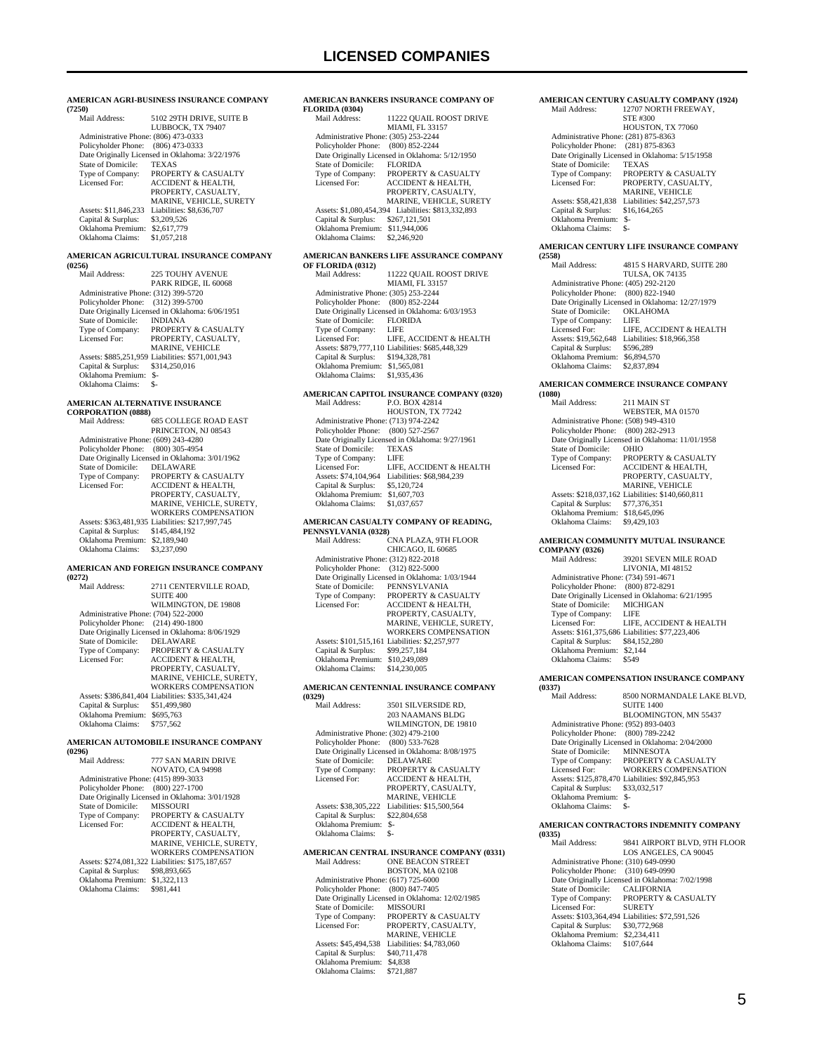# LICENSED COMPANIES

**AMERICAN AGRI-BUSINESS INSURANCE COMPANY (7250)**

Mail Address: 5102 29TH DRIVE, SUITE B
LUBBOCK, TX 79407
Administrative Phone: (806) 473-0333
Policyholder Phone: (806) 473-0333
Date Originally Licensed in Oklahoma: 3/22/1976
State of Domicile: TEXAS
Type of Company: PROPERTY & CASUALTY
Licensed For: ACCIDENT & HEALTH, PROPERTY, CASUALTY, MARINE, VEHICLE, SURETY
Assets: $11,846,233 Liabilities: $8,636,707
Capital & Surplus: $3,209,526
Oklahoma Premium: $2,617,779
Oklahoma Claims: $1,057,218

**AMERICAN AGRICULTURAL INSURANCE COMPANY (0256)**

Mail Address: 225 TOUHY AVENUE
PARK RIDGE, IL 60068
Administrative Phone: (312) 399-5720
Policyholder Phone: (312) 399-5700
Date Originally Licensed in Oklahoma: 6/06/1951
State of Domicile: INDIANA
Type of Company: PROPERTY & CASUALTY
Licensed For: PROPERTY, CASUALTY, MARINE, VEHICLE
Assets: $885,251,959 Liabilities: $571,001,943
Capital & Surplus: $314,250,016
Oklahoma Premium: $-
Oklahoma Claims: $-

**AMERICAN ALTERNATIVE INSURANCE CORPORATION (0888)**

Mail Address: 685 COLLEGE ROAD EAST
PRINCETON, NJ 08543
Administrative Phone: (609) 243-4280
Policyholder Phone: (800) 305-4954
Date Originally Licensed in Oklahoma: 3/01/1962
State of Domicile: DELAWARE
Type of Company: PROPERTY & CASUALTY
Licensed For: ACCIDENT & HEALTH, PROPERTY, CASUALTY, MARINE, VEHICLE, SURETY, WORKERS COMPENSATION
Assets: $363,481,935 Liabilities: $217,997,745
Capital & Surplus: $145,484,192
Oklahoma Premium: $2,189,940
Oklahoma Claims: $3,237,090

**AMERICAN AND FOREIGN INSURANCE COMPANY (0272)**

Mail Address: 2711 CENTERVILLE ROAD, SUITE 400
WILMINGTON, DE 19808
Administrative Phone: (704) 522-2000
Policyholder Phone: (214) 490-1800
Date Originally Licensed in Oklahoma: 8/06/1929
State of Domicile: DELAWARE
Type of Company: PROPERTY & CASUALTY
Licensed For: ACCIDENT & HEALTH, PROPERTY, CASUALTY, MARINE, VEHICLE, SURETY, WORKERS COMPENSATION
Assets: $386,841,404 Liabilities: $335,341,424
Capital & Surplus: $51,499,980
Oklahoma Premium: $695,763
Oklahoma Claims: $757,562

**AMERICAN AUTOMOBILE INSURANCE COMPANY (0296)**

Mail Address: 777 SAN MARIN DRIVE
NOVATO, CA 94998
Administrative Phone: (415) 899-3033
Policyholder Phone: (800) 227-1700
Date Originally Licensed in Oklahoma: 3/01/1928
State of Domicile: MISSOURI
Type of Company: PROPERTY & CASUALTY
Licensed For: ACCIDENT & HEALTH, PROPERTY, CASUALTY, MARINE, VEHICLE, SURETY, WORKERS COMPENSATION
Assets: $274,081,322 Liabilities: $175,187,657
Capital & Surplus: $98,893,665
Oklahoma Premium: $1,322,113
Oklahoma Claims: $981,441

**AMERICAN BANKERS INSURANCE COMPANY OF FLORIDA (0304)**

Mail Address: 11222 QUAIL ROOST DRIVE
MIAMI, FL 33157
Administrative Phone: (305) 253-2244
Policyholder Phone: (800) 852-2244
Date Originally Licensed in Oklahoma: 5/12/1950
State of Domicile: FLORIDA
Type of Company: PROPERTY & CASUALTY
Licensed For: ACCIDENT & HEALTH, PROPERTY, CASUALTY, MARINE, VEHICLE, SURETY
Assets: $1,080,454,394 Liabilities: $813,332,893
Capital & Surplus: $267,121,501
Oklahoma Premium: $11,944,006
Oklahoma Claims: $2,246,920

**AMERICAN BANKERS LIFE ASSURANCE COMPANY OF FLORIDA (0312)**

Mail Address: 11222 QUAIL ROOST DRIVE
MIAMI, FL 33157
Administrative Phone: (305) 253-2244
Policyholder Phone: (800) 852-2244
Date Originally Licensed in Oklahoma: 6/03/1953
State of Domicile: FLORIDA
Type of Company: LIFE
Licensed For: LIFE, ACCIDENT & HEALTH
Assets: $879,777,110 Liabilities: $685,448,329
Capital & Surplus: $194,328,781
Oklahoma Premium: $1,565,081
Oklahoma Claims: $1,935,436

**AMERICAN CAPITOL INSURANCE COMPANY (0320)**

Mail Address: P.O. BOX 42814
HOUSTON, TX 77242
Administrative Phone: (713) 974-2242
Policyholder Phone: (800) 527-2567
Date Originally Licensed in Oklahoma: 9/27/1961
State of Domicile: TEXAS
Type of Company: LIFE
Licensed For: LIFE, ACCIDENT & HEALTH
Assets: $74,104,964 Liabilities: $68,984,239
Capital & Surplus: $5,120,724
Oklahoma Premium: $1,607,703
Oklahoma Claims: $1,037,657

**AMERICAN CASUALTY COMPANY OF READING, PENNSYLVANIA (0328)**

Mail Address: CNA PLAZA, 9TH FLOOR
CHICAGO, IL 60685
Administrative Phone: (312) 822-2018
Policyholder Phone: (312) 822-5000
Date Originally Licensed in Oklahoma: 1/03/1944
State of Domicile: PENNSYLVANIA
Type of Company: PROPERTY & CASUALTY
Licensed For: ACCIDENT & HEALTH, PROPERTY, CASUALTY, MARINE, VEHICLE, SURETY, WORKERS COMPENSATION
Assets: $101,515,161 Liabilities: $2,257,977
Capital & Surplus: $99,257,184
Oklahoma Premium: $10,249,089
Oklahoma Claims: $14,230,005

**AMERICAN CENTENNIAL INSURANCE COMPANY (0329)**

Mail Address: 3501 SILVERSIDE RD, 203 NAAMANS BLDG
WILMINGTON, DE 19810
Administrative Phone: (302) 479-2100
Policyholder Phone: (800) 533-7628
Date Originally Licensed in Oklahoma: 8/08/1975
State of Domicile: DELAWARE
Type of Company: PROPERTY & CASUALTY
Licensed For: ACCIDENT & HEALTH, PROPERTY, CASUALTY, MARINE, VEHICLE
Assets: $38,305,222 Liabilities: $15,500,564
Capital & Surplus: $22,804,658
Oklahoma Premium: $-
Oklahoma Claims: $-

**AMERICAN CENTRAL INSURANCE COMPANY (0331)**

Mail Address: ONE BEACON STREET
BOSTON, MA 02108
Administrative Phone: (617) 725-6000
Policyholder Phone: (800) 847-7405
Date Originally Licensed in Oklahoma: 12/02/1985
State of Domicile: MISSOURI
Type of Company: PROPERTY & CASUALTY
Licensed For: PROPERTY, CASUALTY, MARINE, VEHICLE
Assets: $45,494,538 Liabilities: $4,783,060
Capital & Surplus: $40,711,478
Oklahoma Premium: $4,838
Oklahoma Claims: $721,887

**AMERICAN CENTURY CASUALTY COMPANY (1924)**

Mail Address: 12707 NORTH FREEWAY, STE #300
HOUSTON, TX 77060
Administrative Phone: (281) 875-8363
Policyholder Phone: (281) 875-8363
Date Originally Licensed in Oklahoma: 5/15/1958
State of Domicile: TEXAS
Type of Company: PROPERTY & CASUALTY
Licensed For: PROPERTY, CASUALTY, MARINE, VEHICLE
Assets: $58,421,838 Liabilities: $42,257,573
Capital & Surplus: $16,164,265
Oklahoma Premium: $-
Oklahoma Claims: $-

**AMERICAN CENTURY LIFE INSURANCE COMPANY (2558)**

Mail Address: 4815 S HARVARD, SUITE 280
TULSA, OK 74135
Administrative Phone: (405) 292-2120
Policyholder Phone: (800) 822-1940
Date Originally Licensed in Oklahoma: 12/27/1979
State of Domicile: OKLAHOMA
Type of Company: LIFE
Licensed For: LIFE, ACCIDENT & HEALTH
Assets: $19,562,648 Liabilities: $18,966,358
Capital & Surplus: $596,289
Oklahoma Premium: $6,894,570
Oklahoma Claims: $2,837,894

**AMERICAN COMMERCE INSURANCE COMPANY (1080)**

Mail Address: 211 MAIN ST
WEBSTER, MA 01570
Administrative Phone: (508) 949-4310
Policyholder Phone: (800) 282-2913
Date Originally Licensed in Oklahoma: 11/01/1958
State of Domicile: OHIO
Type of Company: PROPERTY & CASUALTY
Licensed For: ACCIDENT & HEALTH, PROPERTY, CASUALTY, MARINE, VEHICLE
Assets: $218,037,162 Liabilities: $140,660,811
Capital & Surplus: $77,376,351
Oklahoma Premium: $18,645,096
Oklahoma Claims: $9,429,103

**AMERICAN COMMUNITY MUTUAL INSURANCE COMPANY (0326)**

Mail Address: 39201 SEVEN MILE ROAD
LIVONIA, MI 48152
Administrative Phone: (734) 591-4671
Policyholder Phone: (800) 872-8291
Date Originally Licensed in Oklahoma: 6/21/1995
State of Domicile: MICHIGAN
Type of Company: LIFE
Licensed For: LIFE, ACCIDENT & HEALTH
Assets: $161,375,686 Liabilities: $77,223,406
Capital & Surplus: $84,152,280
Oklahoma Premium: $2,144
Oklahoma Claims: $549

**AMERICAN COMPENSATION INSURANCE COMPANY (0337)**

Mail Address: 8500 NORMANDALE LAKE BLVD, SUITE 1400
BLOOMINGTON, MN 55437
Administrative Phone: (952) 893-0403
Policyholder Phone: (800) 789-2242
Date Originally Licensed in Oklahoma: 2/04/2000
State of Domicile: MINNESOTA
Type of Company: PROPERTY & CASUALTY
Licensed For: WORKERS COMPENSATION
Assets: $125,878,470 Liabilities: $92,845,953
Capital & Surplus: $33,032,517
Oklahoma Premium: $-
Oklahoma Claims: $-

**AMERICAN CONTRACTORS INDEMNITY COMPANY (0335)**

Mail Address: 9841 AIRPORT BLVD, 9TH FLOOR
LOS ANGELES, CA 90045
Administrative Phone: (310) 649-0990
Policyholder Phone: (310) 649-0990
Date Originally Licensed in Oklahoma: 7/02/1998
State of Domicile: CALIFORNIA
Type of Company: PROPERTY & CASUALTY
Licensed For: SURETY
Assets: $103,364,494 Liabilities: $72,591,526
Capital & Surplus: $30,772,968
Oklahoma Premium: $2,234,411
Oklahoma Claims: $107,644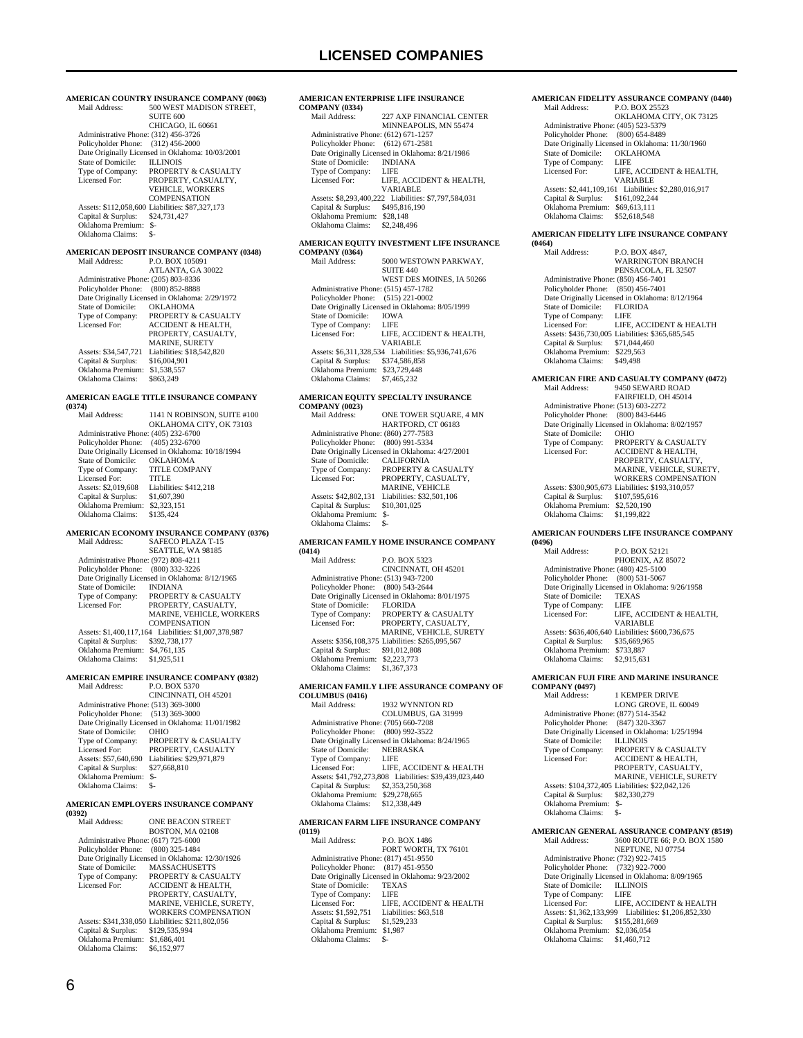# LICENSED COMPANIES

**AMERICAN COUNTRY INSURANCE COMPANY (0063)**

Mail Address: 500 WEST MADISON STREET, SUITE 600, CHICAGO, IL 60661
Administrative Phone: (312) 456-3726
Policyholder Phone: (312) 456-2000
Date Originally Licensed in Oklahoma: 10/03/2001
State of Domicile: ILLINOIS
Type of Company: PROPERTY & CASUALTY
Licensed For: PROPERTY, CASUALTY, VEHICLE, WORKERS COMPENSATION
Assets: $112,058,600 Liabilities: $87,327,173
Capital & Surplus: $24,731,427
Oklahoma Premium: $-
Oklahoma Claims: $-

**AMERICAN DEPOSIT INSURANCE COMPANY (0348)**

Mail Address: P.O. BOX 105091, ATLANTA, GA 30022
Administrative Phone: (205) 803-8336
Policyholder Phone: (800) 852-8888
Date Originally Licensed in Oklahoma: 2/29/1972
State of Domicile: OKLAHOMA
Type of Company: PROPERTY & CASUALTY
Licensed For: ACCIDENT & HEALTH, PROPERTY, CASUALTY, MARINE, SURETY
Assets: $34,547,721 Liabilities: $18,542,820
Capital & Surplus: $16,004,901
Oklahoma Premium: $1,538,557
Oklahoma Claims: $863,249

**AMERICAN EAGLE TITLE INSURANCE COMPANY (0374)**

Mail Address: 1141 N ROBINSON, SUITE #100, OKLAHOMA CITY, OK 73103
Administrative Phone: (405) 232-6700
Policyholder Phone: (405) 232-6700
Date Originally Licensed in Oklahoma: 10/18/1994
State of Domicile: OKLAHOMA
Type of Company: TITLE COMPANY
Licensed For: TITLE
Assets: $2,019,608 Liabilities: $412,218
Capital & Surplus: $1,607,390
Oklahoma Premium: $2,323,151
Oklahoma Claims: $135,424

**AMERICAN ECONOMY INSURANCE COMPANY (0376)**

Mail Address: SAFECO PLAZA T-15, SEATTLE, WA 98185
Administrative Phone: (972) 808-4211
Policyholder Phone: (800) 332-3226
Date Originally Licensed in Oklahoma: 8/12/1965
State of Domicile: INDIANA
Type of Company: PROPERTY & CASUALTY
Licensed For: PROPERTY, CASUALTY, MARINE, VEHICLE, WORKERS COMPENSATION
Assets: $1,400,117,164 Liabilities: $1,007,378,987
Capital & Surplus: $392,738,177
Oklahoma Premium: $4,761,135
Oklahoma Claims: $1,925,511

**AMERICAN EMPIRE INSURANCE COMPANY (0382)**

Mail Address: P.O. BOX 5370, CINCINNATI, OH 45201
Administrative Phone: (513) 369-3000
Policyholder Phone: (513) 369-3000
Date Originally Licensed in Oklahoma: 11/01/1982
State of Domicile: OHIO
Type of Company: PROPERTY & CASUALTY
Licensed For: PROPERTY, CASUALTY
Assets: $57,640,690 Liabilities: $29,971,879
Capital & Surplus: $27,668,810
Oklahoma Premium: $-
Oklahoma Claims: $-

**AMERICAN EMPLOYERS INSURANCE COMPANY (0392)**

Mail Address: ONE BEACON STREET, BOSTON, MA 02108
Administrative Phone: (617) 725-6000
Policyholder Phone: (800) 325-1484
Date Originally Licensed in Oklahoma: 12/30/1926
State of Domicile: MASSACHUSETTS
Type of Company: PROPERTY & CASUALTY
Licensed For: ACCIDENT & HEALTH, PROPERTY, CASUALTY, MARINE, VEHICLE, SURETY, WORKERS COMPENSATION
Assets: $341,338,050 Liabilities: $211,802,056
Capital & Surplus: $129,535,994
Oklahoma Premium: $1,686,401
Oklahoma Claims: $6,152,977

**AMERICAN ENTERPRISE LIFE INSURANCE COMPANY (0334)**

Mail Address: 227 AXP FINANCIAL CENTER, MINNEAPOLIS, MN 55474
Administrative Phone: (612) 671-1257
Policyholder Phone: (612) 671-2581
Date Originally Licensed in Oklahoma: 8/21/1986
State of Domicile: INDIANA
Type of Company: LIFE
Licensed For: LIFE, ACCIDENT & HEALTH, VARIABLE
Assets: $8,293,400,222 Liabilities: $7,797,584,031
Capital & Surplus: $495,816,190
Oklahoma Premium: $28,148
Oklahoma Claims: $2,248,496

**AMERICAN EQUITY INVESTMENT LIFE INSURANCE COMPANY (0364)**

Mail Address: 5000 WESTOWN PARKWAY, SUITE 440, WEST DES MOINES, IA 50266
Administrative Phone: (515) 457-1782
Policyholder Phone: (515) 221-0002
Date Originally Licensed in Oklahoma: 8/05/1999
State of Domicile: IOWA
Type of Company: LIFE
Licensed For: LIFE, ACCIDENT & HEALTH, VARIABLE
Assets: $6,311,328,534 Liabilities: $5,936,741,676
Capital & Surplus: $374,586,858
Oklahoma Premium: $23,729,448
Oklahoma Claims: $7,465,232

**AMERICAN EQUITY SPECIALTY INSURANCE COMPANY (0023)**

Mail Address: ONE TOWER SQUARE, 4 MN, HARTFORD, CT 06183
Administrative Phone: (860) 277-7583
Policyholder Phone: (800) 991-5334
Date Originally Licensed in Oklahoma: 4/27/2001
State of Domicile: CALIFORNIA
Type of Company: PROPERTY & CASUALTY
Licensed For: PROPERTY, CASUALTY, MARINE, VEHICLE
Assets: $42,802,131 Liabilities: $32,501,106
Capital & Surplus: $10,301,025
Oklahoma Premium: $-
Oklahoma Claims: $-

**AMERICAN FAMILY HOME INSURANCE COMPANY (0414)**

Mail Address: P.O. BOX 5323, CINCINNATI, OH 45201
Administrative Phone: (513) 943-7200
Policyholder Phone: (800) 543-2644
Date Originally Licensed in Oklahoma: 8/01/1975
State of Domicile: FLORIDA
Type of Company: PROPERTY & CASUALTY
Licensed For: PROPERTY, CASUALTY, MARINE, VEHICLE, SURETY
Assets: $356,108,375 Liabilities: $265,095,567
Capital & Surplus: $91,012,808
Oklahoma Premium: $2,223,773
Oklahoma Claims: $1,367,373

**AMERICAN FAMILY LIFE ASSURANCE COMPANY OF COLUMBUS (0416)**

Mail Address: 1932 WYNNTON RD, COLUMBUS, GA 31999
Administrative Phone: (705) 660-7208
Policyholder Phone: (800) 992-3522
Date Originally Licensed in Oklahoma: 8/24/1965
State of Domicile: NEBRASKA
Type of Company: LIFE
Licensed For: LIFE, ACCIDENT & HEALTH
Assets: $41,792,273,808 Liabilities: $39,439,023,440
Capital & Surplus: $2,353,250,368
Oklahoma Premium: $29,278,665
Oklahoma Claims: $12,338,449

**AMERICAN FARM LIFE INSURANCE COMPANY (0119)**

Mail Address: P.O. BOX 1486, FORT WORTH, TX 76101
Administrative Phone: (817) 451-9550
Policyholder Phone: (817) 451-9550
Date Originally Licensed in Oklahoma: 9/23/2002
State of Domicile: TEXAS
Type of Company: LIFE
Licensed For: LIFE, ACCIDENT & HEALTH
Assets: $1,592,751 Liabilities: $63,518
Capital & Surplus: $1,529,233
Oklahoma Premium: $1,987
Oklahoma Claims: $-

**AMERICAN FIDELITY ASSURANCE COMPANY (0440)**

Mail Address: P.O. BOX 25523, OKLAHOMA CITY, OK 73125
Administrative Phone: (405) 523-5379
Policyholder Phone: (800) 654-8489
Date Originally Licensed in Oklahoma: 11/30/1960
State of Domicile: OKLAHOMA
Type of Company: LIFE
Licensed For: LIFE, ACCIDENT & HEALTH, VARIABLE
Assets: $2,441,109,161 Liabilities: $2,280,016,917
Capital & Surplus: $161,092,244
Oklahoma Premium: $69,613,111
Oklahoma Claims: $52,618,548

**AMERICAN FIDELITY LIFE INSURANCE COMPANY (0464)**

Mail Address: P.O. BOX 4847, WARRINGTON BRANCH, PENSACOLA, FL 32507
Administrative Phone: (850) 456-7401
Policyholder Phone: (850) 456-7401
Date Originally Licensed in Oklahoma: 8/12/1964
State of Domicile: FLORIDA
Type of Company: LIFE
Licensed For: LIFE, ACCIDENT & HEALTH
Assets: $436,730,005 Liabilities: $365,685,545
Capital & Surplus: $71,044,460
Oklahoma Premium: $229,563
Oklahoma Claims: $49,498

**AMERICAN FIRE AND CASUALTY COMPANY (0472)**

Mail Address: 9450 SEWARD ROAD, FAIRFIELD, OH 45014
Administrative Phone: (513) 603-2272
Policyholder Phone: (800) 843-6446
Date Originally Licensed in Oklahoma: 8/02/1957
State of Domicile: OHIO
Type of Company: PROPERTY & CASUALTY
Licensed For: ACCIDENT & HEALTH, PROPERTY, CASUALTY, MARINE, VEHICLE, SURETY, WORKERS COMPENSATION
Assets: $300,905,673 Liabilities: $193,310,057
Capital & Surplus: $107,595,616
Oklahoma Premium: $2,520,190
Oklahoma Claims: $1,199,822

**AMERICAN FOUNDERS LIFE INSURANCE COMPANY (0496)**

Mail Address: P.O. BOX 52121, PHOENIX, AZ 85072
Administrative Phone: (480) 425-5100
Policyholder Phone: (800) 531-5067
Date Originally Licensed in Oklahoma: 9/26/1958
State of Domicile: TEXAS
Type of Company: LIFE
Licensed For: LIFE, ACCIDENT & HEALTH, VARIABLE
Assets: $636,406,640 Liabilities: $600,736,675
Capital & Surplus: $35,669,965
Oklahoma Premium: $733,887
Oklahoma Claims: $2,915,631

**AMERICAN FUJI FIRE AND MARINE INSURANCE COMPANY (0497)**

Mail Address: 1 KEMPER DRIVE, LONG GROVE, IL 60049
Administrative Phone: (877) 514-3542
Policyholder Phone: (847) 320-3367
Date Originally Licensed in Oklahoma: 1/25/1994
State of Domicile: ILLINOIS
Type of Company: PROPERTY & CASUALTY
Licensed For: ACCIDENT & HEALTH, PROPERTY, CASUALTY, MARINE, VEHICLE, SURETY
Assets: $104,372,405 Liabilities: $22,042,126
Capital & Surplus: $82,330,279
Oklahoma Premium: $-
Oklahoma Claims: $-

**AMERICAN GENERAL ASSURANCE COMPANY (8519)**

Mail Address: 3600 ROUTE 66; P.O. BOX 1580, NEPTUNE, NJ 07754
Administrative Phone: (732) 922-7415
Policyholder Phone: (732) 922-7000
Date Originally Licensed in Oklahoma: 8/09/1965
State of Domicile: ILLINOIS
Type of Company: LIFE
Licensed For: LIFE, ACCIDENT & HEALTH
Assets: $1,362,133,999 Liabilities: $1,206,852,330
Capital & Surplus: $155,281,669
Oklahoma Premium: $2,036,054
Oklahoma Claims: $1,460,712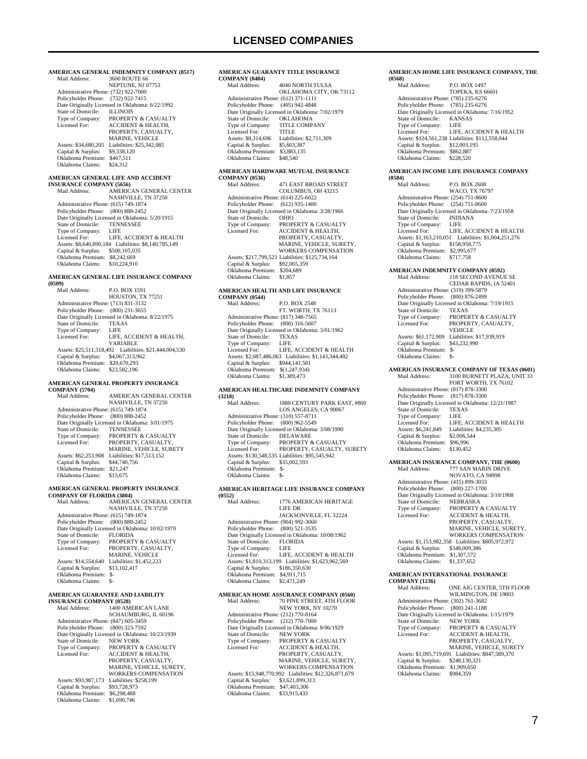## LICENSED COMPANIES

**AMERICAN GENERAL INDEMNITY COMPANY (8517)**
Mail Address: 3600 ROUTE 66
NEPTUNE, NJ 07753
Administrative Phone: (732) 922-7000
Policyholder Phone: (732) 922-7415
Date Originally Licensed in Oklahoma: 6/22/1992
State of Domicile: ILLINOIS
Type of Company: PROPERTY & CASUALTY
Licensed For: ACCIDENT & HEALTH, PROPERTY, CASUALTY, MARINE, VEHICLE
Assets: $34,680,205 Liabilities: $25,342,085
Capital & Surplus: $9,338,120
Oklahoma Premium: $467,511
Oklahoma Claims: $24,312

**AMERICAN GENERAL LIFE AND ACCIDENT INSURANCE COMPANY (5656)**
Mail Address: AMERICAN GENERAL CENTER
NASHVILLE, TN 37250
Administrative Phone: (615) 749-1874
Policyholder Phone: (800) 888-2452
Date Originally Licensed in Oklahoma: 5/20/1915
State of Domicile: TENNESSEE
Type of Company: LIFE
Licensed For: LIFE, ACCIDENT & HEALTH
Assets: $8,640,890,184 Liabilities: $8,140,785,149
Capital & Surplus: $500,105,035
Oklahoma Premium: $8,242,669
Oklahoma Claims: $10,224,910

**AMERICAN GENERAL LIFE INSURANCE COMPANY (0509)**
Mail Address: P.O. BOX 1591
HOUSTON, TX 77251
Administrative Phone: (713) 831-3132
Policyholder Phone: (800) 231-3655
Date Originally Licensed in Oklahoma: 8/22/1975
State of Domicile: TEXAS
Type of Company: LIFE
Licensed For: LIFE, ACCIDENT & HEALTH, VARIABLE
Assets: $25,511,318,492 Liabilities: $21,444,004,530
Capital & Surplus: $4,067,313,962
Oklahoma Premium: $20,670,293
Oklahoma Claims: $23,582,196

**AMERICAN GENERAL PROPERTY INSURANCE COMPANY (5704)**
Mail Address: AMERICAN GENERAL CENTER
NASHVILLE, TN 37250
Administrative Phone: (615) 749-1874
Policyholder Phone: (800) 888-2452
Date Originally Licensed in Oklahoma: 3/01/1975
State of Domicile: TENNESSEE
Type of Company: PROPERTY & CASUALTY
Licensed For: PROPERTY, CASUALTY, MARINE, VEHICLE, SURETY
Assets: $62,253,908 Liabilities: $17,513,152
Capital & Surplus: $44,740,756
Oklahoma Premium: $21,247
Oklahoma Claims: $15,675

**AMERICAN GENERAL PROPERTY INSURANCE COMPANY OF FLORIDA (3804)**
Mail Address: AMERICAN GENERAL CENTER
NASHVILLE, TN 37250
Administrative Phone: (615) 749-1874
Policyholder Phone: (800) 888-2452
Date Originally Licensed in Oklahoma: 10/02/1970
State of Domicile: FLORIDA
Type of Company: PROPERTY & CASUALTY
Licensed For: PROPERTY, CASUALTY, MARINE, VEHICLE
Assets: $14,554,640 Liabilities: $1,452,223
Capital & Surplus: $13,102,417
Oklahoma Premium: $-
Oklahoma Claims: $-

**AMERICAN GUARANTEE AND LIABILITY INSURANCE COMPANY (0528)**
Mail Address: 1400 AMERICAN LANE
SCHAUMBURG, IL 60196
Administrative Phone: (847) 605-3459
Policyholder Phone: (800) 323-7592
Date Originally Licensed in Oklahoma: 10/23/1939
State of Domicile: NEW YORK
Type of Company: PROPERTY & CASUALTY
Licensed For: ACCIDENT & HEALTH, PROPERTY, CASUALTY, MARINE, VEHICLE, SURETY, WORKERS COMPENSATION
Assets: $93,987,173 Liabilities: $258,199
Capital & Surplus: $93,728,973
Oklahoma Premium: $6,298,488
Oklahoma Claims: $1,690,746

**AMERICAN GUARANTY TITLE INSURANCE COMPANY (0484)**
Mail Address: 4040 NORTH TULSA
OKLAHOMA CITY, OK 73112
Administrative Phone: (612) 371-1111
Policyholder Phone: (405) 942-4848
Date Originally Licensed in Oklahoma: 7/02/1979
State of Domicile: OKLAHOMA
Type of Company: TITLE COMPANY
Licensed For: TITLE
Assets: $8,314,696 Liabilities: $2,711,309
Capital & Surplus: $5,603,387
Oklahoma Premium: $3,883,135
Oklahoma Claims: $48,540

**AMERICAN HARDWARE MUTUAL INSURANCE COMPANY (0536)**
Mail Address: 471 EAST BROAD STREET
COLUMBUS, OH 43215
Administrative Phone: (614) 225-6022
Policyholder Phone: (612) 935-1400
Date Originally Licensed in Oklahoma: 3/28/1966
State of Domicile: OHIO
Type of Company: PROPERTY & CASUALTY
Licensed For: ACCIDENT & HEALTH, PROPERTY, CASUALTY, MARINE, VEHICLE, SURETY, WORKERS COMPENSATION
Assets: $217,799,523 Liabilities: $125,734,164
Capital & Surplus: $92,065,359
Oklahoma Premium: $204,689
Oklahoma Claims: $1,857

**AMERICAN HEALTH AND LIFE INSURANCE COMPANY (0544)**
Mail Address: P.O. BOX 2548
FT. WORTH, TX 76113
Administrative Phone: (817) 348-7565
Policyholder Phone: (800) 316-5607
Date Originally Licensed in Oklahoma: 3/01/1962
State of Domicile: TEXAS
Type of Company: LIFE
Licensed For: LIFE, ACCIDENT & HEALTH
Assets: $2,087,486,063 Liabilities: $1,143,344,482
Capital & Surplus: $944,141,581
Oklahoma Premium: $(1,247,934)
Oklahoma Claims: $1,389,473

**AMERICAN HEALTHCARE INDEMNITY COMPANY (3218)**
Mail Address: 1888 CENTURY PARK EAST, #800
LOS ANGELES, CA 90067
Administrative Phone: (310) 557-8711
Policyholder Phone: (800) 962-5549
Date Originally Licensed in Oklahoma: 3/08/1990
State of Domicile: DELAWARE
Type of Company: PROPERTY & CASUALTY
Licensed For: PROPERTY, CASUALTY, SURETY
Assets: $130,548,535 Liabilities: $95,545,942
Capital & Surplus: $35,002,593
Oklahoma Premium: $-
Oklahoma Claims: $-

**AMERICAN HERITAGE LIFE INSURANCE COMPANY (0552)**
Mail Address: 1776 AMERICAN HERITAGE LIFE DR
JACKSONVILLE, FL 32224
Administrative Phone: (904) 992-3060
Policyholder Phone: (800) 521-3535
Date Originally Licensed in Oklahoma: 10/08/1962
State of Domicile: FLORIDA
Type of Company: LIFE
Licensed For: LIFE, ACCIDENT & HEALTH
Assets: $1,810,313,199 Liabilities: $1,623,962,569
Capital & Surplus: $186,350,630
Oklahoma Premium: $4,911,715
Oklahoma Claims: $2,471,249

**AMERICAN HOME ASSURANCE COMPANY (0560)**
Mail Address: 70 PINE STREET, 4TH FLOOR
NEW YORK, NY 10270
Administrative Phone: (212) 770-8164
Policyholder Phone: (212) 770-7000
Date Originally Licensed in Oklahoma: 8/06/1929
State of Domicile: NEW YORK
Type of Company: PROPERTY & CASUALTY
Licensed For: ACCIDENT & HEALTH, PROPERTY, CASUALTY, MARINE, VEHICLE, SURETY, WORKERS COMPENSATION
Assets: $15,948,770,992 Liabilities: $12,326,871,679
Capital & Surplus: $3,621,899,313
Oklahoma Premium: $47,403,306
Oklahoma Claims: $33,915,433

**AMERICAN HOME LIFE INSURANCE COMPANY, THE (0568)**
Mail Address: P.O. BOX 1497
TOPEKA, KS 66601
Administrative Phone: (785) 235-6276
Policyholder Phone: (785) 235-6276
Date Originally Licensed in Oklahoma: 7/16/1952
State of Domicile: KANSAS
Type of Company: LIFE
Licensed For: LIFE, ACCIDENT & HEALTH
Assets: $124,561,238 Liabilities: $112,558,044
Capital & Surplus: $12,003,195
Oklahoma Premium: $862,887
Oklahoma Claims: $228,520

**AMERICAN INCOME LIFE INSURANCE COMPANY (0584)**
Mail Address: P.O. BOX 2608
WACO, TX 76797
Administrative Phone: (254) 751-8600
Policyholder Phone: (254) 751-8600
Date Originally Licensed in Oklahoma: 7/23/1958
State of Domicile: INDIANA
Type of Company: LIFE
Licensed For: LIFE, ACCIDENT & HEALTH
Assets: $1,163,210,051 Liabilities: $1,004,251,276
Capital & Surplus: $158,958,775
Oklahoma Premium: $2,995,677
Oklahoma Claims: $717,758

**AMERICAN INDEMNITY COMPANY (0592)**
Mail Address: 118 SECOND AVENUE SE
CEDAR RAPIDS, IA 52401
Administrative Phone: (319) 399-5879
Policyholder Phone: (800) 876-2499
Date Originally Licensed in Oklahoma: 7/19/1915
State of Domicile: TEXAS
Type of Company: PROPERTY & CASUALTY
Licensed For: PROPERTY, CASUALTY, VEHICLE
Assets: $61,172,909 Liabilities: $17,939,919
Capital & Surplus: $43,232,990
Oklahoma Premium: $-
Oklahoma Claims: $-

**AMERICAN INSURANCE COMPANY OF TEXAS (0601)**
Mail Address: 3100 BURNETT PLAZA, UNIT 33
FORT WORTH, TX 76102
Administrative Phone: (817) 878-3300
Policyholder Phone: (817) 878-3300
Date Originally Licensed in Oklahoma: 12/21/1987
State of Domicile: TEXAS
Type of Company: LIFE
Licensed For: LIFE, ACCIDENT & HEALTH
Assets: $6,241,849 Liabilities: $4,235,305
Capital & Surplus: $2,006,544
Oklahoma Premium: $96,996
Oklahoma Claims: $130,452

**AMERICAN INSURANCE COMPANY, THE (0600)**
Mail Address: 777 SAN MARIN DRIVE
NOVATO, CA 94998
Administrative Phone: (415) 899-3033
Policyholder Phone: (800) 227-1700
Date Originally Licensed in Oklahoma: 3/10/1908
State of Domicile: NEBRASKA
Type of Company: PROPERTY & CASUALTY
Licensed For: ACCIDENT & HEALTH, PROPERTY, CASUALTY, MARINE, VEHICLE, SURETY, WORKERS COMPENSATION
Assets: $1,153,982,358 Liabilities: $805,972,972
Capital & Surplus: $348,009,386
Oklahoma Premium: $1,307,572
Oklahoma Claims: $1,337,652

**AMERICAN INTERNATIONAL INSURANCE COMPANY (1236)**
Mail Address: ONE AIG CENTER, 5TH FLOOR
WILMINGTON, DE 19803
Administrative Phone: (302) 761-3682
Policyholder Phone: (800) 241-1188
Date Originally Licensed in Oklahoma: 1/15/1979
State of Domicile: NEW YORK
Type of Company: PROPERTY & CASUALTY
Licensed For: ACCIDENT & HEALTH, PROPERTY, CASUALTY, MARINE, VEHICLE, SURETY
Assets: $1,095,719,691 Liabilities: $847,589,370
Capital & Surplus: $248,130,321
Oklahoma Premium: $1,909,650
Oklahoma Claims: $984,359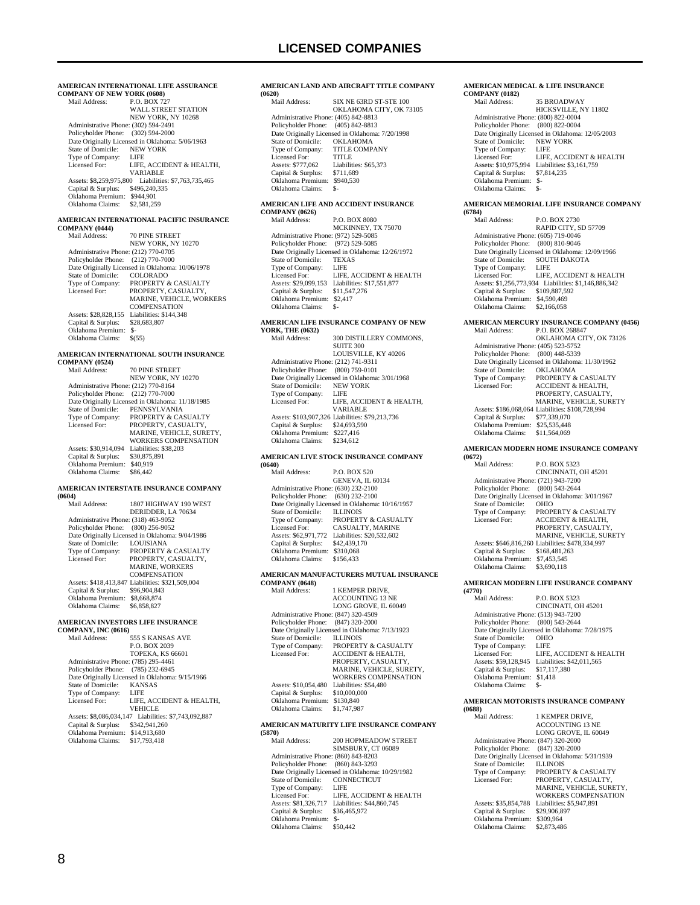# LICENSED COMPANIES

**AMERICAN INTERNATIONAL LIFE ASSURANCE COMPANY OF NEW YORK (0608)**

Mail Address: P.O. BOX 727
WALL STREET STATION
NEW YORK, NY 10268
Administrative Phone: (302) 594-2491
Policyholder Phone: (302) 594-2000
Date Originally Licensed in Oklahoma: 5/06/1963
State of Domicile: NEW YORK
Type of Company: LIFE
Licensed For: LIFE, ACCIDENT & HEALTH, VARIABLE
Assets: $8,259,975,800 Liabilities: $7,763,735,465
Capital & Surplus: $496,240,335
Oklahoma Premium: $944,901
Oklahoma Claims: $2,581,259

**AMERICAN INTERNATIONAL PACIFIC INSURANCE COMPANY (0444)**

Mail Address: 70 PINE STREET
NEW YORK, NY 10270
Administrative Phone: (212) 770-0705
Policyholder Phone: (212) 770-7000
Date Originally Licensed in Oklahoma: 10/06/1978
State of Domicile: COLORADO
Type of Company: PROPERTY & CASUALTY
Licensed For: PROPERTY, CASUALTY, MARINE, VEHICLE, WORKERS COMPENSATION
Assets: $28,828,155 Liabilities: $144,348
Capital & Surplus: $28,683,807
Oklahoma Premium: $-
Oklahoma Claims: $(55)

**AMERICAN INTERNATIONAL SOUTH INSURANCE COMPANY (0524)**

Mail Address: 70 PINE STREET
NEW YORK, NY 10270
Administrative Phone: (212) 770-8164
Policyholder Phone: (212) 770-7000
Date Originally Licensed in Oklahoma: 11/18/1985
State of Domicile: PENNSYLVANIA
Type of Company: PROPERTY & CASUALTY
Licensed For: PROPERTY, CASUALTY, MARINE, VEHICLE, SURETY, WORKERS COMPENSATION
Assets: $30,914,094 Liabilities: $38,203
Capital & Surplus: $30,875,891
Oklahoma Premium: $40,919
Oklahoma Claims: $86,442

**AMERICAN INTERSTATE INSURANCE COMPANY (0604)**

Mail Address: 1807 HIGHWAY 190 WEST
DERIDDER, LA 70634
Administrative Phone: (318) 463-9052
Policyholder Phone: (800) 256-9052
Date Originally Licensed in Oklahoma: 9/04/1986
State of Domicile: LOUISIANA
Type of Company: PROPERTY & CASUALTY
Licensed For: PROPERTY, CASUALTY, MARINE, WORKERS COMPENSATION
Assets: $418,413,847 Liabilities: $321,509,004
Capital & Surplus: $96,904,843
Oklahoma Premium: $8,668,874
Oklahoma Claims: $6,858,827

**AMERICAN INVESTORS LIFE INSURANCE COMPANY, INC (0616)**

Mail Address: 555 S KANSAS AVE
P.O. BOX 2039
TOPEKA, KS 66601
Administrative Phone: (785) 295-4461
Policyholder Phone: (785) 232-6945
Date Originally Licensed in Oklahoma: 9/15/1966
State of Domicile: KANSAS
Type of Company: LIFE
Licensed For: LIFE, ACCIDENT & HEALTH, VEHICLE
Assets: $8,086,034,147 Liabilities: $7,743,092,887
Capital & Surplus: $342,941,260
Oklahoma Premium: $14,913,680
Oklahoma Claims: $17,793,418

**AMERICAN LAND AND AIRCRAFT TITLE COMPANY (0620)**

Mail Address: SIX NE 63RD ST-STE 100
OKLAHOMA CITY, OK 73105
Administrative Phone: (405) 842-8813
Policyholder Phone: (405) 842-8813
Date Originally Licensed in Oklahoma: 7/20/1998
State of Domicile: OKLAHOMA
Type of Company: TITLE COMPANY
Licensed For: TITLE
Assets: $777,062 Liabilities: $65,373
Capital & Surplus: $711,689
Oklahoma Premium: $940,530
Oklahoma Claims: $-

**AMERICAN LIFE AND ACCIDENT INSURANCE COMPANY (0626)**

Mail Address: P.O. BOX 8080
MCKINNEY, TX 75070
Administrative Phone: (972) 529-5085
Policyholder Phone: (972) 529-5085
Date Originally Licensed in Oklahoma: 12/26/1972
State of Domicile: TEXAS
Type of Company: LIFE
Licensed For: LIFE, ACCIDENT & HEALTH
Assets: $29,099,153 Liabilities: $17,551,877
Capital & Surplus: $11,547,276
Oklahoma Premium: $2,417
Oklahoma Claims: $-

**AMERICAN LIFE INSURANCE COMPANY OF NEW YORK, THE (0632)**

Mail Address: 300 DISTILLERY COMMONS, SUITE 300
LOUISVILLE, KY 40206
Administrative Phone: (212) 741-9311
Policyholder Phone: (800) 759-0101
Date Originally Licensed in Oklahoma: 3/01/1968
State of Domicile: NEW YORK
Type of Company: LIFE
Licensed For: LIFE, ACCIDENT & HEALTH, VARIABLE
Assets: $103,907,326 Liabilities: $79,213,736
Capital & Surplus: $24,693,590
Oklahoma Premium: $227,416
Oklahoma Claims: $234,612

**AMERICAN LIVE STOCK INSURANCE COMPANY (0640)**

Mail Address: P.O. BOX 520
GENEVA, IL 60134
Administrative Phone: (630) 232-2100
Policyholder Phone: (630) 232-2100
Date Originally Licensed in Oklahoma: 10/16/1957
State of Domicile: ILLINOIS
Type of Company: PROPERTY & CASUALTY
Licensed For: CASUALTY, MARINE
Assets: $62,971,772 Liabilities: $20,532,602
Capital & Surplus: $42,439,170
Oklahoma Premium: $310,068
Oklahoma Claims: $156,433

**AMERICAN MANUFACTURERS MUTUAL INSURANCE COMPANY (0648)**

Mail Address: 1 KEMPER DRIVE, ACCOUNTING 13 NE
LONG GROVE, IL 60049
Administrative Phone: (847) 320-4509
Policyholder Phone: (847) 320-2000
Date Originally Licensed in Oklahoma: 7/13/1923
State of Domicile: ILLINOIS
Type of Company: PROPERTY & CASUALTY
Licensed For: ACCIDENT & HEALTH, PROPERTY, CASUALTY, MARINE, VEHICLE, SURETY, WORKERS COMPENSATION
Assets: $10,054,480 Liabilities: $54,480
Capital & Surplus: $10,000,000
Oklahoma Premium: $130,840
Oklahoma Claims: $1,747,987

**AMERICAN MATURITY LIFE INSURANCE COMPANY (5870)**

Mail Address: 200 HOPMEADOW STREET
SIMSBURY, CT 06089
Administrative Phone: (860) 843-8203
Policyholder Phone: (860) 843-3293
Date Originally Licensed in Oklahoma: 10/29/1982
State of Domicile: CONNECTICUT
Type of Company: LIFE
Licensed For: LIFE, ACCIDENT & HEALTH
Assets: $81,326,717 Liabilities: $44,860,745
Capital & Surplus: $36,465,972
Oklahoma Premium: $-
Oklahoma Claims: $50,442

**AMERICAN MEDICAL & LIFE INSURANCE COMPANY (0182)**

Mail Address: 35 BROADWAY
HICKSVILLE, NY 11802
Administrative Phone: (800) 822-0004
Policyholder Phone: (800) 822-0004
Date Originally Licensed in Oklahoma: 12/05/2003
State of Domicile: NEW YORK
Type of Company: LIFE
Licensed For: LIFE, ACCIDENT & HEALTH
Assets: $10,975,994 Liabilities: $3,161,759
Capital & Surplus: $7,814,235
Oklahoma Premium: $-
Oklahoma Claims: $-

**AMERICAN MEMORIAL LIFE INSURANCE COMPANY (6784)**

Mail Address: P.O. BOX 2730
RAPID CITY, SD 57709
Administrative Phone: (605) 719-0046
Policyholder Phone: (800) 810-9046
Date Originally Licensed in Oklahoma: 12/09/1966
State of Domicile: SOUTH DAKOTA
Type of Company: LIFE
Licensed For: LIFE, ACCIDENT & HEALTH
Assets: $1,256,773,934 Liabilities: $1,146,886,342
Capital & Surplus: $109,887,592
Oklahoma Premium: $4,590,469
Oklahoma Claims: $2,166,058

**AMERICAN MERCURY INSURANCE COMPANY (0456)**

Mail Address: P.O. BOX 268847
OKLAHOMA CITY, OK 73126
Administrative Phone: (405) 523-5752
Policyholder Phone: (800) 448-5339
Date Originally Licensed in Oklahoma: 11/30/1962
State of Domicile: OKLAHOMA
Type of Company: PROPERTY & CASUALTY
Licensed For: ACCIDENT & HEALTH, PROPERTY, CASUALTY, MARINE, VEHICLE, SURETY
Assets: $186,068,064 Liabilities: $108,728,994
Capital & Surplus: $77,339,070
Oklahoma Premium: $25,535,448
Oklahoma Claims: $11,564,069

**AMERICAN MODERN HOME INSURANCE COMPANY (0672)**

Mail Address: P.O. BOX 5323
CINCINNATI, OH 45201
Administrative Phone: (721) 943-7200
Policyholder Phone: (800) 543-2644
Date Originally Licensed in Oklahoma: 3/01/1967
State of Domicile: OHIO
Type of Company: PROPERTY & CASUALTY
Licensed For: ACCIDENT & HEALTH, PROPERTY, CASUALTY, MARINE, VEHICLE, SURETY
Assets: $646,816,260 Liabilities: $478,334,997
Capital & Surplus: $168,481,263
Oklahoma Premium: $7,453,545
Oklahoma Claims: $3,690,118

**AMERICAN MODERN LIFE INSURANCE COMPANY (4770)**

Mail Address: P.O. BOX 5323
CINCINNATI, OH 45201
Administrative Phone: (513) 943-7200
Policyholder Phone: (800) 543-2644
Date Originally Licensed in Oklahoma: 7/28/1975
State of Domicile: OHIO
Type of Company: LIFE
Licensed For: LIFE, ACCIDENT & HEALTH
Assets: $59,128,945 Liabilities: $42,011,565
Capital & Surplus: $17,117,380
Oklahoma Premium: $1,418
Oklahoma Claims: $-

**AMERICAN MOTORISTS INSURANCE COMPANY (0688)**

Mail Address: 1 KEMPER DRIVE, ACCOUNTING 13 NE
LONG GROVE, IL 60049
Administrative Phone: (847) 320-2000
Policyholder Phone: (847) 320-2000
Date Originally Licensed in Oklahoma: 5/31/1939
State of Domicile: ILLINOIS
Type of Company: PROPERTY & CASUALTY
Licensed For: PROPERTY, CASUALTY, MARINE, VEHICLE, SURETY, WORKERS COMPENSATION
Assets: $35,854,788 Liabilities: $5,947,891
Capital & Surplus: $29,906,897
Oklahoma Premium: $309,964
Oklahoma Claims: $2,873,486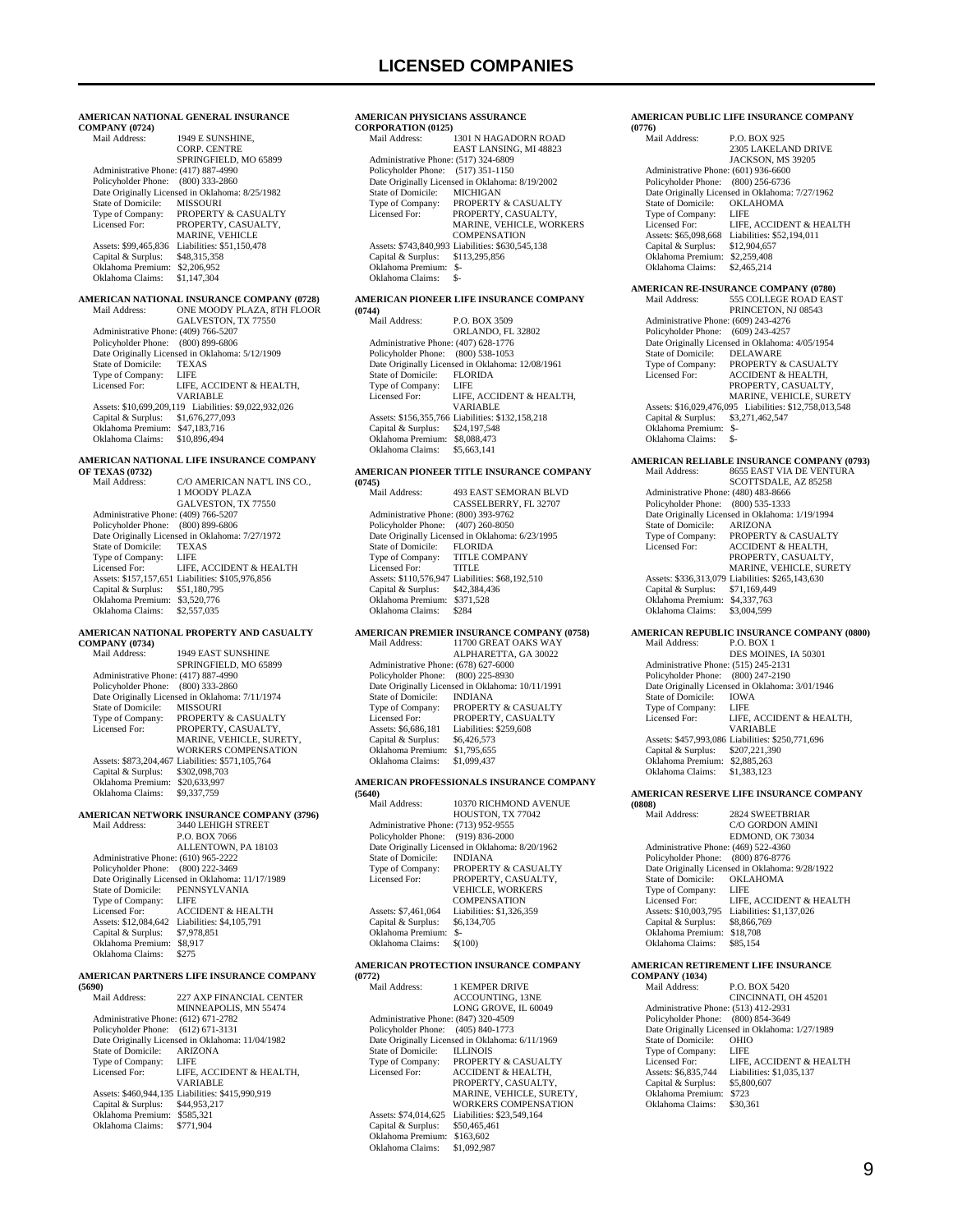# LICENSED COMPANIES

**AMERICAN NATIONAL GENERAL INSURANCE COMPANY (0724)**
Mail Address: 1949 E SUNSHINE, CORP. CENTRE SPRINGFIELD, MO 65899
Administrative Phone: (417) 887-4990
Policyholder Phone: (800) 333-2860
Date Originally Licensed in Oklahoma: 8/25/1982
State of Domicile: MISSOURI
Type of Company: PROPERTY & CASUALTY
Licensed For: PROPERTY, CASUALTY, MARINE, VEHICLE
Assets: $99,465,836 Liabilities: $51,150,478
Capital & Surplus: $48,315,358
Oklahoma Premium: $2,206,952
Oklahoma Claims: $1,147,304

**AMERICAN NATIONAL INSURANCE COMPANY (0728)**
Mail Address: ONE MOODY PLAZA, 8TH FLOOR GALVESTON, TX 77550
Administrative Phone: (409) 766-5207
Policyholder Phone: (800) 899-6806
Date Originally Licensed in Oklahoma: 5/12/1909
State of Domicile: TEXAS
Type of Company: LIFE
Licensed For: LIFE, ACCIDENT & HEALTH, VARIABLE
Assets: $10,699,209,119 Liabilities: $9,022,932,026
Capital & Surplus: $1,676,277,093
Oklahoma Premium: $47,183,716
Oklahoma Claims: $10,896,494

**AMERICAN NATIONAL LIFE INSURANCE COMPANY OF TEXAS (0732)**
Mail Address: C/O AMERICAN NAT'L INS CO., 1 MOODY PLAZA GALVESTON, TX 77550
Administrative Phone: (409) 766-5207
Policyholder Phone: (800) 899-6806
Date Originally Licensed in Oklahoma: 7/27/1972
State of Domicile: TEXAS
Type of Company: LIFE
Licensed For: LIFE, ACCIDENT & HEALTH
Assets: $157,157,651 Liabilities: $105,976,856
Capital & Surplus: $51,180,795
Oklahoma Premium: $3,520,776
Oklahoma Claims: $2,557,035

**AMERICAN NATIONAL PROPERTY AND CASUALTY COMPANY (0734)**
Mail Address: 1949 EAST SUNSHINE SPRINGFIELD, MO 65899
Administrative Phone: (417) 887-4990
Policyholder Phone: (800) 333-2860
Date Originally Licensed in Oklahoma: 7/11/1974
State of Domicile: MISSOURI
Type of Company: PROPERTY & CASUALTY
Licensed For: PROPERTY, CASUALTY, MARINE, VEHICLE, SURETY, WORKERS COMPENSATION
Assets: $873,204,467 Liabilities: $571,105,764
Capital & Surplus: $302,098,703
Oklahoma Premium: $20,633,997
Oklahoma Claims: $9,337,759

**AMERICAN NETWORK INSURANCE COMPANY (3796)**
Mail Address: 3440 LEHIGH STREET P.O. BOX 7066 ALLENTOWN, PA 18103
Administrative Phone: (610) 965-2222
Policyholder Phone: (800) 222-3469
Date Originally Licensed in Oklahoma: 11/17/1989
State of Domicile: PENNSYLVANIA
Type of Company: LIFE
Licensed For: ACCIDENT & HEALTH
Assets: $12,084,642 Liabilities: $4,105,791
Capital & Surplus: $7,978,851
Oklahoma Premium: $8,917
Oklahoma Claims: $275

**AMERICAN PARTNERS LIFE INSURANCE COMPANY (5690)**
Mail Address: 227 AXP FINANCIAL CENTER MINNEAPOLIS, MN 55474
Administrative Phone: (612) 671-2782
Policyholder Phone: (612) 671-3131
Date Originally Licensed in Oklahoma: 11/04/1982
State of Domicile: ARIZONA
Type of Company: LIFE
Licensed For: LIFE, ACCIDENT & HEALTH, VARIABLE
Assets: $460,944,135 Liabilities: $415,990,919
Capital & Surplus: $44,953,217
Oklahoma Premium: $585,321
Oklahoma Claims: $771,904

**AMERICAN PHYSICIANS ASSURANCE CORPORATION (0125)**
Mail Address: 1301 N HAGADORN ROAD EAST LANSING, MI 48823
Administrative Phone: (517) 324-6809
Policyholder Phone: (517) 351-1150
Date Originally Licensed in Oklahoma: 8/19/2002
State of Domicile: MICHIGAN
Type of Company: PROPERTY & CASUALTY
Licensed For: PROPERTY, CASUALTY, MARINE, VEHICLE, WORKERS COMPENSATION
Assets: $743,840,993 Liabilities: $630,545,138
Capital & Surplus: $113,295,856
Oklahoma Premium: $-
Oklahoma Claims: $-

**AMERICAN PIONEER LIFE INSURANCE COMPANY (0744)**
Mail Address: P.O. BOX 3509 ORLANDO, FL 32802
Administrative Phone: (407) 628-1776
Policyholder Phone: (800) 538-1053
Date Originally Licensed in Oklahoma: 12/08/1961
State of Domicile: FLORIDA
Type of Company: LIFE
Licensed For: LIFE, ACCIDENT & HEALTH, VARIABLE
Assets: $156,355,766 Liabilities: $132,158,218
Capital & Surplus: $24,197,548
Oklahoma Premium: $8,088,473
Oklahoma Claims: $5,663,141

**AMERICAN PIONEER TITLE INSURANCE COMPANY (0745)**
Mail Address: 493 EAST SEMORAN BLVD CASSELBERRY, FL 32707
Administrative Phone: (800) 393-9762
Policyholder Phone: (407) 260-8050
Date Originally Licensed in Oklahoma: 6/23/1995
State of Domicile: FLORIDA
Type of Company: TITLE COMPANY
Licensed For: TITLE
Assets: $110,576,947 Liabilities: $68,192,510
Capital & Surplus: $42,384,436
Oklahoma Premium: $371,528
Oklahoma Claims: $284

**AMERICAN PREMIER INSURANCE COMPANY (0758)**
Mail Address: 11700 GREAT OAKS WAY ALPHARETTA, GA 30022
Administrative Phone: (678) 627-6000
Policyholder Phone: (800) 225-8930
Date Originally Licensed in Oklahoma: 10/11/1991
State of Domicile: INDIANA
Type of Company: PROPERTY & CASUALTY
Licensed For: PROPERTY, CASUALTY
Assets: $6,686,181 Liabilities: $259,608
Capital & Surplus: $6,426,573
Oklahoma Premium: $1,795,655
Oklahoma Claims: $1,099,437

**AMERICAN PROFESSIONALS INSURANCE COMPANY (5640)**
Mail Address: 10370 RICHMOND AVENUE HOUSTON, TX 77042
Administrative Phone: (713) 952-9555
Policyholder Phone: (919) 836-2000
Date Originally Licensed in Oklahoma: 8/20/1962
State of Domicile: INDIANA
Type of Company: PROPERTY & CASUALTY
Licensed For: PROPERTY, CASUALTY, VEHICLE, WORKERS COMPENSATION
Assets: $7,461,064 Liabilities: $1,326,359
Capital & Surplus: $6,134,705
Oklahoma Premium: $-
Oklahoma Claims: $(100)

**AMERICAN PROTECTION INSURANCE COMPANY (0772)**
Mail Address: 1 KEMPER DRIVE ACCOUNTING, 13NE LONG GROVE, IL 60049
Administrative Phone: (847) 320-4509
Policyholder Phone: (405) 840-1773
Date Originally Licensed in Oklahoma: 6/11/1969
State of Domicile: ILLINOIS
Type of Company: PROPERTY & CASUALTY
Licensed For: ACCIDENT & HEALTH, PROPERTY, CASUALTY, MARINE, VEHICLE, SURETY, WORKERS COMPENSATION
Assets: $74,014,625 Liabilities: $23,549,164
Capital & Surplus: $50,465,461
Oklahoma Premium: $163,602
Oklahoma Claims: $1,092,987

**AMERICAN PUBLIC LIFE INSURANCE COMPANY (0776)**
Mail Address: P.O. BOX 925 2305 LAKELAND DRIVE JACKSON, MS 39205
Administrative Phone: (601) 936-6600
Policyholder Phone: (800) 256-6736
Date Originally Licensed in Oklahoma: 7/27/1962
State of Domicile: OKLAHOMA
Type of Company: LIFE
Licensed For: LIFE, ACCIDENT & HEALTH
Assets: $65,098,668 Liabilities: $52,194,011
Capital & Surplus: $12,904,657
Oklahoma Premium: $2,259,408
Oklahoma Claims: $2,465,214

**AMERICAN RE-INSURANCE COMPANY (0780)**
Mail Address: 555 COLLEGE ROAD EAST PRINCETON, NJ 08543
Administrative Phone: (609) 243-4276
Policyholder Phone: (609) 243-4257
Date Originally Licensed in Oklahoma: 4/05/1954
State of Domicile: DELAWARE
Type of Company: PROPERTY & CASUALTY
Licensed For: ACCIDENT & HEALTH, PROPERTY, CASUALTY, MARINE, VEHICLE, SURETY
Assets: $16,029,476,095 Liabilities: $12,758,013,548
Capital & Surplus: $3,271,462,547
Oklahoma Premium: $-
Oklahoma Claims: $-

**AMERICAN RELIABLE INSURANCE COMPANY (0793)**
Mail Address: 8655 EAST VIA DE VENTURA SCOTTSDALE, AZ 85258
Administrative Phone: (480) 483-8666
Policyholder Phone: (800) 535-1333
Date Originally Licensed in Oklahoma: 1/19/1994
State of Domicile: ARIZONA
Type of Company: PROPERTY & CASUALTY
Licensed For: ACCIDENT & HEALTH, PROPERTY, CASUALTY, MARINE, VEHICLE, SURETY
Assets: $336,313,079 Liabilities: $265,143,630
Capital & Surplus: $71,169,449
Oklahoma Premium: $4,337,763
Oklahoma Claims: $3,004,599

**AMERICAN REPUBLIC INSURANCE COMPANY (0800)**
Mail Address: P.O. BOX 1 DES MOINES, IA 50301
Administrative Phone: (515) 245-2131
Policyholder Phone: (800) 247-2190
Date Originally Licensed in Oklahoma: 3/01/1946
State of Domicile: IOWA
Type of Company: LIFE
Licensed For: LIFE, ACCIDENT & HEALTH, VARIABLE
Assets: $457,993,086 Liabilities: $250,771,696
Capital & Surplus: $207,221,390
Oklahoma Premium: $2,885,263
Oklahoma Claims: $1,383,123

**AMERICAN RESERVE LIFE INSURANCE COMPANY (0808)**
Mail Address: 2824 SWEETBRIAR C/O GORDON AMINI EDMOND, OK 73034
Administrative Phone: (469) 522-4360
Policyholder Phone: (800) 876-8776
Date Originally Licensed in Oklahoma: 9/28/1922
State of Domicile: OKLAHOMA
Type of Company: LIFE
Licensed For: LIFE, ACCIDENT & HEALTH
Assets: $10,003,795 Liabilities: $1,137,026
Capital & Surplus: $8,866,769
Oklahoma Premium: $18,708
Oklahoma Claims: $85,154

**AMERICAN RETIREMENT LIFE INSURANCE COMPANY (1034)**
Mail Address: P.O. BOX 5420 CINCINNATI, OH 45201
Administrative Phone: (513) 412-2931
Policyholder Phone: (800) 854-3649
Date Originally Licensed in Oklahoma: 1/27/1989
State of Domicile: OHIO
Type of Company: LIFE
Licensed For: LIFE, ACCIDENT & HEALTH
Assets: $6,835,744 Liabilities: $1,035,137
Capital & Surplus: $5,800,607
Oklahoma Premium: $723
Oklahoma Claims: $30,361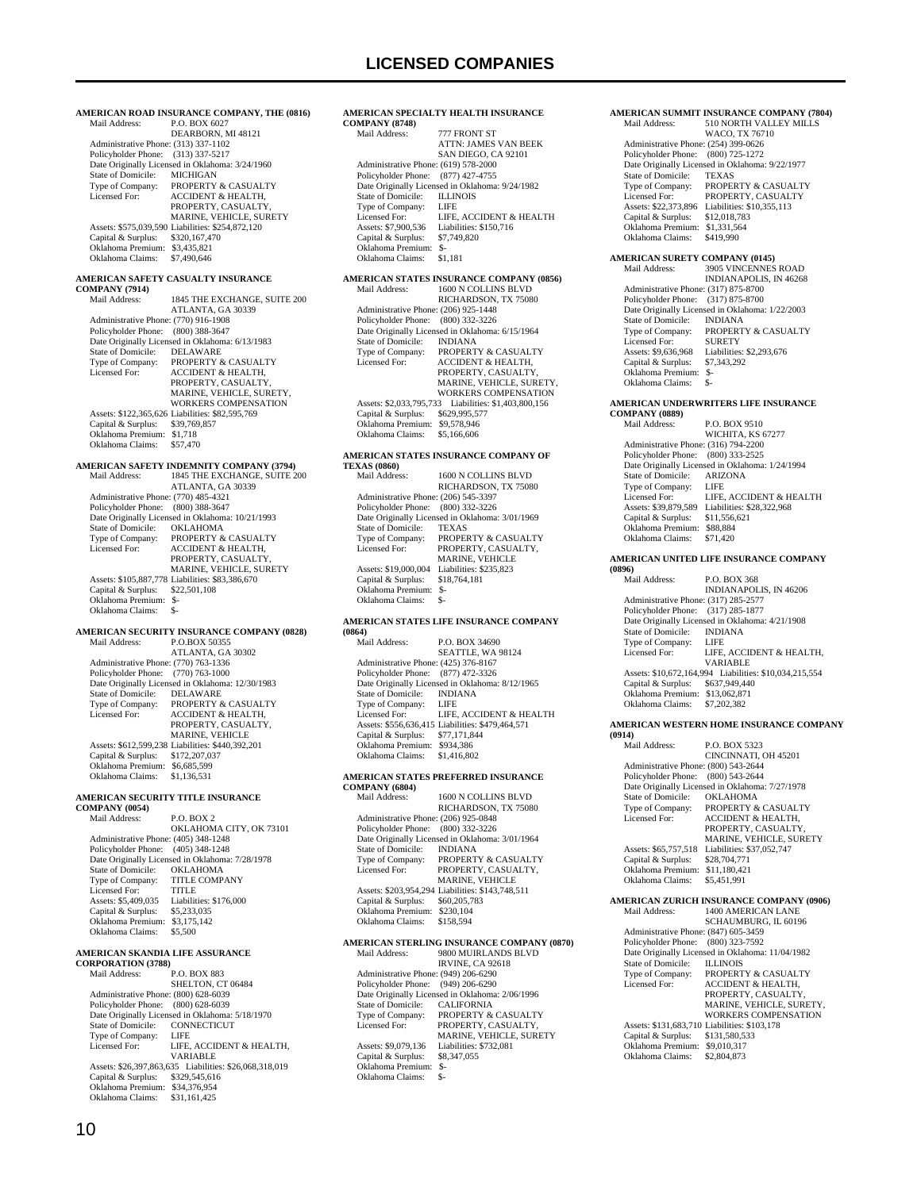# LICENSED COMPANIES

**AMERICAN ROAD INSURANCE COMPANY, THE (0816)**
Mail Address: P.O. BOX 6027
DEARBORN, MI 48121
Administrative Phone: (313) 337-1102
Policyholder Phone: (313) 337-5217
Date Originally Licensed in Oklahoma: 3/24/1960
State of Domicile: MICHIGAN
Type of Company: PROPERTY & CASUALTY
Licensed For: ACCIDENT & HEALTH, PROPERTY, CASUALTY, MARINE, VEHICLE, SURETY
Assets: $575,039,590 Liabilities: $254,872,120
Capital & Surplus: $320,167,470
Oklahoma Premium: $3,435,821
Oklahoma Claims: $7,490,646

**AMERICAN SAFETY CASUALTY INSURANCE COMPANY (7914)**
Mail Address: 1845 THE EXCHANGE, SUITE 200
ATLANTA, GA 30339
Administrative Phone: (770) 916-1908
Policyholder Phone: (800) 388-3647
Date Originally Licensed in Oklahoma: 6/13/1983
State of Domicile: DELAWARE
Type of Company: PROPERTY & CASUALTY
Licensed For: ACCIDENT & HEALTH, PROPERTY, CASUALTY, MARINE, VEHICLE, SURETY, WORKERS COMPENSATION
Assets: $122,365,626 Liabilities: $82,595,769
Capital & Surplus: $39,769,857
Oklahoma Premium: $1,718
Oklahoma Claims: $57,470

**AMERICAN SAFETY INDEMNITY COMPANY (3794)**
Mail Address: 1845 THE EXCHANGE, SUITE 200
ATLANTA, GA 30339
Administrative Phone: (770) 485-4321
Policyholder Phone: (800) 388-3647
Date Originally Licensed in Oklahoma: 10/21/1993
State of Domicile: OKLAHOMA
Type of Company: PROPERTY & CASUALTY
Licensed For: ACCIDENT & HEALTH, PROPERTY, CASUALTY, MARINE, VEHICLE, SURETY
Assets: $105,887,778 Liabilities: $83,386,670
Capital & Surplus: $22,501,108
Oklahoma Premium: $-
Oklahoma Claims: $-

**AMERICAN SECURITY INSURANCE COMPANY (0828)**
Mail Address: P.O.BOX 50355
ATLANTA, GA 30302
Administrative Phone: (770) 763-1336
Policyholder Phone: (770) 763-1000
Date Originally Licensed in Oklahoma: 12/30/1983
State of Domicile: DELAWARE
Type of Company: PROPERTY & CASUALTY
Licensed For: ACCIDENT & HEALTH, PROPERTY, CASUALTY, MARINE, VEHICLE
Assets: $612,599,238 Liabilities: $440,392,201
Capital & Surplus: $172,207,037
Oklahoma Premium: $6,685,599
Oklahoma Claims: $1,136,531

**AMERICAN SECURITY TITLE INSURANCE COMPANY (0054)**
Mail Address: P.O. BOX 2
OKLAHOMA CITY, OK 73101
Administrative Phone: (405) 348-1248
Policyholder Phone: (405) 348-1248
Date Originally Licensed in Oklahoma: 7/28/1978
State of Domicile: OKLAHOMA
Type of Company: TITLE COMPANY
Licensed For: TITLE
Assets: $5,409,035 Liabilities: $176,000
Capital & Surplus: $5,233,035
Oklahoma Premium: $3,175,142
Oklahoma Claims: $5,500

**AMERICAN SKANDIA LIFE ASSURANCE CORPORATION (3788)**
Mail Address: P.O. BOX 883
SHELTON, CT 06484
Administrative Phone: (800) 628-6039
Policyholder Phone: (800) 628-6039
Date Originally Licensed in Oklahoma: 5/18/1970
State of Domicile: CONNECTICUT
Type of Company: LIFE
Licensed For: LIFE, ACCIDENT & HEALTH, VARIABLE
Assets: $26,397,863,635 Liabilities: $26,068,318,019
Capital & Surplus: $329,545,616
Oklahoma Premium: $34,376,954
Oklahoma Claims: $31,161,425

**AMERICAN SPECIALTY HEALTH INSURANCE COMPANY (8748)**
Mail Address: 777 FRONT ST
ATTN: JAMES VAN BEEK
SAN DIEGO, CA 92101
Administrative Phone: (619) 578-2000
Policyholder Phone: (877) 427-4755
Date Originally Licensed in Oklahoma: 9/24/1982
State of Domicile: ILLINOIS
Type of Company: LIFE
Licensed For: LIFE, ACCIDENT & HEALTH
Assets: $7,900,536 Liabilities: $150,716
Capital & Surplus: $7,749,820
Oklahoma Premium: $-
Oklahoma Claims: $1,181

**AMERICAN STATES INSURANCE COMPANY (0856)**
Mail Address: 1600 N COLLINS BLVD
RICHARDSON, TX 75080
Administrative Phone: (206) 925-1448
Policyholder Phone: (800) 332-3226
Date Originally Licensed in Oklahoma: 6/15/1964
State of Domicile: INDIANA
Type of Company: PROPERTY & CASUALTY
Licensed For: ACCIDENT & HEALTH, PROPERTY, CASUALTY, MARINE, VEHICLE, SURETY, WORKERS COMPENSATION
Assets: $2,033,795,733 Liabilities: $1,403,800,156
Capital & Surplus: $629,995,577
Oklahoma Premium: $9,578,946
Oklahoma Claims: $5,166,606

**AMERICAN STATES INSURANCE COMPANY OF TEXAS (0860)**
Mail Address: 1600 N COLLINS BLVD
RICHARDSON, TX 75080
Administrative Phone: (206) 545-3397
Policyholder Phone: (800) 332-3226
Date Originally Licensed in Oklahoma: 3/01/1969
State of Domicile: TEXAS
Type of Company: PROPERTY & CASUALTY
Licensed For: PROPERTY, CASUALTY, MARINE, VEHICLE
Assets: $19,000,004 Liabilities: $235,823
Capital & Surplus: $18,764,181
Oklahoma Premium: $-
Oklahoma Claims: $-

**AMERICAN STATES LIFE INSURANCE COMPANY (0864)**
Mail Address: P.O. BOX 34690
SEATTLE, WA 98124
Administrative Phone: (425) 376-8167
Policyholder Phone: (877) 472-3326
Date Originally Licensed in Oklahoma: 8/12/1965
State of Domicile: INDIANA
Type of Company: LIFE
Licensed For: LIFE, ACCIDENT & HEALTH
Assets: $556,636,415 Liabilities: $479,464,571
Capital & Surplus: $77,171,844
Oklahoma Premium: $934,386
Oklahoma Claims: $1,416,802

**AMERICAN STATES PREFERRED INSURANCE COMPANY (6804)**
Mail Address: 1600 N COLLINS BLVD
RICHARDSON, TX 75080
Administrative Phone: (206) 925-0848
Policyholder Phone: (800) 332-3226
Date Originally Licensed in Oklahoma: 3/01/1964
State of Domicile: INDIANA
Type of Company: PROPERTY & CASUALTY
Licensed For: PROPERTY, CASUALTY, MARINE, VEHICLE
Assets: $203,954,294 Liabilities: $143,748,511
Capital & Surplus: $60,205,783
Oklahoma Premium: $230,104
Oklahoma Claims: $158,594

**AMERICAN STERLING INSURANCE COMPANY (0870)**
Mail Address: 9800 MUIRLANDS BLVD
IRVINE, CA 92618
Administrative Phone: (949) 206-6290
Policyholder Phone: (949) 206-6290
Date Originally Licensed in Oklahoma: 2/06/1996
State of Domicile: CALIFORNIA
Type of Company: PROPERTY & CASUALTY
Licensed For: PROPERTY, CASUALTY, MARINE, VEHICLE, SURETY
Assets: $9,079,136 Liabilities: $732,081
Capital & Surplus: $8,347,055
Oklahoma Premium: $-
Oklahoma Claims: $-

**AMERICAN SUMMIT INSURANCE COMPANY (7804)**
Mail Address: 510 NORTH VALLEY MILLS
WACO, TX 76710
Administrative Phone: (254) 399-0626
Policyholder Phone: (800) 725-1272
Date Originally Licensed in Oklahoma: 9/22/1977
State of Domicile: TEXAS
Type of Company: PROPERTY & CASUALTY
Licensed For: PROPERTY, CASUALTY
Assets: $22,373,896 Liabilities: $10,355,113
Capital & Surplus: $12,018,783
Oklahoma Premium: $1,331,564
Oklahoma Claims: $419,990

**AMERICAN SURETY COMPANY (0145)**
Mail Address: 3905 VINCENNES ROAD
INDIANAPOLIS, IN 46268
Administrative Phone: (317) 875-8700
Policyholder Phone: (317) 875-8700
Date Originally Licensed in Oklahoma: 1/22/2003
State of Domicile: INDIANA
Type of Company: PROPERTY & CASUALTY
Licensed For: SURETY
Assets: $9,636,968 Liabilities: $2,293,676
Capital & Surplus: $7,343,292
Oklahoma Premium: $-
Oklahoma Claims: $-

**AMERICAN UNDERWRITERS LIFE INSURANCE COMPANY (0889)**
Mail Address: P.O. BOX 9510
WICHITA, KS 67277
Administrative Phone: (316) 794-2200
Policyholder Phone: (800) 333-2525
Date Originally Licensed in Oklahoma: 1/24/1994
State of Domicile: ARIZONA
Type of Company: LIFE
Licensed For: LIFE, ACCIDENT & HEALTH
Assets: $39,879,589 Liabilities: $28,322,968
Capital & Surplus: $11,556,621
Oklahoma Premium: $88,884
Oklahoma Claims: $71,420

**AMERICAN UNITED LIFE INSURANCE COMPANY (0896)**
Mail Address: P.O. BOX 368
INDIANAPOLIS, IN 46206
Administrative Phone: (317) 285-2577
Policyholder Phone: (317) 285-1877
Date Originally Licensed in Oklahoma: 4/21/1908
State of Domicile: INDIANA
Type of Company: LIFE
Licensed For: LIFE, ACCIDENT & HEALTH, VARIABLE
Assets: $10,672,164,994 Liabilities: $10,034,215,554
Capital & Surplus: $637,949,440
Oklahoma Premium: $13,062,871
Oklahoma Claims: $7,202,382

**AMERICAN WESTERN HOME INSURANCE COMPANY (0914)**
Mail Address: P.O. BOX 5323
CINCINNATI, OH 45201
Administrative Phone: (800) 543-2644
Policyholder Phone: (800) 543-2644
Date Originally Licensed in Oklahoma: 7/27/1978
State of Domicile: OKLAHOMA
Type of Company: PROPERTY & CASUALTY
Licensed For: ACCIDENT & HEALTH, PROPERTY, CASUALTY, MARINE, VEHICLE, SURETY
Assets: $65,757,518 Liabilities: $37,052,747
Capital & Surplus: $28,704,771
Oklahoma Premium: $11,180,421
Oklahoma Claims: $5,451,991

**AMERICAN ZURICH INSURANCE COMPANY (0906)**
Mail Address: 1400 AMERICAN LANE
SCHAUMBURG, IL 60196
Administrative Phone: (847) 605-3459
Policyholder Phone: (800) 323-7592
Date Originally Licensed in Oklahoma: 11/04/1982
State of Domicile: ILLINOIS
Type of Company: PROPERTY & CASUALTY
Licensed For: ACCIDENT & HEALTH, PROPERTY, CASUALTY, MARINE, VEHICLE, SURETY, WORKERS COMPENSATION
Assets: $131,683,710 Liabilities: $103,178
Capital & Surplus: $131,580,533
Oklahoma Premium: $9,010,317
Oklahoma Claims: $2,804,873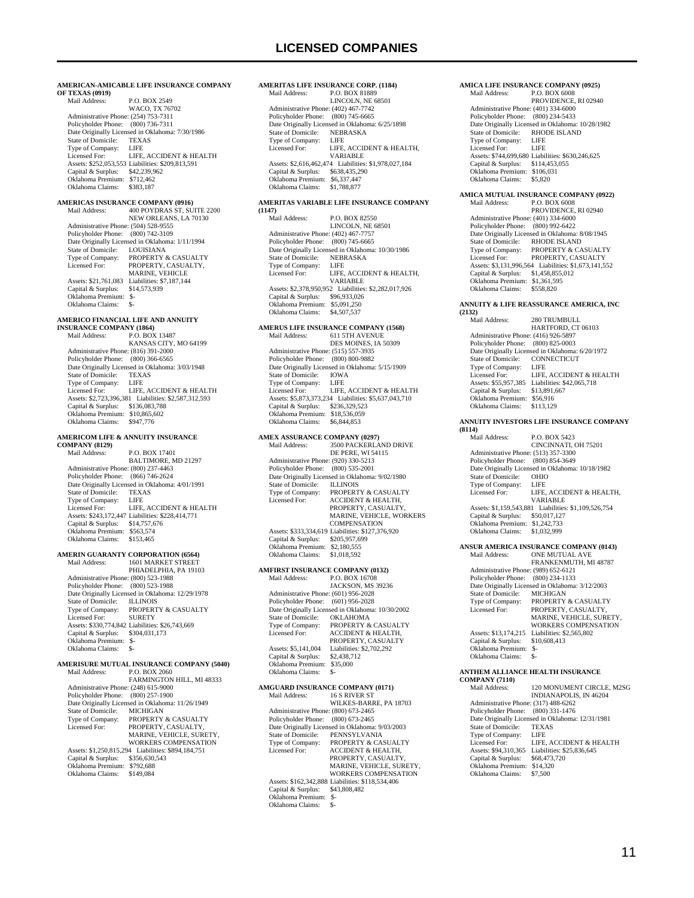# LICENSED COMPANIES

**AMERICAN-AMICABLE LIFE INSURANCE COMPANY OF TEXAS (0919)**
Mail Address: P.O. BOX 2549
WACO, TX 76702
Administrative Phone: (254) 753-7311
Policyholder Phone: (800) 736-7311
Date Originally Licensed in Oklahoma: 7/30/1986
State of Domicile: TEXAS
Type of Company: LIFE
Licensed For: LIFE, ACCIDENT & HEALTH
Assets: $252,053,553 Liabilities: $209,813,591
Capital & Surplus: $42,239,962
Oklahoma Premium: $712,462
Oklahoma Claims: $383,187

**AMERICAS INSURANCE COMPANY (0916)**
Mail Address: 400 POYDRAS ST, SUITE 2200
NEW ORLEANS, LA 70130
Administrative Phone: (504) 528-9555
Policyholder Phone: (800) 742-3109
Date Originally Licensed in Oklahoma: 1/11/1994
State of Domicile: LOUISIANA
Type of Company: PROPERTY & CASUALTY
Licensed For: PROPERTY, CASUALTY, MARINE, VEHICLE
Assets: $21,761,083 Liabilities: $7,187,144
Capital & Surplus: $14,573,939
Oklahoma Premium: $-
Oklahoma Claims: $-

**AMERICO FINANCIAL LIFE AND ANNUITY INSURANCE COMPANY (1864)**
Mail Address: P.O. BOX 13487
KANSAS CITY, MO 64199
Administrative Phone: (816) 391-2000
Policyholder Phone: (800) 366-6565
Date Originally Licensed in Oklahoma: 3/03/1948
State of Domicile: TEXAS
Type of Company: LIFE
Licensed For: LIFE, ACCIDENT & HEALTH
Assets: $2,723,396,381 Liabilities: $2,587,312,593
Capital & Surplus: $136,083,788
Oklahoma Premium: $10,865,602
Oklahoma Claims: $947,776

**AMERICOM LIFE & ANNUITY INSURANCE COMPANY (8129)**
Mail Address: P.O. BOX 17401
BALTIMORE, MD 21297
Administrative Phone: (800) 237-4463
Policyholder Phone: (866) 746-2624
Date Originally Licensed in Oklahoma: 4/01/1991
State of Domicile: TEXAS
Type of Company: LIFE
Licensed For: LIFE, ACCIDENT & HEALTH
Assets: $243,172,447 Liabilities: $228,414,771
Capital & Surplus: $14,757,676
Oklahoma Premium: $563,574
Oklahoma Claims: $153,465

**AMERIN GUARANTY CORPORATION (6564)**
Mail Address: 1601 MARKET STREET
PHIADELPHIA, PA 19103
Administrative Phone: (800) 523-1988
Policyholder Phone: (800) 523-1988
Date Originally Licensed in Oklahoma: 12/29/1978
State of Domicile: ILLINOIS
Type of Company: PROPERTY & CASUALTY
Licensed For: SURETY
Assets: $330,774,842 Liabilities: $26,743,669
Capital & Surplus: $304,031,173
Oklahoma Premium: $-
Oklahoma Claims: $-

**AMERISURE MUTUAL INSURANCE COMPANY (5040)**
Mail Address: P.O. BOX 2060
FARMINGTON HILL, MI 48333
Administrative Phone: (248) 615-9000
Policyholder Phone: (800) 257-1900
Date Originally Licensed in Oklahoma: 11/26/1949
State of Domicile: MICHIGAN
Type of Company: PROPERTY & CASUALTY
Licensed For: PROPERTY, CASUALTY, MARINE, VEHICLE, SURETY, WORKERS COMPENSATION
Assets: $1,250,815,294 Liabilities: $894,184,751
Capital & Surplus: $356,630,543
Oklahoma Premium: $792,688
Oklahoma Claims: $149,084

**AMERITAS LIFE INSURANCE CORP. (1184)**
Mail Address: P.O. BOX 81889
LINCOLN, NE 68501
Administrative Phone: (402) 467-7742
Policyholder Phone: (800) 745-6665
Date Originally Licensed in Oklahoma: 6/25/1898
State of Domicile: NEBRASKA
Type of Company: LIFE
Licensed For: LIFE, ACCIDENT & HEALTH, VARIABLE
Assets: $2,616,462,474 Liabilities: $1,978,027,184
Capital & Surplus: $638,435,290
Oklahoma Premium: $6,337,447
Oklahoma Claims: $1,788,877

**AMERITAS VARIABLE LIFE INSURANCE COMPANY (1147)**
Mail Address: P.O. BOX 82550
LINCOLN, NE 68501
Administrative Phone: (402) 467-7757
Policyholder Phone: (800) 745-6665
Date Originally Licensed in Oklahoma: 10/30/1986
State of Domicile: NEBRASKA
Type of Company: LIFE
Licensed For: LIFE, ACCIDENT & HEALTH, VARIABLE
Assets: $2,378,950,952 Liabilities: $2,282,017,926
Capital & Surplus: $96,933,026
Oklahoma Premium: $5,091,250
Oklahoma Claims: $4,507,537

**AMERUS LIFE INSURANCE COMPANY (1568)**
Mail Address: 611 5TH AVENUE
DES MOINES, IA 50309
Administrative Phone: (515) 557-3935
Policyholder Phone: (800) 800-9882
Date Originally Licensed in Oklahoma: 5/15/1909
State of Domicile: IOWA
Type of Company: LIFE
Licensed For: LIFE, ACCIDENT & HEALTH
Assets: $5,873,373,234 Liabilities: $5,637,043,710
Capital & Surplus: $236,329,523
Oklahoma Premium: $18,536,059
Oklahoma Claims: $6,844,853

**AMEX ASSURANCE COMPANY (0297)**
Mail Address: 3500 PACKERLAND DRIVE
DE PERE, WI 54115
Administrative Phone: (920) 330-5213
Policyholder Phone: (800) 535-2001
Date Originally Licensed in Oklahoma: 9/02/1980
State of Domicile: ILLINOIS
Type of Company: PROPERTY & CASUALTY
Licensed For: ACCIDENT & HEALTH, PROPERTY, CASUALTY, MARINE, VEHICLE, WORKERS COMPENSATION
Assets: $333,334,619 Liabilities: $127,376,920
Capital & Surplus: $205,957,699
Oklahoma Premium: $2,180,555
Oklahoma Claims: $1,018,592

**AMFIRST INSURANCE COMPANY (0132)**
Mail Address: P.O. BOX 16708
JACKSON, MS 39236
Administrative Phone: (601) 956-2028
Policyholder Phone: (601) 956-2028
Date Originally Licensed in Oklahoma: 10/30/2002
State of Domicile: OKLAHOMA
Type of Company: PROPERTY & CASUALTY
Licensed For: ACCIDENT & HEALTH, PROPERTY, CASUALTY
Assets: $5,141,004 Liabilities: $2,702,292
Capital & Surplus: $2,438,712
Oklahoma Premium: $35,000
Oklahoma Claims: $-

**AMGUARD INSURANCE COMPANY (0171)**
Mail Address: 16 S RIVER ST
WILKES-BARRE, PA 18703
Administrative Phone: (800) 673-2465
Policyholder Phone: (800) 673-2465
Date Originally Licensed in Oklahoma: 9/03/2003
State of Domicile: PENNSYLVANIA
Type of Company: PROPERTY & CASUALTY
Licensed For: ACCIDENT & HEALTH, PROPERTY, CASUALTY, MARINE, VEHICLE, SURETY, WORKERS COMPENSATION
Assets: $162,342,888 Liabilities: $118,534,406
Capital & Surplus: $43,808,482
Oklahoma Premium: $-
Oklahoma Claims: $-

**AMICA LIFE INSURANCE COMPANY (0925)**
Mail Address: P.O. BOX 6008
PROVIDENCE, RI 02940
Administrative Phone: (401) 334-6000
Policyholder Phone: (800) 234-5433
Date Originally Licensed in Oklahoma: 10/28/1982
State of Domicile: RHODE ISLAND
Type of Company: LIFE
Licensed For: LIFE
Assets: $744,699,680 Liabilities: $630,246,625
Capital & Surplus: $114,453,055
Oklahoma Premium: $106,031
Oklahoma Claims: $5,820

**AMICA MUTUAL INSURANCE COMPANY (0922)**
Mail Address: P.O. BOX 6008
PROVIDENCE, RI 02940
Administrative Phone: (401) 334-6000
Policyholder Phone: (800) 992-6422
Date Originally Licensed in Oklahoma: 8/08/1945
State of Domicile: RHODE ISLAND
Type of Company: PROPERTY & CASUALTY
Licensed For: PROPERTY, CASUALTY
Assets: $3,131,996,564 Liabilities: $1,673,141,552
Capital & Surplus: $1,458,855,012
Oklahoma Premium: $1,361,595
Oklahoma Claims: $558,820

**ANNUITY & LIFE REASSURANCE AMERICA, INC (2132)**
Mail Address: 280 TRUMBULL
HARTFORD, CT 06103
Administrative Phone: (416) 926-5897
Policyholder Phone: (800) 825-0003
Date Originally Licensed in Oklahoma: 6/20/1972
State of Domicile: CONNECTICUT
Type of Company: LIFE
Licensed For: LIFE, ACCIDENT & HEALTH
Assets: $55,957,385 Liabilities: $42,065,718
Capital & Surplus: $13,891,667
Oklahoma Premium: $56,916
Oklahoma Claims: $113,129

**ANNUITY INVESTORS LIFE INSURANCE COMPANY (8114)**
Mail Address: P.O. BOX 5423
CINCINNATI, OH 75201
Administrative Phone: (513) 357-3300
Policyholder Phone: (800) 854-3649
Date Originally Licensed in Oklahoma: 10/18/1982
State of Domicile: OHIO
Type of Company: LIFE
Licensed For: LIFE, ACCIDENT & HEALTH, VARIABLE
Assets: $1,159,543,881 Liabilities: $1,109,526,754
Capital & Surplus: $50,017,127
Oklahoma Premium: $1,242,733
Oklahoma Claims: $1,032,999

**ANSUR AMERICA INSURANCE COMPANY (0143)**
Mail Address: ONE MUTUAL AVE
FRANKENMUTH, MI 48787
Administrative Phone: (989) 652-6121
Policyholder Phone: (800) 234-1133
Date Originally Licensed in Oklahoma: 3/12/2003
State of Domicile: MICHIGAN
Type of Company: PROPERTY & CASUALTY
Licensed For: PROPERTY, CASUALTY, MARINE, VEHICLE, SURETY, WORKERS COMPENSATION
Assets: $13,174,215 Liabilities: $2,565,802
Capital & Surplus: $10,608,413
Oklahoma Premium: $-
Oklahoma Claims: $-

**ANTHEM ALLIANCE HEALTH INSURANCE COMPANY (7110)**
Mail Address: 120 MONUMENT CIRCLE, M2SG
INDIANAPOLIS, IN 46204
Administrative Phone: (317) 488-6262
Policyholder Phone: (800) 331-1476
Date Originally Licensed in Oklahoma: 12/31/1981
State of Domicile: TEXAS
Type of Company: LIFE
Licensed For: LIFE, ACCIDENT & HEALTH
Assets: $94,310,365 Liabilities: $25,836,645
Capital & Surplus: $68,473,720
Oklahoma Premium: $14,320
Oklahoma Claims: $7,500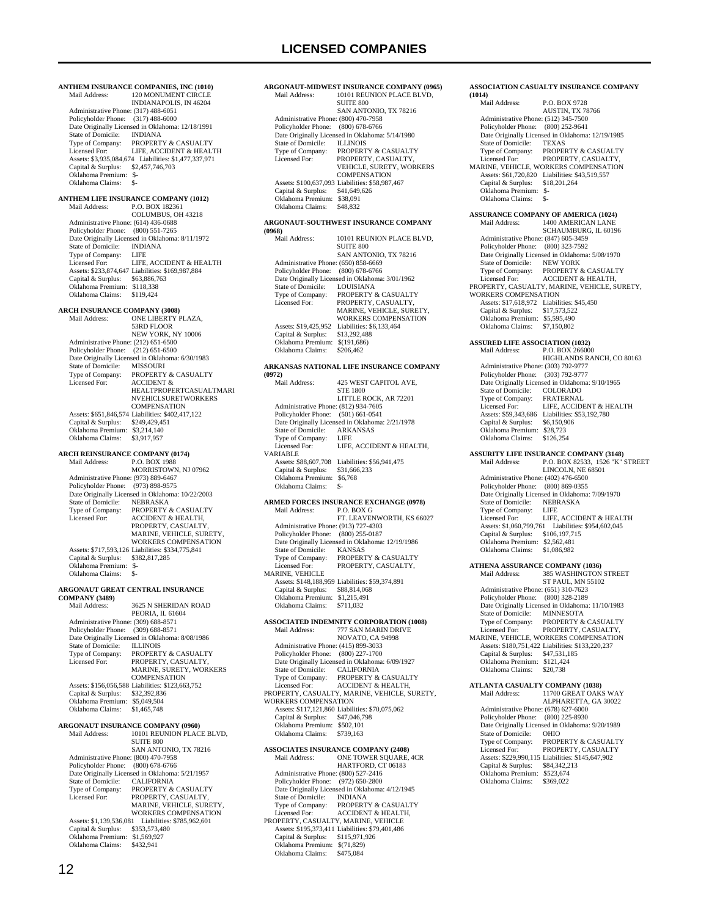# LICENSED COMPANIES

**ANTHEM INSURANCE COMPANIES, INC (1010)**
Mail Address: 120 MONUMENT CIRCLE
INDIANAPOLIS, IN 46204
Administrative Phone: (317) 488-6051
Policyholder Phone: (317) 488-6000
Date Originally Licensed in Oklahoma: 12/18/1991
State of Domicile: INDIANA
Type of Company: PROPERTY & CASUALTY
Licensed For: LIFE, ACCIDENT & HEALTH
Assets: $3,935,084,674 Liabilities: $1,477,337,971
Capital & Surplus: $2,457,746,703
Oklahoma Premium: $-
Oklahoma Claims: $-

**ANTHEM LIFE INSURANCE COMPANY (1012)**
Mail Address: P.O. BOX 182361
COLUMBUS, OH 43218
Administrative Phone: (614) 436-0688
Policyholder Phone: (800) 551-7265
Date Originally Licensed in Oklahoma: 8/11/1972
State of Domicile: INDIANA
Type of Company: LIFE
Licensed For: LIFE, ACCIDENT & HEALTH
Assets: $233,874,647 Liabilities: $169,987,884
Capital & Surplus: $63,886,763
Oklahoma Premium: $118,338
Oklahoma Claims: $119,424

**ARCH INSURANCE COMPANY (3008)**
Mail Address: ONE LIBERTY PLAZA, 53RD FLOOR
NEW YORK, NY 10006
Administrative Phone: (212) 651-6500
Policyholder Phone: (212) 651-6500
Date Originally Licensed in Oklahoma: 6/30/1983
State of Domicile: MISSOURI
Type of Company: PROPERTY & CASUALTY
Licensed For: ACCIDENT & HEALTPROPERTCASUALTMARINVEHICLSURETWORKERS COMPENSATION
Assets: $651,846,574 Liabilities: $402,417,122
Capital & Surplus: $249,429,451
Oklahoma Premium: $3,214,140
Oklahoma Claims: $3,917,957

**ARCH REINSURANCE COMPANY (0174)**
Mail Address: P.O. BOX 1988
MORRISTOWN, NJ 07962
Administrative Phone: (973) 889-6467
Policyholder Phone: (973) 898-9575
Date Originally Licensed in Oklahoma: 10/22/2003
State of Domicile: NEBRASKA
Type of Company: PROPERTY & CASUALTY
Licensed For: ACCIDENT & HEALTH, PROPERTY, CASUALTY, MARINE, VEHICLE, SURETY, WORKERS COMPENSATION
Assets: $717,593,126 Liabilities: $334,775,841
Capital & Surplus: $382,817,285
Oklahoma Premium: $-
Oklahoma Claims: $-

**ARGONAUT GREAT CENTRAL INSURANCE COMPANY (3489)**
Mail Address: 3625 N SHERIDAN ROAD
PEORIA, IL 61604
Administrative Phone: (309) 688-8571
Policyholder Phone: (309) 688-8571
Date Originally Licensed in Oklahoma: 8/08/1986
State of Domicile: ILLINOIS
Type of Company: PROPERTY & CASUALTY
Licensed For: PROPERTY, CASUALTY, MARINE, SURETY, WORKERS COMPENSATION
Assets: $156,056,588 Liabilities: $123,663,752
Capital & Surplus: $32,392,836
Oklahoma Premium: $5,049,504
Oklahoma Claims: $1,465,748

**ARGONAUT INSURANCE COMPANY (0960)**
Mail Address: 10101 REUNION PLACE BLVD, SUITE 800
SAN ANTONIO, TX 78216
Administrative Phone: (800) 470-7958
Policyholder Phone: (800) 678-6766
Date Originally Licensed in Oklahoma: 5/21/1957
State of Domicile: CALIFORNIA
Type of Company: PROPERTY & CASUALTY
Licensed For: PROPERTY, CASUALTY, MARINE, VEHICLE, SURETY, WORKERS COMPENSATION
Assets: $1,139,536,081 Liabilities: $785,962,601
Capital & Surplus: $353,573,480
Oklahoma Premium: $1,569,927
Oklahoma Claims: $432,941

**ARGONAUT-MIDWEST INSURANCE COMPANY (0965)**
Mail Address: 10101 REUNION PLACE BLVD, SUITE 800
SAN ANTONIO, TX 78216
Administrative Phone: (800) 470-7958
Policyholder Phone: (800) 678-6766
Date Originally Licensed in Oklahoma: 5/14/1980
State of Domicile: ILLINOIS
Type of Company: PROPERTY & CASUALTY
Licensed For: PROPERTY, CASUALTY, VEHICLE, SURETY, WORKERS COMPENSATION
Assets: $100,637,093 Liabilities: $58,987,467
Capital & Surplus: $41,649,626
Oklahoma Premium: $38,091
Oklahoma Claims: $48,832

**ARGONAUT-SOUTHWEST INSURANCE COMPANY (0968)**
Mail Address: 10101 REUNION PLACE BLVD, SUITE 800
SAN ANTONIO, TX 78216
Administrative Phone: (650) 858-6669
Policyholder Phone: (800) 678-6766
Date Originally Licensed in Oklahoma: 3/01/1962
State of Domicile: LOUISIANA
Type of Company: PROPERTY & CASUALTY
Licensed For: PROPERTY, CASUALTY, MARINE, VEHICLE, SURETY, WORKERS COMPENSATION
Assets: $19,425,952 Liabilities: $6,133,464
Capital & Surplus: $13,292,488
Oklahoma Premium: $(191,686)
Oklahoma Claims: $206,462

**ARKANSAS NATIONAL LIFE INSURANCE COMPANY (0972)**
Mail Address: 425 WEST CAPITOL AVE, STE 1800
LITTLE ROCK, AR 72201
Administrative Phone: (812) 934-7605
Policyholder Phone: (501) 661-0541
Date Originally Licensed in Oklahoma: 2/21/1978
State of Domicile: ARKANSAS
Type of Company: LIFE
Licensed For: LIFE, ACCIDENT & HEALTH, VARIABLE
Assets: $88,607,708 Liabilities: $56,941,475
Capital & Surplus: $31,666,233
Oklahoma Premium: $6,768
Oklahoma Claims: $-

**ARMED FORCES INSURANCE EXCHANGE (0978)**
Mail Address: P.O. BOX G
FT. LEAVENWORTH, KS 66027
Administrative Phone: (913) 727-4303
Policyholder Phone: (800) 255-0187
Date Originally Licensed in Oklahoma: 12/19/1986
State of Domicile: KANSAS
Type of Company: PROPERTY & CASUALTY
Licensed For: PROPERTY, CASUALTY, MARINE, VEHICLE
Assets: $148,188,959 Liabilities: $59,374,891
Capital & Surplus: $88,814,068
Oklahoma Premium: $1,215,491
Oklahoma Claims: $711,032

**ASSOCIATED INDEMNITY CORPORATION (1008)**
Mail Address: 777 SAN MARIN DRIVE
NOVATO, CA 94998
Administrative Phone: (415) 899-3033
Policyholder Phone: (800) 227-1700
Date Originally Licensed in Oklahoma: 6/09/1927
State of Domicile: CALIFORNIA
Type of Company: PROPERTY & CASUALTY
Licensed For: ACCIDENT & HEALTH, PROPERTY, CASUALTY, MARINE, VEHICLE, SURETY, WORKERS COMPENSATION
Assets: $117,121,860 Liabilities: $70,075,062
Capital & Surplus: $47,046,798
Oklahoma Premium: $502,101
Oklahoma Claims: $739,163

**ASSOCIATES INSURANCE COMPANY (2408)**
Mail Address: ONE TOWER SQUARE, 4CR
HARTFORD, CT 06183
Administrative Phone: (800) 527-2416
Policyholder Phone: (972) 650-2800
Date Originally Licensed in Oklahoma: 4/12/1945
State of Domicile: INDIANA
Type of Company: PROPERTY & CASUALTY
Licensed For: ACCIDENT & HEALTH, PROPERTY, CASUALTY, MARINE, VEHICLE
Assets: $195,373,411 Liabilities: $79,401,486
Capital & Surplus: $115,971,926
Oklahoma Premium: $(71,829)
Oklahoma Claims: $475,084

**ASSOCIATION CASUALTY INSURANCE COMPANY (1014)**
Mail Address: P.O. BOX 9728
AUSTIN, TX 78766
Administrative Phone: (512) 345-7500
Policyholder Phone: (800) 252-9641
Date Originally Licensed in Oklahoma: 12/19/1985
State of Domicile: TEXAS
Type of Company: PROPERTY & CASUALTY
Licensed For: PROPERTY, CASUALTY, MARINE, VEHICLE, WORKERS COMPENSATION
Assets: $61,720,820 Liabilities: $43,519,557
Capital & Surplus: $18,201,264
Oklahoma Premium: $-
Oklahoma Claims: $-

**ASSURANCE COMPANY OF AMERICA (1024)**
Mail Address: 1400 AMERICAN LANE
SCHAUMBURG, IL 60196
Administrative Phone: (847) 605-3459
Policyholder Phone: (800) 323-7592
Date Originally Licensed in Oklahoma: 5/08/1970
State of Domicile: NEW YORK
Type of Company: PROPERTY & CASUALTY
Licensed For: ACCIDENT & HEALTH, PROPERTY, CASUALTY, MARINE, VEHICLE, SURETY, WORKERS COMPENSATION
Assets: $17,618,972 Liabilities: $45,450
Capital & Surplus: $17,573,522
Oklahoma Premium: $5,595,490
Oklahoma Claims: $7,150,802

**ASSURED LIFE ASSOCIATION (1032)**
Mail Address: P.O. BOX 266000
HIGHLANDS RANCH, CO 80163
Administrative Phone: (303) 792-9777
Policyholder Phone: (303) 792-9777
Date Originally Licensed in Oklahoma: 9/10/1965
State of Domicile: COLORADO
Type of Company: FRATERNAL
Licensed For: LIFE, ACCIDENT & HEALTH
Assets: $59,343,686 Liabilities: $53,192,780
Capital & Surplus: $6,150,906
Oklahoma Premium: $28,723
Oklahoma Claims: $126,254

**ASSURITY LIFE INSURANCE COMPANY (3148)**
Mail Address: P.O. BOX 82533, 1526 "K" STREET
LINCOLN, NE 68501
Administrative Phone: (402) 476-6500
Policyholder Phone: (800) 869-0355
Date Originally Licensed in Oklahoma: 7/09/1970
State of Domicile: NEBRASKA
Type of Company: LIFE
Licensed For: LIFE, ACCIDENT & HEALTH
Assets: $1,060,799,761 Liabilities: $954,602,045
Capital & Surplus: $106,197,715
Oklahoma Premium: $2,562,481
Oklahoma Claims: $1,086,982

**ATHENA ASSURANCE COMPANY (1036)**
Mail Address: 385 WASHINGTON STREET
ST PAUL, MN 55102
Administrative Phone: (651) 310-7623
Policyholder Phone: (800) 328-2189
Date Originally Licensed in Oklahoma: 11/10/1983
State of Domicile: MINNESOTA
Type of Company: PROPERTY & CASUALTY
Licensed For: PROPERTY, CASUALTY, MARINE, VEHICLE, WORKERS COMPENSATION
Assets: $180,751,422 Liabilities: $133,220,237
Capital & Surplus: $47,531,185
Oklahoma Premium: $121,424
Oklahoma Claims: $20,738

**ATLANTA CASUALTY COMPANY (1038)**
Mail Address: 11700 GREAT OAKS WAY
ALPHARETTA, GA 30022
Administrative Phone: (678) 627-6000
Policyholder Phone: (800) 225-8930
Date Originally Licensed in Oklahoma: 9/20/1989
State of Domicile: OHIO
Type of Company: PROPERTY & CASUALTY
Licensed For: PROPERTY, CASUALTY
Assets: $229,990,115 Liabilities: $145,647,902
Capital & Surplus: $84,342,213
Oklahoma Premium: $523,674
Oklahoma Claims: $369,022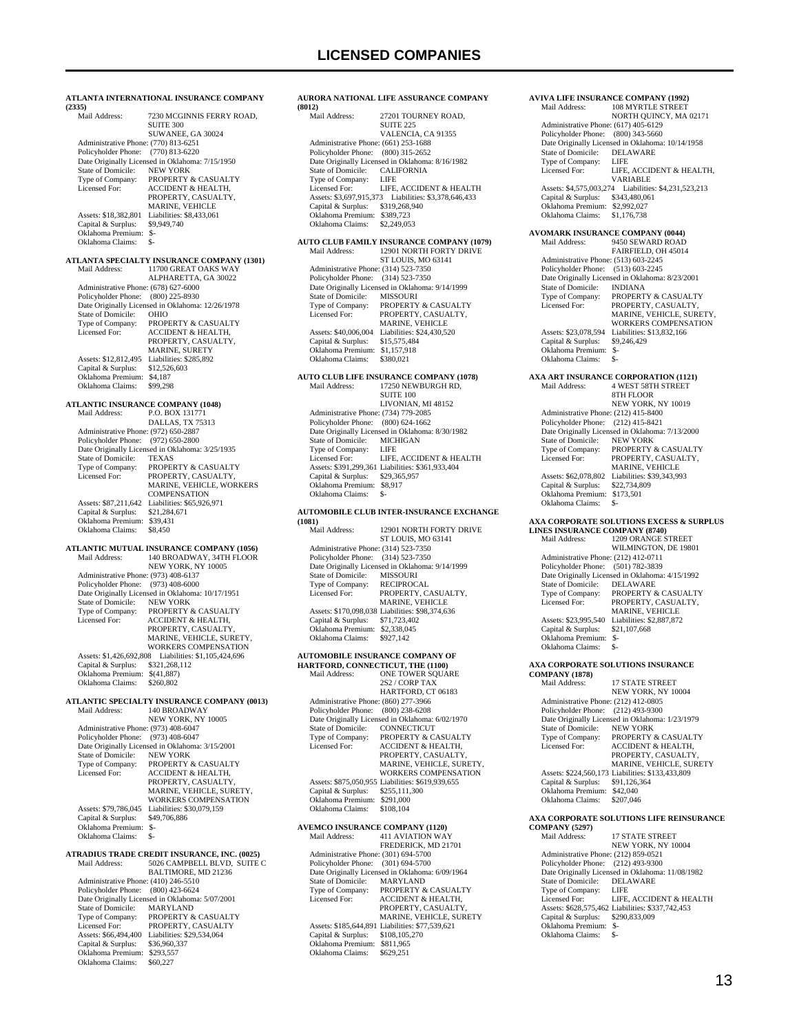# LICENSED COMPANIES

**ATLANTA INTERNATIONAL INSURANCE COMPANY (2335)**
Mail Address: 7230 MCGINNIS FERRY ROAD, SUITE 300
SUWANEE, GA 30024
Administrative Phone: (770) 813-6251
Policyholder Phone: (770) 813-6220
Date Originally Licensed in Oklahoma: 7/15/1950
State of Domicile: NEW YORK
Type of Company: PROPERTY & CASUALTY
Licensed For: ACCIDENT & HEALTH, PROPERTY, CASUALTY, MARINE, VEHICLE
Assets: $18,382,801 Liabilities: $8,433,061
Capital & Surplus: $9,949,740
Oklahoma Premium: $-
Oklahoma Claims: $-

**ATLANTA SPECIALTY INSURANCE COMPANY (1301)**
Mail Address: 11700 GREAT OAKS WAY
ALPHARETTA, GA 30022
Administrative Phone: (678) 627-6000
Policyholder Phone: (800) 225-8930
Date Originally Licensed in Oklahoma: 12/26/1978
State of Domicile: OHIO
Type of Company: PROPERTY & CASUALTY
Licensed For: ACCIDENT & HEALTH, PROPERTY, CASUALTY, MARINE, SURETY
Assets: $12,812,495 Liabilities: $285,892
Capital & Surplus: $12,526,603
Oklahoma Premium: $4,187
Oklahoma Claims: $99,298

**ATLANTIC INSURANCE COMPANY (1048)**
Mail Address: P.O. BOX 131771
DALLAS, TX 75313
Administrative Phone: (972) 650-2887
Policyholder Phone: (972) 650-2800
Date Originally Licensed in Oklahoma: 3/25/1935
State of Domicile: TEXAS
Type of Company: PROPERTY & CASUALTY
Licensed For: PROPERTY, CASUALTY, MARINE, VEHICLE, WORKERS COMPENSATION
Assets: $87,211,642 Liabilities: $65,926,971
Capital & Surplus: $21,284,671
Oklahoma Premium: $39,431
Oklahoma Claims: $8,450

**ATLANTIC MUTUAL INSURANCE COMPANY (1056)**
Mail Address: 140 BROADWAY, 34TH FLOOR
NEW YORK, NY 10005
Administrative Phone: (973) 408-6137
Policyholder Phone: (973) 408-6000
Date Originally Licensed in Oklahoma: 10/17/1951
State of Domicile: NEW YORK
Type of Company: PROPERTY & CASUALTY
Licensed For: ACCIDENT & HEALTH, PROPERTY, CASUALTY, MARINE, VEHICLE, SURETY, WORKERS COMPENSATION
Assets: $1,426,692,808 Liabilities: $1,105,424,696
Capital & Surplus: $321,268,112
Oklahoma Premium: $(41,887)
Oklahoma Claims: $260,802

**ATLANTIC SPECIALTY INSURANCE COMPANY (0013)**
Mail Address: 140 BROADWAY
NEW YORK, NY 10005
Administrative Phone: (973) 408-6047
Policyholder Phone: (973) 408-6047
Date Originally Licensed in Oklahoma: 3/15/2001
State of Domicile: NEW YORK
Type of Company: PROPERTY & CASUALTY
Licensed For: ACCIDENT & HEALTH, PROPERTY, CASUALTY, MARINE, VEHICLE, SURETY, WORKERS COMPENSATION
Assets: $79,786,045 Liabilities: $30,079,159
Capital & Surplus: $49,706,886
Oklahoma Premium: $-
Oklahoma Claims: $-

**ATRADIUS TRADE CREDIT INSURANCE, INC. (0025)**
Mail Address: 5026 CAMPBELL BLVD, SUITE C
BALTIMORE, MD 21236
Administrative Phone: (410) 246-5510
Policyholder Phone: (800) 423-6624
Date Originally Licensed in Oklahoma: 5/07/2001
State of Domicile: MARYLAND
Type of Company: PROPERTY & CASUALTY
Licensed For: PROPERTY, CASUALTY
Assets: $66,494,400 Liabilities: $29,534,064
Capital & Surplus: $36,960,337
Oklahoma Premium: $293,557
Oklahoma Claims: $60,227

**AURORA NATIONAL LIFE ASSURANCE COMPANY (8012)**
Mail Address: 27201 TOURNEY ROAD, SUITE 225
VALENCIA, CA 91355
Administrative Phone: (661) 253-1688
Policyholder Phone: (800) 315-2652
Date Originally Licensed in Oklahoma: 8/16/1982
State of Domicile: CALIFORNIA
Type of Company: LIFE
Licensed For: LIFE, ACCIDENT & HEALTH
Assets: $3,697,915,373 Liabilities: $3,378,646,433
Capital & Surplus: $319,268,940
Oklahoma Premium: $389,723
Oklahoma Claims: $2,249,053

**AUTO CLUB FAMILY INSURANCE COMPANY (1079)**
Mail Address: 12901 NORTH FORTY DRIVE
ST LOUIS, MO 63141
Administrative Phone: (314) 523-7350
Policyholder Phone: (314) 523-7350
Date Originally Licensed in Oklahoma: 9/14/1999
State of Domicile: MISSOURI
Type of Company: PROPERTY & CASUALTY
Licensed For: PROPERTY, CASUALTY, MARINE, VEHICLE
Assets: $40,006,004 Liabilities: $24,430,520
Capital & Surplus: $15,575,484
Oklahoma Premium: $1,157,918
Oklahoma Claims: $380,021

**AUTO CLUB LIFE INSURANCE COMPANY (1078)**
Mail Address: 17250 NEWBURGH RD, SUITE 100
LIVONIAN, MI 48152
Administrative Phone: (734) 779-2085
Policyholder Phone: (800) 624-1662
Date Originally Licensed in Oklahoma: 8/30/1982
State of Domicile: MICHIGAN
Type of Company: LIFE
Licensed For: LIFE, ACCIDENT & HEALTH
Assets: $391,299,361 Liabilities: $361,933,404
Capital & Surplus: $29,365,957
Oklahoma Premium: $8,917
Oklahoma Claims: $-

**AUTOMOBILE CLUB INTER-INSURANCE EXCHANGE (1081)**
Mail Address: 12901 NORTH FORTY DRIVE
ST LOUIS, MO 63141
Administrative Phone: (314) 523-7350
Policyholder Phone: (314) 523-7350
Date Originally Licensed in Oklahoma: 9/14/1999
State of Domicile: MISSOURI
Type of Company: RECIPROCAL
Licensed For: PROPERTY, CASUALTY, MARINE, VEHICLE
Assets: $170,098,038 Liabilities: $98,374,636
Capital & Surplus: $71,723,402
Oklahoma Premium: $2,338,045
Oklahoma Claims: $927,142

**AUTOMOBILE INSURANCE COMPANY OF HARTFORD, CONNECTICUT, THE (1100)**
Mail Address: ONE TOWER SQUARE
2S2 / CORP TAX
HARTFORD, CT 06183
Administrative Phone: (860) 277-3966
Policyholder Phone: (800) 238-6208
Date Originally Licensed in Oklahoma: 6/02/1970
State of Domicile: CONNECTICUT
Type of Company: PROPERTY & CASUALTY
Licensed For: ACCIDENT & HEALTH, PROPERTY, CASUALTY, MARINE, VEHICLE, SURETY, WORKERS COMPENSATION
Assets: $875,050,955 Liabilities: $619,939,655
Capital & Surplus: $255,111,300
Oklahoma Premium: $291,000
Oklahoma Claims: $108,104

**AVEMCO INSURANCE COMPANY (1120)**
Mail Address: 411 AVIATION WAY
FREDERICK, MD 21701
Administrative Phone: (301) 694-5700
Policyholder Phone: (301) 694-5700
Date Originally Licensed in Oklahoma: 6/09/1964
State of Domicile: MARYLAND
Type of Company: PROPERTY & CASUALTY
Licensed For: ACCIDENT & HEALTH, PROPERTY, CASUALTY, MARINE, VEHICLE, SURETY
Assets: $185,644,891 Liabilities: $77,539,621
Capital & Surplus: $108,105,270
Oklahoma Premium: $811,965
Oklahoma Claims: $629,251

**AVIVA LIFE INSURANCE COMPANY (1992)**
Mail Address: 108 MYRTLE STREET
NORTH QUINCY, MA 02171
Administrative Phone: (617) 405-6129
Policyholder Phone: (800) 343-5660
Date Originally Licensed in Oklahoma: 10/14/1958
State of Domicile: DELAWARE
Type of Company: LIFE
Licensed For: LIFE, ACCIDENT & HEALTH, VARIABLE
Assets: $4,575,003,274 Liabilities: $4,231,523,213
Capital & Surplus: $343,480,061
Oklahoma Premium: $2,992,027
Oklahoma Claims: $1,176,738

**AVOMARK INSURANCE COMPANY (0044)**
Mail Address: 9450 SEWARD ROAD
FAIRFIELD, OH 45014
Administrative Phone: (513) 603-2245
Policyholder Phone: (513) 603-2245
Date Originally Licensed in Oklahoma: 8/23/2001
State of Domicile: INDIANA
Type of Company: PROPERTY & CASUALTY
Licensed For: PROPERTY, CASUALTY, MARINE, VEHICLE, SURETY, WORKERS COMPENSATION
Assets: $23,078,594 Liabilities: $13,832,166
Capital & Surplus: $9,246,429
Oklahoma Premium: $-
Oklahoma Claims: $-

**AXA ART INSURANCE CORPORATION (1121)**
Mail Address: 4 WEST 58TH STREET
8TH FLOOR
NEW YORK, NY 10019
Administrative Phone: (212) 415-8400
Policyholder Phone: (212) 415-8421
Date Originally Licensed in Oklahoma: 7/13/2000
State of Domicile: NEW YORK
Type of Company: PROPERTY & CASUALTY
Licensed For: PROPERTY, CASUALTY, MARINE, VEHICLE
Assets: $62,078,802 Liabilities: $39,343,993
Capital & Surplus: $22,734,809
Oklahoma Premium: $173,501
Oklahoma Claims: $-

**AXA CORPORATE SOLUTIONS EXCESS & SURPLUS LINES INSURANCE COMPANY (8740)**
Mail Address: 1209 ORANGE STREET
WILMINGTON, DE 19801
Administrative Phone: (212) 412-0711
Policyholder Phone: (501) 782-3839
Date Originally Licensed in Oklahoma: 4/15/1992
State of Domicile: DELAWARE
Type of Company: PROPERTY & CASUALTY
Licensed For: PROPERTY, CASUALTY, MARINE, VEHICLE
Assets: $23,995,540 Liabilities: $2,887,872
Capital & Surplus: $21,107,668
Oklahoma Premium: $-
Oklahoma Claims: $-

**AXA CORPORATE SOLUTIONS INSURANCE COMPANY (1878)**
Mail Address: 17 STATE STREET
NEW YORK, NY 10004
Administrative Phone: (212) 412-0805
Policyholder Phone: (212) 493-9300
Date Originally Licensed in Oklahoma: 1/23/1979
State of Domicile: NEW YORK
Type of Company: PROPERTY & CASUALTY
Licensed For: ACCIDENT & HEALTH, PROPERTY, CASUALTY, MARINE, VEHICLE, SURETY
Assets: $224,560,173 Liabilities: $133,433,809
Capital & Surplus: $91,126,364
Oklahoma Premium: $42,040
Oklahoma Claims: $207,046

**AXA CORPORATE SOLUTIONS LIFE REINSURANCE COMPANY (5297)**
Mail Address: 17 STATE STREET
NEW YORK, NY 10004
Administrative Phone: (212) 859-0521
Policyholder Phone: (212) 493-9300
Date Originally Licensed in Oklahoma: 11/08/1982
State of Domicile: DELAWARE
Type of Company: LIFE
Licensed For: LIFE, ACCIDENT & HEALTH
Assets: $628,575,462 Liabilities: $337,742,453
Capital & Surplus: $290,833,009
Oklahoma Premium: $-
Oklahoma Claims: $-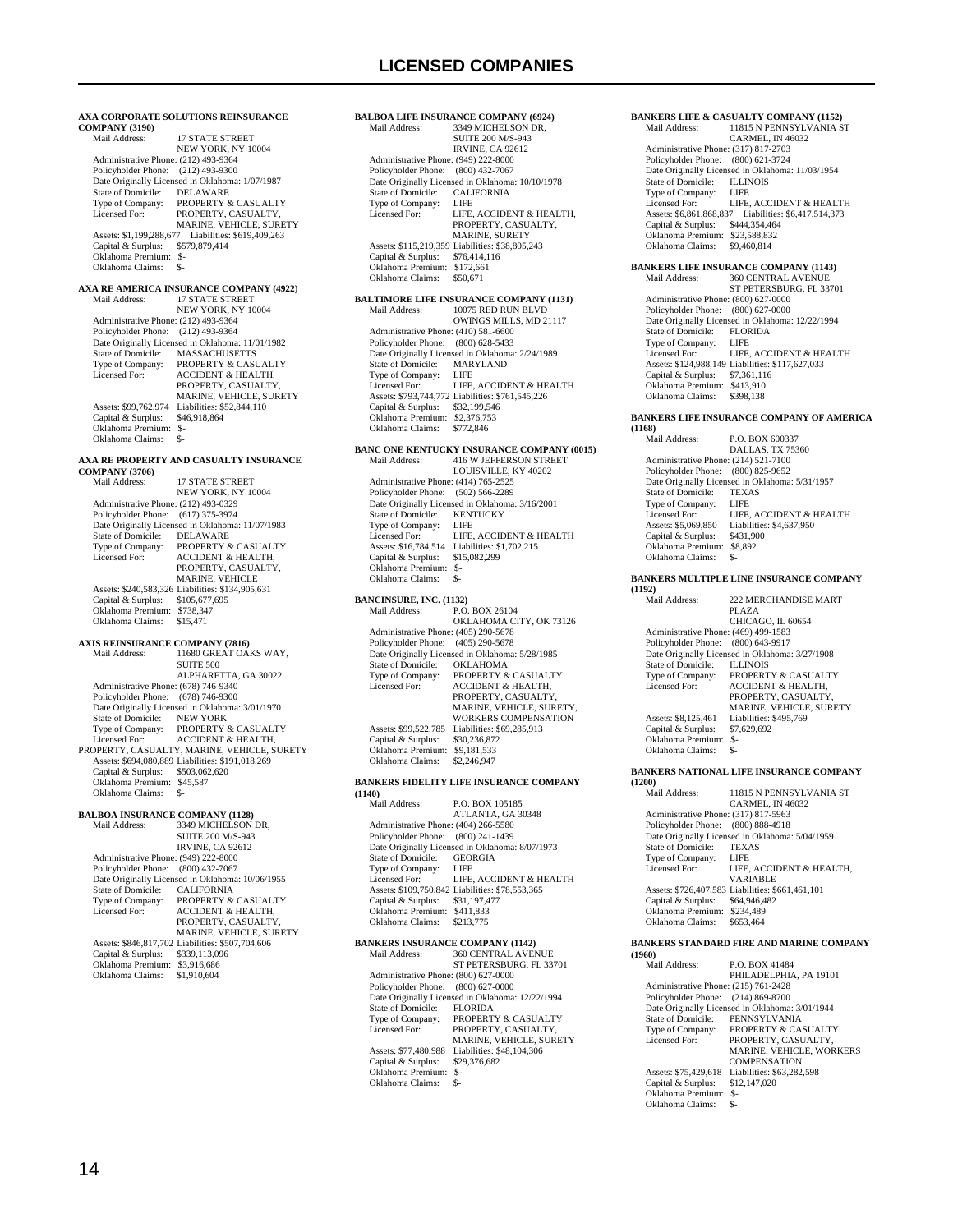# LICENSED COMPANIES

**AXA CORPORATE SOLUTIONS REINSURANCE COMPANY (3190)**
Mail Address: 17 STATE STREET
NEW YORK, NY 10004
Administrative Phone: (212) 493-9364
Policyholder Phone: (212) 493-9300
Date Originally Licensed in Oklahoma: 1/07/1987
State of Domicile: DELAWARE
Type of Company: PROPERTY & CASUALTY
Licensed For: PROPERTY, CASUALTY, MARINE, VEHICLE, SURETY
Assets: $1,199,288,677 Liabilities: $619,409,263
Capital & Surplus: $579,879,414
Oklahoma Premium: $-
Oklahoma Claims: $-

**AXA RE AMERICA INSURANCE COMPANY (4922)**
Mail Address: 17 STATE STREET
NEW YORK, NY 10004
Administrative Phone: (212) 493-9364
Policyholder Phone: (212) 493-9364
Date Originally Licensed in Oklahoma: 11/01/1982
State of Domicile: MASSACHUSETTS
Type of Company: PROPERTY & CASUALTY
Licensed For: ACCIDENT & HEALTH, PROPERTY, CASUALTY, MARINE, VEHICLE, SURETY
Assets: $99,762,974 Liabilities: $52,844,110
Capital & Surplus: $46,918,864
Oklahoma Premium: $-
Oklahoma Claims: $-

**AXA RE PROPERTY AND CASUALTY INSURANCE COMPANY (3706)**
Mail Address: 17 STATE STREET
NEW YORK, NY 10004
Administrative Phone: (212) 493-0329
Policyholder Phone: (617) 375-3974
Date Originally Licensed in Oklahoma: 11/07/1983
State of Domicile: DELAWARE
Type of Company: PROPERTY & CASUALTY
Licensed For: ACCIDENT & HEALTH, PROPERTY, CASUALTY, MARINE, VEHICLE
Assets: $240,583,326 Liabilities: $134,905,631
Capital & Surplus: $105,677,695
Oklahoma Premium: $738,347
Oklahoma Claims: $15,471

**AXIS REINSURANCE COMPANY (7816)**
Mail Address: 11680 GREAT OAKS WAY, SUITE 500
ALPHARETTA, GA 30022
Administrative Phone: (678) 746-9340
Policyholder Phone: (678) 746-9300
Date Originally Licensed in Oklahoma: 3/01/1970
State of Domicile: NEW YORK
Type of Company: PROPERTY & CASUALTY
Licensed For: ACCIDENT & HEALTH, PROPERTY, CASUALTY, MARINE, VEHICLE, SURETY
Assets: $694,080,889 Liabilities: $191,018,269
Capital & Surplus: $503,062,620
Oklahoma Premium: $45,587
Oklahoma Claims: $-

**BALBOA INSURANCE COMPANY (1128)**
Mail Address: 3349 MICHELSON DR, SUITE 200 M/S-943
IRVINE, CA 92612
Administrative Phone: (949) 222-8000
Policyholder Phone: (800) 432-7067
Date Originally Licensed in Oklahoma: 10/06/1955
State of Domicile: CALIFORNIA
Type of Company: PROPERTY & CASUALTY
Licensed For: ACCIDENT & HEALTH, PROPERTY, CASUALTY, MARINE, VEHICLE, SURETY
Assets: $846,817,702 Liabilities: $507,704,606
Capital & Surplus: $339,113,096
Oklahoma Premium: $3,916,686
Oklahoma Claims: $1,910,604

**BALBOA LIFE INSURANCE COMPANY (6924)**
Mail Address: 3349 MICHELSON DR, SUITE 200 M/S-943
IRVINE, CA 92612
Administrative Phone: (949) 222-8000
Policyholder Phone: (800) 432-7067
Date Originally Licensed in Oklahoma: 10/10/1978
State of Domicile: CALIFORNIA
Type of Company: LIFE
Licensed For: LIFE, ACCIDENT & HEALTH, PROPERTY, CASUALTY, MARINE, SURETY
Assets: $115,219,359 Liabilities: $38,805,243
Capital & Surplus: $76,414,116
Oklahoma Premium: $172,661
Oklahoma Claims: $50,671

**BALTIMORE LIFE INSURANCE COMPANY (1131)**
Mail Address: 10075 RED RUN BLVD
OWINGS MILLS, MD 21117
Administrative Phone: (410) 581-6600
Policyholder Phone: (800) 628-5433
Date Originally Licensed in Oklahoma: 2/24/1989
State of Domicile: MARYLAND
Type of Company: LIFE
Licensed For: LIFE, ACCIDENT & HEALTH
Assets: $793,744,772 Liabilities: $761,545,226
Capital & Surplus: $32,199,546
Oklahoma Premium: $2,376,753
Oklahoma Claims: $772,846

**BANC ONE KENTUCKY INSURANCE COMPANY (0015)**
Mail Address: 416 W JEFFERSON STREET
LOUISVILLE, KY 40202
Administrative Phone: (414) 765-2525
Policyholder Phone: (502) 566-2289
Date Originally Licensed in Oklahoma: 3/16/2001
State of Domicile: KENTUCKY
Type of Company: LIFE
Licensed For: LIFE, ACCIDENT & HEALTH
Assets: $16,784,514 Liabilities: $1,702,215
Capital & Surplus: $15,082,299
Oklahoma Premium: $-
Oklahoma Claims: $-

**BANCINSURE, INC. (1132)**
Mail Address: P.O. BOX 26104
OKLAHOMA CITY, OK 73126
Administrative Phone: (405) 290-5678
Policyholder Phone: (405) 290-5678
Date Originally Licensed in Oklahoma: 5/28/1985
State of Domicile: OKLAHOMA
Type of Company: PROPERTY & CASUALTY
Licensed For: ACCIDENT & HEALTH, PROPERTY, CASUALTY, MARINE, VEHICLE, SURETY, WORKERS COMPENSATION
Assets: $99,522,785 Liabilities: $69,285,913
Capital & Surplus: $30,236,872
Oklahoma Premium: $9,181,533
Oklahoma Claims: $2,246,947

**BANKERS FIDELITY LIFE INSURANCE COMPANY (1140)**
Mail Address: P.O. BOX 105185
ATLANTA, GA 30348
Administrative Phone: (404) 266-5580
Policyholder Phone: (800) 241-1439
Date Originally Licensed in Oklahoma: 8/07/1973
State of Domicile: GEORGIA
Type of Company: LIFE
Licensed For: LIFE, ACCIDENT & HEALTH
Assets: $109,750,842 Liabilities: $78,553,365
Capital & Surplus: $31,197,477
Oklahoma Premium: $411,833
Oklahoma Claims: $213,775

**BANKERS INSURANCE COMPANY (1142)**
Mail Address: 360 CENTRAL AVENUE
ST PETERSBURG, FL 33701
Administrative Phone: (800) 627-0000
Policyholder Phone: (800) 627-0000
Date Originally Licensed in Oklahoma: 12/22/1994
State of Domicile: FLORIDA
Type of Company: PROPERTY & CASUALTY
Licensed For: PROPERTY, CASUALTY, MARINE, VEHICLE, SURETY
Assets: $77,480,988 Liabilities: $48,104,306
Capital & Surplus: $29,376,682
Oklahoma Premium: $-
Oklahoma Claims: $-

**BANKERS LIFE & CASUALTY COMPANY (1152)**
Mail Address: 11815 N PENNSYLVANIA ST
CARMEL, IN 46032
Administrative Phone: (317) 817-2703
Policyholder Phone: (800) 621-3724
Date Originally Licensed in Oklahoma: 11/03/1954
State of Domicile: ILLINOIS
Type of Company: LIFE
Licensed For: LIFE, ACCIDENT & HEALTH
Assets: $6,861,868,837 Liabilities: $6,417,514,373
Capital & Surplus: $444,354,464
Oklahoma Premium: $23,588,832
Oklahoma Claims: $9,460,814

**BANKERS LIFE INSURANCE COMPANY (1143)**
Mail Address: 360 CENTRAL AVENUE
ST PETERSBURG, FL 33701
Administrative Phone: (800) 627-0000
Policyholder Phone: (800) 627-0000
Date Originally Licensed in Oklahoma: 12/22/1994
State of Domicile: FLORIDA
Type of Company: LIFE
Licensed For: LIFE, ACCIDENT & HEALTH
Assets: $124,988,149 Liabilities: $117,627,033
Capital & Surplus: $7,361,116
Oklahoma Premium: $413,910
Oklahoma Claims: $398,138

**BANKERS LIFE INSURANCE COMPANY OF AMERICA (1168)**
Mail Address: P.O. BOX 600337
DALLAS, TX 75360
Administrative Phone: (214) 521-7100
Policyholder Phone: (800) 825-9652
Date Originally Licensed in Oklahoma: 5/31/1957
State of Domicile: TEXAS
Type of Company: LIFE
Licensed For: LIFE, ACCIDENT & HEALTH
Assets: $5,069,850 Liabilities: $4,637,950
Capital & Surplus: $431,900
Oklahoma Premium: $8,892
Oklahoma Claims: $-

**BANKERS MULTIPLE LINE INSURANCE COMPANY (1192)**
Mail Address: 222 MERCHANDISE MART PLAZA
CHICAGO, IL 60654
Administrative Phone: (469) 499-1583
Policyholder Phone: (800) 643-9917
Date Originally Licensed in Oklahoma: 3/27/1908
State of Domicile: ILLINOIS
Type of Company: PROPERTY & CASUALTY
Licensed For: ACCIDENT & HEALTH, PROPERTY, CASUALTY, MARINE, VEHICLE, SURETY
Assets: $8,125,461 Liabilities: $495,769
Capital & Surplus: $7,629,692
Oklahoma Premium: $-
Oklahoma Claims: $-

**BANKERS NATIONAL LIFE INSURANCE COMPANY (1200)**
Mail Address: 11815 N PENNSYLVANIA ST
CARMEL, IN 46032
Administrative Phone: (317) 817-5963
Policyholder Phone: (800) 888-4918
Date Originally Licensed in Oklahoma: 5/04/1959
State of Domicile: TEXAS
Type of Company: LIFE
Licensed For: LIFE, ACCIDENT & HEALTH, VARIABLE
Assets: $726,407,583 Liabilities: $661,461,101
Capital & Surplus: $64,946,482
Oklahoma Premium: $234,489
Oklahoma Claims: $653,464

**BANKERS STANDARD FIRE AND MARINE COMPANY (1960)**
Mail Address: P.O. BOX 41484
PHILADELPHIA, PA 19101
Administrative Phone: (215) 761-2428
Policyholder Phone: (214) 869-8700
Date Originally Licensed in Oklahoma: 3/01/1944
State of Domicile: PENNSYLVANIA
Type of Company: PROPERTY & CASUALTY
Licensed For: PROPERTY, CASUALTY, MARINE, VEHICLE, WORKERS COMPENSATION
Assets: $75,429,618 Liabilities: $63,282,598
Capital & Surplus: $12,147,020
Oklahoma Premium: $-
Oklahoma Claims: $-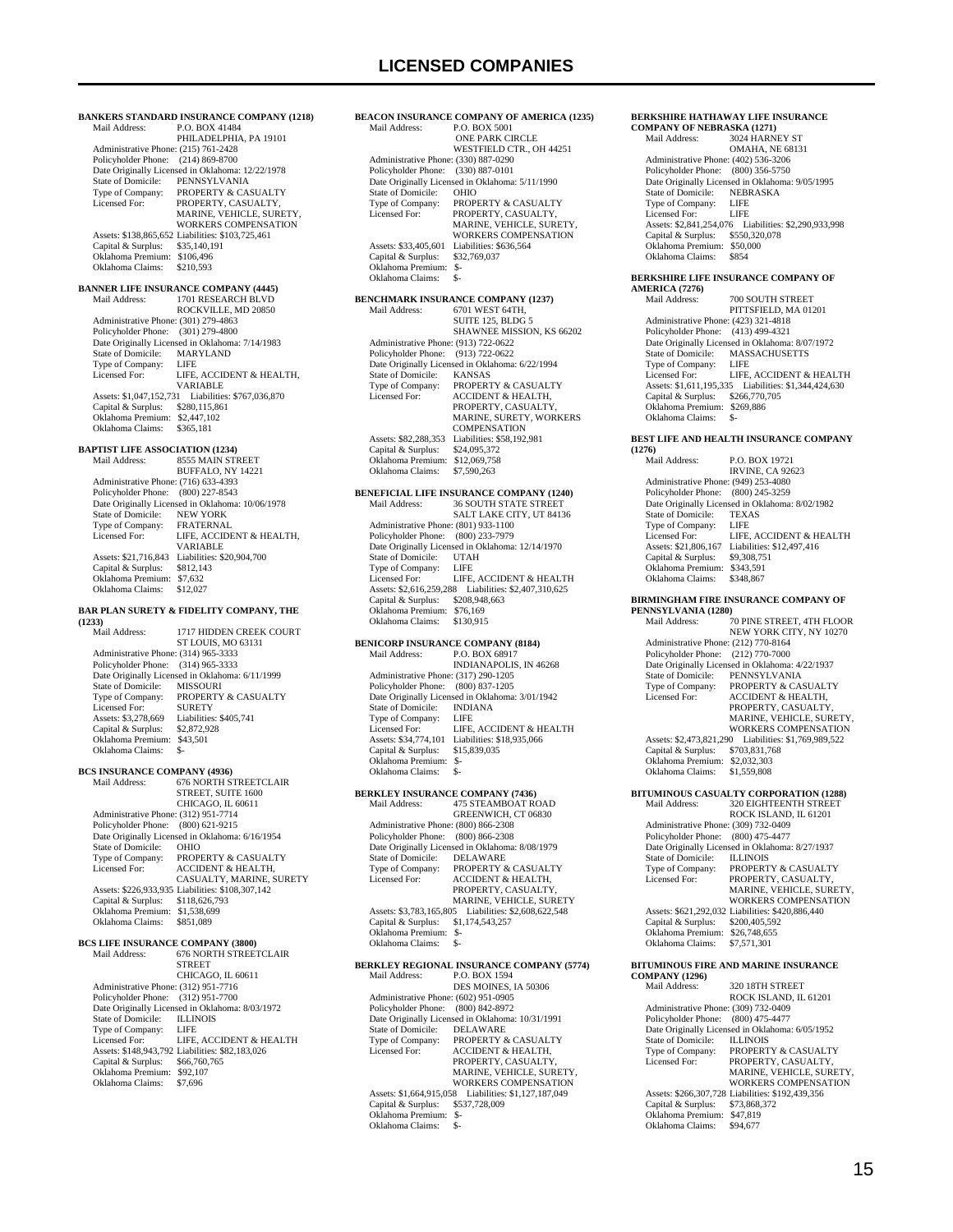# LICENSED COMPANIES

**BANKERS STANDARD INSURANCE COMPANY (1218)**
Mail Address: P.O. BOX 41484
PHILADELPHIA, PA 19101
Administrative Phone: (215) 761-2428
Policyholder Phone: (214) 869-8700
Date Originally Licensed in Oklahoma: 12/22/1978
State of Domicile: PENNSYLVANIA
Type of Company: PROPERTY & CASUALTY
Licensed For: PROPERTY, CASUALTY, MARINE, VEHICLE, SURETY, WORKERS COMPENSATION
Assets: $138,865,652 Liabilities: $103,725,461
Capital & Surplus: $35,140,191
Oklahoma Premium: $106,496
Oklahoma Claims: $210,593

**BANNER LIFE INSURANCE COMPANY (4445)**
Mail Address: 1701 RESEARCH BLVD
ROCKVILLE, MD 20850
Administrative Phone: (301) 279-4863
Policyholder Phone: (301) 279-4800
Date Originally Licensed in Oklahoma: 7/14/1983
State of Domicile: MARYLAND
Type of Company: LIFE
Licensed For: LIFE, ACCIDENT & HEALTH, VARIABLE
Assets: $1,047,152,731 Liabilities: $767,036,870
Capital & Surplus: $280,115,861
Oklahoma Premium: $2,447,102
Oklahoma Claims: $365,181

**BAPTIST LIFE ASSOCIATION (1234)**
Mail Address: 8555 MAIN STREET
BUFFALO, NY 14221
Administrative Phone: (716) 633-4393
Policyholder Phone: (800) 227-8543
Date Originally Licensed in Oklahoma: 10/06/1978
State of Domicile: NEW YORK
Type of Company: FRATERNAL
Licensed For: LIFE, ACCIDENT & HEALTH, VARIABLE
Assets: $21,716,843 Liabilities: $20,904,700
Capital & Surplus: $812,143
Oklahoma Premium: $7,632
Oklahoma Claims: $12,027

**BAR PLAN SURETY & FIDELITY COMPANY, THE (1233)**
Mail Address: 1717 HIDDEN CREEK COURT
ST LOUIS, MO 63131
Administrative Phone: (314) 965-3333
Policyholder Phone: (314) 965-3333
Date Originally Licensed in Oklahoma: 6/11/1999
State of Domicile: MISSOURI
Type of Company: PROPERTY & CASUALTY
Licensed For: SURETY
Assets: $3,278,669 Liabilities: $405,741
Capital & Surplus: $2,872,928
Oklahoma Premium: $43,501
Oklahoma Claims: $-

**BCS INSURANCE COMPANY (4936)**
Mail Address: 676 NORTH STREETCLAIR STREET, SUITE 1600
CHICAGO, IL 60611
Administrative Phone: (312) 951-7714
Policyholder Phone: (800) 621-9215
Date Originally Licensed in Oklahoma: 6/16/1954
State of Domicile: OHIO
Type of Company: PROPERTY & CASUALTY
Licensed For: ACCIDENT & HEALTH, CASUALTY, MARINE, SURETY
Assets: $226,933,935 Liabilities: $108,307,142
Capital & Surplus: $118,626,793
Oklahoma Premium: $1,538,699
Oklahoma Claims: $851,089

**BCS LIFE INSURANCE COMPANY (3800)**
Mail Address: 676 NORTH STREETCLAIR STREET
CHICAGO, IL 60611
Administrative Phone: (312) 951-7716
Policyholder Phone: (312) 951-7700
Date Originally Licensed in Oklahoma: 8/03/1972
State of Domicile: ILLINOIS
Type of Company: LIFE
Licensed For: LIFE, ACCIDENT & HEALTH
Assets: $148,943,792 Liabilities: $82,183,026
Capital & Surplus: $66,760,765
Oklahoma Premium: $92,107
Oklahoma Claims: $7,696

**BEACON INSURANCE COMPANY OF AMERICA (1235)**
Mail Address: P.O. BOX 5001
ONE PARK CIRCLE
WESTFIELD CTR., OH 44251
Administrative Phone: (330) 887-0290
Policyholder Phone: (330) 887-0101
Date Originally Licensed in Oklahoma: 5/11/1990
State of Domicile: OHIO
Type of Company: PROPERTY & CASUALTY
Licensed For: PROPERTY, CASUALTY, MARINE, VEHICLE, SURETY, WORKERS COMPENSATION
Assets: $33,405,601 Liabilities: $636,564
Capital & Surplus: $32,769,037
Oklahoma Premium: $-
Oklahoma Claims: $-

**BENCHMARK INSURANCE COMPANY (1237)**
Mail Address: 6701 WEST 64TH, SUITE 125, BLDG 5
SHAWNEE MISSION, KS 66202
Administrative Phone: (913) 722-0622
Policyholder Phone: (913) 722-0622
Date Originally Licensed in Oklahoma: 6/22/1994
State of Domicile: KANSAS
Type of Company: PROPERTY & CASUALTY
Licensed For: ACCIDENT & HEALTH, PROPERTY, CASUALTY, MARINE, SURETY, WORKERS COMPENSATION
Assets: $82,288,353 Liabilities: $58,192,981
Capital & Surplus: $24,095,372
Oklahoma Premium: $12,069,758
Oklahoma Claims: $7,590,263

**BENEFICIAL LIFE INSURANCE COMPANY (1240)**
Mail Address: 36 SOUTH STATE STREET
SALT LAKE CITY, UT 84136
Administrative Phone: (801) 933-1100
Policyholder Phone: (800) 233-7979
Date Originally Licensed in Oklahoma: 12/14/1970
State of Domicile: UTAH
Type of Company: LIFE
Licensed For: LIFE, ACCIDENT & HEALTH
Assets: $2,616,259,288 Liabilities: $2,407,310,625
Capital & Surplus: $208,948,663
Oklahoma Premium: $76,169
Oklahoma Claims: $130,915

**BENICORP INSURANCE COMPANY (8184)**
Mail Address: P.O. BOX 68917
INDIANAPOLIS, IN 46268
Administrative Phone: (317) 290-1205
Policyholder Phone: (800) 837-1205
Date Originally Licensed in Oklahoma: 3/01/1942
State of Domicile: INDIANA
Type of Company: LIFE
Licensed For: LIFE, ACCIDENT & HEALTH
Assets: $34,774,101 Liabilities: $18,935,066
Capital & Surplus: $15,839,035
Oklahoma Premium: $-
Oklahoma Claims: $-

**BERKLEY INSURANCE COMPANY (7436)**
Mail Address: 475 STEAMBOAT ROAD
GREENWICH, CT 06830
Administrative Phone: (800) 866-2308
Policyholder Phone: (800) 866-2308
Date Originally Licensed in Oklahoma: 8/08/1979
State of Domicile: DELAWARE
Type of Company: PROPERTY & CASUALTY
Licensed For: ACCIDENT & HEALTH, PROPERTY, CASUALTY, MARINE, VEHICLE, SURETY
Assets: $3,783,165,805 Liabilities: $2,608,622,548
Capital & Surplus: $1,174,543,257
Oklahoma Premium: $-
Oklahoma Claims: $-

**BERKLEY REGIONAL INSURANCE COMPANY (5774)**
Mail Address: P.O. BOX 1594
DES MOINES, IA 50306
Administrative Phone: (602) 951-0905
Policyholder Phone: (800) 842-8972
Date Originally Licensed in Oklahoma: 10/31/1991
State of Domicile: DELAWARE
Type of Company: PROPERTY & CASUALTY
Licensed For: ACCIDENT & HEALTH, PROPERTY, CASUALTY, MARINE, VEHICLE, SURETY, WORKERS COMPENSATION
Assets: $1,664,915,058 Liabilities: $1,127,187,049
Capital & Surplus: $537,728,009
Oklahoma Premium: $-
Oklahoma Claims: $-

**BERKSHIRE HATHAWAY LIFE INSURANCE COMPANY OF NEBRASKA (1271)**
Mail Address: 3024 HARNEY ST
OMAHA, NE 68131
Administrative Phone: (402) 536-3206
Policyholder Phone: (800) 356-5750
Date Originally Licensed in Oklahoma: 9/05/1995
State of Domicile: NEBRASKA
Type of Company: LIFE
Licensed For: LIFE
Assets: $2,841,254,076 Liabilities: $2,290,933,998
Capital & Surplus: $550,320,078
Oklahoma Premium: $50,000
Oklahoma Claims: $854

**BERKSHIRE LIFE INSURANCE COMPANY OF AMERICA (7276)**
Mail Address: 700 SOUTH STREET
PITTSFIELD, MA 01201
Administrative Phone: (423) 321-4818
Policyholder Phone: (413) 499-4321
Date Originally Licensed in Oklahoma: 8/07/1972
State of Domicile: MASSACHUSETTS
Type of Company: LIFE
Licensed For: LIFE, ACCIDENT & HEALTH
Assets: $1,611,195,335 Liabilities: $1,344,424,630
Capital & Surplus: $266,770,705
Oklahoma Premium: $269,886
Oklahoma Claims: $-

**BEST LIFE AND HEALTH INSURANCE COMPANY (1276)**
Mail Address: P.O. BOX 19721
IRVINE, CA 92623
Administrative Phone: (949) 253-4080
Policyholder Phone: (800) 245-3259
Date Originally Licensed in Oklahoma: 8/02/1982
State of Domicile: TEXAS
Type of Company: LIFE
Licensed For: LIFE, ACCIDENT & HEALTH
Assets: $21,806,167 Liabilities: $12,497,416
Capital & Surplus: $9,308,751
Oklahoma Premium: $343,591
Oklahoma Claims: $348,867

**BIRMINGHAM FIRE INSURANCE COMPANY OF PENNSYLVANIA (1280)**
Mail Address: 70 PINE STREET, 4TH FLOOR
NEW YORK CITY, NY 10270
Administrative Phone: (212) 770-8164
Policyholder Phone: (212) 770-7000
Date Originally Licensed in Oklahoma: 4/22/1937
State of Domicile: PENNSYLVANIA
Type of Company: PROPERTY & CASUALTY
Licensed For: ACCIDENT & HEALTH, PROPERTY, CASUALTY, MARINE, VEHICLE, SURETY, WORKERS COMPENSATION
Assets: $2,473,821,290 Liabilities: $1,769,989,522
Capital & Surplus: $703,831,768
Oklahoma Premium: $2,032,303
Oklahoma Claims: $1,559,808

**BITUMINOUS CASUALTY CORPORATION (1288)**
Mail Address: 320 EIGHTEENTH STREET
ROCK ISLAND, IL 61201
Administrative Phone: (309) 732-0409
Policyholder Phone: (800) 475-4477
Date Originally Licensed in Oklahoma: 8/27/1937
State of Domicile: ILLINOIS
Type of Company: PROPERTY & CASUALTY
Licensed For: PROPERTY, CASUALTY, MARINE, VEHICLE, SURETY, WORKERS COMPENSATION
Assets: $621,292,032 Liabilities: $420,886,440
Capital & Surplus: $200,405,592
Oklahoma Premium: $26,748,655
Oklahoma Claims: $7,571,301

**BITUMINOUS FIRE AND MARINE INSURANCE COMPANY (1296)**
Mail Address: 320 18TH STREET
ROCK ISLAND, IL 61201
Administrative Phone: (309) 732-0409
Policyholder Phone: (800) 475-4477
Date Originally Licensed in Oklahoma: 6/05/1952
State of Domicile: ILLINOIS
Type of Company: PROPERTY & CASUALTY
Licensed For: PROPERTY, CASUALTY, MARINE, VEHICLE, SURETY, WORKERS COMPENSATION
Assets: $266,307,728 Liabilities: $192,439,356
Capital & Surplus: $73,868,372
Oklahoma Premium: $47,819
Oklahoma Claims: $94,677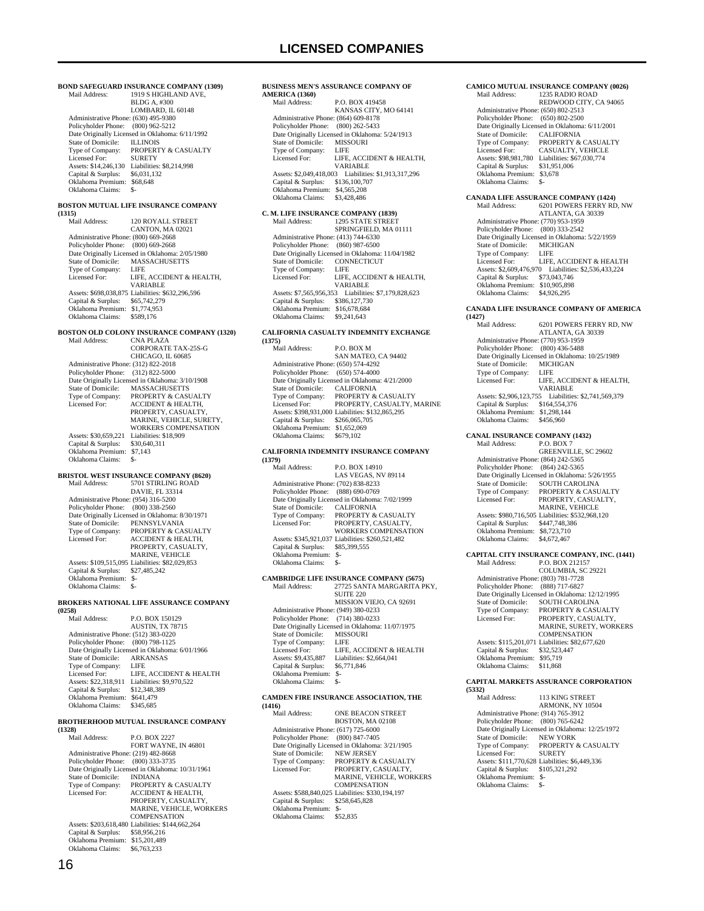# LICENSED COMPANIES

**BOND SAFEGUARD INSURANCE COMPANY (1309)**

Mail Address: 1919 S HIGHLAND AVE, BLDG A, #300, LOMBARD, IL 60148
Administrative Phone: (630) 495-9380
Policyholder Phone: (800) 962-5212
Date Originally Licensed in Oklahoma: 6/11/1992
State of Domicile: ILLINOIS
Type of Company: PROPERTY & CASUALTY
Licensed For: SURETY
Assets: $14,246,130 Liabilities: $8,214,998
Capital & Surplus: $6,031,132
Oklahoma Premium: $68,648
Oklahoma Claims: $-

**BOSTON MUTUAL LIFE INSURANCE COMPANY (1315)**

Mail Address: 120 ROYALL STREET, CANTON, MA 02021
Administrative Phone: (800) 669-2668
Policyholder Phone: (800) 669-2668
Date Originally Licensed in Oklahoma: 2/05/1980
State of Domicile: MASSACHUSETTS
Type of Company: LIFE
Licensed For: LIFE, ACCIDENT & HEALTH, VARIABLE
Assets: $698,038,875 Liabilities: $632,296,596
Capital & Surplus: $65,742,279
Oklahoma Premium: $1,774,953
Oklahoma Claims: $589,176

**BOSTON OLD COLONY INSURANCE COMPANY (1320)**

Mail Address: CNA PLAZA, CORPORATE TAX-25S-G, CHICAGO, IL 60685
Administrative Phone: (312) 822-2018
Policyholder Phone: (312) 822-5000
Date Originally Licensed in Oklahoma: 3/10/1908
State of Domicile: MASSACHUSETTS
Type of Company: PROPERTY & CASUALTY
Licensed For: ACCIDENT & HEALTH, PROPERTY, CASUALTY, MARINE, VEHICLE, SURETY, WORKERS COMPENSATION
Assets: $30,659,221 Liabilities: $18,909
Capital & Surplus: $30,640,311
Oklahoma Premium: $7,143
Oklahoma Claims: $-

**BRISTOL WEST INSURANCE COMPANY (8620)**

Mail Address: 5701 STIRLING ROAD, DAVIE, FL 33314
Administrative Phone: (954) 316-5200
Policyholder Phone: (800) 338-2560
Date Originally Licensed in Oklahoma: 8/30/1971
State of Domicile: PENNSYLVANIA
Type of Company: PROPERTY & CASUALTY
Licensed For: ACCIDENT & HEALTH, PROPERTY, CASUALTY, MARINE, VEHICLE
Assets: $109,515,095 Liabilities: $82,029,853
Capital & Surplus: $27,485,242
Oklahoma Premium: $-
Oklahoma Claims: $-

**BROKERS NATIONAL LIFE ASSURANCE COMPANY (0258)**

Mail Address: P.O. BOX 150129, AUSTIN, TX 78715
Administrative Phone: (512) 383-0220
Policyholder Phone: (800) 798-1125
Date Originally Licensed in Oklahoma: 6/01/1966
State of Domicile: ARKANSAS
Type of Company: LIFE
Licensed For: LIFE, ACCIDENT & HEALTH
Assets: $22,318,911 Liabilities: $9,970,522
Capital & Surplus: $12,348,389
Oklahoma Premium: $641,479
Oklahoma Claims: $345,685

**BROTHERHOOD MUTUAL INSURANCE COMPANY (1328)**

Mail Address: P.O. BOX 2227, FORT WAYNE, IN 46801
Administrative Phone: (219) 482-8668
Policyholder Phone: (800) 333-3735
Date Originally Licensed in Oklahoma: 10/31/1961
State of Domicile: INDIANA
Type of Company: PROPERTY & CASUALTY
Licensed For: ACCIDENT & HEALTH, PROPERTY, CASUALTY, MARINE, VEHICLE, WORKERS COMPENSATION
Assets: $203,618,480 Liabilities: $144,662,264
Capital & Surplus: $58,956,216
Oklahoma Premium: $15,201,489
Oklahoma Claims: $6,763,233

**BUSINESS MEN'S ASSURANCE COMPANY OF AMERICA (1360)**

Mail Address: P.O. BOX 419458, KANSAS CITY, MO 64141
Administrative Phone: (864) 609-8178
Policyholder Phone: (800) 262-5433
Date Originally Licensed in Oklahoma: 5/24/1913
State of Domicile: MISSOURI
Type of Company: LIFE
Licensed For: LIFE, ACCIDENT & HEALTH, VARIABLE
Assets: $2,049,418,003 Liabilities: $1,913,317,296
Capital & Surplus: $136,100,707
Oklahoma Premium: $4,565,208
Oklahoma Claims: $3,428,486

**C. M. LIFE INSURANCE COMPANY (1839)**

Mail Address: 1295 STATE STREET, SPRINGFIELD, MA 01111
Administrative Phone: (413) 744-6330
Policyholder Phone: (860) 987-6500
Date Originally Licensed in Oklahoma: 11/04/1982
State of Domicile: CONNECTICUT
Type of Company: LIFE
Licensed For: LIFE, ACCIDENT & HEALTH, VARIABLE
Assets: $7,565,956,353 Liabilities: $7,179,828,623
Capital & Surplus: $386,127,730
Oklahoma Premium: $16,678,684
Oklahoma Claims: $9,241,643

**CALIFORNIA CASUALTY INDEMNITY EXCHANGE (1375)**

Mail Address: P.O. BOX M, SAN MATEO, CA 94402
Administrative Phone: (650) 574-4292
Policyholder Phone: (650) 574-4000
Date Originally Licensed in Oklahoma: 4/21/2000
State of Domicile: CALIFORNIA
Type of Company: PROPERTY & CASUALTY
Licensed For: PROPERTY, CASUALTY, MARINE
Assets: $398,931,000 Liabilities: $132,865,295
Capital & Surplus: $266,065,705
Oklahoma Premium: $1,652,069
Oklahoma Claims: $679,102

**CALIFORNIA INDEMNITY INSURANCE COMPANY (1379)**

Mail Address: P.O. BOX 14910, LAS VEGAS, NV 89114
Administrative Phone: (702) 838-8233
Policyholder Phone: (888) 690-0769
Date Originally Licensed in Oklahoma: 7/02/1999
State of Domicile: CALIFORNIA
Type of Company: PROPERTY & CASUALTY
Licensed For: PROPERTY, CASUALTY, WORKERS COMPENSATION
Assets: $345,921,037 Liabilities: $260,521,482
Capital & Surplus: $85,399,555
Oklahoma Premium: $-
Oklahoma Claims: $-

**CAMBRIDGE LIFE INSURANCE COMPANY (5675)**

Mail Address: 27725 SANTA MARGARITA PKY, SUITE 220, MISSION VIEJO, CA 92691
Administrative Phone: (949) 380-0233
Policyholder Phone: (714) 380-0233
Date Originally Licensed in Oklahoma: 11/07/1975
State of Domicile: MISSOURI
Type of Company: LIFE
Licensed For: LIFE, ACCIDENT & HEALTH
Assets: $9,435,887 Liabilities: $2,664,041
Capital & Surplus: $6,771,846
Oklahoma Premium: $-
Oklahoma Claims: $-

**CAMDEN FIRE INSURANCE ASSOCIATION, THE (1416)**

Mail Address: ONE BEACON STREET, BOSTON, MA 02108
Administrative Phone: (617) 725-6000
Policyholder Phone: (800) 847-7405
Date Originally Licensed in Oklahoma: 3/21/1905
State of Domicile: NEW JERSEY
Type of Company: PROPERTY & CASUALTY
Licensed For: PROPERTY, CASUALTY, MARINE, VEHICLE, WORKERS COMPENSATION
Assets: $588,840,025 Liabilities: $330,194,197
Capital & Surplus: $258,645,828
Oklahoma Premium: $-
Oklahoma Claims: $52,835

**CAMICO MUTUAL INSURANCE COMPANY (0026)**

Mail Address: 1235 RADIO ROAD, REDWOOD CITY, CA 94065
Administrative Phone: (650) 802-2513
Policyholder Phone: (650) 802-2500
Date Originally Licensed in Oklahoma: 6/11/2001
State of Domicile: CALIFORNIA
Type of Company: PROPERTY & CASUALTY
Licensed For: CASUALTY, VEHICLE
Assets: $98,981,780 Liabilities: $67,030,774
Capital & Surplus: $31,951,006
Oklahoma Premium: $3,678
Oklahoma Claims: $-

**CANADA LIFE ASSURANCE COMPANY (1424)**

Mail Address: 6201 POWERS FERRY RD, NW, ATLANTA, GA 30339
Administrative Phone: (770) 953-1959
Policyholder Phone: (800) 333-2542
Date Originally Licensed in Oklahoma: 5/22/1959
State of Domicile: MICHIGAN
Type of Company: LIFE
Licensed For: LIFE, ACCIDENT & HEALTH
Assets: $2,609,476,970 Liabilities: $2,536,433,224
Capital & Surplus: $73,043,746
Oklahoma Premium: $10,905,898
Oklahoma Claims: $4,926,295

**CANADA LIFE INSURANCE COMPANY OF AMERICA (1427)**

Mail Address: 6201 POWERS FERRY RD, NW, ATLANTA, GA 30339
Administrative Phone: (770) 953-1959
Policyholder Phone: (800) 436-5488
Date Originally Licensed in Oklahoma: 10/25/1989
State of Domicile: MICHIGAN
Type of Company: LIFE
Licensed For: LIFE, ACCIDENT & HEALTH, VARIABLE
Assets: $2,906,123,755 Liabilities: $2,741,569,379
Capital & Surplus: $164,554,376
Oklahoma Premium: $1,298,144
Oklahoma Claims: $456,960

**CANAL INSURANCE COMPANY (1432)**

Mail Address: P.O. BOX 7, GREENVILLE, SC 29602
Administrative Phone: (864) 242-5365
Policyholder Phone: (864) 242-5365
Date Originally Licensed in Oklahoma: 5/26/1955
State of Domicile: SOUTH CAROLINA
Type of Company: PROPERTY & CASUALTY
Licensed For: PROPERTY, CASUALTY, MARINE, VEHICLE
Assets: $980,716,505 Liabilities: $532,968,120
Capital & Surplus: $447,748,386
Oklahoma Premium: $8,723,710
Oklahoma Claims: $4,672,467

**CAPITAL CITY INSURANCE COMPANY, INC. (1441)**

Mail Address: P.O. BOX 212157, COLUMBIA, SC 29221
Administrative Phone: (803) 781-7728
Policyholder Phone: (888) 717-6827
Date Originally Licensed in Oklahoma: 12/12/1995
State of Domicile: SOUTH CAROLINA
Type of Company: PROPERTY & CASUALTY
Licensed For: PROPERTY, CASUALTY, MARINE, SURETY, WORKERS COMPENSATION
Assets: $115,201,071 Liabilities: $82,677,620
Capital & Surplus: $32,523,447
Oklahoma Premium: $95,719
Oklahoma Claims: $11,868

**CAPITAL MARKETS ASSURANCE CORPORATION (5332)**

Mail Address: 113 KING STREET, ARMONK, NY 10504
Administrative Phone: (914) 765-3912
Policyholder Phone: (800) 765-6242
Date Originally Licensed in Oklahoma: 12/25/1972
State of Domicile: NEW YORK
Type of Company: PROPERTY & CASUALTY
Licensed For: SURETY
Assets: $111,770,628 Liabilities: $6,449,336
Capital & Surplus: $105,321,292
Oklahoma Premium: $-
Oklahoma Claims: $-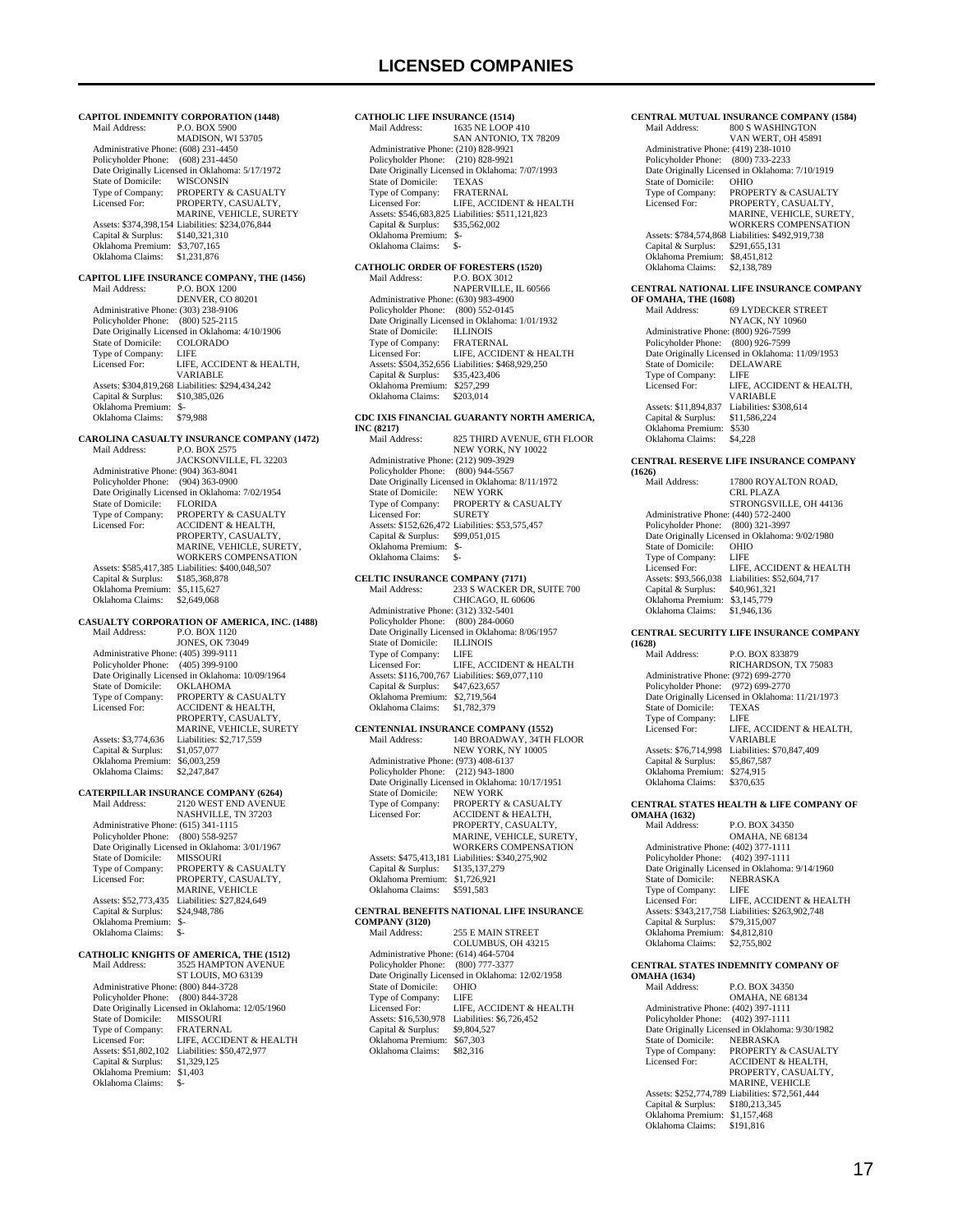# LICENSED COMPANIES

**CAPITOL INDEMNITY CORPORATION (1448)**
Mail Address: P.O. BOX 5900
MADISON, WI 53705
Administrative Phone: (608) 231-4450
Policyholder Phone: (608) 231-4450
Date Originally Licensed in Oklahoma: 5/17/1972
State of Domicile: WISCONSIN
Type of Company: PROPERTY & CASUALTY
Licensed For: PROPERTY, CASUALTY, MARINE, VEHICLE, SURETY
Assets: $374,398,154 Liabilities: $234,076,844
Capital & Surplus: $140,321,310
Oklahoma Premium: $3,707,165
Oklahoma Claims: $1,231,876

**CAPITOL LIFE INSURANCE COMPANY, THE (1456)**
Mail Address: P.O. BOX 1200
DENVER, CO 80201
Administrative Phone: (303) 238-9106
Policyholder Phone: (800) 525-2115
Date Originally Licensed in Oklahoma: 4/10/1906
State of Domicile: COLORADO
Type of Company: LIFE
Licensed For: LIFE, ACCIDENT & HEALTH, VARIABLE
Assets: $304,819,268 Liabilities: $294,434,242
Capital & Surplus: $10,385,026
Oklahoma Premium: $-
Oklahoma Claims: $79,988

**CAROLINA CASUALTY INSURANCE COMPANY (1472)**
Mail Address: P.O. BOX 2575
JACKSONVILLE, FL 32203
Administrative Phone: (904) 363-8041
Policyholder Phone: (904) 363-0900
Date Originally Licensed in Oklahoma: 7/02/1954
State of Domicile: FLORIDA
Type of Company: PROPERTY & CASUALTY
Licensed For: ACCIDENT & HEALTH, PROPERTY, CASUALTY, MARINE, VEHICLE, SURETY, WORKERS COMPENSATION
Assets: $585,417,385 Liabilities: $400,048,507
Capital & Surplus: $185,368,878
Oklahoma Premium: $5,115,627
Oklahoma Claims: $2,649,068

**CASUALTY CORPORATION OF AMERICA, INC. (1488)**
Mail Address: P.O. BOX 1120
JONES, OK 73049
Administrative Phone: (405) 399-9111
Policyholder Phone: (405) 399-9100
Date Originally Licensed in Oklahoma: 10/09/1964
State of Domicile: OKLAHOMA
Type of Company: PROPERTY & CASUALTY
Licensed For: ACCIDENT & HEALTH, PROPERTY, CASUALTY, MARINE, VEHICLE, SURETY
Assets: $3,774,636 Liabilities: $2,717,559
Capital & Surplus: $1,057,077
Oklahoma Premium: $6,003,259
Oklahoma Claims: $2,247,847

**CATERPILLAR INSURANCE COMPANY (6264)**
Mail Address: 2120 WEST END AVENUE
NASHVILLE, TN 37203
Administrative Phone: (615) 341-1115
Policyholder Phone: (800) 558-9257
Date Originally Licensed in Oklahoma: 3/01/1967
State of Domicile: MISSOURI
Type of Company: PROPERTY & CASUALTY
Licensed For: PROPERTY, CASUALTY, MARINE, VEHICLE
Assets: $52,773,435 Liabilities: $27,824,649
Capital & Surplus: $24,948,786
Oklahoma Premium: $-
Oklahoma Claims: $-

**CATHOLIC KNIGHTS OF AMERICA, THE (1512)**
Mail Address: 3525 HAMPTON AVENUE
ST LOUIS, MO 63139
Administrative Phone: (800) 844-3728
Policyholder Phone: (800) 844-3728
Date Originally Licensed in Oklahoma: 12/05/1960
State of Domicile: MISSOURI
Type of Company: FRATERNAL
Licensed For: LIFE, ACCIDENT & HEALTH
Assets: $51,802,102 Liabilities: $50,472,977
Capital & Surplus: $1,329,125
Oklahoma Premium: $1,403
Oklahoma Claims: $-

**CATHOLIC LIFE INSURANCE (1514)**
Mail Address: 1635 NE LOOP 410
SAN ANTONIO, TX 78209
Administrative Phone: (210) 828-9921
Policyholder Phone: (210) 828-9921
Date Originally Licensed in Oklahoma: 7/07/1993
State of Domicile: TEXAS
Type of Company: FRATERNAL
Licensed For: LIFE, ACCIDENT & HEALTH
Assets: $546,683,825 Liabilities: $511,121,823
Capital & Surplus: $35,562,002
Oklahoma Premium: $-
Oklahoma Claims: $-

**CATHOLIC ORDER OF FORESTERS (1520)**
Mail Address: P.O. BOX 3012
NAPERVILLE, IL 60566
Administrative Phone: (630) 983-4900
Policyholder Phone: (800) 552-0145
Date Originally Licensed in Oklahoma: 1/01/1932
State of Domicile: ILLINOIS
Type of Company: FRATERNAL
Licensed For: LIFE, ACCIDENT & HEALTH
Assets: $504,352,656 Liabilities: $468,929,250
Capital & Surplus: $35,423,406
Oklahoma Premium: $257,299
Oklahoma Claims: $203,014

**CDC IXIS FINANCIAL GUARANTY NORTH AMERICA, INC (8217)**
Mail Address: 825 THIRD AVENUE, 6TH FLOOR
NEW YORK, NY 10022
Administrative Phone: (212) 909-3929
Policyholder Phone: (800) 944-5567
Date Originally Licensed in Oklahoma: 8/11/1972
State of Domicile: NEW YORK
Type of Company: PROPERTY & CASUALTY
Licensed For: SURETY
Assets: $152,626,472 Liabilities: $53,575,457
Capital & Surplus: $99,051,015
Oklahoma Premium: $-
Oklahoma Claims: $-

**CELTIC INSURANCE COMPANY (7171)**
Mail Address: 233 S WACKER DR, SUITE 700
CHICAGO, IL 60606
Administrative Phone: (312) 332-5401
Policyholder Phone: (800) 284-0060
Date Originally Licensed in Oklahoma: 8/06/1957
State of Domicile: ILLINOIS
Type of Company: LIFE
Licensed For: LIFE, ACCIDENT & HEALTH
Assets: $116,700,767 Liabilities: $69,077,110
Capital & Surplus: $47,623,657
Oklahoma Premium: $2,719,564
Oklahoma Claims: $1,782,379

**CENTENNIAL INSURANCE COMPANY (1552)**
Mail Address: 140 BROADWAY, 34TH FLOOR
NEW YORK, NY 10005
Administrative Phone: (973) 408-6137
Policyholder Phone: (212) 943-1800
Date Originally Licensed in Oklahoma: 10/17/1951
State of Domicile: NEW YORK
Type of Company: PROPERTY & CASUALTY
Licensed For: ACCIDENT & HEALTH, PROPERTY, CASUALTY, MARINE, VEHICLE, SURETY, WORKERS COMPENSATION
Assets: $475,413,181 Liabilities: $340,275,902
Capital & Surplus: $135,137,279
Oklahoma Premium: $1,726,921
Oklahoma Claims: $591,583

**CENTRAL BENEFITS NATIONAL LIFE INSURANCE COMPANY (3120)**
Mail Address: 255 E MAIN STREET
COLUMBUS, OH 43215
Administrative Phone: (614) 464-5704
Policyholder Phone: (800) 777-3377
Date Originally Licensed in Oklahoma: 12/02/1958
State of Domicile: OHIO
Type of Company: LIFE
Licensed For: LIFE, ACCIDENT & HEALTH
Assets: $16,530,978 Liabilities: $6,726,452
Capital & Surplus: $9,804,527
Oklahoma Premium: $67,303
Oklahoma Claims: $82,316

**CENTRAL MUTUAL INSURANCE COMPANY (1584)**
Mail Address: 800 S WASHINGTON
VAN WERT, OH 45891
Administrative Phone: (419) 238-1010
Policyholder Phone: (800) 733-2233
Date Originally Licensed in Oklahoma: 7/10/1919
State of Domicile: OHIO
Type of Company: PROPERTY & CASUALTY
Licensed For: PROPERTY, CASUALTY, MARINE, VEHICLE, SURETY, WORKERS COMPENSATION
Assets: $784,574,868 Liabilities: $492,919,738
Capital & Surplus: $291,655,131
Oklahoma Premium: $8,451,812
Oklahoma Claims: $2,138,789

**CENTRAL NATIONAL LIFE INSURANCE COMPANY OF OMAHA, THE (1608)**
Mail Address: 69 LYDECKER STREET
NYACK, NY 10960
Administrative Phone: (800) 926-7599
Policyholder Phone: (800) 926-7599
Date Originally Licensed in Oklahoma: 11/09/1953
State of Domicile: DELAWARE
Type of Company: LIFE
Licensed For: LIFE, ACCIDENT & HEALTH, VARIABLE
Assets: $11,894,837 Liabilities: $308,614
Capital & Surplus: $11,586,224
Oklahoma Premium: $530
Oklahoma Claims: $4,228

**CENTRAL RESERVE LIFE INSURANCE COMPANY (1626)**
Mail Address: 17800 ROYALTON ROAD, CRL PLAZA
STRONGSVILLE, OH 44136
Administrative Phone: (440) 572-2400
Policyholder Phone: (800) 321-3997
Date Originally Licensed in Oklahoma: 9/02/1980
State of Domicile: OHIO
Type of Company: LIFE
Licensed For: LIFE, ACCIDENT & HEALTH
Assets: $93,566,038 Liabilities: $52,604,717
Capital & Surplus: $40,961,321
Oklahoma Premium: $3,145,779
Oklahoma Claims: $1,946,136

**CENTRAL SECURITY LIFE INSURANCE COMPANY (1628)**
Mail Address: P.O. BOX 833879
RICHARDSON, TX 75083
Administrative Phone: (972) 699-2770
Policyholder Phone: (972) 699-2770
Date Originally Licensed in Oklahoma: 11/21/1973
State of Domicile: TEXAS
Type of Company: LIFE
Licensed For: LIFE, ACCIDENT & HEALTH, VARIABLE
Assets: $76,714,998 Liabilities: $70,847,409
Capital & Surplus: $5,867,587
Oklahoma Premium: $274,915
Oklahoma Claims: $370,635

**CENTRAL STATES HEALTH & LIFE COMPANY OF OMAHA (1632)**
Mail Address: P.O. BOX 34350
OMAHA, NE 68134
Administrative Phone: (402) 377-1111
Policyholder Phone: (402) 397-1111
Date Originally Licensed in Oklahoma: 9/14/1960
State of Domicile: NEBRASKA
Type of Company: LIFE
Licensed For: LIFE, ACCIDENT & HEALTH
Assets: $343,217,758 Liabilities: $263,902,748
Capital & Surplus: $79,315,007
Oklahoma Premium: $4,812,810
Oklahoma Claims: $2,755,802

**CENTRAL STATES INDEMNITY COMPANY OF OMAHA (1634)**
Mail Address: P.O. BOX 34350
OMAHA, NE 68134
Administrative Phone: (402) 397-1111
Policyholder Phone: (402) 397-1111
Date Originally Licensed in Oklahoma: 9/30/1982
State of Domicile: NEBRASKA
Type of Company: PROPERTY & CASUALTY
Licensed For: ACCIDENT & HEALTH, PROPERTY, CASUALTY, MARINE, VEHICLE
Assets: $252,774,789 Liabilities: $72,561,444
Capital & Surplus: $180,213,345
Oklahoma Premium: $1,157,468
Oklahoma Claims: $191,816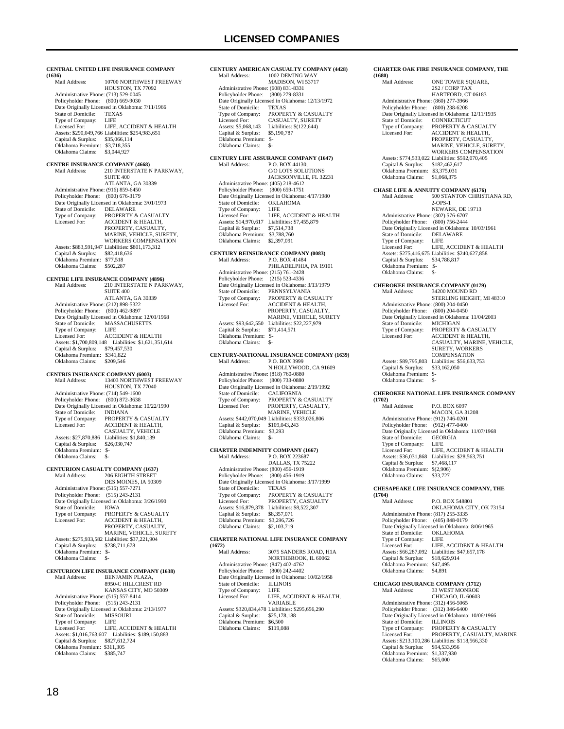# LICENSED COMPANIES

**CENTRAL UNITED LIFE INSURANCE COMPANY (1636)**
Mail Address: 10700 NORTHWEST FREEWAY
HOUSTON, TX 77092
Administrative Phone: (713) 529-0045
Policyholder Phone: (800) 669-9030
Date Originally Licensed in Oklahoma: 7/11/1966
State of Domicile: TEXAS
Type of Company: LIFE
Licensed For: LIFE, ACCIDENT & HEALTH
Assets: $290,049,766 Liabilities: $254,983,651
Capital & Surplus: $35,066,114
Oklahoma Premium: $3,718,355
Oklahoma Claims: $3,044,927

**CENTRE INSURANCE COMPANY (4668)**
Mail Address: 210 INTERSTATE N PARKWAY,
SUITE 400
ATLANTA, GA 30339
Administrative Phone: (916) 859-6450
Policyholder Phone: (800) 676-3179
Date Originally Licensed in Oklahoma: 3/01/1973
State of Domicile: DELAWARE
Type of Company: PROPERTY & CASUALTY
Licensed For: ACCIDENT & HEALTH,
PROPERTY, CASUALTY,
MARINE, VEHICLE, SURETY,
WORKERS COMPENSATION
Assets: $883,591,947 Liabilities: $801,173,312
Capital & Surplus: $82,418,636
Oklahoma Premium: $77,518
Oklahoma Claims: $502,287

**CENTRE LIFE INSURANCE COMPANY (4896)**
Mail Address: 210 INTERSTATE N PARKWAY,
SUITE 400
ATLANTA, GA 30339
Administrative Phone: (212) 898-5322
Policyholder Phone: (800) 462-9897
Date Originally Licensed in Oklahoma: 12/01/1968
State of Domicile: MASSACHUSETTS
Type of Company: LIFE
Licensed For: ACCIDENT & HEALTH
Assets: $1,700,809,148 Liabilities: $1,621,351,614
Capital & Surplus: $79,457,530
Oklahoma Premium: $341,822
Oklahoma Claims: $209,546

**CENTRIS INSURANCE COMPANY (6003)**
Mail Address: 13403 NORTHWEST FREEWAY
HOUSTON, TX 77040
Administrative Phone: (714) 549-1600
Policyholder Phone: (800) 872-3638
Date Originally Licensed in Oklahoma: 10/22/1990
State of Domicile: INDIANA
Type of Company: PROPERTY & CASUALTY
Licensed For: ACCIDENT & HEALTH,
CASUALTY, VEHICLE
Assets: $27,870,886 Liabilities: $1,840,139
Capital & Surplus: $26,030,747
Oklahoma Premium: $-
Oklahoma Claims: $-

**CENTURION CASUALTY COMPANY (1637)**
Mail Address: 206 EIGHTH STREET
DES MOINES, IA 50309
Administrative Phone: (515) 557-7271
Policyholder Phone: (515) 243-2131
Date Originally Licensed in Oklahoma: 3/26/1990
State of Domicile: IOWA
Type of Company: PROPERTY & CASUALTY
Licensed For: ACCIDENT & HEALTH,
PROPERTY, CASUALTY,
MARINE, VEHICLE, SURETY
Assets: $275,933,582 Liabilities: $37,221,904
Capital & Surplus: $238,711,678
Oklahoma Premium: $-
Oklahoma Claims: $-

**CENTURION LIFE INSURANCE COMPANY (1638)**
Mail Address: BENJAMIN PLAZA,
8950-C HILLCREST RD
KANSAS CITY, MO 50309
Administrative Phone: (515) 557-8414
Policyholder Phone: (515) 243-2131
Date Originally Licensed in Oklahoma: 2/13/1977
State of Domicile: MISSOURI
Type of Company: LIFE
Licensed For: LIFE, ACCIDENT & HEALTH
Assets: $1,016,763,607 Liabilities: $189,150,883
Capital & Surplus: $827,612,724
Oklahoma Premium: $311,305
Oklahoma Claims: $385,747

**CENTURY AMERICAN CASUALTY COMPANY (4428)**
Mail Address: 1002 DEMING WAY
MADISON, WI 53717
Administrative Phone: (608) 831-8331
Policyholder Phone: (800) 279-8331
Date Originally Licensed in Oklahoma: 12/13/1972
State of Domicile: TEXAS
Type of Company: PROPERTY & CASUALTY
Licensed For: CASUALTY, SURETY
Assets: $5,068,143 Liabilities: $(122,644)
Capital & Surplus: $5,190,787
Oklahoma Premium: $-
Oklahoma Claims: $-

**CENTURY LIFE ASSURANCE COMPANY (1647)**
Mail Address: P.O. BOX 44130,
C/O LOTS SOLUTIONS
JACKSONVILLE, FL 32231
Administrative Phone: (405) 218-4612
Policyholder Phone: (800) 659-1751
Date Originally Licensed in Oklahoma: 4/17/1980
State of Domicile: OKLAHOMA
Type of Company: LIFE
Licensed For: LIFE, ACCIDENT & HEALTH
Assets: $14,970,617 Liabilities: $7,455,879
Capital & Surplus: $7,514,738
Oklahoma Premium: $3,788,760
Oklahoma Claims: $2,397,091

**CENTURY REINSURANCE COMPANY (0083)**
Mail Address: P.O. BOX 41484
PHILADELPHIA, PA 19101
Administrative Phone: (215) 761-2428
Policyholder Phone: (215) 523-4336
Date Originally Licensed in Oklahoma: 3/13/1979
State of Domicile: PENNSYLVANIA
Type of Company: PROPERTY & CASUALTY
Licensed For: ACCIDENT & HEALTH,
PROPERTY, CASUALTY,
MARINE, VEHICLE, SURETY
Assets: $93,642,550 Liabilities: $22,227,979
Capital & Surplus: $71,414,571
Oklahoma Premium: $-
Oklahoma Claims: $-

**CENTURY-NATIONAL INSURANCE COMPANY (1639)**
Mail Address: P.O. BOX 3999
N HOLLYWOOD, CA 91609
Administrative Phone: (818) 760-0880
Policyholder Phone: (800) 733-0880
Date Originally Licensed in Oklahoma: 2/19/1992
State of Domicile: CALIFORNIA
Type of Company: PROPERTY & CASUALTY
Licensed For: PROPERTY, CASUALTY,
MARINE, VEHICLE
Assets: $442,070,049 Liabilities: $333,026,806
Capital & Surplus: $109,043,243
Oklahoma Premium: $3,293
Oklahoma Claims: $-

**CHARTER INDEMNITY COMPANY (1667)**
Mail Address: P.O. BOX 223687
DALLAS, TX 75222
Administrative Phone: (800) 456-1919
Policyholder Phone: (800) 456-1919
Date Originally Licensed in Oklahoma: 3/17/1999
State of Domicile: TEXAS
Type of Company: PROPERTY & CASUALTY
Licensed For: PROPERTY, CASUALTY
Assets: $16,879,378 Liabilities: $8,522,307
Capital & Surplus: $8,357,071
Oklahoma Premium: $3,296,726
Oklahoma Claims: $2,103,719

**CHARTER NATIONAL LIFE INSURANCE COMPANY (1672)**
Mail Address: 3075 SANDERS ROAD, H1A
NORTHBROOK, IL 60062
Administrative Phone: (847) 402-4762
Policyholder Phone: (800) 242-4402
Date Originally Licensed in Oklahoma: 10/02/1958
State of Domicile: ILLINOIS
Type of Company: LIFE
Licensed For: LIFE, ACCIDENT & HEALTH,
VARIABLE
Assets: $320,834,478 Liabilities: $295,656,290
Capital & Surplus: $25,178,188
Oklahoma Premium: $6,500
Oklahoma Claims: $119,088

**CHARTER OAK FIRE INSURANCE COMPANY, THE (1680)**
Mail Address: ONE TOWER SQUARE,
2S2 / CORP TAX
HARTFORD, CT 06183
Administrative Phone: (860) 277-3966
Policyholder Phone: (800) 238-6208
Date Originally Licensed in Oklahoma: 12/11/1935
State of Domicile: CONNECTICUT
Type of Company: PROPERTY & CASUALTY
Licensed For: ACCIDENT & HEALTH,
PROPERTY, CASUALTY,
MARINE, VEHICLE, SURETY,
WORKERS COMPENSATION
Assets: $774,533,022 Liabilities: $592,070,405
Capital & Surplus: $182,462,617
Oklahoma Premium: $3,375,031
Oklahoma Claims: $1,068,375

**CHASE LIFE & ANNUITY COMPANY (6176)**
Mail Address: 500 STANTON CHRISTIANA RD,
2-OPS-1
NEWARK, DE 19713
Administrative Phone: (302) 576-6707
Policyholder Phone: (800) 756-2444
Date Originally Licensed in Oklahoma: 10/03/1961
State of Domicile: DELAWARE
Type of Company: LIFE
Licensed For: LIFE, ACCIDENT & HEALTH
Assets: $275,416,675 Liabilities: $240,627,858
Capital & Surplus: $34,788,817
Oklahoma Premium: $-
Oklahoma Claims: $-

**CHEROKEE INSURANCE COMPANY (0179)**
Mail Address: 34200 MOUND RD
STERLING HEIGHT, MI 48310
Administrative Phone: (800) 204-0450
Policyholder Phone: (800) 204-0450
Date Originally Licensed in Oklahoma: 11/04/2003
State of Domicile: MICHIGAN
Type of Company: PROPERTY & CASUALTY
Licensed For: ACCIDENT & HEALTH,
CASUALTY, MARINE, VEHICLE,
SURETY, WORKERS
COMPENSATION
Assets: $89,795,803 Liabilities: $56,633,753
Capital & Surplus: $33,162,050
Oklahoma Premium: $-
Oklahoma Claims: $-

**CHEROKEE NATIONAL LIFE INSURANCE COMPANY (1702)**
Mail Address: P.O. BOX 6097
MACON, GA 31208
Administrative Phone: (912) 746-0201
Policyholder Phone: (912) 477-0400
Date Originally Licensed in Oklahoma: 11/07/1968
State of Domicile: GEORGIA
Type of Company: LIFE
Licensed For: LIFE, ACCIDENT & HEALTH
Assets: $36,031,868 Liabilities: $28,563,751
Capital & Surplus: $7,468,117
Oklahoma Premium: $(2,906)
Oklahoma Claims: $33,727

**CHESAPEAKE LIFE INSURANCE COMPANY, THE (1704)**
Mail Address: P.O. BOX 548801
OKLAHOMA CITY, OK 73154
Administrative Phone: (817) 255-3335
Policyholder Phone: (405) 848-0179
Date Originally Licensed in Oklahoma: 8/06/1965
State of Domicile: OKLAHOMA
Type of Company: LIFE
Licensed For: LIFE, ACCIDENT & HEALTH
Assets: $66,287,092 Liabilities: $47,657,178
Capital & Surplus: $18,629,914
Oklahoma Premium: $47,495
Oklahoma Claims: $4,891

**CHICAGO INSURANCE COMPANY (1712)**
Mail Address: 33 WEST MONROE
CHICAGO, IL 60603
Administrative Phone: (312) 456-5065
Policyholder Phone: (312) 346-6400
Date Originally Licensed in Oklahoma: 10/06/1966
State of Domicile: ILLINOIS
Type of Company: PROPERTY & CASUALTY
Licensed For: PROPERTY, CASUALTY, MARINE
Assets: $213,100,286 Liabilities: $118,566,330
Capital & Surplus: $94,533,956
Oklahoma Premium: $1,337,930
Oklahoma Claims: $65,000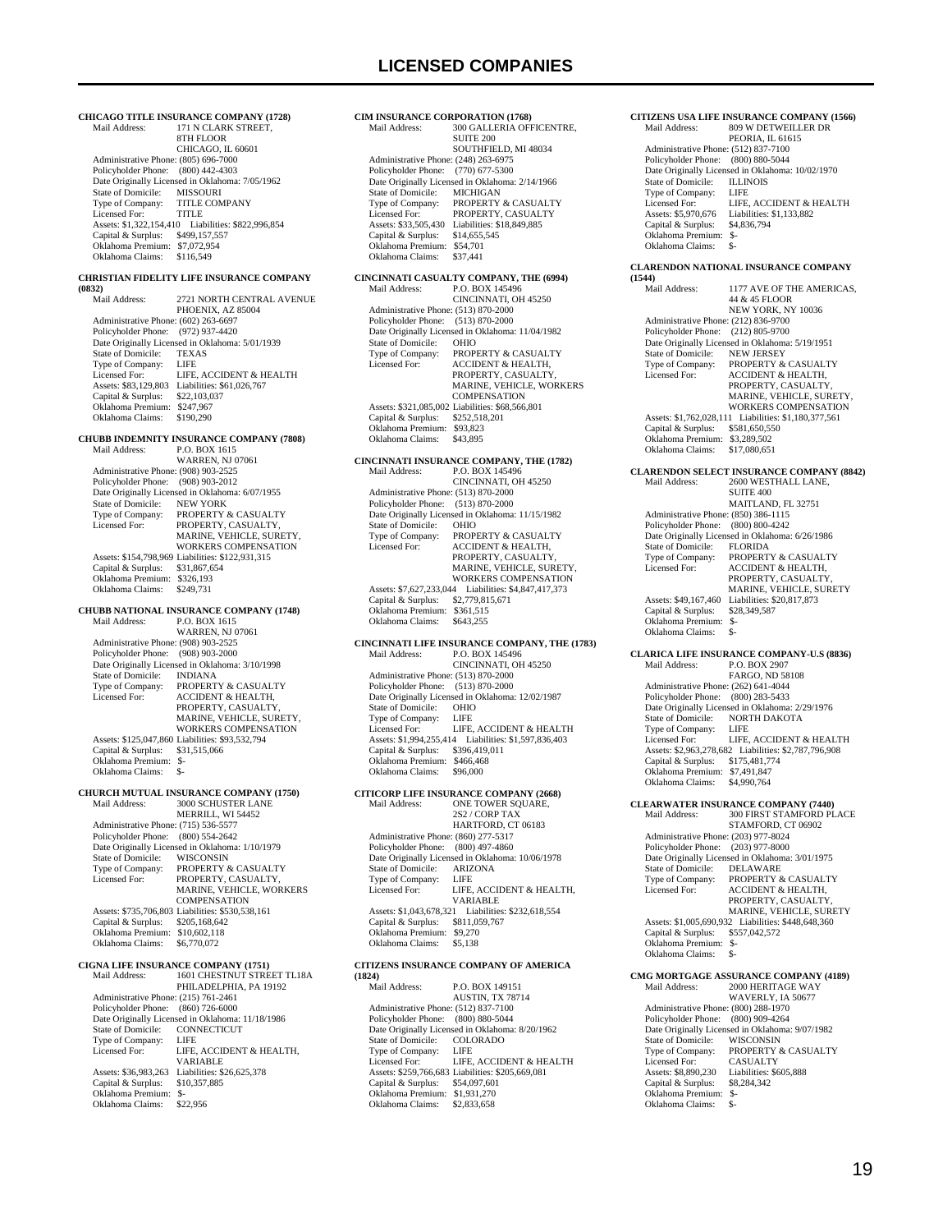# LICENSED COMPANIES

**CHICAGO TITLE INSURANCE COMPANY (1728)**

Mail Address: 171 N CLARK STREET, 8TH FLOOR, CHICAGO, IL 60601
Administrative Phone: (805) 696-7000
Policyholder Phone: (800) 442-4303
Date Originally Licensed in Oklahoma: 7/05/1962
State of Domicile: MISSOURI
Type of Company: TITLE COMPANY
Licensed For: TITLE
Assets: $1,322,154,410 Liabilities: $822,996,854
Capital & Surplus: $499,157,557
Oklahoma Premium: $7,072,954
Oklahoma Claims: $116,549

**CHRISTIAN FIDELITY LIFE INSURANCE COMPANY (0832)**

Mail Address: 2721 NORTH CENTRAL AVENUE, PHOENIX, AZ 85004
Administrative Phone: (602) 263-6697
Policyholder Phone: (972) 937-4420
Date Originally Licensed in Oklahoma: 5/01/1939
State of Domicile: TEXAS
Type of Company: LIFE
Licensed For: LIFE, ACCIDENT & HEALTH
Assets: $83,129,803 Liabilities: $61,026,767
Capital & Surplus: $22,103,037
Oklahoma Premium: $247,967
Oklahoma Claims: $190,290

**CHUBB INDEMNITY INSURANCE COMPANY (7808)**

Mail Address: P.O. BOX 1615, WARREN, NJ 07061
Administrative Phone: (908) 903-2525
Policyholder Phone: (908) 903-2012
Date Originally Licensed in Oklahoma: 6/07/1955
State of Domicile: NEW YORK
Type of Company: PROPERTY & CASUALTY
Licensed For: PROPERTY, CASUALTY, MARINE, VEHICLE, SURETY, WORKERS COMPENSATION
Assets: $154,798,969 Liabilities: $122,931,315
Capital & Surplus: $31,867,654
Oklahoma Premium: $326,193
Oklahoma Claims: $249,731

**CHUBB NATIONAL INSURANCE COMPANY (1748)**

Mail Address: P.O. BOX 1615, WARREN, NJ 07061
Administrative Phone: (908) 903-2525
Policyholder Phone: (908) 903-2000
Date Originally Licensed in Oklahoma: 3/10/1998
State of Domicile: INDIANA
Type of Company: PROPERTY & CASUALTY
Licensed For: ACCIDENT & HEALTH, PROPERTY, CASUALTY, MARINE, VEHICLE, SURETY, WORKERS COMPENSATION
Assets: $125,047,860 Liabilities: $93,532,794
Capital & Surplus: $31,515,066
Oklahoma Premium: $-
Oklahoma Claims: $-

**CHURCH MUTUAL INSURANCE COMPANY (1750)**

Mail Address: 3000 SCHUSTER LANE, MERRILL, WI 54452
Administrative Phone: (715) 536-5577
Policyholder Phone: (800) 554-2642
Date Originally Licensed in Oklahoma: 1/10/1979
State of Domicile: WISCONSIN
Type of Company: PROPERTY & CASUALTY
Licensed For: PROPERTY, CASUALTY, MARINE, VEHICLE, WORKERS COMPENSATION
Assets: $735,706,803 Liabilities: $530,538,161
Capital & Surplus: $205,168,642
Oklahoma Premium: $10,602,118
Oklahoma Claims: $6,770,072

**CIGNA LIFE INSURANCE COMPANY (1751)**

Mail Address: 1601 CHESTNUT STREET TL18A, PHILADELPHIA, PA 19192
Administrative Phone: (215) 761-2461
Policyholder Phone: (860) 726-6000
Date Originally Licensed in Oklahoma: 11/18/1986
State of Domicile: CONNECTICUT
Type of Company: LIFE
Licensed For: LIFE, ACCIDENT & HEALTH, VARIABLE
Assets: $36,983,263 Liabilities: $26,625,378
Capital & Surplus: $10,357,885
Oklahoma Premium: $-
Oklahoma Claims: $22,956

**CIM INSURANCE CORPORATION (1768)**

Mail Address: 300 GALLERIA OFFICENTRE, SUITE 200, SOUTHFIELD, MI 48034
Administrative Phone: (248) 263-6975
Policyholder Phone: (770) 677-5300
Date Originally Licensed in Oklahoma: 2/14/1966
State of Domicile: MICHIGAN
Type of Company: PROPERTY & CASUALTY
Licensed For: PROPERTY, CASUALTY
Assets: $33,505,430 Liabilities: $18,849,885
Capital & Surplus: $14,655,545
Oklahoma Premium: $54,701
Oklahoma Claims: $37,441

**CINCINNATI CASUALTY COMPANY, THE (6994)**

Mail Address: P.O. BOX 145496, CINCINNATI, OH 45250
Administrative Phone: (513) 870-2000
Policyholder Phone: (513) 870-2000
Date Originally Licensed in Oklahoma: 11/04/1982
State of Domicile: OHIO
Type of Company: PROPERTY & CASUALTY
Licensed For: ACCIDENT & HEALTH, PROPERTY, CASUALTY, MARINE, VEHICLE, WORKERS COMPENSATION
Assets: $321,085,002 Liabilities: $68,566,801
Capital & Surplus: $252,518,201
Oklahoma Premium: $93,823
Oklahoma Claims: $43,895

**CINCINNATI INSURANCE COMPANY, THE (1782)**

Mail Address: P.O. BOX 145496, CINCINNATI, OH 45250
Administrative Phone: (513) 870-2000
Policyholder Phone: (513) 870-2000
Date Originally Licensed in Oklahoma: 11/15/1982
State of Domicile: OHIO
Type of Company: PROPERTY & CASUALTY
Licensed For: ACCIDENT & HEALTH, PROPERTY, CASUALTY, MARINE, VEHICLE, SURETY, WORKERS COMPENSATION
Assets: $7,627,233,044 Liabilities: $4,847,417,373
Capital & Surplus: $2,779,815,671
Oklahoma Premium: $361,515
Oklahoma Claims: $643,255

**CINCINNATI LIFE INSURANCE COMPANY, THE (1783)**

Mail Address: P.O. BOX 145496, CINCINNATI, OH 45250
Administrative Phone: (513) 870-2000
Policyholder Phone: (513) 870-2000
Date Originally Licensed in Oklahoma: 12/02/1987
State of Domicile: OHIO
Type of Company: LIFE
Licensed For: LIFE, ACCIDENT & HEALTH
Assets: $1,994,255,414 Liabilities: $1,597,836,403
Capital & Surplus: $396,419,011
Oklahoma Premium: $466,468
Oklahoma Claims: $96,000

**CITICORP LIFE INSURANCE COMPANY (2668)**

Mail Address: ONE TOWER SQUARE, 2S2 / CORP TAX, HARTFORD, CT 06183
Administrative Phone: (860) 277-5317
Policyholder Phone: (800) 497-4860
Date Originally Licensed in Oklahoma: 10/06/1978
State of Domicile: ARIZONA
Type of Company: LIFE
Licensed For: LIFE, ACCIDENT & HEALTH, VARIABLE
Assets: $1,043,678,321 Liabilities: $232,618,554
Capital & Surplus: $811,059,767
Oklahoma Premium: $9,270
Oklahoma Claims: $5,138

**CITIZENS INSURANCE COMPANY OF AMERICA (1824)**

Mail Address: P.O. BOX 149151, AUSTIN, TX 78714
Administrative Phone: (512) 837-7100
Policyholder Phone: (800) 880-5044
Date Originally Licensed in Oklahoma: 8/20/1962
State of Domicile: COLORADO
Type of Company: LIFE
Licensed For: LIFE, ACCIDENT & HEALTH
Assets: $259,766,683 Liabilities: $205,669,081
Capital & Surplus: $54,097,601
Oklahoma Premium: $1,931,270
Oklahoma Claims: $2,833,658

**CITIZENS USA LIFE INSURANCE COMPANY (1566)**

Mail Address: 809 W DETWEILLER DR, PEORIA, IL 61615
Administrative Phone: (512) 837-7100
Policyholder Phone: (800) 880-5044
Date Originally Licensed in Oklahoma: 10/02/1970
State of Domicile: ILLINOIS
Type of Company: LIFE
Licensed For: LIFE, ACCIDENT & HEALTH
Assets: $5,970,676 Liabilities: $1,133,882
Capital & Surplus: $4,836,794
Oklahoma Premium: $-
Oklahoma Claims: $-

**CLARENDON NATIONAL INSURANCE COMPANY (1544)**

Mail Address: 1177 AVE OF THE AMERICAS, 44 & 45 FLOOR, NEW YORK, NY 10036
Administrative Phone: (212) 836-9700
Policyholder Phone: (212) 805-9700
Date Originally Licensed in Oklahoma: 5/19/1951
State of Domicile: NEW JERSEY
Type of Company: PROPERTY & CASUALTY
Licensed For: ACCIDENT & HEALTH, PROPERTY, CASUALTY, MARINE, VEHICLE, SURETY, WORKERS COMPENSATION
Assets: $1,762,028,111 Liabilities: $1,180,377,561
Capital & Surplus: $581,650,550
Oklahoma Premium: $3,289,502
Oklahoma Claims: $17,080,651

**CLARENDON SELECT INSURANCE COMPANY (8842)**

Mail Address: 2600 WESTHALL LANE, SUITE 400, MAITLAND, FL 32751
Administrative Phone: (850) 386-1115
Policyholder Phone: (800) 800-4242
Date Originally Licensed in Oklahoma: 6/26/1986
State of Domicile: FLORIDA
Type of Company: PROPERTY & CASUALTY
Licensed For: ACCIDENT & HEALTH, PROPERTY, CASUALTY, MARINE, VEHICLE, SURETY
Assets: $49,167,460 Liabilities: $20,817,873
Capital & Surplus: $28,349,587
Oklahoma Premium: $-
Oklahoma Claims: $-

**CLARICA LIFE INSURANCE COMPANY-U.S (8836)**

Mail Address: P.O. BOX 2907, FARGO, ND 58108
Administrative Phone: (262) 641-4044
Policyholder Phone: (800) 283-5433
Date Originally Licensed in Oklahoma: 2/29/1976
State of Domicile: NORTH DAKOTA
Type of Company: LIFE
Licensed For: LIFE, ACCIDENT & HEALTH
Assets: $2,963,278,682 Liabilities: $2,787,796,908
Capital & Surplus: $175,481,774
Oklahoma Premium: $7,491,847
Oklahoma Claims: $4,990,764

**CLEARWATER INSURANCE COMPANY (7440)**

Mail Address: 300 FIRST STAMFORD PLACE, STAMFORD, CT 06902
Administrative Phone: (203) 977-8024
Policyholder Phone: (203) 977-8000
Date Originally Licensed in Oklahoma: 3/01/1975
State of Domicile: DELAWARE
Type of Company: PROPERTY & CASUALTY
Licensed For: ACCIDENT & HEALTH, PROPERTY, CASUALTY, MARINE, VEHICLE, SURETY
Assets: $1,005,690,932 Liabilities: $448,648,360
Capital & Surplus: $557,042,572
Oklahoma Premium: $-
Oklahoma Claims: $-

**CMG MORTGAGE ASSURANCE COMPANY (4189)**

Mail Address: 2000 HERITAGE WAY, WAVERLY, IA 50677
Administrative Phone: (800) 288-1970
Policyholder Phone: (800) 909-4264
Date Originally Licensed in Oklahoma: 9/07/1982
State of Domicile: WISCONSIN
Type of Company: PROPERTY & CASUALTY
Licensed For: CASUALTY
Assets: $8,890,230 Liabilities: $605,888
Capital & Surplus: $8,284,342
Oklahoma Premium: $-
Oklahoma Claims: $-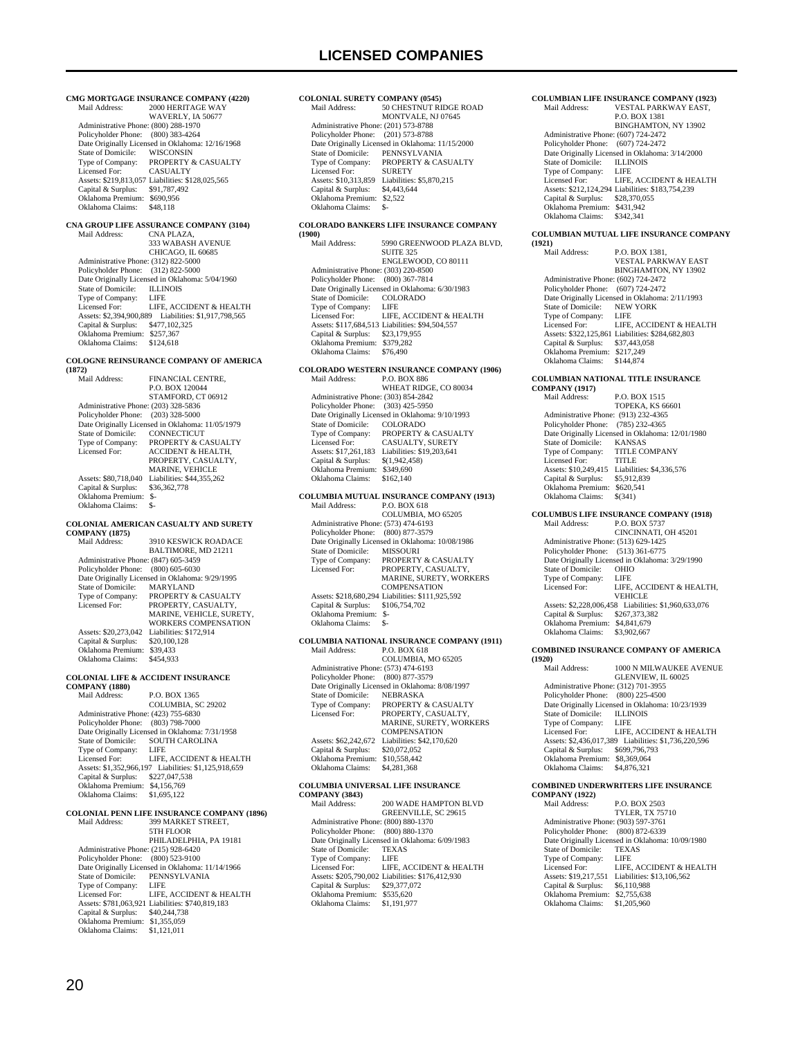# LICENSED COMPANIES

**CMG MORTGAGE INSURANCE COMPANY (4220)**
Mail Address: 2000 HERITAGE WAY
WAVERLY, IA 50677
Administrative Phone: (800) 288-1970
Policyholder Phone: (800) 383-4264
Date Originally Licensed in Oklahoma: 12/16/1968
State of Domicile: WISCONSIN
Type of Company: PROPERTY & CASUALTY
Licensed For: CASUALTY
Assets: $219,813,057 Liabilities: $128,025,565
Capital & Surplus: $91,787,492
Oklahoma Premium: $690,956
Oklahoma Claims: $48,118

**CNA GROUP LIFE ASSURANCE COMPANY (3104)**
Mail Address: CNA PLAZA,
333 WABASH AVENUE
CHICAGO, IL 60685
Administrative Phone: (312) 822-5000
Policyholder Phone: (312) 822-5000
Date Originally Licensed in Oklahoma: 5/04/1960
State of Domicile: ILLINOIS
Type of Company: LIFE
Licensed For: LIFE, ACCIDENT & HEALTH
Assets: $2,394,900,889 Liabilities: $1,917,798,565
Capital & Surplus: $477,102,325
Oklahoma Premium: $257,367
Oklahoma Claims: $124,618

**COLOGNE REINSURANCE COMPANY OF AMERICA (1872)**
Mail Address: FINANCIAL CENTRE,
P.O. BOX 120044
STAMFORD, CT 06912
Administrative Phone: (203) 328-5836
Policyholder Phone: (203) 328-5000
Date Originally Licensed in Oklahoma: 11/05/1979
State of Domicile: CONNECTICUT
Type of Company: PROPERTY & CASUALTY
Licensed For: ACCIDENT & HEALTH, PROPERTY, CASUALTY, MARINE, VEHICLE
Assets: $80,718,040 Liabilities: $44,355,262
Capital & Surplus: $36,362,778
Oklahoma Premium: $-
Oklahoma Claims: $-

**COLONIAL AMERICAN CASUALTY AND SURETY COMPANY (1875)**
Mail Address: 3910 KESWICK ROADACE
BALTIMORE, MD 21211
Administrative Phone: (847) 605-3459
Policyholder Phone: (800) 605-6030
Date Originally Licensed in Oklahoma: 9/29/1995
State of Domicile: MARYLAND
Type of Company: PROPERTY & CASUALTY
Licensed For: PROPERTY, CASUALTY, MARINE, VEHICLE, SURETY, WORKERS COMPENSATION
Assets: $20,273,042 Liabilities: $172,914
Capital & Surplus: $20,100,128
Oklahoma Premium: $39,433
Oklahoma Claims: $454,933

**COLONIAL LIFE & ACCIDENT INSURANCE COMPANY (1880)**
Mail Address: P.O. BOX 1365
COLUMBIA, SC 29202
Administrative Phone: (423) 755-6830
Policyholder Phone: (803) 798-7000
Date Originally Licensed in Oklahoma: 7/31/1958
State of Domicile: SOUTH CAROLINA
Type of Company: LIFE
Licensed For: LIFE, ACCIDENT & HEALTH
Assets: $1,352,966,197 Liabilities: $1,125,918,659
Capital & Surplus: $227,047,538
Oklahoma Premium: $4,156,769
Oklahoma Claims: $1,695,122

**COLONIAL PENN LIFE INSURANCE COMPANY (1896)**
Mail Address: 399 MARKET STREET,
5TH FLOOR
PHILADELPHIA, PA 19181
Administrative Phone: (215) 928-6420
Policyholder Phone: (800) 523-9100
Date Originally Licensed in Oklahoma: 11/14/1966
State of Domicile: PENNSYLVANIA
Type of Company: LIFE
Licensed For: LIFE, ACCIDENT & HEALTH
Assets: $781,063,921 Liabilities: $740,819,183
Capital & Surplus: $40,244,738
Oklahoma Premium: $1,355,059
Oklahoma Claims: $1,121,011

**COLONIAL SURETY COMPANY (0545)**
Mail Address: 50 CHESTNUT RIDGE ROAD
MONTVALE, NJ 07645
Administrative Phone: (201) 573-8788
Policyholder Phone: (201) 573-8788
Date Originally Licensed in Oklahoma: 11/15/2000
State of Domicile: PENNSYLVANIA
Type of Company: PROPERTY & CASUALTY
Licensed For: SURETY
Assets: $10,313,859 Liabilities: $5,870,215
Capital & Surplus: $4,443,644
Oklahoma Premium: $2,522
Oklahoma Claims: $-

**COLORADO BANKERS LIFE INSURANCE COMPANY (1900)**
Mail Address: 5990 GREENWOOD PLAZA BLVD,
SUITE 325
ENGLEWOOD, CO 80111
Administrative Phone: (303) 220-8500
Policyholder Phone: (800) 367-7814
Date Originally Licensed in Oklahoma: 6/30/1983
State of Domicile: COLORADO
Type of Company: LIFE
Licensed For: LIFE, ACCIDENT & HEALTH
Assets: $117,684,513 Liabilities: $94,504,557
Capital & Surplus: $23,179,955
Oklahoma Premium: $379,282
Oklahoma Claims: $76,490

**COLORADO WESTERN INSURANCE COMPANY (1906)**
Mail Address: P.O. BOX 886
WHEAT RIDGE, CO 80034
Administrative Phone: (303) 854-2842
Policyholder Phone: (303) 425-5950
Date Originally Licensed in Oklahoma: 9/10/1993
State of Domicile: COLORADO
Type of Company: PROPERTY & CASUALTY
Licensed For: CASUALTY, SURETY
Assets: $17,261,183 Liabilities: $19,203,641
Capital & Surplus: $(1,942,458)
Oklahoma Premium: $349,690
Oklahoma Claims: $162,140

**COLUMBIA MUTUAL INSURANCE COMPANY (1913)**
Mail Address: P.O. BOX 618
COLUMBIA, MO 65205
Administrative Phone: (573) 474-6193
Policyholder Phone: (800) 877-3579
Date Originally Licensed in Oklahoma: 10/08/1986
State of Domicile: MISSOURI
Type of Company: PROPERTY & CASUALTY
Licensed For: PROPERTY, CASUALTY, MARINE, SURETY, WORKERS COMPENSATION
Assets: $218,680,294 Liabilities: $111,925,592
Capital & Surplus: $106,754,702
Oklahoma Premium: $-
Oklahoma Claims: $-

**COLUMBIA NATIONAL INSURANCE COMPANY (1911)**
Mail Address: P.O. BOX 618
COLUMBIA, MO 65205
Administrative Phone: (573) 474-6193
Policyholder Phone: (800) 877-3579
Date Originally Licensed in Oklahoma: 8/08/1997
State of Domicile: NEBRASKA
Type of Company: PROPERTY & CASUALTY
Licensed For: PROPERTY, CASUALTY, MARINE, SURETY, WORKERS COMPENSATION
Assets: $62,242,672 Liabilities: $42,170,620
Capital & Surplus: $20,072,052
Oklahoma Premium: $10,558,442
Oklahoma Claims: $4,281,368

**COLUMBIA UNIVERSAL LIFE INSURANCE COMPANY (3843)**
Mail Address: 200 WADE HAMPTON BLVD
GREENVILLE, SC 29615
Administrative Phone: (800) 880-1370
Policyholder Phone: (800) 880-1370
Date Originally Licensed in Oklahoma: 6/09/1983
State of Domicile: TEXAS
Type of Company: LIFE
Licensed For: LIFE, ACCIDENT & HEALTH
Assets: $205,790,002 Liabilities: $176,412,930
Capital & Surplus: $29,377,072
Oklahoma Premium: $535,620
Oklahoma Claims: $1,191,977

**COLUMBIAN LIFE INSURANCE COMPANY (1923)**
Mail Address: VESTAL PARKWAY EAST,
P.O. BOX 1381
BINGHAMTON, NY 13902
Administrative Phone: (607) 724-2472
Policyholder Phone: (607) 724-2472
Date Originally Licensed in Oklahoma: 3/14/2000
State of Domicile: ILLINOIS
Type of Company: LIFE
Licensed For: LIFE, ACCIDENT & HEALTH
Assets: $212,124,294 Liabilities: $183,754,239
Capital & Surplus: $28,370,055
Oklahoma Premium: $431,942
Oklahoma Claims: $342,341

**COLUMBIAN MUTUAL LIFE INSURANCE COMPANY (1921)**
Mail Address: P.O. BOX 1381,
VESTAL PARKWAY EAST
BINGHAMTON, NY 13902
Administrative Phone: (602) 724-2472
Policyholder Phone: (607) 724-2472
Date Originally Licensed in Oklahoma: 2/11/1993
State of Domicile: NEW YORK
Type of Company: LIFE
Licensed For: LIFE, ACCIDENT & HEALTH
Assets: $322,125,861 Liabilities: $284,682,803
Capital & Surplus: $37,443,058
Oklahoma Premium: $217,249
Oklahoma Claims: $144,874

**COLUMBIAN NATIONAL TITLE INSURANCE COMPANY (1917)**
Mail Address: P.O. BOX 1515
TOPEKA, KS 66601
Administrative Phone: (913) 232-4365
Policyholder Phone: (785) 232-4365
Date Originally Licensed in Oklahoma: 12/01/1980
State of Domicile: KANSAS
Type of Company: TITLE COMPANY
Licensed For: TITLE
Assets: $10,249,415 Liabilities: $4,336,576
Capital & Surplus: $5,912,839
Oklahoma Premium: $620,541
Oklahoma Claims: $(341)

**COLUMBUS LIFE INSURANCE COMPANY (1918)**
Mail Address: P.O. BOX 5737
CINCINNATI, OH 45201
Administrative Phone: (513) 629-1425
Policyholder Phone: (513) 361-6775
Date Originally Licensed in Oklahoma: 3/29/1990
State of Domicile: OHIO
Type of Company: LIFE
Licensed For: LIFE, ACCIDENT & HEALTH, VEHICLE
Assets: $2,228,006,458 Liabilities: $1,960,633,076
Capital & Surplus: $267,373,382
Oklahoma Premium: $4,841,679
Oklahoma Claims: $3,902,667

**COMBINED INSURANCE COMPANY OF AMERICA (1920)**
Mail Address: 1000 N MILWAUKEE AVENUE
GLENVIEW, IL 60025
Administrative Phone: (312) 701-3955
Policyholder Phone: (800) 225-4500
Date Originally Licensed in Oklahoma: 10/23/1939
State of Domicile: ILLINOIS
Type of Company: LIFE
Licensed For: LIFE, ACCIDENT & HEALTH
Assets: $2,436,017,389 Liabilities: $1,736,220,596
Capital & Surplus: $699,796,793
Oklahoma Premium: $8,369,064
Oklahoma Claims: $4,876,321

**COMBINED UNDERWRITERS LIFE INSURANCE COMPANY (1922)**
Mail Address: P.O. BOX 2503
TYLER, TX 75710
Administrative Phone: (903) 597-3761
Policyholder Phone: (800) 872-6339
Date Originally Licensed in Oklahoma: 10/09/1980
State of Domicile: TEXAS
Type of Company: LIFE
Licensed For: LIFE, ACCIDENT & HEALTH
Assets: $19,217,551 Liabilities: $13,106,562
Capital & Surplus: $6,110,988
Oklahoma Premium: $2,755,638
Oklahoma Claims: $1,205,960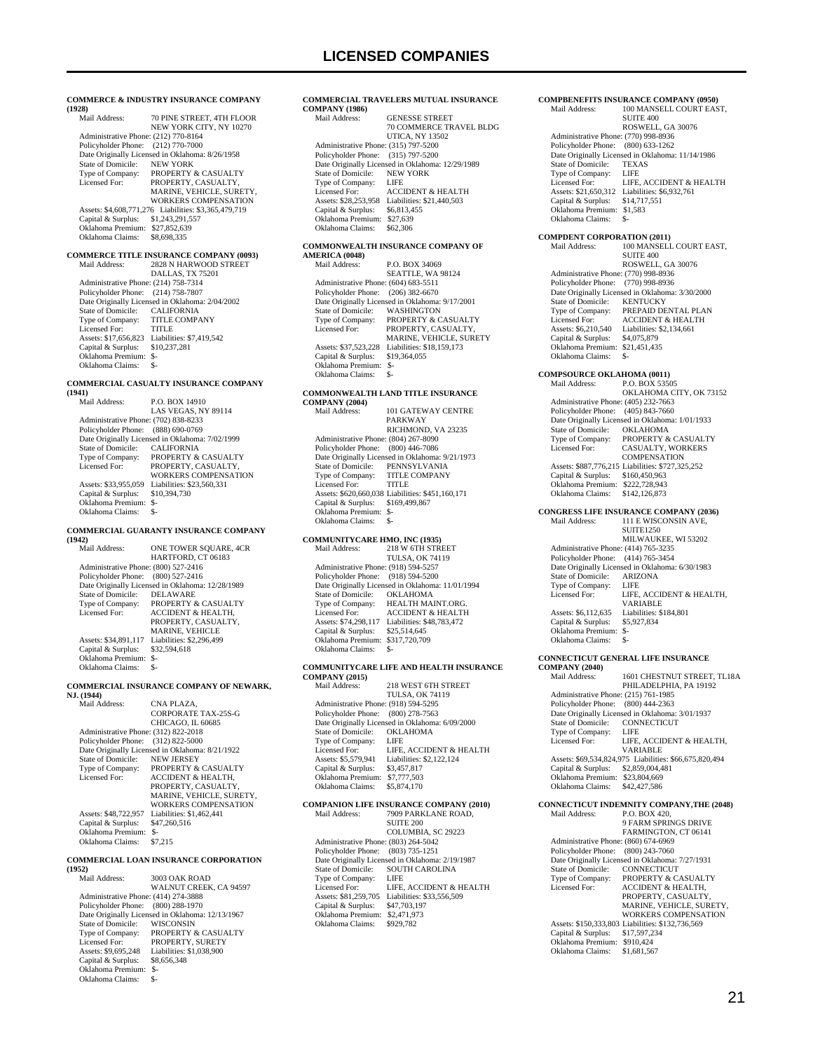# LICENSED COMPANIES

**COMMERCE & INDUSTRY INSURANCE COMPANY (1928)**

Mail Address: 70 PINE STREET, 4TH FLOOR
NEW YORK CITY, NY 10270
Administrative Phone: (212) 770-8164
Policyholder Phone: (212) 770-7000
Date Originally Licensed in Oklahoma: 8/26/1958
State of Domicile: NEW YORK
Type of Company: PROPERTY & CASUALTY
Licensed For: PROPERTY, CASUALTY, MARINE, VEHICLE, SURETY, WORKERS COMPENSATION
Assets: $4,608,771,276 Liabilities: $3,365,479,719
Capital & Surplus: $1,243,291,557
Oklahoma Premium: $27,852,639
Oklahoma Claims: $8,698,335

**COMMERCE TITLE INSURANCE COMPANY (0093)**

Mail Address: 2828 N HARWOOD STREET
DALLAS, TX 75201
Administrative Phone: (214) 758-7314
Policyholder Phone: (214) 758-7807
Date Originally Licensed in Oklahoma: 2/04/2002
State of Domicile: CALIFORNIA
Type of Company: TITLE COMPANY
Licensed For: TITLE
Assets: $17,656,823 Liabilities: $7,419,542
Capital & Surplus: $10,237,281
Oklahoma Premium: $-
Oklahoma Claims: $-

**COMMERCIAL CASUALTY INSURANCE COMPANY (1941)**

Mail Address: P.O. BOX 14910
LAS VEGAS, NY 89114
Administrative Phone: (702) 838-8233
Policyholder Phone: (888) 690-0769
Date Originally Licensed in Oklahoma: 7/02/1999
State of Domicile: CALIFORNIA
Type of Company: PROPERTY & CASUALTY
Licensed For: PROPERTY, CASUALTY, WORKERS COMPENSATION
Assets: $33,955,059 Liabilities: $23,560,331
Capital & Surplus: $10,394,730
Oklahoma Premium: $-
Oklahoma Claims: $-

**COMMERCIAL GUARANTY INSURANCE COMPANY (1942)**

Mail Address: ONE TOWER SQUARE, 4CR
HARTFORD, CT 06183
Administrative Phone: (800) 527-2416
Policyholder Phone: (800) 527-2416
Date Originally Licensed in Oklahoma: 12/28/1989
State of Domicile: DELAWARE
Type of Company: PROPERTY & CASUALTY
Licensed For: ACCIDENT & HEALTH, PROPERTY, CASUALTY, MARINE, VEHICLE
Assets: $34,891,117 Liabilities: $2,296,499
Capital & Surplus: $32,594,618
Oklahoma Premium: $-
Oklahoma Claims: $-

**COMMERCIAL INSURANCE COMPANY OF NEWARK, NJ. (1944)**

Mail Address: CNA PLAZA, CORPORATE TAX-25S-G
CHICAGO, IL 60685
Administrative Phone: (312) 822-2018
Policyholder Phone: (312) 822-5000
Date Originally Licensed in Oklahoma: 8/21/1922
State of Domicile: NEW JERSEY
Type of Company: PROPERTY & CASUALTY
Licensed For: ACCIDENT & HEALTH, PROPERTY, CASUALTY, MARINE, VEHICLE, SURETY, WORKERS COMPENSATION
Assets: $48,722,957 Liabilities: $1,462,441
Capital & Surplus: $47,260,516
Oklahoma Premium: $-
Oklahoma Claims: $7,215

**COMMERCIAL LOAN INSURANCE CORPORATION (1952)**

Mail Address: 3003 OAK ROAD
WALNUT CREEK, CA 94597
Administrative Phone: (414) 274-3888
Policyholder Phone: (800) 288-1970
Date Originally Licensed in Oklahoma: 12/13/1967
State of Domicile: WISCONSIN
Type of Company: PROPERTY & CASUALTY
Licensed For: PROPERTY, SURETY
Assets: $9,695,248 Liabilities: $1,038,900
Capital & Surplus: $8,656,348
Oklahoma Premium: $-
Oklahoma Claims: $-

**COMMERCIAL TRAVELERS MUTUAL INSURANCE COMPANY (1986)**

Mail Address: GENESSE STREET
70 COMMERCE TRAVEL BLDG
UTICA, NY 13502
Administrative Phone: (315) 797-5200
Policyholder Phone: (315) 797-5200
Date Originally Licensed in Oklahoma: 12/29/1989
State of Domicile: NEW YORK
Type of Company: LIFE
Licensed For: ACCIDENT & HEALTH
Assets: $28,253,958 Liabilities: $21,440,503
Capital & Surplus: $6,813,455
Oklahoma Premium: $27,639
Oklahoma Claims: $62,306

**COMMONWEALTH INSURANCE COMPANY OF AMERICA (0048)**

Mail Address: P.O. BOX 34069
SEATTLE, WA 98124
Administrative Phone: (604) 683-5511
Policyholder Phone: (206) 382-6670
Date Originally Licensed in Oklahoma: 9/17/2001
State of Domicile: WASHINGTON
Type of Company: PROPERTY & CASUALTY
Licensed For: PROPERTY, CASUALTY, MARINE, VEHICLE, SURETY
Assets: $37,523,228 Liabilities: $18,159,173
Capital & Surplus: $19,364,055
Oklahoma Premium: $-
Oklahoma Claims: $-

**COMMONWEALTH LAND TITLE INSURANCE COMPANY (2004)**

Mail Address: 101 GATEWAY CENTRE PARKWAY
RICHMOND, VA 23235
Administrative Phone: (804) 267-8090
Policyholder Phone: (800) 446-7086
Date Originally Licensed in Oklahoma: 9/21/1973
State of Domicile: PENNSYLVANIA
Type of Company: TITLE COMPANY
Licensed For: TITLE
Assets: $620,660,038 Liabilities: $451,160,171
Capital & Surplus: $169,499,867
Oklahoma Premium: $-
Oklahoma Claims: $-

**COMMUNITYCARE HMO, INC (1935)**

Mail Address: 218 W 6TH STREET
TULSA, OK 74119
Administrative Phone: (918) 594-5257
Policyholder Phone: (918) 594-5200
Date Originally Licensed in Oklahoma: 11/01/1994
State of Domicile: OKLAHOMA
Type of Company: HEALTH MAINT.ORG.
Licensed For: ACCIDENT & HEALTH
Assets: $74,298,117 Liabilities: $48,783,472
Capital & Surplus: $25,514,645
Oklahoma Premium: $317,720,709
Oklahoma Claims: $-

**COMMUNITYCARE LIFE AND HEALTH INSURANCE COMPANY (2015)**

Mail Address: 218 WEST 6TH STREET
TULSA, OK 74119
Administrative Phone: (918) 594-5295
Policyholder Phone: (800) 278-7563
Date Originally Licensed in Oklahoma: 6/09/2000
State of Domicile: OKLAHOMA
Type of Company: LIFE
Licensed For: LIFE, ACCIDENT & HEALTH
Assets: $5,579,941 Liabilities: $2,122,124
Capital & Surplus: $3,457,817
Oklahoma Premium: $7,777,503
Oklahoma Claims: $5,874,170

**COMPANION LIFE INSURANCE COMPANY (2010)**

Mail Address: 7909 PARKLANE ROAD, SUITE 200
COLUMBIA, SC 29223
Administrative Phone: (803) 264-5042
Policyholder Phone: (803) 735-1251
Date Originally Licensed in Oklahoma: 2/19/1987
State of Domicile: SOUTH CAROLINA
Type of Company: LIFE
Licensed For: LIFE, ACCIDENT & HEALTH
Assets: $81,259,705 Liabilities: $33,556,509
Capital & Surplus: $47,703,197
Oklahoma Premium: $2,471,973
Oklahoma Claims: $929,782

**COMPBENEFITS INSURANCE COMPANY (0950)**

Mail Address: 100 MANSELL COURT EAST, SUITE 400
ROSWELL, GA 30076
Administrative Phone: (770) 998-8936
Policyholder Phone: (800) 633-1262
Date Originally Licensed in Oklahoma: 11/14/1986
State of Domicile: TEXAS
Type of Company: LIFE
Licensed For: LIFE, ACCIDENT & HEALTH
Assets: $21,650,312 Liabilities: $6,932,761
Capital & Surplus: $14,717,551
Oklahoma Premium: $1,583
Oklahoma Claims: $-

**COMPDENT CORPORATION (2011)**

Mail Address: 100 MANSELL COURT EAST, SUITE 400
ROSWELL, GA 30076
Administrative Phone: (770) 998-8936
Policyholder Phone: (770) 998-8936
Date Originally Licensed in Oklahoma: 3/30/2000
State of Domicile: KENTUCKY
Type of Company: PREPAID DENTAL PLAN
Licensed For: ACCIDENT & HEALTH
Assets: $6,210,540 Liabilities: $2,134,661
Capital & Surplus: $4,075,879
Oklahoma Premium: $21,451,435
Oklahoma Claims: $-

**COMPSOURCE OKLAHOMA (0011)**

Mail Address: P.O. BOX 53505
OKLAHOMA CITY, OK 73152
Administrative Phone: (405) 232-7663
Policyholder Phone: (405) 843-7660
Date Originally Licensed in Oklahoma: 1/01/1933
State of Domicile: OKLAHOMA
Type of Company: PROPERTY & CASUALTY
Licensed For: CASUALTY, WORKERS COMPENSATION
Assets: $887,776,215 Liabilities: $727,325,252
Capital & Surplus: $160,450,963
Oklahoma Premium: $222,728,943
Oklahoma Claims: $142,126,873

**CONGRESS LIFE INSURANCE COMPANY (2036)**

Mail Address: 111 E WISCONSIN AVE, SUITE1250
MILWAUKEE, WI 53202
Administrative Phone: (414) 765-3235
Policyholder Phone: (414) 765-3454
Date Originally Licensed in Oklahoma: 6/30/1983
State of Domicile: ARIZONA
Type of Company: LIFE
Licensed For: LIFE, ACCIDENT & HEALTH, VARIABLE
Assets: $6,112,635 Liabilities: $184,801
Capital & Surplus: $5,927,834
Oklahoma Premium: $-
Oklahoma Claims: $-

**CONNECTICUT GENERAL LIFE INSURANCE COMPANY (2040)**

Mail Address: 1601 CHESTNUT STREET, TL18A
PHILADELPHIA, PA 19192
Administrative Phone: (215) 761-1985
Policyholder Phone: (800) 444-2363
Date Originally Licensed in Oklahoma: 3/01/1937
State of Domicile: CONNECTICUT
Type of Company: LIFE
Licensed For: LIFE, ACCIDENT & HEALTH, VARIABLE
Assets: $69,534,824,975 Liabilities: $66,675,820,494
Capital & Surplus: $2,859,004,481
Oklahoma Premium: $23,804,669
Oklahoma Claims: $42,427,586

**CONNECTICUT INDEMNITY COMPANY,THE (2048)**

Mail Address: P.O. BOX 420, 9 FARM SPRINGS DRIVE
FARMINGTON, CT 06141
Administrative Phone: (860) 674-6969
Policyholder Phone: (800) 243-7060
Date Originally Licensed in Oklahoma: 7/27/1931
State of Domicile: CONNECTICUT
Type of Company: PROPERTY & CASUALTY
Licensed For: ACCIDENT & HEALTH, PROPERTY, CASUALTY, MARINE, VEHICLE, SURETY, WORKERS COMPENSATION
Assets: $150,333,803 Liabilities: $132,736,569
Capital & Surplus: $17,597,234
Oklahoma Premium: $910,424
Oklahoma Claims: $1,681,567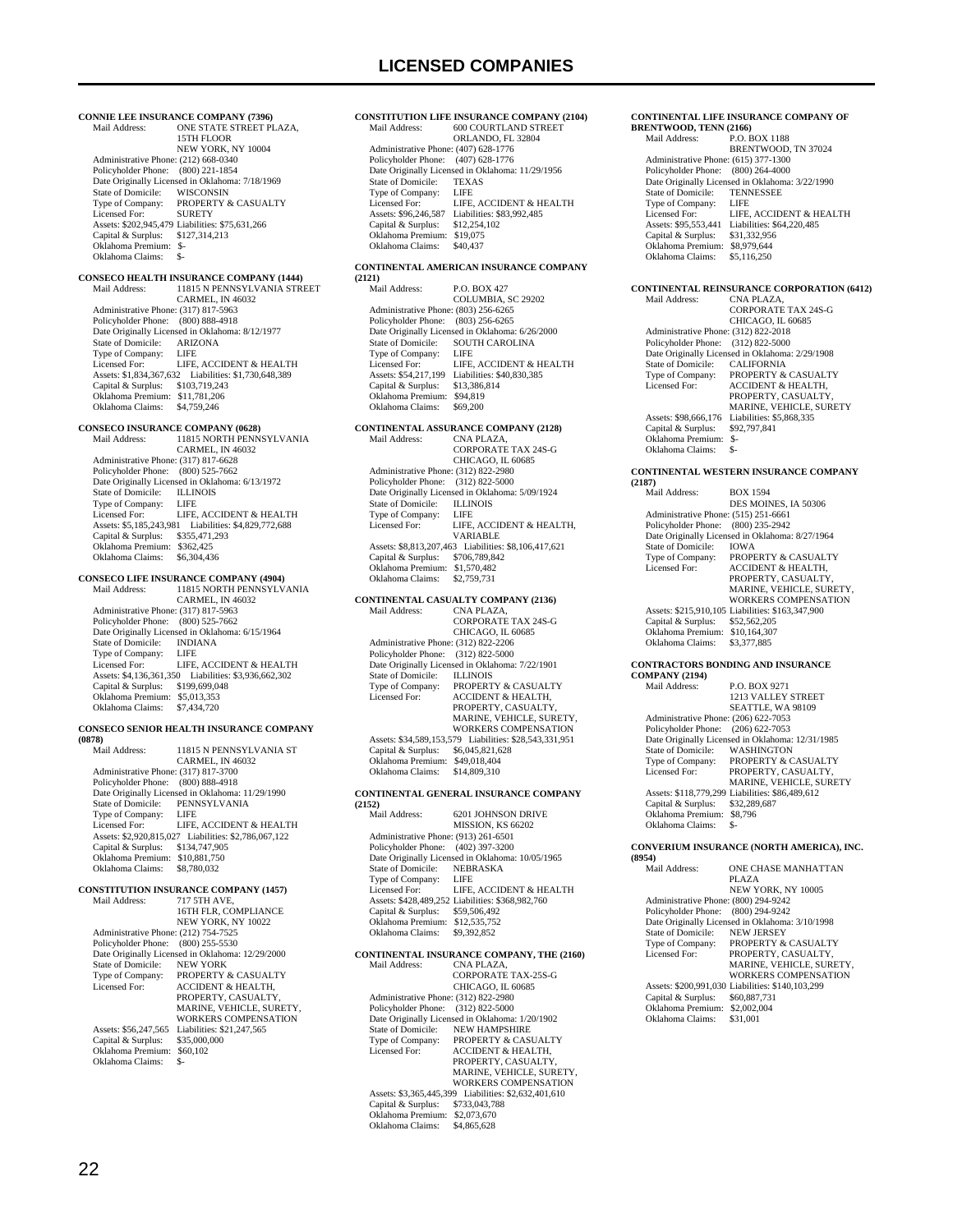# LICENSED COMPANIES

**CONNIE LEE INSURANCE COMPANY (7396)**
Mail Address: ONE STATE STREET PLAZA, 15TH FLOOR, NEW YORK, NY 10004
Administrative Phone: (212) 668-0340
Policyholder Phone: (800) 221-1854
Date Originally Licensed in Oklahoma: 7/18/1969
State of Domicile: WISCONSIN
Type of Company: PROPERTY & CASUALTY
Licensed For: SURETY
Assets: $202,945,479 Liabilities: $75,631,266
Capital & Surplus: $127,314,213
Oklahoma Premium: $-
Oklahoma Claims: $-

**CONSECO HEALTH INSURANCE COMPANY (1444)**
Mail Address: 11815 N PENNSYLVANIA STREET, CARMEL, IN 46032
Administrative Phone: (317) 817-5963
Policyholder Phone: (800) 888-4918
Date Originally Licensed in Oklahoma: 8/12/1977
State of Domicile: ARIZONA
Type of Company: LIFE
Licensed For: LIFE, ACCIDENT & HEALTH
Assets: $1,834,367,632 Liabilities: $1,730,648,389
Capital & Surplus: $103,719,243
Oklahoma Premium: $11,781,206
Oklahoma Claims: $4,759,246

**CONSECO INSURANCE COMPANY (0628)**
Mail Address: 11815 NORTH PENNSYLVANIA, CARMEL, IN 46032
Administrative Phone: (317) 817-6628
Policyholder Phone: (800) 525-7662
Date Originally Licensed in Oklahoma: 6/13/1972
State of Domicile: ILLINOIS
Type of Company: LIFE
Licensed For: LIFE, ACCIDENT & HEALTH
Assets: $5,185,243,981 Liabilities: $4,829,772,688
Capital & Surplus: $355,471,293
Oklahoma Premium: $362,425
Oklahoma Claims: $6,304,436

**CONSECO LIFE INSURANCE COMPANY (4904)**
Mail Address: 11815 NORTH PENNSYLVANIA, CARMEL, IN 46032
Administrative Phone: (317) 817-5963
Policyholder Phone: (800) 525-7662
Date Originally Licensed in Oklahoma: 6/15/1964
State of Domicile: INDIANA
Type of Company: LIFE
Licensed For: LIFE, ACCIDENT & HEALTH
Assets: $4,136,361,350 Liabilities: $3,936,662,302
Capital & Surplus: $199,699,048
Oklahoma Premium: $5,013,353
Oklahoma Claims: $7,434,720

**CONSECO SENIOR HEALTH INSURANCE COMPANY (0878)**
Mail Address: 11815 N PENNSYLVANIA ST, CARMEL, IN 46032
Administrative Phone: (317) 817-3700
Policyholder Phone: (800) 888-4918
Date Originally Licensed in Oklahoma: 11/29/1990
State of Domicile: PENNSYLVANIA
Type of Company: LIFE
Licensed For: LIFE, ACCIDENT & HEALTH
Assets: $2,920,815,027 Liabilities: $2,786,067,122
Capital & Surplus: $134,747,905
Oklahoma Premium: $10,881,750
Oklahoma Claims: $8,780,032

**CONSTITUTION INSURANCE COMPANY (1457)**
Mail Address: 717 5TH AVE, 16TH FLR, COMPLIANCE, NEW YORK, NY 10022
Administrative Phone: (212) 754-7525
Policyholder Phone: (800) 255-5530
Date Originally Licensed in Oklahoma: 12/29/2000
State of Domicile: NEW YORK
Type of Company: PROPERTY & CASUALTY
Licensed For: ACCIDENT & HEALTH, PROPERTY, CASUALTY, MARINE, VEHICLE, SURETY, WORKERS COMPENSATION
Assets: $56,247,565 Liabilities: $21,247,565
Capital & Surplus: $35,000,000
Oklahoma Premium: $60,102
Oklahoma Claims: $-

**CONSTITUTION LIFE INSURANCE COMPANY (2104)**
Mail Address: 600 COURTLAND STREET, ORLANDO, FL 32804
Administrative Phone: (407) 628-1776
Policyholder Phone: (407) 628-1776
Date Originally Licensed in Oklahoma: 11/29/1956
State of Domicile: TEXAS
Type of Company: LIFE
Licensed For: LIFE, ACCIDENT & HEALTH
Assets: $96,246,587 Liabilities: $83,992,485
Capital & Surplus: $12,254,102
Oklahoma Premium: $19,075
Oklahoma Claims: $40,437

**CONTINENTAL AMERICAN INSURANCE COMPANY (2121)**
Mail Address: P.O. BOX 427, COLUMBIA, SC 29202
Administrative Phone: (803) 256-6265
Policyholder Phone: (803) 256-6265
Date Originally Licensed in Oklahoma: 6/26/2000
State of Domicile: SOUTH CAROLINA
Type of Company: LIFE
Licensed For: LIFE, ACCIDENT & HEALTH
Assets: $54,217,199 Liabilities: $40,830,385
Capital & Surplus: $13,386,814
Oklahoma Premium: $94,819
Oklahoma Claims: $69,200

**CONTINENTAL ASSURANCE COMPANY (2128)**
Mail Address: CNA PLAZA, CORPORATE TAX 24S-G, CHICAGO, IL 60685
Administrative Phone: (312) 822-2980
Policyholder Phone: (312) 822-5000
Date Originally Licensed in Oklahoma: 5/09/1924
State of Domicile: ILLINOIS
Type of Company: LIFE
Licensed For: LIFE, ACCIDENT & HEALTH, VARIABLE
Assets: $8,813,207,463 Liabilities: $8,106,417,621
Capital & Surplus: $706,789,842
Oklahoma Premium: $1,570,482
Oklahoma Claims: $2,759,731

**CONTINENTAL CASUALTY COMPANY (2136)**
Mail Address: CNA PLAZA, CORPORATE TAX 24S-G, CHICAGO, IL 60685
Administrative Phone: (312) 822-2206
Policyholder Phone: (312) 822-5000
Date Originally Licensed in Oklahoma: 7/22/1901
State of Domicile: ILLINOIS
Type of Company: PROPERTY & CASUALTY
Licensed For: ACCIDENT & HEALTH, PROPERTY, CASUALTY, MARINE, VEHICLE, SURETY, WORKERS COMPENSATION
Assets: $34,589,153,579 Liabilities: $28,543,331,951
Capital & Surplus: $6,045,821,628
Oklahoma Premium: $49,018,404
Oklahoma Claims: $14,809,310

**CONTINENTAL GENERAL INSURANCE COMPANY (2152)**
Mail Address: 6201 JOHNSON DRIVE, MISSION, KS 66202
Administrative Phone: (913) 261-6501
Policyholder Phone: (402) 397-3200
Date Originally Licensed in Oklahoma: 10/05/1965
State of Domicile: NEBRASKA
Type of Company: LIFE
Licensed For: LIFE, ACCIDENT & HEALTH
Assets: $428,489,252 Liabilities: $368,982,760
Capital & Surplus: $59,506,492
Oklahoma Premium: $12,535,752
Oklahoma Claims: $9,392,852

**CONTINENTAL INSURANCE COMPANY, THE (2160)**
Mail Address: CNA PLAZA, CORPORATE TAX-25S-G, CHICAGO, IL 60685
Administrative Phone: (312) 822-2980
Policyholder Phone: (312) 822-5000
Date Originally Licensed in Oklahoma: 1/20/1902
State of Domicile: NEW HAMPSHIRE
Type of Company: PROPERTY & CASUALTY
Licensed For: ACCIDENT & HEALTH, PROPERTY, CASUALTY, MARINE, VEHICLE, SURETY, WORKERS COMPENSATION
Assets: $3,365,445,399 Liabilities: $2,632,401,610
Capital & Surplus: $733,043,788
Oklahoma Premium: $2,073,670
Oklahoma Claims: $4,865,628

**CONTINENTAL LIFE INSURANCE COMPANY OF BRENTWOOD, TENN (2166)**
Mail Address: P.O. BOX 1188, BRENTWOOD, TN 37024
Administrative Phone: (615) 377-1300
Policyholder Phone: (800) 264-4000
Date Originally Licensed in Oklahoma: 3/22/1990
State of Domicile: TENNESSEE
Type of Company: LIFE
Licensed For: LIFE, ACCIDENT & HEALTH
Assets: $95,553,441 Liabilities: $64,220,485
Capital & Surplus: $31,332,956
Oklahoma Premium: $8,979,644
Oklahoma Claims: $5,116,250

**CONTINENTAL REINSURANCE CORPORATION (6412)**
Mail Address: CNA PLAZA, CORPORATE TAX 24S-G, CHICAGO, IL 60685
Administrative Phone: (312) 822-2018
Policyholder Phone: (312) 822-5000
Date Originally Licensed in Oklahoma: 2/29/1908
State of Domicile: CALIFORNIA
Type of Company: PROPERTY & CASUALTY
Licensed For: ACCIDENT & HEALTH, PROPERTY, CASUALTY, MARINE, VEHICLE, SURETY
Assets: $98,666,176 Liabilities: $5,868,335
Capital & Surplus: $92,797,841
Oklahoma Premium: $-
Oklahoma Claims: $-

**CONTINENTAL WESTERN INSURANCE COMPANY (2187)**
Mail Address: BOX 1594, DES MOINES, IA 50306
Administrative Phone: (515) 251-6661
Policyholder Phone: (800) 235-2942
Date Originally Licensed in Oklahoma: 8/27/1964
State of Domicile: IOWA
Type of Company: PROPERTY & CASUALTY
Licensed For: ACCIDENT & HEALTH, PROPERTY, CASUALTY, MARINE, VEHICLE, SURETY, WORKERS COMPENSATION
Assets: $215,910,105 Liabilities: $163,347,900
Capital & Surplus: $52,562,205
Oklahoma Premium: $10,164,307
Oklahoma Claims: $3,377,885

**CONTRACTORS BONDING AND INSURANCE COMPANY (2194)**
Mail Address: P.O. BOX 9271, 1213 VALLEY STREET, SEATTLE, WA 98109
Administrative Phone: (206) 622-7053
Policyholder Phone: (206) 622-7053
Date Originally Licensed in Oklahoma: 12/31/1985
State of Domicile: WASHINGTON
Type of Company: PROPERTY & CASUALTY
Licensed For: PROPERTY, CASUALTY, MARINE, VEHICLE, SURETY
Assets: $118,779,299 Liabilities: $86,489,612
Capital & Surplus: $32,289,687
Oklahoma Premium: $8,796
Oklahoma Claims: $-

**CONVERIUM INSURANCE (NORTH AMERICA), INC. (8954)**
Mail Address: ONE CHASE MANHATTAN PLAZA, NEW YORK, NY 10005
Administrative Phone: (800) 294-9242
Policyholder Phone: (800) 294-9242
Date Originally Licensed in Oklahoma: 3/10/1998
State of Domicile: NEW JERSEY
Type of Company: PROPERTY & CASUALTY
Licensed For: PROPERTY, CASUALTY, MARINE, VEHICLE, SURETY, WORKERS COMPENSATION
Assets: $200,991,030 Liabilities: $140,103,299
Capital & Surplus: $60,887,731
Oklahoma Premium: $2,002,004
Oklahoma Claims: $31,001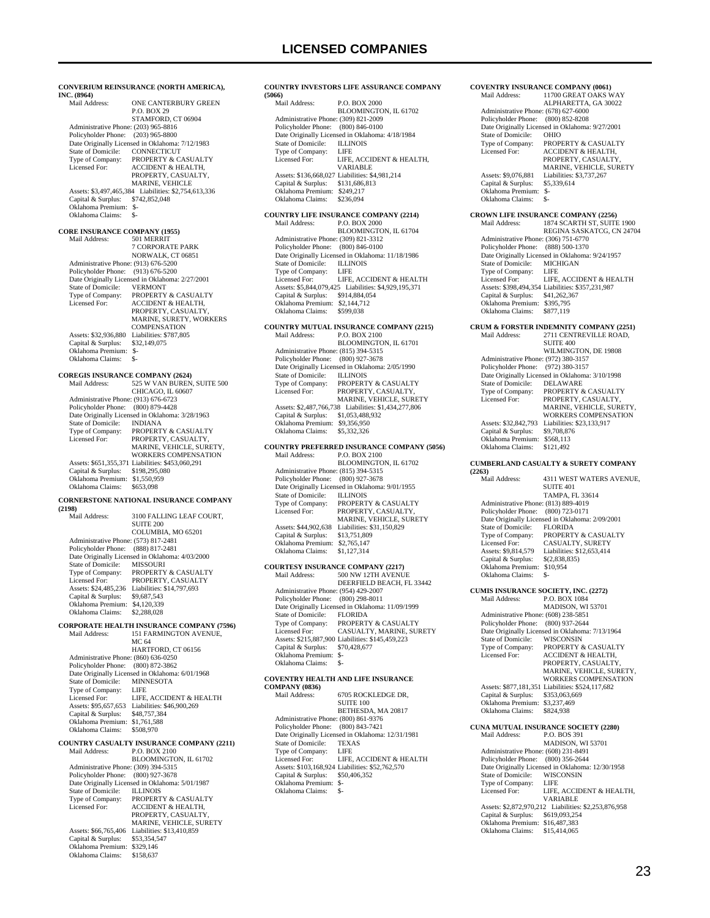# LICENSED COMPANIES

**CONVERIUM REINSURANCE (NORTH AMERICA), INC. (8964)**
Mail Address: ONE CANTERBURY GREEN
P.O. BOX 29
STAMFORD, CT 06904
Administrative Phone: (203) 965-8816
Policyholder Phone: (203) 965-8800
Date Originally Licensed in Oklahoma: 7/12/1983
State of Domicile: CONNECTICUT
Type of Company: PROPERTY & CASUALTY
Licensed For: ACCIDENT & HEALTH, PROPERTY, CASUALTY, MARINE, VEHICLE
Assets: $3,497,465,384 Liabilities: $2,754,613,336
Capital & Surplus: $742,852,048
Oklahoma Premium: $-
Oklahoma Claims: $-

**CORE INSURANCE COMPANY (1955)**
Mail Address: 501 MERRIT
7 CORPORATE PARK
NORWALK, CT 06851
Administrative Phone: (913) 676-5200
Policyholder Phone: (913) 676-5200
Date Originally Licensed in Oklahoma: 2/27/2001
State of Domicile: VERMONT
Type of Company: PROPERTY & CASUALTY
Licensed For: ACCIDENT & HEALTH, PROPERTY, CASUALTY, MARINE, SURETY, WORKERS COMPENSATION
Assets: $32,936,880 Liabilities: $787,805
Capital & Surplus: $32,149,075
Oklahoma Premium: $-
Oklahoma Claims: $-

**COREGIS INSURANCE COMPANY (2624)**
Mail Address: 525 W VAN BUREN, SUITE 500
CHICAGO, IL 60607
Administrative Phone: (913) 676-6723
Policyholder Phone: (800) 879-4428
Date Originally Licensed in Oklahoma: 3/28/1963
State of Domicile: INDIANA
Type of Company: PROPERTY & CASUALTY
Licensed For: PROPERTY, CASUALTY, MARINE, VEHICLE, SURETY, WORKERS COMPENSATION
Assets: $651,355,371 Liabilities: $453,060,291
Capital & Surplus: $198,295,080
Oklahoma Premium: $1,550,959
Oklahoma Claims: $653,098

**CORNERSTONE NATIONAL INSURANCE COMPANY (2198)**
Mail Address: 3100 FALLING LEAF COURT, SUITE 200
COLUMBIA, MO 65201
Administrative Phone: (573) 817-2481
Policyholder Phone: (888) 817-2481
Date Originally Licensed in Oklahoma: 4/03/2000
State of Domicile: MISSOURI
Type of Company: PROPERTY & CASUALTY
Licensed For: PROPERTY, CASUALTY
Assets: $24,485,236 Liabilities: $14,797,693
Capital & Surplus: $9,687,543
Oklahoma Premium: $4,120,339
Oklahoma Claims: $2,288,028

**CORPORATE HEALTH INSURANCE COMPANY (7596)**
Mail Address: 151 FARMINGTON AVENUE, MC 64
HARTFORD, CT 06156
Administrative Phone: (860) 636-0250
Policyholder Phone: (800) 872-3862
Date Originally Licensed in Oklahoma: 6/01/1968
State of Domicile: MINNESOTA
Type of Company: LIFE
Licensed For: LIFE, ACCIDENT & HEALTH
Assets: $95,657,653 Liabilities: $46,900,269
Capital & Surplus: $48,757,384
Oklahoma Premium: $1,761,588
Oklahoma Claims: $508,970

**COUNTRY CASUALTY INSURANCE COMPANY (2211)**
Mail Address: P.O. BOX 2100
BLOOMINGTON, IL 61702
Administrative Phone: (309) 394-5315
Policyholder Phone: (800) 927-3678
Date Originally Licensed in Oklahoma: 5/01/1987
State of Domicile: ILLINOIS
Type of Company: PROPERTY & CASUALTY
Licensed For: ACCIDENT & HEALTH, PROPERTY, CASUALTY, MARINE, VEHICLE, SURETY
Assets: $66,765,406 Liabilities: $13,410,859
Capital & Surplus: $53,354,547
Oklahoma Premium: $329,146
Oklahoma Claims: $158,637

**COUNTRY INVESTORS LIFE ASSURANCE COMPANY (5066)**
Mail Address: P.O. BOX 2000
BLOOMINGTON, IL 61702
Administrative Phone: (309) 821-2009
Policyholder Phone: (800) 846-0100
Date Originally Licensed in Oklahoma: 4/18/1984
State of Domicile: ILLINOIS
Type of Company: LIFE
Licensed For: LIFE, ACCIDENT & HEALTH, VARIABLE
Assets: $136,668,027 Liabilities: $4,981,214
Capital & Surplus: $131,686,813
Oklahoma Premium: $249,217
Oklahoma Claims: $236,094

**COUNTRY LIFE INSURANCE COMPANY (2214)**
Mail Address: P.O. BOX 2000
BLOOMINGTON, IL 61704
Administrative Phone: (309) 821-3312
Policyholder Phone: (800) 846-0100
Date Originally Licensed in Oklahoma: 11/18/1986
State of Domicile: ILLINOIS
Type of Company: LIFE
Licensed For: LIFE, ACCIDENT & HEALTH
Assets: $5,844,079,425 Liabilities: $4,929,195,371
Capital & Surplus: $914,884,054
Oklahoma Premium: $2,144,712
Oklahoma Claims: $599,038

**COUNTRY MUTUAL INSURANCE COMPANY (2215)**
Mail Address: P.O. BOX 2100
BLOOMINGTON, IL 61701
Administrative Phone: (815) 394-5315
Policyholder Phone: (800) 927-3678
Date Originally Licensed in Oklahoma: 2/05/1990
State of Domicile: ILLINOIS
Type of Company: PROPERTY & CASUALTY
Licensed For: PROPERTY, CASUALTY, MARINE, VEHICLE, SURETY
Assets: $2,487,766,738 Liabilities: $1,434,277,806
Capital & Surplus: $1,053,488,932
Oklahoma Premium: $9,356,950
Oklahoma Claims: $5,332,326

**COUNTRY PREFERRED INSURANCE COMPANY (5056)**
Mail Address: P.O. BOX 2100
BLOOMINGTON, IL 61702
Administrative Phone: (815) 394-5315
Policyholder Phone: (800) 927-3678
Date Originally Licensed in Oklahoma: 9/01/1955
State of Domicile: ILLINOIS
Type of Company: PROPERTY & CASUALTY
Licensed For: PROPERTY, CASUALTY, MARINE, VEHICLE, SURETY
Assets: $44,902,638 Liabilities: $31,150,829
Capital & Surplus: $13,751,809
Oklahoma Premium: $2,765,147
Oklahoma Claims: $1,127,314

**COURTESY INSURANCE COMPANY (2217)**
Mail Address: 500 NW 12TH AVENUE
DEERFIELD BEACH, FL 33442
Administrative Phone: (954) 429-2007
Policyholder Phone: (800) 298-8011
Date Originally Licensed in Oklahoma: 11/09/1999
State of Domicile: FLORIDA
Type of Company: PROPERTY & CASUALTY
Licensed For: CASUALTY, MARINE, SURETY
Assets: $215,887,900 Liabilities: $145,459,223
Capital & Surplus: $70,428,677
Oklahoma Premium: $-
Oklahoma Claims: $-

**COVENTRY HEALTH AND LIFE INSURANCE COMPANY (0836)**
Mail Address: 6705 ROCKLEDGE DR, SUITE 100
BETHESDA, MA 20817
Administrative Phone: (800) 861-9376
Policyholder Phone: (800) 843-7421
Date Originally Licensed in Oklahoma: 12/31/1981
State of Domicile: TEXAS
Type of Company: LIFE
Licensed For: LIFE, ACCIDENT & HEALTH
Assets: $103,168,924 Liabilities: $52,762,570
Capital & Surplus: $50,406,352
Oklahoma Premium: $-
Oklahoma Claims: $-

**COVENTRY INSURANCE COMPANY (0061)**
Mail Address: 11700 GREAT OAKS WAY
ALPHARETTA, GA 30022
Administrative Phone: (678) 627-6000
Policyholder Phone: (800) 852-8208
Date Originally Licensed in Oklahoma: 9/27/2001
State of Domicile: OHIO
Type of Company: PROPERTY & CASUALTY
Licensed For: ACCIDENT & HEALTH, PROPERTY, CASUALTY, MARINE, VEHICLE, SURETY
Assets: $9,076,881 Liabilities: $3,737,267
Capital & Surplus: $5,339,614
Oklahoma Premium: $-
Oklahoma Claims: $-

**CROWN LIFE INSURANCE COMPANY (2256)**
Mail Address: 1874 SCARTH ST, SUITE 1900
REGINA SASKATCG, CN 24704
Administrative Phone: (306) 751-6770
Policyholder Phone: (888) 500-1370
Date Originally Licensed in Oklahoma: 9/24/1957
State of Domicile: MICHIGAN
Type of Company: LIFE
Licensed For: LIFE, ACCIDENT & HEALTH
Assets: $398,494,354 Liabilities: $357,231,987
Capital & Surplus: $41,262,367
Oklahoma Premium: $395,795
Oklahoma Claims: $877,119

**CRUM & FORSTER INDEMNITY COMPANY (2251)**
Mail Address: 2711 CENTREVILLE ROAD, SUITE 400
WILMINGTON, DE 19808
Administrative Phone: (972) 380-3157
Policyholder Phone: (972) 380-3157
Date Originally Licensed in Oklahoma: 3/10/1998
State of Domicile: DELAWARE
Type of Company: PROPERTY & CASUALTY
Licensed For: PROPERTY, CASUALTY, MARINE, VEHICLE, SURETY, WORKERS COMPENSATION
Assets: $32,842,793 Liabilities: $23,133,917
Capital & Surplus: $9,708,876
Oklahoma Premium: $568,113
Oklahoma Claims: $121,492

**CUMBERLAND CASUALTY & SURETY COMPANY (2263)**
Mail Address: 4311 WEST WATERS AVENUE, SUITE 401
TAMPA, FL 33614
Administrative Phone: (813) 889-4019
Policyholder Phone: (800) 723-0171
Date Originally Licensed in Oklahoma: 2/09/2001
State of Domicile: FLORIDA
Type of Company: PROPERTY & CASUALTY
Licensed For: CASUALTY, SURETY
Assets: $9,814,579 Liabilities: $12,653,414
Capital & Surplus: $(2,838,835)
Oklahoma Premium: $10,954
Oklahoma Claims: $-

**CUMIS INSURANCE SOCIETY, INC. (2272)**
Mail Address: P.O. BOX 1084
MADISON, WI 53701
Administrative Phone: (608) 238-5851
Policyholder Phone: (800) 937-2644
Date Originally Licensed in Oklahoma: 7/13/1964
State of Domicile: WISCONSIN
Type of Company: PROPERTY & CASUALTY
Licensed For: ACCIDENT & HEALTH, PROPERTY, CASUALTY, MARINE, VEHICLE, SURETY, WORKERS COMPENSATION
Assets: $877,181,351 Liabilities: $524,117,682
Capital & Surplus: $353,063,669
Oklahoma Premium: $3,237,469
Oklahoma Claims: $824,938

**CUNA MUTUAL INSURANCE SOCIETY (2280)**
Mail Address: P.O. BOS 391
MADISON, WI 53701
Administrative Phone: (608) 231-8491
Policyholder Phone: (800) 356-2644
Date Originally Licensed in Oklahoma: 12/30/1958
State of Domicile: WISCONSIN
Type of Company: LIFE
Licensed For: LIFE, ACCIDENT & HEALTH, VARIABLE
Assets: $2,872,970,212 Liabilities: $2,253,876,958
Capital & Surplus: $619,093,254
Oklahoma Premium: $16,487,383
Oklahoma Claims: $15,414,065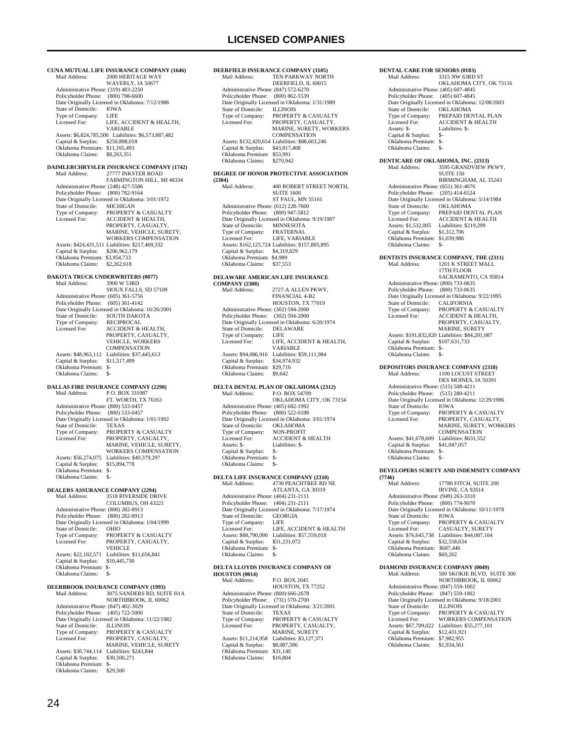# LICENSED COMPANIES

**CUNA MUTUAL LIFE INSURANCE COMPANY (1646)**

Mail Address: 2000 HERITAGE WAY
WAVERLY, IA 50677
Administrative Phone: (319) 483-2250
Policyholder Phone: (800) 798-6600
Date Originally Licensed in Oklahoma: 7/12/1988
State of Domicile: IOWA
Type of Company: LIFE
Licensed For: LIFE, ACCIDENT & HEALTH, VARIABLE
Assets: $6,824,785,500 Liabilities: $6,573,887,482
Capital & Surplus: $250,898,018
Oklahoma Premium: $11,165,493
Oklahoma Claims: $8,263,351

**DAIMLERCHRYSLER INSURANCE COMPANY (1742)**

Mail Address: 27777 INKSTER ROAD
FARMINGTON HILL, MI 48334
Administrative Phone: (248) 427-5586
Policyholder Phone: (800) 782-9164
Date Originally Licensed in Oklahoma: 3/01/1972
State of Domicile: MICHIGAN
Type of Company: PROPERTY & CASUALTY
Licensed For: ACCIDENT & HEALTH, PROPERTY, CASUALTY, MARINE, VEHICLE, SURETY, WORKERS COMPENSATION
Assets: $424,431,511 Liabilities: $217,469,332
Capital & Surplus: $206,962,179
Oklahoma Premium: $3,954,733
Oklahoma Claims: $2,262,618

**DAKOTA TRUCK UNDERWRITERS (0077)**

Mail Address: 3900 W 53RD
SIOUX FALLS, SD 57109
Administrative Phone: (605) 361-5756
Policyholder Phone: (605) 361-4142
Date Originally Licensed in Oklahoma: 10/26/2001
State of Domicile: SOUTH DAKOTA
Type of Company: RECIPROCAL
Licensed For: ACCIDENT & HEALTH, PROPERTY, CASUALTY, VEHICLE, WORKERS COMPENSATION
Assets: $48,963,112 Liabilities: $37,445,613
Capital & Surplus: $11,517,499
Oklahoma Premium: $-
Oklahoma Claims: $-

**DALLAS FIRE INSURANCE COMPANY (2290)**

Mail Address: P.O. BOX 331087
FT. WORTH, TX 76163
Administrative Phone: (800) 533-0457
Policyholder Phone: (800) 533-0457
Date Originally Licensed in Oklahoma: 1/01/1992
State of Domicile: TEXAS
Type of Company: PROPERTY & CASUALTY
Licensed For: PROPERTY, CASUALTY, MARINE, VEHICLE, SURETY, WORKERS COMPENSATION
Assets: $56,274,075 Liabilities: $40,379,297
Capital & Surplus: $15,894,778
Oklahoma Premium: $-
Oklahoma Claims: $-

**DEALERS ASSURANCE COMPANY (2294)**

Mail Address: 3518 RIVERSIDE DRIVE
COLUMBUS, OH 43221
Administrative Phone: (800) 282-8913
Policyholder Phone: (800) 282-8913
Date Originally Licensed in Oklahoma: 1/04/1999
State of Domicile: OHIO
Type of Company: PROPERTY & CASUALTY
Licensed For: PROPERTY, CASUALTY, VEHICLE
Assets: $22,102,571 Liabilities: $11,656,841
Capital & Surplus: $10,445,730
Oklahoma Premium: $-
Oklahoma Claims: $-

**DEERBROOK INSURANCE COMPANY (1993)**

Mail Address: 3075 SANDERS RD, SUITE H1A
NORTHBROOK, IL 60062
Administrative Phone: (847) 402-3029
Policyholder Phone: (405) 722-5000
Date Originally Licensed in Oklahoma: 11/22/1982
State of Domicile: ILLINOIS
Type of Company: PROPERTY & CASUALTY
Licensed For: PROPERTY, CASUALTY, MARINE, VEHICLE, SURETY
Assets: $30,744,114 Liabilities: $243,844
Capital & Surplus: $30,500,271
Oklahoma Premium: $-
Oklahoma Claims: $29,500

**DEERFIELD INSURANCE COMPANY (3105)**

Mail Address: TEN PARKWAY NORTH
DEERFIELD, IL 60015
Administrative Phone: (847) 572-6270
Policyholder Phone: (800) 862-5539
Date Originally Licensed in Oklahoma: 1/31/1989
State of Domicile: ILLINOIS
Type of Company: PROPERTY & CASUALTY
Licensed For: PROPERTY, CASUALTY, MARINE, SURETY, WORKERS COMPENSATION
Assets: $132,420,654 Liabilities: $88,603,246
Capital & Surplus: $43,817,408
Oklahoma Premium: $53,991
Oklahoma Claims: $270,942

**DEGREE OF HONOR PROTECTIVE ASSOCIATION (2304)**

Mail Address: 400 ROBERT STREET NORTH, SUITE 1600
ST PAUL, MN 55101
Administrative Phone: (612) 228-7600
Policyholder Phone: (800) 947-5812
Date Originally Licensed in Oklahoma: 9/19/1907
State of Domicile: MINNESOTA
Type of Company: FRATERNAL
Licensed For: LIFE, VARIABLE
Assets: $162,125,724 Liabilities: $157,805,895
Capital & Surplus: $4,319,829
Oklahoma Premium: $4,989
Oklahoma Claims: $37,553

**DELAWARE AMERICAN LIFE INSURANCE COMPANY (2308)**

Mail Address: 2727-A ALLEN PKWY, FINANCIAL 4-B2
HOUSTON, TX 77019
Administrative Phone: (302) 594-2000
Policyholder Phone: (302) 594-2000
Date Originally Licensed in Oklahoma: 6/20/1974
State of Domicile: DELAWARE
Type of Company: LIFE
Licensed For: LIFE, ACCIDENT & HEALTH, VARIABLE
Assets: $94,086,916 Liabilities: $59,111,984
Capital & Surplus: $34,974,932
Oklahoma Premium: $29,716
Oklahoma Claims: $9,642

**DELTA DENTAL PLAN OF OKLAHOMA (2312)**

Mail Address: P.O. BOX 54709
OKLAHOMA CITY, OK 73154
Administrative Phone: (405) 682-1992
Policyholder Phone: (800) 522-0188
Date Originally Licensed in Oklahoma: 3/01/1974
State of Domicile: OKLAHOMA
Type of Company: NON-PROFIT
Licensed For: ACCIDENT & HEALTH
Assets: $- Liabilities: $-
Capital & Surplus: $-
Oklahoma Premium: $-
Oklahoma Claims: $-

**DELTA LIFE INSURANCE COMPANY (2310)**

Mail Address: 4730 PEACHTREE RD NE
ATLANTA, GA 30319
Administrative Phone: (404) 231-2111
Policyholder Phone: (404) 231-2111
Date Originally Licensed in Oklahoma: 7/17/1974
State of Domicile: GEORGIA
Type of Company: LIFE
Licensed For: LIFE, ACCIDENT & HEALTH
Assets: $88,790,090 Liabilities: $57,559,018
Capital & Surplus: $31,231,072
Oklahoma Premium: $-
Oklahoma Claims: $-

**DELTA LLOYDS INSURANCE COMPANY OF HOUSTON (0014)**

Mail Address: P.O. BOX 2045
HOUSTON, TX 77252
Administrative Phone: (800) 666-2678
Policyholder Phone: (731) 570-2700
Date Originally Licensed in Oklahoma: 3/21/2001
State of Domicile: TEXAS
Type of Company: PROPERTY & CASUALTY
Licensed For: PROPERTY, CASUALTY, MARINE, SURETY
Assets: $11,214,958 Liabilities: $3,127,371
Capital & Surplus: $8,087,586
Oklahoma Premium: $31,140
Oklahoma Claims: $16,804

**DENTAL CARE FOR SENIORS (0183)**

Mail Address: 3315 NW 63RD ST
OKLAHOMA CITY, OK 73116
Administrative Phone: (405) 607-4845
Policyholder Phone: (405) 607-4845
Date Originally Licensed in Oklahoma: 12/08/2003
State of Domicile: OKLAHOMA
Type of Company: PREPAID DENTAL PLAN
Licensed For: ACCIDENT & HEALTH
Assets: $- Liabilities: $-
Capital & Surplus: $-
Oklahoma Premium: $-
Oklahoma Claims: $-

**DENTICARE OF OKLAHOMA, INC. (2313)**

Mail Address: 3595 GRANDVIEW PKWY, SUITE 150
BIRMINGHAM, AL 35243
Administrative Phone: (651) 361-4076
Policyholder Phone: (205) 414-6524
Date Originally Licensed in Oklahoma: 5/14/1984
State of Domicile: OKLAHOMA
Type of Company: PREPAID DENTAL PLAN
Licensed For: ACCIDENT & HEALTH
Assets: $1,532,005 Liabilities: $219,299
Capital & Surplus: $1,312,706
Oklahoma Premium: $1,039,986
Oklahoma Claims: $-

**DENTISTS INSURANCE COMPANY, THE (2311)**

Mail Address: 1201 K STREET MALL, 17TH FLOOR
SACRAMENTO, CA 95814
Administrative Phone: (800) 733-0635
Policyholder Phone: (800) 733-0635
Date Originally Licensed in Oklahoma: 9/22/1995
State of Domicile: CALIFORNIA
Type of Company: PROPERTY & CASUALTY
Licensed For: ACCIDENT & HEALTH, PROPERTY, CASUALTY, MARINE, SURETY
Assets: $191,832,820 Liabilities: $84,201,087
Capital & Surplus: $107,631,733
Oklahoma Premium: $-
Oklahoma Claims: $-

**DEPOSITORS INSURANCE COMPANY (2318)**

Mail Address: 1100 LOCUST STREET
DES MOINES, IA 50391
Administrative Phone: (515) 508-4211
Policyholder Phone: (515) 280-4211
Date Originally Licensed in Oklahoma: 12/29/1986
State of Domicile: IOWA
Type of Company: PROPERTY & CASUALTY
Licensed For: PROPERTY, CASUALTY, MARINE, SURETY, WORKERS COMPENSATION
Assets: $41,678,609 Liabilities: $631,552
Capital & Surplus: $41,047,057
Oklahoma Premium: $-
Oklahoma Claims: $-

**DEVELOPERS SURETY AND INDEMNITY COMPANY (7746)**

Mail Address: 17780 FITCH, SUITE 200
IRVINE, CA 92614
Administrative Phone: (949) 263-3310
Policyholder Phone: (800) 774-9070
Date Originally Licensed in Oklahoma: 10/11/1978
State of Domicile: IOWA
Type of Company: PROPERTY & CASUALTY
Licensed For: CASUALTY, SURETY
Assets: $76,645,738 Liabilities: $44,087,104
Capital & Surplus: $32,558,634
Oklahoma Premium: $687,446
Oklahoma Claims: $69,262

**DIAMOND INSURANCE COMPANY (0049)**

Mail Address: 500 SKOKIE BLVD, SUITE 300
NORTHBROOK, IL 60062
Administrative Phone: (847) 559-1002
Policyholder Phone: (847) 559-1002
Date Originally Licensed in Oklahoma: 9/18/2001
State of Domicile: ILLINOIS
Type of Company: PROPERTY & CASUALTY
Licensed For: WORKERS COMPENSATION
Assets: $67,709,022 Liabilities: $55,277,101
Capital & Surplus: $12,431,921
Oklahoma Premium: $7,982,955
Oklahoma Claims: $1,934,561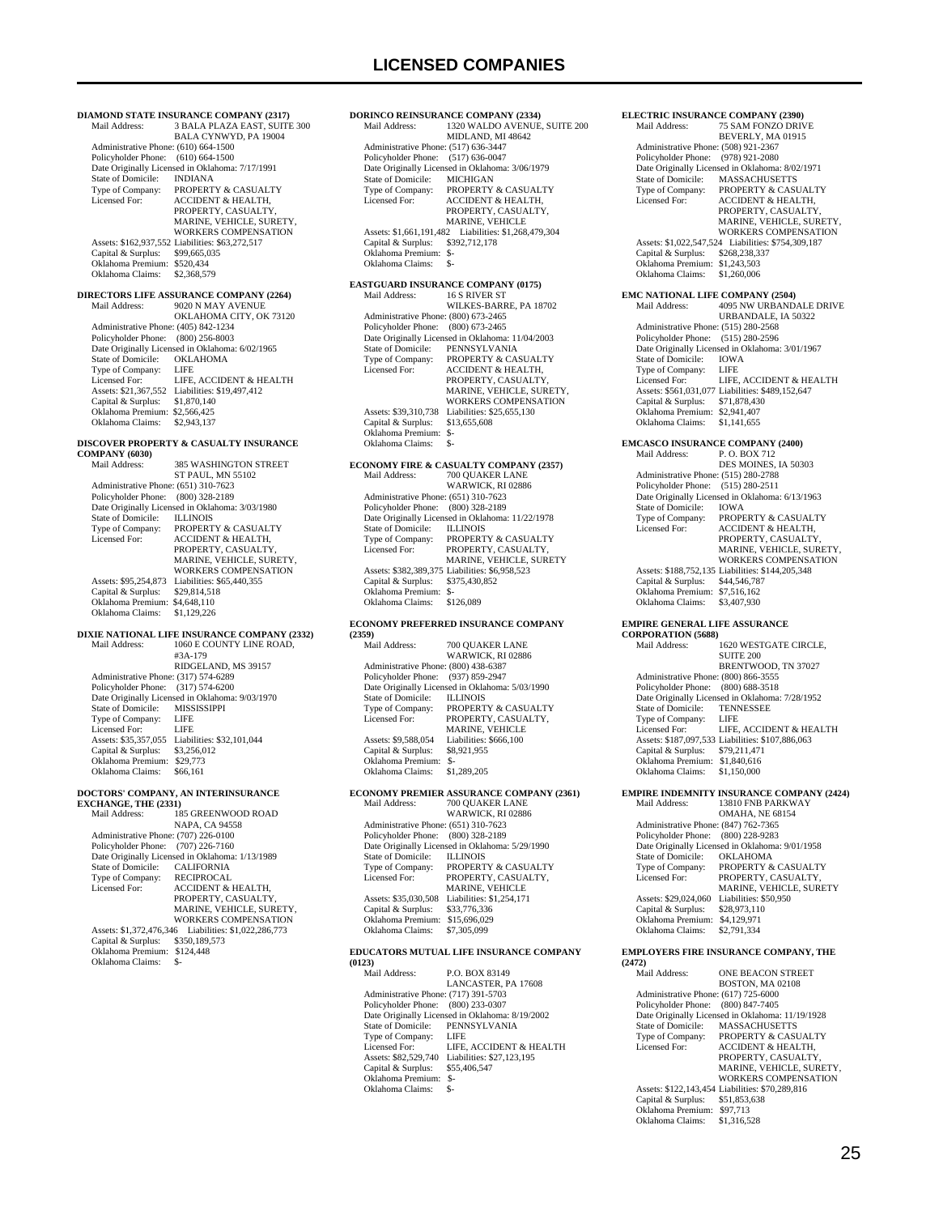# LICENSED COMPANIES

**DIAMOND STATE INSURANCE COMPANY (2317)**
Mail Address: 3 BALA PLAZA EAST, SUITE 300
BALA CYNWYD, PA 19004
Administrative Phone: (610) 664-1500
Policyholder Phone: (610) 664-1500
Date Originally Licensed in Oklahoma: 7/17/1991
State of Domicile: INDIANA
Type of Company: PROPERTY & CASUALTY
Licensed For: ACCIDENT & HEALTH, PROPERTY, CASUALTY, MARINE, VEHICLE, SURETY, WORKERS COMPENSATION
Assets: $162,937,552 Liabilities: $63,272,517
Capital & Surplus: $99,665,035
Oklahoma Premium: $520,434
Oklahoma Claims: $2,368,579

**DIRECTORS LIFE ASSURANCE COMPANY (2264)**
Mail Address: 9020 N MAY AVENUE
OKLAHOMA CITY, OK 73120
Administrative Phone: (405) 842-1234
Policyholder Phone: (800) 256-8003
Date Originally Licensed in Oklahoma: 6/02/1965
State of Domicile: OKLAHOMA
Type of Company: LIFE
Licensed For: LIFE, ACCIDENT & HEALTH
Assets: $21,367,552 Liabilities: $19,497,412
Capital & Surplus: $1,870,140
Oklahoma Premium: $2,566,425
Oklahoma Claims: $2,943,137

**DISCOVER PROPERTY & CASUALTY INSURANCE COMPANY (6030)**
Mail Address: 385 WASHINGTON STREET
ST PAUL, MN 55102
Administrative Phone: (651) 310-7623
Policyholder Phone: (800) 328-2189
Date Originally Licensed in Oklahoma: 3/03/1980
State of Domicile: ILLINOIS
Type of Company: PROPERTY & CASUALTY
Licensed For: ACCIDENT & HEALTH, PROPERTY, CASUALTY, MARINE, VEHICLE, SURETY, WORKERS COMPENSATION
Assets: $95,254,873 Liabilities: $65,440,355
Capital & Surplus: $29,814,518
Oklahoma Premium: $4,648,110
Oklahoma Claims: $1,129,226

**DIXIE NATIONAL LIFE INSURANCE COMPANY (2332)**
Mail Address: 1060 E COUNTY LINE ROAD, #3A-179
RIDGELAND, MS 39157
Administrative Phone: (317) 574-6289
Policyholder Phone: (317) 574-6200
Date Originally Licensed in Oklahoma: 9/03/1970
State of Domicile: MISSISSIPPI
Type of Company: LIFE
Licensed For: LIFE
Assets: $35,357,055 Liabilities: $32,101,044
Capital & Surplus: $3,256,012
Oklahoma Premium: $29,773
Oklahoma Claims: $66,161

**DOCTORS' COMPANY, AN INTERINSURANCE EXCHANGE, THE (2331)**
Mail Address: 185 GREENWOOD ROAD
NAPA, CA 94558
Administrative Phone: (707) 226-0100
Policyholder Phone: (707) 226-7160
Date Originally Licensed in Oklahoma: 1/13/1989
State of Domicile: CALIFORNIA
Type of Company: RECIPROCAL
Licensed For: ACCIDENT & HEALTH, PROPERTY, CASUALTY, MARINE, VEHICLE, SURETY, WORKERS COMPENSATION
Assets: $1,372,476,346 Liabilities: $1,022,286,773
Capital & Surplus: $350,189,573
Oklahoma Premium: $124,448
Oklahoma Claims: $-

**DORINCO REINSURANCE COMPANY (2334)**
Mail Address: 1320 WALDO AVENUE, SUITE 200
MIDLAND, MI 48642
Administrative Phone: (517) 636-3447
Policyholder Phone: (517) 636-0047
Date Originally Licensed in Oklahoma: 3/06/1979
State of Domicile: MICHIGAN
Type of Company: PROPERTY & CASUALTY
Licensed For: ACCIDENT & HEALTH, PROPERTY, CASUALTY, MARINE, VEHICLE
Assets: $1,661,191,482 Liabilities: $1,268,479,304
Capital & Surplus: $392,712,178
Oklahoma Premium: $-
Oklahoma Claims: $-

**EASTGUARD INSURANCE COMPANY (0175)**
Mail Address: 16 S RIVER ST
WILKES-BARRE, PA 18702
Administrative Phone: (800) 673-2465
Policyholder Phone: (800) 673-2465
Date Originally Licensed in Oklahoma: 11/04/2003
State of Domicile: PENNSYLVANIA
Type of Company: PROPERTY & CASUALTY
Licensed For: ACCIDENT & HEALTH, PROPERTY, CASUALTY, MARINE, VEHICLE, SURETY, WORKERS COMPENSATION
Assets: $39,310,738 Liabilities: $25,655,130
Capital & Surplus: $13,655,608
Oklahoma Premium: $-
Oklahoma Claims: $-

**ECONOMY FIRE & CASUALTY COMPANY (2357)**
Mail Address: 700 QUAKER LANE
WARWICK, RI 02886
Administrative Phone: (651) 310-7623
Policyholder Phone: (800) 328-2189
Date Originally Licensed in Oklahoma: 11/22/1978
State of Domicile: ILLINOIS
Type of Company: PROPERTY & CASUALTY
Licensed For: PROPERTY, CASUALTY, MARINE, VEHICLE, SURETY
Assets: $382,389,375 Liabilities: $6,958,523
Capital & Surplus: $375,430,852
Oklahoma Premium: $-
Oklahoma Claims: $126,089

**ECONOMY PREFERRED INSURANCE COMPANY (2359)**
Mail Address: 700 QUAKER LANE
WARWICK, RI 02886
Administrative Phone: (800) 438-6387
Policyholder Phone: (937) 859-2947
Date Originally Licensed in Oklahoma: 5/03/1990
State of Domicile: ILLINOIS
Type of Company: PROPERTY & CASUALTY
Licensed For: PROPERTY, CASUALTY, MARINE, VEHICLE
Assets: $9,588,054 Liabilities: $666,100
Capital & Surplus: $8,921,955
Oklahoma Premium: $-
Oklahoma Claims: $1,289,205

**ECONOMY PREMIER ASSURANCE COMPANY (2361)**
Mail Address: 700 QUAKER LANE
WARWICK, RI 02886
Administrative Phone: (651) 310-7623
Policyholder Phone: (800) 328-2189
Date Originally Licensed in Oklahoma: 5/29/1990
State of Domicile: ILLINOIS
Type of Company: PROPERTY & CASUALTY
Licensed For: PROPERTY, CASUALTY, MARINE, VEHICLE
Assets: $35,030,508 Liabilities: $1,254,171
Capital & Surplus: $33,776,336
Oklahoma Premium: $15,696,029
Oklahoma Claims: $7,305,099

**EDUCATORS MUTUAL LIFE INSURANCE COMPANY (0123)**
Mail Address: P.O. BOX 83149
LANCASTER, PA 17608
Administrative Phone: (717) 391-5703
Policyholder Phone: (800) 233-0307
Date Originally Licensed in Oklahoma: 8/19/2002
State of Domicile: PENNSYLVANIA
Type of Company: LIFE
Licensed For: LIFE, ACCIDENT & HEALTH
Assets: $82,529,740 Liabilities: $27,123,195
Capital & Surplus: $55,406,547
Oklahoma Premium: $-
Oklahoma Claims: $-

**ELECTRIC INSURANCE COMPANY (2390)**
Mail Address: 75 SAM FONZO DRIVE
BEVERLY, MA 01915
Administrative Phone: (508) 921-2367
Policyholder Phone: (978) 921-2080
Date Originally Licensed in Oklahoma: 8/02/1971
State of Domicile: MASSACHUSETTS
Type of Company: PROPERTY & CASUALTY
Licensed For: ACCIDENT & HEALTH, PROPERTY, CASUALTY, MARINE, VEHICLE, SURETY, WORKERS COMPENSATION
Assets: $1,022,547,524 Liabilities: $754,309,187
Capital & Surplus: $268,238,337
Oklahoma Premium: $1,243,503
Oklahoma Claims: $1,260,006

**EMC NATIONAL LIFE COMPANY (2504)**
Mail Address: 4095 NW URBANDALE DRIVE
URBANDALE, IA 50322
Administrative Phone: (515) 280-2568
Policyholder Phone: (515) 280-2596
Date Originally Licensed in Oklahoma: 3/01/1967
State of Domicile: IOWA
Type of Company: LIFE
Licensed For: LIFE, ACCIDENT & HEALTH
Assets: $561,031,077 Liabilities: $489,152,647
Capital & Surplus: $71,878,430
Oklahoma Premium: $2,941,407
Oklahoma Claims: $1,141,655

**EMCASCO INSURANCE COMPANY (2400)**
Mail Address: P. O. BOX 712
DES MOINES, IA 50303
Administrative Phone: (515) 280-2788
Policyholder Phone: (515) 280-2511
Date Originally Licensed in Oklahoma: 6/13/1963
State of Domicile: IOWA
Type of Company: PROPERTY & CASUALTY
Licensed For: ACCIDENT & HEALTH, PROPERTY, CASUALTY, MARINE, VEHICLE, SURETY, WORKERS COMPENSATION
Assets: $188,752,135 Liabilities: $144,205,348
Capital & Surplus: $44,546,787
Oklahoma Premium: $7,516,162
Oklahoma Claims: $3,407,930

**EMPIRE GENERAL LIFE ASSURANCE CORPORATION (5688)**
Mail Address: 1620 WESTGATE CIRCLE, SUITE 200
BRENTWOOD, TN 37027
Administrative Phone: (800) 866-3555
Policyholder Phone: (800) 688-3518
Date Originally Licensed in Oklahoma: 7/28/1952
State of Domicile: TENNESSEE
Type of Company: LIFE
Licensed For: LIFE, ACCIDENT & HEALTH
Assets: $187,097,533 Liabilities: $107,886,063
Capital & Surplus: $79,211,471
Oklahoma Premium: $1,840,616
Oklahoma Claims: $1,150,000

**EMPIRE INDEMNITY INSURANCE COMPANY (2424)**
Mail Address: 13810 FNB PARKWAY
OMAHA, NE 68154
Administrative Phone: (847) 762-7365
Policyholder Phone: (800) 228-9283
Date Originally Licensed in Oklahoma: 9/01/1958
State of Domicile: OKLAHOMA
Type of Company: PROPERTY & CASUALTY
Licensed For: PROPERTY, CASUALTY, MARINE, VEHICLE, SURETY
Assets: $29,024,060 Liabilities: $50,950
Capital & Surplus: $28,973,110
Oklahoma Premium: $4,129,971
Oklahoma Claims: $2,791,334

**EMPLOYERS FIRE INSURANCE COMPANY, THE (2472)**
Mail Address: ONE BEACON STREET
BOSTON, MA 02108
Administrative Phone: (617) 725-6000
Policyholder Phone: (800) 847-7405
Date Originally Licensed in Oklahoma: 11/19/1928
State of Domicile: MASSACHUSETTS
Type of Company: PROPERTY & CASUALTY
Licensed For: ACCIDENT & HEALTH, PROPERTY, CASUALTY, MARINE, VEHICLE, SURETY, WORKERS COMPENSATION
Assets: $122,143,454 Liabilities: $70,289,816
Capital & Surplus: $51,853,638
Oklahoma Premium: $97,713
Oklahoma Claims: $1,316,528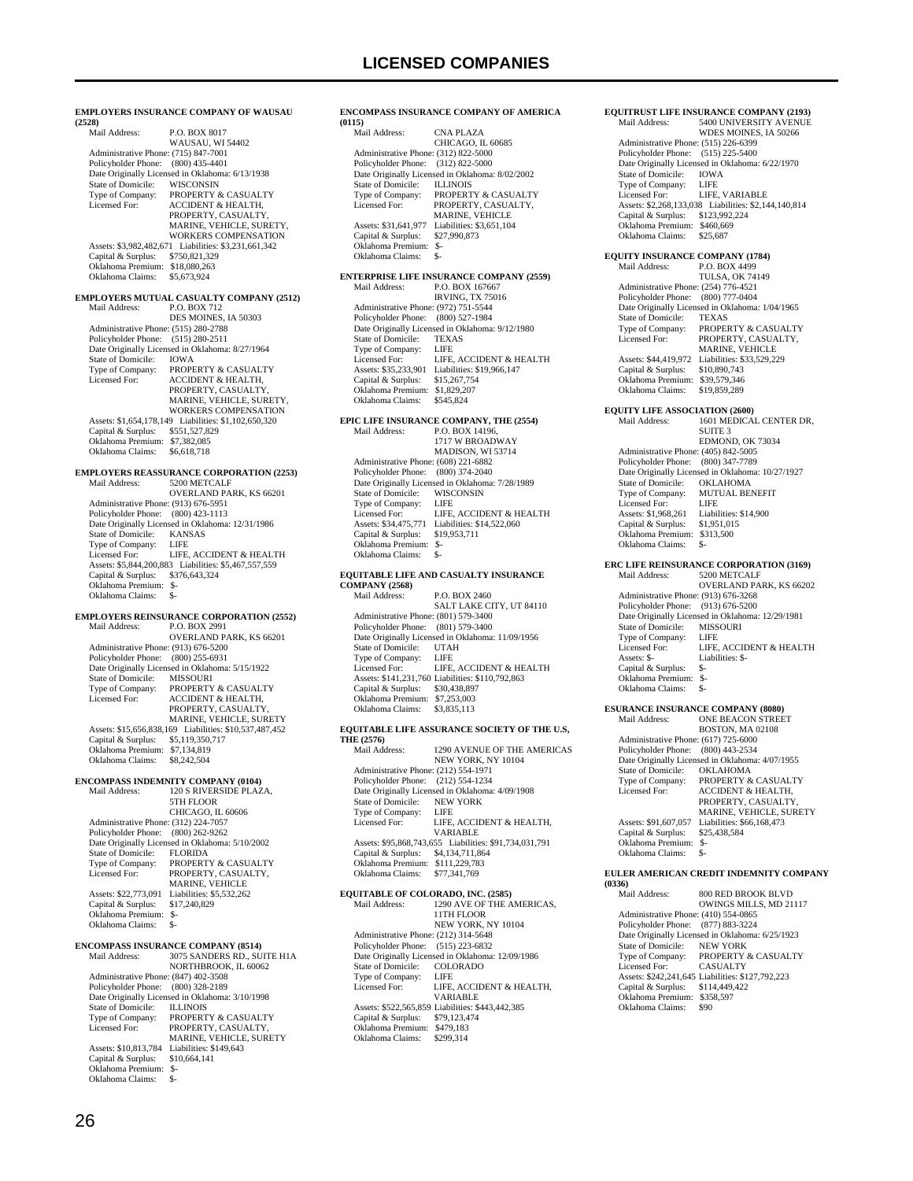**EMPLOYERS INSURANCE COMPANY OF WAUSAU (2528)**

Mail Address: P.O. BOX 8017
WAUSAU, WI 54402
Administrative Phone: (715) 847-7001
Policyholder Phone: (800) 435-4401
Date Originally Licensed in Oklahoma: 6/13/1938
State of Domicile: WISCONSIN
Type of Company: PROPERTY & CASUALTY
Licensed For: ACCIDENT & HEALTH, PROPERTY, CASUALTY, MARINE, VEHICLE, SURETY, WORKERS COMPENSATION
Assets: $3,982,482,671 Liabilities: $3,231,661,342
Capital & Surplus: $750,821,329
Oklahoma Premium: $18,080,263
Oklahoma Claims: $5,673,924

**EMPLOYERS MUTUAL CASUALTY COMPANY (2512)**

Mail Address: P.O. BOX 712
DES MOINES, IA 50303
Administrative Phone: (515) 280-2788
Policyholder Phone: (515) 280-2511
Date Originally Licensed in Oklahoma: 8/27/1964
State of Domicile: IOWA
Type of Company: PROPERTY & CASUALTY
Licensed For: ACCIDENT & HEALTH, PROPERTY, CASUALTY, MARINE, VEHICLE, SURETY, WORKERS COMPENSATION
Assets: $1,654,178,149 Liabilities: $1,102,650,320
Capital & Surplus: $551,527,829
Oklahoma Premium: $7,382,085
Oklahoma Claims: $6,618,718

**EMPLOYERS REASSURANCE CORPORATION (2253)**

Mail Address: 5200 METCALF
OVERLAND PARK, KS 66201
Administrative Phone: (913) 676-5951
Policyholder Phone: (800) 423-1113
Date Originally Licensed in Oklahoma: 12/31/1986
State of Domicile: KANSAS
Type of Company: LIFE
Licensed For: LIFE, ACCIDENT & HEALTH
Assets: $5,844,200,883 Liabilities: $5,467,557,559
Capital & Surplus: $376,643,324
Oklahoma Premium: $-
Oklahoma Claims: $-

**EMPLOYERS REINSURANCE CORPORATION (2552)**

Mail Address: P.O. BOX 2991
OVERLAND PARK, KS 66201
Administrative Phone: (913) 676-5200
Policyholder Phone: (800) 255-6931
Date Originally Licensed in Oklahoma: 5/15/1922
State of Domicile: MISSOURI
Type of Company: PROPERTY & CASUALTY
Licensed For: ACCIDENT & HEALTH, PROPERTY, CASUALTY, MARINE, VEHICLE, SURETY
Assets: $15,656,838,169 Liabilities: $10,537,487,452
Capital & Surplus: $5,119,350,717
Oklahoma Premium: $7,134,819
Oklahoma Claims: $8,242,504

**ENCOMPASS INDEMNITY COMPANY (0104)**

Mail Address: 120 S RIVERSIDE PLAZA, 5TH FLOOR
CHICAGO, IL 60606
Administrative Phone: (312) 224-7057
Policyholder Phone: (800) 262-9262
Date Originally Licensed in Oklahoma: 5/10/2002
State of Domicile: FLORIDA
Type of Company: PROPERTY & CASUALTY
Licensed For: PROPERTY, CASUALTY, MARINE, VEHICLE
Assets: $22,773,091 Liabilities: $5,532,262
Capital & Surplus: $17,240,829
Oklahoma Premium: $-
Oklahoma Claims: $-

**ENCOMPASS INSURANCE COMPANY (8514)**

Mail Address: 3075 SANDERS RD., SUITE H1A
NORTHBROOK, IL 60062
Administrative Phone: (847) 402-3508
Policyholder Phone: (800) 328-2189
Date Originally Licensed in Oklahoma: 3/10/1998
State of Domicile: ILLINOIS
Type of Company: PROPERTY & CASUALTY
Licensed For: PROPERTY, CASUALTY, MARINE, VEHICLE, SURETY
Assets: $10,813,784 Liabilities: $149,643
Capital & Surplus: $10,664,141
Oklahoma Premium: $-
Oklahoma Claims: $-

**ENCOMPASS INSURANCE COMPANY OF AMERICA (0115)**

Mail Address: CNA PLAZA
CHICAGO, IL 60685
Administrative Phone: (312) 822-5000
Policyholder Phone: (312) 822-5000
Date Originally Licensed in Oklahoma: 8/02/2002
State of Domicile: ILLINOIS
Type of Company: PROPERTY & CASUALTY
Licensed For: PROPERTY, CASUALTY, MARINE, VEHICLE
Assets: $31,641,977 Liabilities: $3,651,104
Capital & Surplus: $27,990,873
Oklahoma Premium: $-
Oklahoma Claims: $-

**ENTERPRISE LIFE INSURANCE COMPANY (2559)**

Mail Address: P.O. BOX 167667
IRVING, TX 75016
Administrative Phone: (972) 751-5544
Policyholder Phone: (800) 527-1984
Date Originally Licensed in Oklahoma: 9/12/1980
State of Domicile: TEXAS
Type of Company: LIFE
Licensed For: LIFE, ACCIDENT & HEALTH
Assets: $35,233,901 Liabilities: $19,966,147
Capital & Surplus: $15,267,754
Oklahoma Premium: $1,829,207
Oklahoma Claims: $545,824

**EPIC LIFE INSURANCE COMPANY, THE (2554)**

Mail Address: P.O. BOX 14196, 1717 W BROADWAY
MADISON, WI 53714
Administrative Phone: (608) 221-6882
Policyholder Phone: (800) 374-2040
Date Originally Licensed in Oklahoma: 7/28/1989
State of Domicile: WISCONSIN
Type of Company: LIFE
Licensed For: LIFE, ACCIDENT & HEALTH
Assets: $34,475,771 Liabilities: $14,522,060
Capital & Surplus: $19,953,711
Oklahoma Premium: $-
Oklahoma Claims: $-

**EQUITABLE LIFE AND CASUALTY INSURANCE COMPANY (2568)**

Mail Address: P.O. BOX 2460
SALT LAKE CITY, UT 84110
Administrative Phone: (801) 579-3400
Policyholder Phone: (801) 579-3400
Date Originally Licensed in Oklahoma: 11/09/1956
State of Domicile: UTAH
Type of Company: LIFE
Licensed For: LIFE, ACCIDENT & HEALTH
Assets: $141,231,760 Liabilities: $110,792,863
Capital & Surplus: $30,438,897
Oklahoma Premium: $7,253,003
Oklahoma Claims: $3,835,113

**EQUITABLE LIFE ASSURANCE SOCIETY OF THE U.S, THE (2576)**

Mail Address: 1290 AVENUE OF THE AMERICAS
NEW YORK, NY 10104
Administrative Phone: (212) 554-1971
Policyholder Phone: (212) 554-1234
Date Originally Licensed in Oklahoma: 4/09/1908
State of Domicile: NEW YORK
Type of Company: LIFE
Licensed For: LIFE, ACCIDENT & HEALTH, VARIABLE
Assets: $95,868,743,655 Liabilities: $91,734,031,791
Capital & Surplus: $4,134,711,864
Oklahoma Premium: $111,229,783
Oklahoma Claims: $77,341,769

**EQUITABLE OF COLORADO, INC. (2585)**

Mail Address: 1290 AVE OF THE AMERICAS, 11TH FLOOR
NEW YORK, NY 10104
Administrative Phone: (212) 314-5648
Policyholder Phone: (515) 223-6832
Date Originally Licensed in Oklahoma: 12/09/1986
State of Domicile: COLORADO
Type of Company: LIFE
Licensed For: LIFE, ACCIDENT & HEALTH, VARIABLE
Assets: $522,565,859 Liabilities: $443,442,385
Capital & Surplus: $79,123,474
Oklahoma Premium: $479,183
Oklahoma Claims: $299,314

**EQUITRUST LIFE INSURANCE COMPANY (2193)**

Mail Address: 5400 UNIVERSITY AVENUE
WDES MOINES, IA 50266
Administrative Phone: (515) 226-6399
Policyholder Phone: (515) 225-5400
Date Originally Licensed in Oklahoma: 6/22/1970
State of Domicile: IOWA
Type of Company: LIFE
Licensed For: LIFE, VARIABLE
Assets: $2,268,133,038 Liabilities: $2,144,140,814
Capital & Surplus: $123,992,224
Oklahoma Premium: $460,669
Oklahoma Claims: $25,687

**EQUITY INSURANCE COMPANY (1784)**

Mail Address: P.O. BOX 4499
TULSA, OK 74149
Administrative Phone: (254) 776-4521
Policyholder Phone: (800) 777-0404
Date Originally Licensed in Oklahoma: 1/04/1965
State of Domicile: TEXAS
Type of Company: PROPERTY & CASUALTY
Licensed For: PROPERTY, CASUALTY, MARINE, VEHICLE
Assets: $44,419,972 Liabilities: $33,529,229
Capital & Surplus: $10,890,743
Oklahoma Premium: $39,579,346
Oklahoma Claims: $19,859,289

**EQUITY LIFE ASSOCIATION (2600)**

Mail Address: 1601 MEDICAL CENTER DR, SUITE 3
EDMOND, OK 73034
Administrative Phone: (405) 842-5005
Policyholder Phone: (800) 347-7789
Date Originally Licensed in Oklahoma: 10/27/1927
State of Domicile: OKLAHOMA
Type of Company: MUTUAL BENEFIT
Licensed For: LIFE
Assets: $1,968,261 Liabilities: $14,900
Capital & Surplus: $1,951,015
Oklahoma Premium: $313,500
Oklahoma Claims: $-

**ERC LIFE REINSURANCE CORPORATION (3169)**

Mail Address: 5200 METCALF
OVERLAND PARK, KS 66202
Administrative Phone: (913) 676-3268
Policyholder Phone: (913) 676-5200
Date Originally Licensed in Oklahoma: 12/29/1981
State of Domicile: MISSOURI
Type of Company: LIFE
Licensed For: LIFE, ACCIDENT & HEALTH
Assets: $- Liabilities: $-
Capital & Surplus: $-
Oklahoma Premium: $-
Oklahoma Claims: $-

**ESURANCE INSURANCE COMPANY (8080)**

Mail Address: ONE BEACON STREET
BOSTON, MA 02108
Administrative Phone: (617) 725-6000
Policyholder Phone: (800) 443-2534
Date Originally Licensed in Oklahoma: 4/07/1955
State of Domicile: OKLAHOMA
Type of Company: PROPERTY & CASUALTY
Licensed For: ACCIDENT & HEALTH, PROPERTY, CASUALTY, MARINE, VEHICLE, SURETY
Assets: $91,607,057 Liabilities: $66,168,473
Capital & Surplus: $25,438,584
Oklahoma Premium: $-
Oklahoma Claims: $-

**EULER AMERICAN CREDIT INDEMNITY COMPANY (0336)**

Mail Address: 800 RED BROOK BLVD
OWINGS MILLS, MD 21117
Administrative Phone: (410) 554-0865
Policyholder Phone: (877) 883-3224
Date Originally Licensed in Oklahoma: 6/25/1923
State of Domicile: NEW YORK
Type of Company: PROPERTY & CASUALTY
Licensed For: CASUALTY
Assets: $242,241,645 Liabilities: $127,792,223
Capital & Surplus: $114,449,422
Oklahoma Premium: $358,597
Oklahoma Claims: $90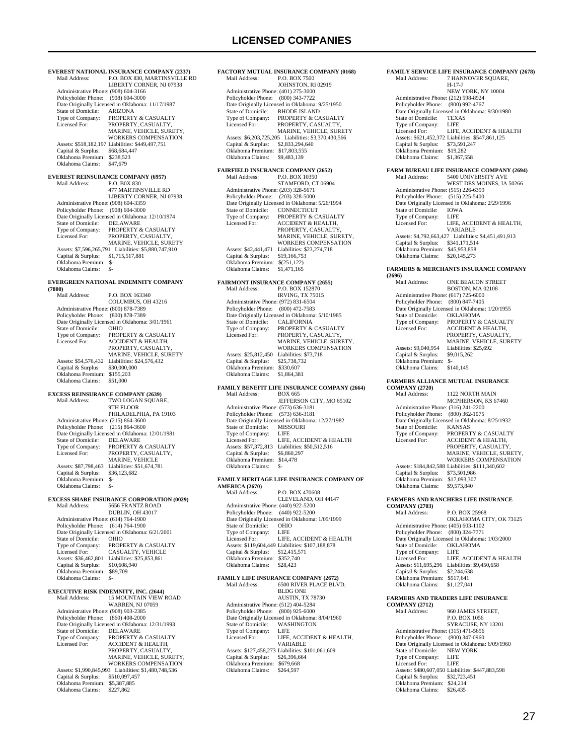# LICENSED COMPANIES

**EVEREST NATIONAL INSURANCE COMPANY (2337)**
Mail Address: P.O. BOX 830, MARTINSVILLE RD
LIBERTY CORNER, NJ 07938
Administrative Phone: (908) 604-3166
Policyholder Phone: (908) 604-3000
Date Originally Licensed in Oklahoma: 11/17/1987
State of Domicile: ARIZONA
Type of Company: PROPERTY & CASUALTY
Licensed For: PROPERTY, CASUALTY, MARINE, VEHICLE, SURETY, WORKERS COMPENSATION
Assets: $518,182,197 Liabilities: $449,497,751
Capital & Surplus: $68,684,447
Oklahoma Premium: $238,523
Oklahoma Claims: $47,679

**EVEREST REINSURANCE COMPANY (6957)**
Mail Address: P.O. B0X 830
477 MARTINSVILLE RD
LIBERTY CORNER, NJ 07938
Administrative Phone: (908) 604-3359
Policyholder Phone: (908) 604-3000
Date Originally Licensed in Oklahoma: 12/10/1974
State of Domicile: DELAWARE
Type of Company: PROPERTY & CASUALTY
Licensed For: PROPERTY, CASUALTY, MARINE, VEHICLE, SURETY
Assets: $7,596,265,791 Liabilities: $5,880,747,910
Capital & Surplus: $1,715,517,881
Oklahoma Premium: $-
Oklahoma Claims: $-

**EVERGREEN NATIONAL INDEMNITY COMPANY (7800)**
Mail Address: P.O. BOX 163340
COLUMBUS, OH 43216
Administrative Phone: (800) 878-7389
Policyholder Phone: (800) 878-7389
Date Originally Licensed in Oklahoma: 3/01/1961
State of Domicile: OHIO
Type of Company: PROPERTY & CASUALTY
Licensed For: ACCIDENT & HEALTH, PROPERTY, CASUALTY, MARINE, VEHICLE, SURETY
Assets: $54,576,432 Liabilities: $24,576,432
Capital & Surplus: $30,000,000
Oklahoma Premium: $155,203
Oklahoma Claims: $51,000

**EXCESS REINSURANCE COMPANY (2639)**
Mail Address: TWO LOGAN SQUARE,
9TH FLOOR
PHILADELPHIA, PA 19103
Administrative Phone: (215) 864-3600
Policyholder Phone: (215) 864-3600
Date Originally Licensed in Oklahoma: 12/01/1981
State of Domicile: DELAWARE
Type of Company: PROPERTY & CASUALTY
Licensed For: PROPERTY, CASUALTY, MARINE, VEHICLE
Assets: $87,798,463 Liabilities: $51,674,781
Capital & Surplus: $36,123,682
Oklahoma Premium: $-
Oklahoma Claims: $-

**EXCESS SHARE INSURANCE CORPORATION (0029)**
Mail Address: 5656 FRANTZ ROAD
DUBLIN, OH 43017
Administrative Phone: (614) 764-1900
Policyholder Phone: (614) 764-1900
Date Originally Licensed in Oklahoma: 6/21/2001
State of Domicile: OHIO
Type of Company: PROPERTY & CASUALTY
Licensed For: CASUALTY, VEHICLE
Assets: $36,462,801 Liabilities: $25,853,861
Capital & Surplus: $10,608,940
Oklahoma Premium: $89,709
Oklahoma Claims: $-

**EXECUTIVE RISK INDEMNITY, INC. (2644)**
Mail Address: 15 MOUNTAIN VIEW ROAD
WARREN, NJ 07059
Administrative Phone: (908) 903-2385
Policyholder Phone: (860) 408-2000
Date Originally Licensed in Oklahoma: 12/31/1993
State of Domicile: DELAWARE
Type of Company: PROPERTY & CASUALTY
Licensed For: ACCIDENT & HEALTH, PROPERTY, CASUALTY, MARINE, VEHICLE, SURETY, WORKERS COMPENSATION
Assets: $1,990,845,993 Liabilities: $1,480,748,536
Capital & Surplus: $510,097,457
Oklahoma Premium: $5,387,885
Oklahoma Claims: $227,862

**FACTORY MUTUAL INSURANCE COMPANY (0168)**
Mail Address: P.O. BOX 7500
JOHNSTON, RI 02919
Administrative Phone: (401) 275-3000
Policyholder Phone: (800) 343-7722
Date Originally Licensed in Oklahoma: 9/25/1950
State of Domicile: RHODE ISLAND
Type of Company: PROPERTY & CASUALTY
Licensed For: PROPERTY, CASUALTY, MARINE, VEHICLE, SURETY
Assets: $6,203,725,205 Liabilities: $3,370,430,566
Capital & Surplus: $2,833,294,640
Oklahoma Premium: $17,803,555
Oklahoma Claims: $9,483,139

**FAIRFIELD INSURANCE COMPANY (2652)**
Mail Address: P.O. BOX 10350
STAMFORD, CT 06904
Administrative Phone: (203) 328-5671
Policyholder Phone: (203) 328-5000
Date Originally Licensed in Oklahoma: 5/26/1994
State of Domicile: CONNECTICUT
Type of Company: PROPERTY & CASUALTY
Licensed For: ACCIDENT & HEALTH, PROPERTY, CASUALTY, MARINE, VEHICLE, SURETY, WORKERS COMPENSATION
Assets: $42,441,471 Liabilities: $23,274,718
Capital & Surplus: $19,166,753
Oklahoma Premium: $(251,122)
Oklahoma Claims: $1,471,165

**FAIRMONT INSURANCE COMPANY (2655)**
Mail Address: P.O. BOX 152870
IRVING, TX 75015
Administrative Phone: (972) 831-6504
Policyholder Phone: (800) 472-7583
Date Originally Licensed in Oklahoma: 5/10/1985
State of Domicile: CALIFORNIA
Type of Company: PROPERTY & CASUALTY
Licensed For: PROPERTY, CASUALTY, MARINE, VEHICLE, SURETY, WORKERS COMPENSATION
Assets: $25,812,450 Liabilities: $73,718
Capital & Surplus: $25,738,732
Oklahoma Premium: $330,607
Oklahoma Claims: $1,864,381

**FAMILY BENEFIT LIFE INSURANCE COMPANY (2664)**
Mail Address: BOX 665
JEFFERSON CITY, MO 65102
Administrative Phone: (573) 636-3181
Policyholder Phone: (573) 636-3181
Date Originally Licensed in Oklahoma: 12/27/1982
State of Domicile: MISSOURI
Type of Company: LIFE
Licensed For: LIFE, ACCIDENT & HEALTH
Assets: $57,372,813 Liabilities: $50,512,516
Capital & Surplus: $6,860,297
Oklahoma Premium: $14,478
Oklahoma Claims: $-

**FAMILY HERITAGE LIFE INSURANCE COMPANY OF AMERICA (2670)**
Mail Address: P.O. BOX 470608
CLEVELAND, OH 44147
Administrative Phone: (440) 922-5200
Policyholder Phone: (440) 922-5200
Date Originally Licensed in Oklahoma: 1/05/1999
State of Domicile: OHIO
Type of Company: LIFE
Licensed For: LIFE, ACCIDENT & HEALTH
Assets: $119,604,449 Liabilities: $107,188,878
Capital & Surplus: $12,415,571
Oklahoma Premium: $352,740
Oklahoma Claims: $28,423

**FAMILY LIFE INSURANCE COMPANY (2672)**
Mail Address: 6500 RIVER PLACE BLVD, BLDG ONE
AUSTIN, TX 78730
Administrative Phone: (512) 404-5284
Policyholder Phone: (800) 925-6000
Date Originally Licensed in Oklahoma: 8/04/1960
State of Domicile: WASHINGTON
Type of Company: LIFE
Licensed For: LIFE, ACCIDENT & HEALTH, VARIABLE
Assets: $127,458,273 Liabilities: $101,061,609
Capital & Surplus: $26,396,664
Oklahoma Premium: $679,668
Oklahoma Claims: $264,597

**FAMILY SERVICE LIFE INSURANCE COMPANY (2678)**
Mail Address: 7 HANNOVER SQUARE, H-17-J
NEW YORK, NY 10004
Administrative Phone: (212) 598-8924
Policyholder Phone: (800) 992-4767
Date Originally Licensed in Oklahoma: 9/30/1980
State of Domicile: TEXAS
Type of Company: LIFE
Licensed For: LIFE, ACCIDENT & HEALTH
Assets: $621,452,372 Liabilities: $547,861,125
Capital & Surplus: $73,591,247
Oklahoma Premium: $19,282
Oklahoma Claims: $1,367,558

**FARM BUREAU LIFE INSURANCE COMPANY (2694)**
Mail Address: 5400 UNIVERSITY AVE
WEST DES MOINES, IA 50266
Administrative Phone: (515) 226-6399
Policyholder Phone: (515) 225-5400
Date Originally Licensed in Oklahoma: 2/29/1996
State of Domicile: IOWA
Type of Company: LIFE
Licensed For: LIFE, ACCIDENT & HEALTH, VARIABLE
Assets: $4,792,663,427 Liabilities: $4,451,491,913
Capital & Surplus: $341,171,514
Oklahoma Premium: $45,953,858
Oklahoma Claims: $20,145,273

**FARMERS & MERCHANTS INSURANCE COMPANY (2696)**
Mail Address: ONE BEACON STREET
BOSTON, MA 02108
Administrative Phone: (617) 725-6000
Policyholder Phone: (800) 847-7405
Date Originally Licensed in Oklahoma: 1/20/1955
State of Domicile: OKLAHOMA
Type of Company: PROPERTY & CASUALTY
Licensed For: ACCIDENT & HEALTH, PROPERTY, CASUALTY, MARINE, VEHICLE, SURETY
Assets: $9,040,954 Liabilities: $25,692
Capital & Surplus: $9,015,262
Oklahoma Premium: $-
Oklahoma Claims: $140,145

**FARMERS ALLIANCE MUTUAL INSURANCE COMPANY (2720)**
Mail Address: 1122 NORTH MAIN
MCPHERSON, KS 67460
Administrative Phone: (316) 241-2200
Policyholder Phone: (800) 362-1075
Date Originally Licensed in Oklahoma: 8/25/1932
State of Domicile: KANSAS
Type of Company: PROPERTY & CASUALTY
Licensed For: ACCIDENT & HEALTH, PROPERTY, CASUALTY, MARINE, VEHICLE, SURETY, WORKERS COMPENSATION
Assets: $184,842,588 Liabilities: $111,340,602
Capital & Surplus: $73,501,986
Oklahoma Premium: $17,093,307
Oklahoma Claims: $9,573,840

**FARMERS AND RANCHERS LIFE INSURANCE COMPANY (2703)**
Mail Address: P.O. BOX 25968
OKLAHOMA CITY, OK 73125
Administrative Phone: (405) 603-1102
Policyholder Phone: (800) 324-7771
Date Originally Licensed in Oklahoma: 1/03/2000
State of Domicile: OKLAHOMA
Type of Company: LIFE
Licensed For: LIFE, ACCIDENT & HEALTH
Assets: $11,695,296 Liabilities: $9,450,658
Capital & Surplus: $2,244,638
Oklahoma Premium: $517,641
Oklahoma Claims: $1,127,041

**FARMERS AND TRADERS LIFE INSURANCE COMPANY (2712)**
Mail Address: 960 JAMES STREET, P.O. BOX 1056
SYRACUSE, NY 13201
Administrative Phone: (315) 471-5656
Policyholder Phone: (800) 347-0960
Date Originally Licensed in Oklahoma: 6/09/1960
State of Domicile: NEW YORK
Type of Company: LIFE
Licensed For: LIFE
Assets: $480,607,050 Liabilities: $447,883,598
Capital & Surplus: $32,723,451
Oklahoma Premium: $24,214
Oklahoma Claims: $26,435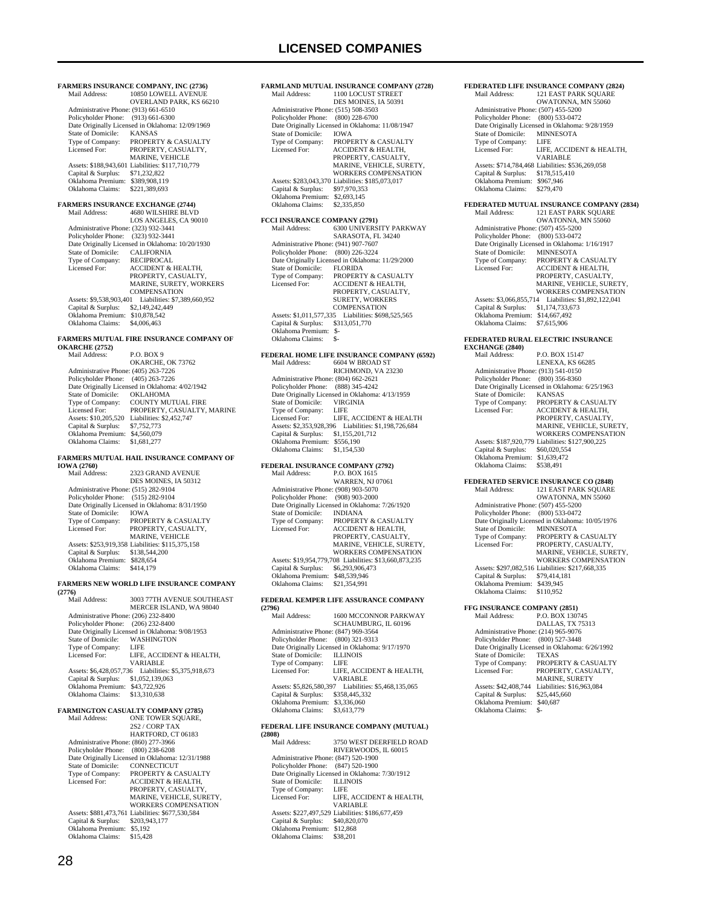# LICENSED COMPANIES

**FARMERS INSURANCE COMPANY, INC (2736)**
Mail Address: 10850 LOWELL AVENUE
OVERLAND PARK, KS 66210
Administrative Phone: (913) 661-6510
Policyholder Phone: (913) 661-6300
Date Originally Licensed in Oklahoma: 12/09/1969
State of Domicile: KANSAS
Type of Company: PROPERTY & CASUALTY
Licensed For: PROPERTY, CASUALTY, MARINE, VEHICLE
Assets: $188,943,601 Liabilities: $117,710,779
Capital & Surplus: $71,232,822
Oklahoma Premium: $389,908,119
Oklahoma Claims: $221,389,693

**FARMERS INSURANCE EXCHANGE (2744)**
Mail Address: 4680 WILSHIRE BLVD
LOS ANGELES, CA 90010
Administrative Phone: (323) 932-3441
Policyholder Phone: (323) 932-3441
Date Originally Licensed in Oklahoma: 10/20/1930
State of Domicile: CALIFORNIA
Type of Company: RECIPROCAL
Licensed For: ACCIDENT & HEALTH, PROPERTY, CASUALTY, MARINE, SURETY, WORKERS COMPENSATION
Assets: $9,538,903,401 Liabilities: $7,389,660,952
Capital & Surplus: $2,149,242,449
Oklahoma Premium: $10,878,542
Oklahoma Claims: $4,006,463

**FARMERS MUTUAL FIRE INSURANCE COMPANY OF OKARCHE (2752)**
Mail Address: P.O. BOX 9
OKARCHE, OK 73762
Administrative Phone: (405) 263-7226
Policyholder Phone: (405) 263-7226
Date Originally Licensed in Oklahoma: 4/02/1942
State of Domicile: OKLAHOMA
Type of Company: COUNTY MUTUAL FIRE
Licensed For: PROPERTY, CASUALTY, MARINE
Assets: $10,205,520 Liabilities: $2,452,747
Capital & Surplus: $7,752,773
Oklahoma Premium: $4,560,079
Oklahoma Claims: $1,681,277

**FARMERS MUTUAL HAIL INSURANCE COMPANY OF IOWA (2760)**
Mail Address: 2323 GRAND AVENUE
DES MOINES, IA 50312
Administrative Phone: (515) 282-9104
Policyholder Phone: (515) 282-9104
Date Originally Licensed in Oklahoma: 8/31/1950
State of Domicile: IOWA
Type of Company: PROPERTY & CASUALTY
Licensed For: PROPERTY, CASUALTY, MARINE, VEHICLE
Assets: $253,919,358 Liabilities: $115,375,158
Capital & Surplus: $138,544,200
Oklahoma Premium: $828,654
Oklahoma Claims: $414,179

**FARMERS NEW WORLD LIFE INSURANCE COMPANY (2776)**
Mail Address: 3003 77TH AVENUE SOUTHEAST
MERCER ISLAND, WA 98040
Administrative Phone: (206) 232-8400
Policyholder Phone: (206) 232-8400
Date Originally Licensed in Oklahoma: 9/08/1953
State of Domicile: WASHINGTON
Type of Company: LIFE
Licensed For: LIFE, ACCIDENT & HEALTH, VARIABLE
Assets: $6,428,057,736 Liabilities: $5,375,918,673
Capital & Surplus: $1,052,139,063
Oklahoma Premium: $43,722,926
Oklahoma Claims: $13,310,638

**FARMINGTON CASUALTY COMPANY (2785)**
Mail Address: ONE TOWER SQUARE,
2S2 / CORP TAX
HARTFORD, CT 06183
Administrative Phone: (860) 277-3966
Policyholder Phone: (800) 238-6208
Date Originally Licensed in Oklahoma: 12/31/1988
State of Domicile: CONNECTICUT
Type of Company: PROPERTY & CASUALTY
Licensed For: ACCIDENT & HEALTH, PROPERTY, CASUALTY, MARINE, VEHICLE, SURETY, WORKERS COMPENSATION
Assets: $881,473,761 Liabilities: $677,530,584
Capital & Surplus: $203,943,177
Oklahoma Premium: $5,192
Oklahoma Claims: $15,428

**FARMLAND MUTUAL INSURANCE COMPANY (2728)**
Mail Address: 1100 LOCUST STREET
DES MOINES, IA 50391
Administrative Phone: (515) 508-3503
Policyholder Phone: (800) 228-6700
Date Originally Licensed in Oklahoma: 11/08/1947
State of Domicile: IOWA
Type of Company: PROPERTY & CASUALTY
Licensed For: ACCIDENT & HEALTH, PROPERTY, CASUALTY, MARINE, VEHICLE, SURETY, WORKERS COMPENSATION
Assets: $283,043,370 Liabilities: $185,073,017
Capital & Surplus: $97,970,353
Oklahoma Premium: $2,693,145
Oklahoma Claims: $2,335,850

**FCCI INSURANCE COMPANY (2791)**
Mail Address: 6300 UNIVERSITY PARKWAY
SARASOTA, FL 34240
Administrative Phone: (941) 907-7607
Policyholder Phone: (800) 226-3224
Date Originally Licensed in Oklahoma: 11/29/2000
State of Domicile: FLORIDA
Type of Company: PROPERTY & CASUALTY
Licensed For: ACCIDENT & HEALTH, PROPERTY, CASUALTY, SURETY, WORKERS COMPENSATION
Assets: $1,011,577,335 Liabilities: $698,525,565
Capital & Surplus: $313,051,770
Oklahoma Premium: $-
Oklahoma Claims: $-

**FEDERAL HOME LIFE INSURANCE COMPANY (6592)**
Mail Address: 6604 W BROAD ST
RICHMOND, VA 23230
Administrative Phone: (804) 662-2621
Policyholder Phone: (888) 345-4242
Date Originally Licensed in Oklahoma: 4/13/1959
State of Domicile: VIRGINIA
Type of Company: LIFE
Licensed For: LIFE, ACCIDENT & HEALTH
Assets: $2,353,928,396 Liabilities: $1,198,726,684
Capital & Surplus: $1,155,201,712
Oklahoma Premium: $556,190
Oklahoma Claims: $1,154,530

**FEDERAL INSURANCE COMPANY (2792)**
Mail Address: P.O. BOX 1615
WARREN, NJ 07061
Administrative Phone: (908) 903-5070
Policyholder Phone: (908) 903-2000
Date Originally Licensed in Oklahoma: 7/26/1920
State of Domicile: INDIANA
Type of Company: PROPERTY & CASUALTY
Licensed For: ACCIDENT & HEALTH, PROPERTY, CASUALTY, MARINE, VEHICLE, SURETY, WORKERS COMPENSATION
Assets: $19,954,779,708 Liabilities: $13,660,873,235
Capital & Surplus: $6,293,906,473
Oklahoma Premium: $48,539,946
Oklahoma Claims: $21,354,991

**FEDERAL KEMPER LIFE ASSURANCE COMPANY (2796)**
Mail Address: 1600 MCCONNOR PARKWAY
SCHAUMBURG, IL 60196
Administrative Phone: (847) 969-3564
Policyholder Phone: (800) 321-9313
Date Originally Licensed in Oklahoma: 9/17/1970
State of Domicile: ILLINOIS
Type of Company: LIFE
Licensed For: LIFE, ACCIDENT & HEALTH, VARIABLE
Assets: $5,826,580,397 Liabilities: $5,468,135,065
Capital & Surplus: $358,445,332
Oklahoma Premium: $3,336,060
Oklahoma Claims: $3,613,779

**FEDERAL LIFE INSURANCE COMPANY (MUTUAL) (2808)**
Mail Address: 3750 WEST DEERFIELD ROAD
RIVERWOODS, IL 60015
Administrative Phone: (847) 520-1900
Policyholder Phone: (847) 520-1900
Date Originally Licensed in Oklahoma: 7/30/1912
State of Domicile: ILLINOIS
Type of Company: LIFE
Licensed For: LIFE, ACCIDENT & HEALTH, VARIABLE
Assets: $227,497,529 Liabilities: $186,677,459
Capital & Surplus: $40,820,070
Oklahoma Premium: $12,868
Oklahoma Claims: $38,201

**FEDERATED LIFE INSURANCE COMPANY (2824)**
Mail Address: 121 EAST PARK SQUARE
OWATONNA, MN 55060
Administrative Phone: (507) 455-5200
Policyholder Phone: (800) 533-0472
Date Originally Licensed in Oklahoma: 9/28/1959
State of Domicile: MINNESOTA
Type of Company: LIFE
Licensed For: LIFE, ACCIDENT & HEALTH, VARIABLE
Assets: $714,784,468 Liabilities: $536,269,058
Capital & Surplus: $178,515,410
Oklahoma Premium: $967,946
Oklahoma Claims: $279,470

**FEDERATED MUTUAL INSURANCE COMPANY (2834)**
Mail Address: 121 EAST PARK SQUARE
OWATONNA, MN 55060
Administrative Phone: (507) 455-5200
Policyholder Phone: (800) 533-0472
Date Originally Licensed in Oklahoma: 1/16/1917
State of Domicile: MINNESOTA
Type of Company: PROPERTY & CASUALTY
Licensed For: ACCIDENT & HEALTH, PROPERTY, CASUALTY, MARINE, VEHICLE, SURETY, WORKERS COMPENSATION
Assets: $3,066,855,714 Liabilities: $1,892,122,041
Capital & Surplus: $1,174,733,673
Oklahoma Premium: $14,667,492
Oklahoma Claims: $7,615,906

**FEDERATED RURAL ELECTRIC INSURANCE EXCHANGE (2840)**
Mail Address: P.O. BOX 15147
LENEXA, KS 66285
Administrative Phone: (913) 541-0150
Policyholder Phone: (800) 356-8360
Date Originally Licensed in Oklahoma: 6/25/1963
State of Domicile: KANSAS
Type of Company: PROPERTY & CASUALTY
Licensed For: ACCIDENT & HEALTH, PROPERTY, CASUALTY, MARINE, VEHICLE, SURETY, WORKERS COMPENSATION
Assets: $187,920,779 Liabilities: $127,900,225
Capital & Surplus: $60,020,554
Oklahoma Premium: $1,639,472
Oklahoma Claims: $538,491

**FEDERATED SERVICE INSURANCE CO (2848)**
Mail Address: 121 EAST PARK SQUARE
OWATONNA, MN 55060
Administrative Phone: (507) 455-5200
Policyholder Phone: (800) 533-0472
Date Originally Licensed in Oklahoma: 10/05/1976
State of Domicile: MINNESOTA
Type of Company: PROPERTY & CASUALTY
Licensed For: PROPERTY, CASUALTY, MARINE, VEHICLE, SURETY, WORKERS COMPENSATION
Assets: $297,082,516 Liabilities: $217,668,335
Capital & Surplus: $79,414,181
Oklahoma Premium: $439,945
Oklahoma Claims: $110,952

**FFG INSURANCE COMPANY (2851)**
Mail Address: P.O. BOX 130745
DALLAS, TX 75313
Administrative Phone: (214) 965-9076
Policyholder Phone: (800) 527-3448
Date Originally Licensed in Oklahoma: 6/26/1992
State of Domicile: TEXAS
Type of Company: PROPERTY & CASUALTY
Licensed For: PROPERTY, CASUALTY, MARINE, SURETY
Assets: $42,408,744 Liabilities: $16,963,084
Capital & Surplus: $25,445,660
Oklahoma Premium: $40,687
Oklahoma Claims: $-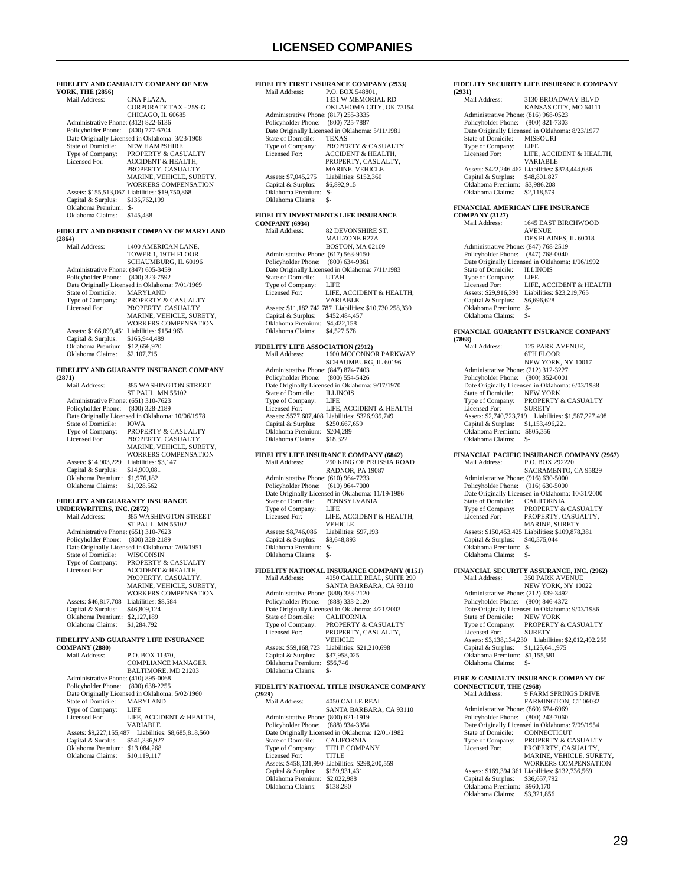# LICENSED COMPANIES

**FIDELITY AND CASUALTY COMPANY OF NEW YORK, THE (2856)**

Mail Address: CNA PLAZA, CORPORATE TAX - 25S-G CHICAGO, IL 60685
Administrative Phone: (312) 822-6136
Policyholder Phone: (800) 777-6704
Date Originally Licensed in Oklahoma: 3/23/1908
State of Domicile: NEW HAMPSHIRE
Type of Company: PROPERTY & CASUALTY
Licensed For: ACCIDENT & HEALTH, PROPERTY, CASUALTY, MARINE, VEHICLE, SURETY, WORKERS COMPENSATION
Assets: $155,513,067 Liabilities: $19,750,868
Capital & Surplus: $135,762,199
Oklahoma Premium: $-
Oklahoma Claims: $145,438

**FIDELITY AND DEPOSIT COMPANY OF MARYLAND (2864)**

Mail Address: 1400 AMERICAN LANE, TOWER 1, 19TH FLOOR SCHAUMBURG, IL 60196
Administrative Phone: (847) 605-3459
Policyholder Phone: (800) 323-7592
Date Originally Licensed in Oklahoma: 7/01/1969
State of Domicile: MARYLAND
Type of Company: PROPERTY & CASUALTY
Licensed For: PROPERTY, CASUALTY, MARINE, VEHICLE, SURETY, WORKERS COMPENSATION
Assets: $166,099,451 Liabilities: $154,963
Capital & Surplus: $165,944,489
Oklahoma Premium: $12,656,970
Oklahoma Claims: $2,107,715

**FIDELITY AND GUARANTY INSURANCE COMPANY (2871)**

Mail Address: 385 WASHINGTON STREET ST PAUL, MN 55102
Administrative Phone: (651) 310-7623
Policyholder Phone: (800) 328-2189
Date Originally Licensed in Oklahoma: 10/06/1978
State of Domicile: IOWA
Type of Company: PROPERTY & CASUALTY
Licensed For: PROPERTY, CASUALTY, MARINE, VEHICLE, SURETY, WORKERS COMPENSATION
Assets: $14,903,229 Liabilities: $3,147
Capital & Surplus: $14,900,081
Oklahoma Premium: $1,976,182
Oklahoma Claims: $1,928,562

**FIDELITY AND GUARANTY INSURANCE UNDERWRITERS, INC. (2872)**

Mail Address: 385 WASHINGTON STREET ST PAUL, MN 55102
Administrative Phone: (651) 310-7623
Policyholder Phone: (800) 328-2189
Date Originally Licensed in Oklahoma: 7/06/1951
State of Domicile: WISCONSIN
Type of Company: PROPERTY & CASUALTY
Licensed For: ACCIDENT & HEALTH, PROPERTY, CASUALTY, MARINE, VEHICLE, SURETY, WORKERS COMPENSATION
Assets: $46,817,708 Liabilities: $8,584
Capital & Surplus: $46,809,124
Oklahoma Premium: $2,127,189
Oklahoma Claims: $1,284,792

**FIDELITY AND GUARANTY LIFE INSURANCE COMPANY (2880)**

Mail Address: P.O. BOX 11370, COMPLIANCE MANAGER BALTIMORE, MD 21203
Administrative Phone: (410) 895-0068
Policyholder Phone: (800) 638-2255
Date Originally Licensed in Oklahoma: 5/02/1960
State of Domicile: MARYLAND
Type of Company: LIFE
Licensed For: LIFE, ACCIDENT & HEALTH, VARIABLE
Assets: $9,227,155,487 Liabilities: $8,685,818,560
Capital & Surplus: $541,336,927
Oklahoma Premium: $13,084,268
Oklahoma Claims: $10,119,117

**FIDELITY FIRST INSURANCE COMPANY (2933)**

Mail Address: P.O. BOX 548801, 1331 W MEMORIAL RD OKLAHOMA CITY, OK 73154
Administrative Phone: (817) 255-3335
Policyholder Phone: (800) 725-7887
Date Originally Licensed in Oklahoma: 5/11/1981
State of Domicile: TEXAS
Type of Company: PROPERTY & CASUALTY
Licensed For: ACCIDENT & HEALTH, PROPERTY, CASUALTY, MARINE, VEHICLE
Assets: $7,045,275 Liabilities: $152,360
Capital & Surplus: $6,892,915
Oklahoma Premium: $-
Oklahoma Claims: $-

**FIDELITY INVESTMENTS LIFE INSURANCE COMPANY (6934)**

Mail Address: 82 DEVONSHIRE ST, MAILZONE R27A BOSTON, MA 02109
Administrative Phone: (617) 563-9150
Policyholder Phone: (800) 634-9361
Date Originally Licensed in Oklahoma: 7/11/1983
State of Domicile: UTAH
Type of Company: LIFE
Licensed For: LIFE, ACCIDENT & HEALTH, VARIABLE
Assets: $11,182,742,787 Liabilities: $10,730,258,330
Capital & Surplus: $452,484,457
Oklahoma Premium: $4,422,158
Oklahoma Claims: $4,527,578

**FIDELITY LIFE ASSOCIATION (2912)**

Mail Address: 1600 MCCONNOR PARKWAY SCHAUMBURG, IL 60196
Administrative Phone: (847) 874-7403
Policyholder Phone: (800) 554-5426
Date Originally Licensed in Oklahoma: 9/17/1970
State of Domicile: ILLINOIS
Type of Company: LIFE
Licensed For: LIFE, ACCIDENT & HEALTH
Assets: $577,607,408 Liabilities: $326,939,749
Capital & Surplus: $250,667,659
Oklahoma Premium: $204,289
Oklahoma Claims: $18,322

**FIDELITY LIFE INSURANCE COMPANY (6842)**

Mail Address: 250 KING OF PRUSSIA ROAD RADNOR, PA 19087
Administrative Phone: (610) 964-7233
Policyholder Phone: (610) 964-7000
Date Originally Licensed in Oklahoma: 11/19/1986
State of Domicile: PENNSYLVANIA
Type of Company: LIFE
Licensed For: LIFE, ACCIDENT & HEALTH, VEHICLE
Assets: $8,746,086 Liabilities: $97,193
Capital & Surplus: $8,648,893
Oklahoma Premium: $-
Oklahoma Claims: $-

**FIDELITY NATIONAL INSURANCE COMPANY (0151)**

Mail Address: 4050 CALLE REAL, SUITE 290 SANTA BARBARA, CA 93110
Administrative Phone: (888) 333-2120
Policyholder Phone: (888) 333-2120
Date Originally Licensed in Oklahoma: 4/21/2003
State of Domicile: CALIFORNIA
Type of Company: PROPERTY & CASUALTY
Licensed For: PROPERTY, CASUALTY, VEHICLE
Assets: $59,168,723 Liabilities: $21,210,698
Capital & Surplus: $37,958,025
Oklahoma Premium: $56,746
Oklahoma Claims: $-

**FIDELITY NATIONAL TITLE INSURANCE COMPANY (2929)**

Mail Address: 4050 CALLE REAL SANTA BARBARA, CA 93110
Administrative Phone: (800) 621-1919
Policyholder Phone: (888) 934-3354
Date Originally Licensed in Oklahoma: 12/01/1982
State of Domicile: CALIFORNIA
Type of Company: TITLE COMPANY
Licensed For: TITLE
Assets: $458,131,990 Liabilities: $298,200,559
Capital & Surplus: $159,931,431
Oklahoma Premium: $2,022,988
Oklahoma Claims: $138,280

**FIDELITY SECURITY LIFE INSURANCE COMPANY (2931)**

Mail Address: 3130 BROADWAY BLVD KANSAS CITY, MO 64111
Administrative Phone: (816) 968-0523
Policyholder Phone: (800) 821-7303
Date Originally Licensed in Oklahoma: 8/23/1977
State of Domicile: MISSOURI
Type of Company: LIFE
Licensed For: LIFE, ACCIDENT & HEALTH, VARIABLE
Assets: $422,246,462 Liabilities: $373,444,636
Capital & Surplus: $48,801,827
Oklahoma Premium: $3,986,208
Oklahoma Claims: $2,118,579

**FINANCIAL AMERICAN LIFE INSURANCE COMPANY (3127)**

Mail Address: 1645 EAST BIRCHWOOD AVENUE DES PLAINES, IL 60018
Administrative Phone: (847) 768-2519
Policyholder Phone: (847) 768-0040
Date Originally Licensed in Oklahoma: 1/06/1992
State of Domicile: ILLINOIS
Type of Company: LIFE
Licensed For: LIFE, ACCIDENT & HEALTH
Assets: $29,916,393 Liabilities: $23,219,765
Capital & Surplus: $6,696,628
Oklahoma Premium: $-
Oklahoma Claims: $-

**FINANCIAL GUARANTY INSURANCE COMPANY (7868)**

Mail Address: 125 PARK AVENUE, 6TH FLOOR NEW YORK, NY 10017
Administrative Phone: (212) 312-3227
Policyholder Phone: (800) 352-0001
Date Originally Licensed in Oklahoma: 6/03/1938
State of Domicile: NEW YORK
Type of Company: PROPERTY & CASUALTY
Licensed For: SURETY
Assets: $2,740,723,719 Liabilities: $1,587,227,498
Capital & Surplus: $1,153,496,221
Oklahoma Premium: $805,356
Oklahoma Claims: $-

**FINANCIAL PACIFIC INSURANCE COMPANY (2967)**

Mail Address: P.O. BOX 292220 SACRAMENTO, CA 95829
Administrative Phone: (916) 630-5000
Policyholder Phone: (916) 630-5000
Date Originally Licensed in Oklahoma: 10/31/2000
State of Domicile: CALIFORNIA
Type of Company: PROPERTY & CASUALTY
Licensed For: PROPERTY, CASUALTY, MARINE, SURETY
Assets: $150,453,425 Liabilities: $109,878,381
Capital & Surplus: $40,575,044
Oklahoma Premium: $-
Oklahoma Claims: $-

**FINANCIAL SECURITY ASSURANCE, INC. (2962)**

Mail Address: 350 PARK AVENUE NEW YORK, NY 10022
Administrative Phone: (212) 339-3492
Policyholder Phone: (800) 846-4372
Date Originally Licensed in Oklahoma: 9/03/1986
State of Domicile: NEW YORK
Type of Company: PROPERTY & CASUALTY
Licensed For: SURETY
Assets: $3,138,134,230 Liabilities: $2,012,492,255
Capital & Surplus: $1,125,641,975
Oklahoma Premium: $1,155,581
Oklahoma Claims: $-

**FIRE & CASUALTY INSURANCE COMPANY OF CONNECTICUT, THE (2968)**

Mail Address: 9 FARM SPRINGS DRIVE FARMINGTON, CT 06032
Administrative Phone: (860) 674-6969
Policyholder Phone: (800) 243-7060
Date Originally Licensed in Oklahoma: 7/09/1954
State of Domicile: CONNECTICUT
Type of Company: PROPERTY & CASUALTY
Licensed For: PROPERTY, CASUALTY, MARINE, VEHICLE, SURETY, WORKERS COMPENSATION
Assets: $169,394,361 Liabilities: $132,736,569
Capital & Surplus: $36,657,792
Oklahoma Premium: $960,170
Oklahoma Claims: $3,321,856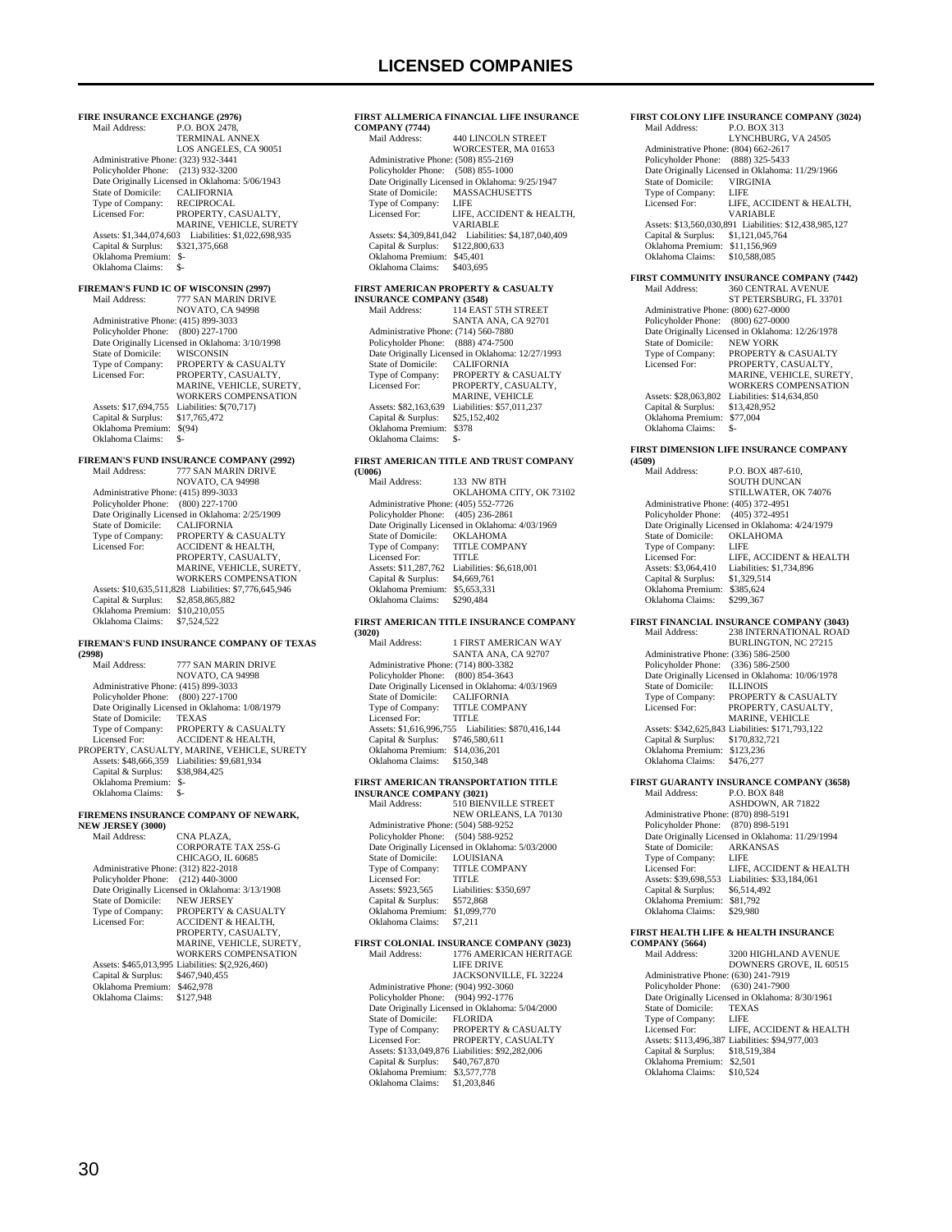## LICENSED COMPANIES

**FIRE INSURANCE EXCHANGE (2976)**
Mail Address: P.O. BOX 2478, TERMINAL ANNEX, LOS ANGELES, CA 90051
Administrative Phone: (323) 932-3441
Policyholder Phone: (213) 932-3200
Date Originally Licensed in Oklahoma: 5/06/1943
State of Domicile: CALIFORNIA
Type of Company: RECIPROCAL
Licensed For: PROPERTY, CASUALTY, MARINE, VEHICLE, SURETY
Assets: $1,344,074,603 Liabilities: $1,022,698,935
Capital & Surplus: $321,375,668
Oklahoma Premium: $-
Oklahoma Claims: $-

**FIREMAN'S FUND IC OF WISCONSIN (2997)**
Mail Address: 777 SAN MARIN DRIVE, NOVATO, CA 94998
Administrative Phone: (415) 899-3033
Policyholder Phone: (800) 227-1700
Date Originally Licensed in Oklahoma: 3/10/1998
State of Domicile: WISCONSIN
Type of Company: PROPERTY & CASUALTY
Licensed For: PROPERTY, CASUALTY, MARINE, VEHICLE, SURETY, WORKERS COMPENSATION
Assets: $17,694,755 Liabilities: $(70,717)
Capital & Surplus: $17,765,472
Oklahoma Premium: $(94)
Oklahoma Claims: $-

**FIREMAN'S FUND INSURANCE COMPANY (2992)**
Mail Address: 777 SAN MARIN DRIVE, NOVATO, CA 94998
Administrative Phone: (415) 899-3033
Policyholder Phone: (800) 227-1700
Date Originally Licensed in Oklahoma: 2/25/1909
State of Domicile: CALIFORNIA
Type of Company: PROPERTY & CASUALTY
Licensed For: ACCIDENT & HEALTH, PROPERTY, CASUALTY, MARINE, VEHICLE, SURETY, WORKERS COMPENSATION
Assets: $10,635,511,828 Liabilities: $7,776,645,946
Capital & Surplus: $2,858,865,882
Oklahoma Premium: $10,210,055
Oklahoma Claims: $7,524,522

**FIREMAN'S FUND INSURANCE COMPANY OF TEXAS (2998)**
Mail Address: 777 SAN MARIN DRIVE, NOVATO, CA 94998
Administrative Phone: (415) 899-3033
Policyholder Phone: (800) 227-1700
Date Originally Licensed in Oklahoma: 1/08/1979
State of Domicile: TEXAS
Type of Company: PROPERTY & CASUALTY
Licensed For: ACCIDENT & HEALTH, PROPERTY, CASUALTY, MARINE, VEHICLE, SURETY
Assets: $48,666,359 Liabilities: $9,681,934
Capital & Surplus: $38,984,425
Oklahoma Premium: $-
Oklahoma Claims: $-

**FIREMENS INSURANCE COMPANY OF NEWARK, NEW JERSEY (3000)**
Mail Address: CNA PLAZA, CORPORATE TAX 25S-G, CHICAGO, IL 60685
Administrative Phone: (312) 822-2018
Policyholder Phone: (212) 440-3000
Date Originally Licensed in Oklahoma: 3/13/1908
State of Domicile: NEW JERSEY
Type of Company: PROPERTY & CASUALTY
Licensed For: ACCIDENT & HEALTH, PROPERTY, CASUALTY, MARINE, VEHICLE, SURETY, WORKERS COMPENSATION
Assets: $465,013,995 Liabilities: $(2,926,460)
Capital & Surplus: $467,940,455
Oklahoma Premium: $462,978
Oklahoma Claims: $127,948

**FIRST ALLMERICA FINANCIAL LIFE INSURANCE COMPANY (7744)**
Mail Address: 440 LINCOLN STREET, WORCESTER, MA 01653
Administrative Phone: (508) 855-2169
Policyholder Phone: (508) 855-1000
Date Originally Licensed in Oklahoma: 9/25/1947
State of Domicile: MASSACHUSETTS
Type of Company: LIFE
Licensed For: LIFE, ACCIDENT & HEALTH, VARIABLE
Assets: $4,309,841,042 Liabilities: $4,187,040,409
Capital & Surplus: $122,800,633
Oklahoma Premium: $45,401
Oklahoma Claims: $403,695

**FIRST AMERICAN PROPERTY & CASUALTY INSURANCE COMPANY (3548)**
Mail Address: 114 EAST 5TH STREET, SANTA ANA, CA 92701
Administrative Phone: (714) 560-7880
Policyholder Phone: (888) 474-7500
Date Originally Licensed in Oklahoma: 12/27/1993
State of Domicile: CALIFORNIA
Type of Company: PROPERTY & CASUALTY
Licensed For: PROPERTY, CASUALTY, MARINE, VEHICLE
Assets: $82,163,639 Liabilities: $57,011,237
Capital & Surplus: $25,152,402
Oklahoma Premium: $378
Oklahoma Claims: $-

**FIRST AMERICAN TITLE AND TRUST COMPANY (U006)**
Mail Address: 133 NW 8TH, OKLAHOMA CITY, OK 73102
Administrative Phone: (405) 552-7726
Policyholder Phone: (405) 236-2861
Date Originally Licensed in Oklahoma: 4/03/1969
State of Domicile: OKLAHOMA
Type of Company: TITLE COMPANY
Licensed For: TITLE
Assets: $11,287,762 Liabilities: $6,618,001
Capital & Surplus: $4,669,761
Oklahoma Premium: $5,653,331
Oklahoma Claims: $290,484

**FIRST AMERICAN TITLE INSURANCE COMPANY (3020)**
Mail Address: 1 FIRST AMERICAN WAY, SANTA ANA, CA 92707
Administrative Phone: (714) 800-3382
Policyholder Phone: (800) 854-3643
Date Originally Licensed in Oklahoma: 4/03/1969
State of Domicile: CALIFORNIA
Type of Company: TITLE COMPANY
Licensed For: TITLE
Assets: $1,616,996,755 Liabilities: $870,416,144
Capital & Surplus: $746,580,611
Oklahoma Premium: $14,036,201
Oklahoma Claims: $150,348

**FIRST AMERICAN TRANSPORTATION TITLE INSURANCE COMPANY (3021)**
Mail Address: 510 BIENVILLE STREET, NEW ORLEANS, LA 70130
Administrative Phone: (504) 588-9252
Policyholder Phone: (504) 588-9252
Date Originally Licensed in Oklahoma: 5/03/2000
State of Domicile: LOUISIANA
Type of Company: TITLE COMPANY
Licensed For: TITLE
Assets: $923,565 Liabilities: $350,697
Capital & Surplus: $572,868
Oklahoma Premium: $1,099,770
Oklahoma Claims: $7,211

**FIRST COLONIAL INSURANCE COMPANY (3023)**
Mail Address: 1776 AMERICAN HERITAGE LIFE DRIVE, JACKSONVILLE, FL 32224
Administrative Phone: (904) 992-3060
Policyholder Phone: (904) 992-1776
Date Originally Licensed in Oklahoma: 5/04/2000
State of Domicile: FLORIDA
Type of Company: PROPERTY & CASUALTY
Licensed For: PROPERTY, CASUALTY
Assets: $133,049,876 Liabilities: $92,282,006
Capital & Surplus: $40,767,870
Oklahoma Premium: $3,577,778
Oklahoma Claims: $1,203,846

**FIRST COLONY LIFE INSURANCE COMPANY (3024)**
Mail Address: P.O. BOX 313, LYNCHBURG, VA 24505
Administrative Phone: (804) 662-2617
Policyholder Phone: (888) 325-5433
Date Originally Licensed in Oklahoma: 11/29/1966
State of Domicile: VIRGINIA
Type of Company: LIFE
Licensed For: LIFE, ACCIDENT & HEALTH, VARIABLE
Assets: $13,560,030,891 Liabilities: $12,438,985,127
Capital & Surplus: $1,121,045,764
Oklahoma Premium: $11,156,969
Oklahoma Claims: $10,588,085

**FIRST COMMUNITY INSURANCE COMPANY (7442)**
Mail Address: 360 CENTRAL AVENUE, ST PETERSBURG, FL 33701
Administrative Phone: (800) 627-0000
Policyholder Phone: (800) 627-0000
Date Originally Licensed in Oklahoma: 12/26/1978
State of Domicile: NEW YORK
Type of Company: PROPERTY & CASUALTY
Licensed For: PROPERTY, CASUALTY, MARINE, VEHICLE, SURETY, WORKERS COMPENSATION
Assets: $28,063,802 Liabilities: $14,634,850
Capital & Surplus: $13,428,952
Oklahoma Premium: $77,004
Oklahoma Claims: $-

**FIRST DIMENSION LIFE INSURANCE COMPANY (4509)**
Mail Address: P.O. BOX 487-610, SOUTH DUNCAN, STILLWATER, OK 74076
Administrative Phone: (405) 372-4951
Policyholder Phone: (405) 372-4951
Date Originally Licensed in Oklahoma: 4/24/1979
State of Domicile: OKLAHOMA
Type of Company: LIFE
Licensed For: LIFE, ACCIDENT & HEALTH
Assets: $3,064,410 Liabilities: $1,734,896
Capital & Surplus: $1,329,514
Oklahoma Premium: $385,624
Oklahoma Claims: $299,367

**FIRST FINANCIAL INSURANCE COMPANY (3043)**
Mail Address: 238 INTERNATIONAL ROAD, BURLINGTON, NC 27215
Administrative Phone: (336) 586-2500
Policyholder Phone: (336) 586-2500
Date Originally Licensed in Oklahoma: 10/06/1978
State of Domicile: ILLINOIS
Type of Company: PROPERTY & CASUALTY
Licensed For: PROPERTY, CASUALTY, MARINE, VEHICLE
Assets: $342,625,843 Liabilities: $171,793,122
Capital & Surplus: $170,832,721
Oklahoma Premium: $123,236
Oklahoma Claims: $476,277

**FIRST GUARANTY INSURANCE COMPANY (3658)**
Mail Address: P.O. BOX 848, ASHDOWN, AR 71822
Administrative Phone: (870) 898-5191
Policyholder Phone: (870) 898-5191
Date Originally Licensed in Oklahoma: 11/29/1994
State of Domicile: ARKANSAS
Type of Company: LIFE
Licensed For: LIFE, ACCIDENT & HEALTH
Assets: $39,698,553 Liabilities: $33,184,061
Capital & Surplus: $6,514,492
Oklahoma Premium: $81,792
Oklahoma Claims: $29,980

**FIRST HEALTH LIFE & HEALTH INSURANCE COMPANY (5664)**
Mail Address: 3200 HIGHLAND AVENUE, DOWNERS GROVE, IL 60515
Administrative Phone: (630) 241-7919
Policyholder Phone: (630) 241-7900
Date Originally Licensed in Oklahoma: 8/30/1961
State of Domicile: TEXAS
Type of Company: LIFE
Licensed For: LIFE, ACCIDENT & HEALTH
Assets: $113,496,387 Liabilities: $94,977,003
Capital & Surplus: $18,519,384
Oklahoma Premium: $2,501
Oklahoma Claims: $10,524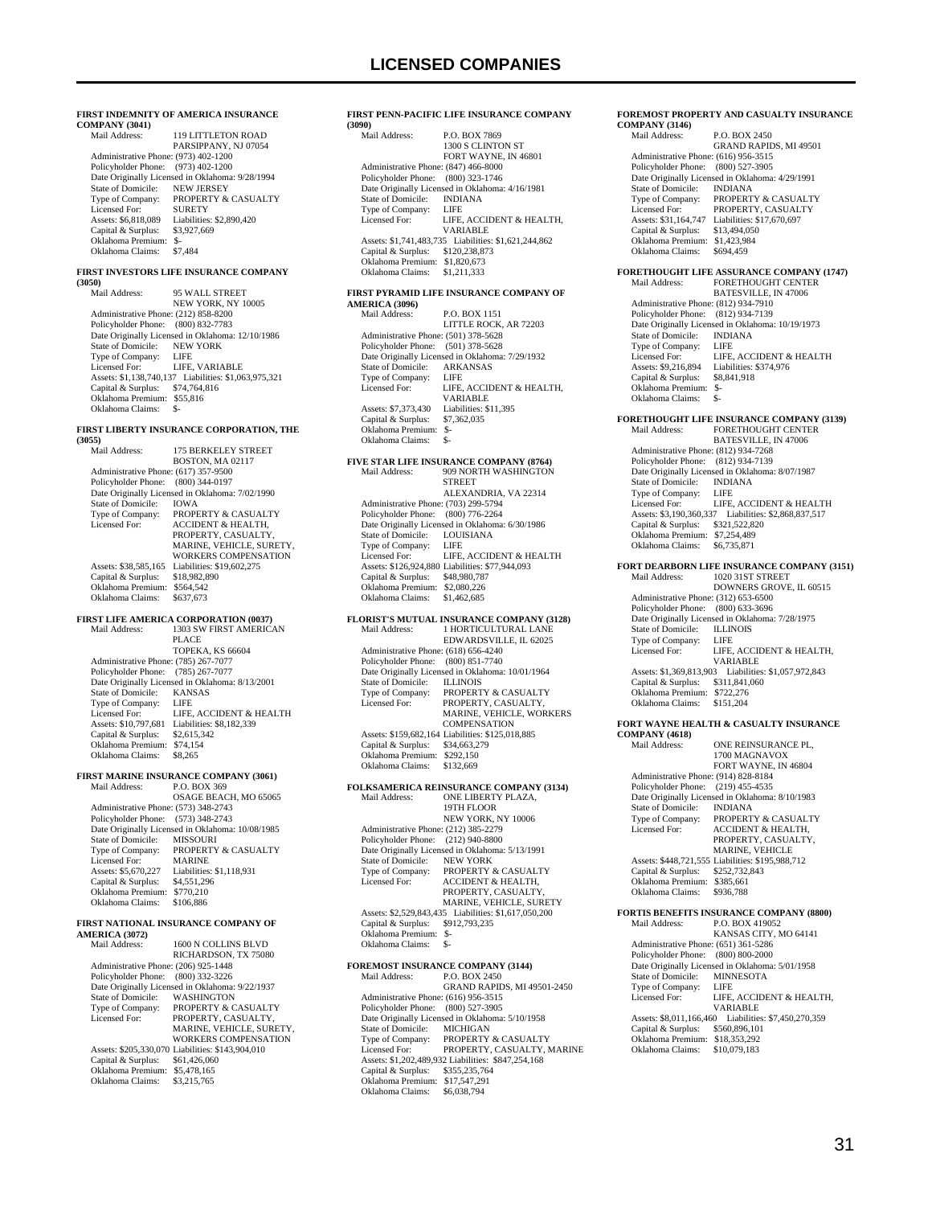# LICENSED COMPANIES

**FIRST INDEMNITY OF AMERICA INSURANCE COMPANY (3041)**

Mail Address: 119 LITTLETON ROAD
PARSIPPANY, NJ 07054
Administrative Phone: (973) 402-1200
Policyholder Phone: (973) 402-1200
Date Originally Licensed in Oklahoma: 9/28/1994
State of Domicile: NEW JERSEY
Type of Company: PROPERTY & CASUALTY
Licensed For: SURETY
Assets: $6,818,089 Liabilities: $2,890,420
Capital & Surplus: $3,927,669
Oklahoma Premium: $-
Oklahoma Claims: $7,484

**FIRST INVESTORS LIFE INSURANCE COMPANY (3050)**

Mail Address: 95 WALL STREET
NEW YORK, NY 10005
Administrative Phone: (212) 858-8200
Policyholder Phone: (800) 832-7783
Date Originally Licensed in Oklahoma: 12/10/1986
State of Domicile: NEW YORK
Type of Company: LIFE
Licensed For: LIFE, VARIABLE
Assets: $1,138,740,137 Liabilities: $1,063,975,321
Capital & Surplus: $74,764,816
Oklahoma Premium: $55,816
Oklahoma Claims: $-

**FIRST LIBERTY INSURANCE CORPORATION, THE (3055)**

Mail Address: 175 BERKELEY STREET
BOSTON, MA 02117
Administrative Phone: (617) 357-9500
Policyholder Phone: (800) 344-0197
Date Originally Licensed in Oklahoma: 7/02/1990
State of Domicile: IOWA
Type of Company: PROPERTY & CASUALTY
Licensed For: ACCIDENT & HEALTH, PROPERTY, CASUALTY, MARINE, VEHICLE, SURETY, WORKERS COMPENSATION
Assets: $38,585,165 Liabilities: $19,602,275
Capital & Surplus: $18,982,890
Oklahoma Premium: $564,542
Oklahoma Claims: $637,673

**FIRST LIFE AMERICA CORPORATION (0037)**

Mail Address: 1303 SW FIRST AMERICAN PLACE
TOPEKA, KS 66604
Administrative Phone: (785) 267-7077
Policyholder Phone: (785) 267-7077
Date Originally Licensed in Oklahoma: 8/13/2001
State of Domicile: KANSAS
Type of Company: LIFE
Licensed For: LIFE, ACCIDENT & HEALTH
Assets: $10,797,681 Liabilities: $8,182,339
Capital & Surplus: $2,615,342
Oklahoma Premium: $74,154
Oklahoma Claims: $8,265

**FIRST MARINE INSURANCE COMPANY (3061)**

Mail Address: P.O. BOX 369
OSAGE BEACH, MO 65065
Administrative Phone: (573) 348-2743
Policyholder Phone: (573) 348-2743
Date Originally Licensed in Oklahoma: 10/08/1985
State of Domicile: MISSOURI
Type of Company: PROPERTY & CASUALTY
Licensed For: MARINE
Assets: $5,670,227 Liabilities: $1,118,931
Capital & Surplus: $4,551,296
Oklahoma Premium: $770,210
Oklahoma Claims: $106,886

**FIRST NATIONAL INSURANCE COMPANY OF AMERICA (3072)**

Mail Address: 1600 N COLLINS BLVD
RICHARDSON, TX 75080
Administrative Phone: (206) 925-1448
Policyholder Phone: (800) 332-3226
Date Originally Licensed in Oklahoma: 9/22/1937
State of Domicile: WASHINGTON
Type of Company: PROPERTY & CASUALTY
Licensed For: PROPERTY, CASUALTY, MARINE, VEHICLE, SURETY, WORKERS COMPENSATION
Assets: $205,330,070 Liabilities: $143,904,010
Capital & Surplus: $61,426,060
Oklahoma Premium: $5,478,165
Oklahoma Claims: $3,215,765

**FIRST PENN-PACIFIC LIFE INSURANCE COMPANY (3090)**

Mail Address: P.O. BOX 7869
1300 S CLINTON ST
FORT WAYNE, IN 46801
Administrative Phone: (847) 466-8000
Policyholder Phone: (800) 323-1746
Date Originally Licensed in Oklahoma: 4/16/1981
State of Domicile: INDIANA
Type of Company: LIFE
Licensed For: LIFE, ACCIDENT & HEALTH, VARIABLE
Assets: $1,741,483,735 Liabilities: $1,621,244,862
Capital & Surplus: $120,238,873
Oklahoma Premium: $1,820,673
Oklahoma Claims: $1,211,333

**FIRST PYRAMID LIFE INSURANCE COMPANY OF AMERICA (3096)**

Mail Address: P.O. BOX 1151
LITTLE ROCK, AR 72203
Administrative Phone: (501) 378-5628
Policyholder Phone: (501) 378-5628
Date Originally Licensed in Oklahoma: 7/29/1932
State of Domicile: ARKANSAS
Type of Company: LIFE
Licensed For: LIFE, ACCIDENT & HEALTH, VARIABLE
Assets: $7,373,430 Liabilities: $11,395
Capital & Surplus: $7,362,035
Oklahoma Premium: $-
Oklahoma Claims: $-

**FIVE STAR LIFE INSURANCE COMPANY (8764)**

Mail Address: 909 NORTH WASHINGTON STREET
ALEXANDRIA, VA 22314
Administrative Phone: (703) 299-5794
Policyholder Phone: (800) 776-2264
Date Originally Licensed in Oklahoma: 6/30/1986
State of Domicile: LOUISIANA
Type of Company: LIFE
Licensed For: LIFE, ACCIDENT & HEALTH
Assets: $126,924,880 Liabilities: $77,944,093
Capital & Surplus: $48,980,787
Oklahoma Premium: $2,080,226
Oklahoma Claims: $1,462,685

**FLORIST'S MUTUAL INSURANCE COMPANY (3128)**

Mail Address: 1 HORTICULTURAL LANE
EDWARDSVILLE, IL 62025
Administrative Phone: (618) 656-4240
Policyholder Phone: (800) 851-7740
Date Originally Licensed in Oklahoma: 10/01/1964
State of Domicile: ILLINOIS
Type of Company: PROPERTY & CASUALTY
Licensed For: PROPERTY, CASUALTY, MARINE, VEHICLE, WORKERS COMPENSATION
Assets: $159,682,164 Liabilities: $125,018,885
Capital & Surplus: $34,663,279
Oklahoma Premium: $292,150
Oklahoma Claims: $132,669

**FOLKSAMERICA REINSURANCE COMPANY (3134)**

Mail Address: ONE LIBERTY PLAZA, 19TH FLOOR
NEW YORK, NY 10006
Administrative Phone: (212) 385-2279
Policyholder Phone: (212) 940-8800
Date Originally Licensed in Oklahoma: 5/13/1991
State of Domicile: NEW YORK
Type of Company: PROPERTY & CASUALTY
Licensed For: ACCIDENT & HEALTH, PROPERTY, CASUALTY, MARINE, VEHICLE, SURETY
Assets: $2,529,843,435 Liabilities: $1,617,050,200
Capital & Surplus: $912,793,235
Oklahoma Premium: $-
Oklahoma Claims: $-

**FOREMOST INSURANCE COMPANY (3144)**

Mail Address: P.O. BOX 2450
GRAND RAPIDS, MI 49501-2450
Administrative Phone: (616) 956-3515
Policyholder Phone: (800) 527-3905
Date Originally Licensed in Oklahoma: 5/10/1958
State of Domicile: MICHIGAN
Type of Company: PROPERTY & CASUALTY
Licensed For: PROPERTY, CASUALTY, MARINE
Assets: $1,202,489,932 Liabilities: $847,254,168
Capital & Surplus: $355,235,764
Oklahoma Premium: $17,547,291
Oklahoma Claims: $6,038,794

**FOREMOST PROPERTY AND CASUALTY INSURANCE COMPANY (3146)**

Mail Address: P.O. BOX 2450
GRAND RAPIDS, MI 49501
Administrative Phone: (616) 956-3515
Policyholder Phone: (800) 527-3905
Date Originally Licensed in Oklahoma: 4/29/1991
State of Domicile: INDIANA
Type of Company: PROPERTY & CASUALTY
Licensed For: PROPERTY, CASUALTY
Assets: $31,164,747 Liabilities: $17,670,697
Capital & Surplus: $13,494,050
Oklahoma Premium: $1,423,984
Oklahoma Claims: $694,459

**FORETHOUGHT LIFE ASSURANCE COMPANY (1747)**

Mail Address: FORETHOUGHT CENTER
BATESVILLE, IN 47006
Administrative Phone: (812) 934-7910
Policyholder Phone: (812) 934-7139
Date Originally Licensed in Oklahoma: 10/19/1973
State of Domicile: INDIANA
Type of Company: LIFE
Licensed For: LIFE, ACCIDENT & HEALTH
Assets: $9,216,894 Liabilities: $374,976
Capital & Surplus: $8,841,918
Oklahoma Premium: $-
Oklahoma Claims: $-

**FORETHOUGHT LIFE INSURANCE COMPANY (3139)**

Mail Address: FORETHOUGHT CENTER
BATESVILLE, IN 47006
Administrative Phone: (812) 934-7268
Policyholder Phone: (812) 934-7139
Date Originally Licensed in Oklahoma: 8/07/1987
State of Domicile: INDIANA
Type of Company: LIFE
Licensed For: LIFE, ACCIDENT & HEALTH
Assets: $3,190,360,337 Liabilities: $2,868,837,517
Capital & Surplus: $321,522,820
Oklahoma Premium: $7,254,489
Oklahoma Claims: $6,735,871

**FORT DEARBORN LIFE INSURANCE COMPANY (3151)**

Mail Address: 1020 31ST STREET
DOWNERS GROVE, IL 60515
Administrative Phone: (312) 653-6500
Policyholder Phone: (800) 633-3696
Date Originally Licensed in Oklahoma: 7/28/1975
State of Domicile: ILLINOIS
Type of Company: LIFE
Licensed For: LIFE, ACCIDENT & HEALTH, VARIABLE
Assets: $1,369,813,903 Liabilities: $1,057,972,843
Capital & Surplus: $311,841,060
Oklahoma Premium: $722,276
Oklahoma Claims: $151,204

**FORT WAYNE HEALTH & CASUALTY INSURANCE COMPANY (4618)**

Mail Address: ONE REINSURANCE PL, 1700 MAGNAVOX
FORT WAYNE, IN 46804
Administrative Phone: (914) 828-8184
Policyholder Phone: (219) 455-4535
Date Originally Licensed in Oklahoma: 8/10/1983
State of Domicile: INDIANA
Type of Company: PROPERTY & CASUALTY
Licensed For: ACCIDENT & HEALTH, PROPERTY, CASUALTY, MARINE, VEHICLE
Assets: $448,721,555 Liabilities: $195,988,712
Capital & Surplus: $252,732,843
Oklahoma Premium: $385,661
Oklahoma Claims: $936,788

**FORTIS BENEFITS INSURANCE COMPANY (8800)**

Mail Address: P.O. BOX 419052
KANSAS CITY, MO 64141
Administrative Phone: (651) 361-5286
Policyholder Phone: (800) 800-2000
Date Originally Licensed in Oklahoma: 5/01/1958
State of Domicile: MINNESOTA
Type of Company: LIFE
Licensed For: LIFE, ACCIDENT & HEALTH, VARIABLE
Assets: $8,011,166,460 Liabilities: $7,450,270,359
Capital & Surplus: $560,896,101
Oklahoma Premium: $18,353,292
Oklahoma Claims: $10,079,183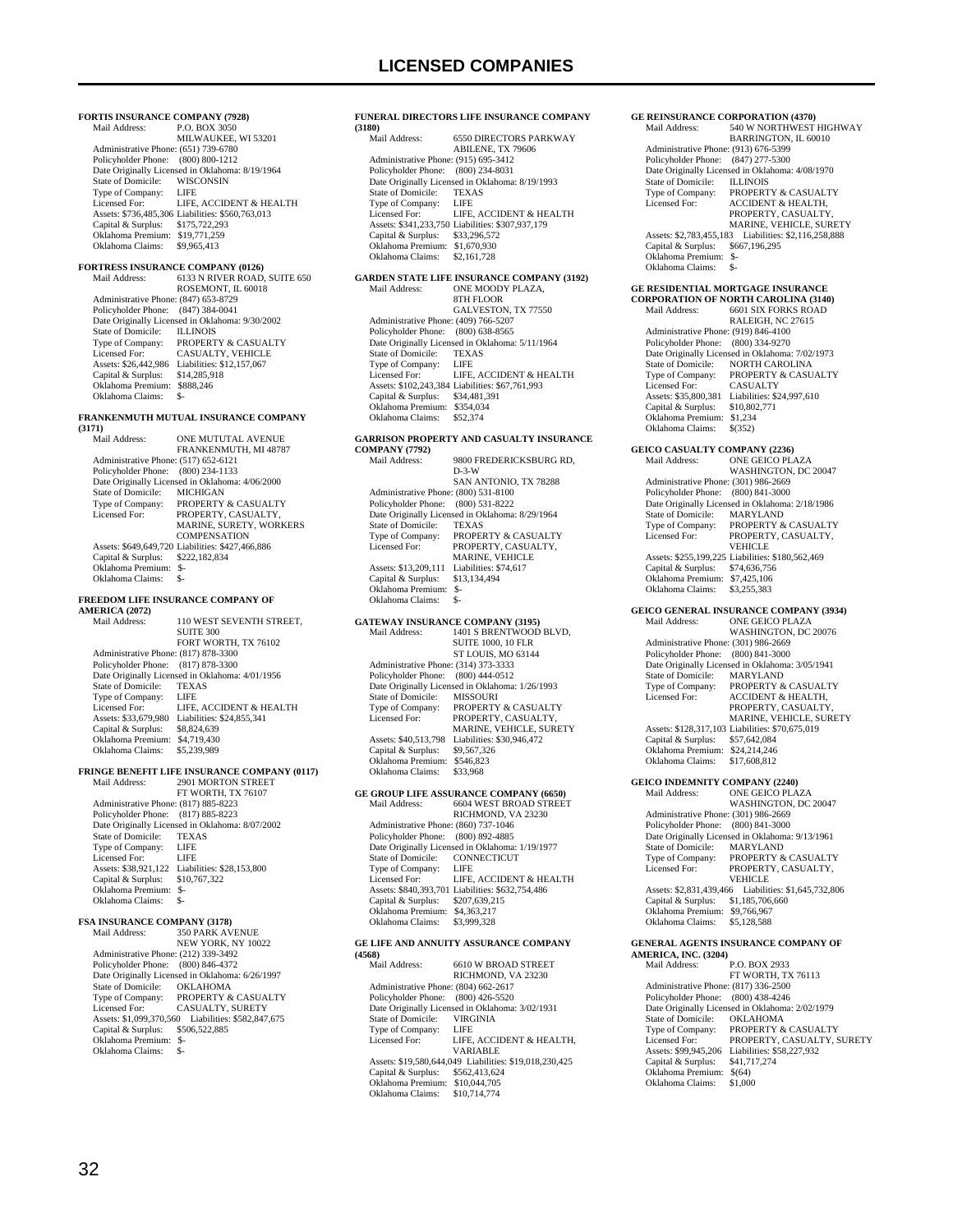**FORTIS INSURANCE COMPANY (7928)**
Mail Address: P.O. BOX 3050
MILWAUKEE, WI 53201
Administrative Phone: (651) 739-6780
Policyholder Phone: (800) 800-1212
Date Originally Licensed in Oklahoma: 8/19/1964
State of Domicile: WISCONSIN
Type of Company: LIFE
Licensed For: LIFE, ACCIDENT & HEALTH
Assets: $736,485,306 Liabilities: $560,763,013
Capital & Surplus: $175,722,293
Oklahoma Premium: $19,771,259
Oklahoma Claims: $9,965,413

**FORTRESS INSURANCE COMPANY (0126)**
Mail Address: 6133 N RIVER ROAD, SUITE 650
ROSEMONT, IL 60018
Administrative Phone: (847) 653-8729
Policyholder Phone: (847) 384-0041
Date Originally Licensed in Oklahoma: 9/30/2002
State of Domicile: ILLINOIS
Type of Company: PROPERTY & CASUALTY
Licensed For: CASUALTY, VEHICLE
Assets: $26,442,986 Liabilities: $12,157,067
Capital & Surplus: $14,285,918
Oklahoma Premium: $888,246
Oklahoma Claims: $-

**FRANKENMUTH MUTUAL INSURANCE COMPANY (3171)**
Mail Address: ONE MUTUTAL AVENUE
FRANKENMUTH, MI 48787
Administrative Phone: (517) 652-6121
Policyholder Phone: (800) 234-1133
Date Originally Licensed in Oklahoma: 4/06/2000
State of Domicile: MICHIGAN
Type of Company: PROPERTY & CASUALTY
Licensed For: PROPERTY, CASUALTY, MARINE, SURETY, WORKERS COMPENSATION
Assets: $649,649,720 Liabilities: $427,466,886
Capital & Surplus: $222,182,834
Oklahoma Premium: $-
Oklahoma Claims: $-

**FREEDOM LIFE INSURANCE COMPANY OF AMERICA (2072)**
Mail Address: 110 WEST SEVENTH STREET, SUITE 300
FORT WORTH, TX 76102
Administrative Phone: (817) 878-3300
Policyholder Phone: (817) 878-3300
Date Originally Licensed in Oklahoma: 4/01/1956
State of Domicile: TEXAS
Type of Company: LIFE
Licensed For: LIFE, ACCIDENT & HEALTH
Assets: $33,679,980 Liabilities: $24,855,341
Capital & Surplus: $8,824,639
Oklahoma Premium: $4,719,430
Oklahoma Claims: $5,239,989

**FRINGE BENEFIT LIFE INSURANCE COMPANY (0117)**
Mail Address: 2901 MORTON STREET
FT WORTH, TX 76107
Administrative Phone: (817) 885-8223
Policyholder Phone: (817) 885-8223
Date Originally Licensed in Oklahoma: 8/07/2002
State of Domicile: TEXAS
Type of Company: LIFE
Licensed For: LIFE
Assets: $38,921,122 Liabilities: $28,153,800
Capital & Surplus: $10,767,322
Oklahoma Premium: $-
Oklahoma Claims: $-

**FSA INSURANCE COMPANY (3178)**
Mail Address: 350 PARK AVENUE
NEW YORK, NY 10022
Administrative Phone: (212) 339-3492
Policyholder Phone: (800) 846-4372
Date Originally Licensed in Oklahoma: 6/26/1997
State of Domicile: OKLAHOMA
Type of Company: PROPERTY & CASUALTY
Licensed For: CASUALTY, SURETY
Assets: $1,099,370,560 Liabilities: $582,847,675
Capital & Surplus: $506,522,885
Oklahoma Premium: $-
Oklahoma Claims: $-

**FUNERAL DIRECTORS LIFE INSURANCE COMPANY (3180)**
Mail Address: 6550 DIRECTORS PARKWAY
ABILENE, TX 79606
Administrative Phone: (915) 695-3412
Policyholder Phone: (800) 234-8031
Date Originally Licensed in Oklahoma: 8/19/1993
State of Domicile: TEXAS
Type of Company: LIFE
Licensed For: LIFE, ACCIDENT & HEALTH
Assets: $341,233,750 Liabilities: $307,937,179
Capital & Surplus: $33,296,572
Oklahoma Premium: $1,670,930
Oklahoma Claims: $2,161,728

**GARDEN STATE LIFE INSURANCE COMPANY (3192)**
Mail Address: ONE MOODY PLAZA, 8TH FLOOR
GALVESTON, TX 77550
Administrative Phone: (409) 766-5207
Policyholder Phone: (800) 638-8565
Date Originally Licensed in Oklahoma: 5/11/1964
State of Domicile: TEXAS
Type of Company: LIFE
Licensed For: LIFE, ACCIDENT & HEALTH
Assets: $102,243,384 Liabilities: $67,761,993
Capital & Surplus: $34,481,391
Oklahoma Premium: $354,034
Oklahoma Claims: $52,374

**GARRISON PROPERTY AND CASUALTY INSURANCE COMPANY (7792)**
Mail Address: 9800 FREDERICKSBURG RD, D-3-W
SAN ANTONIO, TX 78288
Administrative Phone: (800) 531-8100
Policyholder Phone: (800) 531-8222
Date Originally Licensed in Oklahoma: 8/29/1964
State of Domicile: TEXAS
Type of Company: PROPERTY & CASUALTY
Licensed For: PROPERTY, CASUALTY, MARINE, VEHICLE
Assets: $13,209,111 Liabilities: $74,617
Capital & Surplus: $13,134,494
Oklahoma Premium: $-
Oklahoma Claims: $-

**GATEWAY INSURANCE COMPANY (3195)**
Mail Address: 1401 S BRENTWOOD BLVD, SUITE 1000, 10 FLR
ST LOUIS, MO 63144
Administrative Phone: (314) 373-3333
Policyholder Phone: (800) 444-0512
Date Originally Licensed in Oklahoma: 1/26/1993
State of Domicile: MISSOURI
Type of Company: PROPERTY & CASUALTY
Licensed For: PROPERTY, CASUALTY, MARINE, VEHICLE, SURETY
Assets: $40,513,798 Liabilities: $30,946,472
Capital & Surplus: $9,567,326
Oklahoma Premium: $546,823
Oklahoma Claims: $33,968

**GE GROUP LIFE ASSURANCE COMPANY (6650)**
Mail Address: 6604 WEST BROAD STREET
RICHMOND, VA 23230
Administrative Phone: (860) 737-1046
Policyholder Phone: (800) 892-4885
Date Originally Licensed in Oklahoma: 1/19/1977
State of Domicile: CONNECTICUT
Type of Company: LIFE
Licensed For: LIFE, ACCIDENT & HEALTH
Assets: $840,393,701 Liabilities: $632,754,486
Capital & Surplus: $207,639,215
Oklahoma Premium: $4,363,217
Oklahoma Claims: $3,999,328

**GE LIFE AND ANNUITY ASSURANCE COMPANY (4568)**
Mail Address: 6610 W BROAD STREET
RICHMOND, VA 23230
Administrative Phone: (804) 662-2617
Policyholder Phone: (800) 426-5520
Date Originally Licensed in Oklahoma: 3/02/1931
State of Domicile: VIRGINIA
Type of Company: LIFE
Licensed For: LIFE, ACCIDENT & HEALTH, VARIABLE
Assets: $19,580,644,049 Liabilities: $19,018,230,425
Capital & Surplus: $562,413,624
Oklahoma Premium: $10,044,705
Oklahoma Claims: $10,714,774

**GE REINSURANCE CORPORATION (4370)**
Mail Address: 540 W NORTHWEST HIGHWAY
BARRINGTON, IL 60010
Administrative Phone: (913) 676-5399
Policyholder Phone: (847) 277-5300
Date Originally Licensed in Oklahoma: 4/08/1970
State of Domicile: ILLINOIS
Type of Company: PROPERTY & CASUALTY
Licensed For: ACCIDENT & HEALTH, PROPERTY, CASUALTY, MARINE, VEHICLE, SURETY
Assets: $2,783,455,183 Liabilities: $2,116,258,888
Capital & Surplus: $667,196,295
Oklahoma Premium: $-
Oklahoma Claims: $-

**GE RESIDENTIAL MORTGAGE INSURANCE CORPORATION OF NORTH CAROLINA (3140)**
Mail Address: 6601 SIX FORKS ROAD
RALEIGH, NC 27615
Administrative Phone: (919) 846-4100
Policyholder Phone: (800) 334-9270
Date Originally Licensed in Oklahoma: 7/02/1973
State of Domicile: NORTH CAROLINA
Type of Company: PROPERTY & CASUALTY
Licensed For: CASUALTY
Assets: $35,800,381 Liabilities: $24,997,610
Capital & Surplus: $10,802,771
Oklahoma Premium: $1,234
Oklahoma Claims: $(352)

**GEICO CASUALTY COMPANY (2236)**
Mail Address: ONE GEICO PLAZA
WASHINGTON, DC 20047
Administrative Phone: (301) 986-2669
Policyholder Phone: (800) 841-3000
Date Originally Licensed in Oklahoma: 2/18/1986
State of Domicile: MARYLAND
Type of Company: PROPERTY & CASUALTY
Licensed For: PROPERTY, CASUALTY, VEHICLE
Assets: $255,199,225 Liabilities: $180,562,469
Capital & Surplus: $74,636,756
Oklahoma Premium: $7,425,106
Oklahoma Claims: $3,255,383

**GEICO GENERAL INSURANCE COMPANY (3934)**
Mail Address: ONE GEICO PLAZA
WASHINGTON, DC 20076
Administrative Phone: (301) 986-2669
Policyholder Phone: (800) 841-3000
Date Originally Licensed in Oklahoma: 3/05/1941
State of Domicile: MARYLAND
Type of Company: PROPERTY & CASUALTY
Licensed For: ACCIDENT & HEALTH, PROPERTY, CASUALTY, MARINE, VEHICLE, SURETY
Assets: $128,317,103 Liabilities: $70,675,019
Capital & Surplus: $57,642,084
Oklahoma Premium: $24,214,246
Oklahoma Claims: $17,608,812

**GEICO INDEMNITY COMPANY (2240)**
Mail Address: ONE GEICO PLAZA
WASHINGTON, DC 20047
Administrative Phone: (301) 986-2669
Policyholder Phone: (800) 841-3000
Date Originally Licensed in Oklahoma: 9/13/1961
State of Domicile: MARYLAND
Type of Company: PROPERTY & CASUALTY
Licensed For: PROPERTY, CASUALTY, VEHICLE
Assets: $2,831,439,466 Liabilities: $1,645,732,806
Capital & Surplus: $1,185,706,660
Oklahoma Premium: $9,766,967
Oklahoma Claims: $5,128,588

**GENERAL AGENTS INSURANCE COMPANY OF AMERICA, INC. (3204)**
Mail Address: P.O. BOX 2933
FT WORTH, TX 76113
Administrative Phone: (817) 336-2500
Policyholder Phone: (800) 438-4246
Date Originally Licensed in Oklahoma: 2/02/1979
State of Domicile: OKLAHOMA
Type of Company: PROPERTY & CASUALTY
Licensed For: PROPERTY, CASUALTY, SURETY
Assets: $99,945,206 Liabilities: $58,227,932
Capital & Surplus: $41,717,274
Oklahoma Premium: $(64)
Oklahoma Claims: $1,000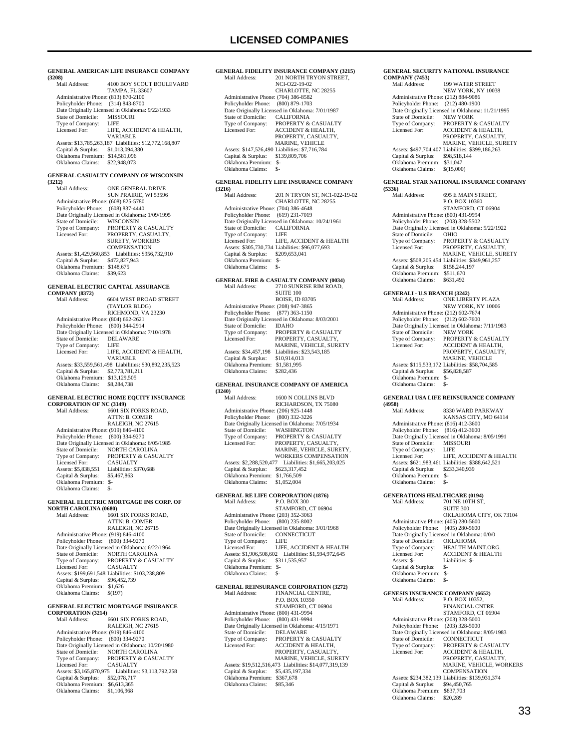# LICENSED COMPANIES

**GENERAL AMERICAN LIFE INSURANCE COMPANY (3208)**

Mail Address: 4100 BOY SCOUT BOULEVARD, TAMPA, FL 33607
Administrative Phone: (813) 870-2100
Policyholder Phone: (314) 843-8700
Date Originally Licensed in Oklahoma: 9/22/1933
State of Domicile: MISSOURI
Type of Company: LIFE
Licensed For: LIFE, ACCIDENT & HEALTH, VARIABLE
Assets: $13,785,263,187 Liabilities: $12,772,168,807
Capital & Surplus: $1,013,094,380
Oklahoma Premium: $14,581,096
Oklahoma Claims: $22,948,073

**GENERAL CASUALTY COMPANY OF WISCONSIN (3212)**

Mail Address: ONE GENERAL DRIVE, SUN PRAIRIE, WI 53596
Administrative Phone: (608) 825-5780
Policyholder Phone: (608) 837-4440
Date Originally Licensed in Oklahoma: 1/09/1995
State of Domicile: WISCONSIN
Type of Company: PROPERTY & CASUALTY
Licensed For: PROPERTY, CASUALTY, SURETY, WORKERS COMPENSATION
Assets: $1,429,560,853 Liabilities: $956,732,910
Capital & Surplus: $472,827,943
Oklahoma Premium: $148,675
Oklahoma Claims: $39,623

**GENERAL ELECTRIC CAPITAL ASSURANCE COMPANY (8372)**

Mail Address: 6604 WEST BROAD STREET (TAYLOR BLDG), RICHMOND, VA 23230
Administrative Phone: (804) 662-2621
Policyholder Phone: (800) 344-2914
Date Originally Licensed in Oklahoma: 7/10/1978
State of Domicile: DELAWARE
Type of Company: LIFE
Licensed For: LIFE, ACCIDENT & HEALTH, VARIABLE
Assets: $33,559,561,498 Liabilities: $30,892,235,523
Capital & Surplus: $2,773,781,211
Oklahoma Premium: $13,129,505
Oklahoma Claims: $8,284,738

**GENERAL ELECTRIC HOME EQUITY INSURANCE CORPORATION OF NC (3149)**

Mail Address: 6601 SIX FORKS ROAD, ATTN: B. COMER, RALEIGH, NC 27615
Administrative Phone: (919) 846-4100
Policyholder Phone: (800) 334-9270
Date Originally Licensed in Oklahoma: 6/05/1985
State of Domicile: NORTH CAROLINA
Type of Company: PROPERTY & CASUALTY
Licensed For: CASUALTY
Assets: $5,838,551 Liabilities: $370,688
Capital & Surplus: $5,467,863
Oklahoma Premium: $-
Oklahoma Claims: $-

**GENERAL ELECTRIC MORTGAGE INS CORP. OF NORTH CAROLINA (0680)**

Mail Address: 6601 SIX FORKS ROAD, ATTN: B. COMER, RALEIGH, NC 26715
Administrative Phone: (919) 846-4100
Policyholder Phone: (800) 334-9270
Date Originally Licensed in Oklahoma: 6/22/1964
State of Domicile: NORTH CAROLINA
Type of Company: PROPERTY & CASUALTY
Licensed For: CASUALTY
Assets: $199,691,548 Liabilities: $103,238,809
Capital & Surplus: $96,452,739
Oklahoma Premium: $1,626
Oklahoma Claims: $(197)

**GENERAL ELECTRIC MORTGAGE INSURANCE CORPORATION (3214)**

Mail Address: 6601 SIX FORKS ROAD, RALEIGH, NC 27615
Administrative Phone: (919) 846-4100
Policyholder Phone: (800) 334-9270
Date Originally Licensed in Oklahoma: 10/20/1980
State of Domicile: NORTH CAROLINA
Type of Company: PROPERTY & CASUALTY
Licensed For: CASUALTY
Assets: $3,165,870,975 Liabilities: $3,113,792,258
Capital & Surplus: $52,078,717
Oklahoma Premium: $6,613,365
Oklahoma Claims: $1,106,968

**GENERAL FIDELITY INSURANCE COMPANY (3215)**

Mail Address: 201 NORTH TRYON STREET, NCI-O22-19-02, CHARLOTTE, NC 28255
Administrative Phone: (704) 386-8582
Policyholder Phone: (800) 879-1703
Date Originally Licensed in Oklahoma: 7/01/1987
State of Domicile: CALIFORNIA
Type of Company: PROPERTY & CASUALTY
Licensed For: ACCIDENT & HEALTH, PROPERTY, CASUALTY, MARINE, VEHICLE
Assets: $147,526,490 Liabilities: $7,716,784
Capital & Surplus: $139,809,706
Oklahoma Premium: $-
Oklahoma Claims: $-

**GENERAL FIDELITY LIFE INSURANCE COMPANY (3216)**

Mail Address: 201 N TRYON ST, NC1-022-19-02, CHARLOTTE, NC 28255
Administrative Phone: (704) 386-4648
Policyholder Phone: (619) 231-7019
Date Originally Licensed in Oklahoma: 10/24/1961
State of Domicile: CALIFORNIA
Type of Company: LIFE
Licensed For: LIFE, ACCIDENT & HEALTH
Assets: $305,730,734 Liabilities: $96,077,693
Capital & Surplus: $209,653,041
Oklahoma Premium: $-
Oklahoma Claims: $-

**GENERAL FIRE & CASUALTY COMPANY (0034)**

Mail Address: 2710 SUNRISE RIM ROAD, SUITE 100, BOISE, ID 83705
Administrative Phone: (208) 947-3865
Policyholder Phone: (877) 363-1150
Date Originally Licensed in Oklahoma: 8/03/2001
State of Domicile: IDAHO
Type of Company: PROPERTY & CASUALTY
Licensed For: PROPERTY, CASUALTY, MARINE, VEHICLE, SURETY
Assets: $34,457,198 Liabilities: $23,543,185
Capital & Surplus: $10,914,013
Oklahoma Premium: $1,581,995
Oklahoma Claims: $282,436

**GENERAL INSURANCE COMPANY OF AMERICA (3240)**

Mail Address: 1600 N COLLINS BLVD, RICHARDSON, TX 75080
Administrative Phone: (206) 925-1448
Policyholder Phone: (800) 332-3226
Date Originally Licensed in Oklahoma: 7/05/1934
State of Domicile: WASHINGTON
Type of Company: PROPERTY & CASUALTY
Licensed For: PROPERTY, CASUALTY, MARINE, VEHICLE, SURETY, WORKERS COMPENSATION
Assets: $2,288,520,477 Liabilities: $1,665,203,025
Capital & Surplus: $623,317,452
Oklahoma Premium: $1,766,509
Oklahoma Claims: $1,052,004

**GENERAL RE LIFE CORPORATION (1876)**

Mail Address: P.O. BOX 300, STAMFORD, CT 06904
Administrative Phone: (203) 352-3063
Policyholder Phone: (800) 235-8002
Date Originally Licensed in Oklahoma: 3/01/1968
State of Domicile: CONNECTICUT
Type of Company: LIFE
Licensed For: LIFE, ACCIDENT & HEALTH
Assets: $1,906,508,602 Liabilities: $1,594,972,645
Capital & Surplus: $311,535,957
Oklahoma Premium: $-
Oklahoma Claims: $-

**GENERAL REINSURANCE CORPORATION (3272)**

Mail Address: FINANCIAL CENTRE, P.O. BOX 10350, STAMFORD, CT 06904
Administrative Phone: (800) 431-9994
Policyholder Phone: (800) 431-9994
Date Originally Licensed in Oklahoma: 4/15/1971
State of Domicile: DELAWARE
Type of Company: PROPERTY & CASUALTY
Licensed For: ACCIDENT & HEALTH, PROPERTY, CASUALTY, MARINE, VEHICLE, SURETY
Assets: $19,512,516,473 Liabilities: $14,077,319,139
Capital & Surplus: $5,435,197,334
Oklahoma Premium: $367,678
Oklahoma Claims: $85,346

**GENERAL SECURITY NATIONAL INSURANCE COMPANY (7453)**

Mail Address: 199 WATER STREET, NEW YORK, NY 10038
Administrative Phone: (212) 884-9086
Policyholder Phone: (212) 480-1900
Date Originally Licensed in Oklahoma: 11/21/1995
State of Domicile: NEW YORK
Type of Company: PROPERTY & CASUALTY
Licensed For: ACCIDENT & HEALTH, PROPERTY, CASUALTY, MARINE, VEHICLE, SURETY
Assets: $497,704,407 Liabilities: $399,186,263
Capital & Surplus: $98,518,144
Oklahoma Premium: $31,047
Oklahoma Claims: $(15,000)

**GENERAL STAR NATIONAL INSURANCE COMPANY (5336)**

Mail Address: 695 E MAIN STREET, P.O. BOX 10360, STAMFORD, CT 06904
Administrative Phone: (800) 431-9994
Policyholder Phone: (203) 328-5502
Date Originally Licensed in Oklahoma: 5/22/1922
State of Domicile: OHIO
Type of Company: PROPERTY & CASUALTY
Licensed For: PROPERTY, CASUALTY, MARINE, VEHICLE, SURETY
Assets: $508,205,454 Liabilities: $349,961,257
Capital & Surplus: $158,244,197
Oklahoma Premium: $511,670
Oklahoma Claims: $631,492

**GENERALI - U.S BRANCH (3242)**

Mail Address: ONE LIBERTY PLAZA, NEW YORK, NY 10006
Administrative Phone: (212) 602-7674
Policyholder Phone: (212) 602-7600
Date Originally Licensed in Oklahoma: 7/11/1983
State of Domicile: NEW YORK
Type of Company: PROPERTY & CASUALTY
Licensed For: ACCIDENT & HEALTH, PROPERTY, CASUALTY, MARINE, VEHICLE
Assets: $115,533,172 Liabilities: $58,704,585
Capital & Surplus: $56,828,587
Oklahoma Premium: $-
Oklahoma Claims: $-

**GENERALI USA LIFE REINSURANCE COMPANY (4958)**

Mail Address: 8330 WARD PARKWAY, KANSAS CITY, MO 64114
Administrative Phone: (816) 412-3600
Policyholder Phone: (816) 412-3600
Date Originally Licensed in Oklahoma: 8/05/1991
State of Domicile: MISSOURI
Type of Company: LIFE
Licensed For: LIFE, ACCIDENT & HEALTH
Assets: $621,983,461 Liabilities: $388,642,521
Capital & Surplus: $233,340,939
Oklahoma Premium: $-
Oklahoma Claims: $-

**GENERATIONS HEALTHCARE (0194)**

Mail Address: 701 NE 10TH ST, SUITE 300, OKLAHOMA CITY, OK 73104
Administrative Phone: (405) 280-5600
Policyholder Phone: (405) 280-5600
Date Originally Licensed in Oklahoma: 0/0/0
State of Domicile: OKLAHOMA
Type of Company: HEALTH MAINT.ORG.
Licensed For: ACCIDENT & HEALTH
Assets: $- Liabilities: $-
Capital & Surplus: $-
Oklahoma Premium: $-
Oklahoma Claims: $-

**GENESIS INSURANCE COMPANY (6652)**

Mail Address: P.O. BOX 10352, FINANCIAL CNTRE, STAMFORD, CT 06904
Administrative Phone: (203) 328-5000
Policyholder Phone: (203) 328-5000
Date Originally Licensed in Oklahoma: 8/05/1983
State of Domicile: CONNECTICUT
Type of Company: PROPERTY & CASUALTY
Licensed For: ACCIDENT & HEALTH, PROPERTY, CASUALTY, MARINE, VEHICLE, WORKERS COMPENSATION
Assets: $234,382,139 Liabilities: $139,931,374
Capital & Surplus: $94,450,765
Oklahoma Premium: $837,703
Oklahoma Claims: $20,289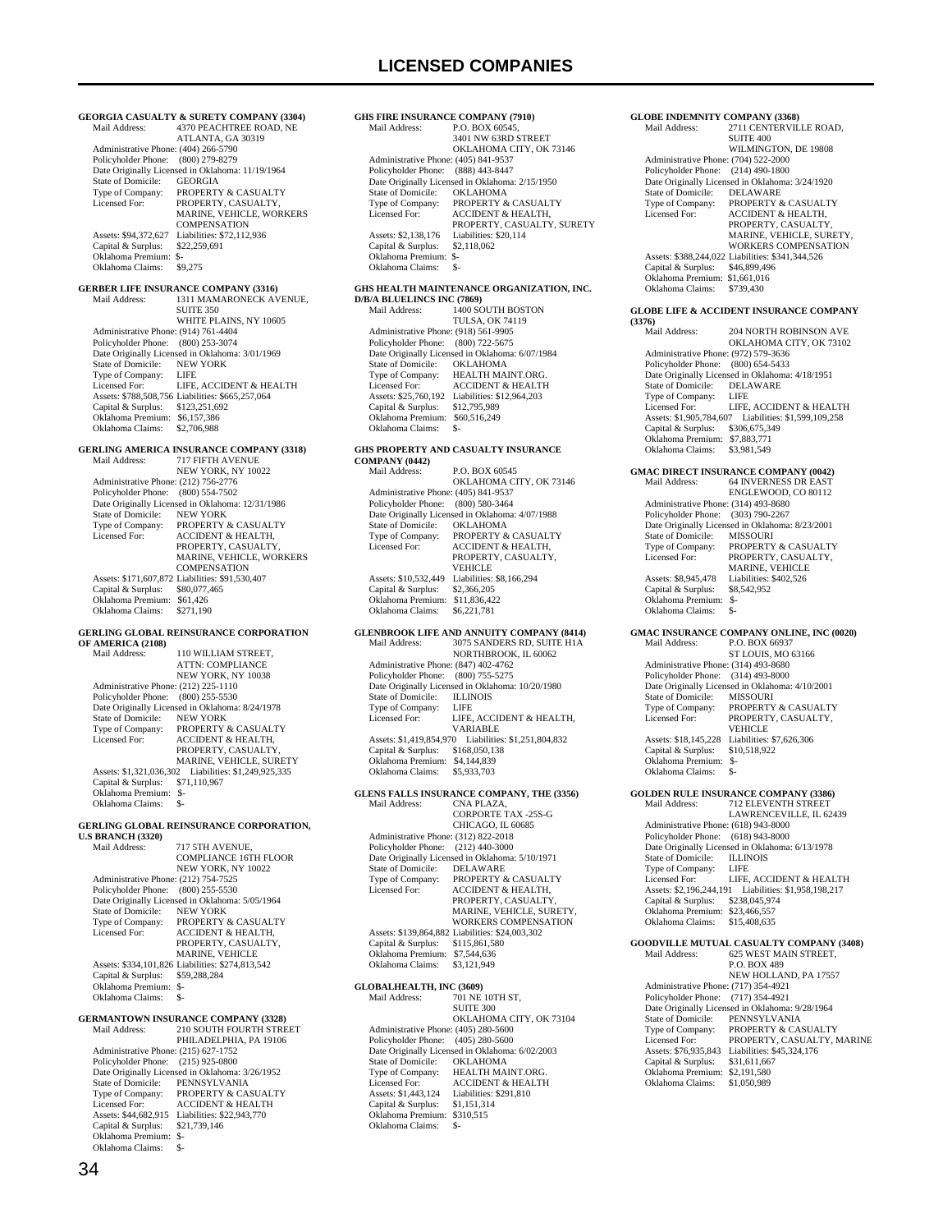# LICENSED COMPANIES

**GEORGIA CASUALTY & SURETY COMPANY (3304)**
Mail Address: 4370 PEACHTREE ROAD, NE
ATLANTA, GA 30319
Administrative Phone: (404) 266-5790
Policyholder Phone: (800) 279-8279
Date Originally Licensed in Oklahoma: 11/19/1964
State of Domicile: GEORGIA
Type of Company: PROPERTY & CASUALTY
Licensed For: PROPERTY, CASUALTY, MARINE, VEHICLE, WORKERS COMPENSATION
Assets: $94,372,627 Liabilities: $72,112,936
Capital & Surplus: $22,259,691
Oklahoma Premium: $-
Oklahoma Claims: $9,275

**GERBER LIFE INSURANCE COMPANY (3316)**
Mail Address: 1311 MAMARONECK AVENUE, SUITE 350
WHITE PLAINS, NY 10605
Administrative Phone: (914) 761-4404
Policyholder Phone: (800) 253-3074
Date Originally Licensed in Oklahoma: 3/01/1969
State of Domicile: NEW YORK
Type of Company: LIFE
Licensed For: LIFE, ACCIDENT & HEALTH
Assets: $788,508,756 Liabilities: $665,257,064
Capital & Surplus: $123,251,692
Oklahoma Premium: $6,157,386
Oklahoma Claims: $2,706,988

**GERLING AMERICA INSURANCE COMPANY (3318)**
Mail Address: 717 FIFTH AVENUE
NEW YORK, NY 10022
Administrative Phone: (212) 756-2776
Policyholder Phone: (800) 554-7502
Date Originally Licensed in Oklahoma: 12/31/1986
State of Domicile: NEW YORK
Type of Company: PROPERTY & CASUALTY
Licensed For: ACCIDENT & HEALTH, PROPERTY, CASUALTY, MARINE, VEHICLE, WORKERS COMPENSATION
Assets: $171,607,872 Liabilities: $91,530,407
Capital & Surplus: $80,077,465
Oklahoma Premium: $61,426
Oklahoma Claims: $271,190

**GERLING GLOBAL REINSURANCE CORPORATION OF AMERICA (2108)**
Mail Address: 110 WILLIAM STREET, ATTN: COMPLIANCE
NEW YORK, NY 10038
Administrative Phone: (212) 225-1110
Policyholder Phone: (800) 255-5530
Date Originally Licensed in Oklahoma: 8/24/1978
State of Domicile: NEW YORK
Type of Company: PROPERTY & CASUALTY
Licensed For: ACCIDENT & HEALTH, PROPERTY, CASUALTY, MARINE, VEHICLE, SURETY
Assets: $1,321,036,302 Liabilities: $1,249,925,335
Capital & Surplus: $71,110,967
Oklahoma Premium: $-
Oklahoma Claims: $-

**GERLING GLOBAL REINSURANCE CORPORATION, U.S BRANCH (3320)**
Mail Address: 717 5TH AVENUE, COMPLIANCE 16TH FLOOR
NEW YORK, NY 10022
Administrative Phone: (212) 754-7525
Policyholder Phone: (800) 255-5530
Date Originally Licensed in Oklahoma: 5/05/1964
State of Domicile: NEW YORK
Type of Company: PROPERTY & CASUALTY
Licensed For: ACCIDENT & HEALTH, PROPERTY, CASUALTY, MARINE, VEHICLE
Assets: $334,101,826 Liabilities: $274,813,542
Capital & Surplus: $59,288,284
Oklahoma Premium: $-
Oklahoma Claims: $-

**GERMANTOWN INSURANCE COMPANY (3328)**
Mail Address: 210 SOUTH FOURTH STREET
PHILADELPHIA, PA 19106
Administrative Phone: (215) 627-1752
Policyholder Phone: (215) 925-0800
Date Originally Licensed in Oklahoma: 3/26/1952
State of Domicile: PENNSYLVANIA
Type of Company: PROPERTY & CASUALTY
Licensed For: ACCIDENT & HEALTH
Assets: $44,682,915 Liabilities: $22,943,770
Capital & Surplus: $21,739,146
Oklahoma Premium: $-
Oklahoma Claims: $-

**GHS FIRE INSURANCE COMPANY (7910)**
Mail Address: P.O. BOX 60545, 3401 NW 63RD STREET
OKLAHOMA CITY, OK 73146
Administrative Phone: (405) 841-9537
Policyholder Phone: (888) 443-8447
Date Originally Licensed in Oklahoma: 2/15/1950
State of Domicile: OKLAHOMA
Type of Company: PROPERTY & CASUALTY
Licensed For: ACCIDENT & HEALTH, PROPERTY, CASUALTY, SURETY
Assets: $2,138,176 Liabilities: $20,114
Capital & Surplus: $2,118,062
Oklahoma Premium: $-
Oklahoma Claims: $-

**GHS HEALTH MAINTENANCE ORGANIZATION, INC. D/B/A BLUELINCS INC (7869)**
Mail Address: 1400 SOUTH BOSTON
TULSA, OK 74119
Administrative Phone: (918) 561-9905
Policyholder Phone: (800) 722-5675
Date Originally Licensed in Oklahoma: 6/07/1984
State of Domicile: OKLAHOMA
Type of Company: HEALTH MAINT.ORG.
Licensed For: ACCIDENT & HEALTH
Assets: $25,760,192 Liabilities: $12,964,203
Capital & Surplus: $12,795,989
Oklahoma Premium: $60,516,249
Oklahoma Claims: $-

**GHS PROPERTY AND CASUALTY INSURANCE COMPANY (0442)**
Mail Address: P.O. BOX 60545
OKLAHOMA CITY, OK 73146
Administrative Phone: (405) 841-9537
Policyholder Phone: (800) 580-3464
Date Originally Licensed in Oklahoma: 4/07/1988
State of Domicile: OKLAHOMA
Type of Company: PROPERTY & CASUALTY
Licensed For: ACCIDENT & HEALTH, PROPERTY, CASUALTY, VEHICLE
Assets: $10,532,449 Liabilities: $8,166,294
Capital & Surplus: $2,366,205
Oklahoma Premium: $11,836,422
Oklahoma Claims: $6,221,781

**GLENBROOK LIFE AND ANNUITY COMPANY (8414)**
Mail Address: 3075 SANDERS RD, SUITE H1A
NORTHBROOK, IL 60062
Administrative Phone: (847) 402-4762
Policyholder Phone: (800) 755-5275
Date Originally Licensed in Oklahoma: 10/20/1980
State of Domicile: ILLINOIS
Type of Company: LIFE
Licensed For: LIFE, ACCIDENT & HEALTH, VARIABLE
Assets: $1,419,854,970 Liabilities: $1,251,804,832
Capital & Surplus: $168,050,138
Oklahoma Premium: $4,144,839
Oklahoma Claims: $5,933,703

**GLENS FALLS INSURANCE COMPANY, THE (3356)**
Mail Address: CNA PLAZA, CORPORTE TAX -25S-G
CHICAGO, IL 60685
Administrative Phone: (312) 822-2018
Policyholder Phone: (212) 440-3000
Date Originally Licensed in Oklahoma: 5/10/1971
State of Domicile: DELAWARE
Type of Company: PROPERTY & CASUALTY
Licensed For: ACCIDENT & HEALTH, PROPERTY, CASUALTY, MARINE, VEHICLE, SURETY, WORKERS COMPENSATION
Assets: $139,864,882 Liabilities: $24,003,302
Capital & Surplus: $115,861,580
Oklahoma Premium: $7,544,636
Oklahoma Claims: $3,121,949

**GLOBALHEALTH, INC (3609)**
Mail Address: 701 NE 10TH ST, SUITE 300
OKLAHOMA CITY, OK 73104
Administrative Phone: (405) 280-5600
Policyholder Phone: (405) 280-5600
Date Originally Licensed in Oklahoma: 6/02/2003
State of Domicile: OKLAHOMA
Type of Company: HEALTH MAINT.ORG.
Licensed For: ACCIDENT & HEALTH
Assets: $1,443,124 Liabilities: $291,810
Capital & Surplus: $1,151,314
Oklahoma Premium: $310,515
Oklahoma Claims: $-

**GLOBE INDEMNITY COMPANY (3368)**
Mail Address: 2711 CENTERVILLE ROAD, SUITE 400
WILMINGTON, DE 19808
Administrative Phone: (704) 522-2000
Policyholder Phone: (214) 490-1800
Date Originally Licensed in Oklahoma: 3/24/1920
State of Domicile: DELAWARE
Type of Company: PROPERTY & CASUALTY
Licensed For: ACCIDENT & HEALTH, PROPERTY, CASUALTY, MARINE, VEHICLE, SURETY, WORKERS COMPENSATION
Assets: $388,244,022 Liabilities: $341,344,526
Capital & Surplus: $46,899,496
Oklahoma Premium: $1,661,016
Oklahoma Claims: $739,430

**GLOBE LIFE & ACCIDENT INSURANCE COMPANY (3376)**
Mail Address: 204 NORTH ROBINSON AVE
OKLAHOMA CITY, OK 73102
Administrative Phone: (972) 579-3636
Policyholder Phone: (800) 654-5433
Date Originally Licensed in Oklahoma: 4/18/1951
State of Domicile: DELAWARE
Type of Company: LIFE
Licensed For: LIFE, ACCIDENT & HEALTH
Assets: $1,905,784,607 Liabilities: $1,599,109,258
Capital & Surplus: $306,675,349
Oklahoma Premium: $7,883,771
Oklahoma Claims: $3,981,549

**GMAC DIRECT INSURANCE COMPANY (0042)**
Mail Address: 64 INVERNESS DR EAST
ENGLEWOOD, CO 80112
Administrative Phone: (314) 493-8680
Policyholder Phone: (303) 790-2267
Date Originally Licensed in Oklahoma: 8/23/2001
State of Domicile: MISSOURI
Type of Company: PROPERTY & CASUALTY
Licensed For: PROPERTY, CASUALTY, MARINE, VEHICLE
Assets: $8,945,478 Liabilities: $402,526
Capital & Surplus: $8,542,952
Oklahoma Premium: $-
Oklahoma Claims: $-

**GMAC INSURANCE COMPANY ONLINE, INC (0020)**
Mail Address: P.O. BOX 66937
ST LOUIS, MO 63166
Administrative Phone: (314) 493-8680
Policyholder Phone: (314) 493-8000
Date Originally Licensed in Oklahoma: 4/10/2001
State of Domicile: MISSOURI
Type of Company: PROPERTY & CASUALTY
Licensed For: PROPERTY, CASUALTY, VEHICLE
Assets: $18,145,228 Liabilities: $7,626,306
Capital & Surplus: $10,518,922
Oklahoma Premium: $-
Oklahoma Claims: $-

**GOLDEN RULE INSURANCE COMPANY (3386)**
Mail Address: 712 ELEVENTH STREET
LAWRENCEVILLE, IL 62439
Administrative Phone: (618) 943-8000
Policyholder Phone: (618) 943-8000
Date Originally Licensed in Oklahoma: 6/13/1978
State of Domicile: ILLINOIS
Type of Company: LIFE
Licensed For: LIFE, ACCIDENT & HEALTH
Assets: $2,196,244,191 Liabilities: $1,958,198,217
Capital & Surplus: $238,045,974
Oklahoma Premium: $23,466,557
Oklahoma Claims: $15,408,635

**GOODVILLE MUTUAL CASUALTY COMPANY (3408)**
Mail Address: 625 WEST MAIN STREET, P.O. BOX 489
NEW HOLLAND, PA 17557
Administrative Phone: (717) 354-4921
Policyholder Phone: (717) 354-4921
Date Originally Licensed in Oklahoma: 9/28/1964
State of Domicile: PENNSYLVANIA
Type of Company: PROPERTY & CASUALTY
Licensed For: PROPERTY, CASUALTY, MARINE
Assets: $76,935,843 Liabilities: $45,324,176
Capital & Surplus: $31,611,667
Oklahoma Premium: $2,191,580
Oklahoma Claims: $1,050,989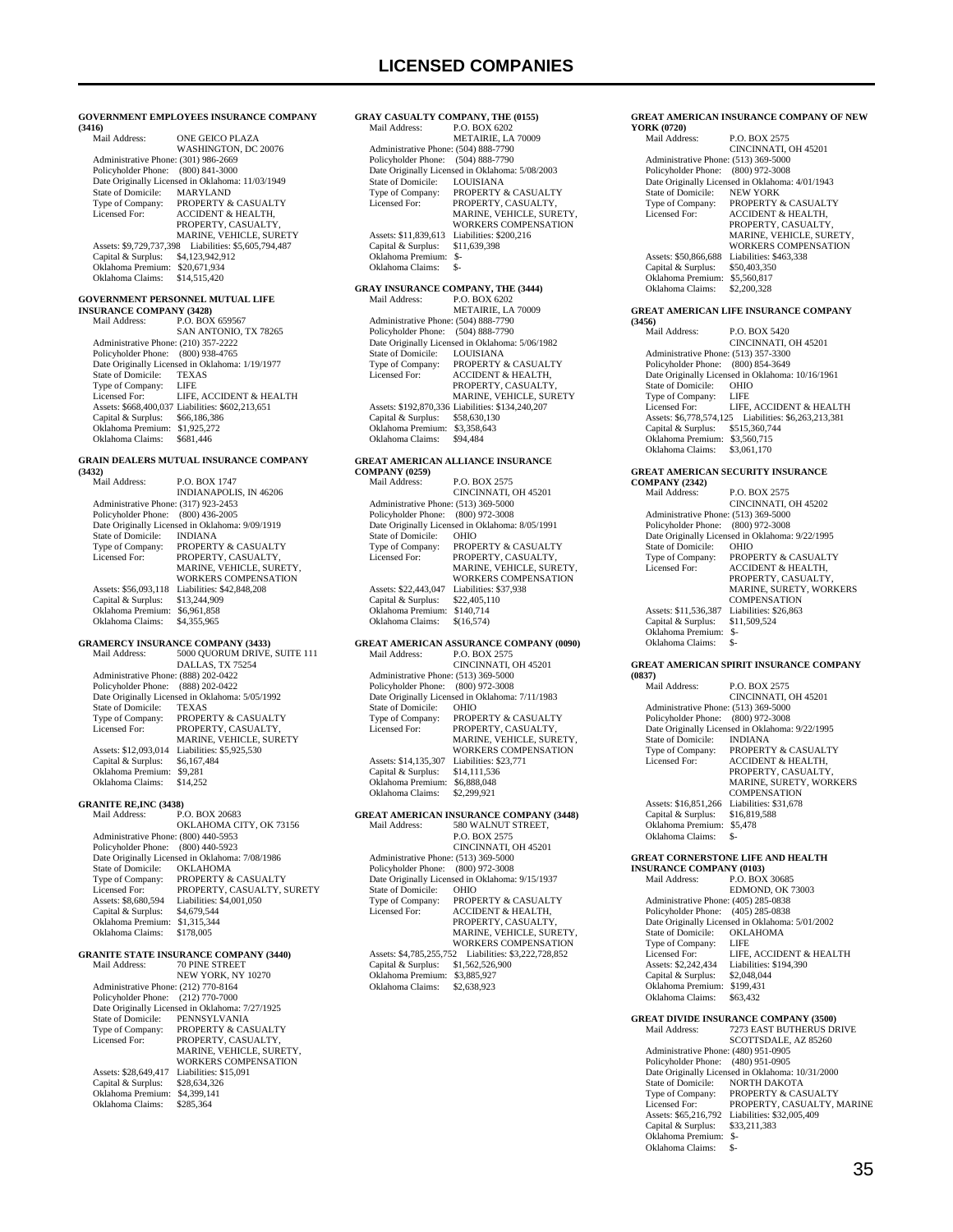#### GOVERNMENT EMPLOYEES INSURANCE COMPANY (3416)

Mail Address: ONE GEICO PLAZA
WASHINGTON, DC 20076
Administrative Phone: (301) 986-2669
Policyholder Phone: (800) 841-3000
Date Originally Licensed in Oklahoma: 11/03/1949
State of Domicile: MARYLAND
Type of Company: PROPERTY & CASUALTY
Licensed For: ACCIDENT & HEALTH, PROPERTY, CASUALTY, MARINE, VEHICLE, SURETY
Assets: $9,729,737,398 Liabilities: $5,605,794,487
Capital & Surplus: $4,123,942,912
Oklahoma Premium: $20,671,934
Oklahoma Claims: $14,515,420

#### GOVERNMENT PERSONNEL MUTUAL LIFE INSURANCE COMPANY (3428)

Mail Address: P.O. BOX 659567
SAN ANTONIO, TX 78265
Administrative Phone: (210) 357-2222
Policyholder Phone: (800) 938-4765
Date Originally Licensed in Oklahoma: 1/19/1977
State of Domicile: TEXAS
Type of Company: LIFE
Licensed For: LIFE, ACCIDENT & HEALTH
Assets: $668,400,037 Liabilities: $602,213,651
Capital & Surplus: $66,186,386
Oklahoma Premium: $1,925,272
Oklahoma Claims: $681,446

#### GRAIN DEALERS MUTUAL INSURANCE COMPANY (3432)

Mail Address: P.O. BOX 1747
INDIANAPOLIS, IN 46206
Administrative Phone: (317) 923-2453
Policyholder Phone: (800) 436-2005
Date Originally Licensed in Oklahoma: 9/09/1919
State of Domicile: INDIANA
Type of Company: PROPERTY & CASUALTY
Licensed For: PROPERTY, CASUALTY, MARINE, VEHICLE, SURETY, WORKERS COMPENSATION
Assets: $56,093,118 Liabilities: $42,848,208
Capital & Surplus: $13,244,909
Oklahoma Premium: $6,961,858
Oklahoma Claims: $4,355,965

#### GRAMERCY INSURANCE COMPANY (3433)

Mail Address: 5000 QUORUM DRIVE, SUITE 111
DALLAS, TX 75254
Administrative Phone: (888) 202-0422
Policyholder Phone: (888) 202-0422
Date Originally Licensed in Oklahoma: 5/05/1992
State of Domicile: TEXAS
Type of Company: PROPERTY & CASUALTY
Licensed For: PROPERTY, CASUALTY, MARINE, VEHICLE, SURETY
Assets: $12,093,014 Liabilities: $5,925,530
Capital & Surplus: $6,167,484
Oklahoma Premium: $9,281
Oklahoma Claims: $14,252

#### GRANITE RE,INC (3438)

Mail Address: P.O. BOX 20683
OKLAHOMA CITY, OK 73156
Administrative Phone: (800) 440-5953
Policyholder Phone: (800) 440-5923
Date Originally Licensed in Oklahoma: 7/08/1986
State of Domicile: OKLAHOMA
Type of Company: PROPERTY & CASUALTY
Licensed For: PROPERTY, CASUALTY, SURETY
Assets: $8,680,594 Liabilities: $4,001,050
Capital & Surplus: $4,679,544
Oklahoma Premium: $1,315,344
Oklahoma Claims: $178,005

#### GRANITE STATE INSURANCE COMPANY (3440)

Mail Address: 70 PINE STREET
NEW YORK, NY 10270
Administrative Phone: (212) 770-8164
Policyholder Phone: (212) 770-7000
Date Originally Licensed in Oklahoma: 7/27/1925
State of Domicile: PENNSYLVANIA
Type of Company: PROPERTY & CASUALTY
Licensed For: PROPERTY, CASUALTY, MARINE, VEHICLE, SURETY, WORKERS COMPENSATION
Assets: $28,649,417 Liabilities: $15,091
Capital & Surplus: $28,634,326
Oklahoma Premium: $4,399,141
Oklahoma Claims: $285,364

#### GRAY CASUALTY COMPANY, THE (0155)

Mail Address: P.O. BOX 6202
METAIRIE, LA 70009
Administrative Phone: (504) 888-7790
Policyholder Phone: (504) 888-7790
Date Originally Licensed in Oklahoma: 5/08/2003
State of Domicile: LOUISIANA
Type of Company: PROPERTY & CASUALTY
Licensed For: PROPERTY, CASUALTY, MARINE, VEHICLE, SURETY, WORKERS COMPENSATION
Assets: $11,839,613 Liabilities: $200,216
Capital & Surplus: $11,639,398
Oklahoma Premium: $-
Oklahoma Claims: $-

#### GRAY INSURANCE COMPANY, THE (3444)

Mail Address: P.O. BOX 6202
METAIRIE, LA 70009
Administrative Phone: (504) 888-7790
Policyholder Phone: (504) 888-7790
Date Originally Licensed in Oklahoma: 5/06/1982
State of Domicile: LOUISIANA
Type of Company: PROPERTY & CASUALTY
Licensed For: ACCIDENT & HEALTH, PROPERTY, CASUALTY, MARINE, VEHICLE, SURETY
Assets: $192,870,336 Liabilities: $134,240,207
Capital & Surplus: $58,630,130
Oklahoma Premium: $3,358,643
Oklahoma Claims: $94,484

#### GREAT AMERICAN ALLIANCE INSURANCE COMPANY (0259)

Mail Address: P.O. BOX 2575
CINCINNATI, OH 45201
Administrative Phone: (513) 369-5000
Policyholder Phone: (800) 972-3008
Date Originally Licensed in Oklahoma: 8/05/1991
State of Domicile: OHIO
Type of Company: PROPERTY & CASUALTY
Licensed For: PROPERTY, CASUALTY, MARINE, VEHICLE, SURETY, WORKERS COMPENSATION
Assets: $22,443,047 Liabilities: $37,938
Capital & Surplus: $22,405,110
Oklahoma Premium: $140,714
Oklahoma Claims: $(16,574)

#### GREAT AMERICAN ASSURANCE COMPANY (0090)

Mail Address: P.O. BOX 2575
CINCINNATI, OH 45201
Administrative Phone: (513) 369-5000
Policyholder Phone: (800) 972-3008
Date Originally Licensed in Oklahoma: 7/11/1983
State of Domicile: OHIO
Type of Company: PROPERTY & CASUALTY
Licensed For: PROPERTY, CASUALTY, MARINE, VEHICLE, SURETY, WORKERS COMPENSATION
Assets: $14,135,307 Liabilities: $23,771
Capital & Surplus: $14,111,536
Oklahoma Premium: $6,888,048
Oklahoma Claims: $2,299,921

#### GREAT AMERICAN INSURANCE COMPANY (3448)

Mail Address: 580 WALNUT STREET, P.O. BOX 2575
CINCINNATI, OH 45201
Administrative Phone: (513) 369-5000
Policyholder Phone: (800) 972-3008
Date Originally Licensed in Oklahoma: 9/15/1937
State of Domicile: OHIO
Type of Company: PROPERTY & CASUALTY
Licensed For: ACCIDENT & HEALTH, PROPERTY, CASUALTY, MARINE, VEHICLE, SURETY, WORKERS COMPENSATION
Assets: $4,785,255,752 Liabilities: $3,222,728,852
Capital & Surplus: $1,562,526,900
Oklahoma Premium: $3,885,927
Oklahoma Claims: $2,638,923

#### GREAT AMERICAN INSURANCE COMPANY OF NEW YORK (0720)

Mail Address: P.O. BOX 2575
CINCINNATI, OH 45201
Administrative Phone: (513) 369-5000
Policyholder Phone: (800) 972-3008
Date Originally Licensed in Oklahoma: 4/01/1943
State of Domicile: NEW YORK
Type of Company: PROPERTY & CASUALTY
Licensed For: ACCIDENT & HEALTH, PROPERTY, CASUALTY, MARINE, VEHICLE, SURETY, WORKERS COMPENSATION
Assets: $50,866,688 Liabilities: $463,338
Capital & Surplus: $50,403,350
Oklahoma Premium: $5,560,817
Oklahoma Claims: $2,200,328

#### GREAT AMERICAN LIFE INSURANCE COMPANY (3456)

Mail Address: P.O. BOX 5420
CINCINNATI, OH 45201
Administrative Phone: (513) 357-3300
Policyholder Phone: (800) 854-3649
Date Originally Licensed in Oklahoma: 10/16/1961
State of Domicile: OHIO
Type of Company: LIFE
Licensed For: LIFE, ACCIDENT & HEALTH
Assets: $6,778,574,125 Liabilities: $6,263,213,381
Capital & Surplus: $515,360,744
Oklahoma Premium: $3,560,715
Oklahoma Claims: $3,061,170

#### GREAT AMERICAN SECURITY INSURANCE COMPANY (2342)

Mail Address: P.O. BOX 2575
CINCINNATI, OH 45202
Administrative Phone: (513) 369-5000
Policyholder Phone: (800) 972-3008
Date Originally Licensed in Oklahoma: 9/22/1995
State of Domicile: OHIO
Type of Company: PROPERTY & CASUALTY
Licensed For: ACCIDENT & HEALTH, PROPERTY, CASUALTY, MARINE, SURETY, WORKERS COMPENSATION
Assets: $11,536,387 Liabilities: $26,863
Capital & Surplus: $11,509,524
Oklahoma Premium: $-
Oklahoma Claims: $-

#### GREAT AMERICAN SPIRIT INSURANCE COMPANY (0837)

Mail Address: P.O. BOX 2575
CINCINNATI, OH 45201
Administrative Phone: (513) 369-5000
Policyholder Phone: (800) 972-3008
Date Originally Licensed in Oklahoma: 9/22/1995
State of Domicile: INDIANA
Type of Company: PROPERTY & CASUALTY
Licensed For: ACCIDENT & HEALTH, PROPERTY, CASUALTY, MARINE, SURETY, WORKERS COMPENSATION
Assets: $16,851,266 Liabilities: $31,678
Capital & Surplus: $16,819,588
Oklahoma Premium: $5,478
Oklahoma Claims: $-

#### GREAT CORNERSTONE LIFE AND HEALTH INSURANCE COMPANY (0103)

Mail Address: P.O. BOX 30685
EDMOND, OK 73003
Administrative Phone: (405) 285-0838
Policyholder Phone: (405) 285-0838
Date Originally Licensed in Oklahoma: 5/01/2002
State of Domicile: OKLAHOMA
Type of Company: LIFE
Licensed For: LIFE, ACCIDENT & HEALTH
Assets: $2,242,434 Liabilities: $194,390
Capital & Surplus: $2,048,044
Oklahoma Premium: $199,431
Oklahoma Claims: $63,432

#### GREAT DIVIDE INSURANCE COMPANY (3500)

Mail Address: 7273 EAST BUTHERUS DRIVE
SCOTTSDALE, AZ 85260
Administrative Phone: (480) 951-0905
Policyholder Phone: (480) 951-0905
Date Originally Licensed in Oklahoma: 10/31/2000
State of Domicile: NORTH DAKOTA
Type of Company: PROPERTY & CASUALTY
Licensed For: PROPERTY, CASUALTY, MARINE
Assets: $65,216,792 Liabilities: $32,005,409
Capital & Surplus: $33,211,383
Oklahoma Premium: $-
Oklahoma Claims: $-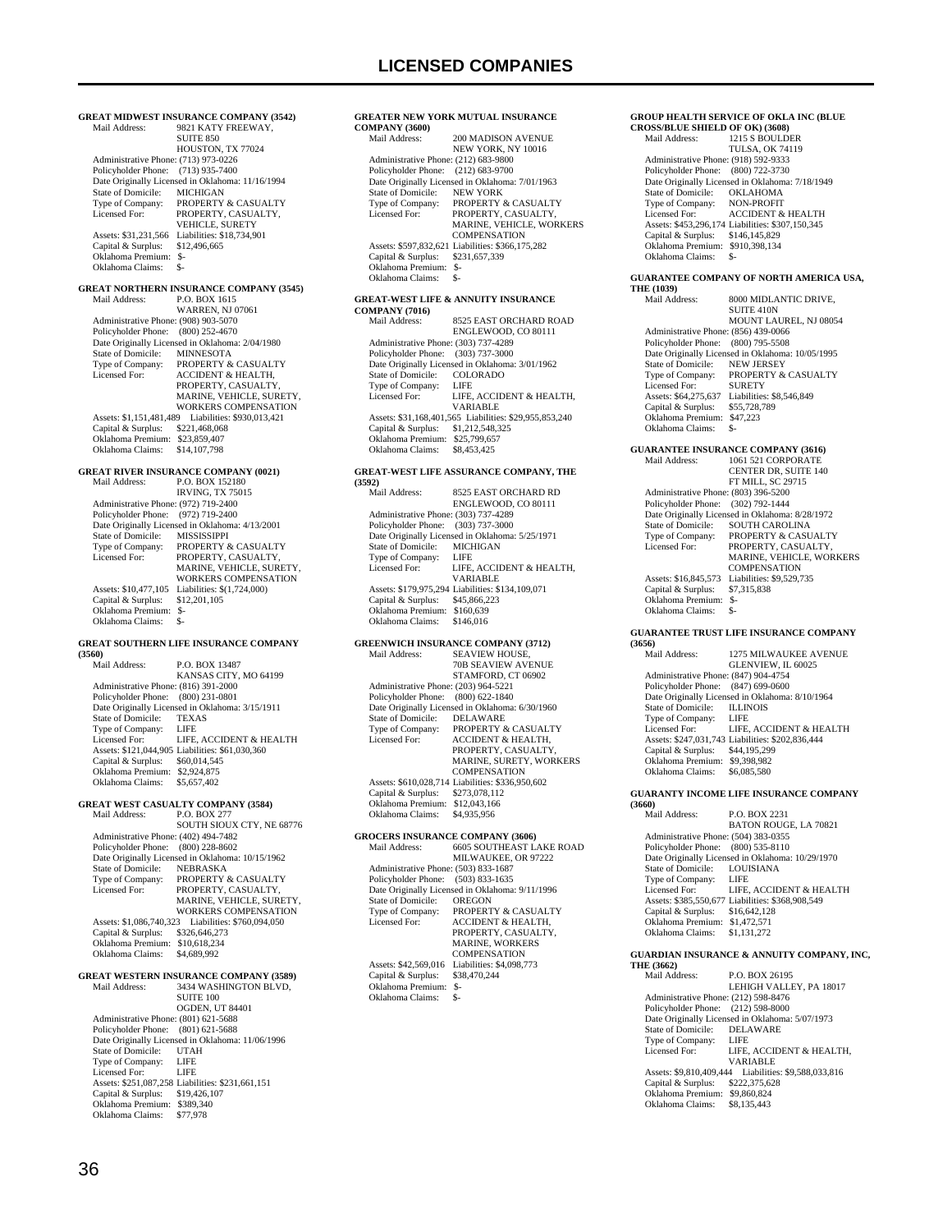**GREAT MIDWEST INSURANCE COMPANY (3542)**
Mail Address: 9821 KATY FREEWAY, SUITE 850 HOUSTON, TX 77024
Administrative Phone: (713) 973-0226
Policyholder Phone: (713) 935-7400
Date Originally Licensed in Oklahoma: 11/16/1994
State of Domicile: MICHIGAN
Type of Company: PROPERTY & CASUALTY
Licensed For: PROPERTY, CASUALTY, VEHICLE, SURETY
Assets: $31,231,566 Liabilities: $18,734,901
Capital & Surplus: $12,496,665
Oklahoma Premium: $-
Oklahoma Claims: $-

**GREAT NORTHERN INSURANCE COMPANY (3545)**
Mail Address: P.O. BOX 1615 WARREN, NJ 07061
Administrative Phone: (908) 903-5070
Policyholder Phone: (800) 252-4670
Date Originally Licensed in Oklahoma: 2/04/1980
State of Domicile: MINNESOTA
Type of Company: PROPERTY & CASUALTY
Licensed For: ACCIDENT & HEALTH, PROPERTY, CASUALTY, MARINE, VEHICLE, SURETY, WORKERS COMPENSATION
Assets: $1,151,481,489 Liabilities: $930,013,421
Capital & Surplus: $221,468,068
Oklahoma Premium: $23,859,407
Oklahoma Claims: $14,107,798

**GREAT RIVER INSURANCE COMPANY (0021)**
Mail Address: P.O. BOX 152180 IRVING, TX 75015
Administrative Phone: (972) 719-2400
Policyholder Phone: (972) 719-2400
Date Originally Licensed in Oklahoma: 4/13/2001
State of Domicile: MISSISSIPPI
Type of Company: PROPERTY & CASUALTY
Licensed For: PROPERTY, CASUALTY, MARINE, VEHICLE, SURETY, WORKERS COMPENSATION
Assets: $10,477,105 Liabilities: $(1,724,000)
Capital & Surplus: $12,201,105
Oklahoma Premium: $-
Oklahoma Claims: $-

**GREAT SOUTHERN LIFE INSURANCE COMPANY (3560)**
Mail Address: P.O. BOX 13487 KANSAS CITY, MO 64199
Administrative Phone: (816) 391-2000
Policyholder Phone: (800) 231-0801
Date Originally Licensed in Oklahoma: 3/15/1911
State of Domicile: TEXAS
Type of Company: LIFE
Licensed For: LIFE, ACCIDENT & HEALTH
Assets: $121,044,905 Liabilities: $61,030,360
Capital & Surplus: $60,014,545
Oklahoma Premium: $2,924,875
Oklahoma Claims: $5,657,402

**GREAT WEST CASUALTY COMPANY (3584)**
Mail Address: P.O. BOX 277 SOUTH SIOUX CTY, NE 68776
Administrative Phone: (402) 494-7482
Policyholder Phone: (800) 228-8602
Date Originally Licensed in Oklahoma: 10/15/1962
State of Domicile: NEBRASKA
Type of Company: PROPERTY & CASUALTY
Licensed For: PROPERTY, CASUALTY, MARINE, VEHICLE, SURETY, WORKERS COMPENSATION
Assets: $1,086,740,323 Liabilities: $760,094,050
Capital & Surplus: $326,646,273
Oklahoma Premium: $10,618,234
Oklahoma Claims: $4,689,992

**GREAT WESTERN INSURANCE COMPANY (3589)**
Mail Address: 3434 WASHINGTON BLVD, SUITE 100 OGDEN, UT 84401
Administrative Phone: (801) 621-5688
Policyholder Phone: (801) 621-5688
Date Originally Licensed in Oklahoma: 11/06/1996
State of Domicile: UTAH
Type of Company: LIFE
Licensed For: LIFE
Assets: $251,087,258 Liabilities: $231,661,151
Capital & Surplus: $19,426,107
Oklahoma Premium: $389,340
Oklahoma Claims: $77,978

**GREATER NEW YORK MUTUAL INSURANCE COMPANY (3600)**
Mail Address: 200 MADISON AVENUE NEW YORK, NY 10016
Administrative Phone: (212) 683-9800
Policyholder Phone: (212) 683-9700
Date Originally Licensed in Oklahoma: 7/01/1963
State of Domicile: NEW YORK
Type of Company: PROPERTY & CASUALTY
Licensed For: PROPERTY, CASUALTY, MARINE, VEHICLE, WORKERS COMPENSATION
Assets: $597,832,621 Liabilities: $366,175,282
Capital & Surplus: $231,657,339
Oklahoma Premium: $-
Oklahoma Claims: $-

**GREAT-WEST LIFE & ANNUITY INSURANCE COMPANY (7016)**
Mail Address: 8525 EAST ORCHARD ROAD ENGLEWOOD, CO 80111
Administrative Phone: (303) 737-4289
Policyholder Phone: (303) 737-3000
Date Originally Licensed in Oklahoma: 3/01/1962
State of Domicile: COLORADO
Type of Company: LIFE
Licensed For: LIFE, ACCIDENT & HEALTH, VARIABLE
Assets: $31,168,401,565 Liabilities: $29,955,853,240
Capital & Surplus: $1,212,548,325
Oklahoma Premium: $25,799,657
Oklahoma Claims: $8,453,425

**GREAT-WEST LIFE ASSURANCE COMPANY, THE (3592)**
Mail Address: 8525 EAST ORCHARD RD ENGLEWOOD, CO 80111
Administrative Phone: (303) 737-4289
Policyholder Phone: (303) 737-3000
Date Originally Licensed in Oklahoma: 5/25/1971
State of Domicile: MICHIGAN
Type of Company: LIFE
Licensed For: LIFE, ACCIDENT & HEALTH, VARIABLE
Assets: $179,975,294 Liabilities: $134,109,071
Capital & Surplus: $45,866,223
Oklahoma Premium: $160,639
Oklahoma Claims: $146,016

**GREENWICH INSURANCE COMPANY (3712)**
Mail Address: SEAVIEW HOUSE, 70B SEAVIEW AVENUE STAMFORD, CT 06902
Administrative Phone: (203) 964-5221
Policyholder Phone: (800) 622-1840
Date Originally Licensed in Oklahoma: 6/30/1960
State of Domicile: DELAWARE
Type of Company: PROPERTY & CASUALTY
Licensed For: ACCIDENT & HEALTH, PROPERTY, CASUALTY, MARINE, SURETY, WORKERS COMPENSATION
Assets: $610,028,714 Liabilities: $336,950,602
Capital & Surplus: $273,078,112
Oklahoma Premium: $12,043,166
Oklahoma Claims: $4,935,956

**GROCERS INSURANCE COMPANY (3606)**
Mail Address: 6605 SOUTHEAST LAKE ROAD MILWAUKEE, OR 97222
Administrative Phone: (503) 833-1687
Policyholder Phone: (503) 833-1635
Date Originally Licensed in Oklahoma: 9/11/1996
State of Domicile: OREGON
Type of Company: PROPERTY & CASUALTY
Licensed For: ACCIDENT & HEALTH, PROPERTY, CASUALTY, MARINE, WORKERS COMPENSATION
Assets: $42,569,016 Liabilities: $4,098,773
Capital & Surplus: $38,470,244
Oklahoma Premium: $-
Oklahoma Claims: $-

**GROUP HEALTH SERVICE OF OKLA INC (BLUE CROSS/BLUE SHIELD OF OK) (3608)**
Mail Address: 1215 S BOULDER TULSA, OK 74119
Administrative Phone: (918) 592-9333
Policyholder Phone: (800) 722-3730
Date Originally Licensed in Oklahoma: 7/18/1949
State of Domicile: OKLAHOMA
Type of Company: NON-PROFIT
Licensed For: ACCIDENT & HEALTH
Assets: $453,296,174 Liabilities: $307,150,345
Capital & Surplus: $146,145,829
Oklahoma Premium: $910,398,134
Oklahoma Claims: $-

**GUARANTEE COMPANY OF NORTH AMERICA USA, THE (1039)**
Mail Address: 8000 MIDLANTIC DRIVE, SUITE 410N MOUNT LAUREL, NJ 08054
Administrative Phone: (856) 439-0066
Policyholder Phone: (800) 795-5508
Date Originally Licensed in Oklahoma: 10/05/1995
State of Domicile: NEW JERSEY
Type of Company: PROPERTY & CASUALTY
Licensed For: SURETY
Assets: $64,275,637 Liabilities: $8,546,849
Capital & Surplus: $55,728,789
Oklahoma Premium: $47,223
Oklahoma Claims: $-

**GUARANTEE INSURANCE COMPANY (3616)**
Mail Address: 1061 521 CORPORATE CENTER DR, SUITE 140 FT MILL, SC 29715
Administrative Phone: (803) 396-5200
Policyholder Phone: (302) 792-1444
Date Originally Licensed in Oklahoma: 8/28/1972
State of Domicile: SOUTH CAROLINA
Type of Company: PROPERTY & CASUALTY
Licensed For: PROPERTY, CASUALTY, MARINE, VEHICLE, WORKERS COMPENSATION
Assets: $16,845,573 Liabilities: $9,529,735
Capital & Surplus: $7,315,838
Oklahoma Premium: $-
Oklahoma Claims: $-

**GUARANTEE TRUST LIFE INSURANCE COMPANY (3656)**
Mail Address: 1275 MILWAUKEE AVENUE GLENVIEW, IL 60025
Administrative Phone: (847) 904-4754
Policyholder Phone: (847) 699-0600
Date Originally Licensed in Oklahoma: 8/10/1964
State of Domicile: ILLINOIS
Type of Company: LIFE
Licensed For: LIFE, ACCIDENT & HEALTH
Assets: $247,031,743 Liabilities: $202,836,444
Capital & Surplus: $44,195,299
Oklahoma Premium: $9,398,982
Oklahoma Claims: $6,085,580

**GUARANTY INCOME LIFE INSURANCE COMPANY (3660)**
Mail Address: P.O. BOX 2231 BATON ROUGE, LA 70821
Administrative Phone: (504) 383-0355
Policyholder Phone: (800) 535-8110
Date Originally Licensed in Oklahoma: 10/29/1970
State of Domicile: LOUISIANA
Type of Company: LIFE
Licensed For: LIFE, ACCIDENT & HEALTH
Assets: $385,550,677 Liabilities: $368,908,549
Capital & Surplus: $16,642,128
Oklahoma Premium: $1,472,571
Oklahoma Claims: $1,131,272

**GUARDIAN INSURANCE & ANNUITY COMPANY, INC, THE (3662)**
Mail Address: P.O. BOX 26195 LEHIGH VALLEY, PA 18017
Administrative Phone: (212) 598-8476
Policyholder Phone: (212) 598-8000
Date Originally Licensed in Oklahoma: 5/07/1973
State of Domicile: DELAWARE
Type of Company: LIFE
Licensed For: LIFE, ACCIDENT & HEALTH, VARIABLE
Assets: $9,810,409,444 Liabilities: $9,588,033,816
Capital & Surplus: $222,375,628
Oklahoma Premium: $9,860,824
Oklahoma Claims: $8,135,443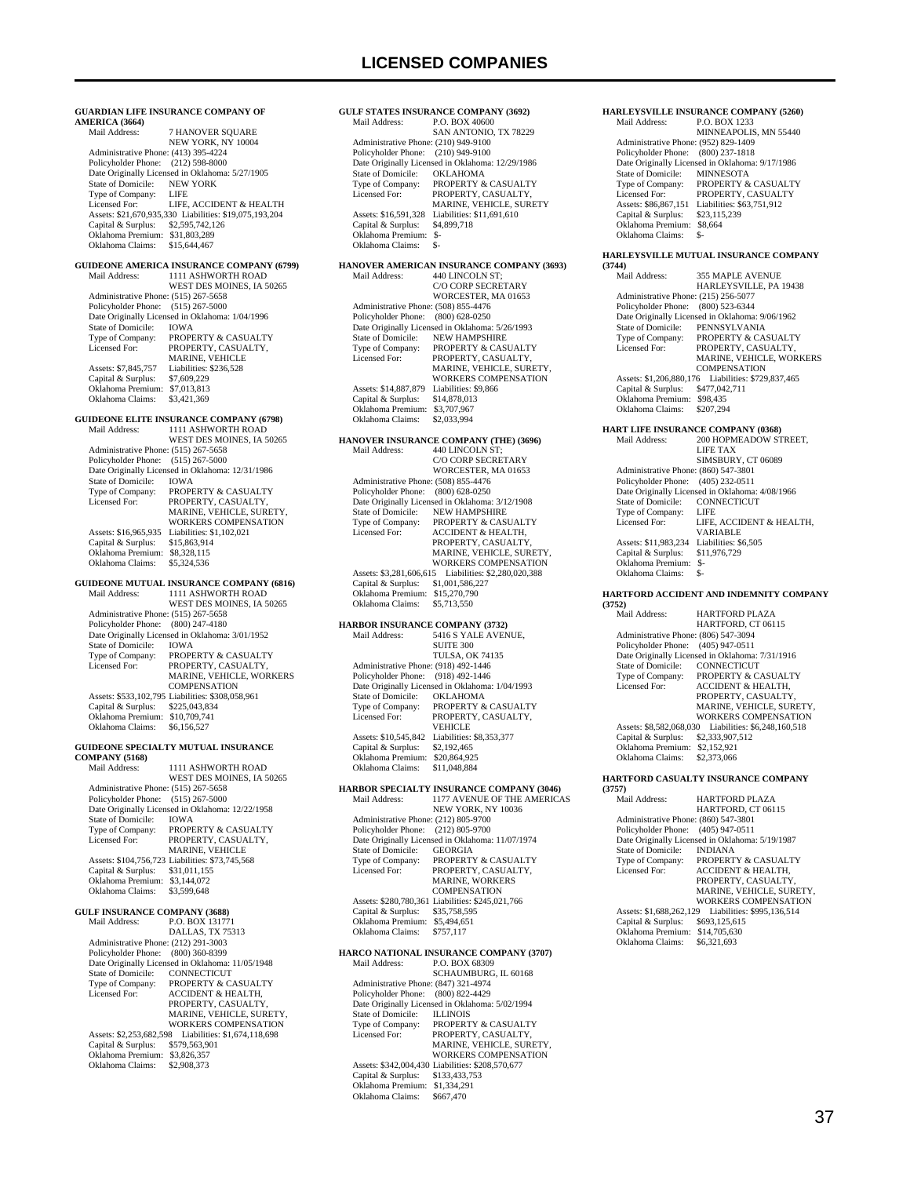# LICENSED COMPANIES

**GUARDIAN LIFE INSURANCE COMPANY OF AMERICA (3664)**
Mail Address: 7 HANOVER SQUARE
NEW YORK, NY 10004
Administrative Phone: (413) 395-4224
Policyholder Phone: (212) 598-8000
Date Originally Licensed in Oklahoma: 5/27/1905
State of Domicile: NEW YORK
Type of Company: LIFE
Licensed For: LIFE, ACCIDENT & HEALTH
Assets: $21,670,935,330 Liabilities: $19,075,193,204
Capital & Surplus: $2,595,742,126
Oklahoma Premium: $31,803,289
Oklahoma Claims: $15,644,467

**GUIDEONE AMERICA INSURANCE COMPANY (6799)**
Mail Address: 1111 ASHWORTH ROAD
WEST DES MOINES, IA 50265
Administrative Phone: (515) 267-5658
Policyholder Phone: (515) 267-5000
Date Originally Licensed in Oklahoma: 1/04/1996
State of Domicile: IOWA
Type of Company: PROPERTY & CASUALTY
Licensed For: PROPERTY, CASUALTY, MARINE, VEHICLE
Assets: $7,845,757 Liabilities: $236,528
Capital & Surplus: $7,609,229
Oklahoma Premium: $7,013,813
Oklahoma Claims: $3,421,369

**GUIDEONE ELITE INSURANCE COMPANY (6798)**
Mail Address: 1111 ASHWORTH ROAD
WEST DES MOINES, IA 50265
Administrative Phone: (515) 267-5658
Policyholder Phone: (515) 267-5000
Date Originally Licensed in Oklahoma: 12/31/1986
State of Domicile: IOWA
Type of Company: PROPERTY & CASUALTY
Licensed For: PROPERTY, CASUALTY, MARINE, VEHICLE, SURETY, WORKERS COMPENSATION
Assets: $16,965,935 Liabilities: $1,102,021
Capital & Surplus: $15,863,914
Oklahoma Premium: $8,328,115
Oklahoma Claims: $5,324,536

**GUIDEONE MUTUAL INSURANCE COMPANY (6816)**
Mail Address: 1111 ASHWORTH ROAD
WEST DES MOINES, IA 50265
Administrative Phone: (515) 267-5658
Policyholder Phone: (800) 247-4180
Date Originally Licensed in Oklahoma: 3/01/1952
State of Domicile: IOWA
Type of Company: PROPERTY & CASUALTY
Licensed For: PROPERTY, CASUALTY, MARINE, VEHICLE, WORKERS COMPENSATION
Assets: $533,102,795 Liabilities: $308,058,961
Capital & Surplus: $225,043,834
Oklahoma Premium: $10,709,741
Oklahoma Claims: $6,156,527

**GUIDEONE SPECIALTY MUTUAL INSURANCE COMPANY (5168)**
Mail Address: 1111 ASHWORTH ROAD
WEST DES MOINES, IA 50265
Administrative Phone: (515) 267-5658
Policyholder Phone: (515) 267-5000
Date Originally Licensed in Oklahoma: 12/22/1958
State of Domicile: IOWA
Type of Company: PROPERTY & CASUALTY
Licensed For: PROPERTY, CASUALTY, MARINE, VEHICLE
Assets: $104,756,723 Liabilities: $73,745,568
Capital & Surplus: $31,011,155
Oklahoma Premium: $3,144,072
Oklahoma Claims: $3,599,648

**GULF INSURANCE COMPANY (3688)**
Mail Address: P.O. BOX 131771
DALLAS, TX 75313
Administrative Phone: (212) 291-3003
Policyholder Phone: (800) 360-8399
Date Originally Licensed in Oklahoma: 11/05/1948
State of Domicile: CONNECTICUT
Type of Company: PROPERTY & CASUALTY
Licensed For: ACCIDENT & HEALTH, PROPERTY, CASUALTY, MARINE, VEHICLE, SURETY, WORKERS COMPENSATION
Assets: $2,253,682,598 Liabilities: $1,674,118,698
Capital & Surplus: $579,563,901
Oklahoma Premium: $3,826,357
Oklahoma Claims: $2,908,373

**GULF STATES INSURANCE COMPANY (3692)**
Mail Address: P.O. BOX 40600
SAN ANTONIO, TX 78229
Administrative Phone: (210) 949-9100
Policyholder Phone: (210) 949-9100
Date Originally Licensed in Oklahoma: 12/29/1986
State of Domicile: OKLAHOMA
Type of Company: PROPERTY & CASUALTY
Licensed For: PROPERTY, CASUALTY, MARINE, VEHICLE, SURETY
Assets: $16,591,328 Liabilities: $11,691,610
Capital & Surplus: $4,899,718
Oklahoma Premium: $-
Oklahoma Claims: $-

**HANOVER AMERICAN INSURANCE COMPANY (3693)**
Mail Address: 440 LINCOLN ST;
C/O CORP SECRETARY
WORCESTER, MA 01653
Administrative Phone: (508) 855-4476
Policyholder Phone: (800) 628-0250
Date Originally Licensed in Oklahoma: 5/26/1993
State of Domicile: NEW HAMPSHIRE
Type of Company: PROPERTY & CASUALTY
Licensed For: PROPERTY, CASUALTY, MARINE, VEHICLE, SURETY, WORKERS COMPENSATION
Assets: $14,887,879 Liabilities: $9,866
Capital & Surplus: $14,878,013
Oklahoma Premium: $3,707,967
Oklahoma Claims: $2,033,994

**HANOVER INSURANCE COMPANY (THE) (3696)**
Mail Address: 440 LINCOLN ST;
C/O CORP SECRETARY
WORCESTER, MA 01653
Administrative Phone: (508) 855-4476
Policyholder Phone: (800) 628-0250
Date Originally Licensed in Oklahoma: 3/12/1908
State of Domicile: NEW HAMPSHIRE
Type of Company: PROPERTY & CASUALTY
Licensed For: ACCIDENT & HEALTH, PROPERTY, CASUALTY, MARINE, VEHICLE, SURETY, WORKERS COMPENSATION
Assets: $3,281,606,615 Liabilities: $2,280,020,388
Capital & Surplus: $1,001,586,227
Oklahoma Premium: $15,270,790
Oklahoma Claims: $5,713,550

**HARBOR INSURANCE COMPANY (3732)**
Mail Address: 5416 S YALE AVENUE, SUITE 300
TULSA, OK 74135
Administrative Phone: (918) 492-1446
Policyholder Phone: (918) 492-1446
Date Originally Licensed in Oklahoma: 1/04/1993
State of Domicile: OKLAHOMA
Type of Company: PROPERTY & CASUALTY
Licensed For: PROPERTY, CASUALTY, VEHICLE
Assets: $10,545,842 Liabilities: $8,353,377
Capital & Surplus: $2,192,465
Oklahoma Premium: $20,864,925
Oklahoma Claims: $11,048,884

**HARBOR SPECIALTY INSURANCE COMPANY (3046)**
Mail Address: 1177 AVENUE OF THE AMERICAS
NEW YORK, NY 10036
Administrative Phone: (212) 805-9700
Policyholder Phone: (212) 805-9700
Date Originally Licensed in Oklahoma: 11/07/1974
State of Domicile: GEORGIA
Type of Company: PROPERTY & CASUALTY
Licensed For: PROPERTY, CASUALTY, MARINE, WORKERS COMPENSATION
Assets: $280,780,361 Liabilities: $245,021,766
Capital & Surplus: $35,758,595
Oklahoma Premium: $5,494,651
Oklahoma Claims: $757,117

**HARCO NATIONAL INSURANCE COMPANY (3707)**
Mail Address: P.O. BOX 68309
SCHAUMBURG, IL 60168
Administrative Phone: (847) 321-4974
Policyholder Phone: (800) 822-4429
Date Originally Licensed in Oklahoma: 5/02/1994
State of Domicile: ILLINOIS
Type of Company: PROPERTY & CASUALTY
Licensed For: PROPERTY, CASUALTY, MARINE, VEHICLE, SURETY, WORKERS COMPENSATION
Assets: $342,004,430 Liabilities: $208,570,677
Capital & Surplus: $133,433,753
Oklahoma Premium: $1,334,291
Oklahoma Claims: $667,470

**HARLEYSVILLE INSURANCE COMPANY (5260)**
Mail Address: P.O. BOX 1233
MINNEAPOLIS, MN 55440
Administrative Phone: (952) 829-1409
Policyholder Phone: (800) 237-1818
Date Originally Licensed in Oklahoma: 9/17/1986
State of Domicile: MINNESOTA
Type of Company: PROPERTY & CASUALTY
Licensed For: PROPERTY, CASUALTY
Assets: $86,867,151 Liabilities: $63,751,912
Capital & Surplus: $23,115,239
Oklahoma Premium: $8,664
Oklahoma Claims: $-

**HARLEYSVILLE MUTUAL INSURANCE COMPANY (3744)**
Mail Address: 355 MAPLE AVENUE
HARLEYSVILLE, PA 19438
Administrative Phone: (215) 256-5077
Policyholder Phone: (800) 523-6344
Date Originally Licensed in Oklahoma: 9/06/1962
State of Domicile: PENNSYLVANIA
Type of Company: PROPERTY & CASUALTY
Licensed For: PROPERTY, CASUALTY, MARINE, VEHICLE, WORKERS COMPENSATION
Assets: $1,206,880,176 Liabilities: $729,837,465
Capital & Surplus: $477,042,711
Oklahoma Premium: $98,435
Oklahoma Claims: $207,294

**HART LIFE INSURANCE COMPANY (0368)**
Mail Address: 200 HOPMEADOW STREET, LIFE TAX
SIMSBURY, CT 06089
Administrative Phone: (860) 547-3801
Policyholder Phone: (405) 232-0511
Date Originally Licensed in Oklahoma: 4/08/1966
State of Domicile: CONNECTICUT
Type of Company: LIFE
Licensed For: LIFE, ACCIDENT & HEALTH, VARIABLE
Assets: $11,983,234 Liabilities: $6,505
Capital & Surplus: $11,976,729
Oklahoma Premium: $-
Oklahoma Claims: $-

**HARTFORD ACCIDENT AND INDEMNITY COMPANY (3752)**
Mail Address: HARTFORD PLAZA
HARTFORD, CT 06115
Administrative Phone: (806) 547-3094
Policyholder Phone: (405) 947-0511
Date Originally Licensed in Oklahoma: 7/31/1916
State of Domicile: CONNECTICUT
Type of Company: PROPERTY & CASUALTY
Licensed For: ACCIDENT & HEALTH, PROPERTY, CASUALTY, MARINE, VEHICLE, SURETY, WORKERS COMPENSATION
Assets: $8,582,068,030 Liabilities: $6,248,160,518
Capital & Surplus: $2,333,907,512
Oklahoma Premium: $2,152,921
Oklahoma Claims: $2,373,066

**HARTFORD CASUALTY INSURANCE COMPANY (3757)**
Mail Address: HARTFORD PLAZA
HARTFORD, CT 06115
Administrative Phone: (860) 547-3801
Policyholder Phone: (405) 947-0511
Date Originally Licensed in Oklahoma: 5/19/1987
State of Domicile: INDIANA
Type of Company: PROPERTY & CASUALTY
Licensed For: ACCIDENT & HEALTH, PROPERTY, CASUALTY, MARINE, VEHICLE, SURETY, WORKERS COMPENSATION
Assets: $1,688,262,129 Liabilities: $995,136,514
Capital & Surplus: $693,125,615
Oklahoma Premium: $14,705,630
Oklahoma Claims: $6,321,693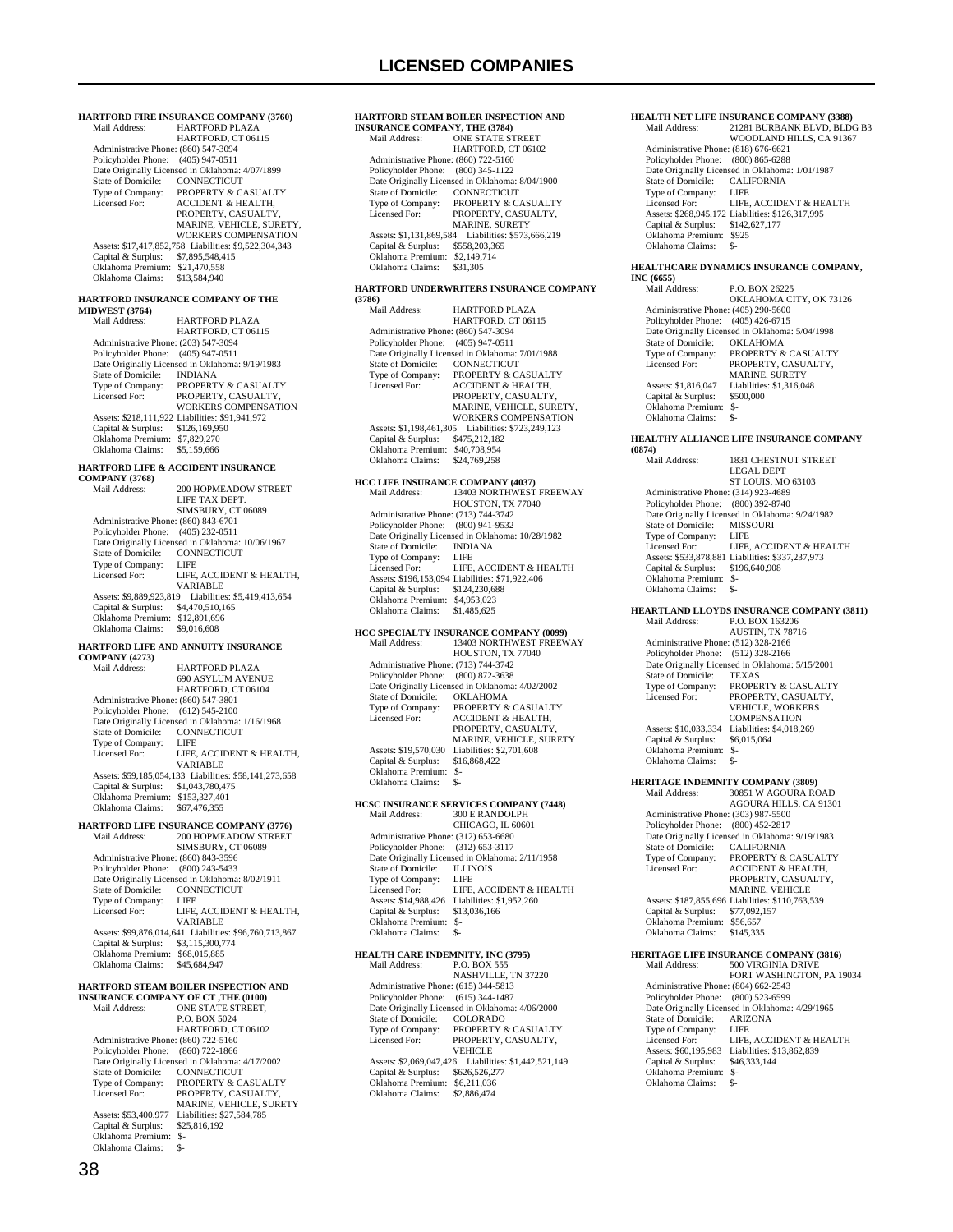**HARTFORD FIRE INSURANCE COMPANY (3760)**
Mail Address: HARTFORD PLAZA
HARTFORD, CT 06115
Administrative Phone: (860) 547-3094
Policyholder Phone: (405) 947-0511
Date Originally Licensed in Oklahoma: 4/07/1899
State of Domicile: CONNECTICUT
Type of Company: PROPERTY & CASUALTY
Licensed For: ACCIDENT & HEALTH, PROPERTY, CASUALTY, MARINE, VEHICLE, SURETY, WORKERS COMPENSATION
Assets: $17,417,852,758 Liabilities: $9,522,304,343
Capital & Surplus: $7,895,548,415
Oklahoma Premium: $21,470,558
Oklahoma Claims: $13,584,940

**HARTFORD INSURANCE COMPANY OF THE MIDWEST (3764)**
Mail Address: HARTFORD PLAZA
HARTFORD, CT 06115
Administrative Phone: (203) 547-3094
Policyholder Phone: (405) 947-0511
Date Originally Licensed in Oklahoma: 9/19/1983
State of Domicile: INDIANA
Type of Company: PROPERTY & CASUALTY
Licensed For: PROPERTY, CASUALTY, WORKERS COMPENSATION
Assets: $218,111,922 Liabilities: $91,941,972
Capital & Surplus: $126,169,950
Oklahoma Premium: $7,829,270
Oklahoma Claims: $5,159,666

**HARTFORD LIFE & ACCIDENT INSURANCE COMPANY (3768)**
Mail Address: 200 HOPMEADOW STREET
LIFE TAX DEPT.
SIMSBURY, CT 06089
Administrative Phone: (860) 843-6701
Policyholder Phone: (405) 232-0511
Date Originally Licensed in Oklahoma: 10/06/1967
State of Domicile: CONNECTICUT
Type of Company: LIFE
Licensed For: LIFE, ACCIDENT & HEALTH, VARIABLE
Assets: $9,889,923,819 Liabilities: $5,419,413,654
Capital & Surplus: $4,470,510,165
Oklahoma Premium: $12,891,696
Oklahoma Claims: $9,016,608

**HARTFORD LIFE AND ANNUITY INSURANCE COMPANY (4273)**
Mail Address: HARTFORD PLAZA
690 ASYLUM AVENUE
HARTFORD, CT 06104
Administrative Phone: (860) 547-3801
Policyholder Phone: (612) 545-2100
Date Originally Licensed in Oklahoma: 1/16/1968
State of Domicile: CONNECTICUT
Type of Company: LIFE
Licensed For: LIFE, ACCIDENT & HEALTH, VARIABLE
Assets: $59,185,054,133 Liabilities: $58,141,273,658
Capital & Surplus: $1,043,780,475
Oklahoma Premium: $153,327,401
Oklahoma Claims: $67,476,355

**HARTFORD LIFE INSURANCE COMPANY (3776)**
Mail Address: 200 HOPMEADOW STREET
SIMSBURY, CT 06089
Administrative Phone: (860) 843-3596
Policyholder Phone: (800) 243-5433
Date Originally Licensed in Oklahoma: 8/02/1911
State of Domicile: CONNECTICUT
Type of Company: LIFE
Licensed For: LIFE, ACCIDENT & HEALTH, VARIABLE
Assets: $99,876,014,641 Liabilities: $96,760,713,867
Capital & Surplus: $3,115,300,774
Oklahoma Premium: $68,015,885
Oklahoma Claims: $45,684,947

**HARTFORD STEAM BOILER INSPECTION AND INSURANCE COMPANY OF CT ,THE (0100)**
Mail Address: ONE STATE STREET,
P.O. BOX 5024
HARTFORD, CT 06102
Administrative Phone: (860) 722-5160
Policyholder Phone: (860) 722-1866
Date Originally Licensed in Oklahoma: 4/17/2002
State of Domicile: CONNECTICUT
Type of Company: PROPERTY & CASUALTY
Licensed For: PROPERTY, CASUALTY, MARINE, VEHICLE, SURETY
Assets: $53,400,977 Liabilities: $27,584,785
Capital & Surplus: $25,816,192
Oklahoma Premium: $-
Oklahoma Claims: $-

**HARTFORD STEAM BOILER INSPECTION AND INSURANCE COMPANY, THE (3784)**
Mail Address: ONE STATE STREET
HARTFORD, CT 06102
Administrative Phone: (860) 722-5160
Policyholder Phone: (800) 345-1122
Date Originally Licensed in Oklahoma: 8/04/1900
State of Domicile: CONNECTICUT
Type of Company: PROPERTY & CASUALTY
Licensed For: PROPERTY, CASUALTY, MARINE, SURETY
Assets: $1,131,869,584 Liabilities: $573,666,219
Capital & Surplus: $558,203,365
Oklahoma Premium: $2,149,714
Oklahoma Claims: $31,305

**HARTFORD UNDERWRITERS INSURANCE COMPANY (3786)**
Mail Address: HARTFORD PLAZA
HARTFORD, CT 06115
Administrative Phone: (860) 547-3094
Policyholder Phone: (405) 947-0511
Date Originally Licensed in Oklahoma: 7/01/1988
State of Domicile: CONNECTICUT
Type of Company: PROPERTY & CASUALTY
Licensed For: ACCIDENT & HEALTH, PROPERTY, CASUALTY, MARINE, VEHICLE, SURETY, WORKERS COMPENSATION
Assets: $1,198,461,305 Liabilities: $723,249,123
Capital & Surplus: $475,212,182
Oklahoma Premium: $40,708,954
Oklahoma Claims: $24,769,258

**HCC LIFE INSURANCE COMPANY (4037)**
Mail Address: 13403 NORTHWEST FREEWAY
HOUSTON, TX 77040
Administrative Phone: (713) 744-3742
Policyholder Phone: (800) 941-9532
Date Originally Licensed in Oklahoma: 10/28/1982
State of Domicile: INDIANA
Type of Company: LIFE
Licensed For: LIFE, ACCIDENT & HEALTH
Assets: $196,153,094 Liabilities: $71,922,406
Capital & Surplus: $124,230,688
Oklahoma Premium: $4,953,023
Oklahoma Claims: $1,485,625

**HCC SPECIALTY INSURANCE COMPANY (0099)**
Mail Address: 13403 NORTHWEST FREEWAY
HOUSTON, TX 77040
Administrative Phone: (713) 744-3742
Policyholder Phone: (800) 872-3638
Date Originally Licensed in Oklahoma: 4/02/2002
State of Domicile: OKLAHOMA
Type of Company: PROPERTY & CASUALTY
Licensed For: ACCIDENT & HEALTH, PROPERTY, CASUALTY, MARINE, VEHICLE, SURETY
Assets: $19,570,030 Liabilities: $2,701,608
Capital & Surplus: $16,868,422
Oklahoma Premium: $-
Oklahoma Claims: $-

**HCSC INSURANCE SERVICES COMPANY (7448)**
Mail Address: 300 E RANDOLPH
CHICAGO, IL 60601
Administrative Phone: (312) 653-6680
Policyholder Phone: (312) 653-3117
Date Originally Licensed in Oklahoma: 2/11/1958
State of Domicile: ILLINOIS
Type of Company: LIFE
Licensed For: LIFE, ACCIDENT & HEALTH
Assets: $14,988,426 Liabilities: $1,952,260
Capital & Surplus: $13,036,166
Oklahoma Premium: $-
Oklahoma Claims: $-

**HEALTH CARE INDEMNITY, INC (3795)**
Mail Address: P.O. BOX 555
NASHVILLE, TN 37220
Administrative Phone: (615) 344-5813
Policyholder Phone: (615) 344-1487
Date Originally Licensed in Oklahoma: 4/06/2000
State of Domicile: COLORADO
Type of Company: PROPERTY & CASUALTY
Licensed For: PROPERTY, CASUALTY, VEHICLE
Assets: $2,069,047,426 Liabilities: $1,442,521,149
Capital & Surplus: $626,526,277
Oklahoma Premium: $6,211,036
Oklahoma Claims: $2,886,474

**HEALTH NET LIFE INSURANCE COMPANY (3388)**
Mail Address: 21281 BURBANK BLVD, BLDG B3
WOODLAND HILLS, CA 91367
Administrative Phone: (818) 676-6621
Policyholder Phone: (800) 865-6288
Date Originally Licensed in Oklahoma: 1/01/1987
State of Domicile: CALIFORNIA
Type of Company: LIFE
Licensed For: LIFE, ACCIDENT & HEALTH
Assets: $268,945,172 Liabilities: $126,317,995
Capital & Surplus: $142,627,177
Oklahoma Premium: $925
Oklahoma Claims: $-

**HEALTHCARE DYNAMICS INSURANCE COMPANY, INC (6655)**
Mail Address: P.O. BOX 26225
OKLAHOMA CITY, OK 73126
Administrative Phone: (405) 290-5600
Policyholder Phone: (405) 426-6715
Date Originally Licensed in Oklahoma: 5/04/1998
State of Domicile: OKLAHOMA
Type of Company: PROPERTY & CASUALTY
Licensed For: PROPERTY, CASUALTY, MARINE, SURETY
Assets: $1,816,047 Liabilities: $1,316,048
Capital & Surplus: $500,000
Oklahoma Premium: $-
Oklahoma Claims: $-

**HEALTHY ALLIANCE LIFE INSURANCE COMPANY (0874)**
Mail Address: 1831 CHESTNUT STREET
LEGAL DEPT
ST LOUIS, MO 63103
Administrative Phone: (314) 923-4689
Policyholder Phone: (800) 392-8740
Date Originally Licensed in Oklahoma: 9/24/1982
State of Domicile: MISSOURI
Type of Company: LIFE
Licensed For: LIFE, ACCIDENT & HEALTH
Assets: $533,878,881 Liabilities: $337,237,973
Capital & Surplus: $196,640,908
Oklahoma Premium: $-
Oklahoma Claims: $-

**HEARTLAND LLOYDS INSURANCE COMPANY (3811)**
Mail Address: P.O. BOX 163206
AUSTIN, TX 78716
Administrative Phone: (512) 328-2166
Policyholder Phone: (512) 328-2166
Date Originally Licensed in Oklahoma: 5/15/2001
State of Domicile: TEXAS
Type of Company: PROPERTY & CASUALTY
Licensed For: PROPERTY, CASUALTY, VEHICLE, WORKERS COMPENSATION
Assets: $10,033,334 Liabilities: $4,018,269
Capital & Surplus: $6,015,064
Oklahoma Premium: $-
Oklahoma Claims: $-

**HERITAGE INDEMNITY COMPANY (3809)**
Mail Address: 30851 W AGOURA ROAD
AGOURA HILLS, CA 91301
Administrative Phone: (303) 987-5500
Policyholder Phone: (800) 452-2817
Date Originally Licensed in Oklahoma: 9/19/1983
State of Domicile: CALIFORNIA
Type of Company: PROPERTY & CASUALTY
Licensed For: ACCIDENT & HEALTH, PROPERTY, CASUALTY, MARINE, VEHICLE
Assets: $187,855,696 Liabilities: $110,763,539
Capital & Surplus: $77,092,157
Oklahoma Premium: $56,657
Oklahoma Claims: $145,335

**HERITAGE LIFE INSURANCE COMPANY (3816)**
Mail Address: 500 VIRGINIA DRIVE
FORT WASHINGTON, PA 19034
Administrative Phone: (804) 662-2543
Policyholder Phone: (800) 523-6599
Date Originally Licensed in Oklahoma: 4/29/1965
State of Domicile: ARIZONA
Type of Company: LIFE
Licensed For: LIFE, ACCIDENT & HEALTH
Assets: $60,195,983 Liabilities: $13,862,839
Capital & Surplus: $46,333,144
Oklahoma Premium: $-
Oklahoma Claims: $-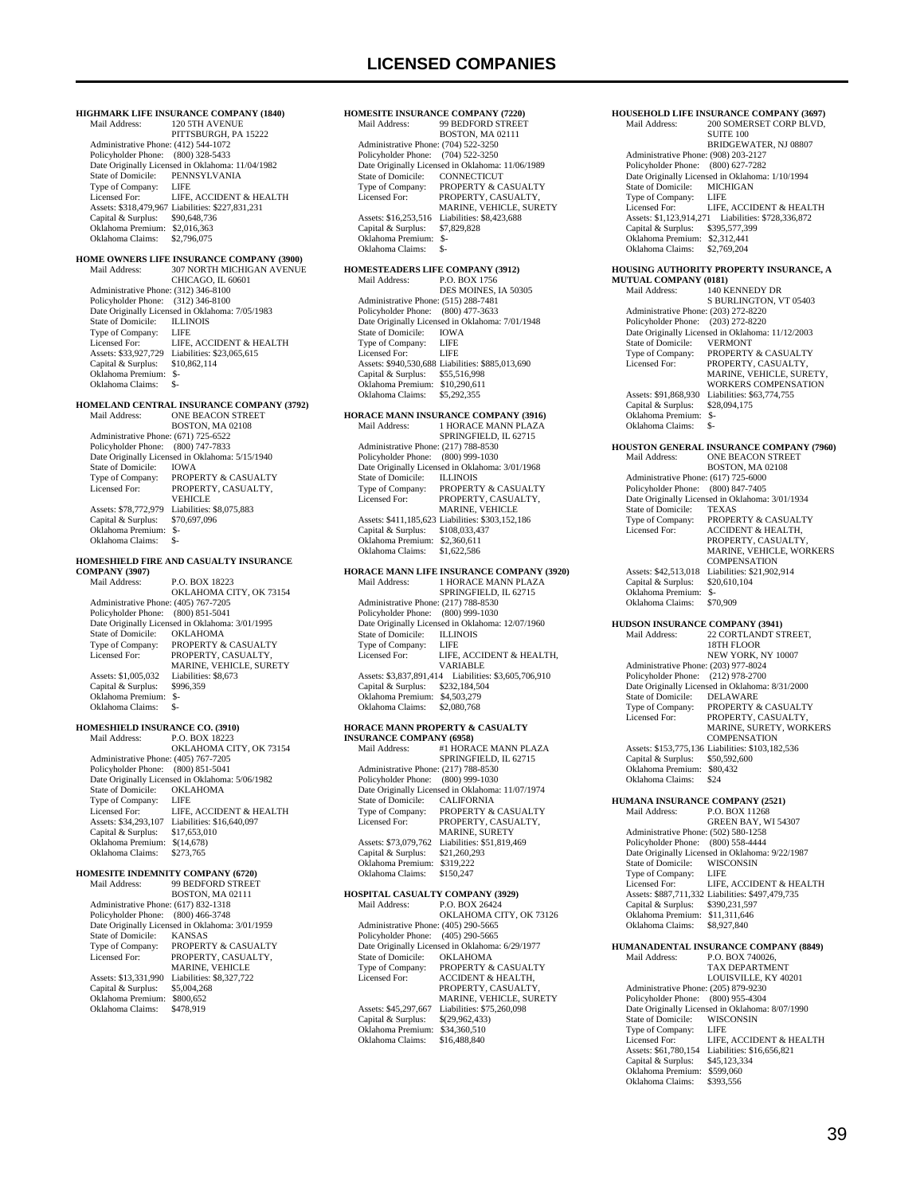# LICENSED COMPANIES

**HIGHMARK LIFE INSURANCE COMPANY (1840)**
Mail Address: 120 5TH AVENUE
PITTSBURGH, PA 15222
Administrative Phone: (412) 544-1072
Policyholder Phone: (800) 328-5433
Date Originally Licensed in Oklahoma: 11/04/1982
State of Domicile: PENNSYLVANIA
Type of Company: LIFE
Licensed For: LIFE, ACCIDENT & HEALTH
Assets: $318,479,967 Liabilities: $227,831,231
Capital & Surplus: $90,648,736
Oklahoma Premium: $2,016,363
Oklahoma Claims: $2,796,075

**HOME OWNERS LIFE INSURANCE COMPANY (3900)**
Mail Address: 307 NORTH MICHIGAN AVENUE
CHICAGO, IL 60601
Administrative Phone: (312) 346-8100
Policyholder Phone: (312) 346-8100
Date Originally Licensed in Oklahoma: 7/05/1983
State of Domicile: ILLINOIS
Type of Company: LIFE
Licensed For: LIFE, ACCIDENT & HEALTH
Assets: $33,927,729 Liabilities: $23,065,615
Capital & Surplus: $10,862,114
Oklahoma Premium: $-
Oklahoma Claims: $-

**HOMELAND CENTRAL INSURANCE COMPANY (3792)**
Mail Address: ONE BEACON STREET
BOSTON, MA 02108
Administrative Phone: (671) 725-6522
Policyholder Phone: (800) 747-7833
Date Originally Licensed in Oklahoma: 5/15/1940
State of Domicile: IOWA
Type of Company: PROPERTY & CASUALTY
Licensed For: PROPERTY, CASUALTY, VEHICLE
Assets: $78,772,979 Liabilities: $8,075,883
Capital & Surplus: $70,697,096
Oklahoma Premium: $-
Oklahoma Claims: $-

**HOMESHIELD FIRE AND CASUALTY INSURANCE COMPANY (3907)**
Mail Address: P.O. BOX 18223
OKLAHOMA CITY, OK 73154
Administrative Phone: (405) 767-7205
Policyholder Phone: (800) 851-5041
Date Originally Licensed in Oklahoma: 3/01/1995
State of Domicile: OKLAHOMA
Type of Company: PROPERTY & CASUALTY
Licensed For: PROPERTY, CASUALTY, MARINE, VEHICLE, SURETY
Assets: $1,005,032 Liabilities: $8,673
Capital & Surplus: $996,359
Oklahoma Premium: $-
Oklahoma Claims: $-

**HOMESHIELD INSURANCE CO. (3910)**
Mail Address: P.O. BOX 18223
OKLAHOMA CITY, OK 73154
Administrative Phone: (405) 767-7205
Policyholder Phone: (800) 851-5041
Date Originally Licensed in Oklahoma: 5/06/1982
State of Domicile: OKLAHOMA
Type of Company: LIFE
Licensed For: LIFE, ACCIDENT & HEALTH
Assets: $34,293,107 Liabilities: $16,640,097
Capital & Surplus: $17,653,010
Oklahoma Premium: $(14,678)
Oklahoma Claims: $273,765

**HOMESITE INDEMNITY COMPANY (6720)**
Mail Address: 99 BEDFORD STREET
BOSTON, MA 02111
Administrative Phone: (617) 832-1318
Policyholder Phone: (800) 466-3748
Date Originally Licensed in Oklahoma: 3/01/1959
State of Domicile: KANSAS
Type of Company: PROPERTY & CASUALTY
Licensed For: PROPERTY, CASUALTY, MARINE, VEHICLE
Assets: $13,331,990 Liabilities: $8,327,722
Capital & Surplus: $5,004,268
Oklahoma Premium: $800,652
Oklahoma Claims: $478,919

**HOMESITE INSURANCE COMPANY (7220)**
Mail Address: 99 BEDFORD STREET
BOSTON, MA 02111
Administrative Phone: (704) 522-3250
Policyholder Phone: (704) 522-3250
Date Originally Licensed in Oklahoma: 11/06/1989
State of Domicile: CONNECTICUT
Type of Company: PROPERTY & CASUALTY
Licensed For: PROPERTY, CASUALTY, MARINE, VEHICLE, SURETY
Assets: $16,253,516 Liabilities: $8,423,688
Capital & Surplus: $7,829,828
Oklahoma Premium: $-
Oklahoma Claims: $-

**HOMESTEADERS LIFE COMPANY (3912)**
Mail Address: P.O. BOX 1756
DES MOINES, IA 50305
Administrative Phone: (515) 288-7481
Policyholder Phone: (800) 477-3633
Date Originally Licensed in Oklahoma: 7/01/1948
State of Domicile: IOWA
Type of Company: LIFE
Licensed For: LIFE
Assets: $940,530,688 Liabilities: $885,013,690
Capital & Surplus: $55,516,998
Oklahoma Premium: $10,290,611
Oklahoma Claims: $5,292,355

**HORACE MANN INSURANCE COMPANY (3916)**
Mail Address: 1 HORACE MANN PLAZA
SPRINGFIELD, IL 62715
Administrative Phone: (217) 788-8530
Policyholder Phone: (800) 999-1030
Date Originally Licensed in Oklahoma: 3/01/1968
State of Domicile: ILLINOIS
Type of Company: PROPERTY & CASUALTY
Licensed For: PROPERTY, CASUALTY, MARINE, VEHICLE
Assets: $411,185,623 Liabilities: $303,152,186
Capital & Surplus: $108,033,437
Oklahoma Premium: $2,360,611
Oklahoma Claims: $1,622,586

**HORACE MANN LIFE INSURANCE COMPANY (3920)**
Mail Address: 1 HORACE MANN PLAZA
SPRINGFIELD, IL 62715
Administrative Phone: (217) 788-8530
Policyholder Phone: (800) 999-1030
Date Originally Licensed in Oklahoma: 12/07/1960
State of Domicile: ILLINOIS
Type of Company: LIFE
Licensed For: LIFE, ACCIDENT & HEALTH, VARIABLE
Assets: $3,837,891,414 Liabilities: $3,605,706,910
Capital & Surplus: $232,184,504
Oklahoma Premium: $4,503,279
Oklahoma Claims: $2,080,768

**HORACE MANN PROPERTY & CASUALTY INSURANCE COMPANY (6958)**
Mail Address: #1 HORACE MANN PLAZA
SPRINGFIELD, IL 62715
Administrative Phone: (217) 788-8530
Policyholder Phone: (800) 999-1030
Date Originally Licensed in Oklahoma: 11/07/1974
State of Domicile: CALIFORNIA
Type of Company: PROPERTY & CASUALTY
Licensed For: PROPERTY, CASUALTY, MARINE, SURETY
Assets: $73,079,762 Liabilities: $51,819,469
Capital & Surplus: $21,260,293
Oklahoma Premium: $319,222
Oklahoma Claims: $150,247

**HOSPITAL CASUALTY COMPANY (3929)**
Mail Address: P.O. BOX 26424
OKLAHOMA CITY, OK 73126
Administrative Phone: (405) 290-5665
Policyholder Phone: (405) 290-5665
Date Originally Licensed in Oklahoma: 6/29/1977
State of Domicile: OKLAHOMA
Type of Company: PROPERTY & CASUALTY
Licensed For: ACCIDENT & HEALTH, PROPERTY, CASUALTY, MARINE, VEHICLE, SURETY
Assets: $45,297,667 Liabilities: $75,260,098
Capital & Surplus: $(29,962,433)
Oklahoma Premium: $34,360,510
Oklahoma Claims: $16,488,840

**HOUSEHOLD LIFE INSURANCE COMPANY (3697)**
Mail Address: 200 SOMERSET CORP BLVD, SUITE 100
BRIDGEWATER, NJ 08807
Administrative Phone: (908) 203-2127
Policyholder Phone: (800) 627-7282
Date Originally Licensed in Oklahoma: 1/10/1994
State of Domicile: MICHIGAN
Type of Company: LIFE
Licensed For: LIFE, ACCIDENT & HEALTH
Assets: $1,123,914,271 Liabilities: $728,336,872
Capital & Surplus: $395,577,399
Oklahoma Premium: $2,312,441
Oklahoma Claims: $2,769,204

**HOUSING AUTHORITY PROPERTY INSURANCE, A MUTUAL COMPANY (0181)**
Mail Address: 140 KENNEDY DR
S BURLINGTON, VT 05403
Administrative Phone: (203) 272-8220
Policyholder Phone: (203) 272-8220
Date Originally Licensed in Oklahoma: 11/12/2003
State of Domicile: VERMONT
Type of Company: PROPERTY & CASUALTY
Licensed For: PROPERTY, CASUALTY, MARINE, VEHICLE, SURETY, WORKERS COMPENSATION
Assets: $91,868,930 Liabilities: $63,774,755
Capital & Surplus: $28,094,175
Oklahoma Premium: $-
Oklahoma Claims: $-

**HOUSTON GENERAL INSURANCE COMPANY (7960)**
Mail Address: ONE BEACON STREET
BOSTON, MA 02108
Administrative Phone: (617) 725-6000
Policyholder Phone: (800) 847-7405
Date Originally Licensed in Oklahoma: 3/01/1934
State of Domicile: TEXAS
Type of Company: PROPERTY & CASUALTY
Licensed For: ACCIDENT & HEALTH, PROPERTY, CASUALTY, MARINE, VEHICLE, WORKERS COMPENSATION
Assets: $42,513,018 Liabilities: $21,902,914
Capital & Surplus: $20,610,104
Oklahoma Premium: $-
Oklahoma Claims: $70,909

**HUDSON INSURANCE COMPANY (3941)**
Mail Address: 22 CORTLANDT STREET, 18TH FLOOR
NEW YORK, NY 10007
Administrative Phone: (203) 977-8024
Policyholder Phone: (212) 978-2700
Date Originally Licensed in Oklahoma: 8/31/2000
State of Domicile: DELAWARE
Type of Company: PROPERTY & CASUALTY
Licensed For: PROPERTY, CASUALTY, MARINE, SURETY, WORKERS COMPENSATION
Assets: $153,775,136 Liabilities: $103,182,536
Capital & Surplus: $50,592,600
Oklahoma Premium: $80,432
Oklahoma Claims: $24

**HUMANA INSURANCE COMPANY (2521)**
Mail Address: P.O. BOX 11268
GREEN BAY, WI 54307
Administrative Phone: (502) 580-1258
Policyholder Phone: (800) 558-4444
Date Originally Licensed in Oklahoma: 9/22/1987
State of Domicile: WISCONSIN
Type of Company: LIFE
Licensed For: LIFE, ACCIDENT & HEALTH
Assets: $887,711,332 Liabilities: $497,479,735
Capital & Surplus: $390,231,597
Oklahoma Premium: $11,311,646
Oklahoma Claims: $8,927,840

**HUMANADENTAL INSURANCE COMPANY (8849)**
Mail Address: P.O. BOX 740026, TAX DEPARTMENT
LOUISVILLE, KY 40201
Administrative Phone: (205) 879-9230
Policyholder Phone: (800) 955-4304
Date Originally Licensed in Oklahoma: 8/07/1990
State of Domicile: WISCONSIN
Type of Company: LIFE
Licensed For: LIFE, ACCIDENT & HEALTH
Assets: $61,780,154 Liabilities: $16,656,821
Capital & Surplus: $45,123,334
Oklahoma Premium: $599,060
Oklahoma Claims: $393,556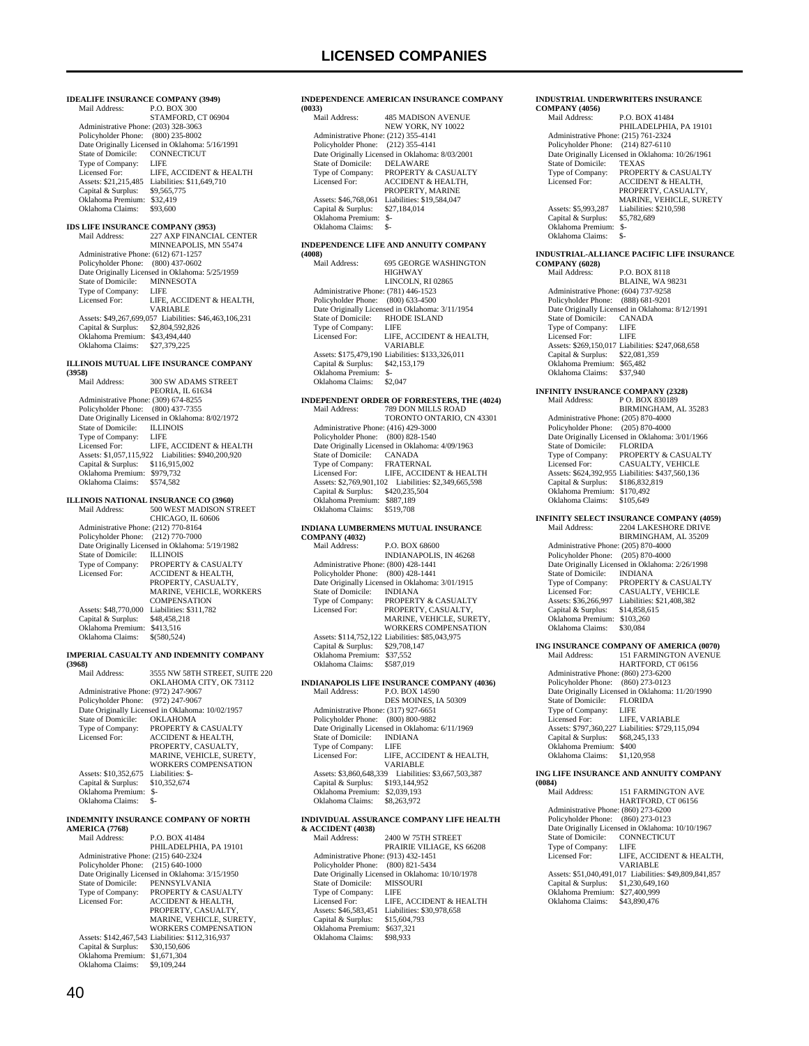## LICENSED COMPANIES

**IDEALIFE INSURANCE COMPANY (3949)**
Mail Address: P.O. BOX 300
STAMFORD, CT 06904
Administrative Phone: (203) 328-3063
Policyholder Phone: (800) 235-8002
Date Originally Licensed in Oklahoma: 5/16/1991
State of Domicile: CONNECTICUT
Type of Company: LIFE
Licensed For: LIFE, ACCIDENT & HEALTH
Assets: $21,215,485 Liabilities: $11,649,710
Capital & Surplus: $9,565,775
Oklahoma Premium: $32,419
Oklahoma Claims: $93,600

**IDS LIFE INSURANCE COMPANY (3953)**
Mail Address: 227 AXP FINANCIAL CENTER
MINNEAPOLIS, MN 55474
Administrative Phone: (612) 671-1257
Policyholder Phone: (800) 437-0602
Date Originally Licensed in Oklahoma: 5/25/1959
State of Domicile: MINNESOTA
Type of Company: LIFE
Licensed For: LIFE, ACCIDENT & HEALTH, VARIABLE
Assets: $49,267,699,057 Liabilities: $46,463,106,231
Capital & Surplus: $2,804,592,826
Oklahoma Premium: $43,494,440
Oklahoma Claims: $27,379,225

**ILLINOIS MUTUAL LIFE INSURANCE COMPANY (3958)**
Mail Address: 300 SW ADAMS STREET
PEORIA, IL 61634
Administrative Phone: (309) 674-8255
Policyholder Phone: (800) 437-7355
Date Originally Licensed in Oklahoma: 8/02/1972
State of Domicile: ILLINOIS
Type of Company: LIFE
Licensed For: LIFE, ACCIDENT & HEALTH
Assets: $1,057,115,922 Liabilities: $940,200,920
Capital & Surplus: $116,915,002
Oklahoma Premium: $979,732
Oklahoma Claims: $574,582

**ILLINOIS NATIONAL INSURANCE CO (3960)**
Mail Address: 500 WEST MADISON STREET
CHICAGO, IL 60606
Administrative Phone: (212) 770-8164
Policyholder Phone: (212) 770-7000
Date Originally Licensed in Oklahoma: 5/19/1982
State of Domicile: ILLINOIS
Type of Company: PROPERTY & CASUALTY
Licensed For: ACCIDENT & HEALTH, PROPERTY, CASUALTY, MARINE, VEHICLE, WORKERS COMPENSATION
Assets: $48,770,000 Liabilities: $311,782
Capital & Surplus: $48,458,218
Oklahoma Premium: $413,516
Oklahoma Claims: $(580,524)

**IMPERIAL CASUALTY AND INDEMNITY COMPANY (3968)**
Mail Address: 3555 NW 58TH STREET, SUITE 220
OKLAHOMA CITY, OK 73112
Administrative Phone: (972) 247-9067
Policyholder Phone: (972) 247-9067
Date Originally Licensed in Oklahoma: 10/02/1957
State of Domicile: OKLAHOMA
Type of Company: PROPERTY & CASUALTY
Licensed For: ACCIDENT & HEALTH, PROPERTY, CASUALTY, MARINE, VEHICLE, SURETY, WORKERS COMPENSATION
Assets: $10,352,675 Liabilities: $-
Capital & Surplus: $10,352,674
Oklahoma Premium: $-
Oklahoma Claims: $-

**INDEMNITY INSURANCE COMPANY OF NORTH AMERICA (7768)**
Mail Address: P.O. BOX 41484
PHILADELPHIA, PA 19101
Administrative Phone: (215) 640-2324
Policyholder Phone: (215) 640-1000
Date Originally Licensed in Oklahoma: 3/15/1950
State of Domicile: PENNSYLVANIA
Type of Company: PROPERTY & CASUALTY
Licensed For: ACCIDENT & HEALTH, PROPERTY, CASUALTY, MARINE, VEHICLE, SURETY, WORKERS COMPENSATION
Assets: $142,467,543 Liabilities: $112,316,937
Capital & Surplus: $30,150,606
Oklahoma Premium: $1,671,304
Oklahoma Claims: $9,109,244

**INDEPENDENCE AMERICAN INSURANCE COMPANY (0033)**
Mail Address: 485 MADISON AVENUE
NEW YORK, NY 10022
Administrative Phone: (212) 355-4141
Policyholder Phone: (212) 355-4141
Date Originally Licensed in Oklahoma: 8/03/2001
State of Domicile: DELAWARE
Type of Company: PROPERTY & CASUALTY
Licensed For: ACCIDENT & HEALTH, PROPERTY, MARINE
Assets: $46,768,061 Liabilities: $19,584,047
Capital & Surplus: $27,184,014
Oklahoma Premium: $-
Oklahoma Claims: $-

**INDEPENDENCE LIFE AND ANNUITY COMPANY (4008)**
Mail Address: 695 GEORGE WASHINGTON HIGHWAY
LINCOLN, RI 02865
Administrative Phone: (781) 446-1523
Policyholder Phone: (800) 633-4500
Date Originally Licensed in Oklahoma: 3/11/1954
State of Domicile: RHODE ISLAND
Type of Company: LIFE
Licensed For: LIFE, ACCIDENT & HEALTH, VARIABLE
Assets: $175,479,190 Liabilities: $133,326,011
Capital & Surplus: $42,153,179
Oklahoma Premium: $-
Oklahoma Claims: $2,047

**INDEPENDENT ORDER OF FORRESTERS, THE (4024)**
Mail Address: 789 DON MILLS ROAD
TORONTO ONTARIO, CN 43301
Administrative Phone: (416) 429-3000
Policyholder Phone: (800) 828-1540
Date Originally Licensed in Oklahoma: 4/09/1963
State of Domicile: CANADA
Type of Company: FRATERNAL
Licensed For: LIFE, ACCIDENT & HEALTH
Assets: $2,769,901,102 Liabilities: $2,349,665,598
Capital & Surplus: $420,235,504
Oklahoma Premium: $887,189
Oklahoma Claims: $519,708

**INDIANA LUMBERMENS MUTUAL INSURANCE COMPANY (4032)**
Mail Address: P.O. BOX 68600
INDIANAPOLIS, IN 46268
Administrative Phone: (800) 428-1441
Policyholder Phone: (800) 428-1441
Date Originally Licensed in Oklahoma: 3/01/1915
State of Domicile: INDIANA
Type of Company: PROPERTY & CASUALTY
Licensed For: PROPERTY, CASUALTY, MARINE, VEHICLE, SURETY, WORKERS COMPENSATION
Assets: $114,752,122 Liabilities: $85,043,975
Capital & Surplus: $29,708,147
Oklahoma Premium: $37,552
Oklahoma Claims: $587,019

**INDIANAPOLIS LIFE INSURANCE COMPANY (4036)**
Mail Address: P.O. BOX 14590
DES MOINES, IA 50309
Administrative Phone: (317) 927-6651
Policyholder Phone: (800) 800-9882
Date Originally Licensed in Oklahoma: 6/11/1969
State of Domicile: INDIANA
Type of Company: LIFE
Licensed For: LIFE, ACCIDENT & HEALTH, VARIABLE
Assets: $3,860,648,339 Liabilities: $3,667,503,387
Capital & Surplus: $193,144,952
Oklahoma Premium: $2,039,193
Oklahoma Claims: $8,263,972

**INDIVIDUAL ASSURANCE COMPANY LIFE HEALTH & ACCIDENT (4038)**
Mail Address: 2400 W 75TH STREET
PRAIRIE VILIAGE, KS 66208
Administrative Phone: (913) 432-1451
Policyholder Phone: (800) 821-5434
Date Originally Licensed in Oklahoma: 10/10/1978
State of Domicile: MISSOURI
Type of Company: LIFE
Licensed For: LIFE, ACCIDENT & HEALTH
Assets: $46,583,451 Liabilities: $30,978,658
Capital & Surplus: $15,604,793
Oklahoma Premium: $637,321
Oklahoma Claims: $98,933

**INDUSTRIAL UNDERWRITERS INSURANCE COMPANY (4056)**
Mail Address: P.O. BOX 41484
PHILADELPHIA, PA 19101
Administrative Phone: (215) 761-2324
Policyholder Phone: (214) 827-6110
Date Originally Licensed in Oklahoma: 10/26/1961
State of Domicile: TEXAS
Type of Company: PROPERTY & CASUALTY
Licensed For: ACCIDENT & HEALTH, PROPERTY, CASUALTY, MARINE, VEHICLE, SURETY
Assets: $5,993,287 Liabilities: $210,598
Capital & Surplus: $5,782,689
Oklahoma Premium: $-
Oklahoma Claims: $-

**INDUSTRIAL-ALLIANCE PACIFIC LIFE INSURANCE COMPANY (6028)**
Mail Address: P.O. BOX 8118
BLAINE, WA 98231
Administrative Phone: (604) 737-9258
Policyholder Phone: (888) 681-9201
Date Originally Licensed in Oklahoma: 8/12/1991
State of Domicile: CANADA
Type of Company: LIFE
Licensed For: LIFE
Assets: $269,150,017 Liabilities: $247,068,658
Capital & Surplus: $22,081,359
Oklahoma Premium: $65,482
Oklahoma Claims: $37,940

**INFINITY INSURANCE COMPANY (2328)**
Mail Address: P O. BOX 830189
BIRMINGHAM, AL 35283
Administrative Phone: (205) 870-4000
Policyholder Phone: (205) 870-4000
Date Originally Licensed in Oklahoma: 3/01/1966
State of Domicile: FLORIDA
Type of Company: PROPERTY & CASUALTY
Licensed For: CASUALTY, VEHICLE
Assets: $624,392,955 Liabilities: $437,560,136
Capital & Surplus: $186,832,819
Oklahoma Premium: $170,492
Oklahoma Claims: $105,649

**INFINITY SELECT INSURANCE COMPANY (4059)**
Mail Address: 2204 LAKESHORE DRIVE
BIRMINGHAM, AL 35209
Administrative Phone: (205) 870-4000
Policyholder Phone: (205) 870-4000
Date Originally Licensed in Oklahoma: 2/26/1998
State of Domicile: INDIANA
Type of Company: PROPERTY & CASUALTY
Licensed For: CASUALTY, VEHICLE
Assets: $36,266,997 Liabilities: $21,408,382
Capital & Surplus: $14,858,615
Oklahoma Premium: $103,260
Oklahoma Claims: $30,084

**ING INSURANCE COMPANY OF AMERICA (0070)**
Mail Address: 151 FARMINGTON AVENUE
HARTFORD, CT 06156
Administrative Phone: (860) 273-6200
Policyholder Phone: (860) 273-0123
Date Originally Licensed in Oklahoma: 11/20/1990
State of Domicile: FLORIDA
Type of Company: LIFE
Licensed For: LIFE, VARIABLE
Assets: $797,360,227 Liabilities: $729,115,094
Capital & Surplus: $68,245,133
Oklahoma Premium: $400
Oklahoma Claims: $1,120,958

**ING LIFE INSURANCE AND ANNUITY COMPANY (0084)**
Mail Address: 151 FARMINGTON AVE
HARTFORD, CT 06156
Administrative Phone: (860) 273-6200
Policyholder Phone: (860) 273-0123
Date Originally Licensed in Oklahoma: 10/10/1967
State of Domicile: CONNECTICUT
Type of Company: LIFE
Licensed For: LIFE, ACCIDENT & HEALTH, VARIABLE
Assets: $51,040,491,017 Liabilities: $49,809,841,857
Capital & Surplus: $1,230,649,160
Oklahoma Premium: $27,400,999
Oklahoma Claims: $43,890,476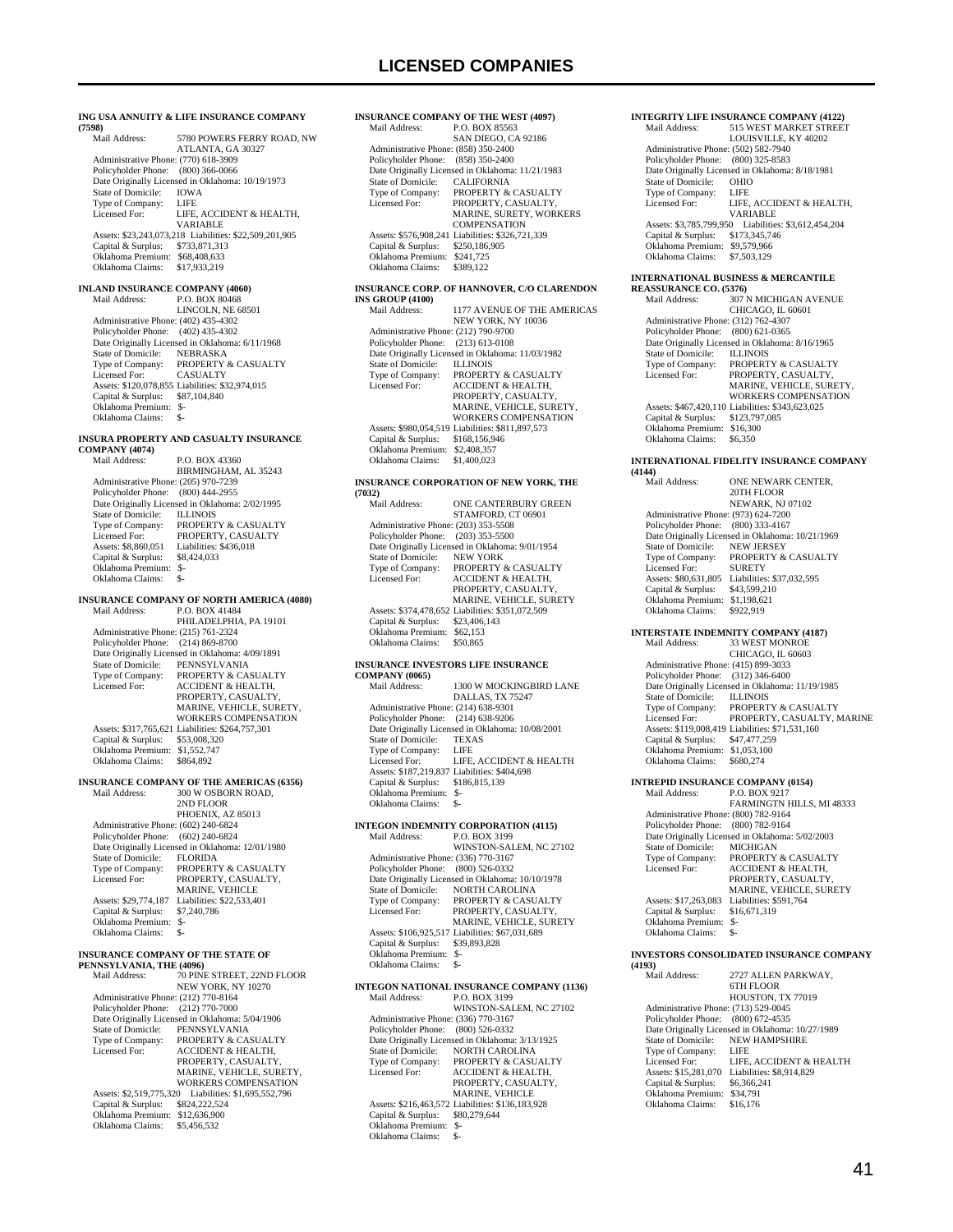# LICENSED COMPANIES

**ING USA ANNUITY & LIFE INSURANCE COMPANY (7598)**
Mail Address: 5780 POWERS FERRY ROAD, NW
ATLANTA, GA 30327
Administrative Phone: (770) 618-3909
Policyholder Phone: (800) 366-0066
Date Originally Licensed in Oklahoma: 10/19/1973
State of Domicile: IOWA
Type of Company: LIFE
Licensed For: LIFE, ACCIDENT & HEALTH, VARIABLE
Assets: $23,243,073,218 Liabilities: $22,509,201,905
Capital & Surplus: $733,871,313
Oklahoma Premium: $68,408,633
Oklahoma Claims: $17,933,219

**INLAND INSURANCE COMPANY (4060)**
Mail Address: P.O. BOX 80468
LINCOLN, NE 68501
Administrative Phone: (402) 435-4302
Policyholder Phone: (402) 435-4302
Date Originally Licensed in Oklahoma: 6/11/1968
State of Domicile: NEBRASKA
Type of Company: PROPERTY & CASUALTY
Licensed For: CASUALTY
Assets: $120,078,855 Liabilities: $32,974,015
Capital & Surplus: $87,104,840
Oklahoma Premium: $-
Oklahoma Claims: $-

**INSURA PROPERTY AND CASUALTY INSURANCE COMPANY (4074)**
Mail Address: P.O. BOX 43360
BIRMINGHAM, AL 35243
Administrative Phone: (205) 970-7239
Policyholder Phone: (800) 444-2955
Date Originally Licensed in Oklahoma: 2/02/1995
State of Domicile: ILLINOIS
Type of Company: PROPERTY & CASUALTY
Licensed For: PROPERTY, CASUALTY
Assets: $8,860,051 Liabilities: $436,018
Capital & Surplus: $8,424,033
Oklahoma Premium: $-
Oklahoma Claims: $-

**INSURANCE COMPANY OF NORTH AMERICA (4080)**
Mail Address: P.O. BOX 41484
PHILADELPHIA, PA 19101
Administrative Phone: (215) 761-2324
Policyholder Phone: (214) 869-8700
Date Originally Licensed in Oklahoma: 4/09/1891
State of Domicile: PENNSYLVANIA
Type of Company: PROPERTY & CASUALTY
Licensed For: ACCIDENT & HEALTH, PROPERTY, CASUALTY, MARINE, VEHICLE, SURETY, WORKERS COMPENSATION
Assets: $317,765,621 Liabilities: $264,757,301
Capital & Surplus: $53,008,320
Oklahoma Premium: $1,552,747
Oklahoma Claims: $864,892

**INSURANCE COMPANY OF THE AMERICAS (6356)**
Mail Address: 300 W OSBORN ROAD, 2ND FLOOR
PHOENIX, AZ 85013
Administrative Phone: (602) 240-6824
Policyholder Phone: (602) 240-6824
Date Originally Licensed in Oklahoma: 12/01/1980
State of Domicile: FLORIDA
Type of Company: PROPERTY & CASUALTY
Licensed For: PROPERTY, CASUALTY, MARINE, VEHICLE
Assets: $29,774,187 Liabilities: $22,533,401
Capital & Surplus: $7,240,786
Oklahoma Premium: $-
Oklahoma Claims: $-

**INSURANCE COMPANY OF THE STATE OF PENNSYLVANIA, THE (4096)**
Mail Address: 70 PINE STREET, 22ND FLOOR
NEW YORK, NY 10270
Administrative Phone: (212) 770-8164
Policyholder Phone: (212) 770-7000
Date Originally Licensed in Oklahoma: 5/04/1906
State of Domicile: PENNSYLVANIA
Type of Company: PROPERTY & CASUALTY
Licensed For: ACCIDENT & HEALTH, PROPERTY, CASUALTY, MARINE, VEHICLE, SURETY, WORKERS COMPENSATION
Assets: $2,519,775,320 Liabilities: $1,695,552,796
Capital & Surplus: $824,222,524
Oklahoma Premium: $12,636,900
Oklahoma Claims: $5,456,532

**INSURANCE COMPANY OF THE WEST (4097)**
Mail Address: P.O. BOX 85563
SAN DIEGO, CA 92186
Administrative Phone: (858) 350-2400
Policyholder Phone: (858) 350-2400
Date Originally Licensed in Oklahoma: 11/21/1983
State of Domicile: CALIFORNIA
Type of Company: PROPERTY & CASUALTY
Licensed For: PROPERTY, CASUALTY, MARINE, SURETY, WORKERS COMPENSATION
Assets: $576,908,241 Liabilities: $326,721,339
Capital & Surplus: $250,186,905
Oklahoma Premium: $241,725
Oklahoma Claims: $389,122

**INSURANCE CORP. OF HANNOVER, C/O CLARENDON INS GROUP (4100)**
Mail Address: 1177 AVENUE OF THE AMERICAS
NEW YORK, NY 10036
Administrative Phone: (212) 790-9700
Policyholder Phone: (213) 613-0108
Date Originally Licensed in Oklahoma: 11/03/1982
State of Domicile: ILLINOIS
Type of Company: PROPERTY & CASUALTY
Licensed For: ACCIDENT & HEALTH, PROPERTY, CASUALTY, MARINE, VEHICLE, SURETY, WORKERS COMPENSATION
Assets: $980,054,519 Liabilities: $811,897,573
Capital & Surplus: $168,156,946
Oklahoma Premium: $2,408,357
Oklahoma Claims: $1,400,023

**INSURANCE CORPORATION OF NEW YORK, THE (7032)**
Mail Address: ONE CANTERBURY GREEN
STAMFORD, CT 06901
Administrative Phone: (203) 353-5508
Policyholder Phone: (203) 353-5500
Date Originally Licensed in Oklahoma: 9/01/1954
State of Domicile: NEW YORK
Type of Company: PROPERTY & CASUALTY
Licensed For: ACCIDENT & HEALTH, PROPERTY, CASUALTY, MARINE, VEHICLE, SURETY
Assets: $374,478,652 Liabilities: $351,072,509
Capital & Surplus: $23,406,143
Oklahoma Premium: $62,153
Oklahoma Claims: $50,865

**INSURANCE INVESTORS LIFE INSURANCE COMPANY (0065)**
Mail Address: 1300 W MOCKINGBIRD LANE
DALLAS, TX 75247
Administrative Phone: (214) 638-9301
Policyholder Phone: (214) 638-9206
Date Originally Licensed in Oklahoma: 10/08/2001
State of Domicile: TEXAS
Type of Company: LIFE
Licensed For: LIFE, ACCIDENT & HEALTH
Assets: $187,219,837 Liabilities: $404,698
Capital & Surplus: $186,815,139
Oklahoma Premium: $-
Oklahoma Claims: $-

**INTEGON INDEMNITY CORPORATION (4115)**
Mail Address: P.O. BOX 3199
WINSTON-SALEM, NC 27102
Administrative Phone: (336) 770-3167
Policyholder Phone: (800) 526-0332
Date Originally Licensed in Oklahoma: 10/10/1978
State of Domicile: NORTH CAROLINA
Type of Company: PROPERTY & CASUALTY
Licensed For: PROPERTY, CASUALTY, MARINE, VEHICLE, SURETY
Assets: $106,925,517 Liabilities: $67,031,689
Capital & Surplus: $39,893,828
Oklahoma Premium: $-
Oklahoma Claims: $-

**INTEGON NATIONAL INSURANCE COMPANY (1136)**
Mail Address: P.O. BOX 3199
WINSTON-SALEM, NC 27102
Administrative Phone: (336) 770-3167
Policyholder Phone: (800) 526-0332
Date Originally Licensed in Oklahoma: 3/13/1925
State of Domicile: NORTH CAROLINA
Type of Company: PROPERTY & CASUALTY
Licensed For: ACCIDENT & HEALTH, PROPERTY, CASUALTY, MARINE, VEHICLE
Assets: $216,463,572 Liabilities: $136,183,928
Capital & Surplus: $80,279,644
Oklahoma Premium: $-
Oklahoma Claims: $-

**INTEGRITY LIFE INSURANCE COMPANY (4122)**
Mail Address: 515 WEST MARKET STREET
LOUISVILLE, KY 40202
Administrative Phone: (502) 582-7940
Policyholder Phone: (800) 325-8583
Date Originally Licensed in Oklahoma: 8/18/1981
State of Domicile: OHIO
Type of Company: LIFE
Licensed For: LIFE, ACCIDENT & HEALTH, VARIABLE
Assets: $3,785,799,950 Liabilities: $3,612,454,204
Capital & Surplus: $173,345,746
Oklahoma Premium: $9,579,966
Oklahoma Claims: $7,503,129

**INTERNATIONAL BUSINESS & MERCANTILE REASSURANCE CO. (5376)**
Mail Address: 307 N MICHIGAN AVENUE
CHICAGO, IL 60601
Administrative Phone: (312) 762-4307
Policyholder Phone: (800) 621-0365
Date Originally Licensed in Oklahoma: 8/16/1965
State of Domicile: ILLINOIS
Type of Company: PROPERTY & CASUALTY
Licensed For: PROPERTY, CASUALTY, MARINE, VEHICLE, SURETY, WORKERS COMPENSATION
Assets: $467,420,110 Liabilities: $343,623,025
Capital & Surplus: $123,797,085
Oklahoma Premium: $16,300
Oklahoma Claims: $6,350

**INTERNATIONAL FIDELITY INSURANCE COMPANY (4144)**
Mail Address: ONE NEWARK CENTER, 20TH FLOOR
NEWARK, NJ 07102
Administrative Phone: (973) 624-7200
Policyholder Phone: (800) 333-4167
Date Originally Licensed in Oklahoma: 10/21/1969
State of Domicile: NEW JERSEY
Type of Company: PROPERTY & CASUALTY
Licensed For: SURETY
Assets: $80,631,805 Liabilities: $37,032,595
Capital & Surplus: $43,599,210
Oklahoma Premium: $1,198,621
Oklahoma Claims: $922,919

**INTERSTATE INDEMNITY COMPANY (4187)**
Mail Address: 33 WEST MONROE
CHICAGO, IL 60603
Administrative Phone: (415) 899-3033
Policyholder Phone: (312) 346-6400
Date Originally Licensed in Oklahoma: 11/19/1985
State of Domicile: ILLINOIS
Type of Company: PROPERTY & CASUALTY
Licensed For: PROPERTY, CASUALTY, MARINE
Assets: $119,008,419 Liabilities: $71,531,160
Capital & Surplus: $47,477,259
Oklahoma Premium: $1,053,100
Oklahoma Claims: $680,274

**INTREPID INSURANCE COMPANY (0154)**
Mail Address: P.O. BOX 9217
FARMINGTN HILLS, MI 48333
Administrative Phone: (800) 782-9164
Policyholder Phone: (800) 782-9164
Date Originally Licensed in Oklahoma: 5/02/2003
State of Domicile: MICHIGAN
Type of Company: PROPERTY & CASUALTY
Licensed For: ACCIDENT & HEALTH, PROPERTY, CASUALTY, MARINE, VEHICLE, SURETY
Assets: $17,263,083 Liabilities: $591,764
Capital & Surplus: $16,671,319
Oklahoma Premium: $-
Oklahoma Claims: $-

**INVESTORS CONSOLIDATED INSURANCE COMPANY (4193)**
Mail Address: 2727 ALLEN PARKWAY, 6TH FLOOR
HOUSTON, TX 77019
Administrative Phone: (713) 529-0045
Policyholder Phone: (800) 672-4535
Date Originally Licensed in Oklahoma: 10/27/1989
State of Domicile: NEW HAMPSHIRE
Type of Company: LIFE
Licensed For: LIFE, ACCIDENT & HEALTH
Assets: $15,281,070 Liabilities: $8,914,829
Capital & Surplus: $6,366,241
Oklahoma Premium: $34,791
Oklahoma Claims: $16,176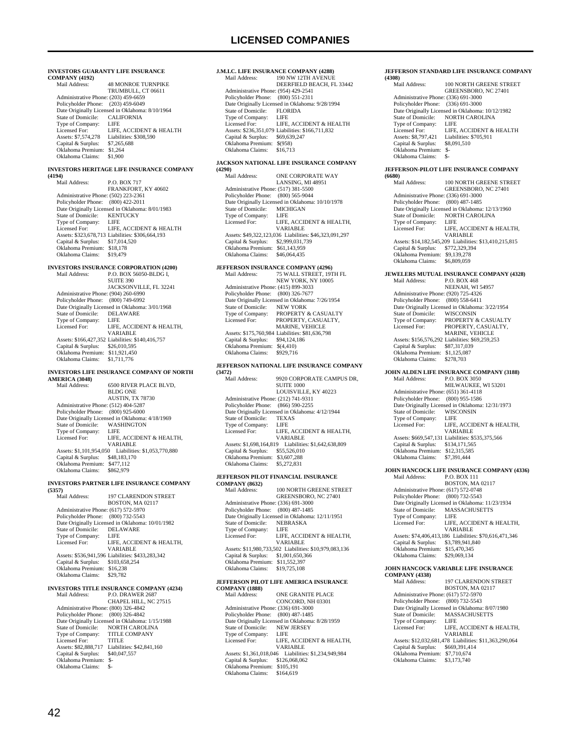# LICENSED COMPANIES

**INVESTORS GUARANTY LIFE INSURANCE COMPANY (4192)**

Mail Address: 48 MONROE TURNPIKE, TRUMBULL, CT 06611
Administrative Phone: (203) 459-6659
Policyholder Phone: (203) 459-6049
Date Originally Licensed in Oklahoma: 8/10/1964
State of Domicile: CALIFORNIA
Type of Company: LIFE
Licensed For: LIFE, ACCIDENT & HEALTH
Assets: $7,574,278 Liabilities: $308,590
Capital & Surplus: $7,265,688
Oklahoma Premium: $1,264
Oklahoma Claims: $1,900

**INVESTORS HERITAGE LIFE INSURANCE COMPANY (4194)**

Mail Address: P.O. BOX 717, FRANKFORT, KY 40602
Administrative Phone: (502) 223-2361
Policyholder Phone: (800) 422-2011
Date Originally Licensed in Oklahoma: 8/01/1983
State of Domicile: KENTUCKY
Type of Company: LIFE
Licensed For: LIFE, ACCIDENT & HEALTH
Assets: $323,678,713 Liabilities: $306,664,193
Capital & Surplus: $17,014,520
Oklahoma Premium: $18,178
Oklahoma Claims: $19,479

**INVESTORS INSURANCE CORPORATION (4200)**

Mail Address: P.O. BOX 56050-BLDG I, SUITE 390, JACKSONVILLE, FL 32241
Administrative Phone: (904) 260-6990
Policyholder Phone: (800) 749-6992
Date Originally Licensed in Oklahoma: 3/01/1968
State of Domicile: DELAWARE
Type of Company: LIFE
Licensed For: LIFE, ACCIDENT & HEALTH, VARIABLE
Assets: $166,427,352 Liabilities: $140,416,757
Capital & Surplus: $26,010,595
Oklahoma Premium: $11,921,450
Oklahoma Claims: $1,711,776

**INVESTORS LIFE INSURANCE COMPANY OF NORTH AMERICA (3048)**

Mail Address: 6500 RIVER PLACE BLVD, BLDG ONE, AUSTIN, TX 78730
Administrative Phone: (512) 404-5287
Policyholder Phone: (800) 925-6000
Date Originally Licensed in Oklahoma: 4/18/1969
State of Domicile: WASHINGTON
Type of Company: LIFE
Licensed For: LIFE, ACCIDENT & HEALTH, VARIABLE
Assets: $1,101,954,050 Liabilities: $1,053,770,880
Capital & Surplus: $48,183,170
Oklahoma Premium: $477,112
Oklahoma Claims: $862,979

**INVESTORS PARTNER LIFE INSURANCE COMPANY (5357)**

Mail Address: 197 CLARENDON STREET, BOSTON, MA 02117
Administrative Phone: (617) 572-5970
Policyholder Phone: (800) 732-5543
Date Originally Licensed in Oklahoma: 10/01/1982
State of Domicile: DELAWARE
Type of Company: LIFE
Licensed For: LIFE, ACCIDENT & HEALTH, VARIABLE
Assets: $536,941,596 Liabilities: $433,283,342
Capital & Surplus: $103,658,254
Oklahoma Premium: $16,238
Oklahoma Claims: $29,782

**INVESTORS TITLE INSURANCE COMPANY (4234)**

Mail Address: P.O. DRAWER 2687, CHAPEL HILL, NC 27515
Administrative Phone: (800) 326-4842
Policyholder Phone: (800) 326-4842
Date Originally Licensed in Oklahoma: 1/15/1988
State of Domicile: NORTH CAROLINA
Type of Company: TITLE COMPANY
Licensed For: TITLE
Assets: $82,888,717 Liabilities: $42,841,160
Capital & Surplus: $40,047,557
Oklahoma Premium: $-
Oklahoma Claims: $-

**J.M.I.C. LIFE INSURANCE COMPANY (4288)**

Mail Address: 190 NW 12TH AVENUE, DEERFIELD BEACH, FL 33442
Administrative Phone: (954) 429-2541
Policyholder Phone: (800) 551-2311
Date Originally Licensed in Oklahoma: 9/28/1994
State of Domicile: FLORIDA
Type of Company: LIFE
Licensed For: LIFE, ACCIDENT & HEALTH
Assets: $236,351,079 Liabilities: $166,711,832
Capital & Surplus: $69,639,247
Oklahoma Premium: $(958)
Oklahoma Claims: $16,713

**JACKSON NATIONAL LIFE INSURANCE COMPANY (4290)**

Mail Address: ONE CORPORATE WAY, LANSING, MI 48951
Administrative Phone: (517) 381-5500
Policyholder Phone: (800) 565-9044
Date Originally Licensed in Oklahoma: 10/10/1978
State of Domicile: MICHIGAN
Type of Company: LIFE
Licensed For: LIFE, ACCIDENT & HEALTH, VARIABLE
Assets: $49,322,123,036 Liabilities: $46,323,091,297
Capital & Surplus: $2,999,031,739
Oklahoma Premium: $61,143,959
Oklahoma Claims: $46,064,435

**JEFFERSON INSURANCE COMPANY (4296)**

Mail Address: 75 WALL STREET, 19TH FL, NEW YORK, NY 10005
Administrative Phone: (415) 899-3033
Policyholder Phone: (800) 326-7677
Date Originally Licensed in Oklahoma: 7/26/1954
State of Domicile: NEW YORK
Type of Company: PROPERTY & CASUALTY
Licensed For: PROPERTY, CASUALTY, MARINE, VEHICLE
Assets: $175,760,984 Liabilities: $81,636,798
Capital & Surplus: $94,124,186
Oklahoma Premium: $(4,410)
Oklahoma Claims: $929,716

**JEFFERSON NATIONAL LIFE INSURANCE COMPANY (3472)**

Mail Address: 9920 CORPORATE CAMPUS DR, SUITE 1000, LOUISVILLE, KY 40223
Administrative Phone: (212) 741-9311
Policyholder Phone: (866) 590-2255
Date Originally Licensed in Oklahoma: 4/12/1944
State of Domicile: TEXAS
Type of Company: LIFE
Licensed For: LIFE, ACCIDENT & HEALTH, VARIABLE
Assets: $1,698,164,819 Liabilities: $1,642,638,809
Capital & Surplus: $55,526,010
Oklahoma Premium: $3,607,288
Oklahoma Claims: $5,272,831

**JEFFERSON PILOT FINANCIAL INSURANCE COMPANY (8632)**

Mail Address: 100 NORTH GREENE STREET, GREENSBORO, NC 27401
Administrative Phone: (336) 691-3000
Policyholder Phone: (800) 487-1485
Date Originally Licensed in Oklahoma: 12/11/1951
State of Domicile: NEBRASKA
Type of Company: LIFE
Licensed For: LIFE, ACCIDENT & HEALTH, VARIABLE
Assets: $11,980,733,502 Liabilities: $10,979,083,136
Capital & Surplus: $1,001,650,366
Oklahoma Premium: $11,552,397
Oklahoma Claims: $19,725,108

**JEFFERSON PILOT LIFE AMERICA INSURANCE COMPANY (1888)**

Mail Address: ONE GRANITE PLACE, CONCORD, NH 03301
Administrative Phone: (336) 691-3000
Policyholder Phone: (800) 487-1485
Date Originally Licensed in Oklahoma: 8/28/1959
State of Domicile: NEW JERSEY
Type of Company: LIFE
Licensed For: LIFE, ACCIDENT & HEALTH, VARIABLE
Assets: $1,361,018,046 Liabilities: $1,234,949,984
Capital & Surplus: $126,068,062
Oklahoma Premium: $105,191
Oklahoma Claims: $164,619

**JEFFERSON STANDARD LIFE INSURANCE COMPANY (4308)**

Mail Address: 100 NORTH GREENE STREET, GREENSBORO, NC 27401
Administrative Phone: (336) 691-3000
Policyholder Phone: (336) 691-3000
Date Originally Licensed in Oklahoma: 10/12/1982
State of Domicile: NORTH CAROLINA
Type of Company: LIFE
Licensed For: LIFE, ACCIDENT & HEALTH
Assets: $8,797,421 Liabilities: $705,911
Capital & Surplus: $8,091,510
Oklahoma Premium: $-
Oklahoma Claims: $-

**JEFFERSON-PILOT LIFE INSURANCE COMPANY (6680)**

Mail Address: 100 NORTH GREENE STREET, GREENSBORO, NC 27401
Administrative Phone: (336) 691-3000
Policyholder Phone: (800) 487-1485
Date Originally Licensed in Oklahoma: 12/13/1960
State of Domicile: NORTH CAROLINA
Type of Company: LIFE
Licensed For: LIFE, ACCIDENT & HEALTH, VARIABLE
Assets: $14,182,545,209 Liabilities: $13,410,215,815
Capital & Surplus: $772,329,394
Oklahoma Premium: $9,139,278
Oklahoma Claims: $6,809,059

**JEWELERS MUTUAL INSURANCE COMPANY (4328)**

Mail Address: P.O. BOX 468, NEENAH, WI 54957
Administrative Phone: (920) 725-4326
Policyholder Phone: (800) 558-6411
Date Originally Licensed in Oklahoma: 3/22/1954
State of Domicile: WISCONSIN
Type of Company: PROPERTY & CASUALTY
Licensed For: PROPERTY, CASUALTY, MARINE, VEHICLE
Assets: $156,576,292 Liabilities: $69,259,253
Capital & Surplus: $87,317,039
Oklahoma Premium: $1,125,087
Oklahoma Claims: $278,703

**JOHN ALDEN LIFE INSURANCE COMPANY (3188)**

Mail Address: P.O. BOX 3050, MILWAUKEE, WI 53201
Administrative Phone: (651) 361-4118
Policyholder Phone: (800) 955-1586
Date Originally Licensed in Oklahoma: 12/31/1973
State of Domicile: WISCONSIN
Type of Company: LIFE
Licensed For: LIFE, ACCIDENT & HEALTH, VARIABLE
Assets: $669,547,131 Liabilities: $535,375,566
Capital & Surplus: $134,171,565
Oklahoma Premium: $12,315,585
Oklahoma Claims: $7,391,444

**JOHN HANCOCK LIFE INSURANCE COMPANY (4336)**

Mail Address: P.O. BOX 111, BOSTON, MA 02117
Administrative Phone: (617) 572-0748
Policyholder Phone: (800) 732-5543
Date Originally Licensed in Oklahoma: 11/23/1934
State of Domicile: MASSACHUSETTS
Type of Company: LIFE
Licensed For: LIFE, ACCIDENT & HEALTH, VARIABLE
Assets: $74,406,413,186 Liabilities: $70,616,471,346
Capital & Surplus: $3,789,941,840
Oklahoma Premium: $15,470,345
Oklahoma Claims: $29,069,134

**JOHN HANCOCK VARIABLE LIFE INSURANCE COMPANY (4338)**

Mail Address: 197 CLARENDON STREET, BOSTON, MA 02117
Administrative Phone: (617) 572-5970
Policyholder Phone: (800) 732-5543
Date Originally Licensed in Oklahoma: 8/07/1980
State of Domicile: MASSACHUSETTS
Type of Company: LIFE
Licensed For: LIFE, ACCIDENT & HEALTH, VARIABLE
Assets: $12,032,681,478 Liabilities: $11,363,290,064
Capital & Surplus: $669,391,414
Oklahoma Premium: $7,710,674
Oklahoma Claims: $3,173,740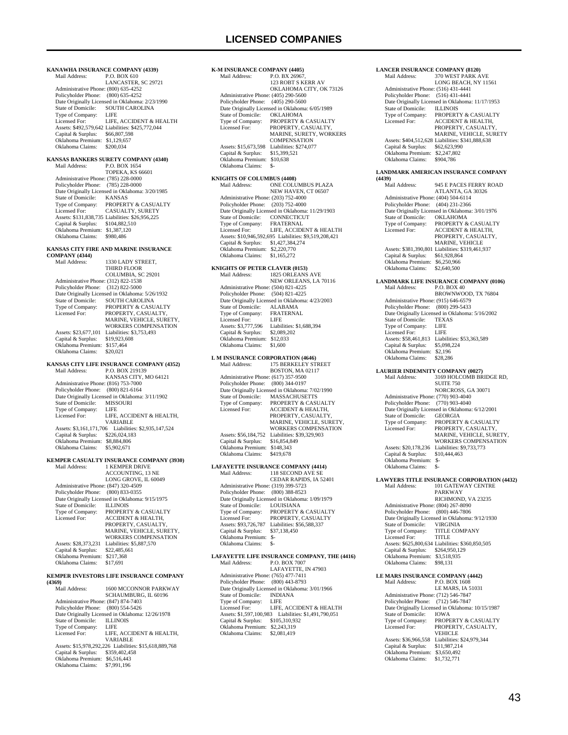# LICENSED COMPANIES

**KANAWHA INSURANCE COMPANY (4339)**
Mail Address: P.O. BOX 610
LANCASTER, SC 29721
Administrative Phone: (800) 635-4252
Policyholder Phone: (800) 635-4252
Date Originally Licensed in Oklahoma: 2/23/1990
State of Domicile: SOUTH CAROLINA
Type of Company: LIFE
Licensed For: LIFE, ACCIDENT & HEALTH
Assets: $492,579,642 Liabilities: $425,772,044
Capital & Surplus: $66,807,598
Oklahoma Premium: $1,129,657
Oklahoma Claims: $200,034

**KANSAS BANKERS SURETY COMPANY (4340)**
Mail Address: P.O. BOX 1654
TOPEKA, KS 66601
Administrative Phone: (785) 228-0000
Policyholder Phone: (785) 228-0000
Date Originally Licensed in Oklahoma: 3/20/1985
State of Domicile: KANSAS
Type of Company: PROPERTY & CASUALTY
Licensed For: CASUALTY, SURETY
Assets: $131,838,735 Liabilities: $26,956,225
Capital & Surplus: $104,882,510
Oklahoma Premium: $1,387,120
Oklahoma Claims: $980,486

**KANSAS CITY FIRE AND MARINE INSURANCE COMPANY (4344)**
Mail Address: 1330 LADY STREET, THIRD FLOOR
COLUMBIA, SC 29201
Administrative Phone: (312) 822-1538
Policyholder Phone: (312) 822-5000
Date Originally Licensed in Oklahoma: 5/26/1932
State of Domicile: SOUTH CAROLINA
Type of Company: PROPERTY & CASUALTY
Licensed For: PROPERTY, CASUALTY, MARINE, VEHICLE, SURETY, WORKERS COMPENSATION
Assets: $23,677,101 Liabilities: $3,753,493
Capital & Surplus: $19,923,608
Oklahoma Premium: $157,464
Oklahoma Claims: $20,021

**KANSAS CITY LIFE INSURANCE COMPANY (4352)**
Mail Address: P.O. BOX 219139
KANSAS CITY, MO 64121
Administrative Phone: (816) 753-7000
Policyholder Phone: (800) 821-6164
Date Originally Licensed in Oklahoma: 3/11/1902
State of Domicile: MISSOURI
Type of Company: LIFE
Licensed For: LIFE, ACCIDENT & HEALTH, VARIABLE
Assets: $3,161,171,706 Liabilities: $2,935,147,524
Capital & Surplus: $226,024,183
Oklahoma Premium: $8,884,806
Oklahoma Claims: $5,902,671

**KEMPER CASUALTY INSURANCE COMPANY (3930)**
Mail Address: 1 KEMPER DRIVE ACCOUNTING, 13 NE
LONG GROVE, IL 60049
Administrative Phone: (847) 320-4509
Policyholder Phone: (800) 833-0355
Date Originally Licensed in Oklahoma: 9/15/1975
State of Domicile: ILLINOIS
Type of Company: PROPERTY & CASUALTY
Licensed For: ACCIDENT & HEALTH, PROPERTY, CASUALTY, MARINE, VEHICLE, SURETY, WORKERS COMPENSATION
Assets: $28,373,231 Liabilities: $5,887,570
Capital & Surplus: $22,485,661
Oklahoma Premium: $217,368
Oklahoma Claims: $17,691

**KEMPER INVESTORS LIFE INSURANCE COMPANY (4369)**
Mail Address: 1600 MCCONNOR PARKWAY
SCHAUMBURG, IL 60196
Administrative Phone: (847) 874-7403
Policyholder Phone: (800) 554-5426
Date Originally Licensed in Oklahoma: 12/26/1978
State of Domicile: ILLINOIS
Type of Company: LIFE
Licensed For: LIFE, ACCIDENT & HEALTH, VARIABLE
Assets: $15,978,292,226 Liabilities: $15,618,889,768
Capital & Surplus: $359,402,458
Oklahoma Premium: $6,516,443
Oklahoma Claims: $7,991,196

**K-M INSURANCE COMPANY (4405)**
Mail Address: P.O. BX 26967, 123 ROBT S KERR AV
OKLAHOMA CITY, OK 73126
Administrative Phone: (405) 290-5600
Policyholder Phone: (405) 290-5600
Date Originally Licensed in Oklahoma: 6/05/1989
State of Domicile: OKLAHOMA
Type of Company: PROPERTY & CASUALTY
Licensed For: PROPERTY, CASUALTY, MARINE, SURETY, WORKERS COMPENSATION
Assets: $15,673,598 Liabilities: $274,077
Capital & Surplus: $15,399,521
Oklahoma Premium: $10,638
Oklahoma Claims: $-

**KNIGHTS OF COLUMBUS (4408)**
Mail Address: ONE COLUMBUS PLAZA
NEW HAVEN, CT 06507
Administrative Phone: (203) 752-4000
Policyholder Phone: (203) 752-4000
Date Originally Licensed in Oklahoma: 11/29/1903
State of Domicile: CONNECTICUT
Type of Company: FRATERNAL
Licensed For: LIFE, ACCIDENT & HEALTH
Assets: $10,946,592,695 Liabilities: $9,519,208,421
Capital & Surplus: $1,427,384,274
Oklahoma Premium: $2,220,770
Oklahoma Claims: $1,165,272

**KNIGHTS OF PETER CLAVER (0153)**
Mail Address: 1825 ORLEANS AVE
NEW ORLEANS, LA 70116
Administrative Phone: (504) 821-4225
Policyholder Phone: (504) 821-4225
Date Originally Licensed in Oklahoma: 4/23/2003
State of Domicile: ALABAMA
Type of Company: FRATERNAL
Licensed For: LIFE
Assets: $3,777,596 Liabilities: $1,688,394
Capital & Surplus: $2,089,202
Oklahoma Premium: $12,033
Oklahoma Claims: $1,600

**L M INSURANCE CORPORATION (4646)**
Mail Address: 175 BERKELEY STREET
BOSTON, MA 02117
Administrative Phone: (617) 357-9500
Policyholder Phone: (800) 344-0197
Date Originally Licensed in Oklahoma: 7/02/1990
State of Domicile: MASSACHUSETTS
Type of Company: PROPERTY & CASUALTY
Licensed For: ACCIDENT & HEALTH, PROPERTY, CASUALTY, MARINE, VEHICLE, SURETY, WORKERS COMPENSATION
Assets: $56,184,752 Liabilities: $39,329,903
Capital & Surplus: $16,854,849
Oklahoma Premium: $148,343
Oklahoma Claims: $419,678

**LAFAYETTE INSURANCE COMPANY (4414)**
Mail Address: 118 SECOND AVE SE
CEDAR RAPIDS, IA 52401
Administrative Phone: (319) 399-5723
Policyholder Phone: (800) 388-8523
Date Originally Licensed in Oklahoma: 1/09/1979
State of Domicile: LOUISIANA
Type of Company: PROPERTY & CASUALTY
Licensed For: PROPERTY, CASUALTY
Assets: $93,726,787 Liabilities: $56,588,337
Capital & Surplus: $37,138,450
Oklahoma Premium: $-
Oklahoma Claims: $-

**LAFAYETTE LIFE INSURANCE COMPANY, THE (4416)**
Mail Address: P.O. BOX 7007
LAFAYETTE, IN 47903
Administrative Phone: (765) 477-7411
Policyholder Phone: (800) 443-8793
Date Originally Licensed in Oklahoma: 3/01/1966
State of Domicile: INDIANA
Type of Company: LIFE
Licensed For: LIFE, ACCIDENT & HEALTH
Assets: $1,597,100,983 Liabilities: $1,491,790,051
Capital & Surplus: $105,310,932
Oklahoma Premium: $2,243,319
Oklahoma Claims: $2,081,419

**LANCER INSURANCE COMPANY (8120)**
Mail Address: 370 WEST PARK AVE
LONG BEACH, NY 11561
Administrative Phone: (516) 431-4441
Policyholder Phone: (516) 431-4441
Date Originally Licensed in Oklahoma: 11/17/1953
State of Domicile: ILLINOIS
Type of Company: PROPERTY & CASUALTY
Licensed For: ACCIDENT & HEALTH, PROPERTY, CASUALTY, MARINE, VEHICLE, SURETY
Assets: $404,512,628 Liabilities: $341,888,638
Capital & Surplus: $62,623,990
Oklahoma Premium: $2,247,802
Oklahoma Claims: $904,786

**LANDMARK AMERICAN INSURANCE COMPANY (4439)**
Mail Address: 945 E PACES FERRY ROAD
ATLANTA, GA 30326
Administrative Phone: (404) 504-6114
Policyholder Phone: (404) 231-2366
Date Originally Licensed in Oklahoma: 3/01/1976
State of Domicile: OKLAHOMA
Type of Company: PROPERTY & CASUALTY
Licensed For: ACCIDENT & HEALTH, PROPERTY, CASUALTY, MARINE, VEHICLE
Assets: $381,390,801 Liabilities: $319,461,937
Capital & Surplus: $61,928,864
Oklahoma Premium: $6,250,966
Oklahoma Claims: $2,640,500

**LANDMARK LIFE INSURANCE COMPANY (0106)**
Mail Address: P.O. BOX 40
BROWNWOOD, TX 76804
Administrative Phone: (915) 646-6579
Policyholder Phone: (800) 299-5433
Date Originally Licensed in Oklahoma: 5/16/2002
State of Domicile: TEXAS
Type of Company: LIFE
Licensed For: LIFE
Assets: $58,461,813 Liabilities: $53,363,589
Capital & Surplus: $5,098,224
Oklahoma Premium: $2,196
Oklahoma Claims: $28,286

**LAURIER INDEMNITY COMPANY (0027)**
Mail Address: 3169 HOLCOMB BRIDGE RD, SUITE 750
NORCROSS, GA 30071
Administrative Phone: (770) 903-4040
Policyholder Phone: (770) 903-4040
Date Originally Licensed in Oklahoma: 6/12/2001
State of Domicile: GEORGIA
Type of Company: PROPERTY & CASUALTY
Licensed For: PROPERTY, CASUALTY, MARINE, VEHICLE, SURETY, WORKERS COMPENSATION
Assets: $20,178,236 Liabilities: $9,733,773
Capital & Surplus: $10,444,463
Oklahoma Premium: $-
Oklahoma Claims: $-

**LAWYERS TITLE INSURANCE CORPORATION (4432)**
Mail Address: 101 GATEWAY CENTRE PARKWAY
RICHMOND, VA 23235
Administrative Phone: (804) 267-8090
Policyholder Phone: (800) 446-7806
Date Originally Licensed in Oklahoma: 9/12/1930
State of Domicile: VIRGINIA
Type of Company: TITLE COMPANY
Licensed For: TITLE
Assets: $625,800,634 Liabilities: $360,850,505
Capital & Surplus: $264,950,129
Oklahoma Premium: $3,518,935
Oklahoma Claims: $98,131

**LE MARS INSURANCE COMPANY (4442)**
Mail Address: P.O. BOX 1608
LE MARS, IA 51031
Administrative Phone: (712) 546-7847
Policyholder Phone: (712) 546-7847
Date Originally Licensed in Oklahoma: 10/15/1987
State of Domicile: IOWA
Type of Company: PROPERTY & CASUALTY
Licensed For: PROPERTY, CASUALTY, VEHICLE
Assets: $36,966,558 Liabilities: $24,979,344
Capital & Surplus: $11,987,214
Oklahoma Premium: $3,650,492
Oklahoma Claims: $1,732,771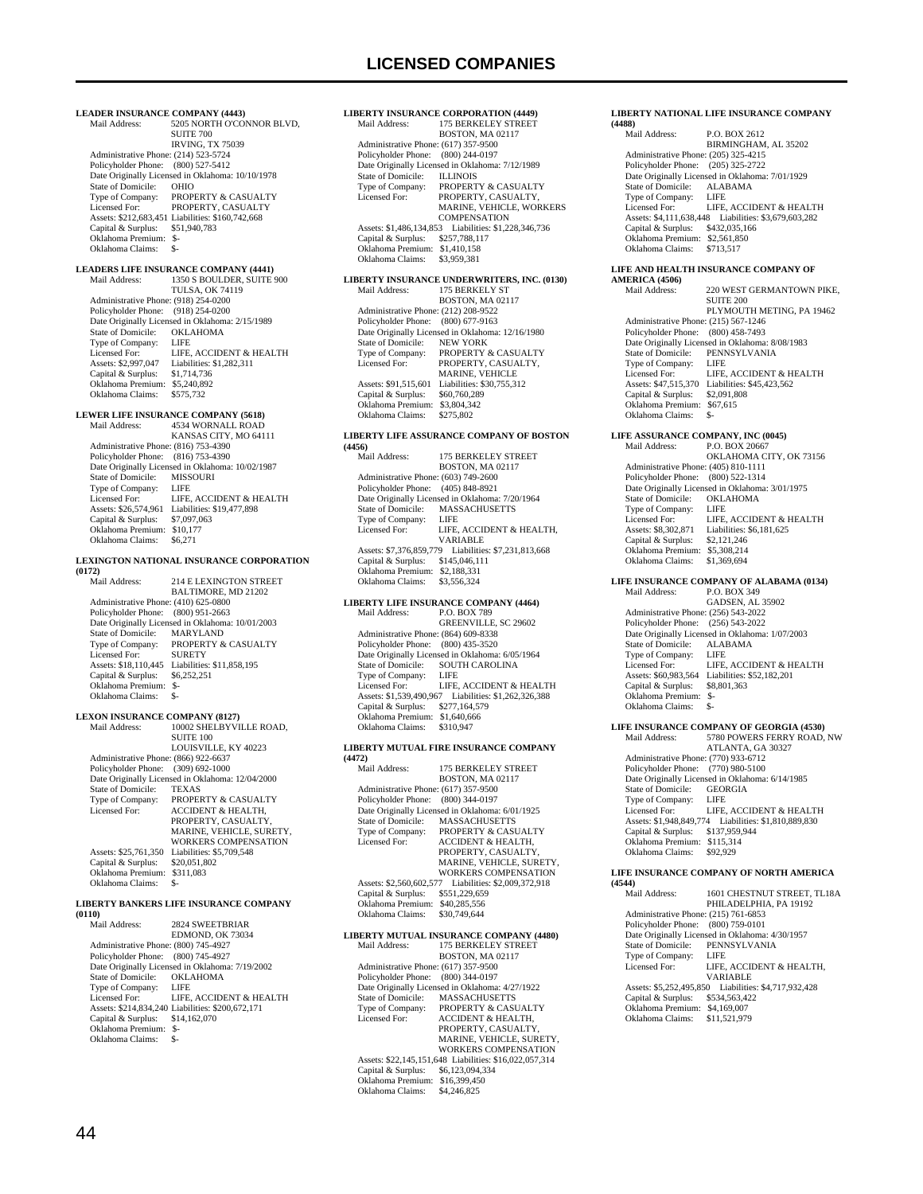# LICENSED COMPANIES

**LEADER INSURANCE COMPANY (4443)**
Mail Address: 5205 NORTH O'CONNOR BLVD, SUITE 700
IRVING, TX 75039
Administrative Phone: (214) 523-5724
Policyholder Phone: (800) 527-5412
Date Originally Licensed in Oklahoma: 10/10/1978
State of Domicile: OHIO
Type of Company: PROPERTY & CASUALTY
Licensed For: PROPERTY, CASUALTY
Assets: $212,683,451 Liabilities: $160,742,668
Capital & Surplus: $51,940,783
Oklahoma Premium: $-
Oklahoma Claims: $-

**LEADERS LIFE INSURANCE COMPANY (4441)**
Mail Address: 1350 S BOULDER, SUITE 900
TULSA, OK 74119
Administrative Phone: (918) 254-0200
Policyholder Phone: (918) 254-0200
Date Originally Licensed in Oklahoma: 2/15/1989
State of Domicile: OKLAHOMA
Type of Company: LIFE
Licensed For: LIFE, ACCIDENT & HEALTH
Assets: $2,997,047 Liabilities: $1,282,311
Capital & Surplus: $1,714,736
Oklahoma Premium: $5,240,892
Oklahoma Claims: $575,732

**LEWER LIFE INSURANCE COMPANY (5618)**
Mail Address: 4534 WORNALL ROAD
KANSAS CITY, MO 64111
Administrative Phone: (816) 753-4390
Policyholder Phone: (816) 753-4390
Date Originally Licensed in Oklahoma: 10/02/1987
State of Domicile: MISSOURI
Type of Company: LIFE
Licensed For: LIFE, ACCIDENT & HEALTH
Assets: $26,574,961 Liabilities: $19,477,898
Capital & Surplus: $7,097,063
Oklahoma Premium: $10,177
Oklahoma Claims: $6,271

**LEXINGTON NATIONAL INSURANCE CORPORATION (0172)**
Mail Address: 214 E LEXINGTON STREET
BALTIMORE, MD 21202
Administrative Phone: (410) 625-0800
Policyholder Phone: (800) 951-2663
Date Originally Licensed in Oklahoma: 10/01/2003
State of Domicile: MARYLAND
Type of Company: PROPERTY & CASUALTY
Licensed For: SURETY
Assets: $18,110,445 Liabilities: $11,858,195
Capital & Surplus: $6,252,251
Oklahoma Premium: $-
Oklahoma Claims: $-

**LEXON INSURANCE COMPANY (8127)**
Mail Address: 10002 SHELBYVILLE ROAD, SUITE 100
LOUISVILLE, KY 40223
Administrative Phone: (866) 922-6637
Policyholder Phone: (309) 692-1000
Date Originally Licensed in Oklahoma: 12/04/2000
State of Domicile: TEXAS
Type of Company: PROPERTY & CASUALTY
Licensed For: ACCIDENT & HEALTH, PROPERTY, CASUALTY, MARINE, VEHICLE, SURETY, WORKERS COMPENSATION
Assets: $25,761,350 Liabilities: $5,709,548
Capital & Surplus: $20,051,802
Oklahoma Premium: $311,083
Oklahoma Claims: $-

**LIBERTY BANKERS LIFE INSURANCE COMPANY (0110)**
Mail Address: 2824 SWEETBRIAR
EDMOND, OK 73034
Administrative Phone: (800) 745-4927
Policyholder Phone: (800) 745-4927
Date Originally Licensed in Oklahoma: 7/19/2002
State of Domicile: OKLAHOMA
Type of Company: LIFE
Licensed For: LIFE, ACCIDENT & HEALTH
Assets: $214,834,240 Liabilities: $200,672,171
Capital & Surplus: $14,162,070
Oklahoma Premium: $-
Oklahoma Claims: $-

**LIBERTY INSURANCE CORPORATION (4449)**
Mail Address: 175 BERKELEY STREET
BOSTON, MA 02117
Administrative Phone: (617) 357-9500
Policyholder Phone: (800) 244-0197
Date Originally Licensed in Oklahoma: 7/12/1989
State of Domicile: ILLINOIS
Type of Company: PROPERTY & CASUALTY
Licensed For: PROPERTY, CASUALTY, MARINE, VEHICLE, WORKERS COMPENSATION
Assets: $1,486,134,853 Liabilities: $1,228,346,736
Capital & Surplus: $257,788,117
Oklahoma Premium: $1,410,158
Oklahoma Claims: $3,959,381

**LIBERTY INSURANCE UNDERWRITERS, INC. (0130)**
Mail Address: 175 BERKELY ST
BOSTON, MA 02117
Administrative Phone: (212) 208-9522
Policyholder Phone: (800) 677-9163
Date Originally Licensed in Oklahoma: 12/16/1980
State of Domicile: NEW YORK
Type of Company: PROPERTY & CASUALTY
Licensed For: PROPERTY, CASUALTY, MARINE, VEHICLE
Assets: $91,515,601 Liabilities: $30,755,312
Capital & Surplus: $60,760,289
Oklahoma Premium: $3,804,342
Oklahoma Claims: $275,802

**LIBERTY LIFE ASSURANCE COMPANY OF BOSTON (4456)**
Mail Address: 175 BERKELEY STREET
BOSTON, MA 02117
Administrative Phone: (603) 749-2600
Policyholder Phone: (405) 848-8921
Date Originally Licensed in Oklahoma: 7/20/1964
State of Domicile: MASSACHUSETTS
Type of Company: LIFE
Licensed For: LIFE, ACCIDENT & HEALTH, VARIABLE
Assets: $7,376,859,779 Liabilities: $7,231,813,668
Capital & Surplus: $145,046,111
Oklahoma Premium: $2,188,331
Oklahoma Claims: $3,556,324

**LIBERTY LIFE INSURANCE COMPANY (4464)**
Mail Address: P.O. BOX 789
GREENVILLE, SC 29602
Administrative Phone: (864) 609-8338
Policyholder Phone: (800) 435-3520
Date Originally Licensed in Oklahoma: 6/05/1964
State of Domicile: SOUTH CAROLINA
Type of Company: LIFE
Licensed For: LIFE, ACCIDENT & HEALTH
Assets: $1,539,490,967 Liabilities: $1,262,326,388
Capital & Surplus: $277,164,579
Oklahoma Premium: $1,640,666
Oklahoma Claims: $310,947

**LIBERTY MUTUAL FIRE INSURANCE COMPANY (4472)**
Mail Address: 175 BERKELEY STREET
BOSTON, MA 02117
Administrative Phone: (617) 357-9500
Policyholder Phone: (800) 344-0197
Date Originally Licensed in Oklahoma: 6/01/1925
State of Domicile: MASSACHUSETTS
Type of Company: PROPERTY & CASUALTY
Licensed For: ACCIDENT & HEALTH, PROPERTY, CASUALTY, MARINE, VEHICLE, SURETY, WORKERS COMPENSATION
Assets: $2,560,602,577 Liabilities: $2,009,372,918
Capital & Surplus: $551,229,659
Oklahoma Premium: $40,285,556
Oklahoma Claims: $30,749,644

**LIBERTY MUTUAL INSURANCE COMPANY (4480)**
Mail Address: 175 BERKELEY STREET
BOSTON, MA 02117
Administrative Phone: (617) 357-9500
Policyholder Phone: (800) 344-0197
Date Originally Licensed in Oklahoma: 4/27/1922
State of Domicile: MASSACHUSETTS
Type of Company: PROPERTY & CASUALTY
Licensed For: ACCIDENT & HEALTH, PROPERTY, CASUALTY, MARINE, VEHICLE, SURETY, WORKERS COMPENSATION
Assets: $22,145,151,648 Liabilities: $16,022,057,314
Capital & Surplus: $6,123,094,334
Oklahoma Premium: $16,399,450
Oklahoma Claims: $4,246,825

**LIBERTY NATIONAL LIFE INSURANCE COMPANY (4488)**
Mail Address: P.O. BOX 2612
BIRMINGHAM, AL 35202
Administrative Phone: (205) 325-4215
Policyholder Phone: (205) 325-2722
Date Originally Licensed in Oklahoma: 7/01/1929
State of Domicile: ALABAMA
Type of Company: LIFE
Licensed For: LIFE, ACCIDENT & HEALTH
Assets: $4,111,638,448 Liabilities: $3,679,603,282
Capital & Surplus: $432,035,166
Oklahoma Premium: $2,561,850
Oklahoma Claims: $713,517

**LIFE AND HEALTH INSURANCE COMPANY OF AMERICA (4506)**
Mail Address: 220 WEST GERMANTOWN PIKE, SUITE 200
PLYMOUTH METING, PA 19462
Administrative Phone: (215) 567-1246
Policyholder Phone: (800) 458-7493
Date Originally Licensed in Oklahoma: 8/08/1983
State of Domicile: PENNSYLVANIA
Type of Company: LIFE
Licensed For: LIFE, ACCIDENT & HEALTH
Assets: $47,515,370 Liabilities: $45,423,562
Capital & Surplus: $2,091,808
Oklahoma Premium: $67,615
Oklahoma Claims: $-

**LIFE ASSURANCE COMPANY, INC (0045)**
Mail Address: P.O. BOX 20667
OKLAHOMA CITY, OK 73156
Administrative Phone: (405) 810-1111
Policyholder Phone: (800) 522-1314
Date Originally Licensed in Oklahoma: 3/01/1975
State of Domicile: OKLAHOMA
Type of Company: LIFE
Licensed For: LIFE, ACCIDENT & HEALTH
Assets: $8,302,871 Liabilities: $6,181,625
Capital & Surplus: $2,121,246
Oklahoma Premium: $5,308,214
Oklahoma Claims: $1,369,694

**LIFE INSURANCE COMPANY OF ALABAMA (0134)**
Mail Address: P.O. BOX 349
GADSEN, AL 35902
Administrative Phone: (256) 543-2022
Policyholder Phone: (256) 543-2022
Date Originally Licensed in Oklahoma: 1/07/2003
State of Domicile: ALABAMA
Type of Company: LIFE
Licensed For: LIFE, ACCIDENT & HEALTH
Assets: $60,983,564 Liabilities: $52,182,201
Capital & Surplus: $8,801,363
Oklahoma Premium: $-
Oklahoma Claims: $-

**LIFE INSURANCE COMPANY OF GEORGIA (4530)**
Mail Address: 5780 POWERS FERRY ROAD, NW
ATLANTA, GA 30327
Administrative Phone: (770) 933-6712
Policyholder Phone: (770) 980-5100
Date Originally Licensed in Oklahoma: 6/14/1985
State of Domicile: GEORGIA
Type of Company: LIFE
Licensed For: LIFE, ACCIDENT & HEALTH
Assets: $1,948,849,774 Liabilities: $1,810,889,830
Capital & Surplus: $137,959,944
Oklahoma Premium: $115,314
Oklahoma Claims: $92,929

**LIFE INSURANCE COMPANY OF NORTH AMERICA (4544)**
Mail Address: 1601 CHESTNUT STREET, TL18A
PHILADELPHIA, PA 19192
Administrative Phone: (215) 761-6853
Policyholder Phone: (800) 759-0101
Date Originally Licensed in Oklahoma: 4/30/1957
State of Domicile: PENNSYLVANIA
Type of Company: LIFE
Licensed For: LIFE, ACCIDENT & HEALTH, VARIABLE
Assets: $5,252,495,850 Liabilities: $4,717,932,428
Capital & Surplus: $534,563,422
Oklahoma Premium: $4,169,007
Oklahoma Claims: $11,521,979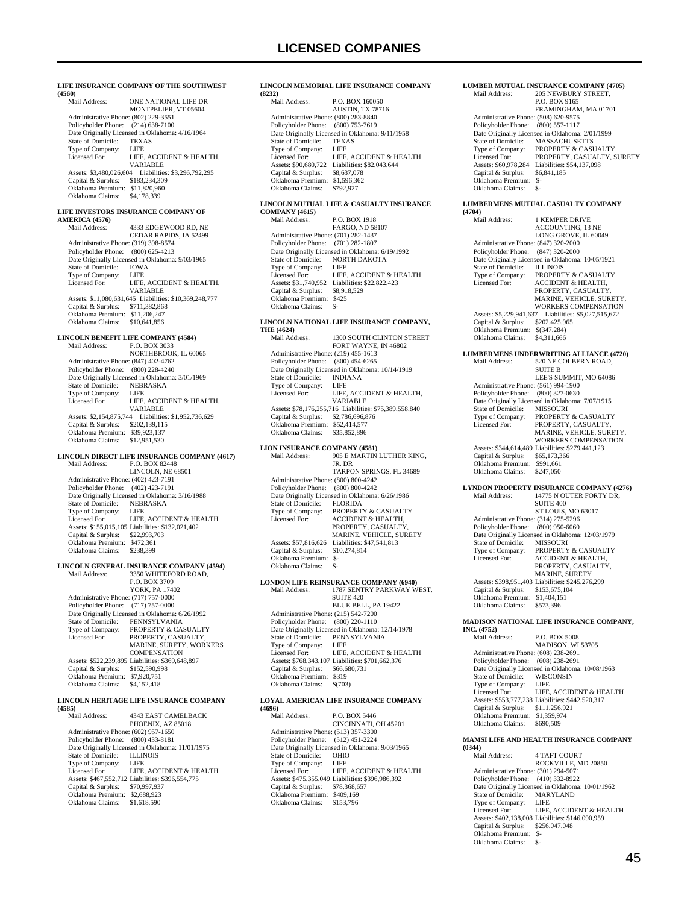# LICENSED COMPANIES

**LIFE INSURANCE COMPANY OF THE SOUTHWEST (4560)**

Mail Address: ONE NATIONAL LIFE DR, MONTPELIER, VT 05604
Administrative Phone: (802) 229-3551
Policyholder Phone: (214) 638-7100
Date Originally Licensed in Oklahoma: 4/16/1964
State of Domicile: TEXAS
Type of Company: LIFE
Licensed For: LIFE, ACCIDENT & HEALTH, VARIABLE
Assets: $3,480,026,604 Liabilities: $3,296,792,295
Capital & Surplus: $183,234,309
Oklahoma Premium: $11,820,960
Oklahoma Claims: $4,178,339

**LIFE INVESTORS INSURANCE COMPANY OF AMERICA (4576)**

Mail Address: 4333 EDGEWOOD RD, NE, CEDAR RAPIDS, IA 52499
Administrative Phone: (319) 398-8574
Policyholder Phone: (800) 625-4213
Date Originally Licensed in Oklahoma: 9/03/1965
State of Domicile: IOWA
Type of Company: LIFE
Licensed For: LIFE, ACCIDENT & HEALTH, VARIABLE
Assets: $11,080,631,645 Liabilities: $10,369,248,777
Capital & Surplus: $711,382,868
Oklahoma Premium: $11,206,247
Oklahoma Claims: $10,641,856

**LINCOLN BENEFIT LIFE COMPANY (4584)**

Mail Address: P.O. BOX 3033, NORTHBROOK, IL 60065
Administrative Phone: (847) 402-4762
Policyholder Phone: (800) 228-4240
Date Originally Licensed in Oklahoma: 3/01/1969
State of Domicile: NEBRASKA
Type of Company: LIFE
Licensed For: LIFE, ACCIDENT & HEALTH, VARIABLE
Assets: $2,154,875,744 Liabilities: $1,952,736,629
Capital & Surplus: $202,139,115
Oklahoma Premium: $39,923,137
Oklahoma Claims: $12,951,530

**LINCOLN DIRECT LIFE INSURANCE COMPANY (4617)**

Mail Address: P.O. BOX 82448, LINCOLN, NE 68501
Administrative Phone: (402) 423-7191
Policyholder Phone: (402) 423-7191
Date Originally Licensed in Oklahoma: 3/16/1988
State of Domicile: NEBRASKA
Type of Company: LIFE
Licensed For: LIFE, ACCIDENT & HEALTH
Assets: $155,015,105 Liabilities: $132,021,402
Capital & Surplus: $22,993,703
Oklahoma Premium: $472,361
Oklahoma Claims: $238,399

**LINCOLN GENERAL INSURANCE COMPANY (4594)**

Mail Address: 3350 WHITEFORD ROAD, P.O. BOX 3709, YORK, PA 17402
Administrative Phone: (717) 757-0000
Policyholder Phone: (717) 757-0000
Date Originally Licensed in Oklahoma: 6/26/1992
State of Domicile: PENNSYLVANIA
Type of Company: PROPERTY & CASUALTY
Licensed For: PROPERTY, CASUALTY, MARINE, SURETY, WORKERS COMPENSATION
Assets: $522,239,895 Liabilities: $369,648,897
Capital & Surplus: $152,590,998
Oklahoma Premium: $7,920,751
Oklahoma Claims: $4,152,418

**LINCOLN HERITAGE LIFE INSURANCE COMPANY (4585)**

Mail Address: 4343 EAST CAMELBACK, PHOENIX, AZ 85018
Administrative Phone: (602) 957-1650
Policyholder Phone: (800) 433-8181
Date Originally Licensed in Oklahoma: 11/01/1975
State of Domicile: ILLINOIS
Type of Company: LIFE
Licensed For: LIFE, ACCIDENT & HEALTH
Assets: $467,552,712 Liabilities: $396,554,775
Capital & Surplus: $70,997,937
Oklahoma Premium: $2,688,923
Oklahoma Claims: $1,618,590

**LINCOLN MEMORIAL LIFE INSURANCE COMPANY (8232)**

Mail Address: P.O. BOX 160050, AUSTIN, TX 78716
Administrative Phone: (800) 283-8840
Policyholder Phone: (800) 753-7619
Date Originally Licensed in Oklahoma: 9/11/1958
State of Domicile: TEXAS
Type of Company: LIFE
Licensed For: LIFE, ACCIDENT & HEALTH
Assets: $90,680,722 Liabilities: $82,043,644
Capital & Surplus: $8,637,078
Oklahoma Premium: $1,596,362
Oklahoma Claims: $792,927

**LINCOLN MUTUAL LIFE & CASUALTY INSURANCE COMPANY (4615)**

Mail Address: P.O. BOX 1918, FARGO, ND 58107
Administrative Phone: (701) 282-1437
Policyholder Phone: (701) 282-1807
Date Originally Licensed in Oklahoma: 6/19/1992
State of Domicile: NORTH DAKOTA
Type of Company: LIFE
Licensed For: LIFE, ACCIDENT & HEALTH
Assets: $31,740,952 Liabilities: $22,822,423
Capital & Surplus: $8,918,529
Oklahoma Premium: $425
Oklahoma Claims: $-

**LINCOLN NATIONAL LIFE INSURANCE COMPANY, THE (4624)**

Mail Address: 1300 SOUTH CLINTON STREET, FORT WAYNE, IN 46802
Administrative Phone: (219) 455-1613
Policyholder Phone: (800) 454-6265
Date Originally Licensed in Oklahoma: 10/14/1919
State of Domicile: INDIANA
Type of Company: LIFE
Licensed For: LIFE, ACCIDENT & HEALTH, VARIABLE
Assets: $78,176,255,716 Liabilities: $75,389,558,840
Capital & Surplus: $2,786,696,876
Oklahoma Premium: $52,414,577
Oklahoma Claims: $35,852,896

**LION INSURANCE COMPANY (4581)**

Mail Address: 905 E MARTIN LUTHER KING, JR. DR, TARPON SPRINGS, FL 34689
Administrative Phone: (800) 800-4242
Policyholder Phone: (800) 800-4242
Date Originally Licensed in Oklahoma: 6/26/1986
State of Domicile: FLORIDA
Type of Company: PROPERTY & CASUALTY
Licensed For: ACCIDENT & HEALTH, PROPERTY, CASUALTY, MARINE, VEHICLE, SURETY
Assets: $57,816,626 Liabilities: $47,541,813
Capital & Surplus: $10,274,814
Oklahoma Premium: $-
Oklahoma Claims: $-

**LONDON LIFE REINSURANCE COMPANY (6940)**

Mail Address: 1787 SENTRY PARKWAY WEST, SUITE 420, BLUE BELL, PA 19422
Administrative Phone: (215) 542-7200
Policyholder Phone: (800) 220-1110
Date Originally Licensed in Oklahoma: 12/14/1978
State of Domicile: PENNSYLVANIA
Type of Company: LIFE
Licensed For: LIFE, ACCIDENT & HEALTH
Assets: $768,343,107 Liabilities: $701,662,376
Capital & Surplus: $66,680,731
Oklahoma Premium: $319
Oklahoma Claims: $(703)

**LOYAL AMERICAN LIFE INSURANCE COMPANY (4696)**

Mail Address: P.O. BOX 5446, CINCINNATI, OH 45201
Administrative Phone: (513) 357-3300
Policyholder Phone: (512) 451-2224
Date Originally Licensed in Oklahoma: 9/03/1965
State of Domicile: OHIO
Type of Company: LIFE
Licensed For: LIFE, ACCIDENT & HEALTH
Assets: $475,355,049 Liabilities: $396,986,392
Capital & Surplus: $78,368,657
Oklahoma Premium: $409,169
Oklahoma Claims: $153,796

**LUMBER MUTUAL INSURANCE COMPANY (4705)**

Mail Address: 205 NEWBURY STREET, P.O. BOX 9165, FRAMINGHAM, MA 01701
Administrative Phone: (508) 620-9575
Policyholder Phone: (800) 557-1117
Date Originally Licensed in Oklahoma: 2/01/1999
State of Domicile: MASSACHUSETTS
Type of Company: PROPERTY & CASUALTY
Licensed For: PROPERTY, CASUALTY, SURETY
Assets: $60,978,284 Liabilities: $54,137,098
Capital & Surplus: $6,841,185
Oklahoma Premium: $-
Oklahoma Claims: $-

**LUMBERMENS MUTUAL CASUALTY COMPANY (4704)**

Mail Address: 1 KEMPER DRIVE, ACCOUNTING, 13 NE, LONG GROVE, IL 60049
Administrative Phone: (847) 320-2000
Policyholder Phone: (847) 320-2000
Date Originally Licensed in Oklahoma: 10/05/1921
State of Domicile: ILLINOIS
Type of Company: PROPERTY & CASUALTY
Licensed For: ACCIDENT & HEALTH, PROPERTY, CASUALTY, MARINE, VEHICLE, SURETY, WORKERS COMPENSATION
Assets: $5,229,941,637 Liabilities: $5,027,515,672
Capital & Surplus: $202,425,965
Oklahoma Premium: $(347,284)
Oklahoma Claims: $4,311,666

**LUMBERMENS UNDERWRITING ALLIANCE (4720)**

Mail Address: 520 NE COLBERN ROAD, SUITE B, LEE'S SUMMIT, MO 64086
Administrative Phone: (561) 994-1900
Policyholder Phone: (800) 327-0630
Date Originally Licensed in Oklahoma: 7/07/1915
State of Domicile: MISSOURI
Type of Company: PROPERTY & CASUALTY
Licensed For: PROPERTY, CASUALTY, MARINE, VEHICLE, SURETY, WORKERS COMPENSATION
Assets: $344,614,489 Liabilities: $279,441,123
Capital & Surplus: $65,173,366
Oklahoma Premium: $991,661
Oklahoma Claims: $247,050

**LYNDON PROPERTY INSURANCE COMPANY (4276)**

Mail Address: 14775 N OUTER FORTY DR, SUITE 400, ST LOUIS, MO 63017
Administrative Phone: (314) 275-5296
Policyholder Phone: (800) 950-6060
Date Originally Licensed in Oklahoma: 12/03/1979
State of Domicile: MISSOURI
Type of Company: PROPERTY & CASUALTY
Licensed For: ACCIDENT & HEALTH, PROPERTY, CASUALTY, MARINE, SURETY
Assets: $398,951,403 Liabilities: $245,276,299
Capital & Surplus: $153,675,104
Oklahoma Premium: $1,404,151
Oklahoma Claims: $573,396

**MADISON NATIONAL LIFE INSURANCE COMPANY, INC. (4752)**

Mail Address: P.O. BOX 5008, MADISON, WI 53705
Administrative Phone: (608) 238-2691
Policyholder Phone: (608) 238-2691
Date Originally Licensed in Oklahoma: 10/08/1963
State of Domicile: WISCONSIN
Type of Company: LIFE
Licensed For: LIFE, ACCIDENT & HEALTH
Assets: $553,777,238 Liabilities: $442,520,317
Capital & Surplus: $111,256,921
Oklahoma Premium: $1,359,974
Oklahoma Claims: $690,509

**MAMSI LIFE AND HEALTH INSURANCE COMPANY (0344)**

Mail Address: 4 TAFT COURT, ROCKVILLE, MD 20850
Administrative Phone: (301) 294-5071
Policyholder Phone: (410) 332-8922
Date Originally Licensed in Oklahoma: 10/01/1962
State of Domicile: MARYLAND
Type of Company: LIFE
Licensed For: LIFE, ACCIDENT & HEALTH
Assets: $402,138,008 Liabilities: $146,090,959
Capital & Surplus: $256,047,048
Oklahoma Premium: $-
Oklahoma Claims: $-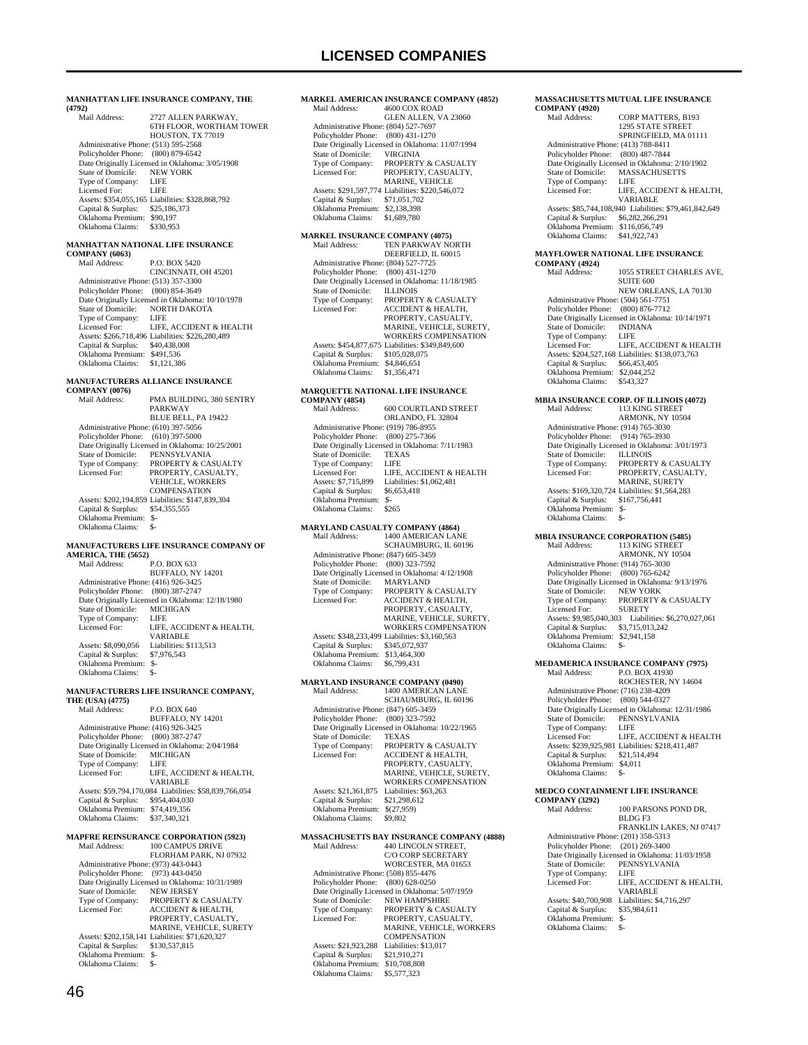# LICENSED COMPANIES

**MANHATTAN LIFE INSURANCE COMPANY, THE (4792)**
Mail Address: 2727 ALLEN PARKWAY, 6TH FLOOR, WORTHAM TOWER HOUSTON, TX 77019
Administrative Phone: (513) 595-2568
Policyholder Phone: (800) 879-6542
Date Originally Licensed in Oklahoma: 3/05/1908
State of Domicile: NEW YORK
Type of Company: LIFE
Licensed For: LIFE
Assets: $354,055,165 Liabilities: $328,868,792
Capital & Surplus: $25,186,373
Oklahoma Premium: $90,197
Oklahoma Claims: $330,953

**MANHATTAN NATIONAL LIFE INSURANCE COMPANY (6063)**
Mail Address: P.O. BOX 5420 CINCINNATI, OH 45201
Administrative Phone: (513) 357-3300
Policyholder Phone: (800) 854-3649
Date Originally Licensed in Oklahoma: 10/10/1978
State of Domicile: NORTH DAKOTA
Type of Company: LIFE
Licensed For: LIFE, ACCIDENT & HEALTH
Assets: $266,718,496 Liabilities: $226,280,489
Capital & Surplus: $40,438,008
Oklahoma Premium: $491,536
Oklahoma Claims: $1,121,386

**MANUFACTURERS ALLIANCE INSURANCE COMPANY (0076)**
Mail Address: PMA BUILDING, 380 SENTRY PARKWAY BLUE BELL, PA 19422
Administrative Phone: (610) 397-5056
Policyholder Phone: (610) 397-5000
Date Originally Licensed in Oklahoma: 10/25/2001
State of Domicile: PENNSYLVANIA
Type of Company: PROPERTY & CASUALTY
Licensed For: PROPERTY, CASUALTY, VEHICLE, WORKERS COMPENSATION
Assets: $202,194,859 Liabilities: $147,839,304
Capital & Surplus: $54,355,555
Oklahoma Premium: $-
Oklahoma Claims: $-

**MANUFACTURERS LIFE INSURANCE COMPANY OF AMERICA, THE (5652)**
Mail Address: P.O. BOX 633 BUFFALO, NY 14201
Administrative Phone: (416) 926-3425
Policyholder Phone: (800) 387-2747
Date Originally Licensed in Oklahoma: 12/18/1980
State of Domicile: MICHIGAN
Type of Company: LIFE
Licensed For: LIFE, ACCIDENT & HEALTH, VARIABLE
Assets: $8,090,056 Liabilities: $113,513
Capital & Surplus: $7,976,543
Oklahoma Premium: $-
Oklahoma Claims: $-

**MANUFACTURERS LIFE INSURANCE COMPANY, THE (USA) (4775)**
Mail Address: P.O. BOX 640 BUFFALO, NY 14201
Administrative Phone: (416) 926-3425
Policyholder Phone: (800) 387-2747
Date Originally Licensed in Oklahoma: 2/04/1984
State of Domicile: MICHIGAN
Type of Company: LIFE
Licensed For: LIFE, ACCIDENT & HEALTH, VARIABLE
Assets: $59,794,170,084 Liabilities: $58,839,766,054
Capital & Surplus: $954,404,030
Oklahoma Premium: $74,419,356
Oklahoma Claims: $37,340,321

**MAPFRE REINSURANCE CORPORATION (5923)**
Mail Address: 100 CAMPUS DRIVE FLORHAM PARK, NJ 07932
Administrative Phone: (973) 443-0443
Policyholder Phone: (973) 443-0450
Date Originally Licensed in Oklahoma: 10/31/1989
State of Domicile: NEW JERSEY
Type of Company: PROPERTY & CASUALTY
Licensed For: ACCIDENT & HEALTH, PROPERTY, CASUALTY, MARINE, VEHICLE, SURETY
Assets: $202,158,141 Liabilities: $71,620,327
Capital & Surplus: $130,537,815
Oklahoma Premium: $-
Oklahoma Claims: $-

**MARKEL AMERICAN INSURANCE COMPANY (4852)**
Mail Address: 4600 COX ROAD GLEN ALLEN, VA 23060
Administrative Phone: (804) 527-7697
Policyholder Phone: (800) 431-1270
Date Originally Licensed in Oklahoma: 11/07/1994
State of Domicile: VIRGINIA
Type of Company: PROPERTY & CASUALTY
Licensed For: PROPERTY, CASUALTY, MARINE, VEHICLE
Assets: $291,597,774 Liabilities: $220,546,072
Capital & Surplus: $71,051,702
Oklahoma Premium: $2,138,398
Oklahoma Claims: $1,689,780

**MARKEL INSURANCE COMPANY (4075)**
Mail Address: TEN PARKWAY NORTH DEERFIELD, IL 60015
Administrative Phone: (804) 527-7725
Policyholder Phone: (800) 431-1270
Date Originally Licensed in Oklahoma: 11/18/1985
State of Domicile: ILLINOIS
Type of Company: PROPERTY & CASUALTY
Licensed For: ACCIDENT & HEALTH, PROPERTY, CASUALTY, MARINE, VEHICLE, SURETY, WORKERS COMPENSATION
Assets: $454,877,675 Liabilities: $349,849,600
Capital & Surplus: $105,028,075
Oklahoma Premium: $4,846,651
Oklahoma Claims: $1,356,471

**MARQUETTE NATIONAL LIFE INSURANCE COMPANY (4854)**
Mail Address: 600 COURTLAND STREET ORLANDO, FL 32804
Administrative Phone: (919) 786-8955
Policyholder Phone: (800) 275-7366
Date Originally Licensed in Oklahoma: 7/11/1983
State of Domicile: TEXAS
Type of Company: LIFE
Licensed For: LIFE, ACCIDENT & HEALTH
Assets: $7,715,899 Liabilities: $1,062,481
Capital & Surplus: $6,653,418
Oklahoma Premium: $-
Oklahoma Claims: $265

**MARYLAND CASUALTY COMPANY (4864)**
Mail Address: 1400 AMERICAN LANE SCHAUMBURG, IL 60196
Administrative Phone: (847) 605-3459
Policyholder Phone: (800) 323-7592
Date Originally Licensed in Oklahoma: 4/12/1908
State of Domicile: MARYLAND
Type of Company: PROPERTY & CASUALTY
Licensed For: ACCIDENT & HEALTH, PROPERTY, CASUALTY, MARINE, VEHICLE, SURETY, WORKERS COMPENSATION
Assets: $348,233,499 Liabilities: $3,160,563
Capital & Surplus: $345,072,937
Oklahoma Premium: $13,464,300
Oklahoma Claims: $6,799,431

**MARYLAND INSURANCE COMPANY (0490)**
Mail Address: 1400 AMERICAN LANE SCHAUMBURG, IL 60196
Administrative Phone: (847) 605-3459
Policyholder Phone: (800) 323-7592
Date Originally Licensed in Oklahoma: 10/22/1965
State of Domicile: TEXAS
Type of Company: PROPERTY & CASUALTY
Licensed For: ACCIDENT & HEALTH, PROPERTY, CASUALTY, MARINE, VEHICLE, SURETY, WORKERS COMPENSATION
Assets: $21,361,875 Liabilities: $63,263
Capital & Surplus: $21,298,612
Oklahoma Premium: $(27,959)
Oklahoma Claims: $9,802

**MASSACHUSETTS BAY INSURANCE COMPANY (4888)**
Mail Address: 440 LINCOLN STREET, C/O CORP SECRETARY WORCESTER, MA 01653
Administrative Phone: (508) 855-4476
Policyholder Phone: (800) 628-0250
Date Originally Licensed in Oklahoma: 5/07/1959
State of Domicile: NEW HAMPSHIRE
Type of Company: PROPERTY & CASUALTY
Licensed For: PROPERTY, CASUALTY, MARINE, VEHICLE, WORKERS COMPENSATION
Assets: $21,923,288 Liabilities: $13,017
Capital & Surplus: $21,910,271
Oklahoma Premium: $10,708,808
Oklahoma Claims: $5,577,323

**MASSACHUSETTS MUTUAL LIFE INSURANCE COMPANY (4920)**
Mail Address: CORP MATTERS, B193 1295 STATE STREET SPRINGFIELD, MA 01111
Administrative Phone: (413) 788-8411
Policyholder Phone: (800) 487-7844
Date Originally Licensed in Oklahoma: 2/10/1902
State of Domicile: MASSACHUSETTS
Type of Company: LIFE
Licensed For: LIFE, ACCIDENT & HEALTH, VARIABLE
Assets: $85,744,108,940 Liabilities: $79,461,842,649
Capital & Surplus: $6,282,266,291
Oklahoma Premium: $116,056,749
Oklahoma Claims: $41,922,743

**MAYFLOWER NATIONAL LIFE INSURANCE COMPANY (4924)**
Mail Address: 1055 STREET CHARLES AVE, SUITE 600 NEW ORLEANS, LA 70130
Administrative Phone: (504) 561-7751
Policyholder Phone: (800) 876-7712
Date Originally Licensed in Oklahoma: 10/14/1971
State of Domicile: INDIANA
Type of Company: LIFE
Licensed For: LIFE, ACCIDENT & HEALTH
Assets: $204,527,168 Liabilities: $138,073,763
Capital & Surplus: $66,453,405
Oklahoma Premium: $2,044,252
Oklahoma Claims: $543,327

**MBIA INSURANCE CORP. OF ILLINOIS (4072)**
Mail Address: 113 KING STREET ARMONK, NY 10504
Administrative Phone: (914) 765-3030
Policyholder Phone: (914) 765-3930
Date Originally Licensed in Oklahoma: 3/01/1973
State of Domicile: ILLINOIS
Type of Company: PROPERTY & CASUALTY
Licensed For: PROPERTY, CASUALTY, MARINE, SURETY
Assets: $169,320,724 Liabilities: $1,564,283
Capital & Surplus: $167,756,441
Oklahoma Premium: $-
Oklahoma Claims: $-

**MBIA INSURANCE CORPORATION (5485)**
Mail Address: 113 KING STREET ARMONK, NY 10504
Administrative Phone: (914) 765-3030
Policyholder Phone: (800) 765-6242
Date Originally Licensed in Oklahoma: 9/13/1976
State of Domicile: NEW YORK
Type of Company: PROPERTY & CASUALTY
Licensed For: SURETY
Assets: $9,985,040,303 Liabilities: $6,270,027,061
Capital & Surplus: $3,715,013,242
Oklahoma Premium: $2,941,158
Oklahoma Claims: $-

**MEDAMERICA INSURANCE COMPANY (7975)**
Mail Address: P.O. BOX 41930 ROCHESTER, NY 14604
Administrative Phone: (716) 238-4209
Policyholder Phone: (800) 544-0327
Date Originally Licensed in Oklahoma: 12/31/1986
State of Domicile: PENNSYLVANIA
Type of Company: LIFE
Licensed For: LIFE, ACCIDENT & HEALTH
Assets: $239,925,981 Liabilities: $218,411,487
Capital & Surplus: $21,514,494
Oklahoma Premium: $4,011
Oklahoma Claims: $-

**MEDCO CONTAINMENT LIFE INSURANCE COMPANY (3292)**
Mail Address: 100 PARSONS POND DR, BLDG F3 FRANKLIN LAKES, NJ 07417
Administrative Phone: (201) 358-5313
Policyholder Phone: (201) 269-3400
Date Originally Licensed in Oklahoma: 11/03/1958
State of Domicile: PENNSYLVANIA
Type of Company: LIFE
Licensed For: LIFE, ACCIDENT & HEALTH, VARIABLE
Assets: $40,700,908 Liabilities: $4,716,297
Capital & Surplus: $35,984,611
Oklahoma Premium: $-
Oklahoma Claims: $-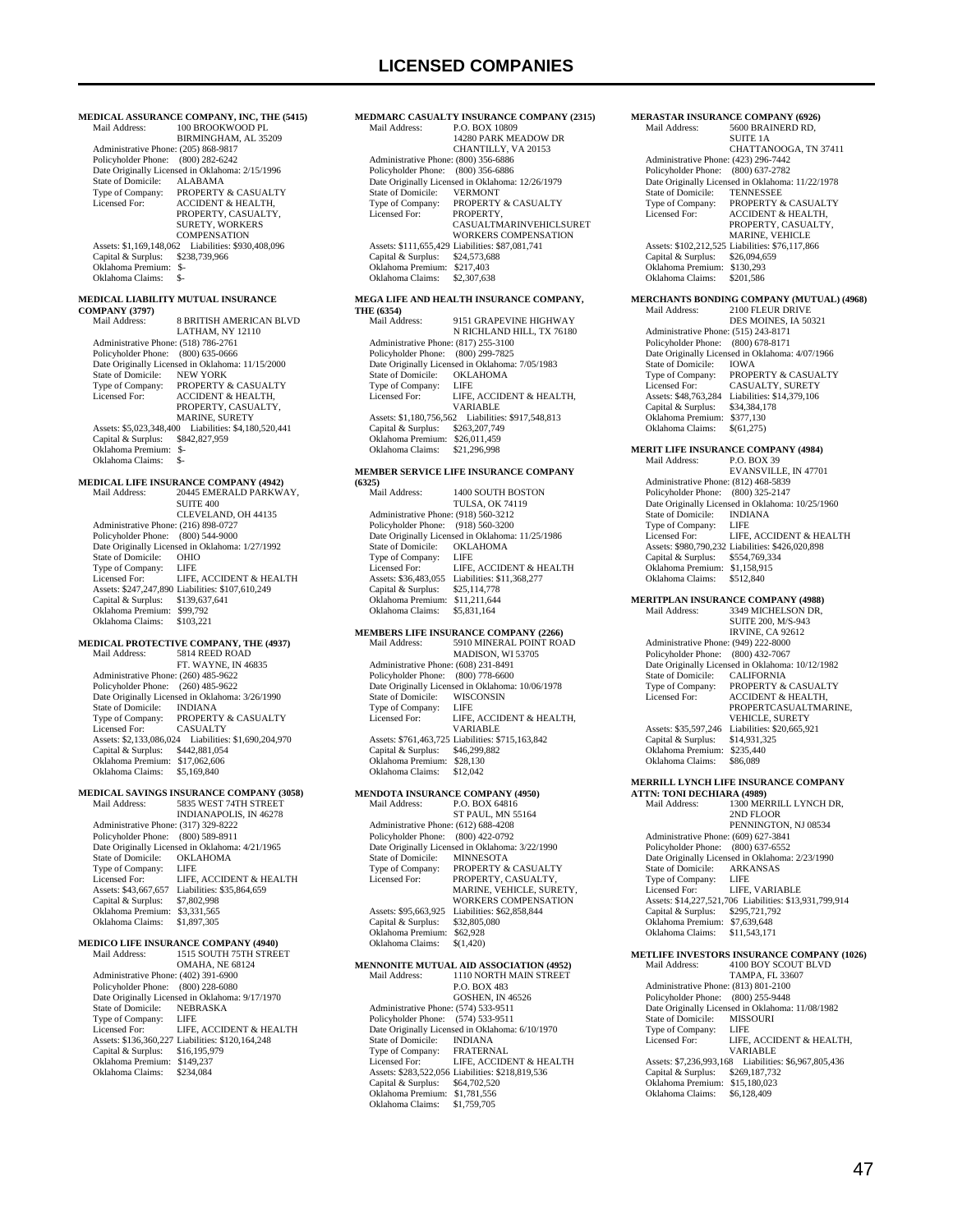# LICENSED COMPANIES

**MEDICAL ASSURANCE COMPANY, INC, THE (5415)**
Mail Address: 100 BROOKWOOD PL
BIRMINGHAM, AL 35209
Administrative Phone: (205) 868-9817
Policyholder Phone: (800) 282-6242
Date Originally Licensed in Oklahoma: 2/15/1996
State of Domicile: ALABAMA
Type of Company: PROPERTY & CASUALTY
Licensed For: ACCIDENT & HEALTH, PROPERTY, CASUALTY, SURETY, WORKERS COMPENSATION
Assets: $1,169,148,062 Liabilities: $930,408,096
Capital & Surplus: $238,739,966
Oklahoma Premium: $-
Oklahoma Claims: $-

**MEDICAL LIABILITY MUTUAL INSURANCE COMPANY (3797)**
Mail Address: 8 BRITISH AMERICAN BLVD
LATHAM, NY 12110
Administrative Phone: (518) 786-2761
Policyholder Phone: (800) 635-0666
Date Originally Licensed in Oklahoma: 11/15/2000
State of Domicile: NEW YORK
Type of Company: PROPERTY & CASUALTY
Licensed For: ACCIDENT & HEALTH, PROPERTY, CASUALTY, MARINE, SURETY
Assets: $5,023,348,400 Liabilities: $4,180,520,441
Capital & Surplus: $842,827,959
Oklahoma Premium: $-
Oklahoma Claims: $-

**MEDICAL LIFE INSURANCE COMPANY (4942)**
Mail Address: 20445 EMERALD PARKWAY, SUITE 400
CLEVELAND, OH 44135
Administrative Phone: (216) 898-0727
Policyholder Phone: (800) 544-9000
Date Originally Licensed in Oklahoma: 1/27/1992
State of Domicile: OHIO
Type of Company: LIFE
Licensed For: LIFE, ACCIDENT & HEALTH
Assets: $247,247,890 Liabilities: $107,610,249
Capital & Surplus: $139,637,641
Oklahoma Premium: $99,792
Oklahoma Claims: $103,221

**MEDICAL PROTECTIVE COMPANY, THE (4937)**
Mail Address: 5814 REED ROAD
FT. WAYNE, IN 46835
Administrative Phone: (260) 485-9622
Policyholder Phone: (260) 485-9622
Date Originally Licensed in Oklahoma: 3/26/1990
State of Domicile: INDIANA
Type of Company: PROPERTY & CASUALTY
Licensed For: CASUALTY
Assets: $2,133,086,024 Liabilities: $1,690,204,970
Capital & Surplus: $442,881,054
Oklahoma Premium: $17,062,606
Oklahoma Claims: $5,169,840

**MEDICAL SAVINGS INSURANCE COMPANY (3058)**
Mail Address: 5835 WEST 74TH STREET
INDIANAPOLIS, IN 46278
Administrative Phone: (317) 329-8222
Policyholder Phone: (800) 589-8911
Date Originally Licensed in Oklahoma: 4/21/1965
State of Domicile: OKLAHOMA
Type of Company: LIFE
Licensed For: LIFE, ACCIDENT & HEALTH
Assets: $43,667,657 Liabilities: $35,864,659
Capital & Surplus: $7,802,998
Oklahoma Premium: $3,331,565
Oklahoma Claims: $1,897,305

**MEDICO LIFE INSURANCE COMPANY (4940)**
Mail Address: 1515 SOUTH 75TH STREET
OMAHA, NE 68124
Administrative Phone: (402) 391-6900
Policyholder Phone: (800) 228-6080
Date Originally Licensed in Oklahoma: 9/17/1970
State of Domicile: NEBRASKA
Type of Company: LIFE
Licensed For: LIFE, ACCIDENT & HEALTH
Assets: $136,360,227 Liabilities: $120,164,248
Capital & Surplus: $16,195,979
Oklahoma Premium: $149,237
Oklahoma Claims: $234,084

**MEDMARC CASUALTY INSURANCE COMPANY (2315)**
Mail Address: P.O. BOX 10809
14280 PARK MEADOW DR
CHANTILLY, VA 20153
Administrative Phone: (800) 356-6886
Policyholder Phone: (800) 356-6886
Date Originally Licensed in Oklahoma: 12/26/1979
State of Domicile: VERMONT
Type of Company: PROPERTY & CASUALTY
Licensed For: PROPERTY, CASUALTMARINVEHICLSURET WORKERS COMPENSATION
Assets: $111,655,429 Liabilities: $87,081,741
Capital & Surplus: $24,573,688
Oklahoma Premium: $217,403
Oklahoma Claims: $2,307,638

**MEGA LIFE AND HEALTH INSURANCE COMPANY, THE (6354)**
Mail Address: 9151 GRAPEVINE HIGHWAY
N RICHLAND HILL, TX 76180
Administrative Phone: (817) 255-3100
Policyholder Phone: (800) 299-7825
Date Originally Licensed in Oklahoma: 7/05/1983
State of Domicile: OKLAHOMA
Type of Company: LIFE
Licensed For: LIFE, ACCIDENT & HEALTH, VARIABLE
Assets: $1,180,756,562 Liabilities: $917,548,813
Capital & Surplus: $263,207,749
Oklahoma Premium: $26,011,459
Oklahoma Claims: $21,296,998

**MEMBER SERVICE LIFE INSURANCE COMPANY (6325)**
Mail Address: 1400 SOUTH BOSTON
TULSA, OK 74119
Administrative Phone: (918) 560-3212
Policyholder Phone: (918) 560-3200
Date Originally Licensed in Oklahoma: 11/25/1986
State of Domicile: OKLAHOMA
Type of Company: LIFE
Licensed For: LIFE, ACCIDENT & HEALTH
Assets: $36,483,055 Liabilities: $11,368,277
Capital & Surplus: $25,114,778
Oklahoma Premium: $11,211,644
Oklahoma Claims: $5,831,164

**MEMBERS LIFE INSURANCE COMPANY (2266)**
Mail Address: 5910 MINERAL POINT ROAD
MADISON, WI 53705
Administrative Phone: (608) 231-8491
Policyholder Phone: (800) 778-6600
Date Originally Licensed in Oklahoma: 10/06/1978
State of Domicile: WISCONSIN
Type of Company: LIFE
Licensed For: LIFE, ACCIDENT & HEALTH, VARIABLE
Assets: $761,463,725 Liabilities: $715,163,842
Capital & Surplus: $46,299,882
Oklahoma Premium: $28,130
Oklahoma Claims: $12,042

**MENDOTA INSURANCE COMPANY (4950)**
Mail Address: P.O. BOX 64816
ST PAUL, MN 55164
Administrative Phone: (612) 688-4208
Policyholder Phone: (800) 422-0792
Date Originally Licensed in Oklahoma: 3/22/1990
State of Domicile: MINNESOTA
Type of Company: PROPERTY & CASUALTY
Licensed For: PROPERTY, CASUALTY, MARINE, VEHICLE, SURETY, WORKERS COMPENSATION
Assets: $95,663,925 Liabilities: $62,858,844
Capital & Surplus: $32,805,080
Oklahoma Premium: $62,928
Oklahoma Claims: $(1,420)

**MENNONITE MUTUAL AID ASSOCIATION (4952)**
Mail Address: 1110 NORTH MAIN STREET
P.O. BOX 483
GOSHEN, IN 46526
Administrative Phone: (574) 533-9511
Policyholder Phone: (574) 533-9511
Date Originally Licensed in Oklahoma: 6/10/1970
State of Domicile: INDIANA
Type of Company: FRATERNAL
Licensed For: LIFE, ACCIDENT & HEALTH
Assets: $283,522,056 Liabilities: $218,819,536
Capital & Surplus: $64,702,520
Oklahoma Premium: $1,781,556
Oklahoma Claims: $1,759,705

**MERASTAR INSURANCE COMPANY (6926)**
Mail Address: 5600 BRAINERD RD, SUITE 1A
CHATTANOOGA, TN 37411
Administrative Phone: (423) 296-7442
Policyholder Phone: (800) 637-2782
Date Originally Licensed in Oklahoma: 11/22/1978
State of Domicile: TENNESSEE
Type of Company: PROPERTY & CASUALTY
Licensed For: ACCIDENT & HEALTH, PROPERTY, CASUALTY, MARINE, VEHICLE
Assets: $102,212,525 Liabilities: $76,117,866
Capital & Surplus: $26,094,659
Oklahoma Premium: $130,293
Oklahoma Claims: $201,586

**MERCHANTS BONDING COMPANY (MUTUAL) (4968)**
Mail Address: 2100 FLEUR DRIVE
DES MOINES, IA 50321
Administrative Phone: (515) 243-8171
Policyholder Phone: (800) 678-8171
Date Originally Licensed in Oklahoma: 4/07/1966
State of Domicile: IOWA
Type of Company: PROPERTY & CASUALTY
Licensed For: CASUALTY, SURETY
Assets: $48,763,284 Liabilities: $14,379,106
Capital & Surplus: $34,384,178
Oklahoma Premium: $377,130
Oklahoma Claims: $(61,275)

**MERIT LIFE INSURANCE COMPANY (4984)**
Mail Address: P.O. BOX 39
EVANSVILLE, IN 47701
Administrative Phone: (812) 468-5839
Policyholder Phone: (800) 325-2147
Date Originally Licensed in Oklahoma: 10/25/1960
State of Domicile: INDIANA
Type of Company: LIFE
Licensed For: LIFE, ACCIDENT & HEALTH
Assets: $980,790,232 Liabilities: $426,020,898
Capital & Surplus: $554,769,334
Oklahoma Premium: $1,158,915
Oklahoma Claims: $512,840

**MERITPLAN INSURANCE COMPANY (4988)**
Mail Address: 3349 MICHELSON DR, SUITE 200, M/S-943
IRVINE, CA 92612
Administrative Phone: (949) 222-8000
Policyholder Phone: (800) 432-7067
Date Originally Licensed in Oklahoma: 10/12/1982
State of Domicile: CALIFORNIA
Type of Company: PROPERTY & CASUALTY
Licensed For: ACCIDENT & HEALTH, PROPERTCASUALTMARINE, VEHICLE, SURETY
Assets: $35,597,246 Liabilities: $20,665,921
Capital & Surplus: $14,931,325
Oklahoma Premium: $235,440
Oklahoma Claims: $86,089

**MERRILL LYNCH LIFE INSURANCE COMPANY ATTN: TONI DECHIARA (4989)**
Mail Address: 1300 MERRILL LYNCH DR, 2ND FLOOR
PENNINGTON, NJ 08534
Administrative Phone: (609) 627-3841
Policyholder Phone: (800) 637-6552
Date Originally Licensed in Oklahoma: 2/23/1990
State of Domicile: ARKANSAS
Type of Company: LIFE
Licensed For: LIFE, VARIABLE
Assets: $14,227,521,706 Liabilities: $13,931,799,914
Capital & Surplus: $295,721,792
Oklahoma Premium: $7,639,648
Oklahoma Claims: $11,543,171

**METLIFE INVESTORS INSURANCE COMPANY (1026)**
Mail Address: 4100 BOY SCOUT BLVD
TAMPA, FL 33607
Administrative Phone: (813) 801-2100
Policyholder Phone: (800) 255-9448
Date Originally Licensed in Oklahoma: 11/08/1982
State of Domicile: MISSOURI
Type of Company: LIFE
Licensed For: LIFE, ACCIDENT & HEALTH, VARIABLE
Assets: $7,236,993,168 Liabilities: $6,967,805,436
Capital & Surplus: $269,187,732
Oklahoma Premium: $15,180,023
Oklahoma Claims: $6,128,409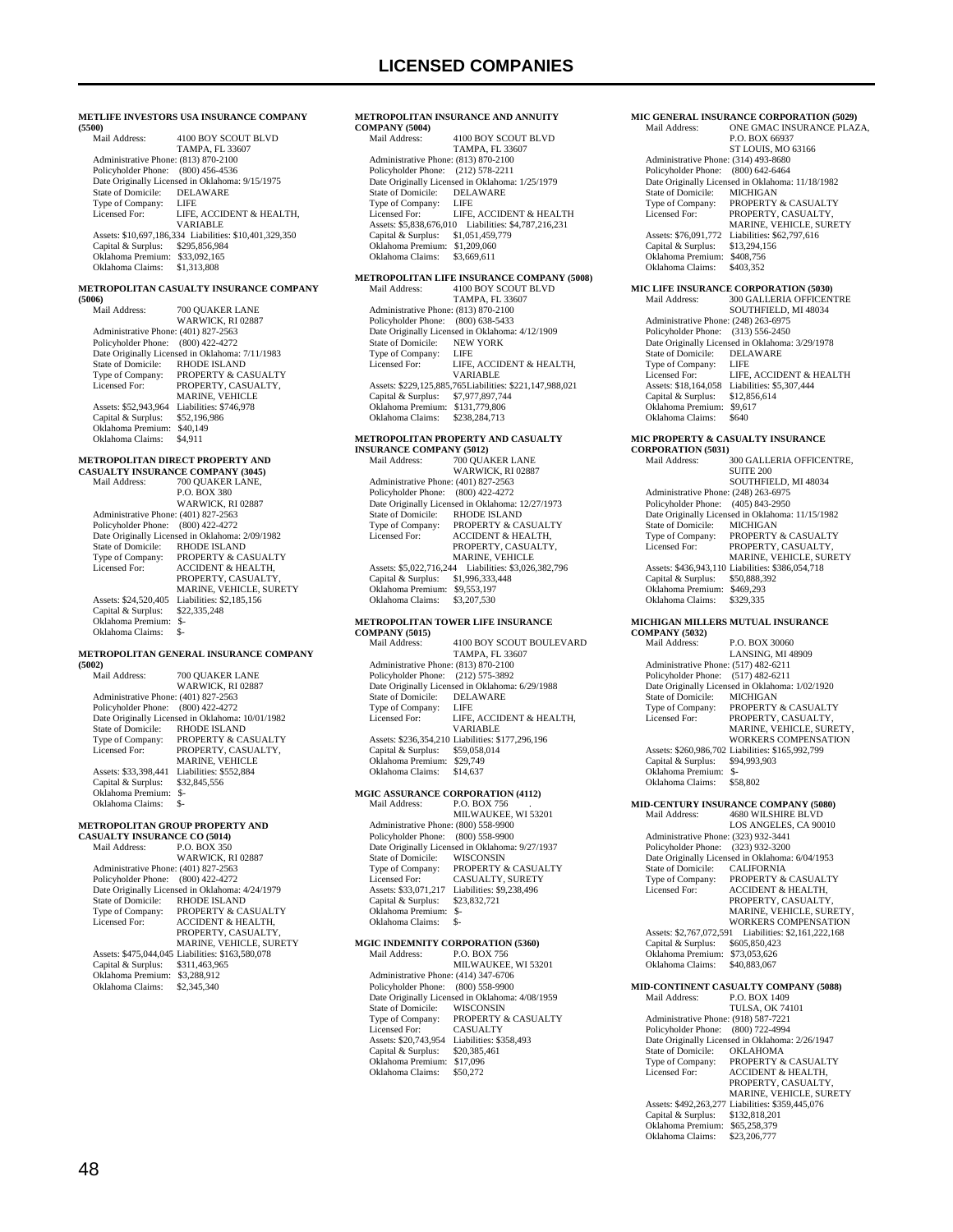# LICENSED COMPANIES

**METLIFE INVESTORS USA INSURANCE COMPANY (5500)**

Mail Address: 4100 BOY SCOUT BLVD
TAMPA, FL 33607
Administrative Phone: (813) 870-2100
Policyholder Phone: (800) 456-4536
Date Originally Licensed in Oklahoma: 9/15/1975
State of Domicile: DELAWARE
Type of Company: LIFE
Licensed For: LIFE, ACCIDENT & HEALTH, VARIABLE
Assets: $10,697,186,334 Liabilities: $10,401,329,350
Capital & Surplus: $295,856,984
Oklahoma Premium: $33,092,165
Oklahoma Claims: $1,313,808

**METROPOLITAN CASUALTY INSURANCE COMPANY (5006)**

Mail Address: 700 QUAKER LANE
WARWICK, RI 02887
Administrative Phone: (401) 827-2563
Policyholder Phone: (800) 422-4272
Date Originally Licensed in Oklahoma: 7/11/1983
State of Domicile: RHODE ISLAND
Type of Company: PROPERTY & CASUALTY
Licensed For: PROPERTY, CASUALTY, MARINE, VEHICLE
Assets: $52,943,964 Liabilities: $746,978
Capital & Surplus: $52,196,986
Oklahoma Premium: $40,149
Oklahoma Claims: $4,911

**METROPOLITAN DIRECT PROPERTY AND CASUALTY INSURANCE COMPANY (3045)**

Mail Address: 700 QUAKER LANE,
P.O. BOX 380
WARWICK, RI 02887
Administrative Phone: (401) 827-2563
Policyholder Phone: (800) 422-4272
Date Originally Licensed in Oklahoma: 2/09/1982
State of Domicile: RHODE ISLAND
Type of Company: PROPERTY & CASUALTY
Licensed For: ACCIDENT & HEALTH, PROPERTY, CASUALTY, MARINE, VEHICLE, SURETY
Assets: $24,520,405 Liabilities: $2,185,156
Capital & Surplus: $22,335,248
Oklahoma Premium: $-
Oklahoma Claims: $-

**METROPOLITAN GENERAL INSURANCE COMPANY (5002)**

Mail Address: 700 QUAKER LANE
WARWICK, RI 02887
Administrative Phone: (401) 827-2563
Policyholder Phone: (800) 422-4272
Date Originally Licensed in Oklahoma: 10/01/1982
State of Domicile: RHODE ISLAND
Type of Company: PROPERTY & CASUALTY
Licensed For: PROPERTY, CASUALTY, MARINE, VEHICLE
Assets: $33,398,441 Liabilities: $552,884
Capital & Surplus: $32,845,556
Oklahoma Premium: $-
Oklahoma Claims: $-

**METROPOLITAN GROUP PROPERTY AND CASUALTY INSURANCE CO (5014)**

Mail Address: P.O. BOX 350
WARWICK, RI 02887
Administrative Phone: (401) 827-2563
Policyholder Phone: (800) 422-4272
Date Originally Licensed in Oklahoma: 4/24/1979
State of Domicile: RHODE ISLAND
Type of Company: PROPERTY & CASUALTY
Licensed For: ACCIDENT & HEALTH, PROPERTY, CASUALTY, MARINE, VEHICLE, SURETY
Assets: $475,044,045 Liabilities: $163,580,078
Capital & Surplus: $311,463,965
Oklahoma Premium: $3,288,912
Oklahoma Claims: $2,345,340

**METROPOLITAN INSURANCE AND ANNUITY COMPANY (5004)**

Mail Address: 4100 BOY SCOUT BLVD
TAMPA, FL 33607
Administrative Phone: (813) 870-2100
Policyholder Phone: (212) 578-2211
Date Originally Licensed in Oklahoma: 1/25/1979
State of Domicile: DELAWARE
Type of Company: LIFE
Licensed For: LIFE, ACCIDENT & HEALTH
Assets: $5,838,676,010 Liabilities: $4,787,216,231
Capital & Surplus: $1,051,459,779
Oklahoma Premium: $1,209,060
Oklahoma Claims: $3,669,611

**METROPOLITAN LIFE INSURANCE COMPANY (5008)**

Mail Address: 4100 BOY SCOUT BLVD
TAMPA, FL 33607
Administrative Phone: (813) 870-2100
Policyholder Phone: (800) 638-5433
Date Originally Licensed in Oklahoma: 4/12/1909
State of Domicile: NEW YORK
Type of Company: LIFE
Licensed For: LIFE, ACCIDENT & HEALTH, VARIABLE
Assets: $229,125,885,765 Liabilities: $221,147,988,021
Capital & Surplus: $7,977,897,744
Oklahoma Premium: $131,779,806
Oklahoma Claims: $238,284,713

**METROPOLITAN PROPERTY AND CASUALTY INSURANCE COMPANY (5012)**

Mail Address: 700 QUAKER LANE
WARWICK, RI 02887
Administrative Phone: (401) 827-2563
Policyholder Phone: (800) 422-4272
Date Originally Licensed in Oklahoma: 12/27/1973
State of Domicile: RHODE ISLAND
Type of Company: PROPERTY & CASUALTY
Licensed For: ACCIDENT & HEALTH, PROPERTY, CASUALTY, MARINE, VEHICLE
Assets: $5,022,716,244 Liabilities: $3,026,382,796
Capital & Surplus: $1,996,333,448
Oklahoma Premium: $9,553,197
Oklahoma Claims: $3,207,530

**METROPOLITAN TOWER LIFE INSURANCE COMPANY (5015)**

Mail Address: 4100 BOY SCOUT BOULEVARD
TAMPA, FL 33607
Administrative Phone: (813) 870-2100
Policyholder Phone: (212) 575-3892
Date Originally Licensed in Oklahoma: 6/29/1988
State of Domicile: DELAWARE
Type of Company: LIFE
Licensed For: LIFE, ACCIDENT & HEALTH, VARIABLE
Assets: $236,354,210 Liabilities: $177,296,196
Capital & Surplus: $59,058,014
Oklahoma Premium: $29,749
Oklahoma Claims: $14,637

**MGIC ASSURANCE CORPORATION (4112)**

Mail Address: P.O. BOX 756
MILWAUKEE, WI 53201
Administrative Phone: (800) 558-9900
Policyholder Phone: (800) 558-9900
Date Originally Licensed in Oklahoma: 9/27/1937
State of Domicile: WISCONSIN
Type of Company: PROPERTY & CASUALTY
Licensed For: CASUALTY, SURETY
Assets: $33,071,217 Liabilities: $9,238,496
Capital & Surplus: $23,832,721
Oklahoma Premium: $-
Oklahoma Claims: $-

**MGIC INDEMNITY CORPORATION (5360)**

Mail Address: P.O. BOX 756
MILWAUKEE, WI 53201
Administrative Phone: (414) 347-6706
Policyholder Phone: (800) 558-9900
Date Originally Licensed in Oklahoma: 4/08/1959
State of Domicile: WISCONSIN
Type of Company: PROPERTY & CASUALTY
Licensed For: CASUALTY
Assets: $20,743,954 Liabilities: $358,493
Capital & Surplus: $20,385,461
Oklahoma Premium: $17,096
Oklahoma Claims: $50,272

**MIC GENERAL INSURANCE CORPORATION (5029)**

Mail Address: ONE GMAC INSURANCE PLAZA,
P.O. BOX 66937
ST LOUIS, MO 63166
Administrative Phone: (314) 493-8680
Policyholder Phone: (800) 642-6464
Date Originally Licensed in Oklahoma: 11/18/1982
State of Domicile: MICHIGAN
Type of Company: PROPERTY & CASUALTY
Licensed For: PROPERTY, CASUALTY, MARINE, VEHICLE, SURETY
Assets: $76,091,772 Liabilities: $62,797,616
Capital & Surplus: $13,294,156
Oklahoma Premium: $408,756
Oklahoma Claims: $403,352

**MIC LIFE INSURANCE CORPORATION (5030)**

Mail Address: 300 GALLERIA OFFICENTRE
SOUTHFIELD, MI 48034
Administrative Phone: (248) 263-6975
Policyholder Phone: (313) 556-2450
Date Originally Licensed in Oklahoma: 3/29/1978
State of Domicile: DELAWARE
Type of Company: LIFE
Licensed For: LIFE, ACCIDENT & HEALTH
Assets: $18,164,058 Liabilities: $5,307,444
Capital & Surplus: $12,856,614
Oklahoma Premium: $9,617
Oklahoma Claims: $640

**MIC PROPERTY & CASUALTY INSURANCE CORPORATION (5031)**

Mail Address: 300 GALLERIA OFFICENTRE,
SUITE 200
SOUTHFIELD, MI 48034
Administrative Phone: (248) 263-6975
Policyholder Phone: (405) 843-2950
Date Originally Licensed in Oklahoma: 11/15/1982
State of Domicile: MICHIGAN
Type of Company: PROPERTY & CASUALTY
Licensed For: PROPERTY, CASUALTY, MARINE, VEHICLE, SURETY
Assets: $436,943,110 Liabilities: $386,054,718
Capital & Surplus: $50,888,392
Oklahoma Premium: $469,293
Oklahoma Claims: $329,335

**MICHIGAN MILLERS MUTUAL INSURANCE COMPANY (5032)**

Mail Address: P.O. BOX 30060
LANSING, MI 48909
Administrative Phone: (517) 482-6211
Policyholder Phone: (517) 482-6211
Date Originally Licensed in Oklahoma: 1/02/1920
State of Domicile: MICHIGAN
Type of Company: PROPERTY & CASUALTY
Licensed For: PROPERTY, CASUALTY, MARINE, VEHICLE, SURETY, WORKERS COMPENSATION
Assets: $260,986,702 Liabilities: $165,992,799
Capital & Surplus: $94,993,903
Oklahoma Premium: $-
Oklahoma Claims: $58,802

**MID-CENTURY INSURANCE COMPANY (5080)**

Mail Address: 4680 WILSHIRE BLVD
LOS ANGELES, CA 90010
Administrative Phone: (323) 932-3441
Policyholder Phone: (323) 932-3200
Date Originally Licensed in Oklahoma: 6/04/1953
State of Domicile: CALIFORNIA
Type of Company: PROPERTY & CASUALTY
Licensed For: ACCIDENT & HEALTH, PROPERTY, CASUALTY, MARINE, VEHICLE, SURETY, WORKERS COMPENSATION
Assets: $2,767,072,591 Liabilities: $2,161,222,168
Capital & Surplus: $605,850,423
Oklahoma Premium: $73,053,626
Oklahoma Claims: $40,883,067

**MID-CONTINENT CASUALTY COMPANY (5088)**

Mail Address: P.O. BOX 1409
TULSA, OK 74101
Administrative Phone: (918) 587-7221
Policyholder Phone: (800) 722-4994
Date Originally Licensed in Oklahoma: 2/26/1947
State of Domicile: OKLAHOMA
Type of Company: PROPERTY & CASUALTY
Licensed For: ACCIDENT & HEALTH, PROPERTY, CASUALTY, MARINE, VEHICLE, SURETY
Assets: $492,263,277 Liabilities: $359,445,076
Capital & Surplus: $132,818,201
Oklahoma Premium: $65,258,379
Oklahoma Claims: $23,206,777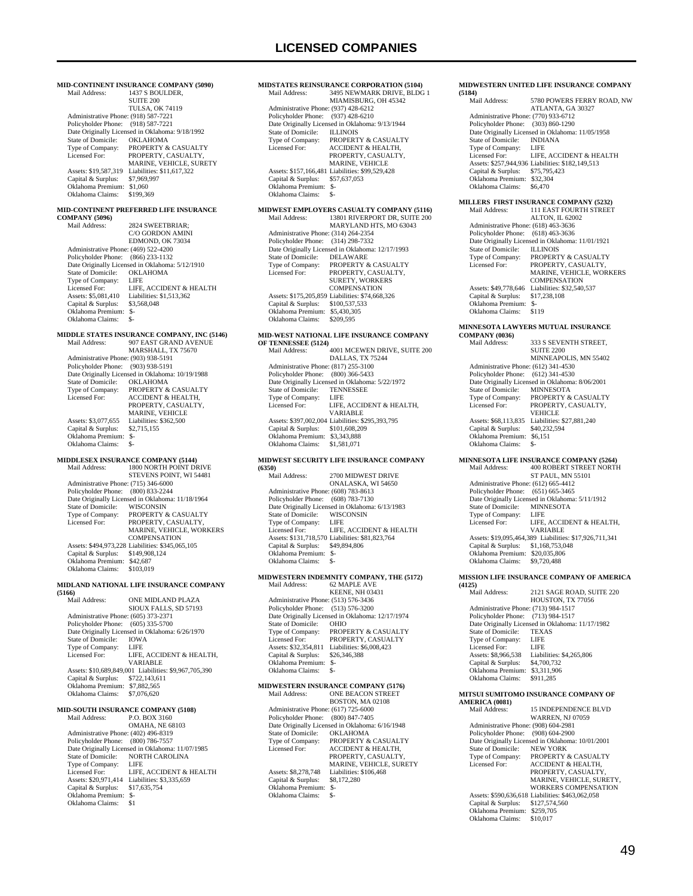# LICENSED COMPANIES

### MID-CONTINENT INSURANCE COMPANY (5090)

Mail Address: 1437 S BOULDER, SUITE 200, TULSA, OK 74119
Administrative Phone: (918) 587-7221
Policyholder Phone: (918) 587-7221
Date Originally Licensed in Oklahoma: 9/18/1992
State of Domicile: OKLAHOMA
Type of Company: PROPERTY & CASUALTY
Licensed For: PROPERTY, CASUALTY, MARINE, VEHICLE, SURETY
Assets: $19,587,319 Liabilities: $11,617,322
Capital & Surplus: $7,969,997
Oklahoma Premium: $1,060
Oklahoma Claims: $199,369

### MID-CONTINENT PREFERRED LIFE INSURANCE COMPANY (5096)

Mail Address: 2824 SWEETBRIAR; C/O GORDON AMINI, EDMOND, OK 73034
Administrative Phone: (469) 522-4200
Policyholder Phone: (866) 233-1132
Date Originally Licensed in Oklahoma: 5/12/1910
State of Domicile: OKLAHOMA
Type of Company: LIFE
Licensed For: LIFE, ACCIDENT & HEALTH
Assets: $5,081,410 Liabilities: $1,513,362
Capital & Surplus: $3,568,048
Oklahoma Premium: $-
Oklahoma Claims: $-

### MIDDLE STATES INSURANCE COMPANY, INC (5146)

Mail Address: 907 EAST GRAND AVENUE, MARSHALL, TX 75670
Administrative Phone: (903) 938-5191
Policyholder Phone: (903) 938-5191
Date Originally Licensed in Oklahoma: 10/19/1988
State of Domicile: OKLAHOMA
Type of Company: PROPERTY & CASUALTY
Licensed For: ACCIDENT & HEALTH, PROPERTY, CASUALTY, MARINE, VEHICLE
Assets: $3,077,655 Liabilities: $362,500
Capital & Surplus: $2,715,155
Oklahoma Premium: $-
Oklahoma Claims: $-

### MIDDLESEX INSURANCE COMPANY (5144)

Mail Address: 1800 NORTH POINT DRIVE, STEVENS POINT, WI 54481
Administrative Phone: (715) 346-6000
Policyholder Phone: (800) 833-2244
Date Originally Licensed in Oklahoma: 11/18/1964
State of Domicile: WISCONSIN
Type of Company: PROPERTY & CASUALTY
Licensed For: PROPERTY, CASUALTY, MARINE, VEHICLE, WORKERS COMPENSATION
Assets: $494,973,228 Liabilities: $345,065,105
Capital & Surplus: $149,908,124
Oklahoma Premium: $42,687
Oklahoma Claims: $103,019

### MIDLAND NATIONAL LIFE INSURANCE COMPANY (5166)

Mail Address: ONE MIDLAND PLAZA, SIOUX FALLS, SD 57193
Administrative Phone: (605) 373-2371
Policyholder Phone: (605) 335-5700
Date Originally Licensed in Oklahoma: 6/26/1970
State of Domicile: IOWA
Type of Company: LIFE
Licensed For: LIFE, ACCIDENT & HEALTH, VARIABLE
Assets: $10,689,849,001 Liabilities: $9,967,705,390
Capital & Surplus: $722,143,611
Oklahoma Premium: $7,882,565
Oklahoma Claims: $7,076,620

### MID-SOUTH INSURANCE COMPANY (5108)

Mail Address: P.O. BOX 3160, OMAHA, NE 68103
Administrative Phone: (402) 496-8319
Policyholder Phone: (800) 786-7557
Date Originally Licensed in Oklahoma: 11/07/1985
State of Domicile: NORTH CAROLINA
Type of Company: LIFE
Licensed For: LIFE, ACCIDENT & HEALTH
Assets: $20,971,414 Liabilities: $3,335,659
Capital & Surplus: $17,635,754
Oklahoma Premium: $-
Oklahoma Claims: $1

### MIDSTATES REINSURANCE CORPORATION (5104)

Mail Address: 3495 NEWMARK DRIVE, BLDG 1, MIAMISBURG, OH 45342
Administrative Phone: (937) 428-6212
Policyholder Phone: (937) 428-6210
Date Originally Licensed in Oklahoma: 9/13/1944
State of Domicile: ILLINOIS
Type of Company: PROPERTY & CASUALTY
Licensed For: ACCIDENT & HEALTH, PROPERTY, CASUALTY, MARINE, VEHICLE
Assets: $157,166,481 Liabilities: $99,529,428
Capital & Surplus: $57,637,053
Oklahoma Premium: $-
Oklahoma Claims: $-

### MIDWEST EMPLOYERS CASUALTY COMPANY (5116)

Mail Address: 13801 RIVERPORT DR, SUITE 200, MARYLAND HTS, MO 63043
Administrative Phone: (314) 264-2354
Policyholder Phone: (314) 298-7332
Date Originally Licensed in Oklahoma: 12/17/1993
State of Domicile: DELAWARE
Type of Company: PROPERTY & CASUALTY
Licensed For: PROPERTY, CASUALTY, SURETY, WORKERS COMPENSATION
Assets: $175,205,859 Liabilities: $74,668,326
Capital & Surplus: $100,537,533
Oklahoma Premium: $5,430,305
Oklahoma Claims: $209,595

### MID-WEST NATIONAL LIFE INSURANCE COMPANY OF TENNESSEE (5124)

Mail Address: 4001 MCEWEN DRIVE, SUITE 200, DALLAS, TX 75244
Administrative Phone: (817) 255-3100
Policyholder Phone: (800) 366-5433
Date Originally Licensed in Oklahoma: 5/22/1972
State of Domicile: TENNESSEE
Type of Company: LIFE
Licensed For: LIFE, ACCIDENT & HEALTH, VARIABLE
Assets: $397,002,004 Liabilities: $295,393,795
Capital & Surplus: $101,608,209
Oklahoma Premium: $3,343,888
Oklahoma Claims: $1,581,071

### MIDWEST SECURITY LIFE INSURANCE COMPANY (6350)

Mail Address: 2700 MIDWEST DRIVE, ONALASKA, WI 54650
Administrative Phone: (608) 783-8613
Policyholder Phone: (608) 783-7130
Date Originally Licensed in Oklahoma: 6/13/1983
State of Domicile: WISCONSIN
Type of Company: LIFE
Licensed For: LIFE, ACCIDENT & HEALTH
Assets: $131,718,570 Liabilities: $81,823,764
Capital & Surplus: $49,894,806
Oklahoma Premium: $-
Oklahoma Claims: $-

### MIDWESTERN INDEMNITY COMPANY, THE (5172)

Mail Address: 62 MAPLE AVE, KEENE, NH 03431
Administrative Phone: (513) 576-3436
Policyholder Phone: (513) 576-3200
Date Originally Licensed in Oklahoma: 12/17/1974
State of Domicile: OHIO
Type of Company: PROPERTY & CASUALTY
Licensed For: PROPERTY, CASUALTY
Assets: $32,354,811 Liabilities: $6,008,423
Capital & Surplus: $26,346,388
Oklahoma Premium: $-
Oklahoma Claims: $-

### MIDWESTERN INSURANCE COMPANY (5176)

Mail Address: ONE BEACON STREET, BOSTON, MA 02108
Administrative Phone: (617) 725-6000
Policyholder Phone: (800) 847-7405
Date Originally Licensed in Oklahoma: 6/16/1948
State of Domicile: OKLAHOMA
Type of Company: PROPERTY & CASUALTY
Licensed For: ACCIDENT & HEALTH, PROPERTY, CASUALTY, MARINE, VEHICLE, SURETY
Assets: $8,278,748 Liabilities: $106,468
Capital & Surplus: $8,172,280
Oklahoma Premium: $-
Oklahoma Claims: $-

### MIDWESTERN UNITED LIFE INSURANCE COMPANY (5184)

Mail Address: 5780 POWERS FERRY ROAD, NW, ATLANTA, GA 30327
Administrative Phone: (770) 933-6712
Policyholder Phone: (303) 860-1290
Date Originally Licensed in Oklahoma: 11/05/1958
State of Domicile: INDIANA
Type of Company: LIFE
Licensed For: LIFE, ACCIDENT & HEALTH
Assets: $257,944,936 Liabilities: $182,149,513
Capital & Surplus: $75,795,423
Oklahoma Premium: $32,304
Oklahoma Claims: $6,470

### MILLERS FIRST INSURANCE COMPANY (5232)

Mail Address: 111 EAST FOURTH STREET, ALTON, IL 62002
Administrative Phone: (618) 463-3636
Policyholder Phone: (618) 463-3636
Date Originally Licensed in Oklahoma: 11/01/1921
State of Domicile: ILLINOIS
Type of Company: PROPERTY & CASUALTY
Licensed For: PROPERTY, CASUALTY, MARINE, VEHICLE, WORKERS COMPENSATION
Assets: $49,778,646 Liabilities: $32,540,537
Capital & Surplus: $17,238,108
Oklahoma Premium: $-
Oklahoma Claims: $119

### MINNESOTA LAWYERS MUTUAL INSURANCE COMPANY (0036)

Mail Address: 333 S SEVENTH STREET, SUITE 2200, MINNEAPOLIS, MN 55402
Administrative Phone: (612) 341-4530
Policyholder Phone: (612) 341-4530
Date Originally Licensed in Oklahoma: 8/06/2001
State of Domicile: MINNESOTA
Type of Company: PROPERTY & CASUALTY
Licensed For: PROPERTY, CASUALTY, VEHICLE
Assets: $68,113,835 Liabilities: $27,881,240
Capital & Surplus: $40,232,594
Oklahoma Premium: $6,151
Oklahoma Claims: $-

### MINNESOTA LIFE INSURANCE COMPANY (5264)

Mail Address: 400 ROBERT STREET NORTH, ST PAUL, MN 55101
Administrative Phone: (612) 665-4412
Policyholder Phone: (651) 665-3465
Date Originally Licensed in Oklahoma: 5/11/1912
State of Domicile: MINNESOTA
Type of Company: LIFE
Licensed For: LIFE, ACCIDENT & HEALTH, VARIABLE
Assets: $19,095,464,389 Liabilities: $17,926,711,341
Capital & Surplus: $1,168,753,048
Oklahoma Premium: $20,035,806
Oklahoma Claims: $9,720,488

### MISSION LIFE INSURANCE COMPANY OF AMERICA (4125)

Mail Address: 2121 SAGE ROAD, SUITE 220, HOUSTON, TX 77056
Administrative Phone: (713) 984-1517
Policyholder Phone: (713) 984-1517
Date Originally Licensed in Oklahoma: 11/17/1982
State of Domicile: TEXAS
Type of Company: LIFE
Licensed For: LIFE
Assets: $8,966,538 Liabilities: $4,265,806
Capital & Surplus: $4,700,732
Oklahoma Premium: $3,311,906
Oklahoma Claims: $911,285

### MITSUI SUMITOMO INSURANCE COMPANY OF AMERICA (0081)

Mail Address: 15 INDEPENDENCE BLVD, WARREN, NJ 07059
Administrative Phone: (908) 604-2981
Policyholder Phone: (908) 604-2900
Date Originally Licensed in Oklahoma: 10/01/2001
State of Domicile: NEW YORK
Type of Company: PROPERTY & CASUALTY
Licensed For: ACCIDENT & HEALTH, PROPERTY, CASUALTY, MARINE, VEHICLE, SURETY, WORKERS COMPENSATION
Assets: $590,636,618 Liabilities: $463,062,058
Capital & Surplus: $127,574,560
Oklahoma Premium: $259,705
Oklahoma Claims: $10,017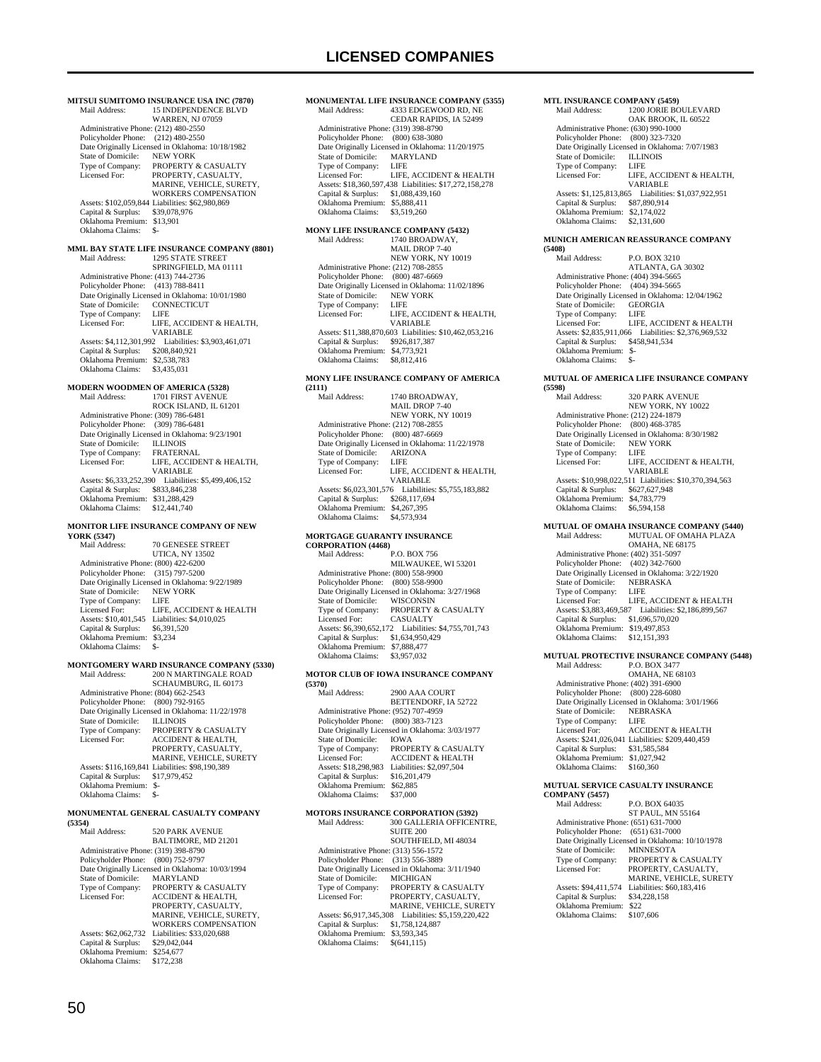**MITSUI SUMITOMO INSURANCE USA INC (7870)**
Mail Address: 15 INDEPENDENCE BLVD
WARREN, NJ 07059
Administrative Phone: (212) 480-2550
Policyholder Phone: (212) 480-2550
Date Originally Licensed in Oklahoma: 10/18/1982
State of Domicile: NEW YORK
Type of Company: PROPERTY & CASUALTY
Licensed For: PROPERTY, CASUALTY, MARINE, VEHICLE, SURETY, WORKERS COMPENSATION
Assets: $102,059,844 Liabilities: $62,980,869
Capital & Surplus: $39,078,976
Oklahoma Premium: $13,901
Oklahoma Claims: $-

**MML BAY STATE LIFE INSURANCE COMPANY (8801)**
Mail Address: 1295 STATE STREET
SPRINGFIELD, MA 01111
Administrative Phone: (413) 744-2736
Policyholder Phone: (413) 788-8411
Date Originally Licensed in Oklahoma: 10/01/1980
State of Domicile: CONNECTICUT
Type of Company: LIFE
Licensed For: LIFE, ACCIDENT & HEALTH, VARIABLE
Assets: $4,112,301,992 Liabilities: $3,903,461,071
Capital & Surplus: $208,840,921
Oklahoma Premium: $2,538,783
Oklahoma Claims: $3,435,031

**MODERN WOODMEN OF AMERICA (5328)**
Mail Address: 1701 FIRST AVENUE
ROCK ISLAND, IL 61201
Administrative Phone: (309) 786-6481
Policyholder Phone: (309) 786-6481
Date Originally Licensed in Oklahoma: 9/23/1901
State of Domicile: ILLINOIS
Type of Company: FRATERNAL
Licensed For: LIFE, ACCIDENT & HEALTH, VARIABLE
Assets: $6,333,252,390 Liabilities: $5,499,406,152
Capital & Surplus: $833,846,238
Oklahoma Premium: $31,288,429
Oklahoma Claims: $12,441,740

**MONITOR LIFE INSURANCE COMPANY OF NEW YORK (5347)**
Mail Address: 70 GENESEE STREET
UTICA, NY 13502
Administrative Phone: (800) 422-6200
Policyholder Phone: (315) 797-5200
Date Originally Licensed in Oklahoma: 9/22/1989
State of Domicile: NEW YORK
Type of Company: LIFE
Licensed For: LIFE, ACCIDENT & HEALTH
Assets: $10,401,545 Liabilities: $4,010,025
Capital & Surplus: $6,391,520
Oklahoma Premium: $3,234
Oklahoma Claims: $-

**MONTGOMERY WARD INSURANCE COMPANY (5330)**
Mail Address: 200 N MARTINGALE ROAD
SCHAUMBURG, IL 60173
Administrative Phone: (804) 662-2543
Policyholder Phone: (800) 792-9165
Date Originally Licensed in Oklahoma: 11/22/1978
State of Domicile: ILLINOIS
Type of Company: PROPERTY & CASUALTY
Licensed For: ACCIDENT & HEALTH, PROPERTY, CASUALTY, MARINE, VEHICLE, SURETY
Assets: $116,169,841 Liabilities: $98,190,389
Capital & Surplus: $17,979,452
Oklahoma Premium: $-
Oklahoma Claims: $-

**MONUMENTAL GENERAL CASUALTY COMPANY (5354)**
Mail Address: 520 PARK AVENUE
BALTIMORE, MD 21201
Administrative Phone: (319) 398-8790
Policyholder Phone: (800) 752-9797
Date Originally Licensed in Oklahoma: 10/03/1994
State of Domicile: MARYLAND
Type of Company: PROPERTY & CASUALTY
Licensed For: ACCIDENT & HEALTH, PROPERTY, CASUALTY, MARINE, VEHICLE, SURETY, WORKERS COMPENSATION
Assets: $62,062,732 Liabilities: $33,020,688
Capital & Surplus: $29,042,044
Oklahoma Premium: $254,677
Oklahoma Claims: $172,238

**MONUMENTAL LIFE INSURANCE COMPANY (5355)**
Mail Address: 4333 EDGEWOOD RD, NE
CEDAR RAPIDS, IA 52499
Administrative Phone: (319) 398-8790
Policyholder Phone: (800) 638-3080
Date Originally Licensed in Oklahoma: 11/20/1975
State of Domicile: MARYLAND
Type of Company: LIFE
Licensed For: LIFE, ACCIDENT & HEALTH
Assets: $18,360,597,438 Liabilities: $17,272,158,278
Capital & Surplus: $1,088,439,160
Oklahoma Premium: $5,888,411
Oklahoma Claims: $3,519,260

**MONY LIFE INSURANCE COMPANY (5432)**
Mail Address: 1740 BROADWAY, MAIL DROP 7-40
NEW YORK, NY 10019
Administrative Phone: (212) 708-2855
Policyholder Phone: (800) 487-6669
Date Originally Licensed in Oklahoma: 11/02/1896
State of Domicile: NEW YORK
Type of Company: LIFE
Licensed For: LIFE, ACCIDENT & HEALTH, VARIABLE
Assets: $11,388,870,603 Liabilities: $10,462,053,216
Capital & Surplus: $926,817,387
Oklahoma Premium: $4,773,921
Oklahoma Claims: $8,812,416

**MONY LIFE INSURANCE COMPANY OF AMERICA (2111)**
Mail Address: 1740 BROADWAY, MAIL DROP 7-40
NEW YORK, NY 10019
Administrative Phone: (212) 708-2855
Policyholder Phone: (800) 487-6669
Date Originally Licensed in Oklahoma: 11/22/1978
State of Domicile: ARIZONA
Type of Company: LIFE
Licensed For: LIFE, ACCIDENT & HEALTH, VARIABLE
Assets: $6,023,301,576 Liabilities: $5,755,183,882
Capital & Surplus: $268,117,694
Oklahoma Premium: $4,267,395
Oklahoma Claims: $4,573,934

**MORTGAGE GUARANTY INSURANCE CORPORATION (4468)**
Mail Address: P.O. BOX 756
MILWAUKEE, WI 53201
Administrative Phone: (800) 558-9900
Policyholder Phone: (800) 558-9900
Date Originally Licensed in Oklahoma: 3/27/1968
State of Domicile: WISCONSIN
Type of Company: PROPERTY & CASUALTY
Licensed For: CASUALTY
Assets: $6,390,652,172 Liabilities: $4,755,701,743
Capital & Surplus: $1,634,950,429
Oklahoma Premium: $7,888,477
Oklahoma Claims: $3,957,032

**MOTOR CLUB OF IOWA INSURANCE COMPANY (5370)**
Mail Address: 2900 AAA COURT
BETTENDORF, IA 52722
Administrative Phone: (952) 707-4959
Policyholder Phone: (800) 383-7123
Date Originally Licensed in Oklahoma: 3/03/1977
State of Domicile: IOWA
Type of Company: PROPERTY & CASUALTY
Licensed For: ACCIDENT & HEALTH
Assets: $18,298,983 Liabilities: $2,097,504
Capital & Surplus: $16,201,479
Oklahoma Premium: $62,885
Oklahoma Claims: $37,000

**MOTORS INSURANCE CORPORATION (5392)**
Mail Address: 300 GALLERIA OFFICENTRE, SUITE 200
SOUTHFIELD, MI 48034
Administrative Phone: (313) 556-1572
Policyholder Phone: (313) 556-3889
Date Originally Licensed in Oklahoma: 3/11/1940
State of Domicile: MICHIGAN
Type of Company: PROPERTY & CASUALTY
Licensed For: PROPERTY, CASUALTY, MARINE, VEHICLE, SURETY
Assets: $6,917,345,308 Liabilities: $5,159,220,422
Capital & Surplus: $1,758,124,887
Oklahoma Premium: $3,593,345
Oklahoma Claims: $(641,115)

**MTL INSURANCE COMPANY (5459)**
Mail Address: 1200 JORIE BOULEVARD
OAK BROOK, IL 60522
Administrative Phone: (630) 990-1000
Policyholder Phone: (800) 323-7320
Date Originally Licensed in Oklahoma: 7/07/1983
State of Domicile: ILLINOIS
Type of Company: LIFE
Licensed For: LIFE, ACCIDENT & HEALTH, VARIABLE
Assets: $1,125,813,865 Liabilities: $1,037,922,951
Capital & Surplus: $87,890,914
Oklahoma Premium: $2,174,022
Oklahoma Claims: $2,131,600

**MUNICH AMERICAN REASSURANCE COMPANY (5408)**
Mail Address: P.O. BOX 3210
ATLANTA, GA 30302
Administrative Phone: (404) 394-5665
Policyholder Phone: (404) 394-5665
Date Originally Licensed in Oklahoma: 12/04/1962
State of Domicile: GEORGIA
Type of Company: LIFE
Licensed For: LIFE, ACCIDENT & HEALTH
Assets: $2,835,911,066 Liabilities: $2,376,969,532
Capital & Surplus: $458,941,534
Oklahoma Premium: $-
Oklahoma Claims: $-

**MUTUAL OF AMERICA LIFE INSURANCE COMPANY (5598)**
Mail Address: 320 PARK AVENUE
NEW YORK, NY 10022
Administrative Phone: (212) 224-1879
Policyholder Phone: (800) 468-3785
Date Originally Licensed in Oklahoma: 8/30/1982
State of Domicile: NEW YORK
Type of Company: LIFE
Licensed For: LIFE, ACCIDENT & HEALTH, VARIABLE
Assets: $10,998,022,511 Liabilities: $10,370,394,563
Capital & Surplus: $627,627,948
Oklahoma Premium: $4,783,779
Oklahoma Claims: $6,594,158

**MUTUAL OF OMAHA INSURANCE COMPANY (5440)**
Mail Address: MUTUAL OF OMAHA PLAZA
OMAHA, NE 68175
Administrative Phone: (402) 351-5097
Policyholder Phone: (402) 342-7600
Date Originally Licensed in Oklahoma: 3/22/1920
State of Domicile: NEBRASKA
Type of Company: LIFE
Licensed For: LIFE, ACCIDENT & HEALTH
Assets: $3,883,469,587 Liabilities: $2,186,899,567
Capital & Surplus: $1,696,570,020
Oklahoma Premium: $19,497,853
Oklahoma Claims: $12,151,393

**MUTUAL PROTECTIVE INSURANCE COMPANY (5448)**
Mail Address: P.O. BOX 3477
OMAHA, NE 68103
Administrative Phone: (402) 391-6900
Policyholder Phone: (800) 228-6080
Date Originally Licensed in Oklahoma: 3/01/1966
State of Domicile: NEBRASKA
Type of Company: LIFE
Licensed For: ACCIDENT & HEALTH
Assets: $241,026,041 Liabilities: $209,440,459
Capital & Surplus: $31,585,584
Oklahoma Premium: $1,027,942
Oklahoma Claims: $160,360

**MUTUAL SERVICE CASUALTY INSURANCE COMPANY (5457)**
Mail Address: P.O. BOX 64035
ST PAUL, MN 55164
Administrative Phone: (651) 631-7000
Policyholder Phone: (651) 631-7000
Date Originally Licensed in Oklahoma: 10/10/1978
State of Domicile: MINNESOTA
Type of Company: PROPERTY & CASUALTY
Licensed For: PROPERTY, CASUALTY, MARINE, VEHICLE, SURETY
Assets: $94,411,574 Liabilities: $60,183,416
Capital & Surplus: $34,228,158
Oklahoma Premium: $22
Oklahoma Claims: $107,606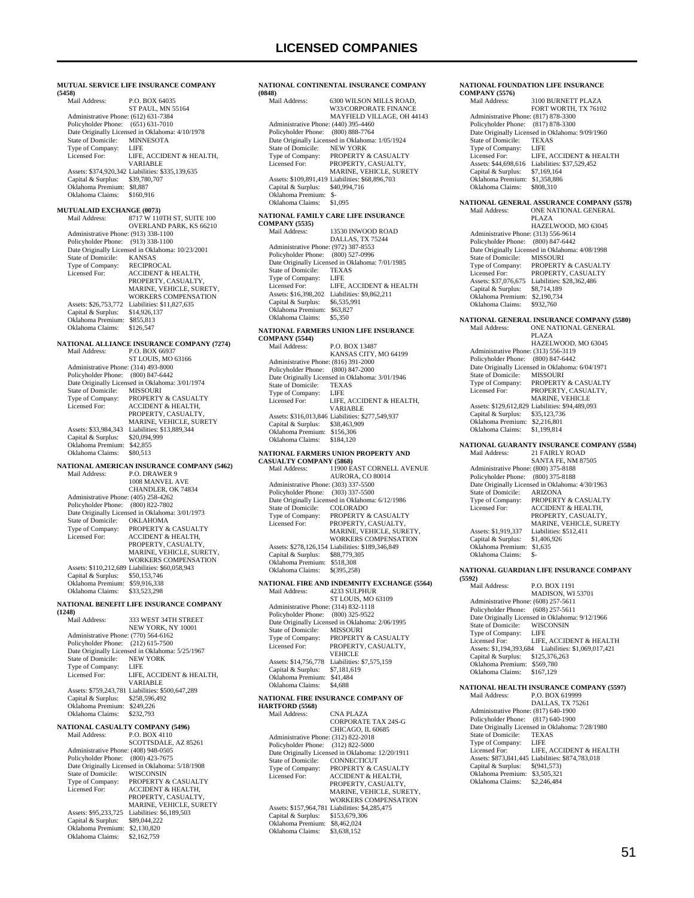## MUTUAL SERVICE LIFE INSURANCE COMPANY (5458)

Mail Address: P.O. BOX 64035
ST PAUL, MN 55164
Administrative Phone: (612) 631-7384
Policyholder Phone: (651) 631-7010
Date Originally Licensed in Oklahoma: 4/10/1978
State of Domicile: MINNESOTA
Type of Company: LIFE
Licensed For: LIFE, ACCIDENT & HEALTH, VARIABLE
Assets: $374,920,342 Liabilities: $335,139,635
Capital & Surplus: $39,780,707
Oklahoma Premium: $8,887
Oklahoma Claims: $160,916

## MUTUALAID EXCHANGE (0073)

Mail Address: 8717 W 110TH ST, SUITE 100
OVERLAND PARK, KS 66210
Administrative Phone: (913) 338-1100
Policyholder Phone: (913) 338-1100
Date Originally Licensed in Oklahoma: 10/23/2001
State of Domicile: KANSAS
Type of Company: RECIPROCAL
Licensed For: ACCIDENT & HEALTH, PROPERTY, CASUALTY, MARINE, VEHICLE, SURETY, WORKERS COMPENSATION
Assets: $26,753,772 Liabilities: $11,827,635
Capital & Surplus: $14,926,137
Oklahoma Premium: $855,813
Oklahoma Claims: $126,547

## NATIONAL ALLIANCE INSURANCE COMPANY (7274)

Mail Address: P.O. BOX 66937
ST LOUIS, MO 63166
Administrative Phone: (314) 493-8000
Policyholder Phone: (800) 847-6442
Date Originally Licensed in Oklahoma: 3/01/1974
State of Domicile: MISSOURI
Type of Company: PROPERTY & CASUALTY
Licensed For: ACCIDENT & HEALTH, PROPERTY, CASUALTY, MARINE, VEHICLE, SURETY
Assets: $33,984,343 Liabilities: $13,889,344
Capital & Surplus: $20,094,999
Oklahoma Premium: $42,855
Oklahoma Claims: $80,513

## NATIONAL AMERICAN INSURANCE COMPANY (5462)

Mail Address: P.O. DRAWER 9
1008 MANVEL AVE
CHANDLER, OK 74834
Administrative Phone: (405) 258-4262
Policyholder Phone: (800) 822-7802
Date Originally Licensed in Oklahoma: 3/01/1973
State of Domicile: OKLAHOMA
Type of Company: PROPERTY & CASUALTY
Licensed For: ACCIDENT & HEALTH, PROPERTY, CASUALTY, MARINE, VEHICLE, SURETY, WORKERS COMPENSATION
Assets: $110,212,689 Liabilities: $60,058,943
Capital & Surplus: $50,153,746
Oklahoma Premium: $59,916,338
Oklahoma Claims: $33,523,298

## NATIONAL BENEFIT LIFE INSURANCE COMPANY (1248)

Mail Address: 333 WEST 34TH STREET
NEW YORK, NY 10001
Administrative Phone: (770) 564-6162
Policyholder Phone: (212) 615-7500
Date Originally Licensed in Oklahoma: 5/25/1967
State of Domicile: NEW YORK
Type of Company: LIFE
Licensed For: LIFE, ACCIDENT & HEALTH, VARIABLE
Assets: $759,243,781 Liabilities: $500,647,289
Capital & Surplus: $258,596,492
Oklahoma Premium: $249,226
Oklahoma Claims: $232,793

## NATIONAL CASUALTY COMPANY (5496)

Mail Address: P.O. BOX 4110
SCOTTSDALE, AZ 85261
Administrative Phone: (408) 948-0505
Policyholder Phone: (800) 423-7675
Date Originally Licensed in Oklahoma: 5/18/1908
State of Domicile: WISCONSIN
Type of Company: PROPERTY & CASUALTY
Licensed For: ACCIDENT & HEALTH, PROPERTY, CASUALTY, MARINE, VEHICLE, SURETY
Assets: $95,233,725 Liabilities: $6,189,503
Capital & Surplus: $89,044,222
Oklahoma Premium: $2,130,820
Oklahoma Claims: $2,162,759

## NATIONAL CONTINENTAL INSURANCE COMPANY (0848)

Mail Address: 6300 WILSON MILLS ROAD, W33/CORPORATE FINANCE
MAYFIELD VILLAGE, OH 44143
Administrative Phone: (440) 395-4460
Policyholder Phone: (800) 888-7764
Date Originally Licensed in Oklahoma: 1/05/1924
State of Domicile: NEW YORK
Type of Company: PROPERTY & CASUALTY
Licensed For: PROPERTY, CASUALTY, MARINE, VEHICLE, SURETY
Assets: $109,891,419 Liabilities: $68,896,703
Capital & Surplus: $40,994,716
Oklahoma Premium: $-
Oklahoma Claims: $1,095

## NATIONAL FAMILY CARE LIFE INSURANCE COMPANY (5535)

Mail Address: 13530 INWOOD ROAD
DALLAS, TX 75244
Administrative Phone: (972) 387-8553
Policyholder Phone: (800) 527-0996
Date Originally Licensed in Oklahoma: 7/01/1985
State of Domicile: TEXAS
Type of Company: LIFE
Licensed For: LIFE, ACCIDENT & HEALTH
Assets: $16,398,202 Liabilities: $9,862,211
Capital & Surplus: $6,535,991
Oklahoma Premium: $63,827
Oklahoma Claims: $5,350

## NATIONAL FARMERS UNION LIFE INSURANCE COMPANY (5544)

Mail Address: P.O. BOX 13487
KANSAS CITY, MO 64199
Administrative Phone: (816) 391-2000
Policyholder Phone: (800) 847-2000
Date Originally Licensed in Oklahoma: 3/01/1946
State of Domicile: TEXAS
Type of Company: LIFE
Licensed For: LIFE, ACCIDENT & HEALTH, VARIABLE
Assets: $316,013,846 Liabilities: $277,549,937
Capital & Surplus: $38,463,909
Oklahoma Premium: $156,306
Oklahoma Claims: $184,120

## NATIONAL FARMERS UNION PROPERTY AND CASUALTY COMPANY (5868)

Mail Address: 11900 EAST CORNELL AVENUE
AURORA, CO 80014
Administrative Phone: (303) 337-5500
Policyholder Phone: (303) 337-5500
Date Originally Licensed in Oklahoma: 6/12/1986
State of Domicile: COLORADO
Type of Company: PROPERTY & CASUALTY
Licensed For: PROPERTY, CASUALTY, MARINE, VEHICLE, SURETY, WORKERS COMPENSATION
Assets: $278,126,154 Liabilities: $189,346,849
Capital & Surplus: $88,779,305
Oklahoma Premium: $518,308
Oklahoma Claims: $(395,258)

## NATIONAL FIRE AND INDEMNITY EXCHANGE (5564)

Mail Address: 4233 SULPHUR
ST LOUIS, MO 63109
Administrative Phone: (314) 832-1118
Policyholder Phone: (800) 325-9522
Date Originally Licensed in Oklahoma: 2/06/1995
State of Domicile: MISSOURI
Type of Company: PROPERTY & CASUALTY
Licensed For: PROPERTY, CASUALTY, VEHICLE
Assets: $14,756,778 Liabilities: $7,575,159
Capital & Surplus: $7,181,619
Oklahoma Premium: $41,484
Oklahoma Claims: $4,688

## NATIONAL FIRE INSURANCE COMPANY OF HARTFORD (5568)

Mail Address: CNA PLAZA
CORPORATE TAX 24S-G
CHICAGO, IL 60685
Administrative Phone: (312) 822-2018
Policyholder Phone: (312) 822-5000
Date Originally Licensed in Oklahoma: 12/20/1911
State of Domicile: CONNECTICUT
Type of Company: PROPERTY & CASUALTY
Licensed For: ACCIDENT & HEALTH, PROPERTY, CASUALTY, MARINE, VEHICLE, SURETY, WORKERS COMPENSATION
Assets: $157,964,781 Liabilities: $4,285,475
Capital & Surplus: $153,679,306
Oklahoma Premium: $8,462,024
Oklahoma Claims: $3,638,152

## NATIONAL FOUNDATION LIFE INSURANCE COMPANY (5576)

Mail Address: 3100 BURNETT PLAZA
FORT WORTH, TX 76102
Administrative Phone: (817) 878-3300
Policyholder Phone: (817) 878-3300
Date Originally Licensed in Oklahoma: 9/09/1960
State of Domicile: TEXAS
Type of Company: LIFE
Licensed For: LIFE, ACCIDENT & HEALTH
Assets: $44,698,616 Liabilities: $37,529,452
Capital & Surplus: $7,169,164
Oklahoma Premium: $1,358,886
Oklahoma Claims: $808,310

## NATIONAL GENERAL ASSURANCE COMPANY (5578)

Mail Address: ONE NATIONAL GENERAL PLAZA
HAZELWOOD, MO 63045
Administrative Phone: (313) 556-9614
Policyholder Phone: (800) 847-6442
Date Originally Licensed in Oklahoma: 4/08/1998
State of Domicile: MISSOURI
Type of Company: PROPERTY & CASUALTY
Licensed For: PROPERTY, CASUALTY
Assets: $37,076,675 Liabilities: $28,362,486
Capital & Surplus: $8,714,189
Oklahoma Premium: $2,190,734
Oklahoma Claims: $932,760

## NATIONAL GENERAL INSURANCE COMPANY (5580)

Mail Address: ONE NATIONAL GENERAL PLAZA
HAZELWOOD, MO 63045
Administrative Phone: (313) 556-3119
Policyholder Phone: (800) 847-6442
Date Originally Licensed in Oklahoma: 6/04/1971
State of Domicile: MISSOURI
Type of Company: PROPERTY & CASUALTY
Licensed For: PROPERTY, CASUALTY, MARINE, VEHICLE
Assets: $129,612,829 Liabilities: $94,489,093
Capital & Surplus: $35,123,736
Oklahoma Premium: $2,216,801
Oklahoma Claims: $1,199,814

## NATIONAL GUARANTY INSURANCE COMPANY (5584)

Mail Address: 21 FAIRLY ROAD
SANTA FE, NM 87505
Administrative Phone: (800) 375-8188
Policyholder Phone: (800) 375-8188
Date Originally Licensed in Oklahoma: 4/30/1963
State of Domicile: ARIZONA
Type of Company: PROPERTY & CASUALTY
Licensed For: ACCIDENT & HEALTH, PROPERTY, CASUALTY, MARINE, VEHICLE, SURETY
Assets: $1,919,337 Liabilities: $512,411
Capital & Surplus: $1,406,926
Oklahoma Premium: $1,635
Oklahoma Claims: $-

## NATIONAL GUARDIAN LIFE INSURANCE COMPANY (5592)

Mail Address: P.O. BOX 1191
MADISON, WI 53701
Administrative Phone: (608) 257-5611
Policyholder Phone: (608) 257-5611
Date Originally Licensed in Oklahoma: 9/12/1966
State of Domicile: WISCONSIN
Type of Company: LIFE
Licensed For: LIFE, ACCIDENT & HEALTH
Assets: $1,194,393,684 Liabilities: $1,069,017,421
Capital & Surplus: $125,376,263
Oklahoma Premium: $569,780
Oklahoma Claims: $167,129

## NATIONAL HEALTH INSURANCE COMPANY (5597)

Mail Address: P.O. BOX 619999
DALLAS, TX 75261
Administrative Phone: (817) 640-1900
Policyholder Phone: (817) 640-1900
Date Originally Licensed in Oklahoma: 7/28/1980
State of Domicile: TEXAS
Type of Company: LIFE
Licensed For: LIFE, ACCIDENT & HEALTH
Assets: $873,841,445 Liabilities: $874,783,018
Capital & Surplus: $(941,573)
Oklahoma Premium: $3,505,321
Oklahoma Claims: $2,246,484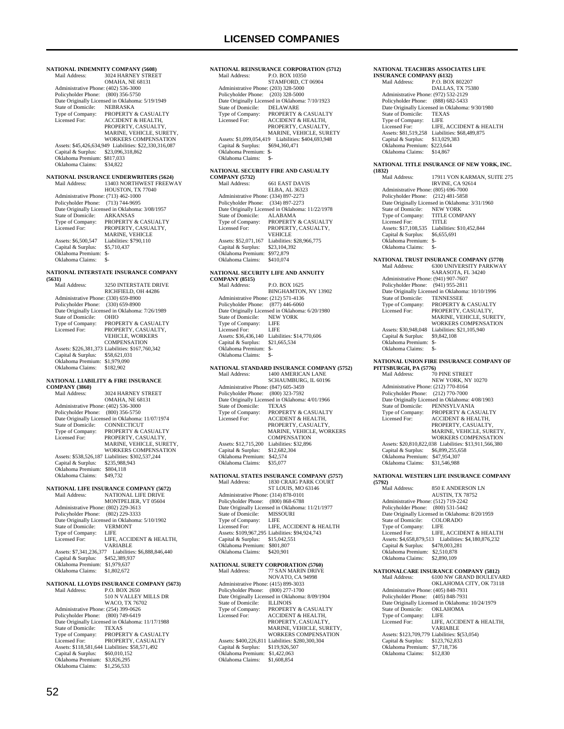# LICENSED COMPANIES

**NATIONAL INDEMNITY COMPANY (5608)**
Mail Address: 3024 HARNEY STREET
OMAHA, NE 68131
Administrative Phone: (402) 536-3000
Policyholder Phone: (800) 356-5750
Date Originally Licensed in Oklahoma: 5/19/1949
State of Domicile: NEBRASKA
Type of Company: PROPERTY & CASUALTY
Licensed For: ACCIDENT & HEALTH, PROPERTY, CASUALTY, MARINE, VEHICLE, SURETY, WORKERS COMPENSATION
Assets: $45,426,634,949 Liabilities: $22,330,316,087
Capital & Surplus: $23,096,318,862
Oklahoma Premium: $817,033
Oklahoma Claims: $34,822

**NATIONAL INSURANCE UNDERWRITERS (5624)**
Mail Address: 13403 NORTHWEST FREEWAY
HOUSTON, TX 77040
Administrative Phone: (713) 462-1000
Policyholder Phone: (713) 744-9695
Date Originally Licensed in Oklahoma: 3/08/1957
State of Domicile: ARKANSAS
Type of Company: PROPERTY & CASUALTY
Licensed For: PROPERTY, CASUALTY, MARINE, VEHICLE
Assets: $6,500,547 Liabilities: $790,110
Capital & Surplus: $5,710,437
Oklahoma Premium: $-
Oklahoma Claims: $-

**NATIONAL INTERSTATE INSURANCE COMPANY (5631)**
Mail Address: 3250 INTERSTATE DRIVE
RICHFIELD, OH 44286
Administrative Phone: (330) 659-8900
Policyholder Phone: (330) 659-8900
Date Originally Licensed in Oklahoma: 7/26/1989
State of Domicile: OHIO
Type of Company: PROPERTY & CASUALTY
Licensed For: PROPERTY, CASUALTY, VEHICLE, WORKERS COMPENSATION
Assets: $226,381,373 Liabilities: $167,760,342
Capital & Surplus: $58,621,031
Oklahoma Premium: $1,979,090
Oklahoma Claims: $182,902

**NATIONAL LIABILITY & FIRE INSURANCE COMPANY (3860)**
Mail Address: 3024 HARNEY STREET
OMAHA, NE 68131
Administrative Phone: (402) 536-3000
Policyholder Phone: (800) 356-5750
Date Originally Licensed in Oklahoma: 11/07/1974
State of Domicile: CONNECTICUT
Type of Company: PROPERTY & CASUALTY
Licensed For: PROPERTY, CASUALTY, MARINE, VEHICLE, SURETY, WORKERS COMPENSATION
Assets: $538,526,187 Liabilities: $302,537,244
Capital & Surplus: $235,988,943
Oklahoma Premium: $804,118
Oklahoma Claims: $49,732

**NATIONAL LIFE INSURANCE COMPANY (5672)**
Mail Address: NATIONAL LIFE DRIVE
MONTPELIER, VT 05604
Administrative Phone: (802) 229-3613
Policyholder Phone: (802) 229-3333
Date Originally Licensed in Oklahoma: 5/10/1902
State of Domicile: VERMONT
Type of Company: LIFE
Licensed For: LIFE, ACCIDENT & HEALTH, VARIABLE
Assets: $7,341,236,377 Liabilities: $6,888,846,440
Capital & Surplus: $452,389,937
Oklahoma Premium: $1,979,637
Oklahoma Claims: $1,802,672

**NATIONAL LLOYDS INSURANCE COMPANY (5673)**
Mail Address: P.O. BOX 2650
510 N VALLEY MILLS DR
WACO, TX 76702
Administrative Phone: (254) 399-0626
Policyholder Phone: (800) 749-6419
Date Originally Licensed in Oklahoma: 11/17/1988
State of Domicile: TEXAS
Type of Company: PROPERTY & CASUALTY
Licensed For: PROPERTY, CASUALTY
Assets: $118,581,644 Liabilities: $58,571,492
Capital & Surplus: $60,010,152
Oklahoma Premium: $3,826,295
Oklahoma Claims: $1,256,533

**NATIONAL REINSURANCE CORPORATION (5712)**
Mail Address: P.O. BOX 10350
STAMFORD, CT 06904
Administrative Phone: (203) 328-5000
Policyholder Phone: (203) 328-5000
Date Originally Licensed in Oklahoma: 7/10/1923
State of Domicile: DELAWARE
Type of Company: PROPERTY & CASUALTY
Licensed For: ACCIDENT & HEALTH, PROPERTY, CASUALTY, MARINE, VEHICLE, SURETY
Assets: $1,099,054,419 Liabilities: $404,693,948
Capital & Surplus: $694,360,471
Oklahoma Premium: $-
Oklahoma Claims: $-

**NATIONAL SECURITY FIRE AND CASUALTY COMPANY (5732)**
Mail Address: 661 EAST DAVIS
ELBA, AL 36323
Administrative Phone: (334) 897-2273
Policyholder Phone: (334) 897-2273
Date Originally Licensed in Oklahoma: 11/22/1978
State of Domicile: ALABAMA
Type of Company: PROPERTY & CASUALTY
Licensed For: PROPERTY, CASUALTY, VEHICLE
Assets: $52,071,167 Liabilities: $28,966,775
Capital & Surplus: $23,104,392
Oklahoma Premium: $972,879
Oklahoma Claims: $410,074

**NATIONAL SECURITY LIFE AND ANNUITY COMPANY (8515)**
Mail Address: P.O. BOX 1625
BINGHAMTON, NY 13902
Administrative Phone: (212) 571-4136
Policyholder Phone: (877) 446-6060
Date Originally Licensed in Oklahoma: 6/20/1980
State of Domicile: NEW YORK
Type of Company: LIFE
Licensed For: LIFE
Assets: $36,436,140 Liabilities: $14,770,606
Capital & Surplus: $21,665,534
Oklahoma Premium: $-
Oklahoma Claims: $-

**NATIONAL STANDARD INSURANCE COMPANY (5752)**
Mail Address: 1400 AMERICAN LANE
SCHAUMBURG, IL 60196
Administrative Phone: (847) 605-3459
Policyholder Phone: (800) 323-7592
Date Originally Licensed in Oklahoma: 4/01/1966
State of Domicile: TEXAS
Type of Company: PROPERTY & CASUALTY
Licensed For: ACCIDENT & HEALTH, PROPERTY, CASUALTY, MARINE, VEHICLE, WORKERS COMPENSATION
Assets: $12,715,200 Liabilities: $32,896
Capital & Surplus: $12,682,304
Oklahoma Premium: $42,574
Oklahoma Claims: $35,077

**NATIONAL STATES INSURANCE COMPANY (5757)**
Mail Address: 1830 CRAIG PARK COURT
ST LOUIS, MO 63146
Administrative Phone: (314) 878-0101
Policyholder Phone: (800) 868-6788
Date Originally Licensed in Oklahoma: 11/21/1977
State of Domicile: MISSOURI
Type of Company: LIFE
Licensed For: LIFE, ACCIDENT & HEALTH
Assets: $109,967,295 Liabilities: $94,924,743
Capital & Surplus: $15,042,551
Oklahoma Premium: $801,807
Oklahoma Claims: $420,901

**NATIONAL SURETY CORPORATION (5760)**
Mail Address: 77 SAN MARIN DRIVE
NOVATO, CA 94998
Administrative Phone: (415) 899-3033
Policyholder Phone: (800) 277-1700
Date Originally Licensed in Oklahoma: 8/09/1904
State of Domicile: ILLINOIS
Type of Company: PROPERTY & CASUALTY
Licensed For: ACCIDENT & HEALTH, PROPERTY, CASUALTY, MARINE, VEHICLE, SURETY, WORKERS COMPENSATION
Assets: $400,226,811 Liabilities: $280,300,304
Capital & Surplus: $119,926,507
Oklahoma Premium: $1,422,063
Oklahoma Claims: $1,608,854

**NATIONAL TEACHERS ASSOCIATES LIFE INSURANCE COMPANY (6132)**
Mail Address: P.O. BOX 802207
DALLAS, TX 75380
Administrative Phone: (972) 532-2129
Policyholder Phone: (888) 682-5433
Date Originally Licensed in Oklahoma: 9/30/1980
State of Domicile: TEXAS
Type of Company: LIFE
Licensed For: LIFE, ACCIDENT & HEALTH
Assets: $81,519,258 Liabilities: $68,489,875
Capital & Surplus: $13,029,383
Oklahoma Premium: $223,644
Oklahoma Claims: $14,867

**NATIONAL TITLE INSURANCE OF NEW YORK, INC. (1832)**
Mail Address: 17911 VON KARMAN, SUITE 275
IRVINE, CA 92614
Administrative Phone: (805) 696-7000
Policyholder Phone: (212) 481-5858
Date Originally Licensed in Oklahoma: 3/31/1960
State of Domicile: NEW YORK
Type of Company: TITLE COMPANY
Licensed For: TITLE
Assets: $17,108,535 Liabilities: $10,452,844
Capital & Surplus: $6,655,691
Oklahoma Premium: $-
Oklahoma Claims: $-

**NATIONAL TRUST INSURANCE COMPANY (5770)**
Mail Address: 6300 UNIVERSITY PARKWAY
SARASOTA, FL 34240
Administrative Phone: (941) 907-7607
Policyholder Phone: (941) 955-2811
Date Originally Licensed in Oklahoma: 10/10/1996
State of Domicile: TENNESSEE
Type of Company: PROPERTY & CASUALTY
Licensed For: PROPERTY, CASUALTY, MARINE, VEHICLE, SURETY, WORKERS COMPENSATION
Assets: $30,948,048 Liabilities: $21,105,940
Capital & Surplus: $9,842,108
Oklahoma Premium: $-
Oklahoma Claims: $-

**NATIONAL UNION FIRE INSURANCE COMPANY OF PITTSBURGH, PA (5776)**
Mail Address: 70 PINE STREET
NEW YORK, NY 10270
Administrative Phone: (212) 770-8164
Policyholder Phone: (212) 770-7000
Date Originally Licensed in Oklahoma: 4/08/1903
State of Domicile: PENNSYLVANIA
Type of Company: PROPERTY & CASUALTY
Licensed For: ACCIDENT & HEALTH, PROPERTY, CASUALTY, MARINE, VEHICLE, SURETY, WORKERS COMPENSATION
Assets: $20,810,822,038 Liabilities: $13,911,566,380
Capital & Surplus: $6,899,255,658
Oklahoma Premium: $47,954,307
Oklahoma Claims: $31,546,988

**NATIONAL WESTERN LIFE INSURANCE COMPANY (5792)**
Mail Address: 850 E ANDERSON LN
AUSTIN, TX 78752
Administrative Phone: (512) 719-2242
Policyholder Phone: (800) 531-5442
Date Originally Licensed in Oklahoma: 8/20/1959
State of Domicile: COLORADO
Type of Company: LIFE
Licensed For: LIFE, ACCIDENT & HEALTH
Assets: $4,658,879,513 Liabilities: $4,180,876,232
Capital & Surplus: $478,003,281
Oklahoma Premium: $2,510,878
Oklahoma Claims: $2,890,109

**NATIONALCARE INSURANCE COMPANY (5812)**
Mail Address: 6100 NW GRAND BOULEVARD
OKLAHOMA CITY, OK 73118
Administrative Phone: (405) 848-7931
Policyholder Phone: (405) 848-7931
Date Originally Licensed in Oklahoma: 10/24/1979
State of Domicile: OKLAHOMA
Type of Company: LIFE
Licensed For: LIFE, ACCIDENT & HEALTH, VARIABLE
Assets: $123,709,779 Liabilities: $(53,054)
Capital & Surplus: $123,762,833
Oklahoma Premium: $7,718,736
Oklahoma Claims: $12,830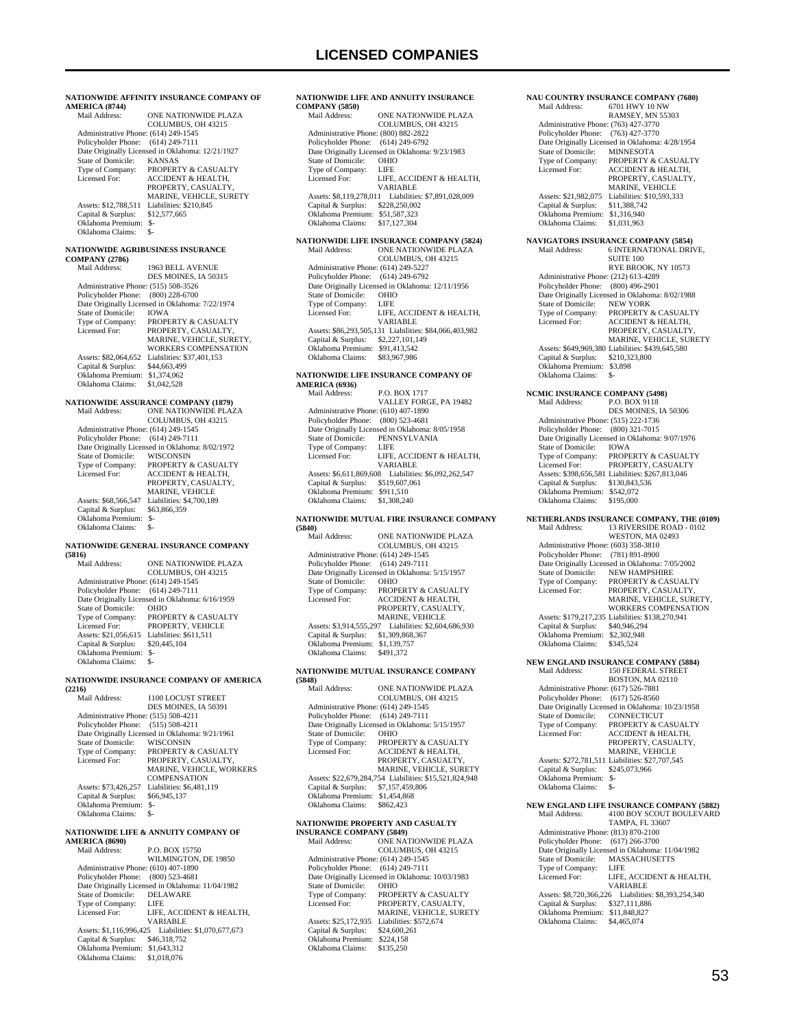# LICENSED COMPANIES

**NATIONWIDE AFFINITY INSURANCE COMPANY OF AMERICA (8744)**

Mail Address: ONE NATIONWIDE PLAZA
COLUMBUS, OH 43215
Administrative Phone: (614) 249-1545
Policyholder Phone: (614) 249-7111
Date Originally Licensed in Oklahoma: 12/21/1927
State of Domicile: KANSAS
Type of Company: PROPERTY & CASUALTY
Licensed For: ACCIDENT & HEALTH, PROPERTY, CASUALTY, MARINE, VEHICLE, SURETY
Assets: $12,788,511 Liabilities: $210,845
Capital & Surplus: $12,577,665
Oklahoma Premium: $-
Oklahoma Claims: $-

**NATIONWIDE AGRIBUSINESS INSURANCE COMPANY (2786)**

Mail Address: 1963 BELL AVENUE
DES MOINES, IA 50315
Administrative Phone: (515) 508-3526
Policyholder Phone: (800) 228-6700
Date Originally Licensed in Oklahoma: 7/22/1974
State of Domicile: IOWA
Type of Company: PROPERTY & CASUALTY
Licensed For: PROPERTY, CASUALTY, MARINE, VEHICLE, SURETY, WORKERS COMPENSATION
Assets: $82,064,652 Liabilities: $37,401,153
Capital & Surplus: $44,663,499
Oklahoma Premium: $1,374,062
Oklahoma Claims: $1,042,528

**NATIONWIDE ASSURANCE COMPANY (1879)**

Mail Address: ONE NATIONWIDE PLAZA
COLUMBUS, OH 43215
Administrative Phone: (614) 249-1545
Policyholder Phone: (614) 249-7111
Date Originally Licensed in Oklahoma: 8/02/1972
State of Domicile: WISCONSIN
Type of Company: PROPERTY & CASUALTY
Licensed For: ACCIDENT & HEALTH, PROPERTY, CASUALTY, MARINE, VEHICLE
Assets: $68,566,547 Liabilities: $4,700,189
Capital & Surplus: $63,866,359
Oklahoma Premium: $-
Oklahoma Claims: $-

**NATIONWIDE GENERAL INSURANCE COMPANY (5816)**

Mail Address: ONE NATIONWIDE PLAZA
COLUMBUS, OH 43215
Administrative Phone: (614) 249-1545
Policyholder Phone: (614) 249-7111
Date Originally Licensed in Oklahoma: 6/16/1959
State of Domicile: OHIO
Type of Company: PROPERTY & CASUALTY
Licensed For: PROPERTY, VEHICLE
Assets: $21,056,615 Liabilities: $611,511
Capital & Surplus: $20,445,104
Oklahoma Premium: $-
Oklahoma Claims: $-

**NATIONWIDE INSURANCE COMPANY OF AMERICA (2216)**

Mail Address: 1100 LOCUST STREET
DES MOINES, IA 50391
Administrative Phone: (515) 508-4211
Policyholder Phone: (515) 508-4211
Date Originally Licensed in Oklahoma: 9/21/1961
State of Domicile: WISCONSIN
Type of Company: PROPERTY & CASUALTY
Licensed For: PROPERTY, CASUALTY, MARINE, VEHICLE, WORKERS COMPENSATION
Assets: $73,426,257 Liabilities: $6,481,119
Capital & Surplus: $66,945,137
Oklahoma Premium: $-
Oklahoma Claims: $-

**NATIONWIDE LIFE & ANNUITY COMPANY OF AMERICA (8690)**

Mail Address: P.O. BOX 15750
WILMINGTON, DE 19850
Administrative Phone: (610) 407-1890
Policyholder Phone: (800) 523-4681
Date Originally Licensed in Oklahoma: 11/04/1982
State of Domicile: DELAWARE
Type of Company: LIFE
Licensed For: LIFE, ACCIDENT & HEALTH, VARIABLE
Assets: $1,116,996,425 Liabilities: $1,070,677,673
Capital & Surplus: $46,318,752
Oklahoma Premium: $1,643,312
Oklahoma Claims: $1,018,076

**NATIONWIDE LIFE AND ANNUITY INSURANCE COMPANY (5850)**

Mail Address: ONE NATIONWIDE PLAZA
COLUMBUS, OH 43215
Administrative Phone: (800) 882-2822
Policyholder Phone: (614) 249-6792
Date Originally Licensed in Oklahoma: 9/23/1983
State of Domicile: OHIO
Type of Company: LIFE
Licensed For: LIFE, ACCIDENT & HEALTH, VARIABLE
Assets: $8,119,278,011 Liabilities: $7,891,028,009
Capital & Surplus: $228,250,002
Oklahoma Premium: $51,587,323
Oklahoma Claims: $17,127,304

**NATIONWIDE LIFE INSURANCE COMPANY (5824)**

Mail Address: ONE NATIONWIDE PLAZA
COLUMBUS, OH 43215
Administrative Phone: (614) 249-5227
Policyholder Phone: (614) 249-6792
Date Originally Licensed in Oklahoma: 12/11/1956
State of Domicile: OHIO
Type of Company: LIFE
Licensed For: LIFE, ACCIDENT & HEALTH, VARIABLE
Assets: $86,293,505,131 Liabilities: $84,066,403,982
Capital & Surplus: $2,227,101,149
Oklahoma Premium: $91,413,542
Oklahoma Claims: $83,967,986

**NATIONWIDE LIFE INSURANCE COMPANY OF AMERICA (6936)**

Mail Address: P.O. BOX 1717
VALLEY FORGE, PA 19482
Administrative Phone: (610) 407-1890
Policyholder Phone: (800) 523-4681
Date Originally Licensed in Oklahoma: 8/05/1958
State of Domicile: PENNSYLVANIA
Type of Company: LIFE
Licensed For: LIFE, ACCIDENT & HEALTH, VARIABLE
Assets: $6,611,869,608 Liabilities: $6,092,262,547
Capital & Surplus: $519,607,061
Oklahoma Premium: $911,510
Oklahoma Claims: $1,308,240

**NATIONWIDE MUTUAL FIRE INSURANCE COMPANY (5840)**

Mail Address: ONE NATIONWIDE PLAZA
COLUMBUS, OH 43215
Administrative Phone: (614) 249-1545
Policyholder Phone: (614) 249-7111
Date Originally Licensed in Oklahoma: 5/15/1957
State of Domicile: OHIO
Type of Company: PROPERTY & CASUALTY
Licensed For: ACCIDENT & HEALTH, PROPERTY, CASUALTY, MARINE, VEHICLE
Assets: $3,914,555,297 Liabilities: $2,604,686,930
Capital & Surplus: $1,309,868,367
Oklahoma Premium: $1,139,757
Oklahoma Claims: $491,372

**NATIONWIDE MUTUAL INSURANCE COMPANY (5848)**

Mail Address: ONE NATIONWIDE PLAZA
COLUMBUS, OH 43215
Administrative Phone: (614) 249-1545
Policyholder Phone: (614) 249-7111
Date Originally Licensed in Oklahoma: 5/15/1957
State of Domicile: OHIO
Type of Company: PROPERTY & CASUALTY
Licensed For: ACCIDENT & HEALTH, PROPERTY, CASUALTY, MARINE, VEHICLE, SURETY
Assets: $22,679,284,754 Liabilities: $15,521,824,948
Capital & Surplus: $7,157,459,806
Oklahoma Premium: $1,454,868
Oklahoma Claims: $862,423

**NATIONWIDE PROPERTY AND CASUALTY INSURANCE COMPANY (5849)**

Mail Address: ONE NATIONWIDE PLAZA
COLUMBUS, OH 43215
Administrative Phone: (614) 249-1545
Policyholder Phone: (614) 249-7111
Date Originally Licensed in Oklahoma: 10/03/1983
State of Domicile: OHIO
Type of Company: PROPERTY & CASUALTY
Licensed For: PROPERTY, CASUALTY, MARINE, VEHICLE, SURETY
Assets: $25,172,935 Liabilities: $572,674
Capital & Surplus: $24,600,261
Oklahoma Premium: $224,158
Oklahoma Claims: $135,250

**NAU COUNTRY INSURANCE COMPANY (7680)**

Mail Address: 6701 HWY 10 NW
RAMSEY, MN 55303
Administrative Phone: (763) 427-3770
Policyholder Phone: (763) 427-3770
Date Originally Licensed in Oklahoma: 4/28/1954
State of Domicile: MINNESOTA
Type of Company: PROPERTY & CASUALTY
Licensed For: ACCIDENT & HEALTH, PROPERTY, CASUALTY, MARINE, VEHICLE
Assets: $21,982,075 Liabilities: $10,593,333
Capital & Surplus: $11,388,742
Oklahoma Premium: $1,316,940
Oklahoma Claims: $1,031,963

**NAVIGATORS INSURANCE COMPANY (5854)**

Mail Address: 6 INTERNATIONAL DRIVE, SUITE 100
RYE BROOK, NY 10573
Administrative Phone: (212) 613-4289
Policyholder Phone: (800) 496-2901
Date Originally Licensed in Oklahoma: 8/02/1988
State of Domicile: NEW YORK
Type of Company: PROPERTY & CASUALTY
Licensed For: ACCIDENT & HEALTH, PROPERTY, CASUALTY, MARINE, VEHICLE, SURETY
Assets: $649,969,380 Liabilities: $439,645,580
Capital & Surplus: $210,323,800
Oklahoma Premium: $3,898
Oklahoma Claims: $-

**NCMIC INSURANCE COMPANY (5498)**

Mail Address: P.O. BOX 9118
DES MOINES, IA 50306
Administrative Phone: (515) 222-1736
Policyholder Phone: (800) 321-7015
Date Originally Licensed in Oklahoma: 9/07/1976
State of Domicile: IOWA
Type of Company: PROPERTY & CASUALTY
Licensed For: PROPERTY, CASUALTY
Assets: $398,656,581 Liabilities: $267,813,046
Capital & Surplus: $130,843,536
Oklahoma Premium: $542,072
Oklahoma Claims: $195,000

**NETHERLANDS INSURANCE COMPANY, THE (0109)**

Mail Address: 13 RIVERSIDE ROAD - 0102
WESTON, MA 02493
Administrative Phone: (603) 358-3810
Policyholder Phone: (781) 891-8900
Date Originally Licensed in Oklahoma: 7/05/2002
State of Domicile: NEW HAMPSHIRE
Type of Company: PROPERTY & CASUALTY
Licensed For: PROPERTY, CASUALTY, MARINE, VEHICLE, SURETY, WORKERS COMPENSATION
Assets: $179,217,235 Liabilities: $138,270,941
Capital & Surplus: $40,946,294
Oklahoma Premium: $2,302,948
Oklahoma Claims: $345,524

**NEW ENGLAND INSURANCE COMPANY (5884)**

Mail Address: 150 FEDERAL STREET
BOSTON, MA 02110
Administrative Phone: (617) 526-7881
Policyholder Phone: (617) 526-8560
Date Originally Licensed in Oklahoma: 10/23/1958
State of Domicile: CONNECTICUT
Type of Company: PROPERTY & CASUALTY
Licensed For: ACCIDENT & HEALTH, PROPERTY, CASUALTY, MARINE, VEHICLE
Assets: $272,781,511 Liabilities: $27,707,545
Capital & Surplus: $245,073,966
Oklahoma Premium: $-
Oklahoma Claims: $-

**NEW ENGLAND LIFE INSURANCE COMPANY (5882)**

Mail Address: 4100 BOY SCOUT BOULEVARD
TAMPA, FL 33607
Administrative Phone: (813) 870-2100
Policyholder Phone: (617) 266-3700
Date Originally Licensed in Oklahoma: 11/04/1982
State of Domicile: MASSACHUSETTS
Type of Company: LIFE
Licensed For: LIFE, ACCIDENT & HEALTH, VARIABLE
Assets: $8,720,366,226 Liabilities: $8,393,254,340
Capital & Surplus: $327,111,886
Oklahoma Premium: $11,848,827
Oklahoma Claims: $4,465,074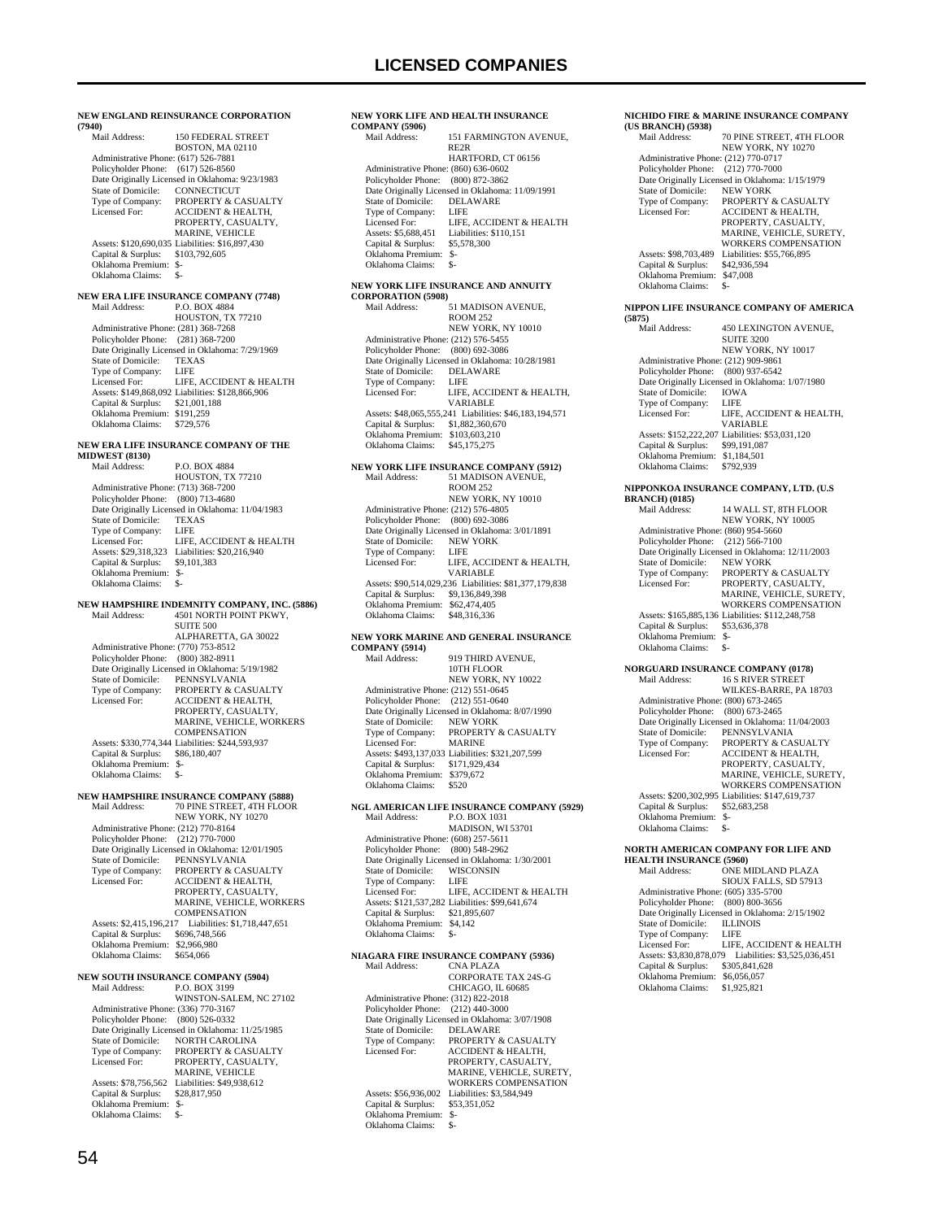# LICENSED COMPANIES

**NEW ENGLAND REINSURANCE CORPORATION (7940)**

Mail Address: 150 FEDERAL STREET
BOSTON, MA 02110
Administrative Phone: (617) 526-7881
Policyholder Phone: (617) 526-8560
Date Originally Licensed in Oklahoma: 9/23/1983
State of Domicile: CONNECTICUT
Type of Company: PROPERTY & CASUALTY
Licensed For: ACCIDENT & HEALTH, PROPERTY, CASUALTY, MARINE, VEHICLE
Assets: $120,690,035 Liabilities: $16,897,430
Capital & Surplus: $103,792,605
Oklahoma Premium: $-
Oklahoma Claims: $-

**NEW ERA LIFE INSURANCE COMPANY (7748)**

Mail Address: P.O. BOX 4884
HOUSTON, TX 77210
Administrative Phone: (281) 368-7268
Policyholder Phone: (281) 368-7200
Date Originally Licensed in Oklahoma: 7/29/1969
State of Domicile: TEXAS
Type of Company: LIFE
Licensed For: LIFE, ACCIDENT & HEALTH
Assets: $149,868,092 Liabilities: $128,866,906
Capital & Surplus: $21,001,188
Oklahoma Premium: $191,259
Oklahoma Claims: $729,576

**NEW ERA LIFE INSURANCE COMPANY OF THE MIDWEST (8130)**

Mail Address: P.O. BOX 4884
HOUSTON, TX 77210
Administrative Phone: (713) 368-7200
Policyholder Phone: (800) 713-4680
Date Originally Licensed in Oklahoma: 11/04/1983
State of Domicile: TEXAS
Type of Company: LIFE
Licensed For: LIFE, ACCIDENT & HEALTH
Assets: $29,318,323 Liabilities: $20,216,940
Capital & Surplus: $9,101,383
Oklahoma Premium: $-
Oklahoma Claims: $-

**NEW HAMPSHIRE INDEMNITY COMPANY, INC. (5886)**

Mail Address: 4501 NORTH POINT PKWY, SUITE 500
ALPHARETTA, GA 30022
Administrative Phone: (770) 753-8512
Policyholder Phone: (800) 382-8911
Date Originally Licensed in Oklahoma: 5/19/1982
State of Domicile: PENNSYLVANIA
Type of Company: PROPERTY & CASUALTY
Licensed For: ACCIDENT & HEALTH, PROPERTY, CASUALTY, MARINE, VEHICLE, WORKERS COMPENSATION
Assets: $330,774,344 Liabilities: $244,593,937
Capital & Surplus: $86,180,407
Oklahoma Premium: $-
Oklahoma Claims: $-

**NEW HAMPSHIRE INSURANCE COMPANY (5888)**

Mail Address: 70 PINE STREET, 4TH FLOOR
NEW YORK, NY 10270
Administrative Phone: (212) 770-8164
Policyholder Phone: (212) 770-7000
Date Originally Licensed in Oklahoma: 12/01/1905
State of Domicile: PENNSYLVANIA
Type of Company: PROPERTY & CASUALTY
Licensed For: ACCIDENT & HEALTH, PROPERTY, CASUALTY, MARINE, VEHICLE, WORKERS COMPENSATION
Assets: $2,415,196,217 Liabilities: $1,718,447,651
Capital & Surplus: $696,748,566
Oklahoma Premium: $2,966,980
Oklahoma Claims: $654,066

**NEW SOUTH INSURANCE COMPANY (5904)**

Mail Address: P.O. BOX 3199
WINSTON-SALEM, NC 27102
Administrative Phone: (336) 770-3167
Policyholder Phone: (800) 526-0332
Date Originally Licensed in Oklahoma: 11/25/1985
State of Domicile: NORTH CAROLINA
Type of Company: PROPERTY & CASUALTY
Licensed For: PROPERTY, CASUALTY, MARINE, VEHICLE
Assets: $78,756,562 Liabilities: $49,938,612
Capital & Surplus: $28,817,950
Oklahoma Premium: $-
Oklahoma Claims: $-

**NEW YORK LIFE AND HEALTH INSURANCE COMPANY (5906)**

Mail Address: 151 FARMINGTON AVENUE, RE2R
HARTFORD, CT 06156
Administrative Phone: (860) 636-0602
Policyholder Phone: (800) 872-3862
Date Originally Licensed in Oklahoma: 11/09/1991
State of Domicile: DELAWARE
Type of Company: LIFE
Licensed For: LIFE, ACCIDENT & HEALTH
Assets: $5,688,451 Liabilities: $110,151
Capital & Surplus: $5,578,300
Oklahoma Premium: $-
Oklahoma Claims: $-

**NEW YORK LIFE INSURANCE AND ANNUITY CORPORATION (5908)**

Mail Address: 51 MADISON AVENUE, ROOM 252
NEW YORK, NY 10010
Administrative Phone: (212) 576-5455
Policyholder Phone: (800) 692-3086
Date Originally Licensed in Oklahoma: 10/28/1981
State of Domicile: DELAWARE
Type of Company: LIFE
Licensed For: LIFE, ACCIDENT & HEALTH, VARIABLE
Assets: $48,065,555,241 Liabilities: $46,183,194,571
Capital & Surplus: $1,882,360,670
Oklahoma Premium: $103,603,210
Oklahoma Claims: $45,175,275

**NEW YORK LIFE INSURANCE COMPANY (5912)**

Mail Address: 51 MADISON AVENUE, ROOM 252
NEW YORK, NY 10010
Administrative Phone: (212) 576-4805
Policyholder Phone: (800) 692-3086
Date Originally Licensed in Oklahoma: 3/01/1891
State of Domicile: NEW YORK
Type of Company: LIFE
Licensed For: LIFE, ACCIDENT & HEALTH, VARIABLE
Assets: $90,514,029,236 Liabilities: $81,377,179,838
Capital & Surplus: $9,136,849,398
Oklahoma Premium: $62,474,405
Oklahoma Claims: $48,316,336

**NEW YORK MARINE AND GENERAL INSURANCE COMPANY (5914)**

Mail Address: 919 THIRD AVENUE, 10TH FLOOR
NEW YORK, NY 10022
Administrative Phone: (212) 551-0645
Policyholder Phone: (212) 551-0640
Date Originally Licensed in Oklahoma: 8/07/1990
State of Domicile: NEW YORK
Type of Company: PROPERTY & CASUALTY
Licensed For: MARINE
Assets: $493,137,033 Liabilities: $321,207,599
Capital & Surplus: $171,929,434
Oklahoma Premium: $379,672
Oklahoma Claims: $520

**NGL AMERICAN LIFE INSURANCE COMPANY (5929)**

Mail Address: P.O. BOX 1031
MADISON, WI 53701
Administrative Phone: (608) 257-5611
Policyholder Phone: (800) 548-2962
Date Originally Licensed in Oklahoma: 1/30/2001
State of Domicile: WISCONSIN
Type of Company: LIFE
Licensed For: LIFE, ACCIDENT & HEALTH
Assets: $121,537,282 Liabilities: $99,641,674
Capital & Surplus: $21,895,607
Oklahoma Premium: $4,142
Oklahoma Claims: $-

**NIAGARA FIRE INSURANCE COMPANY (5936)**

Mail Address: CNA PLAZA, CORPORATE TAX 24S-G
CHICAGO, IL 60685
Administrative Phone: (312) 822-2018
Policyholder Phone: (212) 440-3000
Date Originally Licensed in Oklahoma: 3/07/1908
State of Domicile: DELAWARE
Type of Company: PROPERTY & CASUALTY
Licensed For: ACCIDENT & HEALTH, PROPERTY, CASUALTY, MARINE, VEHICLE, SURETY, WORKERS COMPENSATION
Assets: $56,936,002 Liabilities: $3,584,949
Capital & Surplus: $53,351,052
Oklahoma Premium: $-
Oklahoma Claims: $-

**NICHIDO FIRE & MARINE INSURANCE COMPANY (US BRANCH) (5938)**

Mail Address: 70 PINE STREET, 4TH FLOOR
NEW YORK, NY 10270
Administrative Phone: (212) 770-0717
Policyholder Phone: (212) 770-7000
Date Originally Licensed in Oklahoma: 1/15/1979
State of Domicile: NEW YORK
Type of Company: PROPERTY & CASUALTY
Licensed For: ACCIDENT & HEALTH, PROPERTY, CASUALTY, MARINE, VEHICLE, SURETY, WORKERS COMPENSATION
Assets: $98,703,489 Liabilities: $55,766,895
Capital & Surplus: $42,936,594
Oklahoma Premium: $47,008
Oklahoma Claims: $-

**NIPPON LIFE INSURANCE COMPANY OF AMERICA (5875)**

Mail Address: 450 LEXINGTON AVENUE, SUITE 3200
NEW YORK, NY 10017
Administrative Phone: (212) 909-9861
Policyholder Phone: (800) 937-6542
Date Originally Licensed in Oklahoma: 1/07/1980
State of Domicile: IOWA
Type of Company: LIFE
Licensed For: LIFE, ACCIDENT & HEALTH, VARIABLE
Assets: $152,222,207 Liabilities: $53,031,120
Capital & Surplus: $99,191,087
Oklahoma Premium: $1,184,501
Oklahoma Claims: $792,939

**NIPPONKOA INSURANCE COMPANY, LTD. (U.S BRANCH) (0185)**

Mail Address: 14 WALL ST, 8TH FLOOR
NEW YORK, NY 10005
Administrative Phone: (860) 954-5660
Policyholder Phone: (212) 566-7100
Date Originally Licensed in Oklahoma: 12/11/2003
State of Domicile: NEW YORK
Type of Company: PROPERTY & CASUALTY
Licensed For: PROPERTY, CASUALTY, MARINE, VEHICLE, SURETY, WORKERS COMPENSATION
Assets: $165,885,136 Liabilities: $112,248,758
Capital & Surplus: $53,636,378
Oklahoma Premium: $-
Oklahoma Claims: $-

**NORGUARD INSURANCE COMPANY (0178)**

Mail Address: 16 S RIVER STREET
WILKES-BARRE, PA 18703
Administrative Phone: (800) 673-2465
Policyholder Phone: (800) 673-2465
Date Originally Licensed in Oklahoma: 11/04/2003
State of Domicile: PENNSYLVANIA
Type of Company: PROPERTY & CASUALTY
Licensed For: ACCIDENT & HEALTH, PROPERTY, CASUALTY, MARINE, VEHICLE, SURETY, WORKERS COMPENSATION
Assets: $200,302,995 Liabilities: $147,619,737
Capital & Surplus: $52,683,258
Oklahoma Premium: $-
Oklahoma Claims: $-

**NORTH AMERICAN COMPANY FOR LIFE AND HEALTH INSURANCE (5960)**

Mail Address: ONE MIDLAND PLAZA
SIOUX FALLS, SD 57913
Administrative Phone: (605) 335-5700
Policyholder Phone: (800) 800-3656
Date Originally Licensed in Oklahoma: 2/15/1902
State of Domicile: ILLINOIS
Type of Company: LIFE
Licensed For: LIFE, ACCIDENT & HEALTH
Assets: $3,830,878,079 Liabilities: $3,525,036,451
Capital & Surplus: $305,841,628
Oklahoma Premium: $6,056,057
Oklahoma Claims: $1,925,821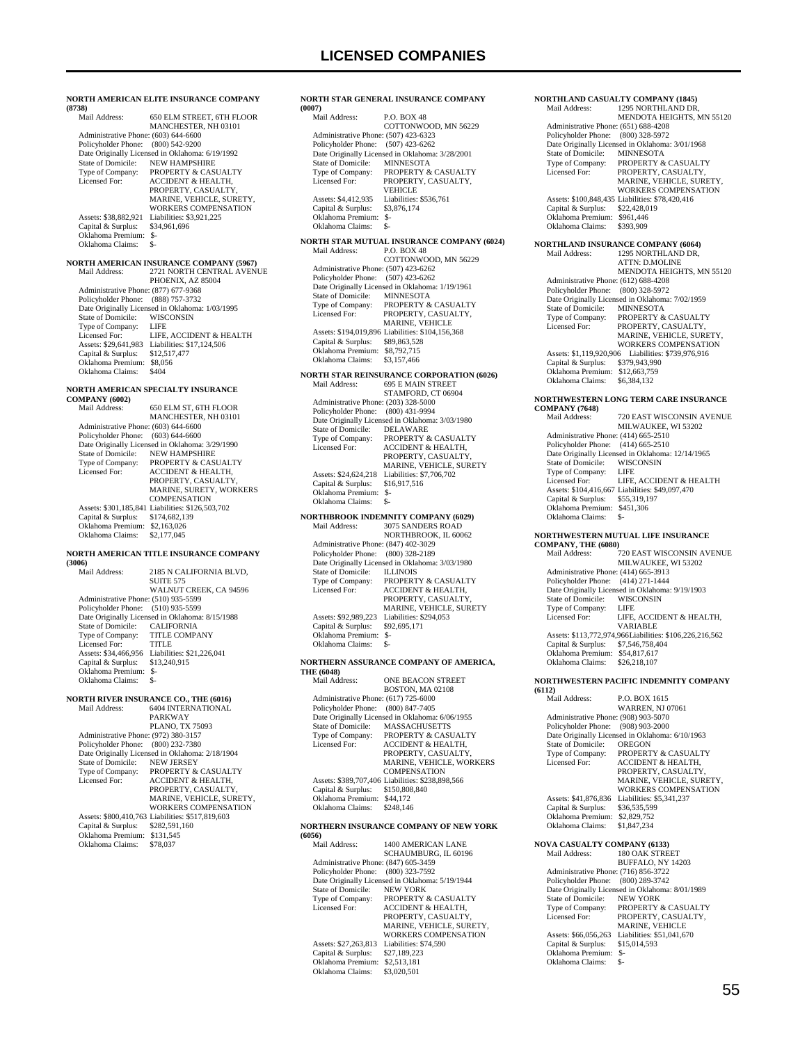# LICENSED COMPANIES

**NORTH AMERICAN ELITE INSURANCE COMPANY (8738)**
Mail Address: 650 ELM STREET, 6TH FLOOR
MANCHESTER, NH 03101
Administrative Phone: (603) 644-6600
Policyholder Phone: (800) 542-9200
Date Originally Licensed in Oklahoma: 6/19/1992
State of Domicile: NEW HAMPSHIRE
Type of Company: PROPERTY & CASUALTY
Licensed For: ACCIDENT & HEALTH, PROPERTY, CASUALTY, MARINE, VEHICLE, SURETY, WORKERS COMPENSATION
Assets: $38,882,921 Liabilities: $3,921,225
Capital & Surplus: $34,961,696
Oklahoma Premium: $-
Oklahoma Claims: $-

**NORTH AMERICAN INSURANCE COMPANY (5967)**
Mail Address: 2721 NORTH CENTRAL AVENUE
PHOENIX, AZ 85004
Administrative Phone: (877) 677-9368
Policyholder Phone: (888) 757-3732
Date Originally Licensed in Oklahoma: 1/03/1995
State of Domicile: WISCONSIN
Type of Company: LIFE
Licensed For: LIFE, ACCIDENT & HEALTH
Assets: $29,641,983 Liabilities: $17,124,506
Capital & Surplus: $12,517,477
Oklahoma Premium: $8,056
Oklahoma Claims: $404

**NORTH AMERICAN SPECIALTY INSURANCE COMPANY (6002)**
Mail Address: 650 ELM ST, 6TH FLOOR
MANCHESTER, NH 03101
Administrative Phone: (603) 644-6600
Policyholder Phone: (603) 644-6600
Date Originally Licensed in Oklahoma: 3/29/1990
State of Domicile: NEW HAMPSHIRE
Type of Company: PROPERTY & CASUALTY
Licensed For: ACCIDENT & HEALTH, PROPERTY, CASUALTY, MARINE, SURETY, WORKERS COMPENSATION
Assets: $301,185,841 Liabilities: $126,503,702
Capital & Surplus: $174,682,139
Oklahoma Premium: $2,163,026
Oklahoma Claims: $2,177,045

**NORTH AMERICAN TITLE INSURANCE COMPANY (3006)**
Mail Address: 2185 N CALIFORNIA BLVD, SUITE 575
WALNUT CREEK, CA 94596
Administrative Phone: (510) 935-5599
Policyholder Phone: (510) 935-5599
Date Originally Licensed in Oklahoma: 8/15/1988
State of Domicile: CALIFORNIA
Type of Company: TITLE COMPANY
Licensed For: TITLE
Assets: $34,466,956 Liabilities: $21,226,041
Capital & Surplus: $13,240,915
Oklahoma Premium: $-
Oklahoma Claims: $-

**NORTH RIVER INSURANCE CO., THE (6016)**
Mail Address: 6404 INTERNATIONAL PARKWAY
PLANO, TX 75093
Administrative Phone: (972) 380-3157
Policyholder Phone: (800) 232-7380
Date Originally Licensed in Oklahoma: 2/18/1904
State of Domicile: NEW JERSEY
Type of Company: PROPERTY & CASUALTY
Licensed For: ACCIDENT & HEALTH, PROPERTY, CASUALTY, MARINE, VEHICLE, SURETY, WORKERS COMPENSATION
Assets: $800,410,763 Liabilities: $517,819,603
Capital & Surplus: $282,591,160
Oklahoma Premium: $131,545
Oklahoma Claims: $78,037

**NORTH STAR GENERAL INSURANCE COMPANY (0007)**
Mail Address: P.O. BOX 48
COTTONWOOD, MN 56229
Administrative Phone: (507) 423-6323
Policyholder Phone: (507) 423-6262
Date Originally Licensed in Oklahoma: 3/28/2001
State of Domicile: MINNESOTA
Type of Company: PROPERTY & CASUALTY
Licensed For: PROPERTY, CASUALTY, VEHICLE
Assets: $4,412,935 Liabilities: $536,761
Capital & Surplus: $3,876,174
Oklahoma Premium: $-
Oklahoma Claims: $-

**NORTH STAR MUTUAL INSURANCE COMPANY (6024)**
Mail Address: P.O. BOX 48
COTTONWOOD, MN 56229
Administrative Phone: (507) 423-6262
Policyholder Phone: (507) 423-6262
Date Originally Licensed in Oklahoma: 1/19/1961
State of Domicile: MINNESOTA
Type of Company: PROPERTY & CASUALTY
Licensed For: PROPERTY, CASUALTY, MARINE, VEHICLE
Assets: $194,019,896 Liabilities: $104,156,368
Capital & Surplus: $89,863,528
Oklahoma Premium: $8,792,715
Oklahoma Claims: $3,157,466

**NORTH STAR REINSURANCE CORPORATION (6026)**
Mail Address: 695 E MAIN STREET
STAMFORD, CT 06904
Administrative Phone: (203) 328-5000
Policyholder Phone: (800) 431-9994
Date Originally Licensed in Oklahoma: 3/03/1980
State of Domicile: DELAWARE
Type of Company: PROPERTY & CASUALTY
Licensed For: ACCIDENT & HEALTH, PROPERTY, CASUALTY, MARINE, VEHICLE, SURETY
Assets: $24,624,218 Liabilities: $7,706,702
Capital & Surplus: $16,917,516
Oklahoma Premium: $-
Oklahoma Claims: $-

**NORTHBROOK INDEMNITY COMPANY (6029)**
Mail Address: 3075 SANDERS ROAD
NORTHBROOK, IL 60062
Administrative Phone: (847) 402-3029
Policyholder Phone: (800) 328-2189
Date Originally Licensed in Oklahoma: 3/03/1980
State of Domicile: ILLINOIS
Type of Company: PROPERTY & CASUALTY
Licensed For: ACCIDENT & HEALTH, PROPERTY, CASUALTY, MARINE, VEHICLE, SURETY
Assets: $92,989,223 Liabilities: $294,053
Capital & Surplus: $92,695,171
Oklahoma Premium: $-
Oklahoma Claims: $-

**NORTHERN ASSURANCE COMPANY OF AMERICA, THE (6048)**
Mail Address: ONE BEACON STREET
BOSTON, MA 02108
Administrative Phone: (617) 725-6000
Policyholder Phone: (800) 847-7405
Date Originally Licensed in Oklahoma: 6/06/1955
State of Domicile: MASSACHUSETTS
Type of Company: PROPERTY & CASUALTY
Licensed For: ACCIDENT & HEALTH, PROPERTY, CASUALTY, MARINE, VEHICLE, WORKERS COMPENSATION
Assets: $389,707,406 Liabilities: $238,898,566
Capital & Surplus: $150,808,840
Oklahoma Premium: $44,172
Oklahoma Claims: $248,146

**NORTHERN INSURANCE COMPANY OF NEW YORK (6056)**
Mail Address: 1400 AMERICAN LANE
SCHAUMBURG, IL 60196
Administrative Phone: (847) 605-3459
Policyholder Phone: (800) 323-7592
Date Originally Licensed in Oklahoma: 5/19/1944
State of Domicile: NEW YORK
Type of Company: PROPERTY & CASUALTY
Licensed For: ACCIDENT & HEALTH, PROPERTY, CASUALTY, MARINE, VEHICLE, SURETY, WORKERS COMPENSATION
Assets: $27,263,813 Liabilities: $74,590
Capital & Surplus: $27,189,223
Oklahoma Premium: $2,513,181
Oklahoma Claims: $3,020,501

**NORTHLAND CASUALTY COMPANY (1845)**
Mail Address: 1295 NORTHLAND DR,
MENDOTA HEIGHTS, MN 55120
Administrative Phone: (651) 688-4208
Policyholder Phone: (800) 328-5972
Date Originally Licensed in Oklahoma: 3/01/1968
State of Domicile: MINNESOTA
Type of Company: PROPERTY & CASUALTY
Licensed For: PROPERTY, CASUALTY, MARINE, VEHICLE, SURETY, WORKERS COMPENSATION
Assets: $100,848,435 Liabilities: $78,420,416
Capital & Surplus: $22,428,019
Oklahoma Premium: $961,446
Oklahoma Claims: $393,909

**NORTHLAND INSURANCE COMPANY (6064)**
Mail Address: 1295 NORTHLAND DR, ATTN: D.MOLINE
MENDOTA HEIGHTS, MN 55120
Administrative Phone: (612) 688-4208
Policyholder Phone: (800) 328-5972
Date Originally Licensed in Oklahoma: 7/02/1959
State of Domicile: MINNESOTA
Type of Company: PROPERTY & CASUALTY
Licensed For: PROPERTY, CASUALTY, MARINE, VEHICLE, SURETY, WORKERS COMPENSATION
Assets: $1,119,920,906 Liabilities: $739,976,916
Capital & Surplus: $379,943,990
Oklahoma Premium: $12,663,759
Oklahoma Claims: $6,384,132

**NORTHWESTERN LONG TERM CARE INSURANCE COMPANY (7648)**
Mail Address: 720 EAST WISCONSIN AVENUE
MILWAUKEE, WI 53202
Administrative Phone: (414) 665-2510
Policyholder Phone: (414) 665-2510
Date Originally Licensed in Oklahoma: 12/14/1965
State of Domicile: WISCONSIN
Type of Company: LIFE
Licensed For: LIFE, ACCIDENT & HEALTH
Assets: $104,416,667 Liabilities: $49,097,470
Capital & Surplus: $55,319,197
Oklahoma Premium: $451,306
Oklahoma Claims: $-

**NORTHWESTERN MUTUAL LIFE INSURANCE COMPANY, THE (6080)**
Mail Address: 720 EAST WISCONSIN AVENUE
MILWAUKEE, WI 53202
Administrative Phone: (414) 665-3913
Policyholder Phone: (414) 271-1444
Date Originally Licensed in Oklahoma: 9/19/1903
State of Domicile: WISCONSIN
Type of Company: LIFE
Licensed For: LIFE, ACCIDENT & HEALTH, VARIABLE
Assets: $113,772,974,966 Liabilities: $106,226,216,562
Capital & Surplus: $7,546,758,404
Oklahoma Premium: $54,817,617
Oklahoma Claims: $26,218,107

**NORTHWESTERN PACIFIC INDEMNITY COMPANY (6112)**
Mail Address: P.O. BOX 1615
WARREN, NJ 07061
Administrative Phone: (908) 903-5070
Policyholder Phone: (908) 903-2000
Date Originally Licensed in Oklahoma: 6/10/1963
State of Domicile: OREGON
Type of Company: PROPERTY & CASUALTY
Licensed For: ACCIDENT & HEALTH, PROPERTY, CASUALTY, MARINE, VEHICLE, SURETY, WORKERS COMPENSATION
Assets: $41,876,836 Liabilities: $5,341,237
Capital & Surplus: $36,535,599
Oklahoma Premium: $2,829,752
Oklahoma Claims: $1,847,234

**NOVA CASUALTY COMPANY (6133)**
Mail Address: 180 OAK STREET
BUFFALO, NY 14203
Administrative Phone: (716) 856-3722
Policyholder Phone: (800) 289-3742
Date Originally Licensed in Oklahoma: 8/01/1989
State of Domicile: NEW YORK
Type of Company: PROPERTY & CASUALTY
Licensed For: PROPERTY, CASUALTY, MARINE, VEHICLE
Assets: $66,056,263 Liabilities: $51,041,670
Capital & Surplus: $15,014,593
Oklahoma Premium: $-
Oklahoma Claims: $-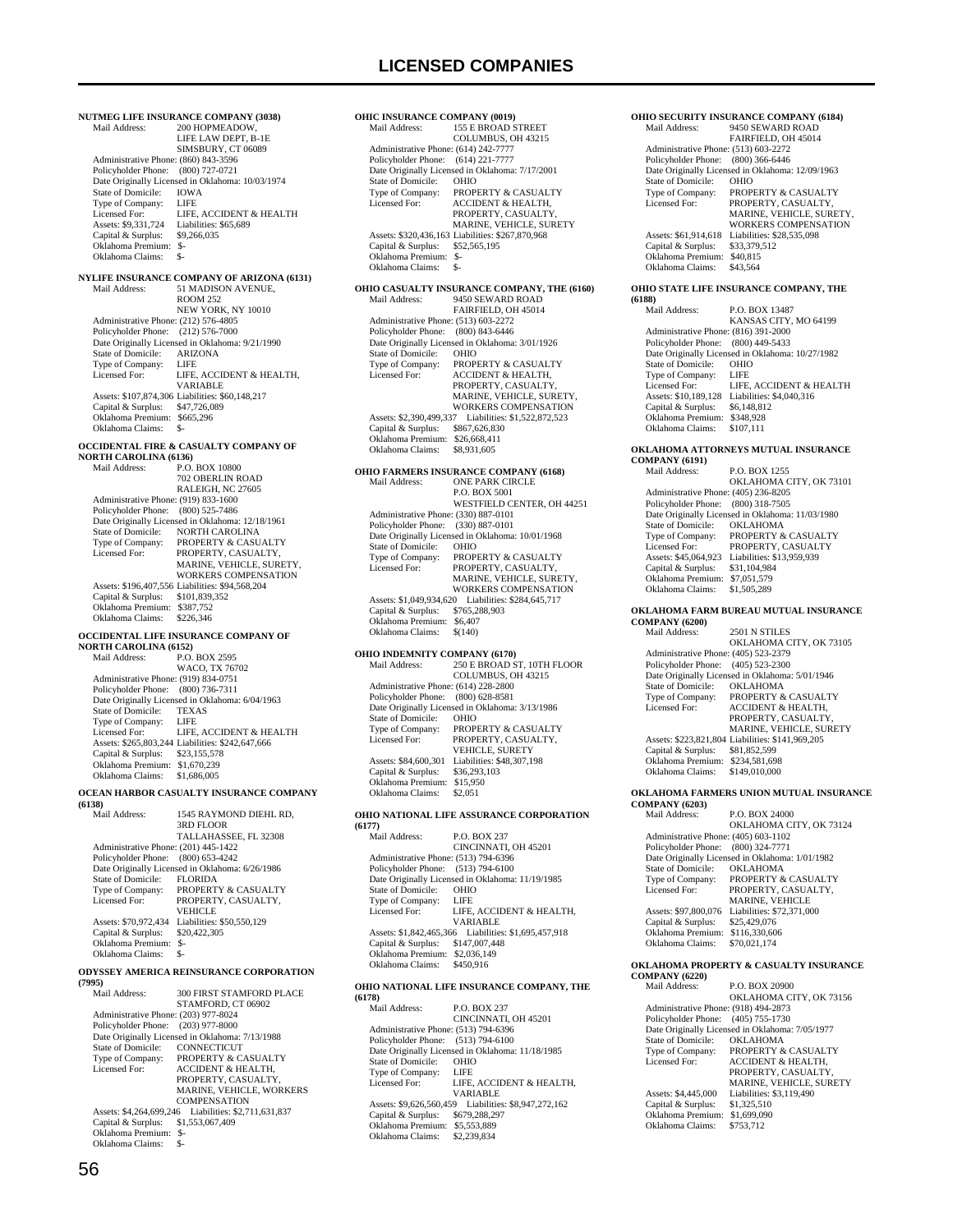# LICENSED COMPANIES

**NUTMEG LIFE INSURANCE COMPANY (3038)**
Mail Address: 200 HOPMEADOW, LIFE LAW DEPT, B-1E, SIMSBURY, CT 06089
Administrative Phone: (860) 843-3596
Policyholder Phone: (800) 727-0721
Date Originally Licensed in Oklahoma: 10/03/1974
State of Domicile: IOWA
Type of Company: LIFE
Licensed For: LIFE, ACCIDENT & HEALTH
Assets: $9,331,724 Liabilities: $65,689
Capital & Surplus: $9,266,035
Oklahoma Premium: $-
Oklahoma Claims: $-

**NYLIFE INSURANCE COMPANY OF ARIZONA (6131)**
Mail Address: 51 MADISON AVENUE, ROOM 252, NEW YORK, NY 10010
Administrative Phone: (212) 576-4805
Policyholder Phone: (212) 576-7000
Date Originally Licensed in Oklahoma: 9/21/1990
State of Domicile: ARIZONA
Type of Company: LIFE
Licensed For: LIFE, ACCIDENT & HEALTH, VARIABLE
Assets: $107,874,306 Liabilities: $60,148,217
Capital & Surplus: $47,726,089
Oklahoma Premium: $665,296
Oklahoma Claims: $-

**OCCIDENTAL FIRE & CASUALTY COMPANY OF NORTH CAROLINA (6136)**
Mail Address: P.O. BOX 10800, 702 OBERLIN ROAD, RALEIGH, NC 27605
Administrative Phone: (919) 833-1600
Policyholder Phone: (800) 525-7486
Date Originally Licensed in Oklahoma: 12/18/1961
State of Domicile: NORTH CAROLINA
Type of Company: PROPERTY & CASUALTY
Licensed For: PROPERTY, CASUALTY, MARINE, VEHICLE, SURETY, WORKERS COMPENSATION
Assets: $196,407,556 Liabilities: $94,568,204
Capital & Surplus: $101,839,352
Oklahoma Premium: $387,752
Oklahoma Claims: $226,346

**OCCIDENTAL LIFE INSURANCE COMPANY OF NORTH CAROLINA (6152)**
Mail Address: P.O. BOX 2595, WACO, TX 76702
Administrative Phone: (919) 834-0751
Policyholder Phone: (800) 736-7311
Date Originally Licensed in Oklahoma: 6/04/1963
State of Domicile: TEXAS
Type of Company: LIFE
Licensed For: LIFE, ACCIDENT & HEALTH
Assets: $265,803,244 Liabilities: $242,647,666
Capital & Surplus: $23,155,578
Oklahoma Premium: $1,670,239
Oklahoma Claims: $1,686,005

**OCEAN HARBOR CASUALTY INSURANCE COMPANY (6138)**
Mail Address: 1545 RAYMOND DIEHL RD, 3RD FLOOR, TALLAHASSEE, FL 32308
Administrative Phone: (201) 445-1422
Policyholder Phone: (800) 653-4242
Date Originally Licensed in Oklahoma: 6/26/1986
State of Domicile: FLORIDA
Type of Company: PROPERTY & CASUALTY
Licensed For: PROPERTY, CASUALTY, VEHICLE
Assets: $70,972,434 Liabilities: $50,550,129
Capital & Surplus: $20,422,305
Oklahoma Premium: $-
Oklahoma Claims: $-

**ODYSSEY AMERICA REINSURANCE CORPORATION (7995)**
Mail Address: 300 FIRST STAMFORD PLACE, STAMFORD, CT 06902
Administrative Phone: (203) 977-8024
Policyholder Phone: (203) 977-8000
Date Originally Licensed in Oklahoma: 7/13/1988
State of Domicile: CONNECTICUT
Type of Company: PROPERTY & CASUALTY
Licensed For: ACCIDENT & HEALTH, PROPERTY, CASUALTY, MARINE, VEHICLE, WORKERS COMPENSATION
Assets: $4,264,699,246 Liabilities: $2,711,631,837
Capital & Surplus: $1,553,067,409
Oklahoma Premium: $-
Oklahoma Claims: $-

**OHIC INSURANCE COMPANY (0019)**
Mail Address: 155 E BROAD STREET, COLUMBUS, OH 43215
Administrative Phone: (614) 242-7777
Policyholder Phone: (614) 221-7777
Date Originally Licensed in Oklahoma: 7/17/2001
State of Domicile: OHIO
Type of Company: PROPERTY & CASUALTY
Licensed For: ACCIDENT & HEALTH, PROPERTY, CASUALTY, MARINE, VEHICLE, SURETY
Assets: $320,436,163 Liabilities: $267,870,968
Capital & Surplus: $52,565,195
Oklahoma Premium: $-
Oklahoma Claims: $-

**OHIO CASUALTY INSURANCE COMPANY, THE (6160)**
Mail Address: 9450 SEWARD ROAD, FAIRFIELD, OH 45014
Administrative Phone: (513) 603-2272
Policyholder Phone: (800) 843-6446
Date Originally Licensed in Oklahoma: 3/01/1926
State of Domicile: OHIO
Type of Company: PROPERTY & CASUALTY
Licensed For: ACCIDENT & HEALTH, PROPERTY, CASUALTY, MARINE, VEHICLE, SURETY, WORKERS COMPENSATION
Assets: $2,390,499,337 Liabilities: $1,522,872,523
Capital & Surplus: $867,626,830
Oklahoma Premium: $26,668,411
Oklahoma Claims: $8,931,605

**OHIO FARMERS INSURANCE COMPANY (6168)**
Mail Address: ONE PARK CIRCLE, P.O. BOX 5001, WESTFIELD CENTER, OH 44251
Administrative Phone: (330) 887-0101
Policyholder Phone: (330) 887-0101
Date Originally Licensed in Oklahoma: 10/01/1968
State of Domicile: OHIO
Type of Company: PROPERTY & CASUALTY
Licensed For: PROPERTY, CASUALTY, MARINE, VEHICLE, SURETY, WORKERS COMPENSATION
Assets: $1,049,934,620 Liabilities: $284,645,717
Capital & Surplus: $765,288,903
Oklahoma Premium: $6,407
Oklahoma Claims: $(140)

**OHIO INDEMNITY COMPANY (6170)**
Mail Address: 250 E BROAD ST, 10TH FLOOR, COLUMBUS, OH 43215
Administrative Phone: (614) 228-2800
Policyholder Phone: (800) 628-8581
Date Originally Licensed in Oklahoma: 3/13/1986
State of Domicile: OHIO
Type of Company: PROPERTY & CASUALTY
Licensed For: PROPERTY, CASUALTY, VEHICLE, SURETY
Assets: $84,600,301 Liabilities: $48,307,198
Capital & Surplus: $36,293,103
Oklahoma Premium: $15,950
Oklahoma Claims: $2,051

**OHIO NATIONAL LIFE ASSURANCE CORPORATION (6177)**
Mail Address: P.O. BOX 237, CINCINNATI, OH 45201
Administrative Phone: (513) 794-6396
Policyholder Phone: (513) 794-6100
Date Originally Licensed in Oklahoma: 11/19/1985
State of Domicile: OHIO
Type of Company: LIFE
Licensed For: LIFE, ACCIDENT & HEALTH, VARIABLE
Assets: $1,842,465,366 Liabilities: $1,695,457,918
Capital & Surplus: $147,007,448
Oklahoma Premium: $2,036,149
Oklahoma Claims: $450,916

**OHIO NATIONAL LIFE INSURANCE COMPANY, THE (6178)**
Mail Address: P.O. BOX 237, CINCINNATI, OH 45201
Administrative Phone: (513) 794-6396
Policyholder Phone: (513) 794-6100
Date Originally Licensed in Oklahoma: 11/18/1985
State of Domicile: OHIO
Type of Company: LIFE
Licensed For: LIFE, ACCIDENT & HEALTH, VARIABLE
Assets: $9,626,560,459 Liabilities: $8,947,272,162
Capital & Surplus: $679,288,297
Oklahoma Premium: $5,553,889
Oklahoma Claims: $2,239,834

**OHIO SECURITY INSURANCE COMPANY (6184)**
Mail Address: 9450 SEWARD ROAD, FAIRFIELD, OH 45014
Administrative Phone: (513) 603-2272
Policyholder Phone: (800) 366-6446
Date Originally Licensed in Oklahoma: 12/09/1963
State of Domicile: OHIO
Type of Company: PROPERTY & CASUALTY
Licensed For: PROPERTY, CASUALTY, MARINE, VEHICLE, SURETY, WORKERS COMPENSATION
Assets: $61,914,618 Liabilities: $28,535,098
Capital & Surplus: $33,379,512
Oklahoma Premium: $40,815
Oklahoma Claims: $43,564

**OHIO STATE LIFE INSURANCE COMPANY, THE (6188)**
Mail Address: P.O. BOX 13487, KANSAS CITY, MO 64199
Administrative Phone: (816) 391-2000
Policyholder Phone: (800) 449-5433
Date Originally Licensed in Oklahoma: 10/27/1982
State of Domicile: OHIO
Type of Company: LIFE
Licensed For: LIFE, ACCIDENT & HEALTH
Assets: $10,189,128 Liabilities: $4,040,316
Capital & Surplus: $6,148,812
Oklahoma Premium: $348,928
Oklahoma Claims: $107,111

**OKLAHOMA ATTORNEYS MUTUAL INSURANCE COMPANY (6191)**
Mail Address: P.O. BOX 1255, OKLAHOMA CITY, OK 73101
Administrative Phone: (405) 236-8205
Policyholder Phone: (800) 318-7505
Date Originally Licensed in Oklahoma: 11/03/1980
State of Domicile: OKLAHOMA
Type of Company: PROPERTY & CASUALTY
Licensed For: PROPERTY, CASUALTY
Assets: $45,064,923 Liabilities: $13,959,939
Capital & Surplus: $31,104,984
Oklahoma Premium: $7,051,579
Oklahoma Claims: $1,505,289

**OKLAHOMA FARM BUREAU MUTUAL INSURANCE COMPANY (6200)**
Mail Address: 2501 N STILES, OKLAHOMA CITY, OK 73105
Administrative Phone: (405) 523-2379
Policyholder Phone: (405) 523-2300
Date Originally Licensed in Oklahoma: 5/01/1946
State of Domicile: OKLAHOMA
Type of Company: PROPERTY & CASUALTY
Licensed For: ACCIDENT & HEALTH, PROPERTY, CASUALTY, MARINE, VEHICLE, SURETY
Assets: $223,821,804 Liabilities: $141,969,205
Capital & Surplus: $81,852,599
Oklahoma Premium: $234,581,698
Oklahoma Claims: $149,010,000

**OKLAHOMA FARMERS UNION MUTUAL INSURANCE COMPANY (6203)**
Mail Address: P.O. BOX 24000, OKLAHOMA CITY, OK 73124
Administrative Phone: (405) 603-1102
Policyholder Phone: (800) 324-7771
Date Originally Licensed in Oklahoma: 1/01/1982
State of Domicile: OKLAHOMA
Type of Company: PROPERTY & CASUALTY
Licensed For: PROPERTY, CASUALTY, MARINE, VEHICLE
Assets: $97,800,076 Liabilities: $72,371,000
Capital & Surplus: $25,429,076
Oklahoma Premium: $116,330,606
Oklahoma Claims: $70,021,174

**OKLAHOMA PROPERTY & CASUALTY INSURANCE COMPANY (6220)**
Mail Address: P.O. BOX 20900, OKLAHOMA CITY, OK 73156
Administrative Phone: (918) 494-2873
Policyholder Phone: (405) 755-1730
Date Originally Licensed in Oklahoma: 7/05/1977
State of Domicile: OKLAHOMA
Type of Company: PROPERTY & CASUALTY
Licensed For: ACCIDENT & HEALTH, PROPERTY, CASUALTY, MARINE, VEHICLE, SURETY
Assets: $4,445,000 Liabilities: $3,119,490
Capital & Surplus: $1,325,510
Oklahoma Premium: $1,699,090
Oklahoma Claims: $753,712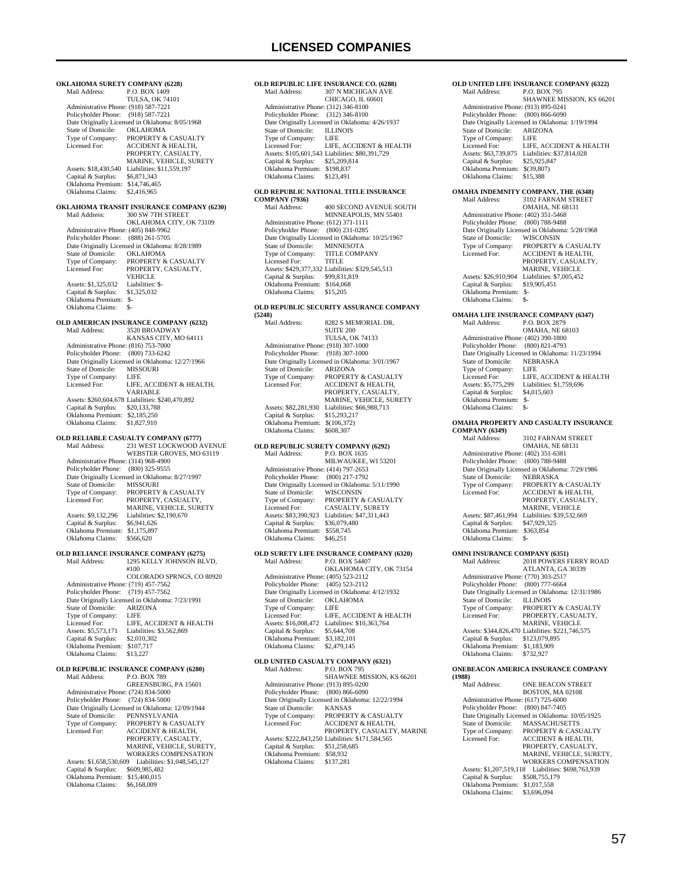## OKLAHOMA SURETY COMPANY (6228)

Mail Address: P.O. BOX 1409
TULSA, OK 74101
Administrative Phone: (918) 587-7221
Policyholder Phone: (918) 587-7221
Date Originally Licensed in Oklahoma: 8/05/1968
State of Domicile: OKLAHOMA
Type of Company: PROPERTY & CASUALTY
Licensed For: ACCIDENT & HEALTH, PROPERTY, CASUALTY, MARINE, VEHICLE, SURETY
Assets: $18,430,540 Liabilities: $11,559,197
Capital & Surplus: $6,871,343
Oklahoma Premium: $14,746,465
Oklahoma Claims: $2,416,965

## OKLAHOMA TRANSIT INSURANCE COMPANY (6230)

Mail Address: 300 SW 7TH STREET
OKLAHOMA CITY, OK 73109
Administrative Phone: (405) 848-9962
Policyholder Phone: (888) 261-5705
Date Originally Licensed in Oklahoma: 8/28/1989
State of Domicile: OKLAHOMA
Type of Company: PROPERTY & CASUALTY
Licensed For: PROPERTY, CASUALTY, VEHICLE
Assets: $1,325,032 Liabilities: $-
Capital & Surplus: $1,325,032
Oklahoma Premium: $-
Oklahoma Claims: $-

## OLD AMERICAN INSURANCE COMPANY (6232)

Mail Address: 3520 BROADWAY
KANSAS CITY, MO 64111
Administrative Phone: (816) 753-7000
Policyholder Phone: (800) 733-6242
Date Originally Licensed in Oklahoma: 12/27/1966
State of Domicile: MISSOURI
Type of Company: LIFE
Licensed For: LIFE, ACCIDENT & HEALTH, VARIABLE
Assets: $260,604,678 Liabilities: $240,470,892
Capital & Surplus: $20,133,788
Oklahoma Premium: $2,185,250
Oklahoma Claims: $1,827,910

## OLD RELIABLE CASUALTY COMPANY (6777)

Mail Address: 231 WEST LOCKWOOD AVENUE
WEBSTER GROVES, MO 63119
Administrative Phone: (314) 968-4900
Policyholder Phone: (800) 325-9555
Date Originally Licensed in Oklahoma: 8/27/1997
State of Domicile: MISSOURI
Type of Company: PROPERTY & CASUALTY
Licensed For: PROPERTY, CASUALTY, MARINE, VEHICLE, SURETY
Assets: $9,132,296 Liabilities: $2,190,670
Capital & Surplus: $6,941,626
Oklahoma Premium: $1,175,897
Oklahoma Claims: $566,620

## OLD RELIANCE INSURANCE COMPANY (6275)

Mail Address: 1295 KELLY JOHNSON BLVD, #100
COLORADO SPRNGS, CO 80920
Administrative Phone: (719) 457-7562
Policyholder Phone: (719) 457-7562
Date Originally Licensed in Oklahoma: 7/23/1991
State of Domicile: ARIZONA
Type of Company: LIFE
Licensed For: LIFE, ACCIDENT & HEALTH
Assets: $5,573,171 Liabilities: $3,562,869
Capital & Surplus: $2,010,302
Oklahoma Premium: $107,717
Oklahoma Claims: $13,227

## OLD REPUBLIC INSURANCE COMPANY (6280)

Mail Address: P.O. BOX 789
GREENSBURG, PA 15601
Administrative Phone: (724) 834-5000
Policyholder Phone: (724) 834-5000
Date Originally Licensed in Oklahoma: 12/09/1944
State of Domicile: PENNSYLVANIA
Type of Company: PROPERTY & CASUALTY
Licensed For: ACCIDENT & HEALTH, PROPERTY, CASUALTY, MARINE, VEHICLE, SURETY, WORKERS COMPENSATION
Assets: $1,658,530,609 Liabilities: $1,048,545,127
Capital & Surplus: $609,985,482
Oklahoma Premium: $15,400,015
Oklahoma Claims: $6,168,009

## OLD REPUBLIC LIFE INSURANCE CO. (6288)

Mail Address: 307 N MICHIGAN AVE
CHICAGO, IL 60601
Administrative Phone: (312) 346-8100
Policyholder Phone: (312) 346-8100
Date Originally Licensed in Oklahoma: 4/26/1937
State of Domicile: ILLINOIS
Type of Company: LIFE
Licensed For: LIFE, ACCIDENT & HEALTH
Assets: $105,601,543 Liabilities: $80,391,729
Capital & Surplus: $25,209,814
Oklahoma Premium: $198,837
Oklahoma Claims: $123,491

## OLD REPUBLIC NATIONAL TITLE INSURANCE COMPANY (7936)

Mail Address: 400 SECOND AVENUE SOUTH
MINNEAPOLIS, MN 55401
Administrative Phone: (612) 371-1111
Policyholder Phone: (800) 231-0285
Date Originally Licensed in Oklahoma: 10/25/1967
State of Domicile: MINNESOTA
Type of Company: TITLE COMPANY
Licensed For: TITLE
Assets: $429,377,332 Liabilities: $329,545,513
Capital & Surplus: $99,831,819
Oklahoma Premium: $164,068
Oklahoma Claims: $15,205

## OLD REPUBLIC SECURITY ASSURANCE COMPANY (5248)

Mail Address: 8282 S MEMORIAL DR, SUITE 200
TULSA, OK 74133
Administrative Phone: (918) 307-1000
Policyholder Phone: (918) 307-1000
Date Originally Licensed in Oklahoma: 3/01/1967
State of Domicile: ARIZONA
Type of Company: PROPERTY & CASUALTY
Licensed For: ACCIDENT & HEALTH, PROPERTY, CASUALTY, MARINE, VEHICLE, SURETY
Assets: $82,281,930 Liabilities: $66,988,713
Capital & Surplus: $15,293,217
Oklahoma Premium: $(106,372)
Oklahoma Claims: $608,307

## OLD REPUBLIC SURETY COMPANY (6292)

Mail Address: P.O. BOX 1635
MILWAUKEE, WI 53201
Administrative Phone: (414) 797-2653
Policyholder Phone: (800) 217-1792
Date Originally Licensed in Oklahoma: 5/11/1990
State of Domicile: WISCONSIN
Type of Company: PROPERTY & CASUALTY
Licensed For: CASUALTY, SURETY
Assets: $83,390,923 Liabilities: $47,311,443
Capital & Surplus: $36,079,480
Oklahoma Premium: $558,745
Oklahoma Claims: $46,251

## OLD SURETY LIFE INSURANCE COMPANY (6320)

Mail Address: P.O. BOX 54407
OKLAHOMA CITY, OK 73154
Administrative Phone: (405) 523-2112
Policyholder Phone: (405) 523-2112
Date Originally Licensed in Oklahoma: 4/12/1932
State of Domicile: OKLAHOMA
Type of Company: LIFE
Licensed For: LIFE, ACCIDENT & HEALTH
Assets: $16,008,472 Liabilities: $10,363,764
Capital & Surplus: $5,644,708
Oklahoma Premium: $3,182,101
Oklahoma Claims: $2,479,145

## OLD UNITED CASUALTY COMPANY (6321)

Mail Address: P.O. BOX 795
SHAWNEE MISSION, KS 66201
Administrative Phone: (913) 895-0200
Policyholder Phone: (800) 866-6090
Date Originally Licensed in Oklahoma: 12/22/1994
State of Domicile: KANSAS
Type of Company: PROPERTY & CASUALTY
Licensed For: ACCIDENT & HEALTH, PROPERTY, CASUALTY, MARINE
Assets: $222,843,250 Liabilities: $171,584,565
Capital & Surplus: $51,258,685
Oklahoma Premium: $58,932
Oklahoma Claims: $137,281

## OLD UNITED LIFE INSURANCE COMPANY (6322)

Mail Address: P.O. BOX 795
SHAWNEE MISSION, KS 66201
Administrative Phone: (913) 895-0241
Policyholder Phone: (800) 866-6090
Date Originally Licensed in Oklahoma: 1/19/1994
State of Domicile: ARIZONA
Type of Company: LIFE
Licensed For: LIFE, ACCIDENT & HEALTH
Assets: $63,739,875 Liabilities: $37,814,028
Capital & Surplus: $25,925,847
Oklahoma Premium: $(39,807)
Oklahoma Claims: $15,388

## OMAHA INDEMNITY COMPANY, THE (6348)

Mail Address: 3102 FARNAM STREET
OMAHA, NE 68131
Administrative Phone: (402) 351-5468
Policyholder Phone: (800) 788-9488
Date Originally Licensed in Oklahoma: 5/28/1968
State of Domicile: WISCONSIN
Type of Company: PROPERTY & CASUALTY
Licensed For: ACCIDENT & HEALTH, PROPERTY, CASUALTY, MARINE, VEHICLE
Assets: $26,910,904 Liabilities: $7,005,452
Capital & Surplus: $19,905,451
Oklahoma Premium: $-
Oklahoma Claims: $-

## OMAHA LIFE INSURANCE COMPANY (6347)

Mail Address: P.O. BOX 2879
OMAHA, NE 68103
Administrative Phone: (402) 390-1800
Policyholder Phone: (800) 821-4793
Date Originally Licensed in Oklahoma: 11/23/1994
State of Domicile: NEBRASKA
Type of Company: LIFE
Licensed For: LIFE, ACCIDENT & HEALTH
Assets: $5,775,299 Liabilities: $1,759,696
Capital & Surplus: $4,015,603
Oklahoma Premium: $-
Oklahoma Claims: $-

## OMAHA PROPERTY AND CASUALTY INSURANCE COMPANY (6349)

Mail Address: 3102 FARNAM STREET
OMAHA, NE 68131
Administrative Phone: (402) 351-6381
Policyholder Phone: (800) 788-9488
Date Originally Licensed in Oklahoma: 7/29/1986
State of Domicile: NEBRASKA
Type of Company: PROPERTY & CASUALTY
Licensed For: ACCIDENT & HEALTH, PROPERTY, CASUALTY, MARINE, VEHICLE
Assets: $87,461,994 Liabilities: $39,532,669
Capital & Surplus: $47,929,325
Oklahoma Premium: $363,854
Oklahoma Claims: $-

## OMNI INSURANCE COMPANY (6351)

Mail Address: 2018 POWERS FERRY ROAD
ATLANTA, GA 30339
Administrative Phone: (770) 303-2517
Policyholder Phone: (800) 777-6664
Date Originally Licensed in Oklahoma: 12/31/1986
State of Domicile: ILLINOIS
Type of Company: PROPERTY & CASUALTY
Licensed For: PROPERTY, CASUALTY, MARINE, VEHICLE
Assets: $344,826,470 Liabilities: $221,746,575
Capital & Surplus: $123,079,895
Oklahoma Premium: $1,183,909
Oklahoma Claims: $732,927

## ONEBEACON AMERICA INSURANCE COMPANY (1988)

Mail Address: ONE BEACON STREET
BOSTON, MA 02108
Administrative Phone: (617) 725-6000
Policyholder Phone: (800) 847-7405
Date Originally Licensed in Oklahoma: 10/05/1925
State of Domicile: MASSACHUSETTS
Type of Company: PROPERTY & CASUALTY
Licensed For: ACCIDENT & HEALTH, PROPERTY, CASUALTY, MARINE, VEHICLE, SURETY, WORKERS COMPENSATION
Assets: $1,207,519,118 Liabilities: $698,763,939
Capital & Surplus: $508,755,179
Oklahoma Premium: $1,017,558
Oklahoma Claims: $3,696,094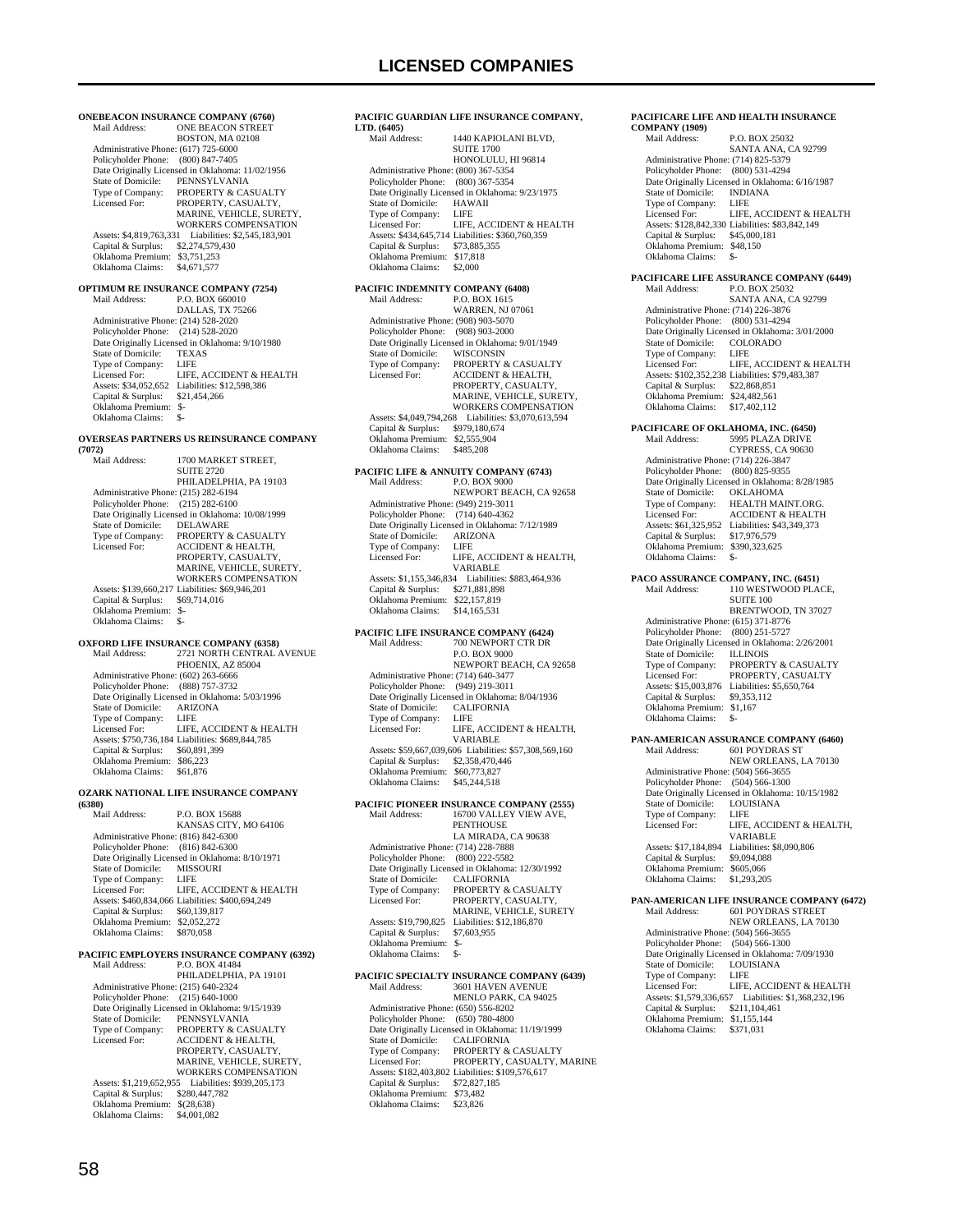# LICENSED COMPANIES

**ONEBEACON INSURANCE COMPANY (6760)**
Mail Address: ONE BEACON STREET
BOSTON, MA 02108
Administrative Phone: (617) 725-6000
Policyholder Phone: (800) 847-7405
Date Originally Licensed in Oklahoma: 11/02/1956
State of Domicile: PENNSYLVANIA
Type of Company: PROPERTY & CASUALTY
Licensed For: PROPERTY, CASUALTY, MARINE, VEHICLE, SURETY, WORKERS COMPENSATION
Assets: $4,819,763,331 Liabilities: $2,545,183,901
Capital & Surplus: $2,274,579,430
Oklahoma Premium: $3,751,253
Oklahoma Claims: $4,671,577

**OPTIMUM RE INSURANCE COMPANY (7254)**
Mail Address: P.O. BOX 660010
DALLAS, TX 75266
Administrative Phone: (214) 528-2020
Policyholder Phone: (214) 528-2020
Date Originally Licensed in Oklahoma: 9/10/1980
State of Domicile: TEXAS
Type of Company: LIFE
Licensed For: LIFE, ACCIDENT & HEALTH
Assets: $34,052,652 Liabilities: $12,598,386
Capital & Surplus: $21,454,266
Oklahoma Premium: $-
Oklahoma Claims: $-

**OVERSEAS PARTNERS US REINSURANCE COMPANY (7072)**
Mail Address: 1700 MARKET STREET, SUITE 2720
PHILADELPHIA, PA 19103
Administrative Phone: (215) 282-6194
Policyholder Phone: (215) 282-6100
Date Originally Licensed in Oklahoma: 10/08/1999
State of Domicile: DELAWARE
Type of Company: PROPERTY & CASUALTY
Licensed For: ACCIDENT & HEALTH, PROPERTY, CASUALTY, MARINE, VEHICLE, SURETY, WORKERS COMPENSATION
Assets: $139,660,217 Liabilities: $69,946,201
Capital & Surplus: $69,714,016
Oklahoma Premium: $-
Oklahoma Claims: $-

**OXFORD LIFE INSURANCE COMPANY (6358)**
Mail Address: 2721 NORTH CENTRAL AVENUE
PHOENIX, AZ 85004
Administrative Phone: (602) 263-6666
Policyholder Phone: (888) 757-3732
Date Originally Licensed in Oklahoma: 5/03/1996
State of Domicile: ARIZONA
Type of Company: LIFE
Licensed For: LIFE, ACCIDENT & HEALTH
Assets: $750,736,184 Liabilities: $689,844,785
Capital & Surplus: $60,891,399
Oklahoma Premium: $86,223
Oklahoma Claims: $61,876

**OZARK NATIONAL LIFE INSURANCE COMPANY (6380)**
Mail Address: P.O. BOX 15688
KANSAS CITY, MO 64106
Administrative Phone: (816) 842-6300
Policyholder Phone: (816) 842-6300
Date Originally Licensed in Oklahoma: 8/10/1971
State of Domicile: MISSOURI
Type of Company: LIFE
Licensed For: LIFE, ACCIDENT & HEALTH
Assets: $460,834,066 Liabilities: $400,694,249
Capital & Surplus: $60,139,817
Oklahoma Premium: $2,052,272
Oklahoma Claims: $870,058

**PACIFIC EMPLOYERS INSURANCE COMPANY (6392)**
Mail Address: P.O. BOX 41484
PHILADELPHIA, PA 19101
Administrative Phone: (215) 640-2324
Policyholder Phone: (215) 640-1000
Date Originally Licensed in Oklahoma: 9/15/1939
State of Domicile: PENNSYLVANIA
Type of Company: PROPERTY & CASUALTY
Licensed For: ACCIDENT & HEALTH, PROPERTY, CASUALTY, MARINE, VEHICLE, SURETY, WORKERS COMPENSATION
Assets: $1,219,652,955 Liabilities: $939,205,173
Capital & Surplus: $280,447,782
Oklahoma Premium: $(28,638)
Oklahoma Claims: $4,001,082

**PACIFIC GUARDIAN LIFE INSURANCE COMPANY, LTD. (6405)**
Mail Address: 1440 KAPIOLANI BLVD, SUITE 1700
HONOLULU, HI 96814
Administrative Phone: (800) 367-5354
Policyholder Phone: (800) 367-5354
Date Originally Licensed in Oklahoma: 9/23/1975
State of Domicile: HAWAII
Type of Company: LIFE
Licensed For: LIFE, ACCIDENT & HEALTH
Assets: $434,645,714 Liabilities: $360,760,359
Capital & Surplus: $73,885,355
Oklahoma Premium: $17,818
Oklahoma Claims: $2,000

**PACIFIC INDEMNITY COMPANY (6408)**
Mail Address: P.O. BOX 1615
WARREN, NJ 07061
Administrative Phone: (908) 903-5070
Policyholder Phone: (908) 903-2000
Date Originally Licensed in Oklahoma: 9/01/1949
State of Domicile: WISCONSIN
Type of Company: PROPERTY & CASUALTY
Licensed For: ACCIDENT & HEALTH, PROPERTY, CASUALTY, MARINE, VEHICLE, SURETY, WORKERS COMPENSATION
Assets: $4,049,794,268 Liabilities: $3,070,613,594
Capital & Surplus: $979,180,674
Oklahoma Premium: $2,555,904
Oklahoma Claims: $485,208

**PACIFIC LIFE & ANNUITY COMPANY (6743)**
Mail Address: P.O. BOX 9000
NEWPORT BEACH, CA 92658
Administrative Phone: (949) 219-3011
Policyholder Phone: (714) 640-4362
Date Originally Licensed in Oklahoma: 7/12/1989
State of Domicile: ARIZONA
Type of Company: LIFE
Licensed For: LIFE, ACCIDENT & HEALTH, VARIABLE
Assets: $1,155,346,834 Liabilities: $883,464,936
Capital & Surplus: $271,881,898
Oklahoma Premium: $22,157,819
Oklahoma Claims: $14,165,531

**PACIFIC LIFE INSURANCE COMPANY (6424)**
Mail Address: 700 NEWPORT CTR DR
P.O. BOX 9000
NEWPORT BEACH, CA 92658
Administrative Phone: (714) 640-3477
Policyholder Phone: (949) 219-3011
Date Originally Licensed in Oklahoma: 8/04/1936
State of Domicile: CALIFORNIA
Type of Company: LIFE
Licensed For: LIFE, ACCIDENT & HEALTH, VARIABLE
Assets: $59,667,039,606 Liabilities: $57,308,569,160
Capital & Surplus: $2,358,470,446
Oklahoma Premium: $60,773,827
Oklahoma Claims: $45,244,518

**PACIFIC PIONEER INSURANCE COMPANY (2555)**
Mail Address: 16700 VALLEY VIEW AVE, PENTHOUSE
LA MIRADA, CA 90638
Administrative Phone: (714) 228-7888
Policyholder Phone: (800) 222-5582
Date Originally Licensed in Oklahoma: 12/30/1992
State of Domicile: CALIFORNIA
Type of Company: PROPERTY & CASUALTY
Licensed For: PROPERTY, CASUALTY, MARINE, VEHICLE, SURETY
Assets: $19,790,825 Liabilities: $12,186,870
Capital & Surplus: $7,603,955
Oklahoma Premium: $-
Oklahoma Claims: $-

**PACIFIC SPECIALTY INSURANCE COMPANY (6439)**
Mail Address: 3601 HAVEN AVENUE
MENLO PARK, CA 94025
Administrative Phone: (650) 556-8202
Policyholder Phone: (650) 780-4800
Date Originally Licensed in Oklahoma: 11/19/1999
State of Domicile: CALIFORNIA
Type of Company: PROPERTY & CASUALTY
Licensed For: PROPERTY, CASUALTY, MARINE
Assets: $182,403,802 Liabilities: $109,576,617
Capital & Surplus: $72,827,185
Oklahoma Premium: $73,482
Oklahoma Claims: $23,826

**PACIFICARE LIFE AND HEALTH INSURANCE COMPANY (1909)**
Mail Address: P.O. BOX 25032
SANTA ANA, CA 92799
Administrative Phone: (714) 825-5379
Policyholder Phone: (800) 531-4294
Date Originally Licensed in Oklahoma: 6/16/1987
State of Domicile: INDIANA
Type of Company: LIFE
Licensed For: LIFE, ACCIDENT & HEALTH
Assets: $128,842,330 Liabilities: $83,842,149
Capital & Surplus: $45,000,181
Oklahoma Premium: $48,150
Oklahoma Claims: $-

**PACIFICARE LIFE ASSURANCE COMPANY (6449)**
Mail Address: P.O. BOX 25032
SANTA ANA, CA 92799
Administrative Phone: (714) 226-3876
Policyholder Phone: (800) 531-4294
Date Originally Licensed in Oklahoma: 3/01/2000
State of Domicile: COLORADO
Type of Company: LIFE
Licensed For: LIFE, ACCIDENT & HEALTH
Assets: $102,352,238 Liabilities: $79,483,387
Capital & Surplus: $22,868,851
Oklahoma Premium: $24,482,561
Oklahoma Claims: $17,402,112

**PACIFICARE OF OKLAHOMA, INC. (6450)**
Mail Address: 5995 PLAZA DRIVE
CYPRESS, CA 90630
Administrative Phone: (714) 226-3847
Policyholder Phone: (800) 825-9355
Date Originally Licensed in Oklahoma: 8/28/1985
State of Domicile: OKLAHOMA
Type of Company: HEALTH MAINT.ORG.
Licensed For: ACCIDENT & HEALTH
Assets: $61,325,952 Liabilities: $43,349,373
Capital & Surplus: $17,976,579
Oklahoma Premium: $390,323,625
Oklahoma Claims: $-

**PACO ASSURANCE COMPANY, INC. (6451)**
Mail Address: 110 WESTWOOD PLACE, SUITE 100
BRENTWOOD, TN 37027
Administrative Phone: (615) 371-8776
Policyholder Phone: (800) 251-5727
Date Originally Licensed in Oklahoma: 2/26/2001
State of Domicile: ILLINOIS
Type of Company: PROPERTY & CASUALTY
Licensed For: PROPERTY, CASUALTY
Assets: $15,003,876 Liabilities: $5,650,764
Capital & Surplus: $9,353,112
Oklahoma Premium: $1,167
Oklahoma Claims: $-

**PAN-AMERICAN ASSURANCE COMPANY (6460)**
Mail Address: 601 POYDRAS ST
NEW ORLEANS, LA 70130
Administrative Phone: (504) 566-3655
Policyholder Phone: (504) 566-1300
Date Originally Licensed in Oklahoma: 10/15/1982
State of Domicile: LOUISIANA
Type of Company: LIFE
Licensed For: LIFE, ACCIDENT & HEALTH, VARIABLE
Assets: $17,184,894 Liabilities: $8,090,806
Capital & Surplus: $9,094,088
Oklahoma Premium: $605,066
Oklahoma Claims: $1,293,205

**PAN-AMERICAN LIFE INSURANCE COMPANY (6472)**
Mail Address: 601 POYDRAS STREET
NEW ORLEANS, LA 70130
Administrative Phone: (504) 566-3655
Policyholder Phone: (504) 566-1300
Date Originally Licensed in Oklahoma: 7/09/1930
State of Domicile: LOUISIANA
Type of Company: LIFE
Licensed For: LIFE, ACCIDENT & HEALTH
Assets: $1,579,336,657 Liabilities: $1,368,232,196
Capital & Surplus: $211,104,461
Oklahoma Premium: $1,155,144
Oklahoma Claims: $371,031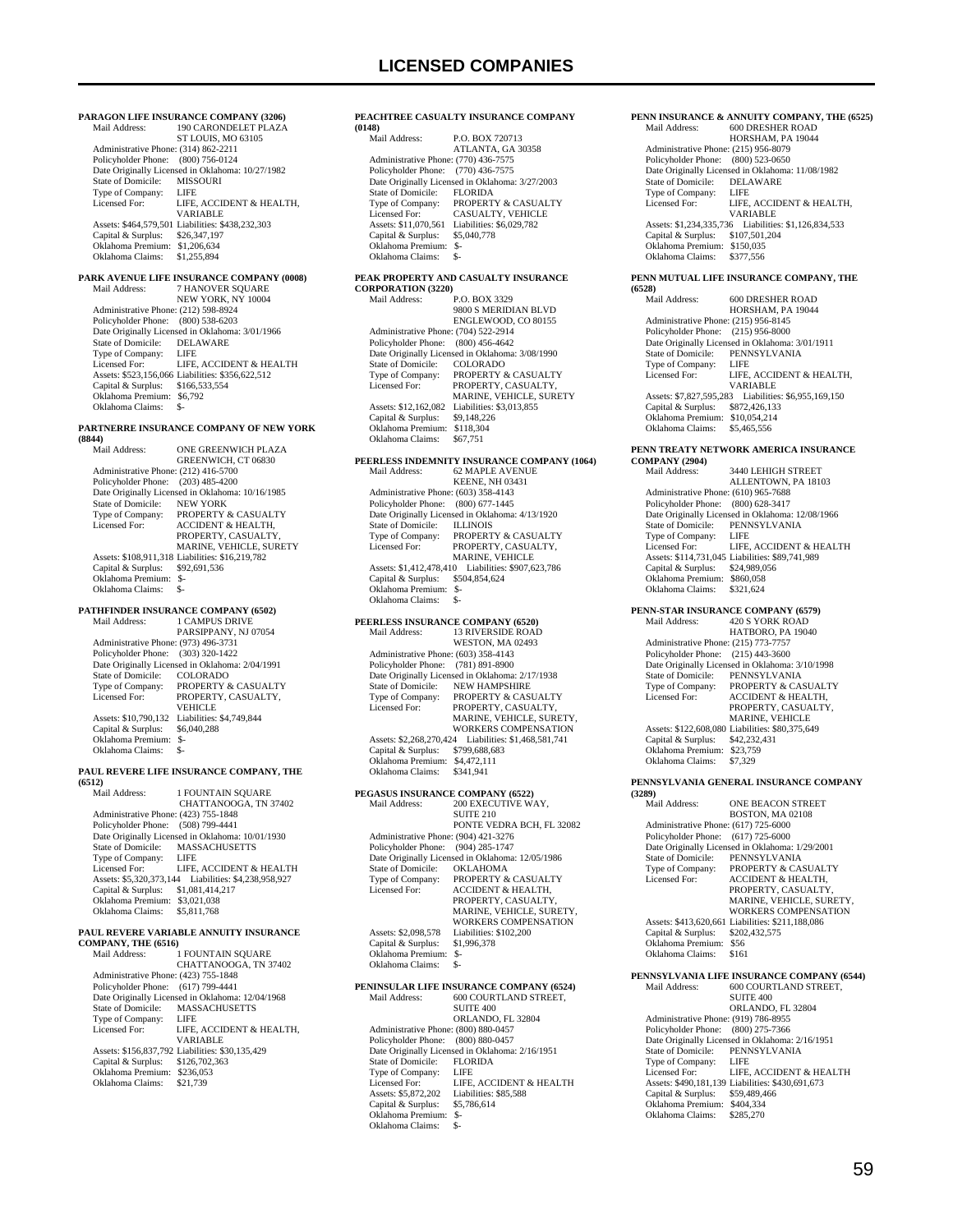# LICENSED COMPANIES

**PARAGON LIFE INSURANCE COMPANY (3206)**
Mail Address: 190 CARONDELET PLAZA
ST LOUIS, MO 63105
Administrative Phone: (314) 862-2211
Policyholder Phone: (800) 756-0124
Date Originally Licensed in Oklahoma: 10/27/1982
State of Domicile: MISSOURI
Type of Company: LIFE
Licensed For: LIFE, ACCIDENT & HEALTH, VARIABLE
Assets: $464,579,501 Liabilities: $438,232,303
Capital & Surplus: $26,347,197
Oklahoma Premium: $1,206,634
Oklahoma Claims: $1,255,894

**PARK AVENUE LIFE INSURANCE COMPANY (0008)**
Mail Address: 7 HANOVER SQUARE
NEW YORK, NY 10004
Administrative Phone: (212) 598-8924
Policyholder Phone: (800) 538-6203
Date Originally Licensed in Oklahoma: 3/01/1966
State of Domicile: DELAWARE
Type of Company: LIFE
Licensed For: LIFE, ACCIDENT & HEALTH
Assets: $523,156,066 Liabilities: $356,622,512
Capital & Surplus: $166,533,554
Oklahoma Premium: $6,792
Oklahoma Claims: $-

**PARTNERRE INSURANCE COMPANY OF NEW YORK (8844)**
Mail Address: ONE GREENWICH PLAZA
GREENWICH, CT 06830
Administrative Phone: (212) 416-5700
Policyholder Phone: (203) 485-4200
Date Originally Licensed in Oklahoma: 10/16/1985
State of Domicile: NEW YORK
Type of Company: PROPERTY & CASUALTY
Licensed For: ACCIDENT & HEALTH, PROPERTY, CASUALTY, MARINE, VEHICLE, SURETY
Assets: $108,911,318 Liabilities: $16,219,782
Capital & Surplus: $92,691,536
Oklahoma Premium: $-
Oklahoma Claims: $-

**PATHFINDER INSURANCE COMPANY (6502)**
Mail Address: 1 CAMPUS DRIVE
PARSIPPANY, NJ 07054
Administrative Phone: (973) 496-3731
Policyholder Phone: (303) 320-1422
Date Originally Licensed in Oklahoma: 2/04/1991
State of Domicile: COLORADO
Type of Company: PROPERTY & CASUALTY
Licensed For: PROPERTY, CASUALTY, VEHICLE
Assets: $10,790,132 Liabilities: $4,749,844
Capital & Surplus: $6,040,288
Oklahoma Premium: $-
Oklahoma Claims: $-

**PAUL REVERE LIFE INSURANCE COMPANY, THE (6512)**
Mail Address: 1 FOUNTAIN SQUARE
CHATTANOOGA, TN 37402
Administrative Phone: (423) 755-1848
Policyholder Phone: (508) 799-4441
Date Originally Licensed in Oklahoma: 10/01/1930
State of Domicile: MASSACHUSETTS
Type of Company: LIFE
Licensed For: LIFE, ACCIDENT & HEALTH
Assets: $5,320,373,144 Liabilities: $4,238,958,927
Capital & Surplus: $1,081,414,217
Oklahoma Premium: $3,021,038
Oklahoma Claims: $5,811,768

**PAUL REVERE VARIABLE ANNUITY INSURANCE COMPANY, THE (6516)**
Mail Address: 1 FOUNTAIN SQUARE
CHATTANOOGA, TN 37402
Administrative Phone: (423) 755-1848
Policyholder Phone: (617) 799-4441
Date Originally Licensed in Oklahoma: 12/04/1968
State of Domicile: MASSACHUSETTS
Type of Company: LIFE
Licensed For: LIFE, ACCIDENT & HEALTH, VARIABLE
Assets: $156,837,792 Liabilities: $30,135,429
Capital & Surplus: $126,702,363
Oklahoma Premium: $236,053
Oklahoma Claims: $21,739

**PEACHTREE CASUALTY INSURANCE COMPANY (0148)**
Mail Address: P.O. BOX 720713
ATLANTA, GA 30358
Administrative Phone: (770) 436-7575
Policyholder Phone: (770) 436-7575
Date Originally Licensed in Oklahoma: 3/27/2003
State of Domicile: FLORIDA
Type of Company: PROPERTY & CASUALTY
Licensed For: CASUALTY, VEHICLE
Assets: $11,070,561 Liabilities: $6,029,782
Capital & Surplus: $5,040,778
Oklahoma Premium: $-
Oklahoma Claims: $-

**PEAK PROPERTY AND CASUALTY INSURANCE CORPORATION (3220)**
Mail Address: P.O. BOX 3329
9800 S MERIDIAN BLVD
ENGLEWOOD, CO 80155
Administrative Phone: (704) 522-2914
Policyholder Phone: (800) 456-4642
Date Originally Licensed in Oklahoma: 3/08/1990
State of Domicile: COLORADO
Type of Company: PROPERTY & CASUALTY
Licensed For: PROPERTY, CASUALTY, MARINE, VEHICLE, SURETY
Assets: $12,162,082 Liabilities: $3,013,855
Capital & Surplus: $9,148,226
Oklahoma Premium: $118,304
Oklahoma Claims: $67,751

**PEERLESS INDEMNITY INSURANCE COMPANY (1064)**
Mail Address: 62 MAPLE AVENUE
KEENE, NH 03431
Administrative Phone: (603) 358-4143
Policyholder Phone: (800) 677-1445
Date Originally Licensed in Oklahoma: 4/13/1920
State of Domicile: ILLINOIS
Type of Company: PROPERTY & CASUALTY
Licensed For: PROPERTY, CASUALTY, MARINE, VEHICLE
Assets: $1,412,478,410 Liabilities: $907,623,786
Capital & Surplus: $504,854,624
Oklahoma Premium: $-
Oklahoma Claims: $-

**PEERLESS INSURANCE COMPANY (6520)**
Mail Address: 13 RIVERSIDE ROAD
WESTON, MA 02493
Administrative Phone: (603) 358-4143
Policyholder Phone: (781) 891-8900
Date Originally Licensed in Oklahoma: 2/17/1938
State of Domicile: NEW HAMPSHIRE
Type of Company: PROPERTY & CASUALTY
Licensed For: PROPERTY, CASUALTY, MARINE, VEHICLE, SURETY, WORKERS COMPENSATION
Assets: $2,268,270,424 Liabilities: $1,468,581,741
Capital & Surplus: $799,688,683
Oklahoma Premium: $4,472,111
Oklahoma Claims: $341,941

**PEGASUS INSURANCE COMPANY (6522)**
Mail Address: 200 EXECUTIVE WAY, SUITE 210
PONTE VEDRA BCH, FL 32082
Administrative Phone: (904) 421-3276
Policyholder Phone: (904) 285-1747
Date Originally Licensed in Oklahoma: 12/05/1986
State of Domicile: OKLAHOMA
Type of Company: PROPERTY & CASUALTY
Licensed For: ACCIDENT & HEALTH, PROPERTY, CASUALTY, MARINE, VEHICLE, SURETY, WORKERS COMPENSATION
Assets: $2,098,578 Liabilities: $102,200
Capital & Surplus: $1,996,378
Oklahoma Premium: $-
Oklahoma Claims: $-

**PENINSULAR LIFE INSURANCE COMPANY (6524)**
Mail Address: 600 COURTLAND STREET, SUITE 400
ORLANDO, FL 32804
Administrative Phone: (800) 880-0457
Policyholder Phone: (800) 880-0457
Date Originally Licensed in Oklahoma: 2/16/1951
State of Domicile: FLORIDA
Type of Company: LIFE
Licensed For: LIFE, ACCIDENT & HEALTH
Assets: $5,872,202 Liabilities: $85,588
Capital & Surplus: $5,786,614
Oklahoma Premium: $-
Oklahoma Claims: $-

**PENN INSURANCE & ANNUITY COMPANY, THE (6525)**
Mail Address: 600 DRESHER ROAD
HORSHAM, PA 19044
Administrative Phone: (215) 956-8079
Policyholder Phone: (800) 523-0650
Date Originally Licensed in Oklahoma: 11/08/1982
State of Domicile: DELAWARE
Type of Company: LIFE
Licensed For: LIFE, ACCIDENT & HEALTH, VARIABLE
Assets: $1,234,335,736 Liabilities: $1,126,834,533
Capital & Surplus: $107,501,204
Oklahoma Premium: $150,035
Oklahoma Claims: $377,556

**PENN MUTUAL LIFE INSURANCE COMPANY, THE (6528)**
Mail Address: 600 DRESHER ROAD
HORSHAM, PA 19044
Administrative Phone: (215) 956-8145
Policyholder Phone: (215) 956-8000
Date Originally Licensed in Oklahoma: 3/01/1911
State of Domicile: PENNSYLVANIA
Type of Company: LIFE
Licensed For: LIFE, ACCIDENT & HEALTH, VARIABLE
Assets: $7,827,595,283 Liabilities: $6,955,169,150
Capital & Surplus: $872,426,133
Oklahoma Premium: $10,054,214
Oklahoma Claims: $5,465,556

**PENN TREATY NETWORK AMERICA INSURANCE COMPANY (2904)**
Mail Address: 3440 LEHIGH STREET
ALLENTOWN, PA 18103
Administrative Phone: (610) 965-7688
Policyholder Phone: (800) 628-3417
Date Originally Licensed in Oklahoma: 12/08/1966
State of Domicile: PENNSYLVANIA
Type of Company: LIFE
Licensed For: LIFE, ACCIDENT & HEALTH
Assets: $114,731,045 Liabilities: $89,741,989
Capital & Surplus: $24,989,056
Oklahoma Premium: $860,058
Oklahoma Claims: $321,624

**PENN-STAR INSURANCE COMPANY (6579)**
Mail Address: 420 S YORK ROAD
HATBORO, PA 19040
Administrative Phone: (215) 773-7757
Policyholder Phone: (215) 443-3600
Date Originally Licensed in Oklahoma: 3/10/1998
State of Domicile: PENNSYLVANIA
Type of Company: PROPERTY & CASUALTY
Licensed For: ACCIDENT & HEALTH, PROPERTY, CASUALTY, MARINE, VEHICLE
Assets: $122,608,080 Liabilities: $80,375,649
Capital & Surplus: $42,232,431
Oklahoma Premium: $23,759
Oklahoma Claims: $7,329

**PENNSYLVANIA GENERAL INSURANCE COMPANY (3289)**
Mail Address: ONE BEACON STREET
BOSTON, MA 02108
Administrative Phone: (617) 725-6000
Policyholder Phone: (617) 725-6000
Date Originally Licensed in Oklahoma: 1/29/2001
State of Domicile: PENNSYLVANIA
Type of Company: PROPERTY & CASUALTY
Licensed For: ACCIDENT & HEALTH, PROPERTY, CASUALTY, MARINE, VEHICLE, SURETY, WORKERS COMPENSATION
Assets: $413,620,661 Liabilities: $211,188,086
Capital & Surplus: $202,432,575
Oklahoma Premium: $56
Oklahoma Claims: $161

**PENNSYLVANIA LIFE INSURANCE COMPANY (6544)**
Mail Address: 600 COURTLAND STREET, SUITE 400
ORLANDO, FL 32804
Administrative Phone: (919) 786-8955
Policyholder Phone: (800) 275-7366
Date Originally Licensed in Oklahoma: 2/16/1951
State of Domicile: PENNSYLVANIA
Type of Company: LIFE
Licensed For: LIFE, ACCIDENT & HEALTH
Assets: $490,181,139 Liabilities: $430,691,673
Capital & Surplus: $59,489,466
Oklahoma Premium: $404,334
Oklahoma Claims: $285,270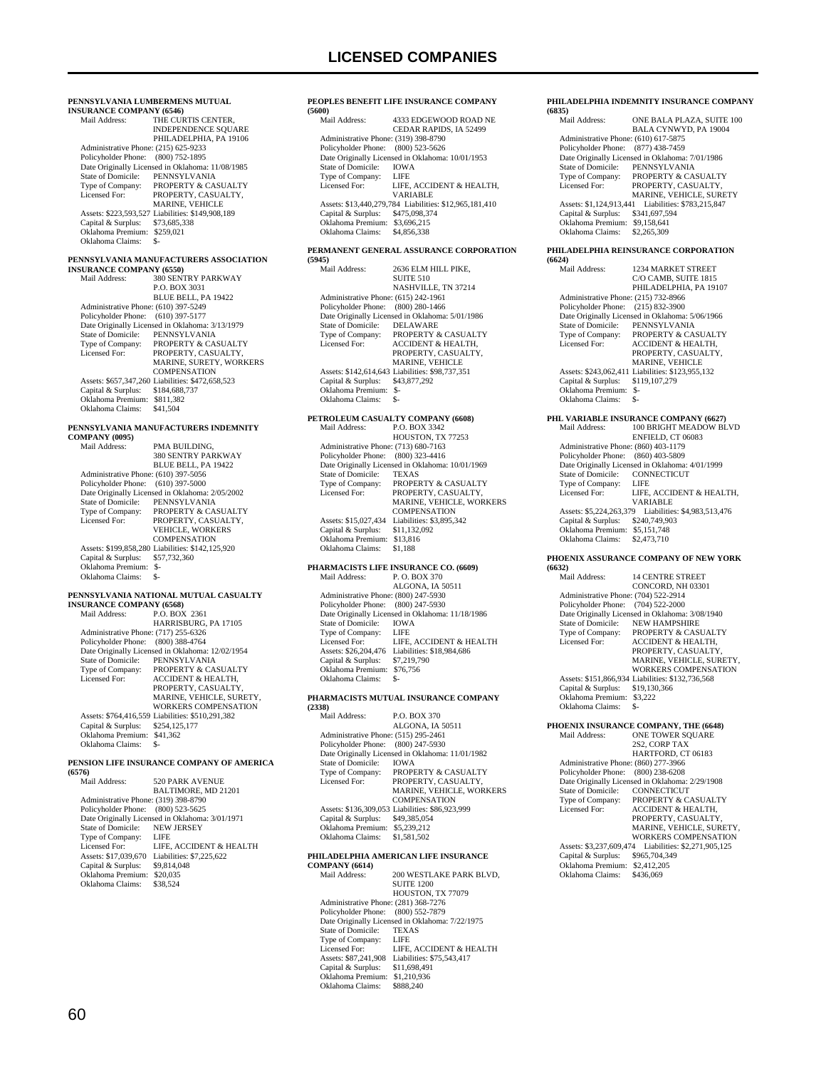# LICENSED COMPANIES

**PENNSYLVANIA LUMBERMENS MUTUAL INSURANCE COMPANY (6546)**

Mail Address: THE CURTIS CENTER, INDEPENDENCE SQUARE PHILADELPHIA, PA 19106
Administrative Phone: (215) 625-9233
Policyholder Phone: (800) 752-1895
Date Originally Licensed in Oklahoma: 11/08/1985
State of Domicile: PENNSYLVANIA
Type of Company: PROPERTY & CASUALTY
Licensed For: PROPERTY, CASUALTY, MARINE, VEHICLE
Assets: $223,593,527 Liabilities: $149,908,189
Capital & Surplus: $73,685,338
Oklahoma Premium: $259,021
Oklahoma Claims: $-

**PENNSYLVANIA MANUFACTURERS ASSOCIATION INSURANCE COMPANY (6550)**

Mail Address: 380 SENTRY PARKWAY P.O. BOX 3031 BLUE BELL, PA 19422
Administrative Phone: (610) 397-5249
Policyholder Phone: (610) 397-5177
Date Originally Licensed in Oklahoma: 3/13/1979
State of Domicile: PENNSYLVANIA
Type of Company: PROPERTY & CASUALTY
Licensed For: PROPERTY, CASUALTY, MARINE, SURETY, WORKERS COMPENSATION
Assets: $657,347,260 Liabilities: $472,658,523
Capital & Surplus: $184,688,737
Oklahoma Premium: $811,382
Oklahoma Claims: $41,504

**PENNSYLVANIA MANUFACTURERS INDEMNITY COMPANY (0095)**

Mail Address: PMA BUILDING, 380 SENTRY PARKWAY BLUE BELL, PA 19422
Administrative Phone: (610) 397-5056
Policyholder Phone: (610) 397-5000
Date Originally Licensed in Oklahoma: 2/05/2002
State of Domicile: PENNSYLVANIA
Type of Company: PROPERTY & CASUALTY
Licensed For: PROPERTY, CASUALTY, VEHICLE, WORKERS COMPENSATION
Assets: $199,858,280 Liabilities: $142,125,920
Capital & Surplus: $57,732,360
Oklahoma Premium: $-
Oklahoma Claims: $-

**PENNSYLVANIA NATIONAL MUTUAL CASUALTY INSURANCE COMPANY (6568)**

Mail Address: P.O. BOX 2361 HARRISBURG, PA 17105
Administrative Phone: (717) 255-6326
Policyholder Phone: (800) 388-4764
Date Originally Licensed in Oklahoma: 12/02/1954
State of Domicile: PENNSYLVANIA
Type of Company: PROPERTY & CASUALTY
Licensed For: ACCIDENT & HEALTH, PROPERTY, CASUALTY, MARINE, VEHICLE, SURETY, WORKERS COMPENSATION
Assets: $764,416,559 Liabilities: $510,291,382
Capital & Surplus: $254,125,177
Oklahoma Premium: $41,362
Oklahoma Claims: $-

**PENSION LIFE INSURANCE COMPANY OF AMERICA (6576)**

Mail Address: 520 PARK AVENUE BALTIMORE, MD 21201
Administrative Phone: (319) 398-8790
Policyholder Phone: (800) 523-5625
Date Originally Licensed in Oklahoma: 3/01/1971
State of Domicile: NEW JERSEY
Type of Company: LIFE
Licensed For: LIFE, ACCIDENT & HEALTH
Assets: $17,039,670 Liabilities: $7,225,622
Capital & Surplus: $9,814,048
Oklahoma Premium: $20,035
Oklahoma Claims: $38,524

**PEOPLES BENEFIT LIFE INSURANCE COMPANY (5600)**

Mail Address: 4333 EDGEWOOD ROAD NE CEDAR RAPIDS, IA 52499
Administrative Phone: (319) 398-8790
Policyholder Phone: (800) 523-5626
Date Originally Licensed in Oklahoma: 10/01/1953
State of Domicile: IOWA
Type of Company: LIFE
Licensed For: LIFE, ACCIDENT & HEALTH, VARIABLE
Assets: $13,440,279,784 Liabilities: $12,965,181,410
Capital & Surplus: $475,098,374
Oklahoma Premium: $3,696,215
Oklahoma Claims: $4,856,338

**PERMANENT GENERAL ASSURANCE CORPORATION (5945)**

Mail Address: 2636 ELM HILL PIKE, SUITE 510 NASHVILLE, TN 37214
Administrative Phone: (615) 242-1961
Policyholder Phone: (800) 280-1466
Date Originally Licensed in Oklahoma: 5/01/1986
State of Domicile: DELAWARE
Type of Company: PROPERTY & CASUALTY
Licensed For: ACCIDENT & HEALTH, PROPERTY, CASUALTY, MARINE, VEHICLE
Assets: $142,614,643 Liabilities: $98,737,351
Capital & Surplus: $43,877,292
Oklahoma Premium: $-
Oklahoma Claims: $-

**PETROLEUM CASUALTY COMPANY (6608)**

Mail Address: P.O. BOX 3342 HOUSTON, TX 77253
Administrative Phone: (713) 680-7163
Policyholder Phone: (800) 323-4416
Date Originally Licensed in Oklahoma: 10/01/1969
State of Domicile: TEXAS
Type of Company: PROPERTY & CASUALTY
Licensed For: PROPERTY, CASUALTY, MARINE, VEHICLE, WORKERS COMPENSATION
Assets: $15,027,434 Liabilities: $3,895,342
Capital & Surplus: $11,132,092
Oklahoma Premium: $13,816
Oklahoma Claims: $1,188

**PHARMACISTS LIFE INSURANCE CO. (6609)**

Mail Address: P. O. BOX 370 ALGONA, IA 50511
Administrative Phone: (800) 247-5930
Policyholder Phone: (800) 247-5930
Date Originally Licensed in Oklahoma: 11/18/1986
State of Domicile: IOWA
Type of Company: LIFE
Licensed For: LIFE, ACCIDENT & HEALTH
Assets: $26,204,476 Liabilities: $18,984,686
Capital & Surplus: $7,219,790
Oklahoma Premium: $76,756
Oklahoma Claims: $-

**PHARMACISTS MUTUAL INSURANCE COMPANY (2338)**

Mail Address: P.O. BOX 370 ALGONA, IA 50511
Administrative Phone: (515) 295-2461
Policyholder Phone: (800) 247-5930
Date Originally Licensed in Oklahoma: 11/01/1982
State of Domicile: IOWA
Type of Company: PROPERTY & CASUALTY
Licensed For: PROPERTY, CASUALTY, MARINE, VEHICLE, WORKERS COMPENSATION
Assets: $136,309,053 Liabilities: $86,923,999
Capital & Surplus: $49,385,054
Oklahoma Premium: $5,239,212
Oklahoma Claims: $1,581,502

**PHILADELPHIA AMERICAN LIFE INSURANCE COMPANY (6614)**

Mail Address: 200 WESTLAKE PARK BLVD, SUITE 1200 HOUSTON, TX 77079
Administrative Phone: (281) 368-7276
Policyholder Phone: (800) 552-7879
Date Originally Licensed in Oklahoma: 7/22/1975
State of Domicile: TEXAS
Type of Company: LIFE
Licensed For: LIFE, ACCIDENT & HEALTH
Assets: $87,241,908 Liabilities: $75,543,417
Capital & Surplus: $11,698,491
Oklahoma Premium: $1,210,936
Oklahoma Claims: $888,240

**PHILADELPHIA INDEMNITY INSURANCE COMPANY (6835)**

Mail Address: ONE BALA PLAZA, SUITE 100 BALA CYNWYD, PA 19004
Administrative Phone: (610) 617-5875
Policyholder Phone: (877) 438-7459
Date Originally Licensed in Oklahoma: 7/01/1986
State of Domicile: PENNSYLVANIA
Type of Company: PROPERTY & CASUALTY
Licensed For: PROPERTY, CASUALTY, MARINE, VEHICLE, SURETY
Assets: $1,124,913,441 Liabilities: $783,215,847
Capital & Surplus: $341,697,594
Oklahoma Premium: $9,158,641
Oklahoma Claims: $2,265,309

**PHILADELPHIA REINSURANCE CORPORATION (6624)**

Mail Address: 1234 MARKET STREET C/O CAMB, SUITE 1815 PHILADELPHIA, PA 19107
Administrative Phone: (215) 732-8966
Policyholder Phone: (215) 832-3900
Date Originally Licensed in Oklahoma: 5/06/1966
State of Domicile: PENNSYLVANIA
Type of Company: PROPERTY & CASUALTY
Licensed For: ACCIDENT & HEALTH, PROPERTY, CASUALTY, MARINE, VEHICLE
Assets: $243,062,411 Liabilities: $123,955,132
Capital & Surplus: $119,107,279
Oklahoma Premium: $-
Oklahoma Claims: $-

**PHL VARIABLE INSURANCE COMPANY (6627)**

Mail Address: 100 BRIGHT MEADOW BLVD ENFIELD, CT 06083
Administrative Phone: (860) 403-1179
Policyholder Phone: (860) 403-5809
Date Originally Licensed in Oklahoma: 4/01/1999
State of Domicile: CONNECTICUT
Type of Company: LIFE
Licensed For: LIFE, ACCIDENT & HEALTH, VARIABLE
Assets: $5,224,263,379 Liabilities: $4,983,513,476
Capital & Surplus: $240,749,903
Oklahoma Premium: $5,151,748
Oklahoma Claims: $2,473,710

**PHOENIX ASSURANCE COMPANY OF NEW YORK (6632)**

Mail Address: 14 CENTRE STREET CONCORD, NH 03301
Administrative Phone: (704) 522-2914
Policyholder Phone: (704) 522-2000
Date Originally Licensed in Oklahoma: 3/08/1940
State of Domicile: NEW HAMPSHIRE
Type of Company: PROPERTY & CASUALTY
Licensed For: ACCIDENT & HEALTH, PROPERTY, CASUALTY, MARINE, VEHICLE, SURETY, WORKERS COMPENSATION
Assets: $151,866,934 Liabilities: $132,736,568
Capital & Surplus: $19,130,366
Oklahoma Premium: $3,222
Oklahoma Claims: $-

**PHOENIX INSURANCE COMPANY, THE (6648)**

Mail Address: ONE TOWER SQUARE 2S2, CORP TAX HARTFORD, CT 06183
Administrative Phone: (860) 277-3966
Policyholder Phone: (800) 238-6208
Date Originally Licensed in Oklahoma: 2/29/1908
State of Domicile: CONNECTICUT
Type of Company: PROPERTY & CASUALTY
Licensed For: ACCIDENT & HEALTH, PROPERTY, CASUALTY, MARINE, VEHICLE, SURETY, WORKERS COMPENSATION
Assets: $3,237,609,474 Liabilities: $2,271,905,125
Capital & Surplus: $965,704,349
Oklahoma Premium: $2,412,205
Oklahoma Claims: $436,069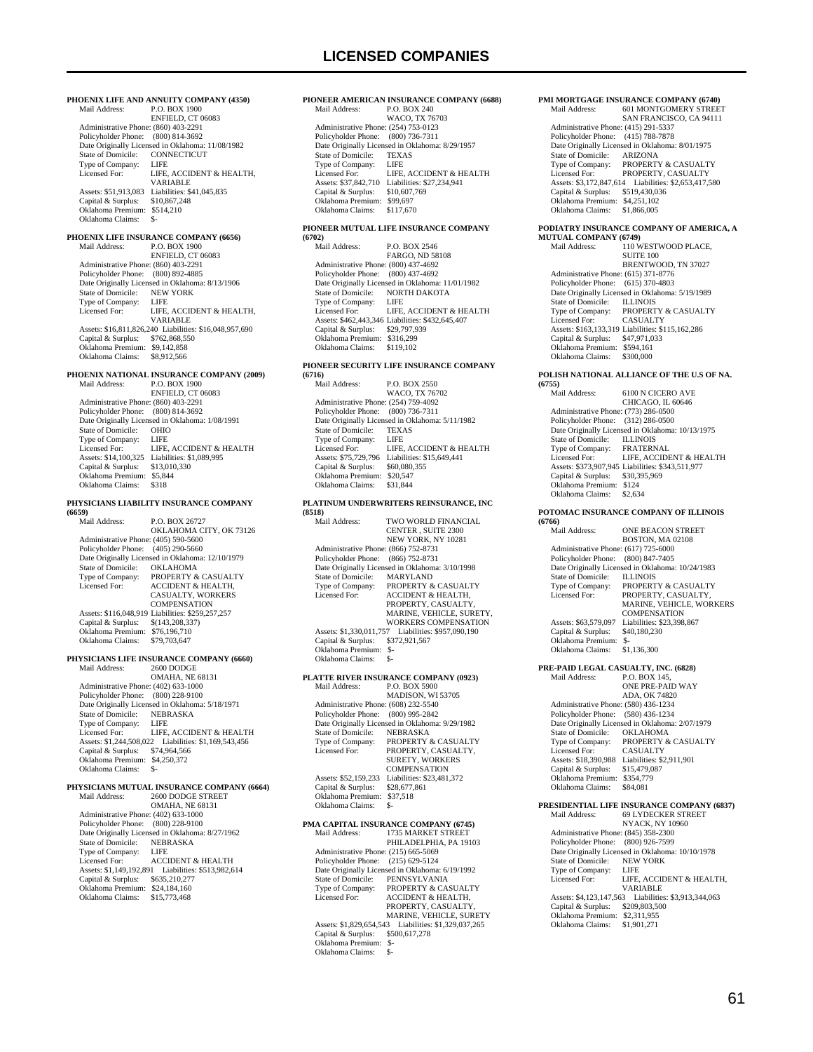**PHOENIX LIFE AND ANNUITY COMPANY (4350)**
Mail Address: P.O. BOX 1900
ENFIELD, CT 06083
Administrative Phone: (860) 403-2291
Policyholder Phone: (800) 814-3692
Date Originally Licensed in Oklahoma: 11/08/1982
State of Domicile: CONNECTICUT
Type of Company: LIFE
Licensed For: LIFE, ACCIDENT & HEALTH, VARIABLE
Assets: $51,913,083 Liabilities: $41,045,835
Capital & Surplus: $10,867,248
Oklahoma Premium: $514,210
Oklahoma Claims: $-

**PHOENIX LIFE INSURANCE COMPANY (6656)**
Mail Address: P.O. BOX 1900
ENFIELD, CT 06083
Administrative Phone: (860) 403-2291
Policyholder Phone: (800) 892-4885
Date Originally Licensed in Oklahoma: 8/13/1906
State of Domicile: NEW YORK
Type of Company: LIFE
Licensed For: LIFE, ACCIDENT & HEALTH, VARIABLE
Assets: $16,811,826,240 Liabilities: $16,048,957,690
Capital & Surplus: $762,868,550
Oklahoma Premium: $9,142,858
Oklahoma Claims: $8,912,566

**PHOENIX NATIONAL INSURANCE COMPANY (2009)**
Mail Address: P.O. BOX 1900
ENFIELD, CT 06083
Administrative Phone: (860) 403-2291
Policyholder Phone: (800) 814-3692
Date Originally Licensed in Oklahoma: 1/08/1991
State of Domicile: OHIO
Type of Company: LIFE
Licensed For: LIFE, ACCIDENT & HEALTH
Assets: $14,100,325 Liabilities: $1,089,995
Capital & Surplus: $13,010,330
Oklahoma Premium: $5,844
Oklahoma Claims: $318

**PHYSICIANS LIABILITY INSURANCE COMPANY (6659)**
Mail Address: P.O. BOX 26727
OKLAHOMA CITY, OK 73126
Administrative Phone: (405) 590-5600
Policyholder Phone: (405) 290-5660
Date Originally Licensed in Oklahoma: 12/10/1979
State of Domicile: OKLAHOMA
Type of Company: PROPERTY & CASUALTY
Licensed For: ACCIDENT & HEALTH, CASUALTY, WORKERS COMPENSATION
Assets: $116,048,919 Liabilities: $259,257,257
Capital & Surplus: $(143,208,337)
Oklahoma Premium: $76,196,710
Oklahoma Claims: $79,703,647

**PHYSICIANS LIFE INSURANCE COMPANY (6660)**
Mail Address: 2600 DODGE
OMAHA, NE 68131
Administrative Phone: (402) 633-1000
Policyholder Phone: (800) 228-9100
Date Originally Licensed in Oklahoma: 5/18/1971
State of Domicile: NEBRASKA
Type of Company: LIFE
Licensed For: LIFE, ACCIDENT & HEALTH
Assets: $1,244,508,022 Liabilities: $1,169,543,456
Capital & Surplus: $74,964,566
Oklahoma Premium: $4,250,372
Oklahoma Claims: $-

**PHYSICIANS MUTUAL INSURANCE COMPANY (6664)**
Mail Address: 2600 DODGE STREET
OMAHA, NE 68131
Administrative Phone: (402) 633-1000
Policyholder Phone: (800) 228-9100
Date Originally Licensed in Oklahoma: 8/27/1962
State of Domicile: NEBRASKA
Type of Company: LIFE
Licensed For: ACCIDENT & HEALTH
Assets: $1,149,192,891 Liabilities: $513,982,614
Capital & Surplus: $635,210,277
Oklahoma Premium: $24,184,160
Oklahoma Claims: $15,773,468

**PIONEER AMERICAN INSURANCE COMPANY (6688)**
Mail Address: P.O. BOX 240
WACO, TX 76703
Administrative Phone: (254) 753-0123
Policyholder Phone: (800) 736-7311
Date Originally Licensed in Oklahoma: 8/29/1957
State of Domicile: TEXAS
Type of Company: LIFE
Licensed For: LIFE, ACCIDENT & HEALTH
Assets: $37,842,710 Liabilities: $27,234,941
Capital & Surplus: $10,607,769
Oklahoma Premium: $99,697
Oklahoma Claims: $117,670

**PIONEER MUTUAL LIFE INSURANCE COMPANY (6702)**
Mail Address: P.O. BOX 2546
FARGO, ND 58108
Administrative Phone: (800) 437-4692
Policyholder Phone: (800) 437-4692
Date Originally Licensed in Oklahoma: 11/01/1982
State of Domicile: NORTH DAKOTA
Type of Company: LIFE
Licensed For: LIFE, ACCIDENT & HEALTH
Assets: $462,443,346 Liabilities: $432,645,407
Capital & Surplus: $29,797,939
Oklahoma Premium: $316,299
Oklahoma Claims: $119,102

**PIONEER SECURITY LIFE INSURANCE COMPANY (6716)**
Mail Address: P.O. BOX 2550
WACO, TX 76702
Administrative Phone: (254) 759-4092
Policyholder Phone: (800) 736-7311
Date Originally Licensed in Oklahoma: 5/11/1982
State of Domicile: TEXAS
Type of Company: LIFE
Licensed For: LIFE, ACCIDENT & HEALTH
Assets: $75,729,796 Liabilities: $15,649,441
Capital & Surplus: $60,080,355
Oklahoma Premium: $20,547
Oklahoma Claims: $31,844

**PLATINUM UNDERWRITERS REINSURANCE, INC (8518)**
Mail Address: TWO WORLD FINANCIAL CENTER , SUITE 2300
NEW YORK, NY 10281
Administrative Phone: (866) 752-8731
Policyholder Phone: (866) 752-8731
Date Originally Licensed in Oklahoma: 3/10/1998
State of Domicile: MARYLAND
Type of Company: PROPERTY & CASUALTY
Licensed For: ACCIDENT & HEALTH, PROPERTY, CASUALTY, MARINE, VEHICLE, SURETY, WORKERS COMPENSATION
Assets: $1,330,011,757 Liabilities: $957,090,190
Capital & Surplus: $372,921,567
Oklahoma Premium: $-
Oklahoma Claims: $-

**PLATTE RIVER INSURANCE COMPANY (0923)**
Mail Address: P.O. BOX 5900
MADISON, WI 53705
Administrative Phone: (608) 232-5540
Policyholder Phone: (800) 995-2842
Date Originally Licensed in Oklahoma: 9/29/1982
State of Domicile: NEBRASKA
Type of Company: PROPERTY & CASUALTY
Licensed For: PROPERTY, CASUALTY, SURETY, WORKERS COMPENSATION
Assets: $52,159,233 Liabilities: $23,481,372
Capital & Surplus: $28,677,861
Oklahoma Premium: $37,518
Oklahoma Claims: $-

**PMA CAPITAL INSURANCE COMPANY (6745)**
Mail Address: 1735 MARKET STREET
PHILADELPHIA, PA 19103
Administrative Phone: (215) 665-5069
Policyholder Phone: (215) 629-5124
Date Originally Licensed in Oklahoma: 6/19/1992
State of Domicile: PENNSYLVANIA
Type of Company: PROPERTY & CASUALTY
Licensed For: ACCIDENT & HEALTH, PROPERTY, CASUALTY, MARINE, VEHICLE, SURETY
Assets: $1,829,654,543 Liabilities: $1,329,037,265
Capital & Surplus: $500,617,278
Oklahoma Premium: $-
Oklahoma Claims: $-

**PMI MORTGAGE INSURANCE COMPANY (6740)**
Mail Address: 601 MONTGOMERY STREET
SAN FRANCISCO, CA 94111
Administrative Phone: (415) 291-5337
Policyholder Phone: (415) 788-7878
Date Originally Licensed in Oklahoma: 8/01/1975
State of Domicile: ARIZONA
Type of Company: PROPERTY & CASUALTY
Licensed For: PROPERTY, CASUALTY
Assets: $3,172,847,614 Liabilities: $2,653,417,580
Capital & Surplus: $519,430,036
Oklahoma Premium: $4,251,102
Oklahoma Claims: $1,866,005

**PODIATRY INSURANCE COMPANY OF AMERICA, A MUTUAL COMPANY (6749)**
Mail Address: 110 WESTWOOD PLACE, SUITE 100
BRENTWOOD, TN 37027
Administrative Phone: (615) 371-8776
Policyholder Phone: (615) 370-4803
Date Originally Licensed in Oklahoma: 5/19/1989
State of Domicile: ILLINOIS
Type of Company: PROPERTY & CASUALTY
Licensed For: CASUALTY
Assets: $163,133,319 Liabilities: $115,162,286
Capital & Surplus: $47,971,033
Oklahoma Premium: $594,161
Oklahoma Claims: $300,000

**POLISH NATIONAL ALLIANCE OF THE U.S OF NA. (6755)**
Mail Address: 6100 N CICERO AVE
CHICAGO, IL 60646
Administrative Phone: (773) 286-0500
Policyholder Phone: (312) 286-0500
Date Originally Licensed in Oklahoma: 10/13/1975
State of Domicile: ILLINOIS
Type of Company: FRATERNAL
Licensed For: LIFE, ACCIDENT & HEALTH
Assets: $373,907,945 Liabilities: $343,511,977
Capital & Surplus: $30,395,969
Oklahoma Premium: $124
Oklahoma Claims: $2,634

**POTOMAC INSURANCE COMPANY OF ILLINOIS (6766)**
Mail Address: ONE BEACON STREET
BOSTON, MA 02108
Administrative Phone: (617) 725-6000
Policyholder Phone: (800) 847-7405
Date Originally Licensed in Oklahoma: 10/24/1983
State of Domicile: ILLINOIS
Type of Company: PROPERTY & CASUALTY
Licensed For: PROPERTY, CASUALTY, MARINE, VEHICLE, WORKERS COMPENSATION
Assets: $63,579,097 Liabilities: $23,398,867
Capital & Surplus: $40,180,230
Oklahoma Premium: $-
Oklahoma Claims: $1,136,300

**PRE-PAID LEGAL CASUALTY, INC. (6828)**
Mail Address: P.O. BOX 145, ONE PRE-PAID WAY
ADA, OK 74820
Administrative Phone: (580) 436-1234
Policyholder Phone: (580) 436-1234
Date Originally Licensed in Oklahoma: 2/07/1979
State of Domicile: OKLAHOMA
Type of Company: PROPERTY & CASUALTY
Licensed For: CASUALTY
Assets: $18,390,988 Liabilities: $2,911,901
Capital & Surplus: $15,479,087
Oklahoma Premium: $354,779
Oklahoma Claims: $84,081

**PRESIDENTIAL LIFE INSURANCE COMPANY (6837)**
Mail Address: 69 LYDECKER STREET
NYACK, NY 10960
Administrative Phone: (845) 358-2300
Policyholder Phone: (800) 926-7599
Date Originally Licensed in Oklahoma: 10/10/1978
State of Domicile: NEW YORK
Type of Company: LIFE
Licensed For: LIFE, ACCIDENT & HEALTH, VARIABLE
Assets: $4,123,147,563 Liabilities: $3,913,344,063
Capital & Surplus: $209,803,500
Oklahoma Premium: $2,311,955
Oklahoma Claims: $1,901,271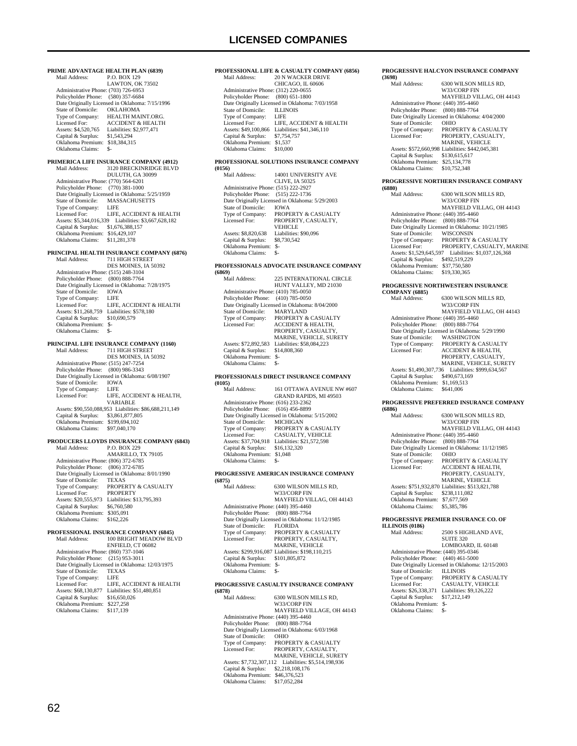# LICENSED COMPANIES

**PRIME ADVANTAGE HEALTH PLAN (6839)**
Mail Address: P.O. BOX 129
LAWTON, OK 73502
Administrative Phone: (703) 726-6953
Policyholder Phone: (580) 357-6684
Date Originally Licensed in Oklahoma: 7/15/1996
State of Domicile: OKLAHOMA
Type of Company: HEALTH MAINT.ORG.
Licensed For: ACCIDENT & HEALTH
Assets: $4,520,765 Liabilities: $2,977,471
Capital & Surplus: $1,543,294
Oklahoma Premium: $18,384,315
Oklahoma Claims: $-

**PRIMERICA LIFE INSURANCE COMPANY (4912)**
Mail Address: 3120 BRECKINRIDGE BLVD
DULUTH, GA 30099
Administrative Phone: (770) 564-6201
Policyholder Phone: (770) 381-1000
Date Originally Licensed in Oklahoma: 5/25/1959
State of Domicile: MASSACHUSETTS
Type of Company: LIFE
Licensed For: LIFE, ACCIDENT & HEALTH
Assets: $5,344,016,339 Liabilities: $3,667,628,182
Capital & Surplus: $1,676,388,157
Oklahoma Premium: $16,429,107
Oklahoma Claims: $11,281,378

**PRINCIPAL HEALTH INSURANCE COMPANY (6876)**
Mail Address: 711 HIGH STREET
DES MOINES, IA 50392
Administrative Phone: (515) 248-3104
Policyholder Phone: (800) 888-7764
Date Originally Licensed in Oklahoma: 7/28/1975
State of Domicile: IOWA
Type of Company: LIFE
Licensed For: LIFE, ACCIDENT & HEALTH
Assets: $11,268,759 Liabilities: $578,180
Capital & Surplus: $10,690,579
Oklahoma Premium: $-
Oklahoma Claims: $-

**PRINCIPAL LIFE INSURANCE COMPANY (1160)**
Mail Address: 711 HIGH STREET
DES MOINES, IA 50392
Administrative Phone: (515) 247-7254
Policyholder Phone: (800) 986-3343
Date Originally Licensed in Oklahoma: 6/08/1907
State of Domicile: IOWA
Type of Company: LIFE
Licensed For: LIFE, ACCIDENT & HEALTH, VARIABLE
Assets: $90,550,088,953 Liabilities: $86,688,211,149
Capital & Surplus: $3,861,877,805
Oklahoma Premium: $199,694,102
Oklahoma Claims: $97,040,170

**PRODUCERS LLOYDS INSURANCE COMPANY (6843)**
Mail Address: P.O. BOX 229
AMARILLO, TX 79105
Administrative Phone: (806) 372-6785
Policyholder Phone: (806) 372-6785
Date Originally Licensed in Oklahoma: 8/01/1990
State of Domicile: TEXAS
Type of Company: PROPERTY & CASUALTY
Licensed For: PROPERTY
Assets: $20,555,973 Liabilities: $13,795,393
Capital & Surplus: $6,760,580
Oklahoma Premium: $305,091
Oklahoma Claims: $162,226

**PROFESSIONAL INSURANCE COMPANY (6845)**
Mail Address: 100 BRIGHT MEADOW BLVD
ENFIELD, CT 06082
Administrative Phone: (860) 737-1046
Policyholder Phone: (215) 953-3011
Date Originally Licensed in Oklahoma: 12/03/1975
State of Domicile: TEXAS
Type of Company: LIFE
Licensed For: LIFE, ACCIDENT & HEALTH
Assets: $68,130,877 Liabilities: $51,480,851
Capital & Surplus: $16,650,026
Oklahoma Premium: $227,258
Oklahoma Claims: $117,139

**PROFESSIONAL LIFE & CASUALTY COMPANY (6856)**
Mail Address: 20 N WACKER DRIVE
CHICAGO, IL 60606
Administrative Phone: (312) 220-0655
Policyholder Phone: (800) 651-1800
Date Originally Licensed in Oklahoma: 7/03/1958
State of Domicile: ILLINOIS
Type of Company: LIFE
Licensed For: LIFE, ACCIDENT & HEALTH
Assets: $49,100,866 Liabilities: $41,346,110
Capital & Surplus: $7,754,757
Oklahoma Premium: $1,537
Oklahoma Claims: $10,000

**PROFESSIONAL SOLUTIONS INSURANCE COMPANY (0156)**
Mail Address: 14001 UNIVERSITY AVE
CLIVE, IA 50325
Administrative Phone: (515) 222-2927
Policyholder Phone: (515) 222-1736
Date Originally Licensed in Oklahoma: 5/29/2003
State of Domicile: IOWA
Type of Company: PROPERTY & CASUALTY
Licensed For: PROPERTY, CASUALTY, VEHICLE
Assets: $8,820,638 Liabilities: $90,096
Capital & Surplus: $8,730,542
Oklahoma Premium: $-
Oklahoma Claims: $-

**PROFESSIONALS ADVOCATE INSURANCE COMPANY (6869)**
Mail Address: 225 INTERNATIONAL CIRCLE
HUNT VALLEY, MD 21030
Administrative Phone: (410) 785-0050
Policyholder Phone: (410) 785-0050
Date Originally Licensed in Oklahoma: 8/04/2000
State of Domicile: MARYLAND
Type of Company: PROPERTY & CASUALTY
Licensed For: ACCIDENT & HEALTH, PROPERTY, CASUALTY, MARINE, VEHICLE, SURETY
Assets: $72,892,583 Liabilities: $58,084,223
Capital & Surplus: $14,808,360
Oklahoma Premium: $-
Oklahoma Claims: $-

**PROFESSIONALS DIRECT INSURANCE COMPANY (0105)**
Mail Address: 161 OTTAWA AVENUE NW #607
GRAND RAPIDS, MI 49503
Administrative Phone: (616) 233-2362
Policyholder Phone: (616) 456-8899
Date Originally Licensed in Oklahoma: 5/15/2002
State of Domicile: MICHIGAN
Type of Company: PROPERTY & CASUALTY
Licensed For: CASUALTY, VEHICLE
Assets: $37,704,918 Liabilities: $21,572,598
Capital & Surplus: $16,132,320
Oklahoma Premium: $1,048
Oklahoma Claims: $-

**PROGRESSIVE AMERICAN INSURANCE COMPANY (6875)**
Mail Address: 6300 WILSON MILLS RD, W33/CORP FIN
MAYFIELD VILLAG, OH 44143
Administrative Phone: (440) 395-4460
Policyholder Phone: (800) 888-7764
Date Originally Licensed in Oklahoma: 11/12/1985
State of Domicile: FLORIDA
Type of Company: PROPERTY & CASUALTY
Licensed For: PROPERTY, CASUALTY, MARINE, VEHICLE
Assets: $299,916,087 Liabilities: $198,110,215
Capital & Surplus: $101,805,872
Oklahoma Premium: $-
Oklahoma Claims: $-

**PROGRESSIVE CASUALTY INSURANCE COMPANY (6878)**
Mail Address: 6300 WILSON MILLS RD, W33/CORP FIN
MAYFIELD VILLAGE, OH 44143
Administrative Phone: (440) 395-4460
Policyholder Phone: (800) 888-7764
Date Originally Licensed in Oklahoma: 6/03/1968
State of Domicile: OHIO
Type of Company: PROPERTY & CASUALTY
Licensed For: PROPERTY, CASUALTY, MARINE, VEHICLE, SURETY
Assets: $7,732,307,112 Liabilities: $5,514,198,936
Capital & Surplus: $2,218,108,176
Oklahoma Premium: $46,376,523
Oklahoma Claims: $17,052,284

**PROGRESSIVE HALCYON INSURANCE COMPANY (3698)**
Mail Address: 6300 WILSON MILLS RD, W33/CORP FIN
MAYFIELD VILLAG, OH 44143
Administrative Phone: (440) 395-4460
Policyholder Phone: (800) 888-7764
Date Originally Licensed in Oklahoma: 4/04/2000
State of Domicile: OHIO
Type of Company: PROPERTY & CASUALTY
Licensed For: PROPERTY, CASUALTY, MARINE, VEHICLE
Assets: $572,660,998 Liabilities: $442,045,381
Capital & Surplus: $130,615,617
Oklahoma Premium: $25,134,778
Oklahoma Claims: $10,752,348

**PROGRESSIVE NORTHERN INSURANCE COMPANY (6880)**
Mail Address: 6300 WILSON MILLS RD, W33/CORP FIN
MAYFIELD VILLAG, OH 44143
Administrative Phone: (440) 395-4460
Policyholder Phone: (800) 888-7764
Date Originally Licensed in Oklahoma: 10/21/1985
State of Domicile: WISCONSIN
Type of Company: PROPERTY & CASUALTY
Licensed For: PROPERTY, CASUALTY, MARINE
Assets: $1,529,645,597 Liabilities: $1,037,126,368
Capital & Surplus: $492,519,229
Oklahoma Premium: $37,750,580
Oklahoma Claims: $19,330,365

**PROGRESSIVE NORTHWESTERN INSURANCE COMPANY (6885)**
Mail Address: 6300 WILSON MILLS RD, W33/CORP FIN
MAYFIELD VILLAG, OH 44143
Administrative Phone: (440) 395-4460
Policyholder Phone: (800) 888-7764
Date Originally Licensed in Oklahoma: 5/29/1990
State of Domicile: WASHINGTON
Type of Company: PROPERTY & CASUALTY
Licensed For: ACCIDENT & HEALTH, PROPERTY, CASUALTY, MARINE, VEHICLE, SURETY
Assets: $1,490,307,736 Liabilities: $999,634,567
Capital & Surplus: $490,673,169
Oklahoma Premium: $1,169,513
Oklahoma Claims: $641,006

**PROGRESSIVE PREFERRED INSURANCE COMPANY (6886)**
Mail Address: 6300 WILSON MILLS RD, W33/CORP FIN
MAYFIELD VILLAG, OH 44143
Administrative Phone: (440) 395-4460
Policyholder Phone: (800) 888-7764
Date Originally Licensed in Oklahoma: 11/12/1985
State of Domicile: OHIO
Type of Company: PROPERTY & CASUALTY
Licensed For: ACCIDENT & HEALTH, PROPERTY, CASUALTY, MARINE, VEHICLE
Assets: $751,932,870 Liabilities: $513,821,788
Capital & Surplus: $238,111,082
Oklahoma Premium: $7,677,569
Oklahoma Claims: $5,385,786

**PROGRESSIVE PREMIER INSURANCE CO. OF ILLINOIS (0186)**
Mail Address: 2500 S HIGHLAND AVE, SUITE 320
LOMBOARD, IL 60148
Administrative Phone: (440) 395-0346
Policyholder Phone: (440) 461-5000
Date Originally Licensed in Oklahoma: 12/15/2003
State of Domicile: ILLINOIS
Type of Company: PROPERTY & CASUALTY
Licensed For: CASUALTY, VEHICLE
Assets: $26,338,371 Liabilities: $9,126,222
Capital & Surplus: $17,212,149
Oklahoma Premium: $-
Oklahoma Claims: $-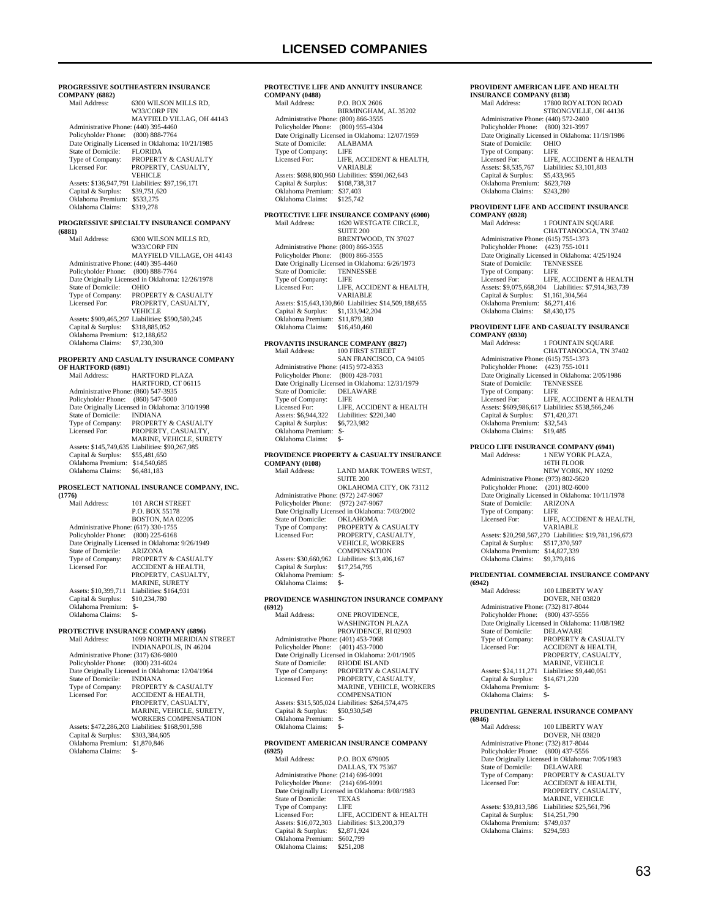# LICENSED COMPANIES

**PROGRESSIVE SOUTHEASTERN INSURANCE COMPANY (6882)**

Mail Address: 6300 WILSON MILLS RD, W33/CORP FIN, MAYFIELD VILLAG, OH 44143
Administrative Phone: (440) 395-4460
Policyholder Phone: (800) 888-7764
Date Originally Licensed in Oklahoma: 10/21/1985
State of Domicile: FLORIDA
Type of Company: PROPERTY & CASUALTY
Licensed For: PROPERTY, CASUALTY, VEHICLE
Assets: $136,947,791 Liabilities: $97,196,171
Capital & Surplus: $39,751,620
Oklahoma Premium: $533,275
Oklahoma Claims: $319,278

**PROGRESSIVE SPECIALTY INSURANCE COMPANY (6881)**

Mail Address: 6300 WILSON MILLS RD, W33/CORP FIN, MAYFIELD VILLAGE, OH 44143
Administrative Phone: (440) 395-4460
Policyholder Phone: (800) 888-7764
Date Originally Licensed in Oklahoma: 12/26/1978
State of Domicile: OHIO
Type of Company: PROPERTY & CASUALTY
Licensed For: PROPERTY, CASUALTY, VEHICLE
Assets: $909,465,297 Liabilities: $590,580,245
Capital & Surplus: $318,885,052
Oklahoma Premium: $12,188,652
Oklahoma Claims: $7,230,300

**PROPERTY AND CASUALTY INSURANCE COMPANY OF HARTFORD (6891)**

Mail Address: HARTFORD PLAZA, HARTFORD, CT 06115
Administrative Phone: (860) 547-3935
Policyholder Phone: (860) 547-5000
Date Originally Licensed in Oklahoma: 3/10/1998
State of Domicile: INDIANA
Type of Company: PROPERTY & CASUALTY
Licensed For: PROPERTY, CASUALTY, MARINE, VEHICLE, SURETY
Assets: $145,749,635 Liabilities: $90,267,985
Capital & Surplus: $55,481,650
Oklahoma Premium: $14,540,685
Oklahoma Claims: $6,481,183

**PROSELECT NATIONAL INSURANCE COMPANY, INC. (1776)**

Mail Address: 101 ARCH STREET, P.O. BOX 55178, BOSTON, MA 02205
Administrative Phone: (617) 330-1755
Policyholder Phone: (800) 225-6168
Date Originally Licensed in Oklahoma: 9/26/1949
State of Domicile: ARIZONA
Type of Company: PROPERTY & CASUALTY
Licensed For: ACCIDENT & HEALTH, PROPERTY, CASUALTY, MARINE, SURETY
Assets: $10,399,711 Liabilities: $164,931
Capital & Surplus: $10,234,780
Oklahoma Premium: $-
Oklahoma Claims: $-

**PROTECTIVE INSURANCE COMPANY (6896)**

Mail Address: 1099 NORTH MERIDIAN STREET, INDIANAPOLIS, IN 46204
Administrative Phone: (317) 636-9800
Policyholder Phone: (800) 231-6024
Date Originally Licensed in Oklahoma: 12/04/1964
State of Domicile: INDIANA
Type of Company: PROPERTY & CASUALTY
Licensed For: ACCIDENT & HEALTH, PROPERTY, CASUALTY, MARINE, VEHICLE, SURETY, WORKERS COMPENSATION
Assets: $472,286,203 Liabilities: $168,901,598
Capital & Surplus: $303,384,605
Oklahoma Premium: $1,870,846
Oklahoma Claims: $-

**PROTECTIVE LIFE AND ANNUITY INSURANCE COMPANY (0488)**

Mail Address: P.O. BOX 2606, BIRMINGHAM, AL 35202
Administrative Phone: (800) 866-3555
Policyholder Phone: (800) 955-4304
Date Originally Licensed in Oklahoma: 12/07/1959
State of Domicile: ALABAMA
Type of Company: LIFE
Licensed For: LIFE, ACCIDENT & HEALTH, VARIABLE
Assets: $698,800,960 Liabilities: $590,062,643
Capital & Surplus: $108,738,317
Oklahoma Premium: $37,403
Oklahoma Claims: $125,742

**PROTECTIVE LIFE INSURANCE COMPANY (6900)**

Mail Address: 1620 WESTGATE CIRCLE, SUITE 200, BRENTWOOD, TN 37027
Administrative Phone: (800) 866-3555
Policyholder Phone: (800) 866-3555
Date Originally Licensed in Oklahoma: 6/26/1973
State of Domicile: TENNESSEE
Type of Company: LIFE
Licensed For: LIFE, ACCIDENT & HEALTH, VARIABLE
Assets: $15,643,130,860 Liabilities: $14,509,188,655
Capital & Surplus: $1,133,942,204
Oklahoma Premium: $11,879,380
Oklahoma Claims: $16,450,460

**PROVANTIS INSURANCE COMPANY (8827)**

Mail Address: 100 FIRST STREET, SAN FRANCISCO, CA 94105
Administrative Phone: (415) 972-8353
Policyholder Phone: (800) 428-7031
Date Originally Licensed in Oklahoma: 12/31/1979
State of Domicile: DELAWARE
Type of Company: LIFE
Licensed For: LIFE, ACCIDENT & HEALTH
Assets: $6,944,322 Liabilities: $220,340
Capital & Surplus: $6,723,982
Oklahoma Premium: $-
Oklahoma Claims: $-

**PROVIDENCE PROPERTY & CASUALTY INSURANCE COMPANY (0108)**

Mail Address: LAND MARK TOWERS WEST, SUITE 200, OKLAHOMA CITY, OK 73112
Administrative Phone: (972) 247-9067
Policyholder Phone: (972) 247-9067
Date Originally Licensed in Oklahoma: 7/03/2002
State of Domicile: OKLAHOMA
Type of Company: PROPERTY & CASUALTY
Licensed For: PROPERTY, CASUALTY, VEHICLE, WORKERS COMPENSATION
Assets: $30,660,962 Liabilities: $13,406,167
Capital & Surplus: $17,254,795
Oklahoma Premium: $-
Oklahoma Claims: $-

**PROVIDENCE WASHINGTON INSURANCE COMPANY (6912)**

Mail Address: ONE PROVIDENCE, WASHINGTON PLAZA, PROVIDENCE, RI 02903
Administrative Phone: (401) 453-7068
Policyholder Phone: (401) 453-7000
Date Originally Licensed in Oklahoma: 2/01/1905
State of Domicile: RHODE ISLAND
Type of Company: PROPERTY & CASUALTY
Licensed For: PROPERTY, CASUALTY, MARINE, VEHICLE, WORKERS COMPENSATION
Assets: $315,505,024 Liabilities: $264,574,475
Capital & Surplus: $50,930,549
Oklahoma Premium: $-
Oklahoma Claims: $-

**PROVIDENT AMERICAN INSURANCE COMPANY (6925)**

Mail Address: P.O. BOX 679005, DALLAS, TX 75367
Administrative Phone: (214) 696-9091
Policyholder Phone: (214) 696-9091
Date Originally Licensed in Oklahoma: 8/08/1983
State of Domicile: TEXAS
Type of Company: LIFE
Licensed For: LIFE, ACCIDENT & HEALTH
Assets: $16,072,303 Liabilities: $13,200,379
Capital & Surplus: $2,871,924
Oklahoma Premium: $602,799
Oklahoma Claims: $251,208

**PROVIDENT AMERICAN LIFE AND HEALTH INSURANCE COMPANY (8138)**

Mail Address: 17800 ROYALTON ROAD, STRONGVILLE, OH 44136
Administrative Phone: (440) 572-2400
Policyholder Phone: (800) 321-3997
Date Originally Licensed in Oklahoma: 11/19/1986
State of Domicile: OHIO
Type of Company: LIFE
Licensed For: LIFE, ACCIDENT & HEALTH
Assets: $8,535,767 Liabilities: $3,101,803
Capital & Surplus: $5,433,965
Oklahoma Premium: $623,769
Oklahoma Claims: $243,280

**PROVIDENT LIFE AND ACCIDENT INSURANCE COMPANY (6928)**

Mail Address: 1 FOUNTAIN SQUARE, CHATTANOOGA, TN 37402
Administrative Phone: (615) 755-1373
Policyholder Phone: (423) 755-1011
Date Originally Licensed in Oklahoma: 4/25/1924
State of Domicile: TENNESSEE
Type of Company: LIFE
Licensed For: LIFE, ACCIDENT & HEALTH
Assets: $9,075,668,304 Liabilities: $7,914,363,739
Capital & Surplus: $1,161,304,564
Oklahoma Premium: $6,271,416
Oklahoma Claims: $8,430,175

**PROVIDENT LIFE AND CASUALTY INSURANCE COMPANY (6930)**

Mail Address: 1 FOUNTAIN SQUARE, CHATTANOOGA, TN 37402
Administrative Phone: (615) 755-1373
Policyholder Phone: (423) 755-1011
Date Originally Licensed in Oklahoma: 2/05/1986
State of Domicile: TENNESSEE
Type of Company: LIFE
Licensed For: LIFE, ACCIDENT & HEALTH
Assets: $609,986,617 Liabilities: $538,566,246
Capital & Surplus: $71,420,371
Oklahoma Premium: $32,543
Oklahoma Claims: $19,485

**PRUCO LIFE INSURANCE COMPANY (6941)**

Mail Address: 1 NEW YORK PLAZA, 16TH FLOOR, NEW YORK, NY 10292
Administrative Phone: (973) 802-5620
Policyholder Phone: (201) 802-6000
Date Originally Licensed in Oklahoma: 10/11/1978
State of Domicile: ARIZONA
Type of Company: LIFE
Licensed For: LIFE, ACCIDENT & HEALTH, VARIABLE
Assets: $20,298,567,270 Liabilities: $19,781,196,673
Capital & Surplus: $517,370,597
Oklahoma Premium: $14,827,339
Oklahoma Claims: $9,379,816

**PRUDENTIAL COMMERCIAL INSURANCE COMPANY (6942)**

Mail Address: 100 LIBERTY WAY, DOVER, NH 03820
Administrative Phone: (732) 817-8044
Policyholder Phone: (800) 437-5556
Date Originally Licensed in Oklahoma: 11/08/1982
State of Domicile: DELAWARE
Type of Company: PROPERTY & CASUALTY
Licensed For: ACCIDENT & HEALTH, PROPERTY, CASUALTY, MARINE, VEHICLE
Assets: $24,111,271 Liabilities: $9,440,051
Capital & Surplus: $14,671,220
Oklahoma Premium: $-
Oklahoma Claims: $-

**PRUDENTIAL GENERAL INSURANCE COMPANY (6946)**

Mail Address: 100 LIBERTY WAY, DOVER, NH 03820
Administrative Phone: (732) 817-8044
Policyholder Phone: (800) 437-5556
Date Originally Licensed in Oklahoma: 7/05/1983
State of Domicile: DELAWARE
Type of Company: PROPERTY & CASUALTY
Licensed For: ACCIDENT & HEALTH, PROPERTY, CASUALTY, MARINE, VEHICLE
Assets: $39,813,586 Liabilities: $25,561,796
Capital & Surplus: $14,251,790
Oklahoma Premium: $749,037
Oklahoma Claims: $294,593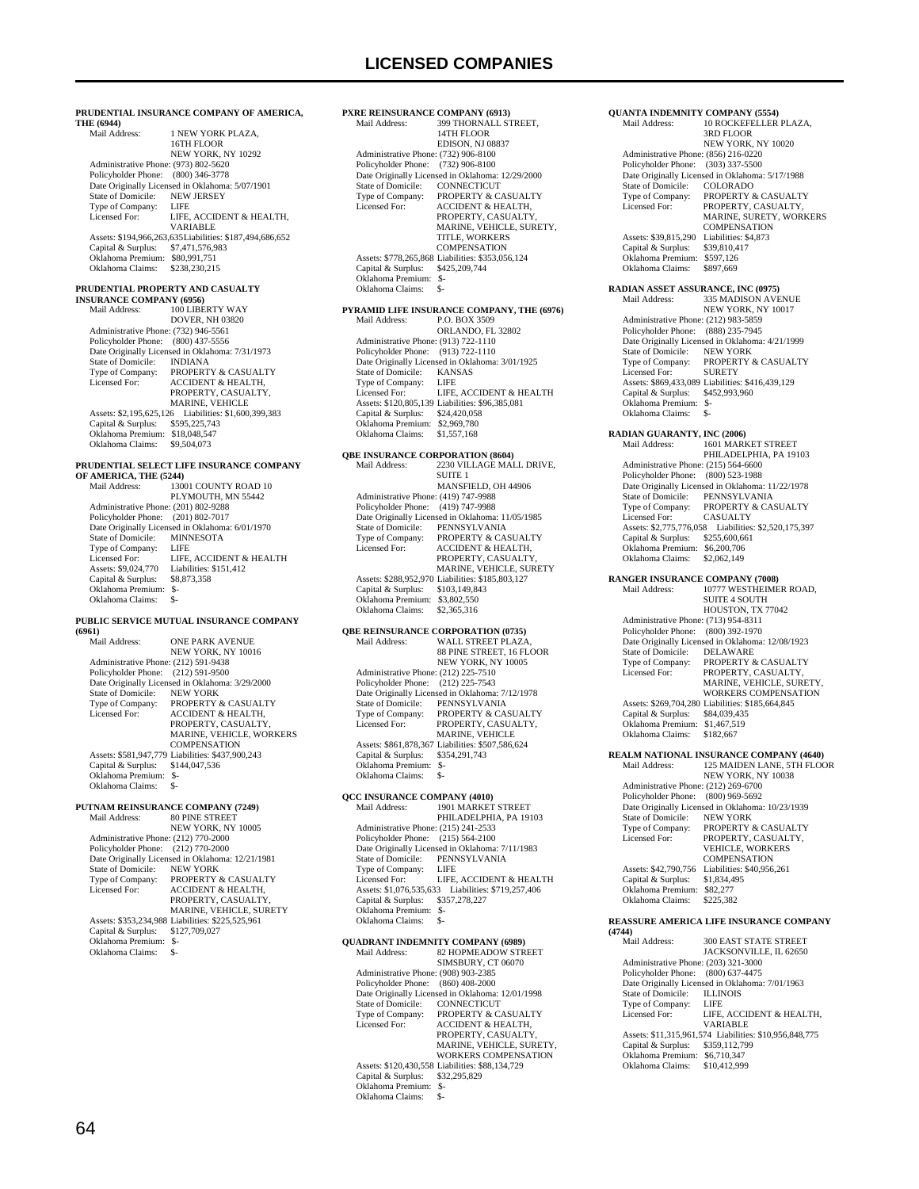# LICENSED COMPANIES

**PRUDENTIAL INSURANCE COMPANY OF AMERICA, THE (6944)**
Mail Address: 1 NEW YORK PLAZA, 16TH FLOOR, NEW YORK, NY 10292
Administrative Phone: (973) 802-5620
Policyholder Phone: (800) 346-3778
Date Originally Licensed in Oklahoma: 5/07/1901
State of Domicile: NEW JERSEY
Type of Company: LIFE
Licensed For: LIFE, ACCIDENT & HEALTH, VARIABLE
Assets: $194,966,263,635 Liabilities: $187,494,686,652
Capital & Surplus: $7,471,576,983
Oklahoma Premium: $80,991,751
Oklahoma Claims: $238,230,215

**PRUDENTIAL PROPERTY AND CASUALTY INSURANCE COMPANY (6956)**
Mail Address: 100 LIBERTY WAY, DOVER, NH 03820
Administrative Phone: (732) 946-5561
Policyholder Phone: (800) 437-5556
Date Originally Licensed in Oklahoma: 7/31/1973
State of Domicile: INDIANA
Type of Company: PROPERTY & CASUALTY
Licensed For: ACCIDENT & HEALTH, PROPERTY, CASUALTY, MARINE, VEHICLE
Assets: $2,195,625,126 Liabilities: $1,600,399,383
Capital & Surplus: $595,225,743
Oklahoma Premium: $18,048,547
Oklahoma Claims: $9,504,073

**PRUDENTIAL SELECT LIFE INSURANCE COMPANY OF AMERICA, THE (5244)**
Mail Address: 13001 COUNTY ROAD 10, PLYMOUTH, MN 55442
Administrative Phone: (201) 802-9288
Policyholder Phone: (201) 802-7017
Date Originally Licensed in Oklahoma: 6/01/1970
State of Domicile: MINNESOTA
Type of Company: LIFE
Licensed For: LIFE, ACCIDENT & HEALTH
Assets: $9,024,770 Liabilities: $151,412
Capital & Surplus: $8,873,358
Oklahoma Premium: $-
Oklahoma Claims: $-

**PUBLIC SERVICE MUTUAL INSURANCE COMPANY (6961)**
Mail Address: ONE PARK AVENUE, NEW YORK, NY 10016
Administrative Phone: (212) 591-9438
Policyholder Phone: (212) 591-9500
Date Originally Licensed in Oklahoma: 3/29/2000
State of Domicile: NEW YORK
Type of Company: PROPERTY & CASUALTY
Licensed For: ACCIDENT & HEALTH, PROPERTY, CASUALTY, MARINE, VEHICLE, WORKERS COMPENSATION
Assets: $581,947,779 Liabilities: $437,900,243
Capital & Surplus: $144,047,536
Oklahoma Premium: $-
Oklahoma Claims: $-

**PUTNAM REINSURANCE COMPANY (7249)**
Mail Address: 80 PINE STREET, NEW YORK, NY 10005
Administrative Phone: (212) 770-2000
Policyholder Phone: (212) 770-2000
Date Originally Licensed in Oklahoma: 12/21/1981
State of Domicile: NEW YORK
Type of Company: PROPERTY & CASUALTY
Licensed For: ACCIDENT & HEALTH, PROPERTY, CASUALTY, MARINE, VEHICLE, SURETY
Assets: $353,234,988 Liabilities: $225,525,961
Capital & Surplus: $127,709,027
Oklahoma Premium: $-
Oklahoma Claims: $-

**PXRE REINSURANCE COMPANY (6913)**
Mail Address: 399 THORNALL STREET, 14TH FLOOR, EDISON, NJ 08837
Administrative Phone: (732) 906-8100
Policyholder Phone: (732) 906-8100
Date Originally Licensed in Oklahoma: 12/29/2000
State of Domicile: CONNECTICUT
Type of Company: PROPERTY & CASUALTY
Licensed For: ACCIDENT & HEALTH, PROPERTY, CASUALTY, MARINE, VEHICLE, SURETY, TITLE, WORKERS COMPENSATION
Assets: $778,265,868 Liabilities: $353,056,124
Capital & Surplus: $425,209,744
Oklahoma Premium: $-
Oklahoma Claims: $-

**PYRAMID LIFE INSURANCE COMPANY, THE (6976)**
Mail Address: P.O. BOX 3509, ORLANDO, FL 32802
Administrative Phone: (913) 722-1110
Policyholder Phone: (913) 722-1110
Date Originally Licensed in Oklahoma: 3/01/1925
State of Domicile: KANSAS
Type of Company: LIFE
Licensed For: LIFE, ACCIDENT & HEALTH
Assets: $120,805,139 Liabilities: $96,385,081
Capital & Surplus: $24,420,058
Oklahoma Premium: $2,969,780
Oklahoma Claims: $1,557,168

**QBE INSURANCE CORPORATION (8604)**
Mail Address: 2230 VILLAGE MALL DRIVE, SUITE 1, MANSFIELD, OH 44906
Administrative Phone: (419) 747-9988
Policyholder Phone: (419) 747-9988
Date Originally Licensed in Oklahoma: 11/05/1985
State of Domicile: PENNSYLVANIA
Type of Company: PROPERTY & CASUALTY
Licensed For: ACCIDENT & HEALTH, PROPERTY, CASUALTY, MARINE, VEHICLE, SURETY
Assets: $288,952,970 Liabilities: $185,803,127
Capital & Surplus: $103,149,843
Oklahoma Premium: $3,802,550
Oklahoma Claims: $2,365,316

**QBE REINSURANCE CORPORATION (0735)**
Mail Address: WALL STREET PLAZA, 88 PINE STREET, 16 FLOOR, NEW YORK, NY 10005
Administrative Phone: (212) 225-7510
Policyholder Phone: (212) 225-7543
Date Originally Licensed in Oklahoma: 7/12/1978
State of Domicile: PENNSYLVANIA
Type of Company: PROPERTY & CASUALTY
Licensed For: PROPERTY, CASUALTY, MARINE, VEHICLE
Assets: $861,878,367 Liabilities: $507,586,624
Capital & Surplus: $354,291,743
Oklahoma Premium: $-
Oklahoma Claims: $-

**QCC INSURANCE COMPANY (4010)**
Mail Address: 1901 MARKET STREET, PHILADELPHIA, PA 19103
Administrative Phone: (215) 241-2533
Policyholder Phone: (215) 564-2100
Date Originally Licensed in Oklahoma: 7/11/1983
State of Domicile: PENNSYLVANIA
Type of Company: LIFE
Licensed For: LIFE, ACCIDENT & HEALTH
Assets: $1,076,535,633 Liabilities: $719,257,406
Capital & Surplus: $357,278,227
Oklahoma Premium: $-
Oklahoma Claims: $-

**QUADRANT INDEMNITY COMPANY (6989)**
Mail Address: 82 HOPMEADOW STREET, SIMSBURY, CT 06070
Administrative Phone: (908) 903-2385
Policyholder Phone: (860) 408-2000
Date Originally Licensed in Oklahoma: 12/01/1998
State of Domicile: CONNECTICUT
Type of Company: PROPERTY & CASUALTY
Licensed For: ACCIDENT & HEALTH, PROPERTY, CASUALTY, MARINE, VEHICLE, SURETY, WORKERS COMPENSATION
Assets: $120,430,558 Liabilities: $88,134,729
Capital & Surplus: $32,295,829
Oklahoma Premium: $-
Oklahoma Claims: $-

**QUANTA INDEMNITY COMPANY (5554)**
Mail Address: 10 ROCKEFELLER PLAZA, 3RD FLOOR, NEW YORK, NY 10020
Administrative Phone: (856) 216-0220
Policyholder Phone: (303) 337-5500
Date Originally Licensed in Oklahoma: 5/17/1988
State of Domicile: COLORADO
Type of Company: PROPERTY & CASUALTY
Licensed For: PROPERTY, CASUALTY, MARINE, SURETY, WORKERS COMPENSATION
Assets: $39,815,290 Liabilities: $4,873
Capital & Surplus: $39,810,417
Oklahoma Premium: $597,126
Oklahoma Claims: $897,669

**RADIAN ASSET ASSURANCE, INC (0975)**
Mail Address: 335 MADISON AVENUE, NEW YORK, NY 10017
Administrative Phone: (212) 983-5859
Policyholder Phone: (888) 235-7945
Date Originally Licensed in Oklahoma: 4/21/1999
State of Domicile: NEW YORK
Type of Company: PROPERTY & CASUALTY
Licensed For: SURETY
Assets: $869,433,089 Liabilities: $416,439,129
Capital & Surplus: $452,993,960
Oklahoma Premium: $-
Oklahoma Claims: $-

**RADIAN GUARANTY, INC (2006)**
Mail Address: 1601 MARKET STREET, PHILADELPHIA, PA 19103
Administrative Phone: (215) 564-6600
Policyholder Phone: (800) 523-1988
Date Originally Licensed in Oklahoma: 11/22/1978
State of Domicile: PENNSYLVANIA
Type of Company: PROPERTY & CASUALTY
Licensed For: CASUALTY
Assets: $2,775,776,058 Liabilities: $2,520,175,397
Capital & Surplus: $255,600,661
Oklahoma Premium: $6,200,706
Oklahoma Claims: $2,062,149

**RANGER INSURANCE COMPANY (7008)**
Mail Address: 10777 WESTHEIMER ROAD, SUITE 4 SOUTH, HOUSTON, TX 77042
Administrative Phone: (713) 954-8311
Policyholder Phone: (800) 392-1970
Date Originally Licensed in Oklahoma: 12/08/1923
State of Domicile: DELAWARE
Type of Company: PROPERTY & CASUALTY
Licensed For: PROPERTY, CASUALTY, MARINE, VEHICLE, SURETY, WORKERS COMPENSATION
Assets: $269,704,280 Liabilities: $185,664,845
Capital & Surplus: $84,039,435
Oklahoma Premium: $1,467,519
Oklahoma Claims: $182,667

**REALM NATIONAL INSURANCE COMPANY (4640)**
Mail Address: 125 MAIDEN LANE, 5TH FLOOR, NEW YORK, NY 10038
Administrative Phone: (212) 269-6700
Policyholder Phone: (800) 969-5692
Date Originally Licensed in Oklahoma: 10/23/1939
State of Domicile: NEW YORK
Type of Company: PROPERTY & CASUALTY
Licensed For: PROPERTY, CASUALTY, VEHICLE, WORKERS COMPENSATION
Assets: $42,790,756 Liabilities: $40,956,261
Capital & Surplus: $1,834,495
Oklahoma Premium: $82,277
Oklahoma Claims: $225,382

**REASSURE AMERICA LIFE INSURANCE COMPANY (4744)**
Mail Address: 300 EAST STATE STREET, JACKSONVILLE, IL 62650
Administrative Phone: (203) 321-3000
Policyholder Phone: (800) 637-4475
Date Originally Licensed in Oklahoma: 7/01/1963
State of Domicile: ILLINOIS
Type of Company: LIFE
Licensed For: LIFE, ACCIDENT & HEALTH, VARIABLE
Assets: $11,315,961,574 Liabilities: $10,956,848,775
Capital & Surplus: $359,112,799
Oklahoma Premium: $6,710,347
Oklahoma Claims: $10,412,999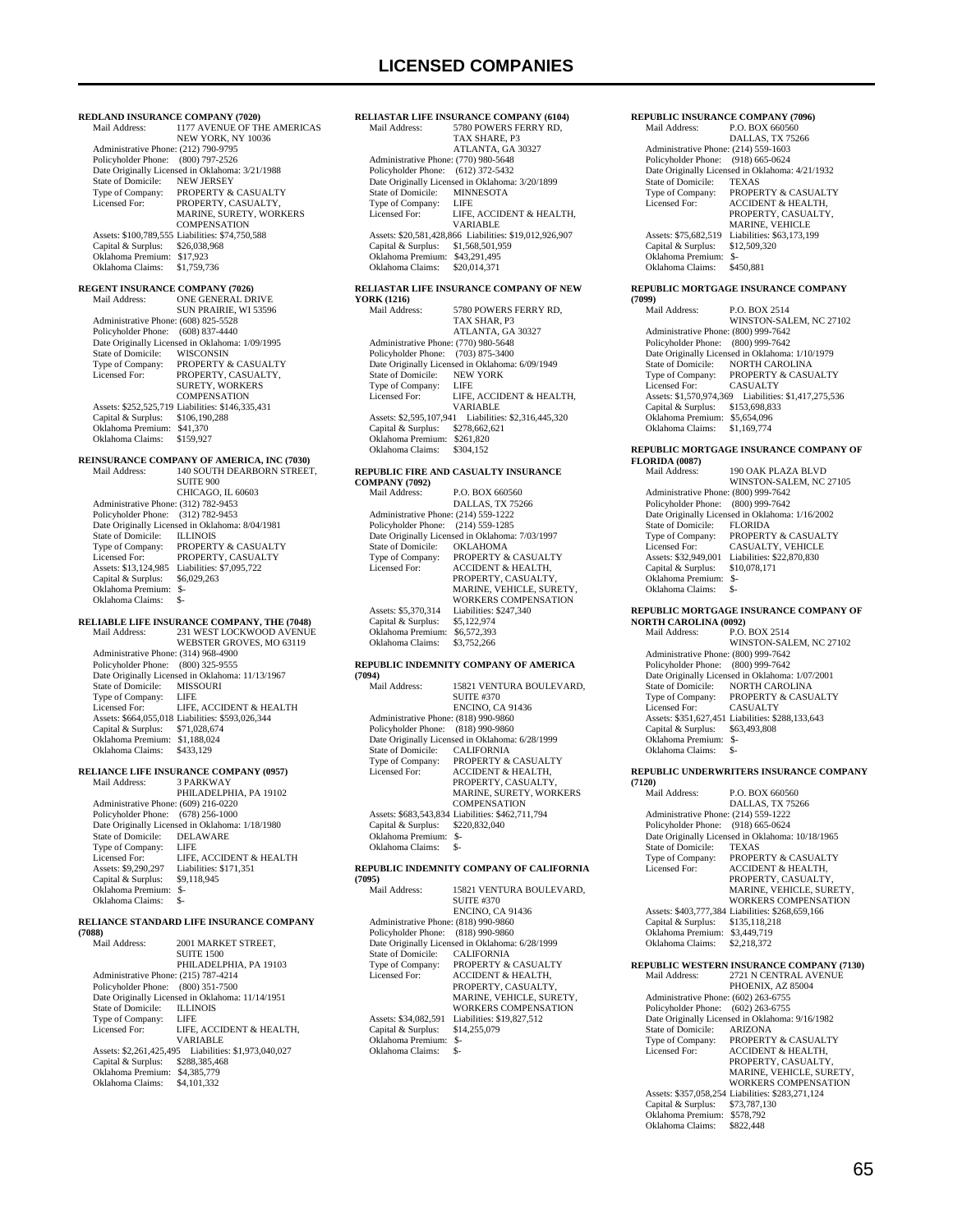# LICENSED COMPANIES

**REDLAND INSURANCE COMPANY (7020)**
Mail Address: 1177 AVENUE OF THE AMERICAS
NEW YORK, NY 10036
Administrative Phone: (212) 790-9795
Policyholder Phone: (800) 797-2526
Date Originally Licensed in Oklahoma: 3/21/1988
State of Domicile: NEW JERSEY
Type of Company: PROPERTY & CASUALTY
Licensed For: PROPERTY, CASUALTY, MARINE, SURETY, WORKERS COMPENSATION
Assets: $100,789,555 Liabilities: $74,750,588
Capital & Surplus: $26,038,968
Oklahoma Premium: $17,923
Oklahoma Claims: $1,759,736

**REGENT INSURANCE COMPANY (7026)**
Mail Address: ONE GENERAL DRIVE
SUN PRAIRIE, WI 53596
Administrative Phone: (608) 825-5528
Policyholder Phone: (608) 837-4440
Date Originally Licensed in Oklahoma: 1/09/1995
State of Domicile: WISCONSIN
Type of Company: PROPERTY & CASUALTY
Licensed For: PROPERTY, CASUALTY, SURETY, WORKERS COMPENSATION
Assets: $252,525,719 Liabilities: $146,335,431
Capital & Surplus: $106,190,288
Oklahoma Premium: $41,370
Oklahoma Claims: $159,927

**REINSURANCE COMPANY OF AMERICA, INC (7030)**
Mail Address: 140 SOUTH DEARBORN STREET, SUITE 900
CHICAGO, IL 60603
Administrative Phone: (312) 782-9453
Policyholder Phone: (312) 782-9453
Date Originally Licensed in Oklahoma: 8/04/1981
State of Domicile: ILLINOIS
Type of Company: PROPERTY & CASUALTY
Licensed For: PROPERTY, CASUALTY
Assets: $13,124,985 Liabilities: $7,095,722
Capital & Surplus: $6,029,263
Oklahoma Premium: $-
Oklahoma Claims: $-

**RELIABLE LIFE INSURANCE COMPANY, THE (7048)**
Mail Address: 231 WEST LOCKWOOD AVENUE
WEBSTER GROVES, MO 63119
Administrative Phone: (314) 968-4900
Policyholder Phone: (800) 325-9555
Date Originally Licensed in Oklahoma: 11/13/1967
State of Domicile: MISSOURI
Type of Company: LIFE
Licensed For: LIFE, ACCIDENT & HEALTH
Assets: $664,055,018 Liabilities: $593,026,344
Capital & Surplus: $71,028,674
Oklahoma Premium: $1,188,024
Oklahoma Claims: $433,129

**RELIANCE LIFE INSURANCE COMPANY (0957)**
Mail Address: 3 PARKWAY
PHILADELPHIA, PA 19102
Administrative Phone: (609) 216-0220
Policyholder Phone: (678) 256-1000
Date Originally Licensed in Oklahoma: 1/18/1980
State of Domicile: DELAWARE
Type of Company: LIFE
Licensed For: LIFE, ACCIDENT & HEALTH
Assets: $9,290,297 Liabilities: $171,351
Capital & Surplus: $9,118,945
Oklahoma Premium: $-
Oklahoma Claims: $-

**RELIANCE STANDARD LIFE INSURANCE COMPANY (7088)**
Mail Address: 2001 MARKET STREET, SUITE 1500
PHILADELPHIA, PA 19103
Administrative Phone: (215) 787-4214
Policyholder Phone: (800) 351-7500
Date Originally Licensed in Oklahoma: 11/14/1951
State of Domicile: ILLINOIS
Type of Company: LIFE
Licensed For: LIFE, ACCIDENT & HEALTH, VARIABLE
Assets: $2,261,425,495 Liabilities: $1,973,040,027
Capital & Surplus: $288,385,468
Oklahoma Premium: $4,385,779
Oklahoma Claims: $4,101,332

**RELIASTAR LIFE INSURANCE COMPANY (6104)**
Mail Address: 5780 POWERS FERRY RD, TAX SHARE, P3
ATLANTA, GA 30327
Administrative Phone: (770) 980-5648
Policyholder Phone: (612) 372-5432
Date Originally Licensed in Oklahoma: 3/20/1899
State of Domicile: MINNESOTA
Type of Company: LIFE
Licensed For: LIFE, ACCIDENT & HEALTH, VARIABLE
Assets: $20,581,428,866 Liabilities: $19,012,926,907
Capital & Surplus: $1,568,501,959
Oklahoma Premium: $43,291,495
Oklahoma Claims: $20,014,371

**RELIASTAR LIFE INSURANCE COMPANY OF NEW YORK (1216)**
Mail Address: 5780 POWERS FERRY RD, TAX SHAR, P3
ATLANTA, GA 30327
Administrative Phone: (770) 980-5648
Policyholder Phone: (703) 875-3400
Date Originally Licensed in Oklahoma: 6/09/1949
State of Domicile: NEW YORK
Type of Company: LIFE
Licensed For: LIFE, ACCIDENT & HEALTH, VARIABLE
Assets: $2,595,107,941 Liabilities: $2,316,445,320
Capital & Surplus: $278,662,621
Oklahoma Premium: $261,820
Oklahoma Claims: $304,152

**REPUBLIC FIRE AND CASUALTY INSURANCE COMPANY (7092)**
Mail Address: P.O. BOX 660560
DALLAS, TX 75266
Administrative Phone: (214) 559-1222
Policyholder Phone: (214) 559-1285
Date Originally Licensed in Oklahoma: 7/03/1997
State of Domicile: OKLAHOMA
Type of Company: PROPERTY & CASUALTY
Licensed For: ACCIDENT & HEALTH, PROPERTY, CASUALTY, MARINE, VEHICLE, SURETY, WORKERS COMPENSATION
Assets: $5,370,314 Liabilities: $247,340
Capital & Surplus: $5,122,974
Oklahoma Premium: $6,572,393
Oklahoma Claims: $3,752,266

**REPUBLIC INDEMNITY COMPANY OF AMERICA (7094)**
Mail Address: 15821 VENTURA BOULEVARD, SUITE #370
ENCINO, CA 91436
Administrative Phone: (818) 990-9860
Policyholder Phone: (818) 990-9860
Date Originally Licensed in Oklahoma: 6/28/1999
State of Domicile: CALIFORNIA
Type of Company: PROPERTY & CASUALTY
Licensed For: ACCIDENT & HEALTH, PROPERTY, CASUALTY, MARINE, SURETY, WORKERS COMPENSATION
Assets: $683,543,834 Liabilities: $462,711,794
Capital & Surplus: $220,832,040
Oklahoma Premium: $-
Oklahoma Claims: $-

**REPUBLIC INDEMNITY COMPANY OF CALIFORNIA (7095)**
Mail Address: 15821 VENTURA BOULEVARD, SUITE #370
ENCINO, CA 91436
Administrative Phone: (818) 990-9860
Policyholder Phone: (818) 990-9860
Date Originally Licensed in Oklahoma: 6/28/1999
State of Domicile: CALIFORNIA
Type of Company: PROPERTY & CASUALTY
Licensed For: ACCIDENT & HEALTH, PROPERTY, CASUALTY, MARINE, VEHICLE, SURETY, WORKERS COMPENSATION
Assets: $34,082,591 Liabilities: $19,827,512
Capital & Surplus: $14,255,079
Oklahoma Premium: $-
Oklahoma Claims: $-

**REPUBLIC INSURANCE COMPANY (7096)**
Mail Address: P.O. BOX 660560
DALLAS, TX 75266
Administrative Phone: (214) 559-1603
Policyholder Phone: (918) 665-0624
Date Originally Licensed in Oklahoma: 4/21/1932
State of Domicile: TEXAS
Type of Company: PROPERTY & CASUALTY
Licensed For: ACCIDENT & HEALTH, PROPERTY, CASUALTY, MARINE, VEHICLE
Assets: $75,682,519 Liabilities: $63,173,199
Capital & Surplus: $12,509,320
Oklahoma Premium: $-
Oklahoma Claims: $450,881

**REPUBLIC MORTGAGE INSURANCE COMPANY (7099)**
Mail Address: P.O. BOX 2514
WINSTON-SALEM, NC 27102
Administrative Phone: (800) 999-7642
Policyholder Phone: (800) 999-7642
Date Originally Licensed in Oklahoma: 1/10/1979
State of Domicile: NORTH CAROLINA
Type of Company: PROPERTY & CASUALTY
Licensed For: CASUALTY
Assets: $1,570,974,369 Liabilities: $1,417,275,536
Capital & Surplus: $153,698,833
Oklahoma Premium: $5,654,096
Oklahoma Claims: $1,169,774

**REPUBLIC MORTGAGE INSURANCE COMPANY OF FLORIDA (0087)**
Mail Address: 190 OAK PLAZA BLVD
WINSTON-SALEM, NC 27105
Administrative Phone: (800) 999-7642
Policyholder Phone: (800) 999-7642
Date Originally Licensed in Oklahoma: 1/16/2002
State of Domicile: FLORIDA
Type of Company: PROPERTY & CASUALTY
Licensed For: CASUALTY, VEHICLE
Assets: $32,949,001 Liabilities: $22,870,830
Capital & Surplus: $10,078,171
Oklahoma Premium: $-
Oklahoma Claims: $-

**REPUBLIC MORTGAGE INSURANCE COMPANY OF NORTH CAROLINA (0092)**
Mail Address: P.O. BOX 2514
WINSTON-SALEM, NC 27102
Administrative Phone: (800) 999-7642
Policyholder Phone: (800) 999-7642
Date Originally Licensed in Oklahoma: 1/07/2001
State of Domicile: NORTH CAROLINA
Type of Company: PROPERTY & CASUALTY
Licensed For: CASUALTY
Assets: $351,627,451 Liabilities: $288,133,643
Capital & Surplus: $63,493,808
Oklahoma Premium: $-
Oklahoma Claims: $-

**REPUBLIC UNDERWRITERS INSURANCE COMPANY (7120)**
Mail Address: P.O. BOX 660560
DALLAS, TX 75266
Administrative Phone: (214) 559-1222
Policyholder Phone: (918) 665-0624
Date Originally Licensed in Oklahoma: 10/18/1965
State of Domicile: TEXAS
Type of Company: PROPERTY & CASUALTY
Licensed For: ACCIDENT & HEALTH, PROPERTY, CASUALTY, MARINE, VEHICLE, SURETY, WORKERS COMPENSATION
Assets: $403,777,384 Liabilities: $268,659,166
Capital & Surplus: $135,118,218
Oklahoma Premium: $3,449,719
Oklahoma Claims: $2,218,372

**REPUBLIC WESTERN INSURANCE COMPANY (7130)**
Mail Address: 2721 N CENTRAL AVENUE
PHOENIX, AZ 85004
Administrative Phone: (602) 263-6755
Policyholder Phone: (602) 263-6755
Date Originally Licensed in Oklahoma: 9/16/1982
State of Domicile: ARIZONA
Type of Company: PROPERTY & CASUALTY
Licensed For: ACCIDENT & HEALTH, PROPERTY, CASUALTY, MARINE, VEHICLE, SURETY, WORKERS COMPENSATION
Assets: $357,058,254 Liabilities: $283,271,124
Capital & Surplus: $73,787,130
Oklahoma Premium: $578,792
Oklahoma Claims: $822,448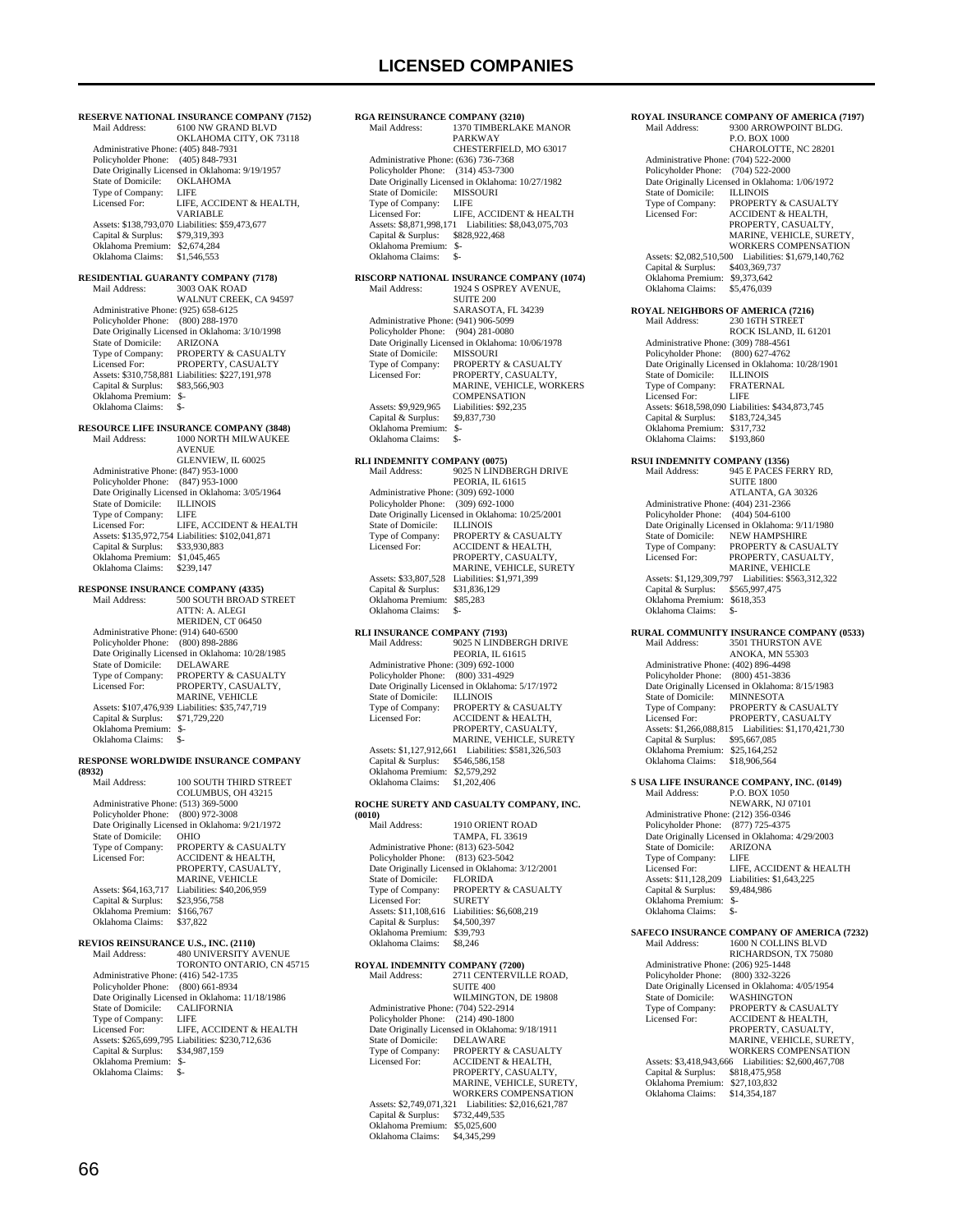# LICENSED COMPANIES

**RESERVE NATIONAL INSURANCE COMPANY (7152)**
Mail Address: 6100 NW GRAND BLVD
OKLAHOMA CITY, OK 73118
Administrative Phone: (405) 848-7931
Policyholder Phone: (405) 848-7931
Date Originally Licensed in Oklahoma: 9/19/1957
State of Domicile: OKLAHOMA
Type of Company: LIFE
Licensed For: LIFE, ACCIDENT & HEALTH, VARIABLE
Assets: $138,793,070 Liabilities: $59,473,677
Capital & Surplus: $79,319,393
Oklahoma Premium: $2,674,284
Oklahoma Claims: $1,546,553

**RESIDENTIAL GUARANTY COMPANY (7178)**
Mail Address: 3003 OAK ROAD
WALNUT CREEK, CA 94597
Administrative Phone: (925) 658-6125
Policyholder Phone: (800) 288-1970
Date Originally Licensed in Oklahoma: 3/10/1998
State of Domicile: ARIZONA
Type of Company: PROPERTY & CASUALTY
Licensed For: PROPERTY, CASUALTY
Assets: $310,758,881 Liabilities: $227,191,978
Capital & Surplus: $83,566,903
Oklahoma Premium: $-
Oklahoma Claims: $-

**RESOURCE LIFE INSURANCE COMPANY (3848)**
Mail Address: 1000 NORTH MILWAUKEE AVENUE
GLENVIEW, IL 60025
Administrative Phone: (847) 953-1000
Policyholder Phone: (847) 953-1000
Date Originally Licensed in Oklahoma: 3/05/1964
State of Domicile: ILLINOIS
Type of Company: LIFE
Licensed For: LIFE, ACCIDENT & HEALTH
Assets: $135,972,754 Liabilities: $102,041,871
Capital & Surplus: $33,930,883
Oklahoma Premium: $1,045,465
Oklahoma Claims: $239,147

**RESPONSE INSURANCE COMPANY (4335)**
Mail Address: 500 SOUTH BROAD STREET
ATTN: A. ALEGI
MERIDEN, CT 06450
Administrative Phone: (914) 640-6500
Policyholder Phone: (800) 898-2886
Date Originally Licensed in Oklahoma: 10/28/1985
State of Domicile: DELAWARE
Type of Company: PROPERTY & CASUALTY
Licensed For: PROPERTY, CASUALTY, MARINE, VEHICLE
Assets: $107,476,939 Liabilities: $35,747,719
Capital & Surplus: $71,729,220
Oklahoma Premium: $-
Oklahoma Claims: $-

**RESPONSE WORLDWIDE INSURANCE COMPANY (8932)**
Mail Address: 100 SOUTH THIRD STREET
COLUMBUS, OH 43215
Administrative Phone: (513) 369-5000
Policyholder Phone: (800) 972-3008
Date Originally Licensed in Oklahoma: 9/21/1972
State of Domicile: OHIO
Type of Company: PROPERTY & CASUALTY
Licensed For: ACCIDENT & HEALTH, PROPERTY, CASUALTY, MARINE, VEHICLE
Assets: $64,163,717 Liabilities: $40,206,959
Capital & Surplus: $23,956,758
Oklahoma Premium: $166,767
Oklahoma Claims: $37,822

**REVIOS REINSURANCE U.S., INC. (2110)**
Mail Address: 480 UNIVERSITY AVENUE
TORONTO ONTARIO, CN 45715
Administrative Phone: (416) 542-1735
Policyholder Phone: (800) 661-8934
Date Originally Licensed in Oklahoma: 11/18/1986
State of Domicile: CALIFORNIA
Type of Company: LIFE
Licensed For: LIFE, ACCIDENT & HEALTH
Assets: $265,699,795 Liabilities: $230,712,636
Capital & Surplus: $34,987,159
Oklahoma Premium: $-
Oklahoma Claims: $-

**RGA REINSURANCE COMPANY (3210)**
Mail Address: 1370 TIMBERLAKE MANOR PARKWAY
CHESTERFIELD, MO 63017
Administrative Phone: (636) 736-7368
Policyholder Phone: (314) 453-7300
Date Originally Licensed in Oklahoma: 10/27/1982
State of Domicile: MISSOURI
Type of Company: LIFE
Licensed For: LIFE, ACCIDENT & HEALTH
Assets: $8,871,998,171 Liabilities: $8,043,075,703
Capital & Surplus: $828,922,468
Oklahoma Premium: $-
Oklahoma Claims: $-

**RISCORP NATIONAL INSURANCE COMPANY (1074)**
Mail Address: 1924 S OSPREY AVENUE, SUITE 200
SARASOTA, FL 34239
Administrative Phone: (941) 906-5099
Policyholder Phone: (904) 281-0080
Date Originally Licensed in Oklahoma: 10/06/1978
State of Domicile: MISSOURI
Type of Company: PROPERTY & CASUALTY
Licensed For: PROPERTY, CASUALTY, MARINE, VEHICLE, WORKERS COMPENSATION
Assets: $9,929,965 Liabilities: $92,235
Capital & Surplus: $9,837,730
Oklahoma Premium: $-
Oklahoma Claims: $-

**RLI INDEMNITY COMPANY (0075)**
Mail Address: 9025 N LINDBERGH DRIVE
PEORIA, IL 61615
Administrative Phone: (309) 692-1000
Policyholder Phone: (309) 692-1000
Date Originally Licensed in Oklahoma: 10/25/2001
State of Domicile: ILLINOIS
Type of Company: PROPERTY & CASUALTY
Licensed For: ACCIDENT & HEALTH, PROPERTY, CASUALTY, MARINE, VEHICLE, SURETY
Assets: $33,807,528 Liabilities: $1,971,399
Capital & Surplus: $31,836,129
Oklahoma Premium: $85,283
Oklahoma Claims: $-

**RLI INSURANCE COMPANY (7193)**
Mail Address: 9025 N LINDBERGH DRIVE
PEORIA, IL 61615
Administrative Phone: (309) 692-1000
Policyholder Phone: (800) 331-4929
Date Originally Licensed in Oklahoma: 5/17/1972
State of Domicile: ILLINOIS
Type of Company: PROPERTY & CASUALTY
Licensed For: ACCIDENT & HEALTH, PROPERTY, CASUALTY, MARINE, VEHICLE, SURETY
Assets: $1,127,912,661 Liabilities: $581,326,503
Capital & Surplus: $546,586,158
Oklahoma Premium: $2,579,292
Oklahoma Claims: $1,202,406

**ROCHE SURETY AND CASUALTY COMPANY, INC. (0010)**
Mail Address: 1910 ORIENT ROAD
TAMPA, FL 33619
Administrative Phone: (813) 623-5042
Policyholder Phone: (813) 623-5042
Date Originally Licensed in Oklahoma: 3/12/2001
State of Domicile: FLORIDA
Type of Company: PROPERTY & CASUALTY
Licensed For: SURETY
Assets: $11,108,616 Liabilities: $6,608,219
Capital & Surplus: $4,500,397
Oklahoma Premium: $39,793
Oklahoma Claims: $8,246

**ROYAL INDEMNITY COMPANY (7200)**
Mail Address: 2711 CENTERVILLE ROAD, SUITE 400
WILMINGTON, DE 19808
Administrative Phone: (704) 522-2914
Policyholder Phone: (214) 490-1800
Date Originally Licensed in Oklahoma: 9/18/1911
State of Domicile: DELAWARE
Type of Company: PROPERTY & CASUALTY
Licensed For: ACCIDENT & HEALTH, PROPERTY, CASUALTY, MARINE, VEHICLE, SURETY, WORKERS COMPENSATION
Assets: $2,749,071,321 Liabilities: $2,016,621,787
Capital & Surplus: $732,449,535
Oklahoma Premium: $5,025,600
Oklahoma Claims: $4,345,299

**ROYAL INSURANCE COMPANY OF AMERICA (7197)**
Mail Address: 9300 ARROWPOINT BLDG.
P.O. BOX 1000
CHAROLOTTE, NC 28201
Administrative Phone: (704) 522-2000
Policyholder Phone: (704) 522-2000
Date Originally Licensed in Oklahoma: 1/06/1972
State of Domicile: ILLINOIS
Type of Company: PROPERTY & CASUALTY
Licensed For: ACCIDENT & HEALTH, PROPERTY, CASUALTY, MARINE, VEHICLE, SURETY, WORKERS COMPENSATION
Assets: $2,082,510,500 Liabilities: $1,679,140,762
Capital & Surplus: $403,369,737
Oklahoma Premium: $9,373,642
Oklahoma Claims: $5,476,039

**ROYAL NEIGHBORS OF AMERICA (7216)**
Mail Address: 230 16TH STREET
ROCK ISLAND, IL 61201
Administrative Phone: (309) 788-4561
Policyholder Phone: (800) 627-4762
Date Originally Licensed in Oklahoma: 10/28/1901
State of Domicile: ILLINOIS
Type of Company: FRATERNAL
Licensed For: LIFE
Assets: $618,598,090 Liabilities: $434,873,745
Capital & Surplus: $183,724,345
Oklahoma Premium: $317,732
Oklahoma Claims: $193,860

**RSUI INDEMNITY COMPANY (1356)**
Mail Address: 945 E PACES FERRY RD, SUITE 1800
ATLANTA, GA 30326
Administrative Phone: (404) 231-2366
Policyholder Phone: (404) 504-6100
Date Originally Licensed in Oklahoma: 9/11/1980
State of Domicile: NEW HAMPSHIRE
Type of Company: PROPERTY & CASUALTY
Licensed For: PROPERTY, CASUALTY, MARINE, VEHICLE
Assets: $1,129,309,797 Liabilities: $563,312,322
Capital & Surplus: $565,997,475
Oklahoma Premium: $618,353
Oklahoma Claims: $-

**RURAL COMMUNITY INSURANCE COMPANY (0533)**
Mail Address: 3501 THURSTON AVE
ANOKA, MN 55303
Administrative Phone: (402) 896-4498
Policyholder Phone: (800) 451-3836
Date Originally Licensed in Oklahoma: 8/15/1983
State of Domicile: MINNESOTA
Type of Company: PROPERTY & CASUALTY
Licensed For: PROPERTY, CASUALTY
Assets: $1,266,088,815 Liabilities: $1,170,421,730
Capital & Surplus: $95,667,085
Oklahoma Premium: $25,164,252
Oklahoma Claims: $18,906,564

**S USA LIFE INSURANCE COMPANY, INC. (0149)**
Mail Address: P.O. BOX 1050
NEWARK, NJ 07101
Administrative Phone: (212) 356-0346
Policyholder Phone: (877) 725-4375
Date Originally Licensed in Oklahoma: 4/29/2003
State of Domicile: ARIZONA
Type of Company: LIFE
Licensed For: LIFE, ACCIDENT & HEALTH
Assets: $11,128,209 Liabilities: $1,643,225
Capital & Surplus: $9,484,986
Oklahoma Premium: $-
Oklahoma Claims: $-

**SAFECO INSURANCE COMPANY OF AMERICA (7232)**
Mail Address: 1600 N COLLINS BLVD
RICHARDSON, TX 75080
Administrative Phone: (206) 925-1448
Policyholder Phone: (800) 332-3226
Date Originally Licensed in Oklahoma: 4/05/1954
State of Domicile: WASHINGTON
Type of Company: PROPERTY & CASUALTY
Licensed For: ACCIDENT & HEALTH, PROPERTY, CASUALTY, MARINE, VEHICLE, SURETY, WORKERS COMPENSATION
Assets: $3,418,943,666 Liabilities: $2,600,467,708
Capital & Surplus: $818,475,958
Oklahoma Premium: $27,103,832
Oklahoma Claims: $14,354,187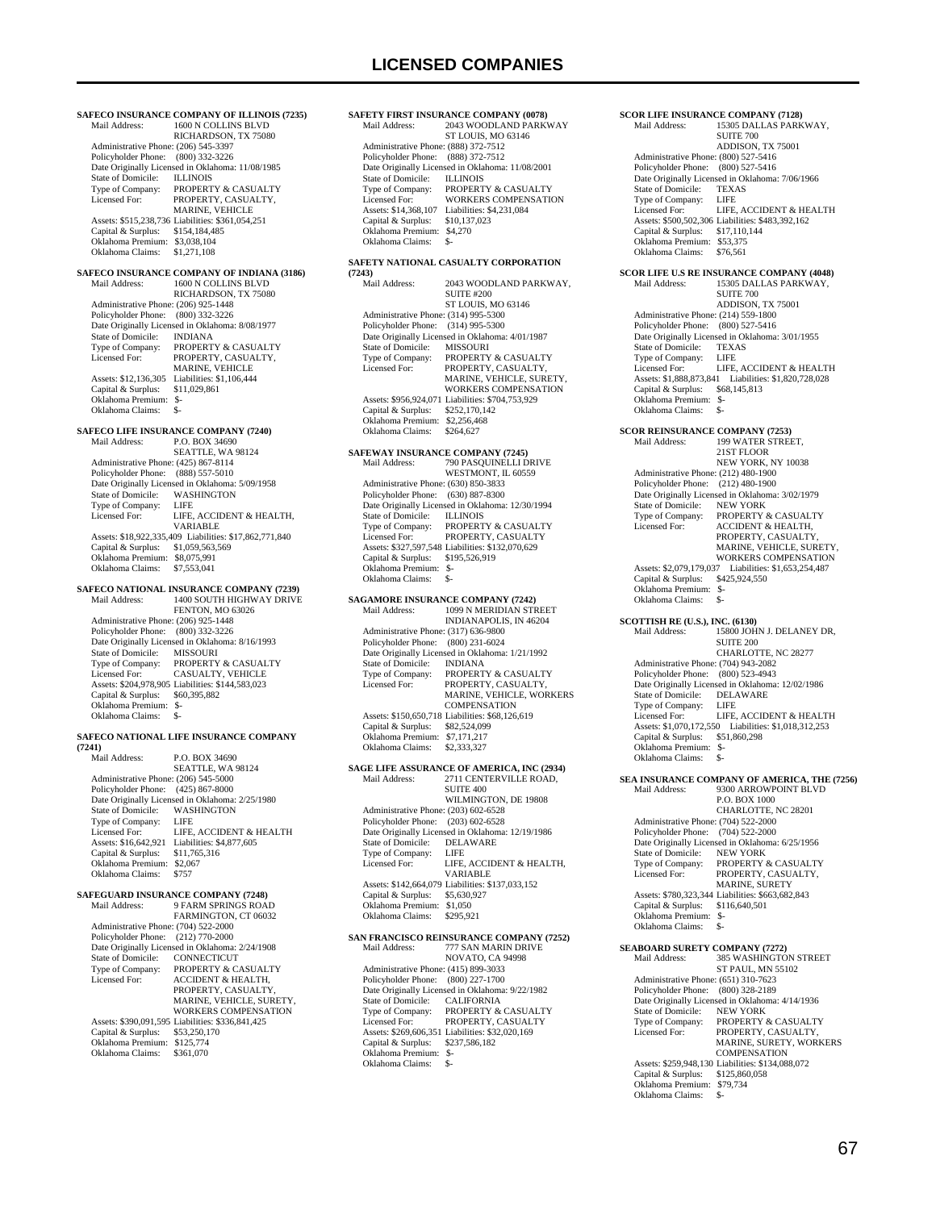# LICENSED COMPANIES

**SAFECO INSURANCE COMPANY OF ILLINOIS (7235)**
Mail Address: 1600 N COLLINS BLVD
RICHARDSON, TX 75080
Administrative Phone: (206) 545-3397
Policyholder Phone: (800) 332-3226
Date Originally Licensed in Oklahoma: 11/08/1985
State of Domicile: ILLINOIS
Type of Company: PROPERTY & CASUALTY
Licensed For: PROPERTY, CASUALTY, MARINE, VEHICLE
Assets: $515,238,736 Liabilities: $361,054,251
Capital & Surplus: $154,184,485
Oklahoma Premium: $3,038,104
Oklahoma Claims: $1,271,108

**SAFECO INSURANCE COMPANY OF INDIANA (3186)**
Mail Address: 1600 N COLLINS BLVD
RICHARDSON, TX 75080
Administrative Phone: (206) 925-1448
Policyholder Phone: (800) 332-3226
Date Originally Licensed in Oklahoma: 8/08/1977
State of Domicile: INDIANA
Type of Company: PROPERTY & CASUALTY
Licensed For: PROPERTY, CASUALTY, MARINE, VEHICLE
Assets: $12,136,305 Liabilities: $1,106,444
Capital & Surplus: $11,029,861
Oklahoma Premium: $-
Oklahoma Claims: $-

**SAFECO LIFE INSURANCE COMPANY (7240)**
Mail Address: P.O. BOX 34690
SEATTLE, WA 98124
Administrative Phone: (425) 867-8114
Policyholder Phone: (888) 557-5010
Date Originally Licensed in Oklahoma: 5/09/1958
State of Domicile: WASHINGTON
Type of Company: LIFE
Licensed For: LIFE, ACCIDENT & HEALTH, VARIABLE
Assets: $18,922,335,409 Liabilities: $17,862,771,840
Capital & Surplus: $1,059,563,569
Oklahoma Premium: $8,075,991
Oklahoma Claims: $7,553,041

**SAFECO NATIONAL INSURANCE COMPANY (7239)**
Mail Address: 1400 SOUTH HIGHWAY DRIVE
FENTON, MO 63026
Administrative Phone: (206) 925-1448
Policyholder Phone: (800) 332-3226
Date Originally Licensed in Oklahoma: 8/16/1993
State of Domicile: MISSOURI
Type of Company: PROPERTY & CASUALTY
Licensed For: CASUALTY, VEHICLE
Assets: $204,978,905 Liabilities: $144,583,023
Capital & Surplus: $60,395,882
Oklahoma Premium: $-
Oklahoma Claims: $-

**SAFECO NATIONAL LIFE INSURANCE COMPANY (7241)**
Mail Address: P.O. BOX 34690
SEATTLE, WA 98124
Administrative Phone: (206) 545-5000
Policyholder Phone: (425) 867-8000
Date Originally Licensed in Oklahoma: 2/25/1980
State of Domicile: WASHINGTON
Type of Company: LIFE
Licensed For: LIFE, ACCIDENT & HEALTH
Assets: $16,642,921 Liabilities: $4,877,605
Capital & Surplus: $11,765,316
Oklahoma Premium: $2,067
Oklahoma Claims: $757

**SAFEGUARD INSURANCE COMPANY (7248)**
Mail Address: 9 FARM SPRINGS ROAD
FARMINGTON, CT 06032
Administrative Phone: (704) 522-2000
Policyholder Phone: (212) 770-2000
Date Originally Licensed in Oklahoma: 2/24/1908
State of Domicile: CONNECTICUT
Type of Company: PROPERTY & CASUALTY
Licensed For: ACCIDENT & HEALTH, PROPERTY, CASUALTY, MARINE, VEHICLE, SURETY, WORKERS COMPENSATION
Assets: $390,091,595 Liabilities: $336,841,425
Capital & Surplus: $53,250,170
Oklahoma Premium: $125,774
Oklahoma Claims: $361,070

**SAFETY FIRST INSURANCE COMPANY (0078)**
Mail Address: 2043 WOODLAND PARKWAY
ST LOUIS, MO 63146
Administrative Phone: (888) 372-7512
Policyholder Phone: (888) 372-7512
Date Originally Licensed in Oklahoma: 11/08/2001
State of Domicile: ILLINOIS
Type of Company: PROPERTY & CASUALTY
Licensed For: WORKERS COMPENSATION
Assets: $14,368,107 Liabilities: $4,231,084
Capital & Surplus: $10,137,023
Oklahoma Premium: $4,270
Oklahoma Claims: $-

**SAFETY NATIONAL CASUALTY CORPORATION (7243)**
Mail Address: 2043 WOODLAND PARKWAY, SUITE #200
ST LOUIS, MO 63146
Administrative Phone: (314) 995-5300
Policyholder Phone: (314) 995-5300
Date Originally Licensed in Oklahoma: 4/01/1987
State of Domicile: MISSOURI
Type of Company: PROPERTY & CASUALTY
Licensed For: PROPERTY, CASUALTY, MARINE, VEHICLE, SURETY, WORKERS COMPENSATION
Assets: $956,924,071 Liabilities: $704,753,929
Capital & Surplus: $252,170,142
Oklahoma Premium: $2,256,468
Oklahoma Claims: $264,627

**SAFEWAY INSURANCE COMPANY (7245)**
Mail Address: 790 PASQUINELLI DRIVE
WESTMONT, IL 60559
Administrative Phone: (630) 850-3833
Policyholder Phone: (630) 887-8300
Date Originally Licensed in Oklahoma: 12/30/1994
State of Domicile: ILLINOIS
Type of Company: PROPERTY & CASUALTY
Licensed For: PROPERTY, CASUALTY
Assets: $327,597,548 Liabilities: $132,070,629
Capital & Surplus: $195,526,919
Oklahoma Premium: $-
Oklahoma Claims: $-

**SAGAMORE INSURANCE COMPANY (7242)**
Mail Address: 1099 N MERIDIAN STREET
INDIANAPOLIS, IN 46204
Administrative Phone: (317) 636-9800
Policyholder Phone: (800) 231-6024
Date Originally Licensed in Oklahoma: 1/21/1992
State of Domicile: INDIANA
Type of Company: PROPERTY & CASUALTY
Licensed For: PROPERTY, CASUALTY, MARINE, VEHICLE, WORKERS COMPENSATION
Assets: $150,650,718 Liabilities: $68,126,619
Capital & Surplus: $82,524,099
Oklahoma Premium: $7,171,217
Oklahoma Claims: $2,333,327

**SAGE LIFE ASSURANCE OF AMERICA, INC (2934)**
Mail Address: 2711 CENTERVILLE ROAD, SUITE 400
WILMINGTON, DE 19808
Administrative Phone: (203) 602-6528
Policyholder Phone: (203) 602-6528
Date Originally Licensed in Oklahoma: 12/19/1986
State of Domicile: DELAWARE
Type of Company: LIFE
Licensed For: LIFE, ACCIDENT & HEALTH, VARIABLE
Assets: $142,664,079 Liabilities: $137,033,152
Capital & Surplus: $5,630,927
Oklahoma Premium: $1,050
Oklahoma Claims: $295,921

**SAN FRANCISCO REINSURANCE COMPANY (7252)**
Mail Address: 777 SAN MARIN DRIVE
NOVATO, CA 94998
Administrative Phone: (415) 899-3033
Policyholder Phone: (800) 227-1700
Date Originally Licensed in Oklahoma: 9/22/1982
State of Domicile: CALIFORNIA
Type of Company: PROPERTY & CASUALTY
Licensed For: PROPERTY, CASUALTY
Assets: $269,606,351 Liabilities: $32,020,169
Capital & Surplus: $237,586,182
Oklahoma Premium: $-
Oklahoma Claims: $-

**SCOR LIFE INSURANCE COMPANY (7128)**
Mail Address: 15305 DALLAS PARKWAY, SUITE 700
ADDISON, TX 75001
Administrative Phone: (800) 527-5416
Policyholder Phone: (800) 527-5416
Date Originally Licensed in Oklahoma: 7/06/1966
State of Domicile: TEXAS
Type of Company: LIFE
Licensed For: LIFE, ACCIDENT & HEALTH
Assets: $500,502,306 Liabilities: $483,392,162
Capital & Surplus: $17,110,144
Oklahoma Premium: $53,375
Oklahoma Claims: $76,561

**SCOR LIFE U.S RE INSURANCE COMPANY (4048)**
Mail Address: 15305 DALLAS PARKWAY, SUITE 700
ADDISON, TX 75001
Administrative Phone: (214) 559-1800
Policyholder Phone: (800) 527-5416
Date Originally Licensed in Oklahoma: 3/01/1955
State of Domicile: TEXAS
Type of Company: LIFE
Licensed For: LIFE, ACCIDENT & HEALTH
Assets: $1,888,873,841 Liabilities: $1,820,728,028
Capital & Surplus: $68,145,813
Oklahoma Premium: $-
Oklahoma Claims: $-

**SCOR REINSURANCE COMPANY (7253)**
Mail Address: 199 WATER STREET, 21ST FLOOR
NEW YORK, NY 10038
Administrative Phone: (212) 480-1900
Policyholder Phone: (212) 480-1900
Date Originally Licensed in Oklahoma: 3/02/1979
State of Domicile: NEW YORK
Type of Company: PROPERTY & CASUALTY
Licensed For: ACCIDENT & HEALTH, PROPERTY, CASUALTY, MARINE, VEHICLE, SURETY, WORKERS COMPENSATION
Assets: $2,079,179,037 Liabilities: $1,653,254,487
Capital & Surplus: $425,924,550
Oklahoma Premium: $-
Oklahoma Claims: $-

**SCOTTISH RE (U.S.), INC. (6130)**
Mail Address: 15800 JOHN J. DELANEY DR, SUITE 200
CHARLOTTE, NC 28277
Administrative Phone: (704) 943-2082
Policyholder Phone: (800) 523-4943
Date Originally Licensed in Oklahoma: 12/02/1986
State of Domicile: DELAWARE
Type of Company: LIFE
Licensed For: LIFE, ACCIDENT & HEALTH
Assets: $1,070,172,550 Liabilities: $1,018,312,253
Capital & Surplus: $51,860,298
Oklahoma Premium: $-
Oklahoma Claims: $-

**SEA INSURANCE COMPANY OF AMERICA, THE (7256)**
Mail Address: 9300 ARROWPOINT BLVD
P.O. BOX 1000
CHARLOTTE, NC 28201
Administrative Phone: (704) 522-2000
Policyholder Phone: (704) 522-2000
Date Originally Licensed in Oklahoma: 6/25/1956
State of Domicile: NEW YORK
Type of Company: PROPERTY & CASUALTY
Licensed For: PROPERTY, CASUALTY, MARINE, SURETY
Assets: $780,323,344 Liabilities: $663,682,843
Capital & Surplus: $116,640,501
Oklahoma Premium: $-
Oklahoma Claims: $-

**SEABOARD SURETY COMPANY (7272)**
Mail Address: 385 WASHINGTON STREET
ST PAUL, MN 55102
Administrative Phone: (651) 310-7623
Policyholder Phone: (800) 328-2189
Date Originally Licensed in Oklahoma: 4/14/1936
State of Domicile: NEW YORK
Type of Company: PROPERTY & CASUALTY
Licensed For: PROPERTY, CASUALTY, MARINE, SURETY, WORKERS COMPENSATION
Assets: $259,948,130 Liabilities: $134,088,072
Capital & Surplus: $125,860,058
Oklahoma Premium: $79,734
Oklahoma Claims: $-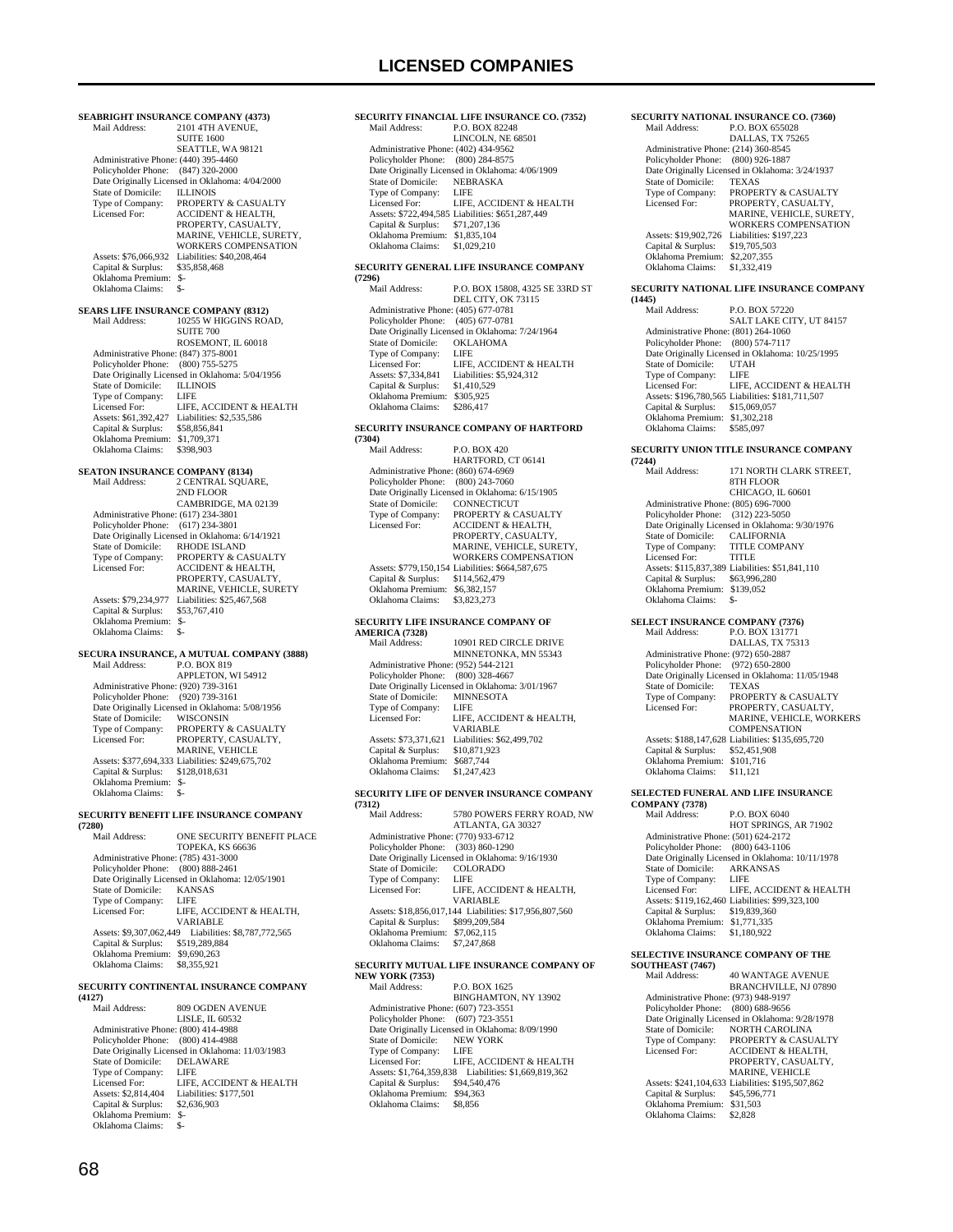# LICENSED COMPANIES

**SEABRIGHT INSURANCE COMPANY (4373)**
Mail Address: 2101 4TH AVENUE, SUITE 1600, SEATTLE, WA 98121
Administrative Phone: (440) 395-4460
Policyholder Phone: (847) 320-2000
Date Originally Licensed in Oklahoma: 4/04/2000
State of Domicile: ILLINOIS
Type of Company: PROPERTY & CASUALTY
Licensed For: ACCIDENT & HEALTH, PROPERTY, CASUALTY, MARINE, VEHICLE, SURETY, WORKERS COMPENSATION
Assets: $76,066,932 Liabilities: $40,208,464
Capital & Surplus: $35,858,468
Oklahoma Premium: $-
Oklahoma Claims: $-

**SEARS LIFE INSURANCE COMPANY (8312)**
Mail Address: 10255 W HIGGINS ROAD, SUITE 700, ROSEMONT, IL 60018
Administrative Phone: (847) 375-8001
Policyholder Phone: (800) 755-5275
Date Originally Licensed in Oklahoma: 5/04/1956
State of Domicile: ILLINOIS
Type of Company: LIFE
Licensed For: LIFE, ACCIDENT & HEALTH
Assets: $61,392,427 Liabilities: $2,535,586
Capital & Surplus: $58,856,841
Oklahoma Premium: $1,709,371
Oklahoma Claims: $398,903

**SEATON INSURANCE COMPANY (8134)**
Mail Address: 2 CENTRAL SQUARE, 2ND FLOOR, CAMBRIDGE, MA 02139
Administrative Phone: (617) 234-3801
Policyholder Phone: (617) 234-3801
Date Originally Licensed in Oklahoma: 6/14/1921
State of Domicile: RHODE ISLAND
Type of Company: PROPERTY & CASUALTY
Licensed For: ACCIDENT & HEALTH, PROPERTY, CASUALTY, MARINE, VEHICLE, SURETY
Assets: $79,234,977 Liabilities: $25,467,568
Capital & Surplus: $53,767,410
Oklahoma Premium: $-
Oklahoma Claims: $-

**SECURA INSURANCE, A MUTUAL COMPANY (3888)**
Mail Address: P.O. BOX 819, APPLETON, WI 54912
Administrative Phone: (920) 739-3161
Policyholder Phone: (920) 739-3161
Date Originally Licensed in Oklahoma: 5/08/1956
State of Domicile: WISCONSIN
Type of Company: PROPERTY & CASUALTY
Licensed For: PROPERTY, CASUALTY, MARINE, VEHICLE
Assets: $377,694,333 Liabilities: $249,675,702
Capital & Surplus: $128,018,631
Oklahoma Premium: $-
Oklahoma Claims: $-

**SECURITY BENEFIT LIFE INSURANCE COMPANY (7280)**
Mail Address: ONE SECURITY BENEFIT PLACE, TOPEKA, KS 66636
Administrative Phone: (785) 431-3000
Policyholder Phone: (800) 888-2461
Date Originally Licensed in Oklahoma: 12/05/1901
State of Domicile: KANSAS
Type of Company: LIFE
Licensed For: LIFE, ACCIDENT & HEALTH, VARIABLE
Assets: $9,307,062,449 Liabilities: $8,787,772,565
Capital & Surplus: $519,289,884
Oklahoma Premium: $9,690,263
Oklahoma Claims: $8,355,921

**SECURITY CONTINENTAL INSURANCE COMPANY (4127)**
Mail Address: 809 OGDEN AVENUE, LISLE, IL 60532
Administrative Phone: (800) 414-4988
Policyholder Phone: (800) 414-4988
Date Originally Licensed in Oklahoma: 11/03/1983
State of Domicile: DELAWARE
Type of Company: LIFE
Licensed For: LIFE, ACCIDENT & HEALTH
Assets: $2,814,404 Liabilities: $177,501
Capital & Surplus: $2,636,903
Oklahoma Premium: $-
Oklahoma Claims: $-

**SECURITY FINANCIAL LIFE INSURANCE CO. (7352)**
Mail Address: P.O. BOX 82248, LINCOLN, NE 68501
Administrative Phone: (402) 434-9562
Policyholder Phone: (800) 284-8575
Date Originally Licensed in Oklahoma: 4/06/1909
State of Domicile: NEBRASKA
Type of Company: LIFE
Licensed For: LIFE, ACCIDENT & HEALTH
Assets: $722,494,585 Liabilities: $651,287,449
Capital & Surplus: $71,207,136
Oklahoma Premium: $1,835,104
Oklahoma Claims: $1,029,210

**SECURITY GENERAL LIFE INSURANCE COMPANY (7296)**
Mail Address: P.O. BOX 15808, 4325 SE 33RD ST, DEL CITY, OK 73115
Administrative Phone: (405) 677-0781
Policyholder Phone: (405) 677-0781
Date Originally Licensed in Oklahoma: 7/24/1964
State of Domicile: OKLAHOMA
Type of Company: LIFE
Licensed For: LIFE, ACCIDENT & HEALTH
Assets: $7,334,841 Liabilities: $5,924,312
Capital & Surplus: $1,410,529
Oklahoma Premium: $305,925
Oklahoma Claims: $286,417

**SECURITY INSURANCE COMPANY OF HARTFORD (7304)**
Mail Address: P.O. BOX 420, HARTFORD, CT 06141
Administrative Phone: (860) 674-6969
Policyholder Phone: (800) 243-7060
Date Originally Licensed in Oklahoma: 6/15/1905
State of Domicile: CONNECTICUT
Type of Company: PROPERTY & CASUALTY
Licensed For: ACCIDENT & HEALTH, PROPERTY, CASUALTY, MARINE, VEHICLE, SURETY, WORKERS COMPENSATION
Assets: $779,150,154 Liabilities: $664,587,675
Capital & Surplus: $114,562,479
Oklahoma Premium: $6,382,157
Oklahoma Claims: $3,823,273

**SECURITY LIFE INSURANCE COMPANY OF AMERICA (7328)**
Mail Address: 10901 RED CIRCLE DRIVE, MINNETONKA, MN 55343
Administrative Phone: (952) 544-2121
Policyholder Phone: (800) 328-4667
Date Originally Licensed in Oklahoma: 3/01/1967
State of Domicile: MINNESOTA
Type of Company: LIFE
Licensed For: LIFE, ACCIDENT & HEALTH, VARIABLE
Assets: $73,371,621 Liabilities: $62,499,702
Capital & Surplus: $10,871,923
Oklahoma Premium: $687,744
Oklahoma Claims: $1,247,423

**SECURITY LIFE OF DENVER INSURANCE COMPANY (7312)**
Mail Address: 5780 POWERS FERRY ROAD, NW, ATLANTA, GA 30327
Administrative Phone: (770) 933-6712
Policyholder Phone: (303) 860-1290
Date Originally Licensed in Oklahoma: 9/16/1930
State of Domicile: COLORADO
Type of Company: LIFE
Licensed For: LIFE, ACCIDENT & HEALTH, VARIABLE
Assets: $18,856,017,144 Liabilities: $17,956,807,560
Capital & Surplus: $899,209,584
Oklahoma Premium: $7,062,115
Oklahoma Claims: $7,247,868

**SECURITY MUTUAL LIFE INSURANCE COMPANY OF NEW YORK (7353)**
Mail Address: P.O. BOX 1625, BINGHAMTON, NY 13902
Administrative Phone: (607) 723-3551
Policyholder Phone: (607) 723-3551
Date Originally Licensed in Oklahoma: 8/09/1990
State of Domicile: NEW YORK
Type of Company: LIFE
Licensed For: LIFE, ACCIDENT & HEALTH
Assets: $1,764,359,838 Liabilities: $1,669,819,362
Capital & Surplus: $94,540,476
Oklahoma Premium: $94,363
Oklahoma Claims: $8,856

**SECURITY NATIONAL INSURANCE CO. (7360)**
Mail Address: P.O. BOX 655028, DALLAS, TX 75265
Administrative Phone: (214) 360-8545
Policyholder Phone: (800) 926-1887
Date Originally Licensed in Oklahoma: 3/24/1937
State of Domicile: TEXAS
Type of Company: PROPERTY & CASUALTY
Licensed For: PROPERTY, CASUALTY, MARINE, VEHICLE, SURETY, WORKERS COMPENSATION
Assets: $19,902,726 Liabilities: $197,223
Capital & Surplus: $19,705,503
Oklahoma Premium: $2,207,355
Oklahoma Claims: $1,332,419

**SECURITY NATIONAL LIFE INSURANCE COMPANY (1445)**
Mail Address: P.O. BOX 57220, SALT LAKE CITY, UT 84157
Administrative Phone: (801) 264-1060
Policyholder Phone: (800) 574-7117
Date Originally Licensed in Oklahoma: 10/25/1995
State of Domicile: UTAH
Type of Company: LIFE
Licensed For: LIFE, ACCIDENT & HEALTH
Assets: $196,780,565 Liabilities: $181,711,507
Capital & Surplus: $15,069,057
Oklahoma Premium: $1,302,218
Oklahoma Claims: $585,097

**SECURITY UNION TITLE INSURANCE COMPANY (7244)**
Mail Address: 171 NORTH CLARK STREET, 8TH FLOOR, CHICAGO, IL 60601
Administrative Phone: (805) 696-7000
Policyholder Phone: (312) 223-5050
Date Originally Licensed in Oklahoma: 9/30/1976
State of Domicile: CALIFORNIA
Type of Company: TITLE COMPANY
Licensed For: TITLE
Assets: $115,837,389 Liabilities: $51,841,110
Capital & Surplus: $63,996,280
Oklahoma Premium: $139,052
Oklahoma Claims: $-

**SELECT INSURANCE COMPANY (7376)**
Mail Address: P.O. BOX 131771, DALLAS, TX 75313
Administrative Phone: (972) 650-2887
Policyholder Phone: (972) 650-2800
Date Originally Licensed in Oklahoma: 11/05/1948
State of Domicile: TEXAS
Type of Company: PROPERTY & CASUALTY
Licensed For: PROPERTY, CASUALTY, MARINE, VEHICLE, WORKERS COMPENSATION
Assets: $188,147,628 Liabilities: $135,695,720
Capital & Surplus: $52,451,908
Oklahoma Premium: $101,716
Oklahoma Claims: $11,121

**SELECTED FUNERAL AND LIFE INSURANCE COMPANY (7378)**
Mail Address: P.O. BOX 6040, HOT SPRINGS, AR 71902
Administrative Phone: (501) 624-2172
Policyholder Phone: (800) 643-1106
Date Originally Licensed in Oklahoma: 10/11/1978
State of Domicile: ARKANSAS
Type of Company: LIFE
Licensed For: LIFE, ACCIDENT & HEALTH
Assets: $119,162,460 Liabilities: $99,323,100
Capital & Surplus: $19,839,360
Oklahoma Premium: $1,771,335
Oklahoma Claims: $1,180,922

**SELECTIVE INSURANCE COMPANY OF THE SOUTHEAST (7467)**
Mail Address: 40 WANTAGE AVENUE, BRANCHVILLE, NJ 07890
Administrative Phone: (973) 948-9197
Policyholder Phone: (800) 688-9656
Date Originally Licensed in Oklahoma: 9/28/1978
State of Domicile: NORTH CAROLINA
Type of Company: PROPERTY & CASUALTY
Licensed For: ACCIDENT & HEALTH, PROPERTY, CASUALTY, MARINE, VEHICLE
Assets: $241,104,633 Liabilities: $195,507,862
Capital & Surplus: $45,596,771
Oklahoma Premium: $31,503
Oklahoma Claims: $2,828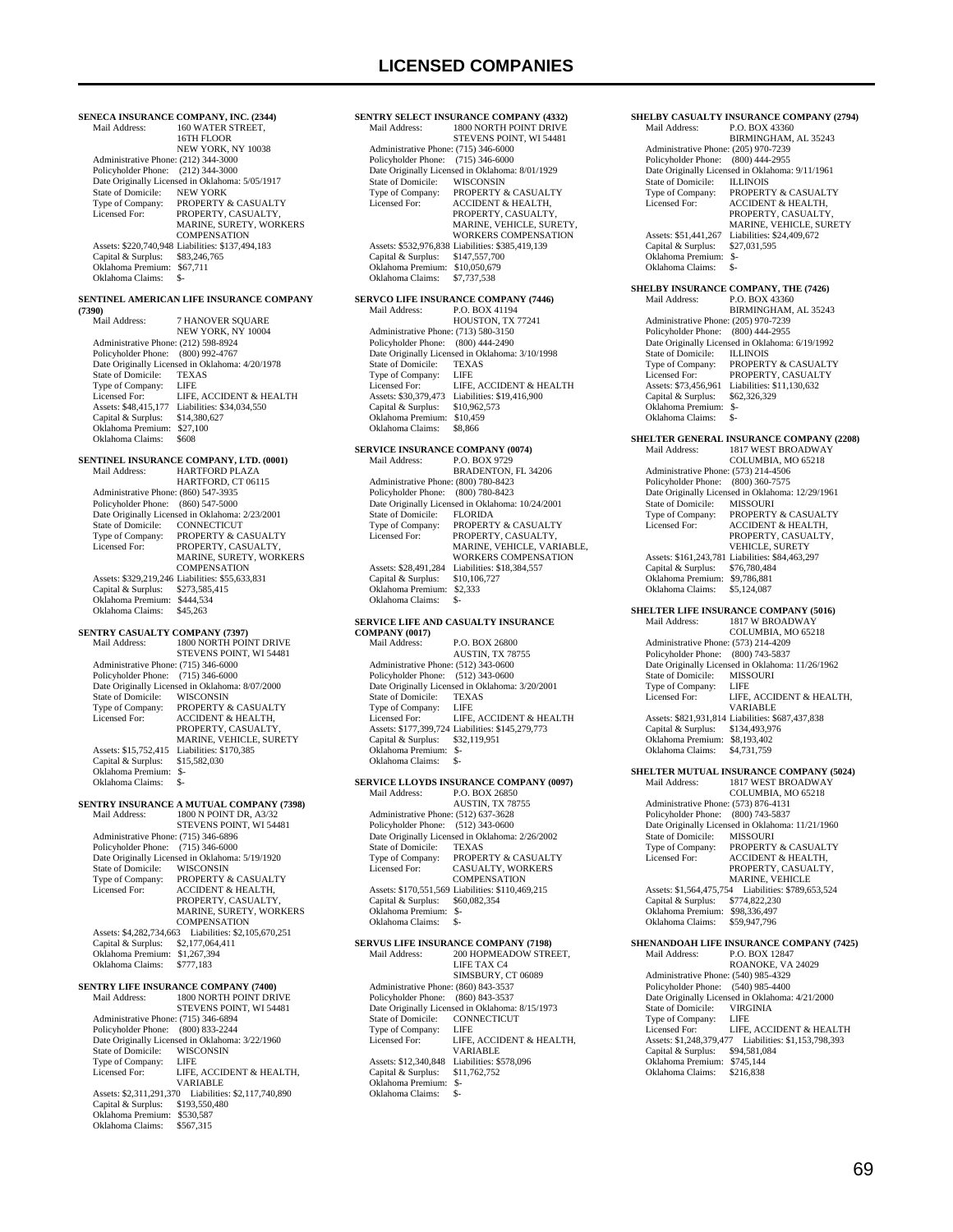**SENECA INSURANCE COMPANY, INC. (2344)**
Mail Address: 160 WATER STREET, 16TH FLOOR NEW YORK, NY 10038
Administrative Phone: (212) 344-3000
Policyholder Phone: (212) 344-3000
Date Originally Licensed in Oklahoma: 5/05/1917
State of Domicile: NEW YORK
Type of Company: PROPERTY & CASUALTY
Licensed For: PROPERTY, CASUALTY, MARINE, SURETY, WORKERS COMPENSATION
Assets: $220,740,948 Liabilities: $137,494,183
Capital & Surplus: $83,246,765
Oklahoma Premium: $67,711
Oklahoma Claims: $-

**SENTINEL AMERICAN LIFE INSURANCE COMPANY (7390)**
Mail Address: 7 HANOVER SQUARE NEW YORK, NY 10004
Administrative Phone: (212) 598-8924
Policyholder Phone: (800) 992-4767
Date Originally Licensed in Oklahoma: 4/20/1978
State of Domicile: TEXAS
Type of Company: LIFE
Licensed For: LIFE, ACCIDENT & HEALTH
Assets: $48,415,177 Liabilities: $34,034,550
Capital & Surplus: $14,380,627
Oklahoma Premium: $27,100
Oklahoma Claims: $608

**SENTINEL INSURANCE COMPANY, LTD. (0001)**
Mail Address: HARTFORD PLAZA HARTFORD, CT 06115
Administrative Phone: (860) 547-3935
Policyholder Phone: (860) 547-5000
Date Originally Licensed in Oklahoma: 2/23/2001
State of Domicile: CONNECTICUT
Type of Company: PROPERTY & CASUALTY
Licensed For: PROPERTY, CASUALTY, MARINE, SURETY, WORKERS COMPENSATION
Assets: $329,219,246 Liabilities: $55,633,831
Capital & Surplus: $273,585,415
Oklahoma Premium: $444,534
Oklahoma Claims: $45,263

**SENTRY CASUALTY COMPANY (7397)**
Mail Address: 1800 NORTH POINT DRIVE STEVENS POINT, WI 54481
Administrative Phone: (715) 346-6000
Policyholder Phone: (715) 346-6000
Date Originally Licensed in Oklahoma: 8/07/2000
State of Domicile: WISCONSIN
Type of Company: PROPERTY & CASUALTY
Licensed For: ACCIDENT & HEALTH, PROPERTY, CASUALTY, MARINE, VEHICLE, SURETY
Assets: $15,752,415 Liabilities: $170,385
Capital & Surplus: $15,582,030
Oklahoma Premium: $-
Oklahoma Claims: $-

**SENTRY INSURANCE A MUTUAL COMPANY (7398)**
Mail Address: 1800 N POINT DR, A3/32 STEVENS POINT, WI 54481
Administrative Phone: (715) 346-6896
Policyholder Phone: (715) 346-6000
Date Originally Licensed in Oklahoma: 5/19/1920
State of Domicile: WISCONSIN
Type of Company: PROPERTY & CASUALTY
Licensed For: ACCIDENT & HEALTH, PROPERTY, CASUALTY, MARINE, SURETY, WORKERS COMPENSATION
Assets: $4,282,734,663 Liabilities: $2,105,670,251
Capital & Surplus: $2,177,064,411
Oklahoma Premium: $1,267,394
Oklahoma Claims: $777,183

**SENTRY LIFE INSURANCE COMPANY (7400)**
Mail Address: 1800 NORTH POINT DRIVE STEVENS POINT, WI 54481
Administrative Phone: (715) 346-6894
Policyholder Phone: (800) 833-2244
Date Originally Licensed in Oklahoma: 3/22/1960
State of Domicile: WISCONSIN
Type of Company: LIFE
Licensed For: LIFE, ACCIDENT & HEALTH, VARIABLE
Assets: $2,311,291,370 Liabilities: $2,117,740,890
Capital & Surplus: $193,550,480
Oklahoma Premium: $530,587
Oklahoma Claims: $567,315

**SENTRY SELECT INSURANCE COMPANY (4332)**
Mail Address: 1800 NORTH POINT DRIVE STEVENS POINT, WI 54481
Administrative Phone: (715) 346-6000
Policyholder Phone: (715) 346-6000
Date Originally Licensed in Oklahoma: 8/01/1929
State of Domicile: WISCONSIN
Type of Company: PROPERTY & CASUALTY
Licensed For: ACCIDENT & HEALTH, PROPERTY, CASUALTY, MARINE, VEHICLE, SURETY, WORKERS COMPENSATION
Assets: $532,976,838 Liabilities: $385,419,139
Capital & Surplus: $147,557,700
Oklahoma Premium: $10,050,679
Oklahoma Claims: $7,737,538

**SERVCO LIFE INSURANCE COMPANY (7446)**
Mail Address: P.O. BOX 41194 HOUSTON, TX 77241
Administrative Phone: (713) 580-3150
Policyholder Phone: (800) 444-2490
Date Originally Licensed in Oklahoma: 3/10/1998
State of Domicile: TEXAS
Type of Company: LIFE
Licensed For: LIFE, ACCIDENT & HEALTH
Assets: $30,379,473 Liabilities: $19,416,900
Capital & Surplus: $10,962,573
Oklahoma Premium: $10,459
Oklahoma Claims: $8,866

**SERVICE INSURANCE COMPANY (0074)**
Mail Address: P.O. BOX 9729 BRADENTON, FL 34206
Administrative Phone: (800) 780-8423
Policyholder Phone: (800) 780-8423
Date Originally Licensed in Oklahoma: 10/24/2001
State of Domicile: FLORIDA
Type of Company: PROPERTY & CASUALTY
Licensed For: PROPERTY, CASUALTY, MARINE, VEHICLE, VARIABLE, WORKERS COMPENSATION
Assets: $28,491,284 Liabilities: $18,384,557
Capital & Surplus: $10,106,727
Oklahoma Premium: $2,333
Oklahoma Claims: $-

**SERVICE LIFE AND CASUALTY INSURANCE COMPANY (0017)**
Mail Address: P.O. BOX 26800 AUSTIN, TX 78755
Administrative Phone: (512) 343-0600
Policyholder Phone: (512) 343-0600
Date Originally Licensed in Oklahoma: 3/20/2001
State of Domicile: TEXAS
Type of Company: LIFE
Licensed For: LIFE, ACCIDENT & HEALTH
Assets: $177,399,724 Liabilities: $145,279,773
Capital & Surplus: $32,119,951
Oklahoma Premium: $-
Oklahoma Claims: $-

**SERVICE LLOYDS INSURANCE COMPANY (0097)**
Mail Address: P.O. BOX 26850 AUSTIN, TX 78755
Administrative Phone: (512) 637-3628
Policyholder Phone: (512) 343-0600
Date Originally Licensed in Oklahoma: 2/26/2002
State of Domicile: TEXAS
Type of Company: PROPERTY & CASUALTY
Licensed For: CASUALTY, WORKERS COMPENSATION
Assets: $170,551,569 Liabilities: $110,469,215
Capital & Surplus: $60,082,354
Oklahoma Premium: $-
Oklahoma Claims: $-

**SERVUS LIFE INSURANCE COMPANY (7198)**
Mail Address: 200 HOPMEADOW STREET, LIFE TAX C4 SIMSBURY, CT 06089
Administrative Phone: (860) 843-3537
Policyholder Phone: (860) 843-3537
Date Originally Licensed in Oklahoma: 8/15/1973
State of Domicile: CONNECTICUT
Type of Company: LIFE
Licensed For: LIFE, ACCIDENT & HEALTH, VARIABLE
Assets: $12,340,848 Liabilities: $578,096
Capital & Surplus: $11,762,752
Oklahoma Premium: $-
Oklahoma Claims: $-

**SHELBY CASUALTY INSURANCE COMPANY (2794)**
Mail Address: P.O. BOX 43360 BIRMINGHAM, AL 35243
Administrative Phone: (205) 970-7239
Policyholder Phone: (800) 444-2955
Date Originally Licensed in Oklahoma: 9/11/1961
State of Domicile: ILLINOIS
Type of Company: PROPERTY & CASUALTY
Licensed For: ACCIDENT & HEALTH, PROPERTY, CASUALTY, MARINE, VEHICLE, SURETY
Assets: $51,441,267 Liabilities: $24,409,672
Capital & Surplus: $27,031,595
Oklahoma Premium: $-
Oklahoma Claims: $-

**SHELBY INSURANCE COMPANY, THE (7426)**
Mail Address: P.O. BOX 43360 BIRMINGHAM, AL 35243
Administrative Phone: (205) 970-7239
Policyholder Phone: (800) 444-2955
Date Originally Licensed in Oklahoma: 6/19/1992
State of Domicile: ILLINOIS
Type of Company: PROPERTY & CASUALTY
Licensed For: PROPERTY, CASUALTY
Assets: $73,456,961 Liabilities: $11,130,632
Capital & Surplus: $62,326,329
Oklahoma Premium: $-
Oklahoma Claims: $-

**SHELTER GENERAL INSURANCE COMPANY (2208)**
Mail Address: 1817 WEST BROADWAY COLUMBIA, MO 65218
Administrative Phone: (573) 214-4506
Policyholder Phone: (800) 360-7575
Date Originally Licensed in Oklahoma: 12/29/1961
State of Domicile: MISSOURI
Type of Company: PROPERTY & CASUALTY
Licensed For: ACCIDENT & HEALTH, PROPERTY, CASUALTY, VEHICLE, SURETY
Assets: $161,243,781 Liabilities: $84,463,297
Capital & Surplus: $76,780,484
Oklahoma Premium: $9,786,881
Oklahoma Claims: $5,124,087

**SHELTER LIFE INSURANCE COMPANY (5016)**
Mail Address: 1817 W BROADWAY COLUMBIA, MO 65218
Administrative Phone: (573) 214-4209
Policyholder Phone: (800) 743-5837
Date Originally Licensed in Oklahoma: 11/26/1962
State of Domicile: MISSOURI
Type of Company: LIFE
Licensed For: LIFE, ACCIDENT & HEALTH, VARIABLE
Assets: $821,931,814 Liabilities: $687,437,838
Capital & Surplus: $134,493,976
Oklahoma Premium: $8,193,402
Oklahoma Claims: $4,731,759

**SHELTER MUTUAL INSURANCE COMPANY (5024)**
Mail Address: 1817 WEST BROADWAY COLUMBIA, MO 65218
Administrative Phone: (573) 876-4131
Policyholder Phone: (800) 743-5837
Date Originally Licensed in Oklahoma: 11/21/1960
State of Domicile: MISSOURI
Type of Company: PROPERTY & CASUALTY
Licensed For: ACCIDENT & HEALTH, PROPERTY, CASUALTY, MARINE, VEHICLE
Assets: $1,564,475,754 Liabilities: $789,653,524
Capital & Surplus: $774,822,230
Oklahoma Premium: $98,336,497
Oklahoma Claims: $59,947,796

**SHENANDOAH LIFE INSURANCE COMPANY (7425)**
Mail Address: P.O. BOX 12847 ROANOKE, VA 24029
Administrative Phone: (540) 985-4329
Policyholder Phone: (540) 985-4400
Date Originally Licensed in Oklahoma: 4/21/2000
State of Domicile: VIRGINIA
Type of Company: LIFE
Licensed For: LIFE, ACCIDENT & HEALTH
Assets: $1,248,379,477 Liabilities: $1,153,798,393
Capital & Surplus: $94,581,084
Oklahoma Premium: $745,144
Oklahoma Claims: $216,838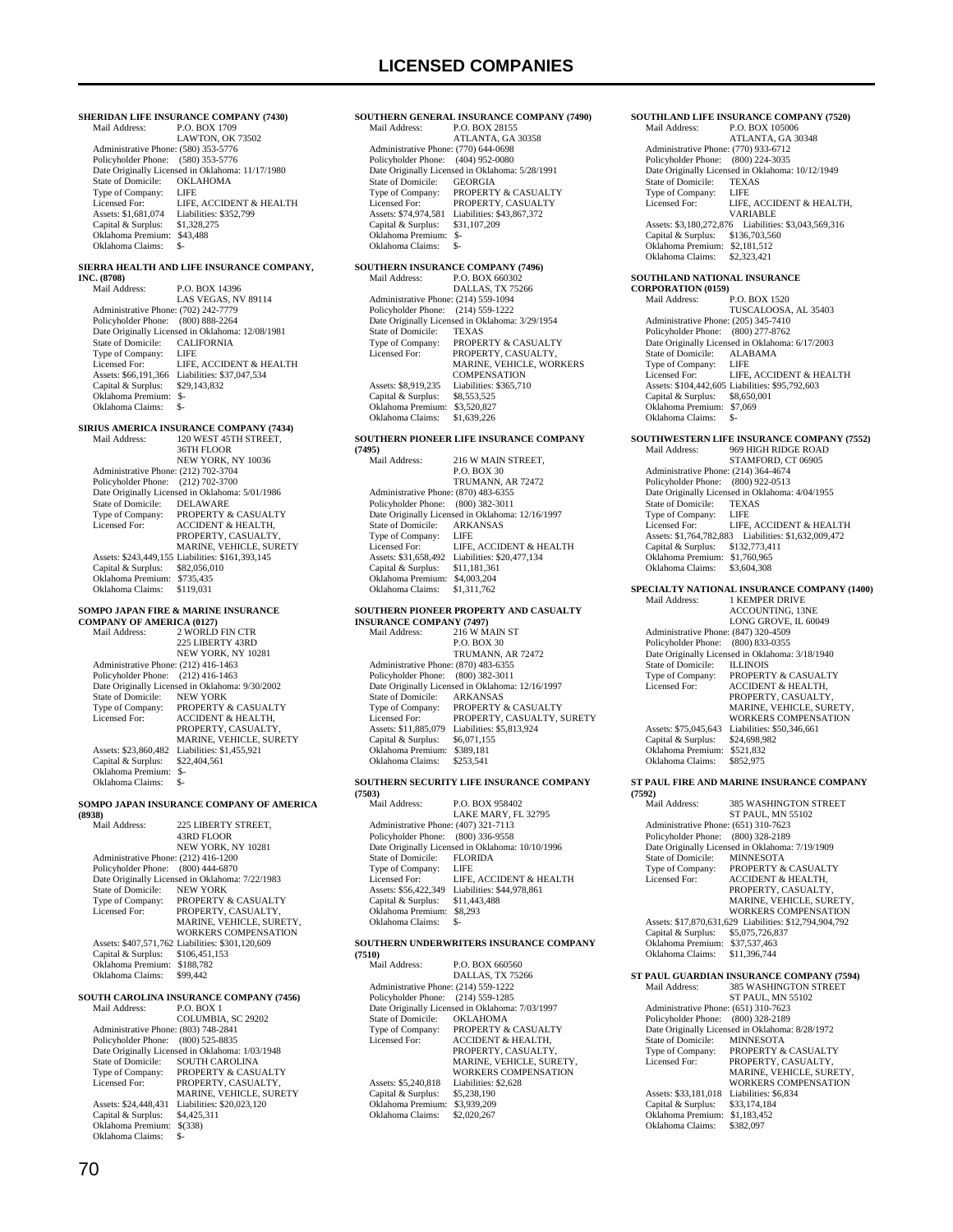## SHERIDAN LIFE INSURANCE COMPANY (7430)

Mail Address: P.O. BOX 1709
LAWTON, OK 73502
Administrative Phone: (580) 353-5776
Policyholder Phone: (580) 353-5776
Date Originally Licensed in Oklahoma: 11/17/1980
State of Domicile: OKLAHOMA
Type of Company: LIFE
Licensed For: LIFE, ACCIDENT & HEALTH
Assets: $1,681,074 Liabilities: $352,799
Capital & Surplus: $1,328,275
Oklahoma Premium: $43,488
Oklahoma Claims: $-

## SIERRA HEALTH AND LIFE INSURANCE COMPANY, INC. (8708)

Mail Address: P.O. BOX 14396
LAS VEGAS, NV 89114
Administrative Phone: (702) 242-7779
Policyholder Phone: (800) 888-2264
Date Originally Licensed in Oklahoma: 12/08/1981
State of Domicile: CALIFORNIA
Type of Company: LIFE
Licensed For: LIFE, ACCIDENT & HEALTH
Assets: $66,191,366 Liabilities: $37,047,534
Capital & Surplus: $29,143,832
Oklahoma Premium: $-
Oklahoma Claims: $-

## SIRIUS AMERICA INSURANCE COMPANY (7434)

Mail Address: 120 WEST 45TH STREET,
36TH FLOOR
NEW YORK, NY 10036
Administrative Phone: (212) 702-3704
Policyholder Phone: (212) 702-3700
Date Originally Licensed in Oklahoma: 5/01/1986
State of Domicile: DELAWARE
Type of Company: PROPERTY & CASUALTY
Licensed For: ACCIDENT & HEALTH, PROPERTY, CASUALTY, MARINE, VEHICLE, SURETY
Assets: $243,449,155 Liabilities: $161,393,145
Capital & Surplus: $82,056,010
Oklahoma Premium: $735,435
Oklahoma Claims: $119,031

## SOMPO JAPAN FIRE & MARINE INSURANCE COMPANY OF AMERICA (0127)

Mail Address: 2 WORLD FIN CTR
225 LIBERTY 43RD
NEW YORK, NY 10281
Administrative Phone: (212) 416-1463
Policyholder Phone: (212) 416-1463
Date Originally Licensed in Oklahoma: 9/30/2002
State of Domicile: NEW YORK
Type of Company: PROPERTY & CASUALTY
Licensed For: ACCIDENT & HEALTH, PROPERTY, CASUALTY, MARINE, VEHICLE, SURETY
Assets: $23,860,482 Liabilities: $1,455,921
Capital & Surplus: $22,404,561
Oklahoma Premium: $-
Oklahoma Claims: $-

## SOMPO JAPAN INSURANCE COMPANY OF AMERICA (8938)

Mail Address: 225 LIBERTY STREET,
43RD FLOOR
NEW YORK, NY 10281
Administrative Phone: (212) 416-1200
Policyholder Phone: (800) 444-6870
Date Originally Licensed in Oklahoma: 7/22/1983
State of Domicile: NEW YORK
Type of Company: PROPERTY & CASUALTY
Licensed For: PROPERTY, CASUALTY, MARINE, VEHICLE, SURETY, WORKERS COMPENSATION
Assets: $407,571,762 Liabilities: $301,120,609
Capital & Surplus: $106,451,153
Oklahoma Premium: $188,782
Oklahoma Claims: $99,442

## SOUTH CAROLINA INSURANCE COMPANY (7456)

Mail Address: P.O. BOX 1
COLUMBIA, SC 29202
Administrative Phone: (803) 748-2841
Policyholder Phone: (800) 525-8835
Date Originally Licensed in Oklahoma: 1/03/1948
State of Domicile: SOUTH CAROLINA
Type of Company: PROPERTY & CASUALTY
Licensed For: PROPERTY, CASUALTY, MARINE, VEHICLE, SURETY
Assets: $24,448,431 Liabilities: $20,023,120
Capital & Surplus: $4,425,311
Oklahoma Premium: $(338)
Oklahoma Claims: $-

## SOUTHERN GENERAL INSURANCE COMPANY (7490)

Mail Address: P.O. BOX 28155
ATLANTA, GA 30358
Administrative Phone: (770) 644-0698
Policyholder Phone: (404) 952-0080
Date Originally Licensed in Oklahoma: 5/28/1991
State of Domicile: GEORGIA
Type of Company: PROPERTY & CASUALTY
Licensed For: PROPERTY, CASUALTY
Assets: $74,974,581 Liabilities: $43,867,372
Capital & Surplus: $31,107,209
Oklahoma Premium: $-
Oklahoma Claims: $-

## SOUTHERN INSURANCE COMPANY (7496)

Mail Address: P.O. BOX 660302
DALLAS, TX 75266
Administrative Phone: (214) 559-1094
Policyholder Phone: (214) 559-1222
Date Originally Licensed in Oklahoma: 3/29/1954
State of Domicile: TEXAS
Type of Company: PROPERTY & CASUALTY
Licensed For: PROPERTY, CASUALTY, MARINE, VEHICLE, WORKERS COMPENSATION
Assets: $8,919,235 Liabilities: $365,710
Capital & Surplus: $8,553,525
Oklahoma Premium: $3,520,827
Oklahoma Claims: $1,639,226

## SOUTHERN PIONEER LIFE INSURANCE COMPANY (7495)

Mail Address: 216 W MAIN STREET,
P.O. BOX 30
TRUMANN, AR 72472
Administrative Phone: (870) 483-6355
Policyholder Phone: (800) 382-3011
Date Originally Licensed in Oklahoma: 12/16/1997
State of Domicile: ARKANSAS
Type of Company: LIFE
Licensed For: LIFE, ACCIDENT & HEALTH
Assets: $31,658,492 Liabilities: $20,477,134
Capital & Surplus: $11,181,361
Oklahoma Premium: $4,003,204
Oklahoma Claims: $1,311,762

## SOUTHERN PIONEER PROPERTY AND CASUALTY INSURANCE COMPANY (7497)

Mail Address: 216 W MAIN ST
P.O. BOX 30
TRUMANN, AR 72472
Administrative Phone: (870) 483-6355
Policyholder Phone: (800) 382-3011
Date Originally Licensed in Oklahoma: 12/16/1997
State of Domicile: ARKANSAS
Type of Company: PROPERTY & CASUALTY
Licensed For: PROPERTY, CASUALTY, SURETY
Assets: $11,885,079 Liabilities: $5,813,924
Capital & Surplus: $6,071,155
Oklahoma Premium: $389,181
Oklahoma Claims: $253,541

## SOUTHERN SECURITY LIFE INSURANCE COMPANY (7503)

Mail Address: P.O. BOX 958402
LAKE MARY, FL 32795
Administrative Phone: (407) 321-7113
Policyholder Phone: (800) 336-9558
Date Originally Licensed in Oklahoma: 10/10/1996
State of Domicile: FLORIDA
Type of Company: LIFE
Licensed For: LIFE, ACCIDENT & HEALTH
Assets: $56,422,349 Liabilities: $44,978,861
Capital & Surplus: $11,443,488
Oklahoma Premium: $8,293
Oklahoma Claims: $-

## SOUTHERN UNDERWRITERS INSURANCE COMPANY (7510)

Mail Address: P.O. BOX 660560
DALLAS, TX 75266
Administrative Phone: (214) 559-1222
Policyholder Phone: (214) 559-1285
Date Originally Licensed in Oklahoma: 7/03/1997
State of Domicile: OKLAHOMA
Type of Company: PROPERTY & CASUALTY
Licensed For: ACCIDENT & HEALTH, PROPERTY, CASUALTY, MARINE, VEHICLE, SURETY, WORKERS COMPENSATION
Assets: $5,240,818 Liabilities: $2,628
Capital & Surplus: $5,238,190
Oklahoma Premium: $3,939,209
Oklahoma Claims: $2,020,267

## SOUTHLAND LIFE INSURANCE COMPANY (7520)

Mail Address: P.O. BOX 105006
ATLANTA, GA 30348
Administrative Phone: (770) 933-6712
Policyholder Phone: (800) 224-3035
Date Originally Licensed in Oklahoma: 10/12/1949
State of Domicile: TEXAS
Type of Company: LIFE
Licensed For: LIFE, ACCIDENT & HEALTH, VARIABLE
Assets: $3,180,272,876 Liabilities: $3,043,569,316
Capital & Surplus: $136,703,560
Oklahoma Premium: $2,181,512
Oklahoma Claims: $2,323,421

## SOUTHLAND NATIONAL INSURANCE CORPORATION (0159)

Mail Address: P.O. BOX 1520
TUSCALOOSA, AL 35403
Administrative Phone: (205) 345-7410
Policyholder Phone: (800) 277-8762
Date Originally Licensed in Oklahoma: 6/17/2003
State of Domicile: ALABAMA
Type of Company: LIFE
Licensed For: LIFE, ACCIDENT & HEALTH
Assets: $104,442,605 Liabilities: $95,792,603
Capital & Surplus: $8,650,001
Oklahoma Premium: $7,069
Oklahoma Claims: $-

## SOUTHWESTERN LIFE INSURANCE COMPANY (7552)

Mail Address: 969 HIGH RIDGE ROAD
STAMFORD, CT 06905
Administrative Phone: (214) 364-4674
Policyholder Phone: (800) 922-0513
Date Originally Licensed in Oklahoma: 4/04/1955
State of Domicile: TEXAS
Type of Company: LIFE
Licensed For: LIFE, ACCIDENT & HEALTH
Assets: $1,764,782,883 Liabilities: $1,632,009,472
Capital & Surplus: $132,773,411
Oklahoma Premium: $1,760,965
Oklahoma Claims: $3,604,308

## SPECIALTY NATIONAL INSURANCE COMPANY (1400)

Mail Address: 1 KEMPER DRIVE
ACCOUNTING, 13NE
LONG GROVE, IL 60049
Administrative Phone: (847) 320-4509
Policyholder Phone: (800) 833-0355
Date Originally Licensed in Oklahoma: 3/18/1940
State of Domicile: ILLINOIS
Type of Company: PROPERTY & CASUALTY
Licensed For: ACCIDENT & HEALTH, PROPERTY, CASUALTY, MARINE, VEHICLE, SURETY, WORKERS COMPENSATION
Assets: $75,045,643 Liabilities: $50,346,661
Capital & Surplus: $24,698,982
Oklahoma Premium: $521,832
Oklahoma Claims: $852,975

## ST PAUL FIRE AND MARINE INSURANCE COMPANY (7592)

Mail Address: 385 WASHINGTON STREET
ST PAUL, MN 55102
Administrative Phone: (651) 310-7623
Policyholder Phone: (800) 328-2189
Date Originally Licensed in Oklahoma: 7/19/1909
State of Domicile: MINNESOTA
Type of Company: PROPERTY & CASUALTY
Licensed For: ACCIDENT & HEALTH, PROPERTY, CASUALTY, MARINE, VEHICLE, SURETY, WORKERS COMPENSATION
Assets: $17,870,631,629 Liabilities: $12,794,904,792
Capital & Surplus: $5,075,726,837
Oklahoma Premium: $37,537,463
Oklahoma Claims: $11,396,744

## ST PAUL GUARDIAN INSURANCE COMPANY (7594)

Mail Address: 385 WASHINGTON STREET
ST PAUL, MN 55102
Administrative Phone: (651) 310-7623
Policyholder Phone: (800) 328-2189
Date Originally Licensed in Oklahoma: 8/28/1972
State of Domicile: MINNESOTA
Type of Company: PROPERTY & CASUALTY
Licensed For: PROPERTY, CASUALTY, MARINE, VEHICLE, SURETY, WORKERS COMPENSATION
Assets: $33,181,018 Liabilities: $6,834
Capital & Surplus: $33,174,184
Oklahoma Premium: $1,183,452
Oklahoma Claims: $382,097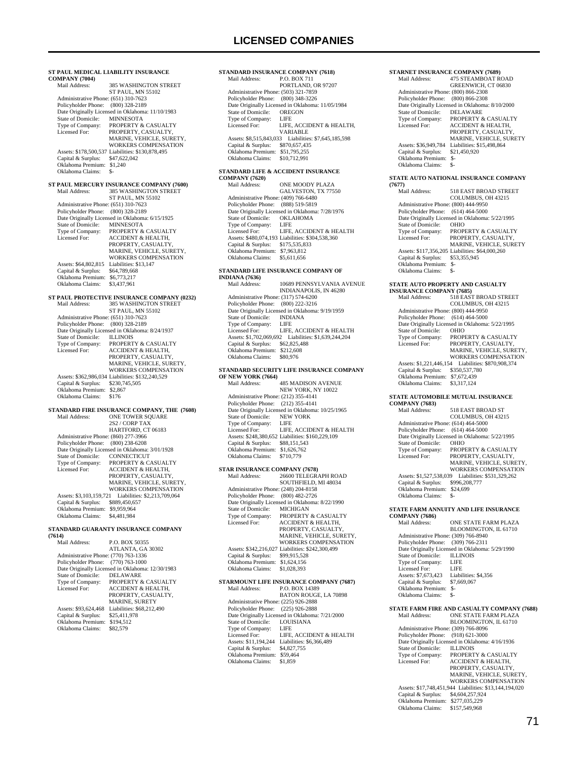### ST PAUL MEDICAL LIABILITY INSURANCE COMPANY (7004)

Mail Address: 385 WASHINGTON STREET
ST PAUL, MN 55102
Administrative Phone: (651) 310-7623
Policyholder Phone: (800) 328-2189
Date Originally Licensed in Oklahoma: 11/10/1983
State of Domicile: MINNESOTA
Type of Company: PROPERTY & CASUALTY
Licensed For: PROPERTY, CASUALTY, MARINE, VEHICLE, SURETY, WORKERS COMPENSATION
Assets: $178,500,537 Liabilities: $130,878,495
Capital & Surplus: $47,622,042
Oklahoma Premium: $1,240
Oklahoma Claims: $-

### ST PAUL MERCURY INSURANCE COMPANY (7600)

Mail Address: 385 WASHINGTON STREET
ST PAUL, MN 55102
Administrative Phone: (651) 310-7623
Policyholder Phone: (800) 328-2189
Date Originally Licensed in Oklahoma: 6/15/1925
State of Domicile: MINNESOTA
Type of Company: PROPERTY & CASUALTY
Licensed For: ACCIDENT & HEALTH, PROPERTY, CASUALTY, MARINE, VEHICLE, SURETY, WORKERS COMPENSATION
Assets: $64,802,815 Liabilities: $13,147
Capital & Surplus: $64,789,668
Oklahoma Premium: $6,773,217
Oklahoma Claims: $3,437,961

### ST PAUL PROTECTIVE INSURANCE COMPANY (0232)

Mail Address: 385 WASHINGTON STREET
ST PAUL, MN 55102
Administrative Phone: (651) 310-7623
Policyholder Phone: (800) 328-2189
Date Originally Licensed in Oklahoma: 8/24/1937
State of Domicile: ILLINOIS
Type of Company: PROPERTY & CASUALTY
Licensed For: ACCIDENT & HEALTH, PROPERTY, CASUALTY, MARINE, VEHICLE, SURETY, WORKERS COMPENSATION
Assets: $362,986,034 Liabilities: $132,240,529
Capital & Surplus: $230,745,505
Oklahoma Premium: $2,867
Oklahoma Claims: $176

### STANDARD FIRE INSURANCE COMPANY, THE (7608)

Mail Address: ONE TOWER SQUARE
2S2 / CORP TAX
HARTFORD, CT 06183
Administrative Phone: (860) 277-3966
Policyholder Phone: (800) 238-6208
Date Originally Licensed in Oklahoma: 3/01/1928
State of Domicile: CONNECTICUT
Type of Company: PROPERTY & CASUALTY
Licensed For: ACCIDENT & HEALTH, PROPERTY, CASUALTY, MARINE, VEHICLE, SURETY, WORKERS COMPENSATION
Assets: $3,103,159,721 Liabilities: $2,213,709,064
Capital & Surplus: $889,450,657
Oklahoma Premium: $9,959,964
Oklahoma Claims: $4,481,984

### STANDARD GUARANTY INSURANCE COMPANY (7614)

Mail Address: P.O. BOX 50355
ATLANTA, GA 30302
Administrative Phone: (770) 763-1336
Policyholder Phone: (770) 763-1000
Date Originally Licensed in Oklahoma: 12/30/1983
State of Domicile: DELAWARE
Type of Company: PROPERTY & CASUALTY
Licensed For: ACCIDENT & HEALTH, PROPERTY, CASUALTY, MARINE, SURETY
Assets: $93,624,468 Liabilities: $68,212,490
Capital & Surplus: $25,411,978
Oklahoma Premium: $194,512
Oklahoma Claims: $82,579

### STANDARD INSURANCE COMPANY (7618)

Mail Address: P.O. BOX 711
PORTLAND, OR 97207
Administrative Phone: (503) 321-7859
Policyholder Phone: (800) 348-3226
Date Originally Licensed in Oklahoma: 11/05/1984
State of Domicile: OREGON
Type of Company: LIFE
Licensed For: LIFE, ACCIDENT & HEALTH, VARIABLE
Assets: $8,515,843,033 Liabilities: $7,645,185,598
Capital & Surplus: $870,657,435
Oklahoma Premium: $51,795,255
Oklahoma Claims: $10,712,991

### STANDARD LIFE & ACCIDENT INSURANCE COMPANY (7620)

Mail Address: ONE MOODY PLAZA
GALVESTON, TX 77550
Administrative Phone: (409) 766-6480
Policyholder Phone: (888) 519-5819
Date Originally Licensed in Oklahoma: 7/28/1976
State of Domicile: OKLAHOMA
Type of Company: LIFE
Licensed For: LIFE, ACCIDENT & HEALTH
Assets: $480,074,193 Liabilities: $304,538,360
Capital & Surplus: $175,535,833
Oklahoma Premium: $7,963,812
Oklahoma Claims: $5,611,656

### STANDARD LIFE INSURANCE COMPANY OF INDIANA (7636)

Mail Address: 10689 PENNSYLVANIA AVENUE
INDIANAPOLIS, IN 46280
Administrative Phone: (317) 574-6200
Policyholder Phone: (800) 222-3216
Date Originally Licensed in Oklahoma: 9/19/1959
State of Domicile: INDIANA
Type of Company: LIFE
Licensed For: LIFE, ACCIDENT & HEALTH
Assets: $1,702,069,692 Liabilities: $1,639,244,204
Capital & Surplus: $62,825,488
Oklahoma Premium: $212,608
Oklahoma Claims: $80,976

### STANDARD SECURITY LIFE INSURANCE COMPANY OF NEW YORK (7664)

Mail Address: 485 MADISON AVENUE
NEW YORK, NY 10022
Administrative Phone: (212) 355-4141
Policyholder Phone: (212) 355-4141
Date Originally Licensed in Oklahoma: 10/25/1965
State of Domicile: NEW YORK
Type of Company: LIFE
Licensed For: LIFE, ACCIDENT & HEALTH
Assets: $248,380,652 Liabilities: $160,229,109
Capital & Surplus: $88,151,543
Oklahoma Premium: $1,626,762
Oklahoma Claims: $710,779

### STAR INSURANCE COMPANY (7678)

Mail Address: 26600 TELEGRAPH ROAD
SOUTHFIELD, MI 48034
Administrative Phone: (248) 204-8158
Policyholder Phone: (800) 482-2726
Date Originally Licensed in Oklahoma: 8/22/1990
State of Domicile: MICHIGAN
Type of Company: PROPERTY & CASUALTY
Licensed For: ACCIDENT & HEALTH, PROPERTY, CASUALTY, MARINE, VEHICLE, SURETY, WORKERS COMPENSATION
Assets: $342,216,027 Liabilities: $242,300,499
Capital & Surplus: $99,915,528
Oklahoma Premium: $1,624,156
Oklahoma Claims: $1,028,393

### STARMOUNT LIFE INSURANCE COMPANY (7687)

Mail Address: P.O. BOX 14389
BATON ROUGE, LA 70898
Administrative Phone: (225) 926-2888
Policyholder Phone: (225) 926-2888
Date Originally Licensed in Oklahoma: 7/21/2000
State of Domicile: LOUISIANA
Type of Company: LIFE
Licensed For: LIFE, ACCIDENT & HEALTH
Assets: $11,194,244 Liabilities: $6,366,489
Capital & Surplus: $4,827,755
Oklahoma Premium: $59,464
Oklahoma Claims: $1,859

### STARNET INSURANCE COMPANY (7689)

Mail Address: 475 STEAMBOAT ROAD
GREENWICH, CT 06830
Administrative Phone: (800) 866-2308
Policyholder Phone: (800) 866-2308
Date Originally Licensed in Oklahoma: 8/10/2000
State of Domicile: DELAWARE
Type of Company: PROPERTY & CASUALTY
Licensed For: ACCIDENT & HEALTH, PROPERTY, CASUALTY, MARINE, VEHICLE, SURETY
Assets: $36,949,784 Liabilities: $15,498,864
Capital & Surplus: $21,450,920
Oklahoma Premium: $-
Oklahoma Claims: $-

### STATE AUTO NATIONAL INSURANCE COMPANY (7677)

Mail Address: 518 EAST BROAD STREET
COLUMBUS, OH 43215
Administrative Phone: (800) 444-9950
Policyholder Phone: (614) 464-5000
Date Originally Licensed in Oklahoma: 5/22/1995
State of Domicile: OHIO
Type of Company: PROPERTY & CASUALTY
Licensed For: PROPERTY, CASUALTY, MARINE, VEHICLE, SURETY
Assets: $117,356,205 Liabilities: $64,000,260
Capital & Surplus: $53,355,945
Oklahoma Premium: $-
Oklahoma Claims: $-

### STATE AUTO PROPERTY AND CASUALTY INSURANCE COMPANY (7685)

Mail Address: 518 EAST BROAD STREET
COLUMBUS, OH 43215
Administrative Phone: (800) 444-9950
Policyholder Phone: (614) 464-5000
Date Originally Licensed in Oklahoma: 5/22/1995
State of Domicile: OHIO
Type of Company: PROPERTY & CASUALTY
Licensed For: PROPERTY, CASUALTY, MARINE, VEHICLE, SURETY, WORKERS COMPENSATION
Assets: $1,221,446,154 Liabilities: $870,908,374
Capital & Surplus: $350,537,780
Oklahoma Premium: $7,672,439
Oklahoma Claims: $3,317,124

### STATE AUTOMOBILE MUTUAL INSURANCE COMPANY (7683)

Mail Address: 518 EAST BROAD ST
COLUMBUS, OH 43215
Administrative Phone: (614) 464-5000
Policyholder Phone: (614) 464-5000
Date Originally Licensed in Oklahoma: 5/22/1995
State of Domicile: OHIO
Type of Company: PROPERTY & CASUALTY
Licensed For: PROPERTY, CASUALTY, MARINE, VEHICLE, SURETY, WORKERS COMPENSATION
Assets: $1,527,538,039 Liabilities: $531,329,262
Capital & Surplus: $996,208,777
Oklahoma Premium: $24,699
Oklahoma Claims: $-

### STATE FARM ANNUITY AND LIFE INSURANCE COMPANY (7686)

Mail Address: ONE STATE FARM PLAZA
BLOOMINGTON, IL 61710
Administrative Phone: (309) 766-8940
Policyholder Phone: (309) 766-2311
Date Originally Licensed in Oklahoma: 5/29/1990
State of Domicile: ILLINOIS
Type of Company: LIFE
Licensed For: LIFE
Assets: $7,673,423 Liabilities: $4,356
Capital & Surplus: $7,669,067
Oklahoma Premium: $-
Oklahoma Claims: $-

### STATE FARM FIRE AND CASUALTY COMPANY (7688)

Mail Address: ONE STATE FARM PLAZA
BLOOMINGTON, IL 61710
Administrative Phone: (309) 766-8096
Policyholder Phone: (918) 621-3000
Date Originally Licensed in Oklahoma: 4/16/1936
State of Domicile: ILLINOIS
Type of Company: PROPERTY & CASUALTY
Licensed For: ACCIDENT & HEALTH, PROPERTY, CASUALTY, MARINE, VEHICLE, SURETY, WORKERS COMPENSATION
Assets: $17,748,451,944 Liabilities: $13,144,194,020
Capital & Surplus: $4,604,257,924
Oklahoma Premium: $277,035,229
Oklahoma Claims: $157,549,968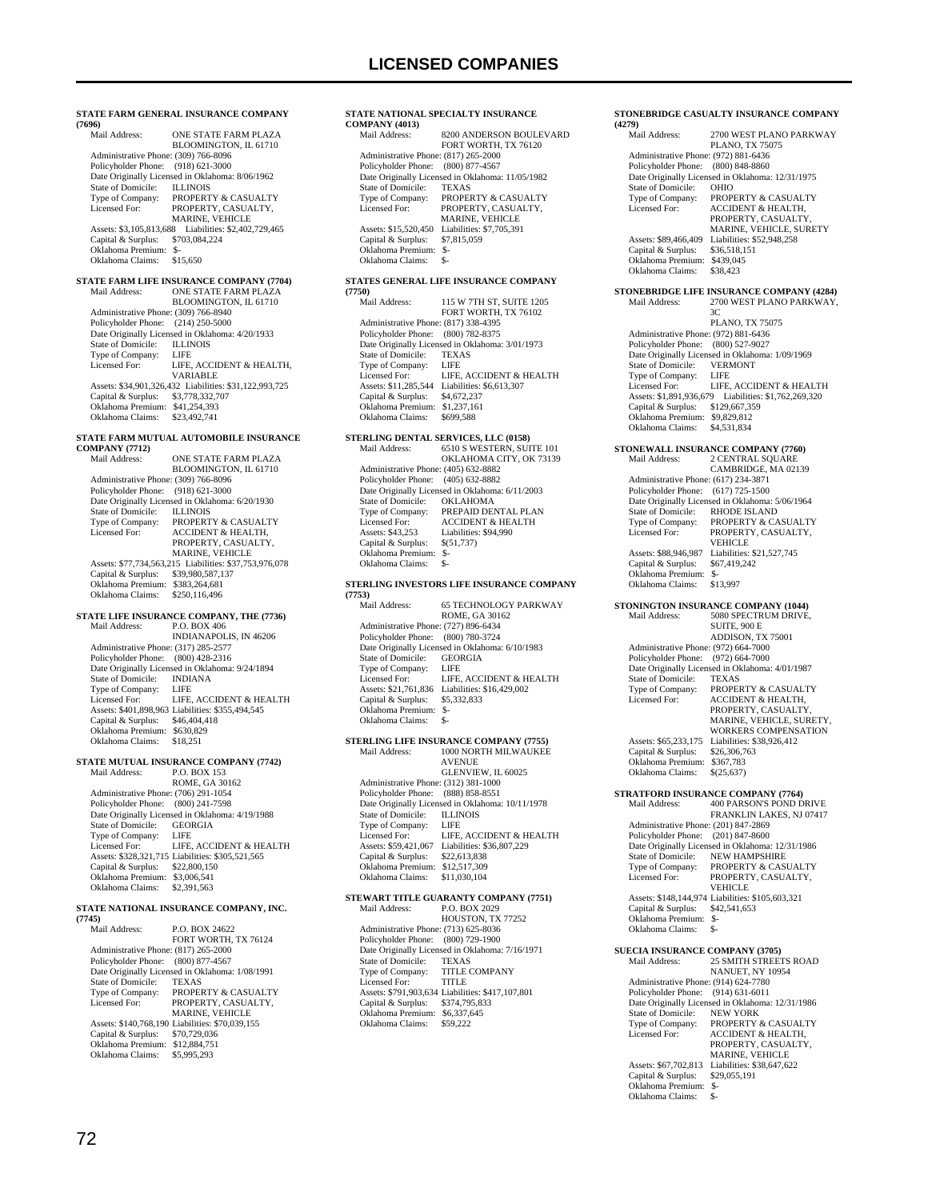### STATE FARM GENERAL INSURANCE COMPANY (7696)

Mail Address: ONE STATE FARM PLAZA
BLOOMINGTON, IL 61710
Administrative Phone: (309) 766-8096
Policyholder Phone: (918) 621-3000
Date Originally Licensed in Oklahoma: 8/06/1962
State of Domicile: ILLINOIS
Type of Company: PROPERTY & CASUALTY
Licensed For: PROPERTY, CASUALTY, MARINE, VEHICLE
Assets: $3,105,813,688 Liabilities: $2,402,729,465
Capital & Surplus: $703,084,224
Oklahoma Premium: $-
Oklahoma Claims: $15,650

### STATE FARM LIFE INSURANCE COMPANY (7704)

Mail Address: ONE STATE FARM PLAZA
BLOOMINGTON, IL 61710
Administrative Phone: (309) 766-8940
Policyholder Phone: (214) 250-5000
Date Originally Licensed in Oklahoma: 4/20/1933
State of Domicile: ILLINOIS
Type of Company: LIFE
Licensed For: LIFE, ACCIDENT & HEALTH, VARIABLE
Assets: $34,901,326,432 Liabilities: $31,122,993,725
Capital & Surplus: $3,778,332,707
Oklahoma Premium: $41,254,393
Oklahoma Claims: $23,492,741

### STATE FARM MUTUAL AUTOMOBILE INSURANCE COMPANY (7712)

Mail Address: ONE STATE FARM PLAZA
BLOOMINGTON, IL 61710
Administrative Phone: (309) 766-8096
Policyholder Phone: (918) 621-3000
Date Originally Licensed in Oklahoma: 6/20/1930
State of Domicile: ILLINOIS
Type of Company: PROPERTY & CASUALTY
Licensed For: ACCIDENT & HEALTH, PROPERTY, CASUALTY, MARINE, VEHICLE
Assets: $77,734,563,215 Liabilities: $37,753,976,078
Capital & Surplus: $39,980,587,137
Oklahoma Premium: $383,264,681
Oklahoma Claims: $250,116,496

### STATE LIFE INSURANCE COMPANY, THE (7736)

Mail Address: P.O. BOX 406
INDIANAPOLIS, IN 46206
Administrative Phone: (317) 285-2577
Policyholder Phone: (800) 428-2316
Date Originally Licensed in Oklahoma: 9/24/1894
State of Domicile: INDIANA
Type of Company: LIFE
Licensed For: LIFE, ACCIDENT & HEALTH
Assets: $401,898,963 Liabilities: $355,494,545
Capital & Surplus: $46,404,418
Oklahoma Premium: $630,829
Oklahoma Claims: $18,251

### STATE MUTUAL INSURANCE COMPANY (7742)

Mail Address: P.O. BOX 153
ROME, GA 30162
Administrative Phone: (706) 291-1054
Policyholder Phone: (800) 241-7598
Date Originally Licensed in Oklahoma: 4/19/1988
State of Domicile: GEORGIA
Type of Company: LIFE
Licensed For: LIFE, ACCIDENT & HEALTH
Assets: $328,321,715 Liabilities: $305,521,565
Capital & Surplus: $22,800,150
Oklahoma Premium: $3,006,541
Oklahoma Claims: $2,391,563

### STATE NATIONAL INSURANCE COMPANY, INC. (7745)

Mail Address: P.O. BOX 24622
FORT WORTH, TX 76124
Administrative Phone: (817) 265-2000
Policyholder Phone: (800) 877-4567
Date Originally Licensed in Oklahoma: 1/08/1991
State of Domicile: TEXAS
Type of Company: PROPERTY & CASUALTY
Licensed For: PROPERTY, CASUALTY, MARINE, VEHICLE
Assets: $140,768,190 Liabilities: $70,039,155
Capital & Surplus: $70,729,036
Oklahoma Premium: $12,884,751
Oklahoma Claims: $5,995,293

### STATE NATIONAL SPECIALTY INSURANCE COMPANY (4013)

Mail Address: 8200 ANDERSON BOULEVARD
FORT WORTH, TX 76120
Administrative Phone: (817) 265-2000
Policyholder Phone: (800) 877-4567
Date Originally Licensed in Oklahoma: 11/05/1982
State of Domicile: TEXAS
Type of Company: PROPERTY & CASUALTY
Licensed For: PROPERTY, CASUALTY, MARINE, VEHICLE
Assets: $15,520,450 Liabilities: $7,705,391
Capital & Surplus: $7,815,059
Oklahoma Premium: $-
Oklahoma Claims: $-

### STATES GENERAL LIFE INSURANCE COMPANY (7750)

Mail Address: 115 W 7TH ST, SUITE 1205
FORT WORTH, TX 76102
Administrative Phone: (817) 338-4395
Policyholder Phone: (800) 782-8375
Date Originally Licensed in Oklahoma: 3/01/1973
State of Domicile: TEXAS
Type of Company: LIFE
Licensed For: LIFE, ACCIDENT & HEALTH
Assets: $11,285,544 Liabilities: $6,613,307
Capital & Surplus: $4,672,237
Oklahoma Premium: $1,237,161
Oklahoma Claims: $699,588

### STERLING DENTAL SERVICES, LLC (0158)

Mail Address: 6510 S WESTERN, SUITE 101
OKLAHOMA CITY, OK 73139
Administrative Phone: (405) 632-8882
Policyholder Phone: (405) 632-8882
Date Originally Licensed in Oklahoma: 6/11/2003
State of Domicile: OKLAHOMA
Type of Company: PREPAID DENTAL PLAN
Licensed For: ACCIDENT & HEALTH
Assets: $43,253 Liabilities: $94,990
Capital & Surplus: $(51,737)
Oklahoma Premium: $-
Oklahoma Claims: $-

### STERLING INVESTORS LIFE INSURANCE COMPANY (7753)

Mail Address: 65 TECHNOLOGY PARKWAY
ROME, GA 30162
Administrative Phone: (727) 896-6434
Policyholder Phone: (800) 780-3724
Date Originally Licensed in Oklahoma: 6/10/1983
State of Domicile: GEORGIA
Type of Company: LIFE
Licensed For: LIFE, ACCIDENT & HEALTH
Assets: $21,761,836 Liabilities: $16,429,002
Capital & Surplus: $5,332,833
Oklahoma Premium: $-
Oklahoma Claims: $-

### STERLING LIFE INSURANCE COMPANY (7755)

Mail Address: 1000 NORTH MILWAUKEE AVENUE
GLENVIEW, IL 60025
Administrative Phone: (312) 381-1000
Policyholder Phone: (888) 858-8551
Date Originally Licensed in Oklahoma: 10/11/1978
State of Domicile: ILLINOIS
Type of Company: LIFE
Licensed For: LIFE, ACCIDENT & HEALTH
Assets: $59,421,067 Liabilities: $36,807,229
Capital & Surplus: $22,613,838
Oklahoma Premium: $12,517,309
Oklahoma Claims: $11,030,104

### STEWART TITLE GUARANTY COMPANY (7751)

Mail Address: P.O. BOX 2029
HOUSTON, TX 77252
Administrative Phone: (713) 625-8036
Policyholder Phone: (800) 729-1900
Date Originally Licensed in Oklahoma: 7/16/1971
State of Domicile: TEXAS
Type of Company: TITLE COMPANY
Licensed For: TITLE
Assets: $791,903,634 Liabilities: $417,107,801
Capital & Surplus: $374,795,833
Oklahoma Premium: $6,337,645
Oklahoma Claims: $59,222

### STONEBRIDGE CASUALTY INSURANCE COMPANY (4279)

Mail Address: 2700 WEST PLANO PARKWAY
PLANO, TX 75075
Administrative Phone: (972) 881-6436
Policyholder Phone: (800) 848-8860
Date Originally Licensed in Oklahoma: 12/31/1975
State of Domicile: OHIO
Type of Company: PROPERTY & CASUALTY
Licensed For: ACCIDENT & HEALTH, PROPERTY, CASUALTY, MARINE, VEHICLE, SURETY
Assets: $89,466,409 Liabilities: $52,948,258
Capital & Surplus: $36,518,151
Oklahoma Premium: $439,045
Oklahoma Claims: $38,423

### STONEBRIDGE LIFE INSURANCE COMPANY (4284)

Mail Address: 2700 WEST PLANO PARKWAY, 3C
PLANO, TX 75075
Administrative Phone: (972) 881-6436
Policyholder Phone: (800) 527-9027
Date Originally Licensed in Oklahoma: 1/09/1969
State of Domicile: VERMONT
Type of Company: LIFE
Licensed For: LIFE, ACCIDENT & HEALTH
Assets: $1,891,936,679 Liabilities: $1,762,269,320
Capital & Surplus: $129,667,359
Oklahoma Premium: $9,829,812
Oklahoma Claims: $4,531,834

### STONEWALL INSURANCE COMPANY (7760)

Mail Address: 2 CENTRAL SQUARE
CAMBRIDGE, MA 02139
Administrative Phone: (617) 234-3871
Policyholder Phone: (617) 725-1500
Date Originally Licensed in Oklahoma: 5/06/1964
State of Domicile: RHODE ISLAND
Type of Company: PROPERTY & CASUALTY
Licensed For: PROPERTY, CASUALTY, VEHICLE
Assets: $88,946,987 Liabilities: $21,527,745
Capital & Surplus: $67,419,242
Oklahoma Premium: $-
Oklahoma Claims: $13,997

### STONINGTON INSURANCE COMPANY (1044)

Mail Address: 5080 SPECTRUM DRIVE, SUITE, 900 E
ADDISON, TX 75001
Administrative Phone: (972) 664-7000
Policyholder Phone: (972) 664-7000
Date Originally Licensed in Oklahoma: 4/01/1987
State of Domicile: TEXAS
Type of Company: PROPERTY & CASUALTY
Licensed For: ACCIDENT & HEALTH, PROPERTY, CASUALTY, MARINE, VEHICLE, SURETY, WORKERS COMPENSATION
Assets: $65,233,175 Liabilities: $38,926,412
Capital & Surplus: $26,306,763
Oklahoma Premium: $367,783
Oklahoma Claims: $(25,637)

### STRATFORD INSURANCE COMPANY (7764)

Mail Address: 400 PARSON'S POND DRIVE
FRANKLIN LAKES, NJ 07417
Administrative Phone: (201) 847-2869
Policyholder Phone: (201) 847-8600
Date Originally Licensed in Oklahoma: 12/31/1986
State of Domicile: NEW HAMPSHIRE
Type of Company: PROPERTY & CASUALTY
Licensed For: PROPERTY, CASUALTY, VEHICLE
Assets: $148,144,974 Liabilities: $105,603,321
Capital & Surplus: $42,541,653
Oklahoma Premium: $-
Oklahoma Claims: $-

### SUECIA INSURANCE COMPANY (3705)

Mail Address: 25 SMITH STREETS ROAD
NANUET, NY 10954
Administrative Phone: (914) 624-7780
Policyholder Phone: (914) 631-6011
Date Originally Licensed in Oklahoma: 12/31/1986
State of Domicile: NEW YORK
Type of Company: PROPERTY & CASUALTY
Licensed For: ACCIDENT & HEALTH, PROPERTY, CASUALTY, MARINE, VEHICLE
Assets: $67,702,813 Liabilities: $38,647,622
Capital & Surplus: $29,055,191
Oklahoma Premium: $-
Oklahoma Claims: $-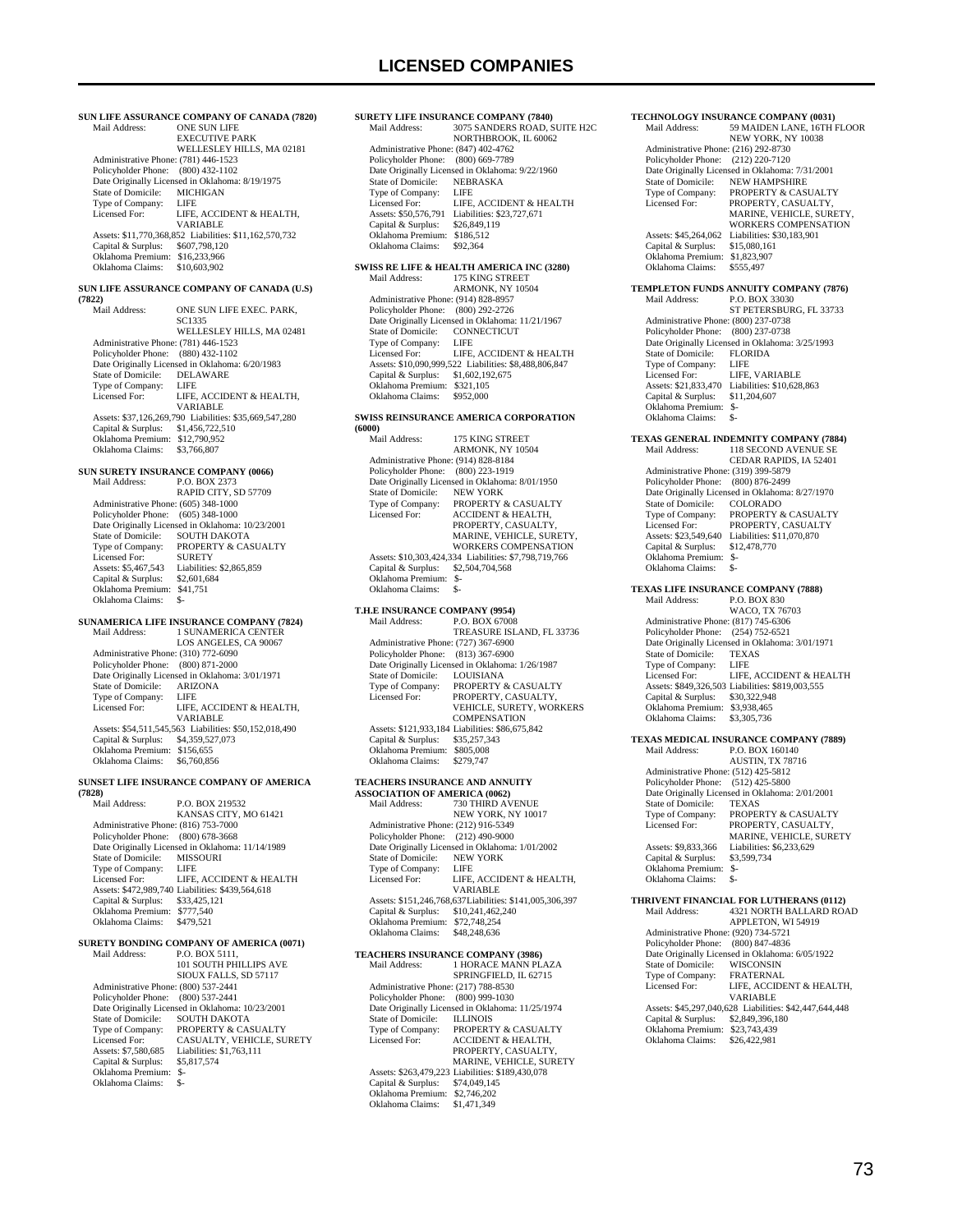# LICENSED COMPANIES

**SUN LIFE ASSURANCE COMPANY OF CANADA (7820)**
Mail Address: ONE SUN LIFE
EXECUTIVE PARK
WELLESLEY HILLS, MA 02181
Administrative Phone: (781) 446-1523
Policyholder Phone: (800) 432-1102
Date Originally Licensed in Oklahoma: 8/19/1975
State of Domicile: MICHIGAN
Type of Company: LIFE
Licensed For: LIFE, ACCIDENT & HEALTH, VARIABLE
Assets: $11,770,368,852 Liabilities: $11,162,570,732
Capital & Surplus: $607,798,120
Oklahoma Premium: $16,233,966
Oklahoma Claims: $10,603,902

**SUN LIFE ASSURANCE COMPANY OF CANADA (U.S) (7822)**
Mail Address: ONE SUN LIFE EXEC. PARK, SC1335
WELLESLEY HILLS, MA 02481
Administrative Phone: (781) 446-1523
Policyholder Phone: (880) 432-1102
Date Originally Licensed in Oklahoma: 6/20/1983
State of Domicile: DELAWARE
Type of Company: LIFE
Licensed For: LIFE, ACCIDENT & HEALTH, VARIABLE
Assets: $37,126,269,790 Liabilities: $35,669,547,280
Capital & Surplus: $1,456,722,510
Oklahoma Premium: $12,790,952
Oklahoma Claims: $3,766,807

**SUN SURETY INSURANCE COMPANY (0066)**
Mail Address: P.O. BOX 2373
RAPID CITY, SD 57709
Administrative Phone: (605) 348-1000
Policyholder Phone: (605) 348-1000
Date Originally Licensed in Oklahoma: 10/23/2001
State of Domicile: SOUTH DAKOTA
Type of Company: PROPERTY & CASUALTY
Licensed For: SURETY
Assets: $5,467,543 Liabilities: $2,865,859
Capital & Surplus: $2,601,684
Oklahoma Premium: $41,751
Oklahoma Claims: $-

**SUNAMERICA LIFE INSURANCE COMPANY (7824)**
Mail Address: 1 SUNAMERICA CENTER
LOS ANGELES, CA 90067
Administrative Phone: (310) 772-6090
Policyholder Phone: (800) 871-2000
Date Originally Licensed in Oklahoma: 3/01/1971
State of Domicile: ARIZONA
Type of Company: LIFE
Licensed For: LIFE, ACCIDENT & HEALTH, VARIABLE
Assets: $54,511,545,563 Liabilities: $50,152,018,490
Capital & Surplus: $4,359,527,073
Oklahoma Premium: $156,655
Oklahoma Claims: $6,760,856

**SUNSET LIFE INSURANCE COMPANY OF AMERICA (7828)**
Mail Address: P.O. BOX 219532
KANSAS CITY, MO 61421
Administrative Phone: (816) 753-7000
Policyholder Phone: (800) 678-3668
Date Originally Licensed in Oklahoma: 11/14/1989
State of Domicile: MISSOURI
Type of Company: LIFE
Licensed For: LIFE, ACCIDENT & HEALTH
Assets: $472,989,740 Liabilities: $439,564,618
Capital & Surplus: $33,425,121
Oklahoma Premium: $777,540
Oklahoma Claims: $479,521

**SURETY BONDING COMPANY OF AMERICA (0071)**
Mail Address: P.O. BOX 5111,
101 SOUTH PHILLIPS AVE
SIOUX FALLS, SD 57117
Administrative Phone: (800) 537-2441
Policyholder Phone: (800) 537-2441
Date Originally Licensed in Oklahoma: 10/23/2001
State of Domicile: SOUTH DAKOTA
Type of Company: PROPERTY & CASUALTY
Licensed For: CASUALTY, VEHICLE, SURETY
Assets: $7,580,685 Liabilities: $1,763,111
Capital & Surplus: $5,817,574
Oklahoma Premium: $-
Oklahoma Claims: $-

**SURETY LIFE INSURANCE COMPANY (7840)**
Mail Address: 3075 SANDERS ROAD, SUITE H2C
NORTHBROOK, IL 60062
Administrative Phone: (847) 402-4762
Policyholder Phone: (800) 669-7789
Date Originally Licensed in Oklahoma: 9/22/1960
State of Domicile: NEBRASKA
Type of Company: LIFE
Licensed For: LIFE, ACCIDENT & HEALTH
Assets: $50,576,791 Liabilities: $23,727,671
Capital & Surplus: $26,849,119
Oklahoma Premium: $186,512
Oklahoma Claims: $92,364

**SWISS RE LIFE & HEALTH AMERICA INC (3280)**
Mail Address: 175 KING STREET
ARMONK, NY 10504
Administrative Phone: (914) 828-8957
Policyholder Phone: (800) 292-2726
Date Originally Licensed in Oklahoma: 11/21/1967
State of Domicile: CONNECTICUT
Type of Company: LIFE
Licensed For: LIFE, ACCIDENT & HEALTH
Assets: $10,090,999,522 Liabilities: $8,488,806,847
Capital & Surplus: $1,602,192,675
Oklahoma Premium: $321,105
Oklahoma Claims: $952,000

**SWISS REINSURANCE AMERICA CORPORATION (6000)**
Mail Address: 175 KING STREET
ARMONK, NY 10504
Administrative Phone: (914) 828-8184
Policyholder Phone: (800) 223-1919
Date Originally Licensed in Oklahoma: 8/01/1950
State of Domicile: NEW YORK
Type of Company: PROPERTY & CASUALTY
Licensed For: ACCIDENT & HEALTH, PROPERTY, CASUALTY, MARINE, VEHICLE, SURETY, WORKERS COMPENSATION
Assets: $10,303,424,334 Liabilities: $7,798,719,766
Capital & Surplus: $2,504,704,568
Oklahoma Premium: $-
Oklahoma Claims: $-

**T.H.E INSURANCE COMPANY (9954)**
Mail Address: P.O. BOX 67008
TREASURE ISLAND, FL 33736
Administrative Phone: (727) 367-6900
Policyholder Phone: (813) 367-6900
Date Originally Licensed in Oklahoma: 1/26/1987
State of Domicile: LOUISIANA
Type of Company: PROPERTY & CASUALTY
Licensed For: PROPERTY, CASUALTY, VEHICLE, SURETY, WORKERS COMPENSATION
Assets: $121,933,184 Liabilities: $86,675,842
Capital & Surplus: $35,257,343
Oklahoma Premium: $805,008
Oklahoma Claims: $279,747

**TEACHERS INSURANCE AND ANNUITY ASSOCIATION OF AMERICA (0062)**
Mail Address: 730 THIRD AVENUE
NEW YORK, NY 10017
Administrative Phone: (212) 916-5349
Policyholder Phone: (212) 490-9000
Date Originally Licensed in Oklahoma: 1/01/2002
State of Domicile: NEW YORK
Type of Company: LIFE
Licensed For: LIFE, ACCIDENT & HEALTH, VARIABLE
Assets: $151,246,768,637 Liabilities: $141,005,306,397
Capital & Surplus: $10,241,462,240
Oklahoma Premium: $72,748,254
Oklahoma Claims: $48,248,636

**TEACHERS INSURANCE COMPANY (3986)**
Mail Address: 1 HORACE MANN PLAZA
SPRINGFIELD, IL 62715
Administrative Phone: (217) 788-8530
Policyholder Phone: (800) 999-1030
Date Originally Licensed in Oklahoma: 11/25/1974
State of Domicile: ILLINOIS
Type of Company: PROPERTY & CASUALTY
Licensed For: ACCIDENT & HEALTH, PROPERTY, CASUALTY, MARINE, VEHICLE, SURETY
Assets: $263,479,223 Liabilities: $189,430,078
Capital & Surplus: $74,049,145
Oklahoma Premium: $2,746,202
Oklahoma Claims: $1,471,349

**TECHNOLOGY INSURANCE COMPANY (0031)**
Mail Address: 59 MAIDEN LANE, 16TH FLOOR
NEW YORK, NY 10038
Administrative Phone: (216) 292-8730
Policyholder Phone: (212) 220-7120
Date Originally Licensed in Oklahoma: 7/31/2001
State of Domicile: NEW HAMPSHIRE
Type of Company: PROPERTY & CASUALTY
Licensed For: PROPERTY, CASUALTY, MARINE, VEHICLE, SURETY, WORKERS COMPENSATION
Assets: $45,264,062 Liabilities: $30,183,901
Capital & Surplus: $15,080,161
Oklahoma Premium: $1,823,907
Oklahoma Claims: $555,497

**TEMPLETON FUNDS ANNUITY COMPANY (7876)**
Mail Address: P.O. BOX 33030
ST PETERSBURG, FL 33733
Administrative Phone: (800) 237-0738
Policyholder Phone: (800) 237-0738
Date Originally Licensed in Oklahoma: 3/25/1993
State of Domicile: FLORIDA
Type of Company: LIFE
Licensed For: LIFE, VARIABLE
Assets: $21,833,470 Liabilities: $10,628,863
Capital & Surplus: $11,204,607
Oklahoma Premium: $-
Oklahoma Claims: $-

**TEXAS GENERAL INDEMNITY COMPANY (7884)**
Mail Address: 118 SECOND AVENUE SE
CEDAR RAPIDS, IA 52401
Administrative Phone: (319) 399-5879
Policyholder Phone: (800) 876-2499
Date Originally Licensed in Oklahoma: 8/27/1970
State of Domicile: COLORADO
Type of Company: PROPERTY & CASUALTY
Licensed For: PROPERTY, CASUALTY
Assets: $23,549,640 Liabilities: $11,070,870
Capital & Surplus: $12,478,770
Oklahoma Premium: $-
Oklahoma Claims: $-

**TEXAS LIFE INSURANCE COMPANY (7888)**
Mail Address: P.O. BOX 830
WACO, TX 76703
Administrative Phone: (817) 745-6306
Policyholder Phone: (254) 752-6521
Date Originally Licensed in Oklahoma: 3/01/1971
State of Domicile: TEXAS
Type of Company: LIFE
Licensed For: LIFE, ACCIDENT & HEALTH
Assets: $849,326,503 Liabilities: $819,003,555
Capital & Surplus: $30,322,948
Oklahoma Premium: $3,938,465
Oklahoma Claims: $3,305,736

**TEXAS MEDICAL INSURANCE COMPANY (7889)**
Mail Address: P.O. BOX 160140
AUSTIN, TX 78716
Administrative Phone: (512) 425-5812
Policyholder Phone: (512) 425-5800
Date Originally Licensed in Oklahoma: 2/01/2001
State of Domicile: TEXAS
Type of Company: PROPERTY & CASUALTY
Licensed For: PROPERTY, CASUALTY, MARINE, VEHICLE, SURETY
Assets: $9,833,366 Liabilities: $6,233,629
Capital & Surplus: $3,599,734
Oklahoma Premium: $-
Oklahoma Claims: $-

**THRIVENT FINANCIAL FOR LUTHERANS (0112)**
Mail Address: 4321 NORTH BALLARD ROAD
APPLETON, WI 54919
Administrative Phone: (920) 734-5721
Policyholder Phone: (800) 847-4836
Date Originally Licensed in Oklahoma: 6/05/1922
State of Domicile: WISCONSIN
Type of Company: FRATERNAL
Licensed For: LIFE, ACCIDENT & HEALTH, VARIABLE
Assets: $45,297,040,628 Liabilities: $42,447,644,448
Capital & Surplus: $2,849,396,180
Oklahoma Premium: $23,743,439
Oklahoma Claims: $26,422,981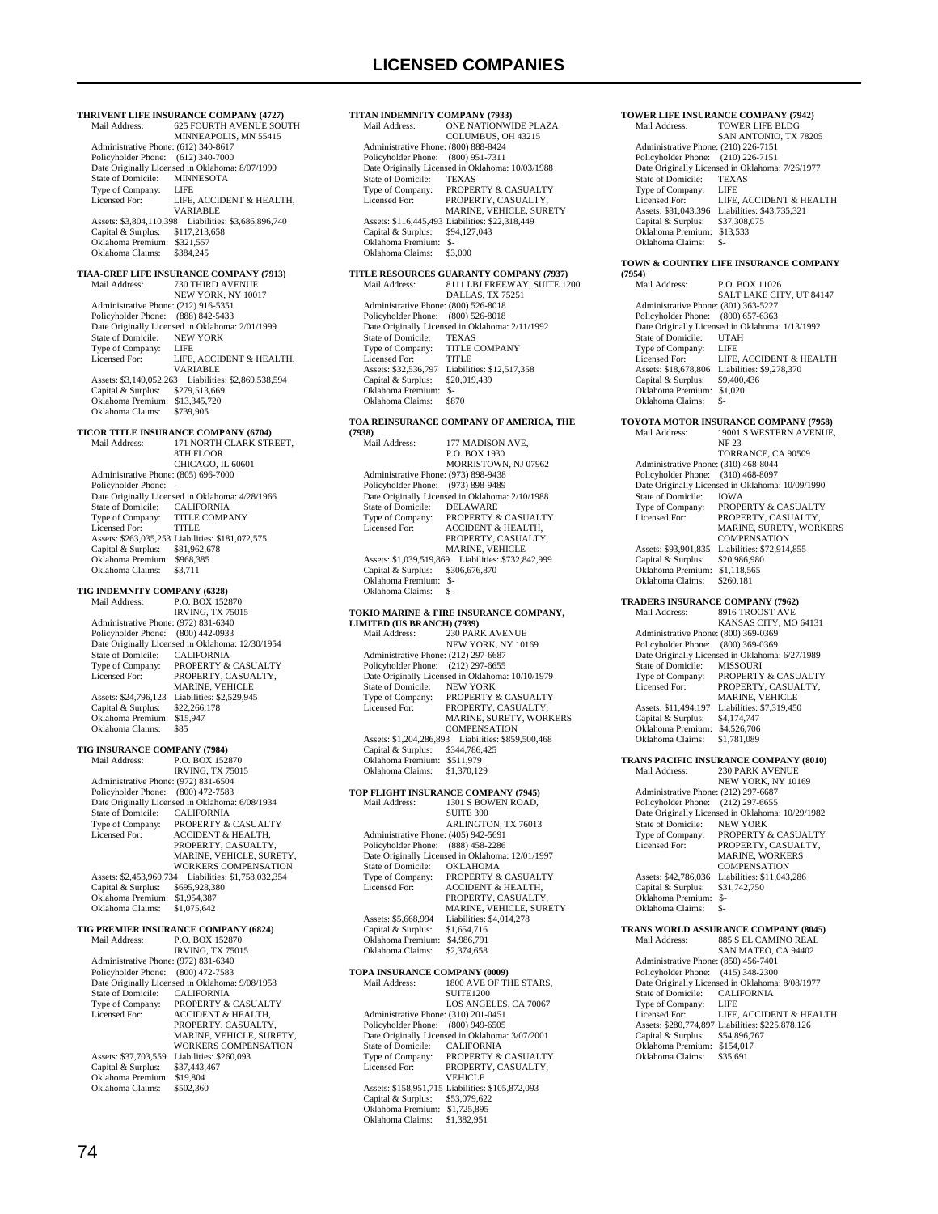## THRIVENT LIFE INSURANCE COMPANY (4727)

Mail Address: 625 FOURTH AVENUE SOUTH
MINNEAPOLIS, MN 55415
Administrative Phone: (612) 340-8617
Policyholder Phone: (612) 340-7000
Date Originally Licensed in Oklahoma: 8/07/1990
State of Domicile: MINNESOTA
Type of Company: LIFE
Licensed For: LIFE, ACCIDENT & HEALTH, VARIABLE
Assets: $3,804,110,398 Liabilities: $3,686,896,740
Capital & Surplus: $117,213,658
Oklahoma Premium: $321,557
Oklahoma Claims: $384,245

## TIAA-CREF LIFE INSURANCE COMPANY (7913)

Mail Address: 730 THIRD AVENUE
NEW YORK, NY 10017
Administrative Phone: (212) 916-5351
Policyholder Phone: (888) 842-5433
Date Originally Licensed in Oklahoma: 2/01/1999
State of Domicile: NEW YORK
Type of Company: LIFE
Licensed For: LIFE, ACCIDENT & HEALTH, VARIABLE
Assets: $3,149,052,263 Liabilities: $2,869,538,594
Capital & Surplus: $279,513,669
Oklahoma Premium: $13,345,720
Oklahoma Claims: $739,905

## TICOR TITLE INSURANCE COMPANY (6704)

Mail Address: 171 NORTH CLARK STREET, 8TH FLOOR
CHICAGO, IL 60601
Administrative Phone: (805) 696-7000
Policyholder Phone: -
Date Originally Licensed in Oklahoma: 4/28/1966
State of Domicile: CALIFORNIA
Type of Company: TITLE COMPANY
Licensed For: TITLE
Assets: $263,035,253 Liabilities: $181,072,575
Capital & Surplus: $81,962,678
Oklahoma Premium: $968,385
Oklahoma Claims: $3,711

## TIG INDEMNITY COMPANY (6328)

Mail Address: P.O. BOX 152870
IRVING, TX 75015
Administrative Phone: (972) 831-6340
Policyholder Phone: (800) 442-0933
Date Originally Licensed in Oklahoma: 12/30/1954
State of Domicile: CALIFORNIA
Type of Company: PROPERTY & CASUALTY
Licensed For: PROPERTY, CASUALTY, MARINE, VEHICLE
Assets: $24,796,123 Liabilities: $2,529,945
Capital & Surplus: $22,266,178
Oklahoma Premium: $15,947
Oklahoma Claims: $85

## TIG INSURANCE COMPANY (7984)

Mail Address: P.O. BOX 152870
IRVING, TX 75015
Administrative Phone: (972) 831-6504
Policyholder Phone: (800) 472-7583
Date Originally Licensed in Oklahoma: 6/08/1934
State of Domicile: CALIFORNIA
Type of Company: PROPERTY & CASUALTY
Licensed For: ACCIDENT & HEALTH, PROPERTY, CASUALTY, MARINE, VEHICLE, SURETY, WORKERS COMPENSATION
Assets: $2,453,960,734 Liabilities: $1,758,032,354
Capital & Surplus: $695,928,380
Oklahoma Premium: $1,954,387
Oklahoma Claims: $1,075,642

## TIG PREMIER INSURANCE COMPANY (6824)

Mail Address: P.O. BOX 152870
IRVING, TX 75015
Administrative Phone: (972) 831-6340
Policyholder Phone: (800) 472-7583
Date Originally Licensed in Oklahoma: 9/08/1958
State of Domicile: CALIFORNIA
Type of Company: PROPERTY & CASUALTY
Licensed For: ACCIDENT & HEALTH, PROPERTY, CASUALTY, MARINE, VEHICLE, SURETY, WORKERS COMPENSATION
Assets: $37,703,559 Liabilities: $260,093
Capital & Surplus: $37,443,467
Oklahoma Premium: $19,804
Oklahoma Claims: $502,360

## TITAN INDEMNITY COMPANY (7933)

Mail Address: ONE NATIONWIDE PLAZA
COLUMBUS, OH 43215
Administrative Phone: (800) 888-8424
Policyholder Phone: (800) 951-7311
Date Originally Licensed in Oklahoma: 10/03/1988
State of Domicile: TEXAS
Type of Company: PROPERTY & CASUALTY
Licensed For: PROPERTY, CASUALTY, MARINE, VEHICLE, SURETY
Assets: $116,445,493 Liabilities: $22,318,449
Capital & Surplus: $94,127,043
Oklahoma Premium: $-
Oklahoma Claims: $3,000

## TITLE RESOURCES GUARANTY COMPANY (7937)

Mail Address: 8111 LBJ FREEWAY, SUITE 1200
DALLAS, TX 75251
Administrative Phone: (800) 526-8018
Policyholder Phone: (800) 526-8018
Date Originally Licensed in Oklahoma: 2/11/1992
State of Domicile: TEXAS
Type of Company: TITLE COMPANY
Licensed For: TITLE
Assets: $32,536,797 Liabilities: $12,517,358
Capital & Surplus: $20,019,439
Oklahoma Premium: $-
Oklahoma Claims: $870

## TOA REINSURANCE COMPANY OF AMERICA, THE (7938)

Mail Address: 177 MADISON AVE, P.O. BOX 1930
MORRISTOWN, NJ 07962
Administrative Phone: (973) 898-9438
Policyholder Phone: (973) 898-9489
Date Originally Licensed in Oklahoma: 2/10/1988
State of Domicile: DELAWARE
Type of Company: PROPERTY & CASUALTY
Licensed For: ACCIDENT & HEALTH, PROPERTY, CASUALTY, MARINE, VEHICLE
Assets: $1,039,519,869 Liabilities: $732,842,999
Capital & Surplus: $306,676,870
Oklahoma Premium: $-
Oklahoma Claims: $-

## TOKIO MARINE & FIRE INSURANCE COMPANY, LIMITED (US BRANCH) (7939)

Mail Address: 230 PARK AVENUE
NEW YORK, NY 10169
Administrative Phone: (212) 297-6687
Policyholder Phone: (212) 297-6655
Date Originally Licensed in Oklahoma: 10/10/1979
State of Domicile: NEW YORK
Type of Company: PROPERTY & CASUALTY
Licensed For: PROPERTY, CASUALTY, MARINE, SURETY, WORKERS COMPENSATION
Assets: $1,204,286,893 Liabilities: $859,500,468
Capital & Surplus: $344,786,425
Oklahoma Premium: $511,979
Oklahoma Claims: $1,370,129

## TOP FLIGHT INSURANCE COMPANY (7945)

Mail Address: 1301 S BOWEN ROAD, SUITE 390
ARLINGTON, TX 76013
Administrative Phone: (405) 942-5691
Policyholder Phone: (888) 458-2286
Date Originally Licensed in Oklahoma: 12/01/1997
State of Domicile: OKLAHOMA
Type of Company: PROPERTY & CASUALTY
Licensed For: ACCIDENT & HEALTH, PROPERTY, CASUALTY, MARINE, VEHICLE, SURETY
Assets: $5,668,994 Liabilities: $4,014,278
Capital & Surplus: $1,654,716
Oklahoma Premium: $4,986,791
Oklahoma Claims: $2,374,658

## TOPA INSURANCE COMPANY (0009)

Mail Address: 1800 AVE OF THE STARS, SUITE1200
LOS ANGELES, CA 70067
Administrative Phone: (310) 201-0451
Policyholder Phone: (800) 949-6505
Date Originally Licensed in Oklahoma: 3/07/2001
State of Domicile: CALIFORNIA
Type of Company: PROPERTY & CASUALTY
Licensed For: PROPERTY, CASUALTY, VEHICLE
Assets: $158,951,715 Liabilities: $105,872,093
Capital & Surplus: $53,079,622
Oklahoma Premium: $1,725,895
Oklahoma Claims: $1,382,951

## TOWER LIFE INSURANCE COMPANY (7942)

Mail Address: TOWER LIFE BLDG
SAN ANTONIO, TX 78205
Administrative Phone: (210) 226-7151
Policyholder Phone: (210) 226-7151
Date Originally Licensed in Oklahoma: 7/26/1977
State of Domicile: TEXAS
Type of Company: LIFE
Licensed For: LIFE, ACCIDENT & HEALTH
Assets: $81,043,396 Liabilities: $43,735,321
Capital & Surplus: $37,308,075
Oklahoma Premium: $13,533
Oklahoma Claims: $-

## TOWN & COUNTRY LIFE INSURANCE COMPANY (7954)

Mail Address: P.O. BOX 11026
SALT LAKE CITY, UT 84147
Administrative Phone: (801) 363-5227
Policyholder Phone: (800) 657-6363
Date Originally Licensed in Oklahoma: 1/13/1992
State of Domicile: UTAH
Type of Company: LIFE
Licensed For: LIFE, ACCIDENT & HEALTH
Assets: $18,678,806 Liabilities: $9,278,370
Capital & Surplus: $9,400,436
Oklahoma Premium: $1,020
Oklahoma Claims: $-

## TOYOTA MOTOR INSURANCE COMPANY (7958)

Mail Address: 19001 S WESTERN AVENUE, NF 23
TORRANCE, CA 90509
Administrative Phone: (310) 468-8044
Policyholder Phone: (310) 468-8097
Date Originally Licensed in Oklahoma: 10/09/1990
State of Domicile: IOWA
Type of Company: PROPERTY & CASUALTY
Licensed For: PROPERTY, CASUALTY, MARINE, SURETY, WORKERS COMPENSATION
Assets: $93,901,835 Liabilities: $72,914,855
Capital & Surplus: $20,986,980
Oklahoma Premium: $1,118,565
Oklahoma Claims: $260,181

## TRADERS INSURANCE COMPANY (7962)

Mail Address: 8916 TROOST AVE
KANSAS CITY, MO 64131
Administrative Phone: (800) 369-0369
Policyholder Phone: (800) 369-0369
Date Originally Licensed in Oklahoma: 6/27/1989
State of Domicile: MISSOURI
Type of Company: PROPERTY & CASUALTY
Licensed For: PROPERTY, CASUALTY, MARINE, VEHICLE
Assets: $11,494,197 Liabilities: $7,319,450
Capital & Surplus: $4,174,747
Oklahoma Premium: $4,526,706
Oklahoma Claims: $1,781,089

## TRANS PACIFIC INSURANCE COMPANY (8010)

Mail Address: 230 PARK AVENUE
NEW YORK, NY 10169
Administrative Phone: (212) 297-6687
Policyholder Phone: (212) 297-6655
Date Originally Licensed in Oklahoma: 10/29/1982
State of Domicile: NEW YORK
Type of Company: PROPERTY & CASUALTY
Licensed For: PROPERTY, CASUALTY, MARINE, WORKERS COMPENSATION
Assets: $42,786,036 Liabilities: $11,043,286
Capital & Surplus: $31,742,750
Oklahoma Premium: $-
Oklahoma Claims: $-

## TRANS WORLD ASSURANCE COMPANY (8045)

Mail Address: 885 S EL CAMINO REAL
SAN MATEO, CA 94402
Administrative Phone: (850) 456-7401
Policyholder Phone: (415) 348-2300
Date Originally Licensed in Oklahoma: 8/08/1977
State of Domicile: CALIFORNIA
Type of Company: LIFE
Licensed For: LIFE, ACCIDENT & HEALTH
Assets: $280,774,897 Liabilities: $225,878,126
Capital & Surplus: $54,896,767
Oklahoma Premium: $154,017
Oklahoma Claims: $35,691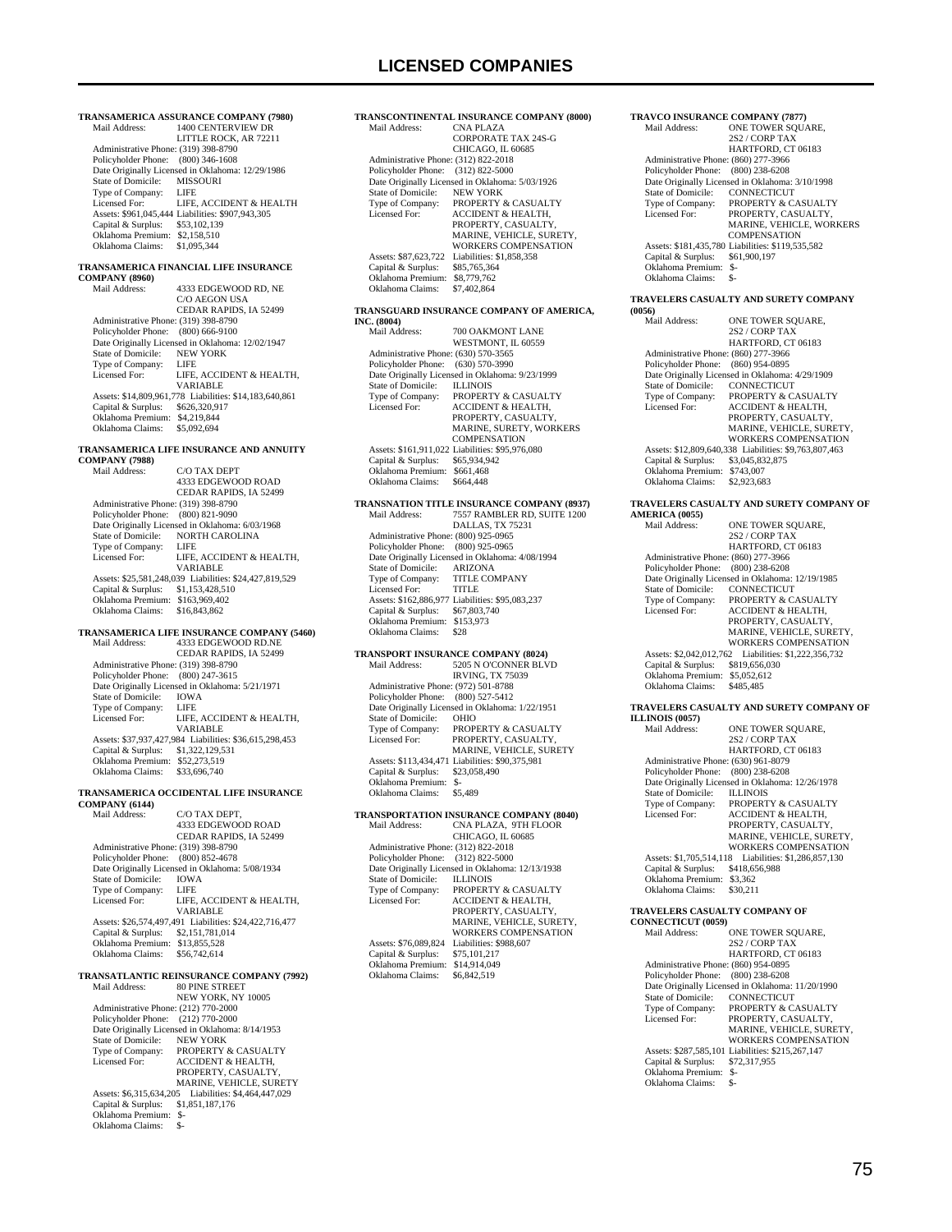# LICENSED COMPANIES

**TRANSAMERICA ASSURANCE COMPANY (7980)**
Mail Address: 1400 CENTERVIEW DR
LITTLE ROCK, AR 72211
Administrative Phone: (319) 398-8790
Policyholder Phone: (800) 346-1608
Date Originally Licensed in Oklahoma: 12/29/1986
State of Domicile: MISSOURI
Type of Company: LIFE
Licensed For: LIFE, ACCIDENT & HEALTH
Assets: $961,045,444 Liabilities: $907,943,305
Capital & Surplus: $53,102,139
Oklahoma Premium: $2,158,510
Oklahoma Claims: $1,095,344

**TRANSAMERICA FINANCIAL LIFE INSURANCE COMPANY (8960)**
Mail Address: 4333 EDGEWOOD RD, NE
C/O AEGON USA
CEDAR RAPIDS, IA 52499
Administrative Phone: (319) 398-8790
Policyholder Phone: (800) 666-9100
Date Originally Licensed in Oklahoma: 12/02/1947
State of Domicile: NEW YORK
Type of Company: LIFE
Licensed For: LIFE, ACCIDENT & HEALTH, VARIABLE
Assets: $14,809,961,778 Liabilities: $14,183,640,861
Capital & Surplus: $626,320,917
Oklahoma Premium: $4,219,844
Oklahoma Claims: $5,092,694

**TRANSAMERICA LIFE INSURANCE AND ANNUITY COMPANY (7988)**
Mail Address: C/O TAX DEPT
4333 EDGEWOOD ROAD
CEDAR RAPIDS, IA 52499
Administrative Phone: (319) 398-8790
Policyholder Phone: (800) 821-9090
Date Originally Licensed in Oklahoma: 6/03/1968
State of Domicile: NORTH CAROLINA
Type of Company: LIFE
Licensed For: LIFE, ACCIDENT & HEALTH, VARIABLE
Assets: $25,581,248,039 Liabilities: $24,427,819,529
Capital & Surplus: $1,153,428,510
Oklahoma Premium: $163,969,402
Oklahoma Claims: $16,843,862

**TRANSAMERICA LIFE INSURANCE COMPANY (5460)**
Mail Address: 4333 EDGEWOOD RD,NE
CEDAR RAPIDS, IA 52499
Administrative Phone: (319) 398-8790
Policyholder Phone: (800) 247-3615
Date Originally Licensed in Oklahoma: 5/21/1971
State of Domicile: IOWA
Type of Company: LIFE
Licensed For: LIFE, ACCIDENT & HEALTH, VARIABLE
Assets: $37,937,427,984 Liabilities: $36,615,298,453
Capital & Surplus: $1,322,129,531
Oklahoma Premium: $52,273,519
Oklahoma Claims: $33,696,740

**TRANSAMERICA OCCIDENTAL LIFE INSURANCE COMPANY (6144)**
Mail Address: C/O TAX DEPT,
4333 EDGEWOOD ROAD
CEDAR RAPIDS, IA 52499
Administrative Phone: (319) 398-8790
Policyholder Phone: (800) 852-4678
Date Originally Licensed in Oklahoma: 5/08/1934
State of Domicile: IOWA
Type of Company: LIFE
Licensed For: LIFE, ACCIDENT & HEALTH, VARIABLE
Assets: $26,574,497,491 Liabilities: $24,422,716,477
Capital & Surplus: $2,151,781,014
Oklahoma Premium: $13,855,528
Oklahoma Claims: $56,742,614

**TRANSATLANTIC REINSURANCE COMPANY (7992)**
Mail Address: 80 PINE STREET
NEW YORK, NY 10005
Administrative Phone: (212) 770-2000
Policyholder Phone: (212) 770-2000
Date Originally Licensed in Oklahoma: 8/14/1953
State of Domicile: NEW YORK
Type of Company: PROPERTY & CASUALTY
Licensed For: ACCIDENT & HEALTH, PROPERTY, CASUALTY, MARINE, VEHICLE, SURETY
Assets: $6,315,634,205 Liabilities: $4,464,447,029
Capital & Surplus: $1,851,187,176
Oklahoma Premium: $-
Oklahoma Claims: $-

**TRANSCONTINENTAL INSURANCE COMPANY (8000)**
Mail Address: CNA PLAZA
CORPORATE TAX 24S-G
CHICAGO, IL 60685
Administrative Phone: (312) 822-2018
Policyholder Phone: (312) 822-5000
Date Originally Licensed in Oklahoma: 5/03/1926
State of Domicile: NEW YORK
Type of Company: PROPERTY & CASUALTY
Licensed For: ACCIDENT & HEALTH, PROPERTY, CASUALTY, MARINE, VEHICLE, SURETY, WORKERS COMPENSATION
Assets: $87,623,722 Liabilities: $1,858,358
Capital & Surplus: $85,765,364
Oklahoma Premium: $8,779,762
Oklahoma Claims: $7,402,864

**TRANSGUARD INSURANCE COMPANY OF AMERICA, INC. (8004)**
Mail Address: 700 OAKMONT LANE
WESTMONT, IL 60559
Administrative Phone: (630) 570-3565
Policyholder Phone: (630) 570-3990
Date Originally Licensed in Oklahoma: 9/23/1999
State of Domicile: ILLINOIS
Type of Company: PROPERTY & CASUALTY
Licensed For: ACCIDENT & HEALTH, PROPERTY, CASUALTY, MARINE, SURETY, WORKERS COMPENSATION
Assets: $161,911,022 Liabilities: $95,976,080
Capital & Surplus: $65,934,942
Oklahoma Premium: $661,468
Oklahoma Claims: $664,448

**TRANSNATION TITLE INSURANCE COMPANY (8937)**
Mail Address: 7557 RAMBLER RD, SUITE 1200
DALLAS, TX 75231
Administrative Phone: (800) 925-0965
Policyholder Phone: (800) 925-0965
Date Originally Licensed in Oklahoma: 4/08/1994
State of Domicile: ARIZONA
Type of Company: TITLE COMPANY
Licensed For: TITLE
Assets: $162,886,977 Liabilities: $95,083,237
Capital & Surplus: $67,803,740
Oklahoma Premium: $153,973
Oklahoma Claims: $28

**TRANSPORT INSURANCE COMPANY (8024)**
Mail Address: 5205 N O'CONNER BLVD
IRVING, TX 75039
Administrative Phone: (972) 501-8788
Policyholder Phone: (800) 527-5412
Date Originally Licensed in Oklahoma: 1/22/1951
State of Domicile: OHIO
Type of Company: PROPERTY & CASUALTY
Licensed For: PROPERTY, CASUALTY, MARINE, VEHICLE, SURETY
Assets: $113,434,471 Liabilities: $90,375,981
Capital & Surplus: $23,058,490
Oklahoma Premium: $-
Oklahoma Claims: $5,489

**TRANSPORTATION INSURANCE COMPANY (8040)**
Mail Address: CNA PLAZA, 9TH FLOOR
CHICAGO, IL 60685
Administrative Phone: (312) 822-2018
Policyholder Phone: (312) 822-5000
Date Originally Licensed in Oklahoma: 12/13/1938
State of Domicile: ILLINOIS
Type of Company: PROPERTY & CASUALTY
Licensed For: ACCIDENT & HEALTH, PROPERTY, CASUALTY, MARINE, VEHICLE, SURETY, WORKERS COMPENSATION
Assets: $76,089,824 Liabilities: $988,607
Capital & Surplus: $75,101,217
Oklahoma Premium: $14,914,049
Oklahoma Claims: $6,842,519

**TRAVCO INSURANCE COMPANY (7877)**
Mail Address: ONE TOWER SQUARE,
2S2 / CORP TAX
HARTFORD, CT 06183
Administrative Phone: (860) 277-3966
Policyholder Phone: (800) 238-6208
Date Originally Licensed in Oklahoma: 3/10/1998
State of Domicile: CONNECTICUT
Type of Company: PROPERTY & CASUALTY
Licensed For: PROPERTY, CASUALTY, MARINE, VEHICLE, WORKERS COMPENSATION
Assets: $181,435,780 Liabilities: $119,535,582
Capital & Surplus: $61,900,197
Oklahoma Premium: $-
Oklahoma Claims: $-

**TRAVELERS CASUALTY AND SURETY COMPANY (0056)**
Mail Address: ONE TOWER SQUARE,
2S2 / CORP TAX
HARTFORD, CT 06183
Administrative Phone: (860) 277-3966
Policyholder Phone: (860) 954-0895
Date Originally Licensed in Oklahoma: 4/29/1909
State of Domicile: CONNECTICUT
Type of Company: PROPERTY & CASUALTY
Licensed For: ACCIDENT & HEALTH, PROPERTY, CASUALTY, MARINE, VEHICLE, SURETY, WORKERS COMPENSATION
Assets: $12,809,640,338 Liabilities: $9,763,807,463
Capital & Surplus: $3,045,832,875
Oklahoma Premium: $743,007
Oklahoma Claims: $2,923,683

**TRAVELERS CASUALTY AND SURETY COMPANY OF AMERICA (0055)**
Mail Address: ONE TOWER SQUARE,
2S2 / CORP TAX
HARTFORD, CT 06183
Administrative Phone: (860) 277-3966
Policyholder Phone: (800) 238-6208
Date Originally Licensed in Oklahoma: 12/19/1985
State of Domicile: CONNECTICUT
Type of Company: PROPERTY & CASUALTY
Licensed For: ACCIDENT & HEALTH, PROPERTY, CASUALTY, MARINE, VEHICLE, SURETY, WORKERS COMPENSATION
Assets: $2,042,012,762 Liabilities: $1,222,356,732
Capital & Surplus: $819,656,030
Oklahoma Premium: $5,052,612
Oklahoma Claims: $485,485

**TRAVELERS CASUALTY AND SURETY COMPANY OF ILLINOIS (0057)**
Mail Address: ONE TOWER SQUARE,
2S2 / CORP TAX
HARTFORD, CT 06183
Administrative Phone: (630) 961-8079
Policyholder Phone: (800) 238-6208
Date Originally Licensed in Oklahoma: 12/26/1978
State of Domicile: ILLINOIS
Type of Company: PROPERTY & CASUALTY
Licensed For: ACCIDENT & HEALTH, PROPERTY, CASUALTY, MARINE, VEHICLE, SURETY, WORKERS COMPENSATION
Assets: $1,705,514,118 Liabilities: $1,286,857,130
Capital & Surplus: $418,656,988
Oklahoma Premium: $3,362
Oklahoma Claims: $30,211

**TRAVELERS CASUALTY COMPANY OF CONNECTICUT (0059)**
Mail Address: ONE TOWER SQUARE,
2S2 / CORP TAX
HARTFORD, CT 06183
Administrative Phone: (860) 954-0895
Policyholder Phone: (800) 238-6208
Date Originally Licensed in Oklahoma: 11/20/1990
State of Domicile: CONNECTICUT
Type of Company: PROPERTY & CASUALTY
Licensed For: PROPERTY, CASUALTY, MARINE, VEHICLE, SURETY, WORKERS COMPENSATION
Assets: $287,585,101 Liabilities: $215,267,147
Capital & Surplus: $72,317,955
Oklahoma Premium: $-
Oklahoma Claims: $-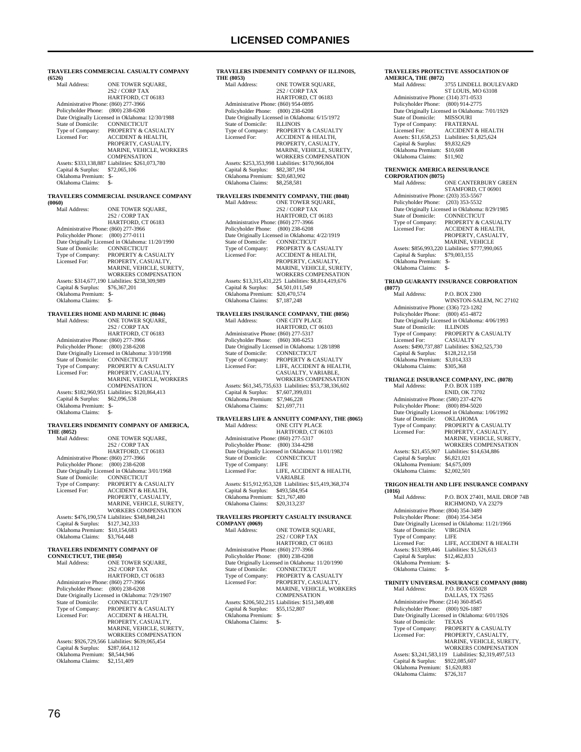# LICENSED COMPANIES

**TRAVELERS COMMERCIAL CASUALTY COMPANY (6526)**

Mail Address: ONE TOWER SQUARE, 2S2 / CORP TAX HARTFORD, CT 06183
Administrative Phone: (860) 277-3966
Policyholder Phone: (800) 238-6208
Date Originally Licensed in Oklahoma: 12/30/1988
State of Domicile: CONNECTICUT
Type of Company: PROPERTY & CASUALTY
Licensed For: ACCIDENT & HEALTH, PROPERTY, CASUALTY, MARINE, VEHICLE, WORKERS COMPENSATION
Assets: $333,138,887 Liabilities: $261,073,780
Capital & Surplus: $72,065,106
Oklahoma Premium: $-
Oklahoma Claims: $-

**TRAVELERS COMMERCIAL INSURANCE COMPANY (0060)**

Mail Address: ONE TOWER SQUARE, 2S2 / CORP TAX HARTFORD, CT 06183
Administrative Phone: (860) 277-3966
Policyholder Phone: (800) 277-0111
Date Originally Licensed in Oklahoma: 11/20/1990
State of Domicile: CONNECTICUT
Type of Company: PROPERTY & CASUALTY
Licensed For: PROPERTY, CASUALTY, MARINE, VEHICLE, SURETY, WORKERS COMPENSATION
Assets: $314,677,190 Liabilities: $238,309,989
Capital & Surplus: $76,367,201
Oklahoma Premium: $-
Oklahoma Claims: $-

**TRAVELERS HOME AND MARINE IC (8046)**

Mail Address: ONE TOWER SQUARE, 2S2 / CORP TAX HARTFORD, CT 06183
Administrative Phone: (860) 277-3966
Policyholder Phone: (800) 238-6208
Date Originally Licensed in Oklahoma: 3/10/1998
State of Domicile: CONNECTICUT
Type of Company: PROPERTY & CASUALTY
Licensed For: PROPERTY, CASUALTY, MARINE, VEHICLE, WORKERS COMPENSATION
Assets: $182,960,951 Liabilities: $120,864,413
Capital & Surplus: $62,096,538
Oklahoma Premium: $-
Oklahoma Claims: $-

**TRAVELERS INDEMNITY COMPANY OF AMERICA, THE (8052)**

Mail Address: ONE TOWER SQUARE, 2S2 / CORP TAX HARTFORD, CT 06183
Administrative Phone: (860) 277-3966
Policyholder Phone: (800) 238-6208
Date Originally Licensed in Oklahoma: 3/01/1968
State of Domicile: CONNECTICUT
Type of Company: PROPERTY & CASUALTY
Licensed For: ACCIDENT & HEALTH, PROPERTY, CASUALTY, MARINE, VEHICLE, SURETY, WORKERS COMPENSATION
Assets: $476,190,574 Liabilities: $348,848,241
Capital & Surplus: $127,342,333
Oklahoma Premium: $10,154,683
Oklahoma Claims: $3,764,448

**TRAVELERS INDEMNITY COMPANY OF CONNECTICUT, THE (8054)**

Mail Address: ONE TOWER SQUARE, 2S2 /CORP TAX HARTFORD, CT 06183
Administrative Phone: (860) 277-3966
Policyholder Phone: (800) 238-6208
Date Originally Licensed in Oklahoma: 7/29/1907
State of Domicile: CONNECTICUT
Type of Company: PROPERTY & CASUALTY
Licensed For: ACCIDENT & HEALTH, PROPERTY, CASUALTY, MARINE, VEHICLE, SURETY, WORKERS COMPENSATION
Assets: $926,729,566 Liabilities: $639,065,454
Capital & Surplus: $287,664,112
Oklahoma Premium: $8,544,946
Oklahoma Claims: $2,151,409

**TRAVELERS INDEMNITY COMPANY OF ILLINOIS, THE (8053)**

Mail Address: ONE TOWER SQUARE, 2S2 / CORP TAX HARTFORD, CT 06183
Administrative Phone: (860) 954-0895
Policyholder Phone: (800) 238-6208
Date Originally Licensed in Oklahoma: 6/15/1972
State of Domicile: ILLINOIS
Type of Company: PROPERTY & CASUALTY
Licensed For: ACCIDENT & HEALTH, PROPERTY, CASUALTY, MARINE, VEHICLE, SURETY, WORKERS COMPENSATION
Assets: $253,353,998 Liabilities: $170,966,804
Capital & Surplus: $82,387,194
Oklahoma Premium: $20,683,902
Oklahoma Claims: $8,258,581

**TRAVELERS INDEMNITY COMPANY, THE (8048)**

Mail Address: ONE TOWER SQUARE, 2S2 / CORP TAX HARTFORD, CT 06183
Administrative Phone: (860) 277-3966
Policyholder Phone: (800) 238-6208
Date Originally Licensed in Oklahoma: 4/22/1919
State of Domicile: CONNECTICUT
Type of Company: PROPERTY & CASUALTY
Licensed For: ACCIDENT & HEALTH, PROPERTY, CASUALTY, MARINE, VEHICLE, SURETY, WORKERS COMPENSATION
Assets: $13,315,431,225 Liabilities: $8,814,419,676
Capital & Surplus: $4,501,011,549
Oklahoma Premium: $20,470,574
Oklahoma Claims: $7,187,248

**TRAVELERS INSURANCE COMPANY, THE (8056)**

Mail Address: ONE CITY PLACE HARTFORD, CT 06103
Administrative Phone: (860) 277-5317
Policyholder Phone: (860) 308-6253
Date Originally Licensed in Oklahoma: 1/28/1898
State of Domicile: CONNECTICUT
Type of Company: PROPERTY & CASUALTY
Licensed For: LIFE, ACCIDENT & HEALTH, CASUALTY, VARIABLE, WORKERS COMPENSATION
Assets: $61,345,735,633 Liabilities: $53,738,336,602
Capital & Surplus: $7,607,399,031
Oklahoma Premium: $7,946,228
Oklahoma Claims: $21,697,711

**TRAVELERS LIFE & ANNUITY COMPANY, THE (8065)**

Mail Address: ONE CITY PLACE HARTFORD, CT 06103
Administrative Phone: (860) 277-5317
Policyholder Phone: (800) 334-4298
Date Originally Licensed in Oklahoma: 11/01/1982
State of Domicile: CONNECTICUT
Type of Company: LIFE
Licensed For: LIFE, ACCIDENT & HEALTH, VARIABLE
Assets: $15,912,953,328 Liabilities: $15,419,368,374
Capital & Surplus: $493,584,954
Oklahoma Premium: $21,767,480
Oklahoma Claims: $20,313,237

**TRAVELERS PROPERTY CASUALTY INSURANCE COMPANY (0069)**

Mail Address: ONE TOWER SQUARE, 2S2 / CORP TAX HARTFORD, CT 06183
Administrative Phone: (860) 277-3966
Policyholder Phone: (800) 238-6208
Date Originally Licensed in Oklahoma: 11/20/1990
State of Domicile: CONNECTICUT
Type of Company: PROPERTY & CASUALTY
Licensed For: PROPERTY, CASUALTY, MARINE, VEHICLE, WORKERS COMPENSATION
Assets: $206,502,215 Liabilities: $151,349,408
Capital & Surplus: $55,152,807
Oklahoma Premium: $-
Oklahoma Claims: $-

**TRAVELERS PROTECTIVE ASSOCIATION OF AMERICA, THE (8072)**

Mail Address: 3755 LINDELL BOULEVARD ST LOUIS, MO 63108
Administrative Phone: (314) 371-0533
Policyholder Phone: (800) 914-2775
Date Originally Licensed in Oklahoma: 7/01/1929
State of Domicile: MISSOURI
Type of Company: FRATERNAL
Licensed For: ACCIDENT & HEALTH
Assets: $11,658,253 Liabilities: $1,825,624
Capital & Surplus: $9,832,629
Oklahoma Premium: $10,608
Oklahoma Claims: $11,902

**TRENWICK AMERICA REINSURANCE CORPORATION (8075)**

Mail Address: ONE CANTERBURY GREEN STAMFORD, CT 06901
Administrative Phone: (203) 353-5567
Policyholder Phone: (203) 353-5532
Date Originally Licensed in Oklahoma: 8/29/1985
State of Domicile: CONNECTICUT
Type of Company: PROPERTY & CASUALTY
Licensed For: ACCIDENT & HEALTH, PROPERTY, CASUALTY, MARINE, VEHICLE
Assets: $856,993,220 Liabilities: $777,990,065
Capital & Surplus: $79,003,155
Oklahoma Premium: $-
Oklahoma Claims: $-

**TRIAD GUARANTY INSURANCE CORPORATION (8077)**

Mail Address: P.O. BOX 2300 WINSTON-SALEM, NC 27102
Administrative Phone: (336) 723-1282
Policyholder Phone: (800) 451-4872
Date Originally Licensed in Oklahoma: 4/06/1993
State of Domicile: ILLINOIS
Type of Company: PROPERTY & CASUALTY
Licensed For: CASUALTY
Assets: $490,737,887 Liabilities: $362,525,730
Capital & Surplus: $128,212,158
Oklahoma Premium: $3,014,333
Oklahoma Claims: $305,368

**TRIANGLE INSURANCE COMPANY, INC. (8078)**

Mail Address: P.O. BOX 1189 ENID, OK 73702
Administrative Phone: (580) 237-4276
Policyholder Phone: (800) 894-5020
Date Originally Licensed in Oklahoma: 1/06/1992
State of Domicile: OKLAHOMA
Type of Company: PROPERTY & CASUALTY
Licensed For: PROPERTY, CASUALTY, MARINE, VEHICLE, SURETY, WORKERS COMPENSATION
Assets: $21,455,907 Liabilities: $14,634,886
Capital & Surplus: $6,821,021
Oklahoma Premium: $4,675,009
Oklahoma Claims: $2,002,501

**TRIGON HEALTH AND LIFE INSURANCE COMPANY (1016)**

Mail Address: P.O. BOX 27401, MAIL DROP 74B RICHMOND, VA 23279
Administrative Phone: (804) 354-3489
Policyholder Phone: (804) 354-3454
Date Originally Licensed in Oklahoma: 11/21/1966
State of Domicile: VIRGINIA
Type of Company: LIFE
Licensed For: LIFE, ACCIDENT & HEALTH
Assets: $13,989,446 Liabilities: $1,526,613
Capital & Surplus: $12,462,833
Oklahoma Premium: $-
Oklahoma Claims: $-

**TRINITY UNIVERSAL INSURANCE COMPANY (8088)**

Mail Address: P.O. BOX 655028 DALLAS, TX 75265
Administrative Phone: (214) 360-8545
Policyholder Phone: (800) 926-1887
Date Originally Licensed in Oklahoma: 6/01/1926
State of Domicile: TEXAS
Type of Company: PROPERTY & CASUALTY
Licensed For: PROPERTY, CASUALTY, MARINE, VEHICLE, SURETY, WORKERS COMPENSATION
Assets: $3,241,583,119 Liabilities: $2,319,497,513
Capital & Surplus: $922,085,607
Oklahoma Premium: $1,620,883
Oklahoma Claims: $726,317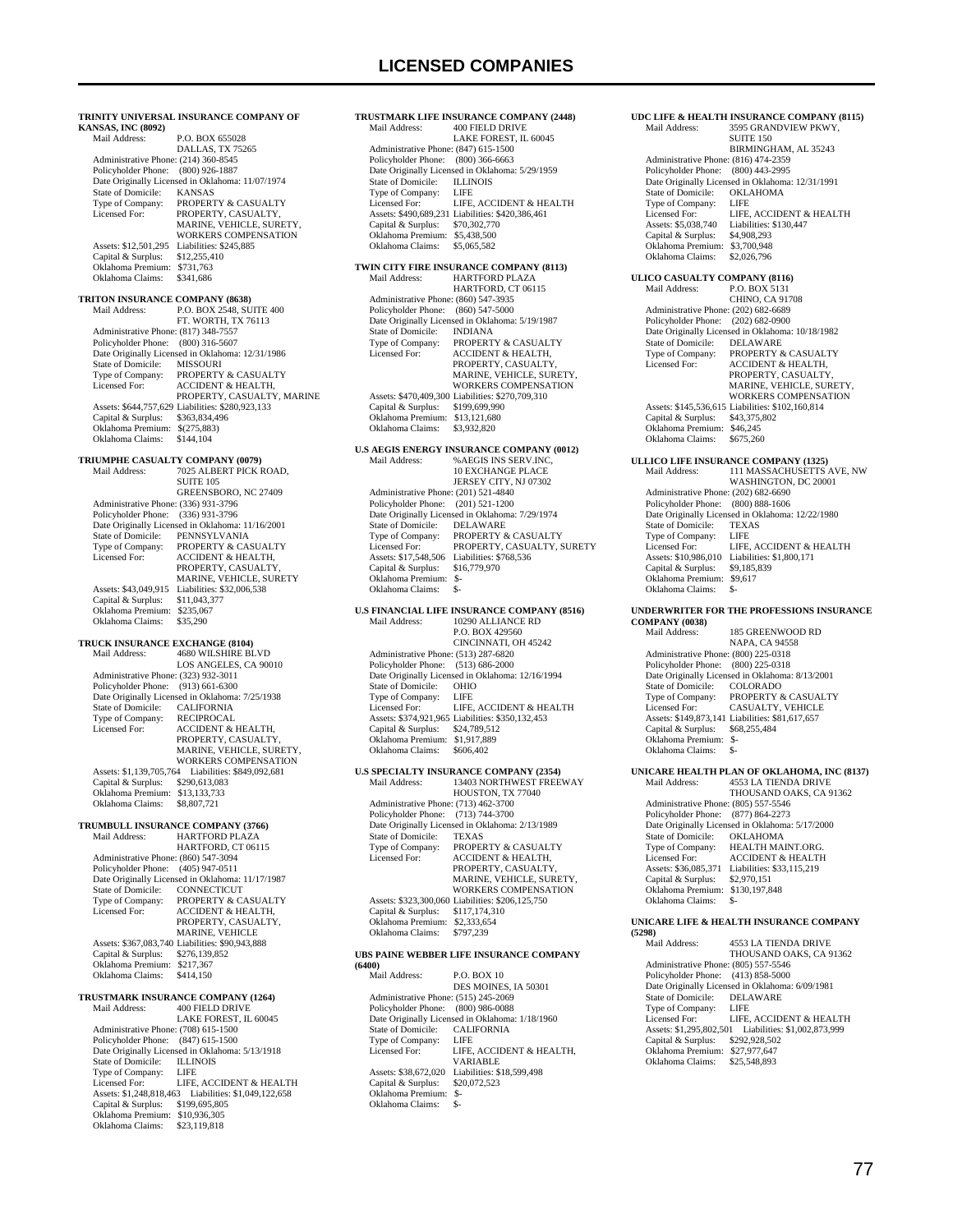# LICENSED COMPANIES

**TRINITY UNIVERSAL INSURANCE COMPANY OF KANSAS, INC (8092)**
Mail Address: P.O. BOX 655028
DALLAS, TX 75265
Administrative Phone: (214) 360-8545
Policyholder Phone: (800) 926-1887
Date Originally Licensed in Oklahoma: 11/07/1974
State of Domicile: KANSAS
Type of Company: PROPERTY & CASUALTY
Licensed For: PROPERTY, CASUALTY, MARINE, VEHICLE, SURETY, WORKERS COMPENSATION
Assets: $12,501,295 Liabilities: $245,885
Capital & Surplus: $12,255,410
Oklahoma Premium: $731,763
Oklahoma Claims: $341,686

**TRITON INSURANCE COMPANY (8638)**
Mail Address: P.O. BOX 2548, SUITE 400
FT. WORTH, TX 76113
Administrative Phone: (817) 348-7557
Policyholder Phone: (800) 316-5607
Date Originally Licensed in Oklahoma: 12/31/1986
State of Domicile: MISSOURI
Type of Company: PROPERTY & CASUALTY
Licensed For: ACCIDENT & HEALTH, PROPERTY, CASUALTY, MARINE
Assets: $644,757,629 Liabilities: $280,923,133
Capital & Surplus: $363,834,496
Oklahoma Premium: $(275,883)
Oklahoma Claims: $144,104

**TRIUMPHE CASUALTY COMPANY (0079)**
Mail Address: 7025 ALBERT PICK ROAD, SUITE 105
GREENSBORO, NC 27409
Administrative Phone: (336) 931-3796
Policyholder Phone: (336) 931-3796
Date Originally Licensed in Oklahoma: 11/16/2001
State of Domicile: PENNSYLVANIA
Type of Company: PROPERTY & CASUALTY
Licensed For: ACCIDENT & HEALTH, PROPERTY, CASUALTY, MARINE, VEHICLE, SURETY
Assets: $43,049,915 Liabilities: $32,006,538
Capital & Surplus: $11,043,377
Oklahoma Premium: $235,067
Oklahoma Claims: $35,290

**TRUCK INSURANCE EXCHANGE (8104)**
Mail Address: 4680 WILSHIRE BLVD
LOS ANGELES, CA 90010
Administrative Phone: (323) 932-3011
Policyholder Phone: (913) 661-6300
Date Originally Licensed in Oklahoma: 7/25/1938
State of Domicile: CALIFORNIA
Type of Company: RECIPROCAL
Licensed For: ACCIDENT & HEALTH, PROPERTY, CASUALTY, MARINE, VEHICLE, SURETY, WORKERS COMPENSATION
Assets: $1,139,705,764 Liabilities: $849,092,681
Capital & Surplus: $290,613,083
Oklahoma Premium: $13,133,733
Oklahoma Claims: $8,807,721

**TRUMBULL INSURANCE COMPANY (3766)**
Mail Address: HARTFORD PLAZA
HARTFORD, CT 06115
Administrative Phone: (860) 547-3094
Policyholder Phone: (405) 947-0511
Date Originally Licensed in Oklahoma: 11/17/1987
State of Domicile: CONNECTICUT
Type of Company: PROPERTY & CASUALTY
Licensed For: ACCIDENT & HEALTH, PROPERTY, CASUALTY, MARINE, VEHICLE
Assets: $367,083,740 Liabilities: $90,943,888
Capital & Surplus: $276,139,852
Oklahoma Premium: $217,367
Oklahoma Claims: $414,150

**TRUSTMARK INSURANCE COMPANY (1264)**
Mail Address: 400 FIELD DRIVE
LAKE FOREST, IL 60045
Administrative Phone: (708) 615-1500
Policyholder Phone: (847) 615-1500
Date Originally Licensed in Oklahoma: 5/13/1918
State of Domicile: ILLINOIS
Type of Company: LIFE
Licensed For: LIFE, ACCIDENT & HEALTH
Assets: $1,248,818,463 Liabilities: $1,049,122,658
Capital & Surplus: $199,695,805
Oklahoma Premium: $10,936,305
Oklahoma Claims: $23,119,818

**TRUSTMARK LIFE INSURANCE COMPANY (2448)**
Mail Address: 400 FIELD DRIVE
LAKE FOREST, IL 60045
Administrative Phone: (847) 615-1500
Policyholder Phone: (800) 366-6663
Date Originally Licensed in Oklahoma: 5/29/1959
State of Domicile: ILLINOIS
Type of Company: LIFE
Licensed For: LIFE, ACCIDENT & HEALTH
Assets: $490,689,231 Liabilities: $420,386,461
Capital & Surplus: $70,302,770
Oklahoma Premium: $5,438,500
Oklahoma Claims: $5,065,582

**TWIN CITY FIRE INSURANCE COMPANY (8113)**
Mail Address: HARTFORD PLAZA
HARTFORD, CT 06115
Administrative Phone: (860) 547-3935
Policyholder Phone: (860) 547-5000
Date Originally Licensed in Oklahoma: 5/19/1987
State of Domicile: INDIANA
Type of Company: PROPERTY & CASUALTY
Licensed For: ACCIDENT & HEALTH, PROPERTY, CASUALTY, MARINE, VEHICLE, SURETY, WORKERS COMPENSATION
Assets: $470,409,300 Liabilities: $270,709,310
Capital & Surplus: $199,699,990
Oklahoma Premium: $13,121,680
Oklahoma Claims: $3,932,820

**U.S AEGIS ENERGY INSURANCE COMPANY (0012)**
Mail Address: %AEGIS INS SERV.INC, 10 EXCHANGE PLACE
JERSEY CITY, NJ 07302
Administrative Phone: (201) 521-4840
Policyholder Phone: (201) 521-1200
Date Originally Licensed in Oklahoma: 7/29/1974
State of Domicile: DELAWARE
Type of Company: PROPERTY & CASUALTY
Licensed For: PROPERTY, CASUALTY, SURETY
Assets: $17,548,506 Liabilities: $768,536
Capital & Surplus: $16,779,970
Oklahoma Premium: $-
Oklahoma Claims: $-

**U.S FINANCIAL LIFE INSURANCE COMPANY (8516)**
Mail Address: 10290 ALLIANCE RD, P.O. BOX 429560
CINCINNATI, OH 45242
Administrative Phone: (513) 287-6820
Policyholder Phone: (513) 686-2000
Date Originally Licensed in Oklahoma: 12/16/1994
State of Domicile: OHIO
Type of Company: LIFE
Licensed For: LIFE, ACCIDENT & HEALTH
Assets: $374,921,965 Liabilities: $350,132,453
Capital & Surplus: $24,789,512
Oklahoma Premium: $1,917,889
Oklahoma Claims: $606,402

**U.S SPECIALTY INSURANCE COMPANY (2354)**
Mail Address: 13403 NORTHWEST FREEWAY
HOUSTON, TX 77040
Administrative Phone: (713) 462-3700
Policyholder Phone: (713) 744-3700
Date Originally Licensed in Oklahoma: 2/13/1989
State of Domicile: TEXAS
Type of Company: PROPERTY & CASUALTY
Licensed For: ACCIDENT & HEALTH, PROPERTY, CASUALTY, MARINE, VEHICLE, SURETY, WORKERS COMPENSATION
Assets: $323,300,060 Liabilities: $206,125,750
Capital & Surplus: $117,174,310
Oklahoma Premium: $2,333,654
Oklahoma Claims: $797,239

**UBS PAINE WEBBER LIFE INSURANCE COMPANY (6400)**
Mail Address: P.O. BOX 10
DES MOINES, IA 50301
Administrative Phone: (515) 245-2069
Policyholder Phone: (800) 986-0088
Date Originally Licensed in Oklahoma: 1/18/1960
State of Domicile: CALIFORNIA
Type of Company: LIFE
Licensed For: LIFE, ACCIDENT & HEALTH, VARIABLE
Assets: $38,672,020 Liabilities: $18,599,498
Capital & Surplus: $20,072,523
Oklahoma Premium: $-
Oklahoma Claims: $-

**UDC LIFE & HEALTH INSURANCE COMPANY (8115)**
Mail Address: 3595 GRANDVIEW PKWY, SUITE 150
BIRMINGHAM, AL 35243
Administrative Phone: (816) 474-2359
Policyholder Phone: (800) 443-2995
Date Originally Licensed in Oklahoma: 12/31/1991
State of Domicile: OKLAHOMA
Type of Company: LIFE
Licensed For: LIFE, ACCIDENT & HEALTH
Assets: $5,038,740 Liabilities: $130,447
Capital & Surplus: $4,908,293
Oklahoma Premium: $3,700,948
Oklahoma Claims: $2,026,796

**ULICO CASUALTY COMPANY (8116)**
Mail Address: P.O. BOX 5131
CHINO, CA 91708
Administrative Phone: (202) 682-6689
Policyholder Phone: (202) 682-0900
Date Originally Licensed in Oklahoma: 10/18/1982
State of Domicile: DELAWARE
Type of Company: PROPERTY & CASUALTY
Licensed For: ACCIDENT & HEALTH, PROPERTY, CASUALTY, MARINE, VEHICLE, SURETY, WORKERS COMPENSATION
Assets: $145,536,615 Liabilities: $102,160,814
Capital & Surplus: $43,375,802
Oklahoma Premium: $46,245
Oklahoma Claims: $675,260

**ULLICO LIFE INSURANCE COMPANY (1325)**
Mail Address: 111 MASSACHUSETTS AVE, NW
WASHINGTON, DC 20001
Administrative Phone: (202) 682-6690
Policyholder Phone: (800) 888-1606
Date Originally Licensed in Oklahoma: 12/22/1980
State of Domicile: TEXAS
Type of Company: LIFE
Licensed For: LIFE, ACCIDENT & HEALTH
Assets: $10,986,010 Liabilities: $1,800,171
Capital & Surplus: $9,185,839
Oklahoma Premium: $9,617
Oklahoma Claims: $-

**UNDERWRITER FOR THE PROFESSIONS INSURANCE COMPANY (0038)**
Mail Address: 185 GREENWOOD RD
NAPA, CA 94558
Administrative Phone: (800) 225-0318
Policyholder Phone: (800) 225-0318
Date Originally Licensed in Oklahoma: 8/13/2001
State of Domicile: COLORADO
Type of Company: PROPERTY & CASUALTY
Licensed For: CASUALTY, VEHICLE
Assets: $149,873,141 Liabilities: $81,617,657
Capital & Surplus: $68,255,484
Oklahoma Premium: $-
Oklahoma Claims: $-

**UNICARE HEALTH PLAN OF OKLAHOMA, INC (8137)**
Mail Address: 4553 LA TIENDA DRIVE
THOUSAND OAKS, CA 91362
Administrative Phone: (805) 557-5546
Policyholder Phone: (877) 864-2273
Date Originally Licensed in Oklahoma: 5/17/2000
State of Domicile: OKLAHOMA
Type of Company: HEALTH MAINT.ORG.
Licensed For: ACCIDENT & HEALTH
Assets: $36,085,371 Liabilities: $33,115,219
Capital & Surplus: $2,970,151
Oklahoma Premium: $130,197,848
Oklahoma Claims: $-

**UNICARE LIFE & HEALTH INSURANCE COMPANY (5298)**
Mail Address: 4553 LA TIENDA DRIVE
THOUSAND OAKS, CA 91362
Administrative Phone: (805) 557-5546
Policyholder Phone: (413) 858-5000
Date Originally Licensed in Oklahoma: 6/09/1981
State of Domicile: DELAWARE
Type of Company: LIFE
Licensed For: LIFE, ACCIDENT & HEALTH
Assets: $1,295,802,501 Liabilities: $1,002,873,999
Capital & Surplus: $292,928,502
Oklahoma Premium: $27,977,647
Oklahoma Claims: $25,548,893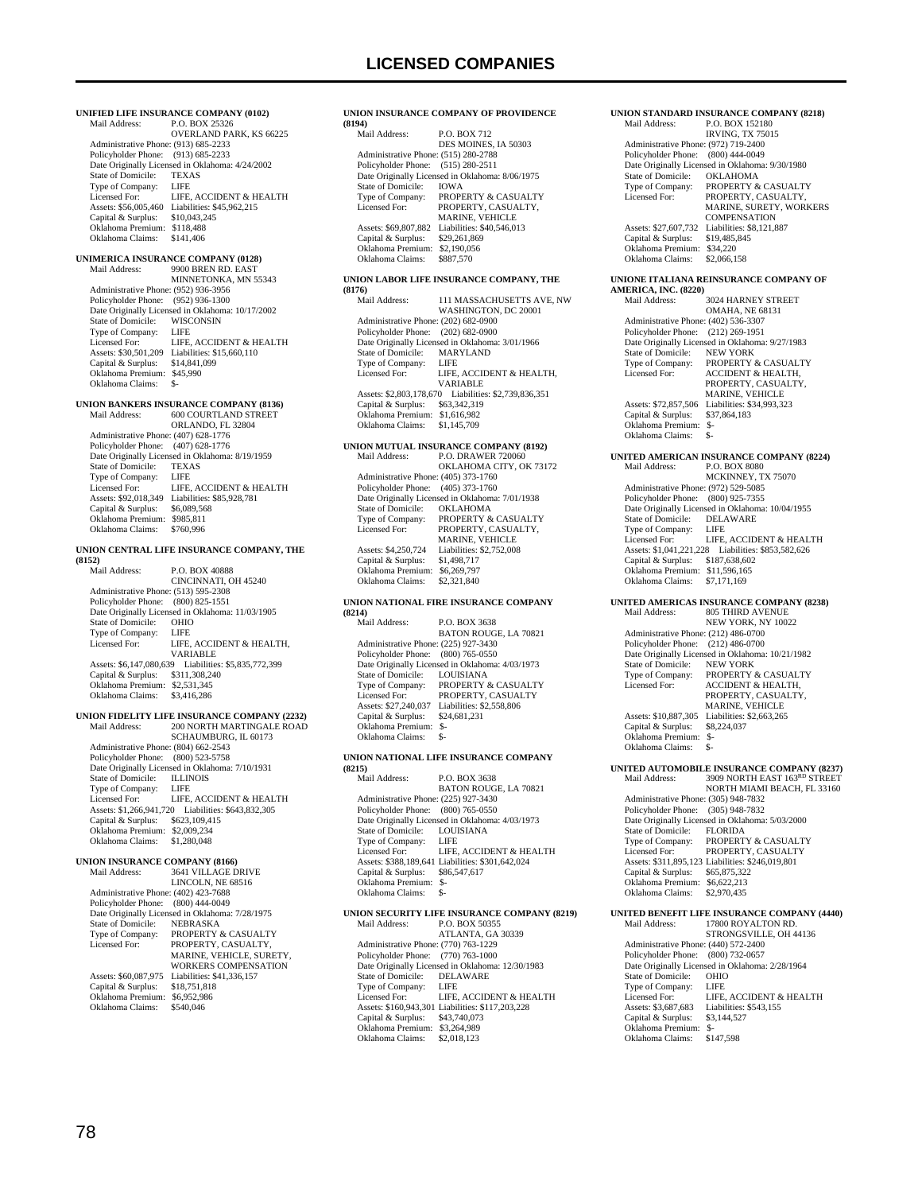# LICENSED COMPANIES

**UNIFIED LIFE INSURANCE COMPANY (0102)**
Mail Address: P.O. BOX 25326
OVERLAND PARK, KS 66225
Administrative Phone: (913) 685-2233
Policyholder Phone: (913) 685-2233
Date Originally Licensed in Oklahoma: 4/24/2002
State of Domicile: TEXAS
Type of Company: LIFE
Licensed For: LIFE, ACCIDENT & HEALTH
Assets: $56,005,460 Liabilities: $45,962,215
Capital & Surplus: $10,043,245
Oklahoma Premium: $118,488
Oklahoma Claims: $141,406

**UNIMERICA INSURANCE COMPANY (0128)**
Mail Address: 9900 BREN RD. EAST
MINNETONKA, MN 55343
Administrative Phone: (952) 936-3956
Policyholder Phone: (952) 936-1300
Date Originally Licensed in Oklahoma: 10/17/2002
State of Domicile: WISCONSIN
Type of Company: LIFE
Licensed For: LIFE, ACCIDENT & HEALTH
Assets: $30,501,209 Liabilities: $15,660,110
Capital & Surplus: $14,841,099
Oklahoma Premium: $45,990
Oklahoma Claims: $-

**UNION BANKERS INSURANCE COMPANY (8136)**
Mail Address: 600 COURTLAND STREET
ORLANDO, FL 32804
Administrative Phone: (407) 628-1776
Policyholder Phone: (407) 628-1776
Date Originally Licensed in Oklahoma: 8/19/1959
State of Domicile: TEXAS
Type of Company: LIFE
Licensed For: LIFE, ACCIDENT & HEALTH
Assets: $92,018,349 Liabilities: $85,928,781
Capital & Surplus: $6,089,568
Oklahoma Premium: $985,811
Oklahoma Claims: $760,996

**UNION CENTRAL LIFE INSURANCE COMPANY, THE (8152)**
Mail Address: P.O. BOX 40888
CINCINNATI, OH 45240
Administrative Phone: (513) 595-2308
Policyholder Phone: (800) 825-1551
Date Originally Licensed in Oklahoma: 11/03/1905
State of Domicile: OHIO
Type of Company: LIFE
Licensed For: LIFE, ACCIDENT & HEALTH, VARIABLE
Assets: $6,147,080,639 Liabilities: $5,835,772,399
Capital & Surplus: $311,308,240
Oklahoma Premium: $2,531,345
Oklahoma Claims: $3,416,286

**UNION FIDELITY LIFE INSURANCE COMPANY (2232)**
Mail Address: 200 NORTH MARTINGALE ROAD
SCHAUMBURG, IL 60173
Administrative Phone: (804) 662-2543
Policyholder Phone: (800) 523-5758
Date Originally Licensed in Oklahoma: 7/10/1931
State of Domicile: ILLINOIS
Type of Company: LIFE
Licensed For: LIFE, ACCIDENT & HEALTH
Assets: $1,266,941,720 Liabilities: $643,832,305
Capital & Surplus: $623,109,415
Oklahoma Premium: $2,009,234
Oklahoma Claims: $1,280,048

**UNION INSURANCE COMPANY (8166)**
Mail Address: 3641 VILLAGE DRIVE
LINCOLN, NE 68516
Administrative Phone: (402) 423-7688
Policyholder Phone: (800) 444-0049
Date Originally Licensed in Oklahoma: 7/28/1975
State of Domicile: NEBRASKA
Type of Company: PROPERTY & CASUALTY
Licensed For: PROPERTY, CASUALTY, MARINE, VEHICLE, SURETY, WORKERS COMPENSATION
Assets: $60,087,975 Liabilities: $41,336,157
Capital & Surplus: $18,751,818
Oklahoma Premium: $6,952,986
Oklahoma Claims: $540,046

**UNION INSURANCE COMPANY OF PROVIDENCE (8194)**
Mail Address: P.O. BOX 712
DES MOINES, IA 50303
Administrative Phone: (515) 280-2788
Policyholder Phone: (515) 280-2511
Date Originally Licensed in Oklahoma: 8/06/1975
State of Domicile: IOWA
Type of Company: PROPERTY & CASUALTY
Licensed For: PROPERTY, CASUALTY, MARINE, VEHICLE
Assets: $69,807,882 Liabilities: $40,546,013
Capital & Surplus: $29,261,869
Oklahoma Premium: $2,190,056
Oklahoma Claims: $887,570

**UNION LABOR LIFE INSURANCE COMPANY, THE (8176)**
Mail Address: 111 MASSACHUSETTS AVE, NW
WASHINGTON, DC 20001
Administrative Phone: (202) 682-0900
Policyholder Phone: (202) 682-0900
Date Originally Licensed in Oklahoma: 3/01/1966
State of Domicile: MARYLAND
Type of Company: LIFE
Licensed For: LIFE, ACCIDENT & HEALTH, VARIABLE
Assets: $2,803,178,670 Liabilities: $2,739,836,351
Capital & Surplus: $63,342,319
Oklahoma Premium: $1,616,982
Oklahoma Claims: $1,145,709

**UNION MUTUAL INSURANCE COMPANY (8192)**
Mail Address: P.O. DRAWER 720060
OKLAHOMA CITY, OK 73172
Administrative Phone: (405) 373-1760
Policyholder Phone: (405) 373-1760
Date Originally Licensed in Oklahoma: 7/01/1938
State of Domicile: OKLAHOMA
Type of Company: PROPERTY & CASUALTY
Licensed For: PROPERTY, CASUALTY, MARINE, VEHICLE
Assets: $4,250,724 Liabilities: $2,752,008
Capital & Surplus: $1,498,717
Oklahoma Premium: $6,269,797
Oklahoma Claims: $2,321,840

**UNION NATIONAL FIRE INSURANCE COMPANY (8214)**
Mail Address: P.O. BOX 3638
BATON ROUGE, LA 70821
Administrative Phone: (225) 927-3430
Policyholder Phone: (800) 765-0550
Date Originally Licensed in Oklahoma: 4/03/1973
State of Domicile: LOUISIANA
Type of Company: PROPERTY & CASUALTY
Licensed For: PROPERTY, CASUALTY
Assets: $27,240,037 Liabilities: $2,558,806
Capital & Surplus: $24,681,231
Oklahoma Premium: $-
Oklahoma Claims: $-

**UNION NATIONAL LIFE INSURANCE COMPANY (8215)**
Mail Address: P.O. BOX 3638
BATON ROUGE, LA 70821
Administrative Phone: (225) 927-3430
Policyholder Phone: (800) 765-0550
Date Originally Licensed in Oklahoma: 4/03/1973
State of Domicile: LOUISIANA
Type of Company: LIFE
Licensed For: LIFE, ACCIDENT & HEALTH
Assets: $388,189,641 Liabilities: $301,642,024
Capital & Surplus: $86,547,617
Oklahoma Premium: $-
Oklahoma Claims: $-

**UNION SECURITY LIFE INSURANCE COMPANY (8219)**
Mail Address: P.O. BOX 50355
ATLANTA, GA 30339
Administrative Phone: (770) 763-1229
Policyholder Phone: (770) 763-1000
Date Originally Licensed in Oklahoma: 12/30/1983
State of Domicile: DELAWARE
Type of Company: LIFE
Licensed For: LIFE, ACCIDENT & HEALTH
Assets: $160,943,301 Liabilities: $117,203,228
Capital & Surplus: $43,740,073
Oklahoma Premium: $3,264,989
Oklahoma Claims: $2,018,123

**UNION STANDARD INSURANCE COMPANY (8218)**
Mail Address: P.O. BOX 152180
IRVING, TX 75015
Administrative Phone: (972) 719-2400
Policyholder Phone: (800) 444-0049
Date Originally Licensed in Oklahoma: 9/30/1980
State of Domicile: OKLAHOMA
Type of Company: PROPERTY & CASUALTY
Licensed For: PROPERTY, CASUALTY, MARINE, SURETY, WORKERS COMPENSATION
Assets: $27,607,732 Liabilities: $8,121,887
Capital & Surplus: $19,485,845
Oklahoma Premium: $34,220
Oklahoma Claims: $2,066,158

**UNIONE ITALIANA REINSURANCE COMPANY OF AMERICA, INC. (8220)**
Mail Address: 3024 HARNEY STREET
OMAHA, NE 68131
Administrative Phone: (402) 536-3307
Policyholder Phone: (212) 269-1951
Date Originally Licensed in Oklahoma: 9/27/1983
State of Domicile: NEW YORK
Type of Company: PROPERTY & CASUALTY
Licensed For: ACCIDENT & HEALTH, PROPERTY, CASUALTY, MARINE, VEHICLE
Assets: $72,857,506 Liabilities: $34,993,323
Capital & Surplus: $37,864,183
Oklahoma Premium: $-
Oklahoma Claims: $-

**UNITED AMERICAN INSURANCE COMPANY (8224)**
Mail Address: P.O. BOX 8080
MCKINNEY, TX 75070
Administrative Phone: (972) 529-5085
Policyholder Phone: (800) 925-7355
Date Originally Licensed in Oklahoma: 10/04/1955
State of Domicile: DELAWARE
Type of Company: LIFE
Licensed For: LIFE, ACCIDENT & HEALTH
Assets: $1,041,221,228 Liabilities: $853,582,626
Capital & Surplus: $187,638,602
Oklahoma Premium: $11,596,165
Oklahoma Claims: $7,171,169

**UNITED AMERICAS INSURANCE COMPANY (8238)**
Mail Address: 805 THIRD AVENUE
NEW YORK, NY 10022
Administrative Phone: (212) 486-0700
Policyholder Phone: (212) 486-0700
Date Originally Licensed in Oklahoma: 10/21/1982
State of Domicile: NEW YORK
Type of Company: PROPERTY & CASUALTY
Licensed For: ACCIDENT & HEALTH, PROPERTY, CASUALTY, MARINE, VEHICLE
Assets: $10,887,305 Liabilities: $2,663,265
Capital & Surplus: $8,224,037
Oklahoma Premium: $-
Oklahoma Claims: $-

**UNITED AUTOMOBILE INSURANCE COMPANY (8237)**
Mail Address: 3909 NORTH EAST 163RD STREET
NORTH MIAMI BEACH, FL 33160
Administrative Phone: (305) 948-7832
Policyholder Phone: (305) 948-7832
Date Originally Licensed in Oklahoma: 5/03/2000
State of Domicile: FLORIDA
Type of Company: PROPERTY & CASUALTY
Licensed For: PROPERTY, CASUALTY
Assets: $311,895,123 Liabilities: $246,019,801
Capital & Surplus: $65,875,322
Oklahoma Premium: $6,622,213
Oklahoma Claims: $2,970,435

**UNITED BENEFIT LIFE INSURANCE COMPANY (4440)**
Mail Address: 17800 ROYALTON RD.
STRONGSVILLE, OH 44136
Administrative Phone: (440) 572-2400
Policyholder Phone: (800) 732-0657
Date Originally Licensed in Oklahoma: 2/28/1964
State of Domicile: OHIO
Type of Company: LIFE
Licensed For: LIFE, ACCIDENT & HEALTH
Assets: $3,687,683 Liabilities: $543,155
Capital & Surplus: $3,144,527
Oklahoma Premium: $-
Oklahoma Claims: $147,598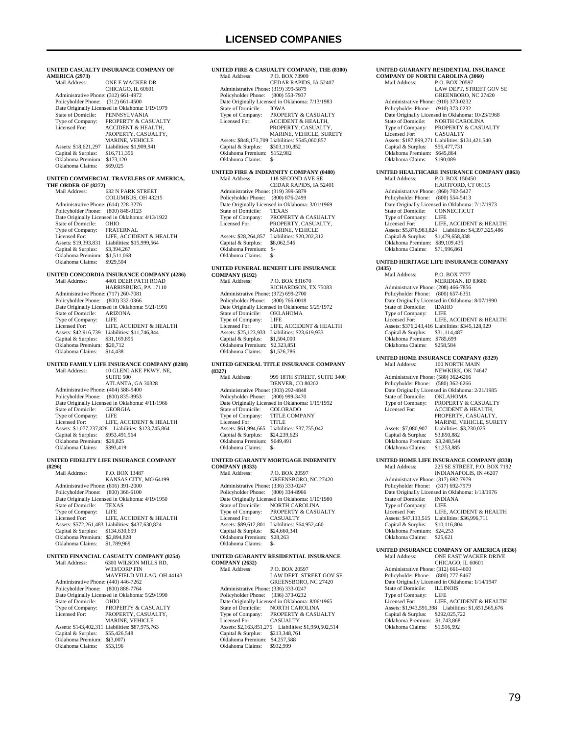# LICENSED COMPANIES

**UNITED CASUALTY INSURANCE COMPANY OF AMERICA (2973)**
Mail Address: ONE E WACKER DR
CHICAGO, IL 60601
Administrative Phone: (312) 661-4972
Policyholder Phone: (312) 661-4500
Date Originally Licensed in Oklahoma: 1/19/1979
State of Domicile: PENNSYLVANIA
Type of Company: PROPERTY & CASUALTY
Licensed For: ACCIDENT & HEALTH, PROPERTY, CASUALTY, MARINE, VEHICLE
Assets: $18,621,297 Liabilities: $1,909,941
Capital & Surplus: $16,711,356
Oklahoma Premium: $173,120
Oklahoma Claims: $69,025

**UNITED COMMERCIAL TRAVELERS OF AMERICA, THE ORDER OF (8272)**
Mail Address: 632 N PARK STREET
COLUMBUS, OH 43215
Administrative Phone: (614) 228-3276
Policyholder Phone: (800) 848-0123
Date Originally Licensed in Oklahoma: 4/13/1922
State of Domicile: OHIO
Type of Company: FRATERNAL
Licensed For: LIFE, ACCIDENT & HEALTH
Assets: $19,393,831 Liabilities: $15,999,564
Capital & Surplus: $3,394,267
Oklahoma Premium: $1,511,068
Oklahoma Claims: $929,504

**UNITED CONCORDIA INSURANCE COMPANY (4286)**
Mail Address: 4401 DEER PATH ROAD
HARRISBURG, PA 17110
Administrative Phone: (717) 260-7081
Policyholder Phone: (800) 332-0366
Date Originally Licensed in Oklahoma: 5/21/1991
State of Domicile: ARIZONA
Type of Company: LIFE
Licensed For: LIFE, ACCIDENT & HEALTH
Assets: $42,916,739 Liabilities: $11,746,844
Capital & Surplus: $31,169,895
Oklahoma Premium: $20,712
Oklahoma Claims: $14,438

**UNITED FAMILY LIFE INSURANCE COMPANY (8288)**
Mail Address: 10 GLENLAKE PKWY. NE, SUITE 500
ATLANTA, GA 30328
Administrative Phone: (404) 588-9400
Policyholder Phone: (800) 835-8953
Date Originally Licensed in Oklahoma: 4/11/1966
State of Domicile: GEORGIA
Type of Company: LIFE
Licensed For: LIFE, ACCIDENT & HEALTH
Assets: $1,077,237,828 Liabilities: $123,745,864
Capital & Surplus: $953,491,964
Oklahoma Premium: $29,825
Oklahoma Claims: $393,419

**UNITED FIDELITY LIFE INSURANCE COMPANY (8296)**
Mail Address: P.O. BOX 13487
KANSAS CITY, MO 64199
Administrative Phone: (816) 391-2000
Policyholder Phone: (800) 366-6100
Date Originally Licensed in Oklahoma: 4/19/1950
State of Domicile: TEXAS
Type of Company: LIFE
Licensed For: LIFE, ACCIDENT & HEALTH
Assets: $572,261,483 Liabilities: $437,630,824
Capital & Surplus: $134,630,659
Oklahoma Premium: $2,894,828
Oklahoma Claims: $1,789,969

**UNITED FINANCIAL CASUALTY COMPANY (8254)**
Mail Address: 6300 WILSON MILLS RD, W33/CORP FIN
MAYFIELD VILLAG, OH 44143
Administrative Phone: (440) 446-7262
Policyholder Phone: (800) 888-7764
Date Originally Licensed in Oklahoma: 5/29/1990
State of Domicile: OHIO
Type of Company: PROPERTY & CASUALTY
Licensed For: PROPERTY, CASUALTY, MARINE, VEHICLE
Assets: $143,402,311 Liabilities: $87,975,763
Capital & Surplus: $55,426,548
Oklahoma Premium: $(3,007)
Oklahoma Claims: $53,196

**UNITED FIRE & CASUALTY COMPANY, THE (8300)**
Mail Address: P.O. BOX 73909
CEDAR RAPIDS, IA 52407
Administrative Phone: (319) 399-5879
Policyholder Phone: (800) 553-7937
Date Originally Licensed in Oklahoma: 7/13/1983
State of Domicile: IOWA
Type of Company: PROPERTY & CASUALTY
Licensed For: ACCIDENT & HEALTH, PROPERTY, CASUALTY, MARINE, VEHICLE, SURETY
Assets: $848,171,709 Liabilities: $545,060,857
Capital & Surplus: $303,110,852
Oklahoma Premium: $152,982
Oklahoma Claims: $-

**UNITED FIRE & INDEMNITY COMPANY (0480)**
Mail Address: 118 SECOND AVE SE
CEDAR RAPIDS, IA 52401
Administrative Phone: (319) 399-5879
Policyholder Phone: (800) 876-2499
Date Originally Licensed in Oklahoma: 3/01/1969
State of Domicile: TEXAS
Type of Company: PROPERTY & CASUALTY
Licensed For: PROPERTY, CASUALTY, MARINE, VEHICLE
Assets: $28,264,857 Liabilities: $20,202,312
Capital & Surplus: $8,062,546
Oklahoma Premium: $-
Oklahoma Claims: $-

**UNITED FUNERAL BENEFIT LIFE INSURANCE COMPANY (6192)**
Mail Address: P.O. BOX 831670
RICHARDSON, TX 75083
Administrative Phone: (972) 699-2700
Policyholder Phone: (800) 766-0018
Date Originally Licensed in Oklahoma: 5/25/1972
State of Domicile: OKLAHOMA
Type of Company: LIFE
Licensed For: LIFE, ACCIDENT & HEALTH
Assets: $25,123,933 Liabilities: $23,619,933
Capital & Surplus: $1,504,000
Oklahoma Premium: $2,323,851
Oklahoma Claims: $1,526,786

**UNITED GENERAL TITLE INSURANCE COMPANY (8327)**
Mail Address: 999 18TH STREET, SUITE 3400
DENVER, CO 80202
Administrative Phone: (303) 292-4848
Policyholder Phone: (800) 999-3470
Date Originally Licensed in Oklahoma: 1/15/1992
State of Domicile: COLORADO
Type of Company: TITLE COMPANY
Licensed For: TITLE
Assets: $61,994,665 Liabilities: $37,755,042
Capital & Surplus: $24,239,623
Oklahoma Premium: $649,491
Oklahoma Claims: $-

**UNITED GUARANTY MORTGAGE INDEMNITY COMPANY (8333)**
Mail Address: P.O. BOX 20597
GREENSBORO, NC 27420
Administrative Phone: (336) 333-0247
Policyholder Phone: (800) 334-8966
Date Originally Licensed in Oklahoma: 1/10/1980
State of Domicile: NORTH CAROLINA
Type of Company: PROPERTY & CASUALTY
Licensed For: CASUALTY
Assets: $89,612,801 Liabilities: $64,952,460
Capital & Surplus: $24,660,341
Oklahoma Premium: $28,263
Oklahoma Claims: $-

**UNITED GUARANTY RESIDENTIAL INSURANCE COMPANY (2632)**
Mail Address: P.O. BOX 20597
LAW DEPT. STREET GOV SE
GREENSBORO, NC 27420
Administrative Phone: (336) 333-0247
Policyholder Phone: (336) 373-0232
Date Originally Licensed in Oklahoma: 8/06/1965
State of Domicile: NORTH CAROLINA
Type of Company: PROPERTY & CASUALTY
Licensed For: CASUALTY
Assets: $2,163,851,275 Liabilities: $1,950,502,514
Capital & Surplus: $213,348,761
Oklahoma Premium: $4,257,588
Oklahoma Claims: $932,999

**UNITED GUARANTY RESIDENTIAL INSURANCE COMPANY OF NORTH CAROLINA (3060)**
Mail Address: P.O. BOX 20597
LAW DEPT, STREET GOV SE
GREENSBORO, NC 27420
Administrative Phone: (910) 373-0232
Policyholder Phone: (910) 373-0232
Date Originally Licensed in Oklahoma: 10/23/1968
State of Domicile: NORTH CAROLINA
Type of Company: PROPERTY & CASUALTY
Licensed For: CASUALTY
Assets: $187,899,271 Liabilities: $131,421,540
Capital & Surplus: $56,477,731
Oklahoma Premium: $645,864
Oklahoma Claims: $190,089

**UNITED HEALTHCARE INSURANCE COMPANY (8063)**
Mail Address: P.O. BOX 150450
HARTFORD, CT 06115
Administrative Phone: (860) 702-5427
Policyholder Phone: (800) 554-5413
Date Originally Licensed in Oklahoma: 7/17/1973
State of Domicile: CONNECTICUT
Type of Company: LIFE
Licensed For: LIFE, ACCIDENT & HEALTH
Assets: $5,876,983,824 Liabilities: $4,397,325,486
Capital & Surplus: $1,479,658,338
Oklahoma Premium: $89,109,435
Oklahoma Claims: $71,996,861

**UNITED HERITAGE LIFE INSURANCE COMPANY (3435)**
Mail Address: P.O. BOX 7777
MERIDIAN, ID 83680
Administrative Phone: (208) 466-7856
Policyholder Phone: (800) 657-6351
Date Originally Licensed in Oklahoma: 8/07/1990
State of Domicile: IDAHO
Type of Company: LIFE
Licensed For: LIFE, ACCIDENT & HEALTH
Assets: $376,243,416 Liabilities: $345,128,929
Capital & Surplus: $31,114,487
Oklahoma Premium: $785,699
Oklahoma Claims: $258,584

**UNITED HOME INSURANCE COMPANY (8329)**
Mail Address: 100 NORTH MAIN
NEWKIRK, OK 74647
Administrative Phone: (580) 362-6266
Policyholder Phone: (580) 362-6266
Date Originally Licensed in Oklahoma: 2/21/1985
State of Domicile: OKLAHOMA
Type of Company: PROPERTY & CASUALTY
Licensed For: ACCIDENT & HEALTH, PROPERTY, CASUALTY, MARINE, VEHICLE, SURETY
Assets: $7,080,907 Liabilities: $3,230,025
Capital & Surplus: $3,850,882
Oklahoma Premium: $3,248,544
Oklahoma Claims: $1,253,885

**UNITED HOME LIFE INSURANCE COMPANY (8330)**
Mail Address: 225 SE STREET, P.O. BOX 7192
INDIANAPOLIS, IN 46207
Administrative Phone: (317) 692-7979
Policyholder Phone: (317) 692-7979
Date Originally Licensed in Oklahoma: 1/13/1976
State of Domicile: INDIANA
Type of Company: LIFE
Licensed For: LIFE, ACCIDENT & HEALTH
Assets: $47,113,515 Liabilities: $36,996,711
Capital & Surplus: $10,116,804
Oklahoma Premium: $24,253
Oklahoma Claims: $25,621

**UNITED INSURANCE COMPANY OF AMERICA (8336)**
Mail Address: ONE EAST WACKER DRIVE
CHICAGO, IL 60601
Administrative Phone: (312) 661-4600
Policyholder Phone: (800) 777-8467
Date Originally Licensed in Oklahoma: 1/14/1947
State of Domicile: ILLINOIS
Type of Company: LIFE
Licensed For: LIFE, ACCIDENT & HEALTH
Assets: $1,943,591,398 Liabilities: $1,651,565,676
Capital & Surplus: $292,025,722
Oklahoma Premium: $1,743,868
Oklahoma Claims: $1,516,592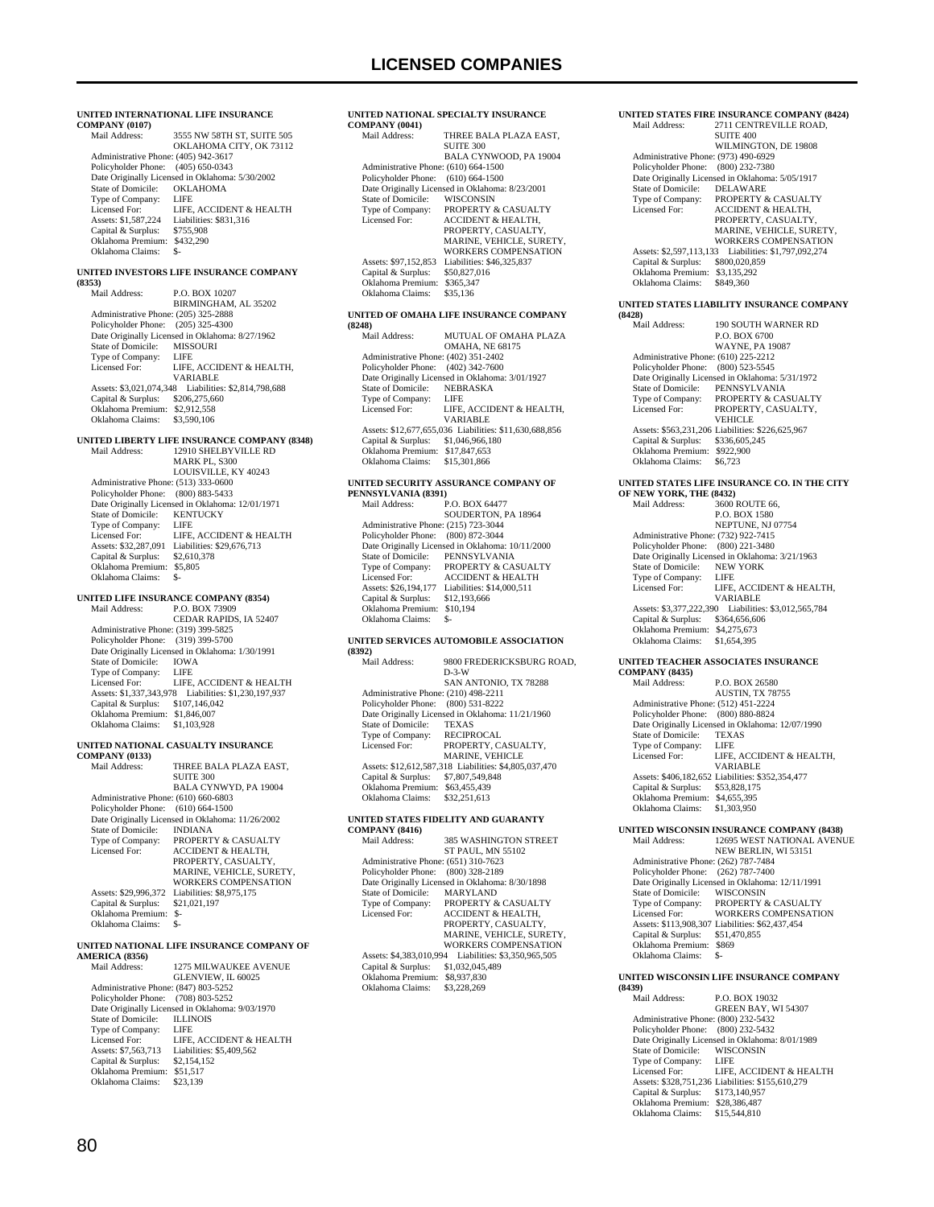# LICENSED COMPANIES

**UNITED INTERNATIONAL LIFE INSURANCE COMPANY (0107)**

Mail Address: 3555 NW 58TH ST, SUITE 505, OKLAHOMA CITY, OK 73112
Administrative Phone: (405) 942-3617
Policyholder Phone: (405) 650-0343
Date Originally Licensed in Oklahoma: 5/30/2002
State of Domicile: OKLAHOMA
Type of Company: LIFE
Licensed For: LIFE, ACCIDENT & HEALTH
Assets: $1,587,224 Liabilities: $831,316
Capital & Surplus: $755,908
Oklahoma Premium: $432,290
Oklahoma Claims: $-

**UNITED INVESTORS LIFE INSURANCE COMPANY (8353)**

Mail Address: P.O. BOX 10207, BIRMINGHAM, AL 35202
Administrative Phone: (205) 325-2888
Policyholder Phone: (205) 325-4300
Date Originally Licensed in Oklahoma: 8/27/1962
State of Domicile: MISSOURI
Type of Company: LIFE
Licensed For: LIFE, ACCIDENT & HEALTH, VARIABLE
Assets: $3,021,074,348 Liabilities: $2,814,798,688
Capital & Surplus: $206,275,660
Oklahoma Premium: $2,912,558
Oklahoma Claims: $3,590,106

**UNITED LIBERTY LIFE INSURANCE COMPANY (8348)**

Mail Address: 12910 SHELBYVILLE RD, MARK PL, S300, LOUISVILLE, KY 40243
Administrative Phone: (513) 333-0600
Policyholder Phone: (800) 883-5433
Date Originally Licensed in Oklahoma: 12/01/1971
State of Domicile: KENTUCKY
Type of Company: LIFE
Licensed For: LIFE, ACCIDENT & HEALTH
Assets: $32,287,091 Liabilities: $29,676,713
Capital & Surplus: $2,610,378
Oklahoma Premium: $5,805
Oklahoma Claims: $-

**UNITED LIFE INSURANCE COMPANY (8354)**

Mail Address: P.O. BOX 73909, CEDAR RAPIDS, IA 52407
Administrative Phone: (319) 399-5825
Policyholder Phone: (319) 399-5700
Date Originally Licensed in Oklahoma: 1/30/1991
State of Domicile: IOWA
Type of Company: LIFE
Licensed For: LIFE, ACCIDENT & HEALTH
Assets: $1,337,343,978 Liabilities: $1,230,197,937
Capital & Surplus: $107,146,042
Oklahoma Premium: $1,846,007
Oklahoma Claims: $1,103,928

**UNITED NATIONAL CASUALTY INSURANCE COMPANY (0133)**

Mail Address: THREE BALA PLAZA EAST, SUITE 300, BALA CYNWYD, PA 19004
Administrative Phone: (610) 660-6803
Policyholder Phone: (610) 664-1500
Date Originally Licensed in Oklahoma: 11/26/2002
State of Domicile: INDIANA
Type of Company: PROPERTY & CASUALTY
Licensed For: ACCIDENT & HEALTH, PROPERTY, CASUALTY, MARINE, VEHICLE, SURETY, WORKERS COMPENSATION
Assets: $29,996,372 Liabilities: $8,975,175
Capital & Surplus: $21,021,197
Oklahoma Premium: $-
Oklahoma Claims: $-

**UNITED NATIONAL LIFE INSURANCE COMPANY OF AMERICA (8356)**

Mail Address: 1275 MILWAUKEE AVENUE, GLENVIEW, IL 60025
Administrative Phone: (847) 803-5252
Policyholder Phone: (708) 803-5252
Date Originally Licensed in Oklahoma: 9/03/1970
State of Domicile: ILLINOIS
Type of Company: LIFE
Licensed For: LIFE, ACCIDENT & HEALTH
Assets: $7,563,713 Liabilities: $5,409,562
Capital & Surplus: $2,154,152
Oklahoma Premium: $51,517
Oklahoma Claims: $23,139

**UNITED NATIONAL SPECIALTY INSURANCE COMPANY (0041)**

Mail Address: THREE BALA PLAZA EAST, SUITE 300, BALA CYNWOOD, PA 19004
Administrative Phone: (610) 664-1500
Policyholder Phone: (610) 664-1500
Date Originally Licensed in Oklahoma: 8/23/2001
State of Domicile: WISCONSIN
Type of Company: PROPERTY & CASUALTY
Licensed For: ACCIDENT & HEALTH, PROPERTY, CASUALTY, MARINE, VEHICLE, SURETY, WORKERS COMPENSATION
Assets: $97,152,853 Liabilities: $46,325,837
Capital & Surplus: $50,827,016
Oklahoma Premium: $365,347
Oklahoma Claims: $35,136

**UNITED OF OMAHA LIFE INSURANCE COMPANY (8248)**

Mail Address: MUTUAL OF OMAHA PLAZA, OMAHA, NE 68175
Administrative Phone: (402) 351-2402
Policyholder Phone: (402) 342-7600
Date Originally Licensed in Oklahoma: 3/01/1927
State of Domicile: NEBRASKA
Type of Company: LIFE
Licensed For: LIFE, ACCIDENT & HEALTH, VARIABLE
Assets: $12,677,655,036 Liabilities: $11,630,688,856
Capital & Surplus: $1,046,966,180
Oklahoma Premium: $17,847,653
Oklahoma Claims: $15,301,866

**UNITED SECURITY ASSURANCE COMPANY OF PENNSYLVANIA (8391)**

Mail Address: P.O. BOX 64477, SOUDERTON, PA 18964
Administrative Phone: (215) 723-3044
Policyholder Phone: (800) 872-3044
Date Originally Licensed in Oklahoma: 10/11/2000
State of Domicile: PENNSYLVANIA
Type of Company: PROPERTY & CASUALTY
Licensed For: ACCIDENT & HEALTH
Assets: $26,194,177 Liabilities: $14,000,511
Capital & Surplus: $12,193,666
Oklahoma Premium: $10,194
Oklahoma Claims: $-

**UNITED SERVICES AUTOMOBILE ASSOCIATION (8392)**

Mail Address: 9800 FREDERICKSBURG ROAD, D-3-W, SAN ANTONIO, TX 78288
Administrative Phone: (210) 498-2211
Policyholder Phone: (800) 531-8222
Date Originally Licensed in Oklahoma: 11/21/1960
State of Domicile: TEXAS
Type of Company: RECIPROCAL
Licensed For: PROPERTY, CASUALTY, MARINE, VEHICLE
Assets: $12,612,587,318 Liabilities: $4,805,037,470
Capital & Surplus: $7,807,549,848
Oklahoma Premium: $63,455,439
Oklahoma Claims: $32,251,613

**UNITED STATES FIDELITY AND GUARANTY COMPANY (8416)**

Mail Address: 385 WASHINGTON STREET, ST PAUL, MN 55102
Administrative Phone: (651) 310-7623
Policyholder Phone: (800) 328-2189
Date Originally Licensed in Oklahoma: 8/30/1898
State of Domicile: MARYLAND
Type of Company: PROPERTY & CASUALTY
Licensed For: ACCIDENT & HEALTH, PROPERTY, CASUALTY, MARINE, VEHICLE, SURETY, WORKERS COMPENSATION
Assets: $4,383,010,994 Liabilities: $3,350,965,505
Capital & Surplus: $1,032,045,489
Oklahoma Premium: $8,937,830
Oklahoma Claims: $3,228,269

**UNITED STATES FIRE INSURANCE COMPANY (8424)**

Mail Address: 2711 CENTREVILLE ROAD, SUITE 400, WILMINGTON, DE 19808
Administrative Phone: (973) 490-6929
Policyholder Phone: (800) 232-7380
Date Originally Licensed in Oklahoma: 5/05/1917
State of Domicile: DELAWARE
Type of Company: PROPERTY & CASUALTY
Licensed For: ACCIDENT & HEALTH, PROPERTY, CASUALTY, MARINE, VEHICLE, SURETY, WORKERS COMPENSATION
Assets: $2,597,113,133 Liabilities: $1,797,092,274
Capital & Surplus: $800,020,859
Oklahoma Premium: $3,135,292
Oklahoma Claims: $849,360

**UNITED STATES LIABILITY INSURANCE COMPANY (8428)**

Mail Address: 190 SOUTH WARNER RD, P.O. BOX 6700, WAYNE, PA 19087
Administrative Phone: (610) 225-2212
Policyholder Phone: (800) 523-5545
Date Originally Licensed in Oklahoma: 5/31/1972
State of Domicile: PENNSYLVANIA
Type of Company: PROPERTY & CASUALTY
Licensed For: PROPERTY, CASUALTY, VEHICLE
Assets: $563,231,206 Liabilities: $226,625,967
Capital & Surplus: $336,605,245
Oklahoma Premium: $922,900
Oklahoma Claims: $6,723

**UNITED STATES LIFE INSURANCE CO. IN THE CITY OF NEW YORK, THE (8432)**

Mail Address: 3600 ROUTE 66, P.O. BOX 1580, NEPTUNE, NJ 07754
Administrative Phone: (732) 922-7415
Policyholder Phone: (800) 221-3480
Date Originally Licensed in Oklahoma: 3/21/1963
State of Domicile: NEW YORK
Type of Company: LIFE
Licensed For: LIFE, ACCIDENT & HEALTH, VARIABLE
Assets: $3,377,222,390 Liabilities: $3,012,565,784
Capital & Surplus: $364,656,606
Oklahoma Premium: $4,275,673
Oklahoma Claims: $1,654,395

**UNITED TEACHER ASSOCIATES INSURANCE COMPANY (8435)**

Mail Address: P.O. BOX 26580, AUSTIN, TX 78755
Administrative Phone: (512) 451-2224
Policyholder Phone: (800) 880-8824
Date Originally Licensed in Oklahoma: 12/07/1990
State of Domicile: TEXAS
Type of Company: LIFE
Licensed For: LIFE, ACCIDENT & HEALTH, VARIABLE
Assets: $406,182,652 Liabilities: $352,354,477
Capital & Surplus: $53,828,175
Oklahoma Premium: $4,655,395
Oklahoma Claims: $1,303,950

**UNITED WISCONSIN INSURANCE COMPANY (8438)**

Mail Address: 12695 WEST NATIONAL AVENUE, NEW BERLIN, WI 53151
Administrative Phone: (262) 787-7484
Policyholder Phone: (262) 787-7400
Date Originally Licensed in Oklahoma: 12/11/1991
State of Domicile: WISCONSIN
Type of Company: PROPERTY & CASUALTY
Licensed For: WORKERS COMPENSATION
Assets: $113,908,307 Liabilities: $62,437,454
Capital & Surplus: $51,470,855
Oklahoma Premium: $869
Oklahoma Claims: $-

**UNITED WISCONSIN LIFE INSURANCE COMPANY (8439)**

Mail Address: P.O. BOX 19032, GREEN BAY, WI 54307
Administrative Phone: (800) 232-5432
Policyholder Phone: (800) 232-5432
Date Originally Licensed in Oklahoma: 8/01/1989
State of Domicile: WISCONSIN
Type of Company: LIFE
Licensed For: LIFE, ACCIDENT & HEALTH
Assets: $328,751,236 Liabilities: $155,610,279
Capital & Surplus: $173,140,957
Oklahoma Premium: $28,386,487
Oklahoma Claims: $15,544,810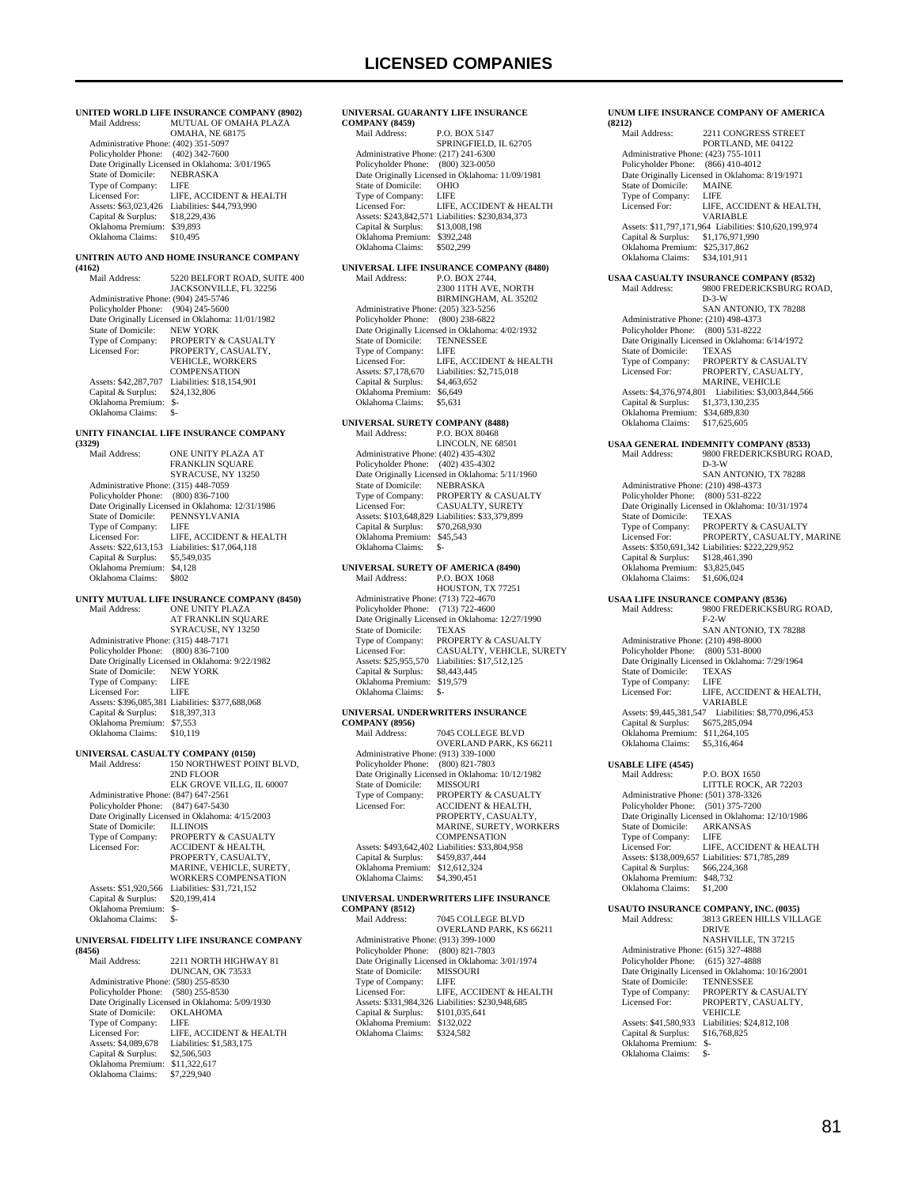# LICENSED COMPANIES

**UNITED WORLD LIFE INSURANCE COMPANY (8902)**
Mail Address: MUTUAL OF OMAHA PLAZA
OMAHA, NE 68175
Administrative Phone: (402) 351-5097
Policyholder Phone: (402) 342-7600
Date Originally Licensed in Oklahoma: 3/01/1965
State of Domicile: NEBRASKA
Type of Company: LIFE
Licensed For: LIFE, ACCIDENT & HEALTH
Assets: $63,023,426 Liabilities: $44,793,990
Capital & Surplus: $18,229,436
Oklahoma Premium: $39,893
Oklahoma Claims: $10,495

**UNITRIN AUTO AND HOME INSURANCE COMPANY (4162)**
Mail Address: 5220 BELFORT ROAD, SUITE 400
JACKSONVILLE, FL 32256
Administrative Phone: (904) 245-5746
Policyholder Phone: (904) 245-5600
Date Originally Licensed in Oklahoma: 11/01/1982
State of Domicile: NEW YORK
Type of Company: PROPERTY & CASUALTY
Licensed For: PROPERTY, CASUALTY, VEHICLE, WORKERS COMPENSATION
Assets: $42,287,707 Liabilities: $18,154,901
Capital & Surplus: $24,132,806
Oklahoma Premium: $-
Oklahoma Claims: $-

**UNITY FINANCIAL LIFE INSURANCE COMPANY (3329)**
Mail Address: ONE UNITY PLAZA AT FRANKLIN SQUARE
SYRACUSE, NY 13250
Administrative Phone: (315) 448-7059
Policyholder Phone: (800) 836-7100
Date Originally Licensed in Oklahoma: 12/31/1986
State of Domicile: PENNSYLVANIA
Type of Company: LIFE
Licensed For: LIFE, ACCIDENT & HEALTH
Assets: $22,613,153 Liabilities: $17,064,118
Capital & Surplus: $5,549,035
Oklahoma Premium: $4,128
Oklahoma Claims: $802

**UNITY MUTUAL LIFE INSURANCE COMPANY (8450)**
Mail Address: ONE UNITY PLAZA AT FRANKLIN SQUARE
SYRACUSE, NY 13250
Administrative Phone: (315) 448-7171
Policyholder Phone: (800) 836-7100
Date Originally Licensed in Oklahoma: 9/22/1982
State of Domicile: NEW YORK
Type of Company: LIFE
Licensed For: LIFE
Assets: $396,085,381 Liabilities: $377,688,068
Capital & Surplus: $18,397,313
Oklahoma Premium: $7,553
Oklahoma Claims: $10,119

**UNIVERSAL CASUALTY COMPANY (0150)**
Mail Address: 150 NORTHWEST POINT BLVD, 2ND FLOOR
ELK GROVE VILLG, IL 60007
Administrative Phone: (847) 647-2561
Policyholder Phone: (847) 647-5430
Date Originally Licensed in Oklahoma: 4/15/2003
State of Domicile: ILLINOIS
Type of Company: PROPERTY & CASUALTY
Licensed For: ACCIDENT & HEALTH, PROPERTY, CASUALTY, MARINE, VEHICLE, SURETY, WORKERS COMPENSATION
Assets: $51,920,566 Liabilities: $31,721,152
Capital & Surplus: $20,199,414
Oklahoma Premium: $-
Oklahoma Claims: $-

**UNIVERSAL FIDELITY LIFE INSURANCE COMPANY (8456)**
Mail Address: 2211 NORTH HIGHWAY 81
DUNCAN, OK 73533
Administrative Phone: (580) 255-8530
Policyholder Phone: (580) 255-8530
Date Originally Licensed in Oklahoma: 5/09/1930
State of Domicile: OKLAHOMA
Type of Company: LIFE
Licensed For: LIFE, ACCIDENT & HEALTH
Assets: $4,089,678 Liabilities: $1,583,175
Capital & Surplus: $2,506,503
Oklahoma Premium: $11,322,617
Oklahoma Claims: $7,229,940

**UNIVERSAL GUARANTY LIFE INSURANCE COMPANY (8459)**
Mail Address: P.O. BOX 5147
SPRINGFIELD, IL 62705
Administrative Phone: (217) 241-6300
Policyholder Phone: (800) 323-0050
Date Originally Licensed in Oklahoma: 11/09/1981
State of Domicile: OHIO
Type of Company: LIFE
Licensed For: LIFE, ACCIDENT & HEALTH
Assets: $243,842,571 Liabilities: $230,834,373
Capital & Surplus: $13,008,198
Oklahoma Premium: $392,248
Oklahoma Claims: $502,299

**UNIVERSAL LIFE INSURANCE COMPANY (8480)**
Mail Address: P.O. BOX 2744, 2300 11TH AVE, NORTH
BIRMINGHAM, AL 35202
Administrative Phone: (205) 323-5256
Policyholder Phone: (800) 238-6822
Date Originally Licensed in Oklahoma: 4/02/1932
State of Domicile: TENNESSEE
Type of Company: LIFE
Licensed For: LIFE, ACCIDENT & HEALTH
Assets: $7,178,670 Liabilities: $2,715,018
Capital & Surplus: $4,463,652
Oklahoma Premium: $6,649
Oklahoma Claims: $5,631

**UNIVERSAL SURETY COMPANY (8488)**
Mail Address: P.O. BOX 80468
LINCOLN, NE 68501
Administrative Phone: (402) 435-4302
Policyholder Phone: (402) 435-4302
Date Originally Licensed in Oklahoma: 5/11/1960
State of Domicile: NEBRASKA
Type of Company: PROPERTY & CASUALTY
Licensed For: CASUALTY, SURETY
Assets: $103,648,829 Liabilities: $33,379,899
Capital & Surplus: $70,268,930
Oklahoma Premium: $45,543
Oklahoma Claims: $-

**UNIVERSAL SURETY OF AMERICA (8490)**
Mail Address: P.O. BOX 1068
HOUSTON, TX 77251
Administrative Phone: (713) 722-4670
Policyholder Phone: (713) 722-4600
Date Originally Licensed in Oklahoma: 12/27/1990
State of Domicile: TEXAS
Type of Company: PROPERTY & CASUALTY
Licensed For: CASUALTY, VEHICLE, SURETY
Assets: $25,955,570 Liabilities: $17,512,125
Capital & Surplus: $8,443,445
Oklahoma Premium: $19,579
Oklahoma Claims: $-

**UNIVERSAL UNDERWRITERS INSURANCE COMPANY (8956)**
Mail Address: 7045 COLLEGE BLVD
OVERLAND PARK, KS 66211
Administrative Phone: (913) 339-1000
Policyholder Phone: (800) 821-7803
Date Originally Licensed in Oklahoma: 10/12/1982
State of Domicile: MISSOURI
Type of Company: PROPERTY & CASUALTY
Licensed For: ACCIDENT & HEALTH, PROPERTY, CASUALTY, MARINE, SURETY, WORKERS COMPENSATION
Assets: $493,642,402 Liabilities: $33,804,958
Capital & Surplus: $459,837,444
Oklahoma Premium: $12,612,324
Oklahoma Claims: $4,390,451

**UNIVERSAL UNDERWRITERS LIFE INSURANCE COMPANY (8512)**
Mail Address: 7045 COLLEGE BLVD
OVERLAND PARK, KS 66211
Administrative Phone: (913) 399-1000
Policyholder Phone: (800) 821-7803
Date Originally Licensed in Oklahoma: 3/01/1974
State of Domicile: MISSOURI
Type of Company: LIFE
Licensed For: LIFE, ACCIDENT & HEALTH
Assets: $331,984,326 Liabilities: $230,948,685
Capital & Surplus: $101,035,641
Oklahoma Premium: $132,022
Oklahoma Claims: $324,582

**UNUM LIFE INSURANCE COMPANY OF AMERICA (8212)**
Mail Address: 2211 CONGRESS STREET
PORTLAND, ME 04122
Administrative Phone: (423) 755-1011
Policyholder Phone: (866) 410-4012
Date Originally Licensed in Oklahoma: 8/19/1971
State of Domicile: MAINE
Type of Company: LIFE
Licensed For: LIFE, ACCIDENT & HEALTH, VARIABLE
Assets: $11,797,171,964 Liabilities: $10,620,199,974
Capital & Surplus: $1,176,971,990
Oklahoma Premium: $25,317,862
Oklahoma Claims: $34,101,911

**USAA CASUALTY INSURANCE COMPANY (8532)**
Mail Address: 9800 FREDERICKSBURG ROAD, D-3-W
SAN ANTONIO, TX 78288
Administrative Phone: (210) 498-4373
Policyholder Phone: (800) 531-8222
Date Originally Licensed in Oklahoma: 6/14/1972
State of Domicile: TEXAS
Type of Company: PROPERTY & CASUALTY
Licensed For: PROPERTY, CASUALTY, MARINE, VEHICLE
Assets: $4,376,974,801 Liabilities: $3,003,844,566
Capital & Surplus: $1,373,130,235
Oklahoma Premium: $34,689,830
Oklahoma Claims: $17,625,605

**USAA GENERAL INDEMNITY COMPANY (8533)**
Mail Address: 9800 FREDERICKSBURG ROAD, D-3-W
SAN ANTONIO, TX 78288
Administrative Phone: (210) 498-4373
Policyholder Phone: (800) 531-8222
Date Originally Licensed in Oklahoma: 10/31/1974
State of Domicile: TEXAS
Type of Company: PROPERTY & CASUALTY
Licensed For: PROPERTY, CASUALTY, MARINE
Assets: $350,691,342 Liabilities: $222,229,952
Capital & Surplus: $128,461,390
Oklahoma Premium: $3,825,045
Oklahoma Claims: $1,606,024

**USAA LIFE INSURANCE COMPANY (8536)**
Mail Address: 9800 FREDERICKSBURG ROAD, F-2-W
SAN ANTONIO, TX 78288
Administrative Phone: (210) 498-8000
Policyholder Phone: (800) 531-8000
Date Originally Licensed in Oklahoma: 7/29/1964
State of Domicile: TEXAS
Type of Company: LIFE
Licensed For: LIFE, ACCIDENT & HEALTH, VARIABLE
Assets: $9,445,381,547 Liabilities: $8,770,096,453
Capital & Surplus: $675,285,094
Oklahoma Premium: $11,264,105
Oklahoma Claims: $5,316,464

**USABLE LIFE (4545)**
Mail Address: P.O. BOX 1650
LITTLE ROCK, AR 72203
Administrative Phone: (501) 378-3326
Policyholder Phone: (501) 375-7200
Date Originally Licensed in Oklahoma: 12/10/1986
State of Domicile: ARKANSAS
Type of Company: LIFE
Licensed For: LIFE, ACCIDENT & HEALTH
Assets: $138,009,657 Liabilities: $71,785,289
Capital & Surplus: $66,224,368
Oklahoma Premium: $48,732
Oklahoma Claims: $1,200

**USAUTO INSURANCE COMPANY, INC. (0035)**
Mail Address: 3813 GREEN HILLS VILLAGE DRIVE
NASHVILLE, TN 37215
Administrative Phone: (615) 327-4888
Policyholder Phone: (615) 327-4888
Date Originally Licensed in Oklahoma: 10/16/2001
State of Domicile: TENNESSEE
Type of Company: PROPERTY & CASUALTY
Licensed For: PROPERTY, CASUALTY, VEHICLE
Assets: $41,580,933 Liabilities: $24,812,108
Capital & Surplus: $16,768,825
Oklahoma Premium: $-
Oklahoma Claims: $-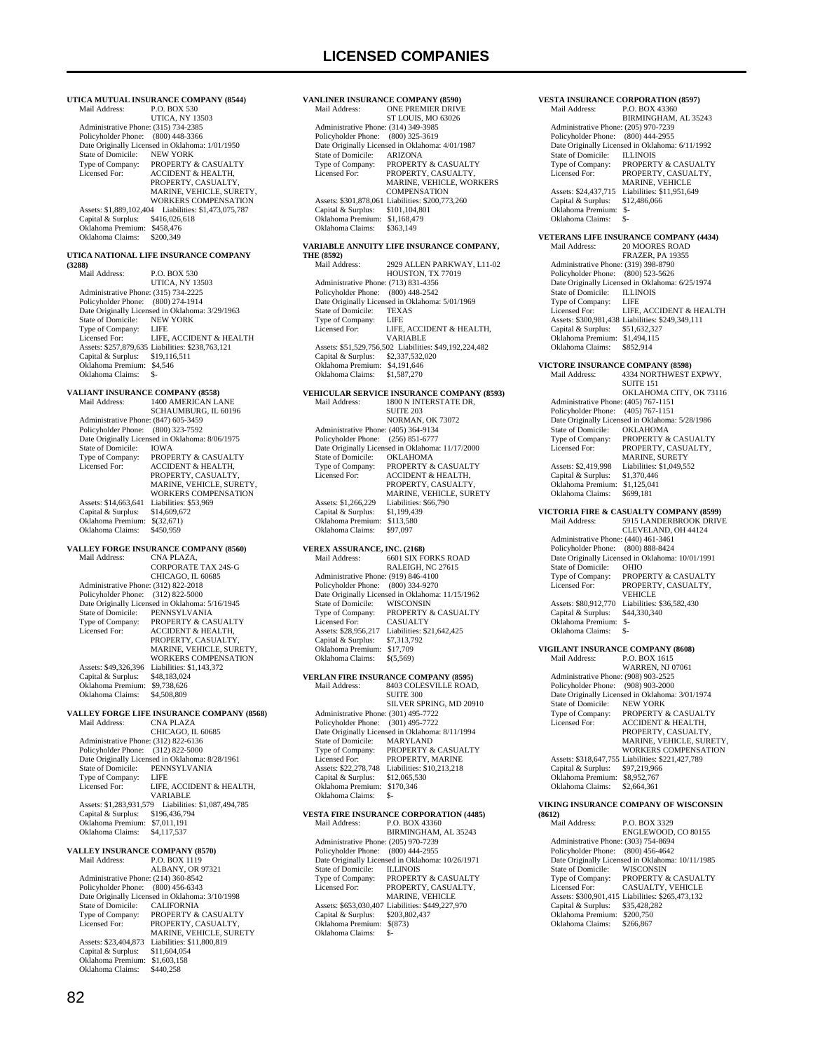# LICENSED COMPANIES

**UTICA MUTUAL INSURANCE COMPANY (8544)**
Mail Address: P.O. BOX 530
UTICA, NY 13503
Administrative Phone: (315) 734-2385
Policyholder Phone: (800) 448-3366
Date Originally Licensed in Oklahoma: 1/01/1950
State of Domicile: NEW YORK
Type of Company: PROPERTY & CASUALTY
Licensed For: ACCIDENT & HEALTH, PROPERTY, CASUALTY, MARINE, VEHICLE, SURETY, WORKERS COMPENSATION
Assets: $1,889,102,404 Liabilities: $1,473,075,787
Capital & Surplus: $416,026,618
Oklahoma Premium: $458,476
Oklahoma Claims: $200,349

**UTICA NATIONAL LIFE INSURANCE COMPANY (3288)**
Mail Address: P.O. BOX 530
UTICA, NY 13503
Administrative Phone: (315) 734-2225
Policyholder Phone: (800) 274-1914
Date Originally Licensed in Oklahoma: 3/29/1963
State of Domicile: NEW YORK
Type of Company: LIFE
Licensed For: LIFE, ACCIDENT & HEALTH
Assets: $257,879,635 Liabilities: $238,763,121
Capital & Surplus: $19,116,511
Oklahoma Premium: $4,546
Oklahoma Claims: $-

**VALIANT INSURANCE COMPANY (8558)**
Mail Address: 1400 AMERICAN LANE
SCHAUMBURG, IL 60196
Administrative Phone: (847) 605-3459
Policyholder Phone: (800) 323-7592
Date Originally Licensed in Oklahoma: 8/06/1975
State of Domicile: IOWA
Type of Company: PROPERTY & CASUALTY
Licensed For: ACCIDENT & HEALTH, PROPERTY, CASUALTY, MARINE, VEHICLE, SURETY, WORKERS COMPENSATION
Assets: $14,663,641 Liabilities: $53,969
Capital & Surplus: $14,609,672
Oklahoma Premium: $(32,671)
Oklahoma Claims: $450,959

**VALLEY FORGE INSURANCE COMPANY (8560)**
Mail Address: CNA PLAZA,
CORPORATE TAX 24S-G
CHICAGO, IL 60685
Administrative Phone: (312) 822-2018
Policyholder Phone: (312) 822-5000
Date Originally Licensed in Oklahoma: 5/16/1945
State of Domicile: PENNSYLVANIA
Type of Company: PROPERTY & CASUALTY
Licensed For: ACCIDENT & HEALTH, PROPERTY, CASUALTY, MARINE, VEHICLE, SURETY, WORKERS COMPENSATION
Assets: $49,326,396 Liabilities: $1,143,372
Capital & Surplus: $48,183,024
Oklahoma Premium: $9,738,626
Oklahoma Claims: $4,508,809

**VALLEY FORGE LIFE INSURANCE COMPANY (8568)**
Mail Address: CNA PLAZA
CHICAGO, IL 60685
Administrative Phone: (312) 822-6136
Policyholder Phone: (312) 822-5000
Date Originally Licensed in Oklahoma: 8/28/1961
State of Domicile: PENNSYLVANIA
Type of Company: LIFE
Licensed For: LIFE, ACCIDENT & HEALTH, VARIABLE
Assets: $1,283,931,579 Liabilities: $1,087,494,785
Capital & Surplus: $196,436,794
Oklahoma Premium: $7,011,191
Oklahoma Claims: $4,117,537

**VALLEY INSURANCE COMPANY (8570)**
Mail Address: P.O. BOX 1119
ALBANY, OR 97321
Administrative Phone: (214) 360-8542
Policyholder Phone: (800) 456-6343
Date Originally Licensed in Oklahoma: 3/10/1998
State of Domicile: CALIFORNIA
Type of Company: PROPERTY & CASUALTY
Licensed For: PROPERTY, CASUALTY, MARINE, VEHICLE, SURETY
Assets: $23,404,873 Liabilities: $11,800,819
Capital & Surplus: $11,604,054
Oklahoma Premium: $1,603,158
Oklahoma Claims: $440,258

**VANLINER INSURANCE COMPANY (8590)**
Mail Address: ONE PREMIER DRIVE
ST LOUIS, MO 63026
Administrative Phone: (314) 349-3985
Policyholder Phone: (800) 325-3619
Date Originally Licensed in Oklahoma: 4/01/1987
State of Domicile: ARIZONA
Type of Company: PROPERTY & CASUALTY
Licensed For: PROPERTY, CASUALTY, MARINE, VEHICLE, WORKERS COMPENSATION
Assets: $301,878,061 Liabilities: $200,773,260
Capital & Surplus: $101,104,801
Oklahoma Premium: $1,168,479
Oklahoma Claims: $363,149

**VARIABLE ANNUITY LIFE INSURANCE COMPANY, THE (8592)**
Mail Address: 2929 ALLEN PARKWAY, L11-02
HOUSTON, TX 77019
Administrative Phone: (713) 831-4356
Policyholder Phone: (800) 448-2542
Date Originally Licensed in Oklahoma: 5/01/1969
State of Domicile: TEXAS
Type of Company: LIFE
Licensed For: LIFE, ACCIDENT & HEALTH, VARIABLE
Assets: $51,529,756,502 Liabilities: $49,192,224,482
Capital & Surplus: $2,337,532,020
Oklahoma Premium: $4,191,646
Oklahoma Claims: $1,587,270

**VEHICULAR SERVICE INSURANCE COMPANY (8593)**
Mail Address: 1800 N INTERSTATE DR, SUITE 203
NORMAN, OK 73072
Administrative Phone: (405) 364-9134
Policyholder Phone: (256) 851-6777
Date Originally Licensed in Oklahoma: 11/17/2000
State of Domicile: OKLAHOMA
Type of Company: PROPERTY & CASUALTY
Licensed For: ACCIDENT & HEALTH, PROPERTY, CASUALTY, MARINE, VEHICLE, SURETY
Assets: $1,266,229 Liabilities: $66,790
Capital & Surplus: $1,199,439
Oklahoma Premium: $113,580
Oklahoma Claims: $97,097

**VEREX ASSURANCE, INC. (2168)**
Mail Address: 6601 SIX FORKS ROAD
RALEIGH, NC 27615
Administrative Phone: (919) 846-4100
Policyholder Phone: (800) 334-9270
Date Originally Licensed in Oklahoma: 11/15/1962
State of Domicile: WISCONSIN
Type of Company: PROPERTY & CASUALTY
Licensed For: CASUALTY
Assets: $28,956,217 Liabilities: $21,642,425
Capital & Surplus: $7,313,792
Oklahoma Premium: $17,709
Oklahoma Claims: $(5,569)

**VERLAN FIRE INSURANCE COMPANY (8595)**
Mail Address: 8403 COLESVILLE ROAD, SUITE 300
SILVER SPRING, MD 20910
Administrative Phone: (301) 495-7722
Policyholder Phone: (301) 495-7722
Date Originally Licensed in Oklahoma: 8/11/1994
State of Domicile: MARYLAND
Type of Company: PROPERTY & CASUALTY
Licensed For: PROPERTY, MARINE
Assets: $22,278,748 Liabilities: $10,213,218
Capital & Surplus: $12,065,530
Oklahoma Premium: $170,346
Oklahoma Claims: $-

**VESTA FIRE INSURANCE CORPORATION (4485)**
Mail Address: P.O. BOX 43360
BIRMINGHAM, AL 35243
Administrative Phone: (205) 970-7239
Policyholder Phone: (800) 444-2955
Date Originally Licensed in Oklahoma: 10/26/1971
State of Domicile: ILLINOIS
Type of Company: PROPERTY & CASUALTY
Licensed For: PROPERTY, CASUALTY, MARINE, VEHICLE
Assets: $653,030,407 Liabilities: $449,227,970
Capital & Surplus: $203,802,437
Oklahoma Premium: $(873)
Oklahoma Claims: $-

**VESTA INSURANCE CORPORATION (8597)**
Mail Address: P.O. BOX 43360
BIRMINGHAM, AL 35243
Administrative Phone: (205) 970-7239
Policyholder Phone: (800) 444-2955
Date Originally Licensed in Oklahoma: 6/11/1992
State of Domicile: ILLINOIS
Type of Company: PROPERTY & CASUALTY
Licensed For: PROPERTY, CASUALTY, MARINE, VEHICLE
Assets: $24,437,715 Liabilities: $11,951,649
Capital & Surplus: $12,486,066
Oklahoma Premium: $-
Oklahoma Claims: $-

**VETERANS LIFE INSURANCE COMPANY (4434)**
Mail Address: 20 MOORES ROAD
FRAZER, PA 19355
Administrative Phone: (319) 398-8790
Policyholder Phone: (800) 523-5626
Date Originally Licensed in Oklahoma: 6/25/1974
State of Domicile: ILLINOIS
Type of Company: LIFE
Licensed For: LIFE, ACCIDENT & HEALTH
Assets: $300,981,438 Liabilities: $249,349,111
Capital & Surplus: $51,632,327
Oklahoma Premium: $1,494,115
Oklahoma Claims: $852,914

**VICTORE INSURANCE COMPANY (8598)**
Mail Address: 4334 NORTHWEST EXPWY, SUITE 151
OKLAHOMA CITY, OK 73116
Administrative Phone: (405) 767-1151
Policyholder Phone: (405) 767-1151
Date Originally Licensed in Oklahoma: 5/28/1986
State of Domicile: OKLAHOMA
Type of Company: PROPERTY & CASUALTY
Licensed For: PROPERTY, CASUALTY, MARINE, SURETY
Assets: $2,419,998 Liabilities: $1,049,552
Capital & Surplus: $1,370,446
Oklahoma Premium: $1,125,041
Oklahoma Claims: $699,181

**VICTORIA FIRE & CASUALTY COMPANY (8599)**
Mail Address: 5915 LANDERBROOK DRIVE
CLEVELAND, OH 44124
Administrative Phone: (440) 461-3461
Policyholder Phone: (800) 888-8424
Date Originally Licensed in Oklahoma: 10/01/1991
State of Domicile: OHIO
Type of Company: PROPERTY & CASUALTY
Licensed For: PROPERTY, CASUALTY, VEHICLE
Assets: $80,912,770 Liabilities: $36,582,430
Capital & Surplus: $44,330,340
Oklahoma Premium: $-
Oklahoma Claims: $-

**VIGILANT INSURANCE COMPANY (8608)**
Mail Address: P.O. BOX 1615
WARREN, NJ 07061
Administrative Phone: (908) 903-2525
Policyholder Phone: (908) 903-2000
Date Originally Licensed in Oklahoma: 3/01/1974
State of Domicile: NEW YORK
Type of Company: PROPERTY & CASUALTY
Licensed For: ACCIDENT & HEALTH, PROPERTY, CASUALTY, MARINE, VEHICLE, SURETY, WORKERS COMPENSATION
Assets: $318,647,755 Liabilities: $221,427,789
Capital & Surplus: $97,219,966
Oklahoma Premium: $8,952,767
Oklahoma Claims: $2,664,361

**VIKING INSURANCE COMPANY OF WISCONSIN (8612)**
Mail Address: P.O. BOX 3329
ENGLEWOOD, CO 80155
Administrative Phone: (303) 754-8694
Policyholder Phone: (800) 456-4642
Date Originally Licensed in Oklahoma: 10/11/1985
State of Domicile: WISCONSIN
Type of Company: PROPERTY & CASUALTY
Licensed For: CASUALTY, VEHICLE
Assets: $300,901,415 Liabilities: $265,473,132
Capital & Surplus: $35,428,282
Oklahoma Premium: $200,750
Oklahoma Claims: $266,867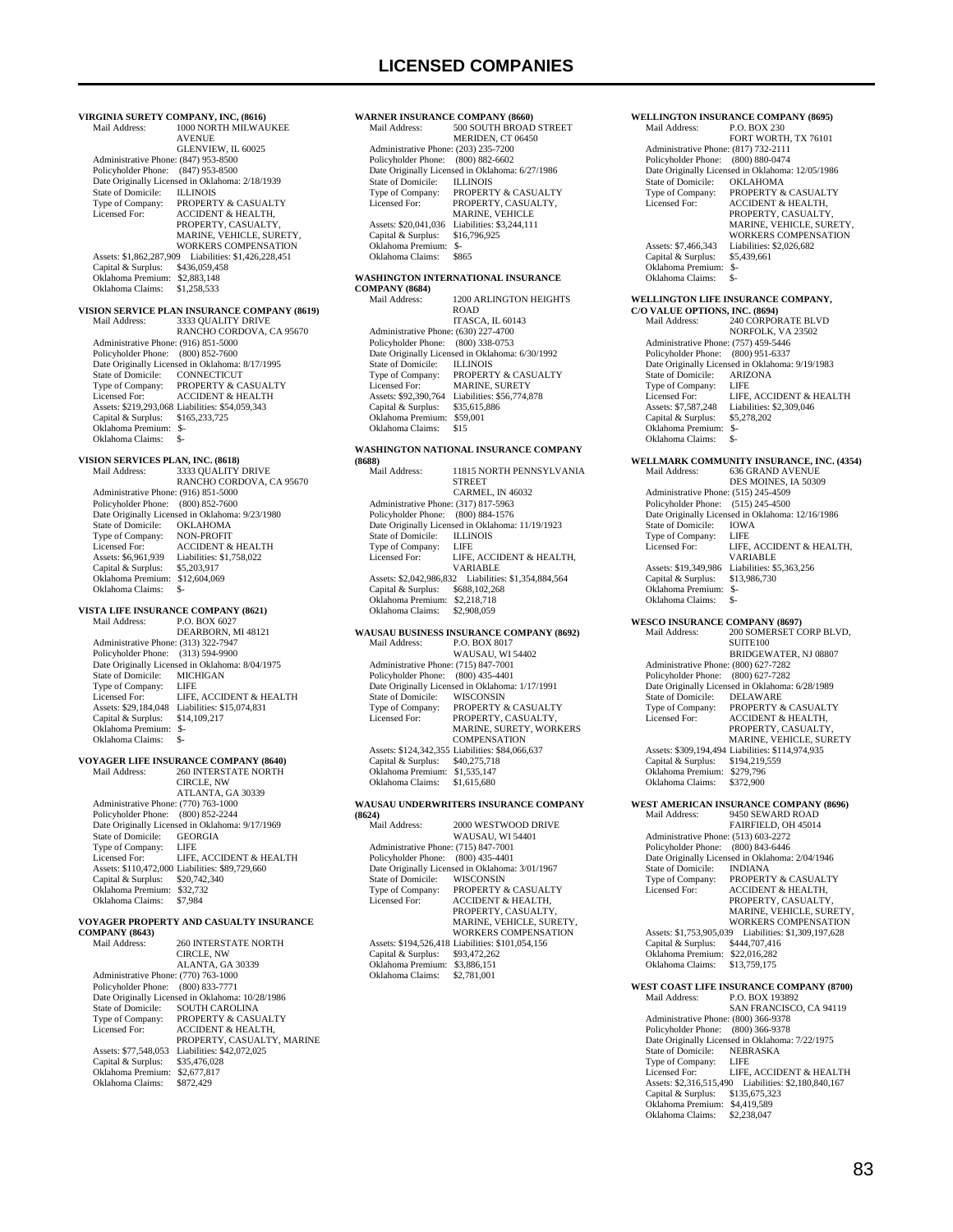# LICENSED COMPANIES

**VIRGINIA SURETY COMPANY, INC, (8616)**
Mail Address: 1000 NORTH MILWAUKEE AVENUE
GLENVIEW, IL 60025
Administrative Phone: (847) 953-8500
Policyholder Phone: (847) 953-8500
Date Originally Licensed in Oklahoma: 2/18/1939
State of Domicile: ILLINOIS
Type of Company: PROPERTY & CASUALTY
Licensed For: ACCIDENT & HEALTH, PROPERTY, CASUALTY, MARINE, VEHICLE, SURETY, WORKERS COMPENSATION
Assets: $1,862,287,909 Liabilities: $1,426,228,451
Capital & Surplus: $436,059,458
Oklahoma Premium: $2,883,148
Oklahoma Claims: $1,258,533

**VISION SERVICE PLAN INSURANCE COMPANY (8619)**
Mail Address: 3333 QUALITY DRIVE
RANCHO CORDOVA, CA 95670
Administrative Phone: (916) 851-5000
Policyholder Phone: (800) 852-7600
Date Originally Licensed in Oklahoma: 8/17/1995
State of Domicile: CONNECTICUT
Type of Company: PROPERTY & CASUALTY
Licensed For: ACCIDENT & HEALTH
Assets: $219,293,068 Liabilities: $54,059,343
Capital & Surplus: $165,233,725
Oklahoma Premium: $-
Oklahoma Claims: $-

**VISION SERVICES PLAN, INC. (8618)**
Mail Address: 3333 QUALITY DRIVE
RANCHO CORDOVA, CA 95670
Administrative Phone: (916) 851-5000
Policyholder Phone: (800) 852-7600
Date Originally Licensed in Oklahoma: 9/23/1980
State of Domicile: OKLAHOMA
Type of Company: NON-PROFIT
Licensed For: ACCIDENT & HEALTH
Assets: $6,961,939 Liabilities: $1,758,022
Capital & Surplus: $5,203,917
Oklahoma Premium: $12,604,069
Oklahoma Claims: $-

**VISTA LIFE INSURANCE COMPANY (8621)**
Mail Address: P.O. BOX 6027
DEARBORN, MI 48121
Administrative Phone: (313) 322-7947
Policyholder Phone: (313) 594-9900
Date Originally Licensed in Oklahoma: 8/04/1975
State of Domicile: MICHIGAN
Type of Company: LIFE
Licensed For: LIFE, ACCIDENT & HEALTH
Assets: $29,184,048 Liabilities: $15,074,831
Capital & Surplus: $14,109,217
Oklahoma Premium: $-
Oklahoma Claims: $-

**VOYAGER LIFE INSURANCE COMPANY (8640)**
Mail Address: 260 INTERSTATE NORTH CIRCLE, NW
ATLANTA, GA 30339
Administrative Phone: (770) 763-1000
Policyholder Phone: (800) 852-2244
Date Originally Licensed in Oklahoma: 9/17/1969
State of Domicile: GEORGIA
Type of Company: LIFE
Licensed For: LIFE, ACCIDENT & HEALTH
Assets: $110,472,000 Liabilities: $89,729,660
Capital & Surplus: $20,742,340
Oklahoma Premium: $32,732
Oklahoma Claims: $7,984

**VOYAGER PROPERTY AND CASUALTY INSURANCE COMPANY (8643)**
Mail Address: 260 INTERSTATE NORTH CIRCLE, NW
ALANTA, GA 30339
Administrative Phone: (770) 763-1000
Policyholder Phone: (800) 833-7771
Date Originally Licensed in Oklahoma: 10/28/1986
State of Domicile: SOUTH CAROLINA
Type of Company: PROPERTY & CASUALTY
Licensed For: ACCIDENT & HEALTH, PROPERTY, CASUALTY, MARINE
Assets: $77,548,053 Liabilities: $42,072,025
Capital & Surplus: $35,476,028
Oklahoma Premium: $2,677,817
Oklahoma Claims: $872,429

**WARNER INSURANCE COMPANY (8660)**
Mail Address: 500 SOUTH BROAD STREET
MERIDEN, CT 06450
Administrative Phone: (203) 235-7200
Policyholder Phone: (800) 882-6602
Date Originally Licensed in Oklahoma: 6/27/1986
State of Domicile: ILLINOIS
Type of Company: PROPERTY & CASUALTY
Licensed For: PROPERTY, CASUALTY, MARINE, VEHICLE
Assets: $20,041,036 Liabilities: $3,244,111
Capital & Surplus: $16,796,925
Oklahoma Premium: $-
Oklahoma Claims: $865

**WASHINGTON INTERNATIONAL INSURANCE COMPANY (8684)**
Mail Address: 1200 ARLINGTON HEIGHTS ROAD
ITASCA, IL 60143
Administrative Phone: (630) 227-4700
Policyholder Phone: (800) 338-0753
Date Originally Licensed in Oklahoma: 6/30/1992
State of Domicile: ILLINOIS
Type of Company: PROPERTY & CASUALTY
Licensed For: MARINE, SURETY
Assets: $92,390,764 Liabilities: $56,774,878
Capital & Surplus: $35,615,886
Oklahoma Premium: $59,001
Oklahoma Claims: $15

**WASHINGTON NATIONAL INSURANCE COMPANY (8688)**
Mail Address: 11815 NORTH PENNSYLVANIA STREET
CARMEL, IN 46032
Administrative Phone: (317) 817-5963
Policyholder Phone: (800) 884-1576
Date Originally Licensed in Oklahoma: 11/19/1923
State of Domicile: ILLINOIS
Type of Company: LIFE
Licensed For: LIFE, ACCIDENT & HEALTH, VARIABLE
Assets: $2,042,986,832 Liabilities: $1,354,884,564
Capital & Surplus: $688,102,268
Oklahoma Premium: $2,218,718
Oklahoma Claims: $2,908,059

**WAUSAU BUSINESS INSURANCE COMPANY (8692)**
Mail Address: P.O. BOX 8017
WAUSAU, WI 54402
Administrative Phone: (715) 847-7001
Policyholder Phone: (800) 435-4401
Date Originally Licensed in Oklahoma: 1/17/1991
State of Domicile: WISCONSIN
Type of Company: PROPERTY & CASUALTY
Licensed For: PROPERTY, CASUALTY, MARINE, SURETY, WORKERS COMPENSATION
Assets: $124,342,355 Liabilities: $84,066,637
Capital & Surplus: $40,275,718
Oklahoma Premium: $1,535,147
Oklahoma Claims: $1,615,680

**WAUSAU UNDERWRITERS INSURANCE COMPANY (8624)**
Mail Address: 2000 WESTWOOD DRIVE
WAUSAU, WI 54401
Administrative Phone: (715) 847-7001
Policyholder Phone: (800) 435-4401
Date Originally Licensed in Oklahoma: 3/01/1967
State of Domicile: WISCONSIN
Type of Company: PROPERTY & CASUALTY
Licensed For: ACCIDENT & HEALTH, PROPERTY, CASUALTY, MARINE, VEHICLE, SURETY, WORKERS COMPENSATION
Assets: $194,526,418 Liabilities: $101,054,156
Capital & Surplus: $93,472,262
Oklahoma Premium: $3,886,151
Oklahoma Claims: $2,781,001

**WELLINGTON INSURANCE COMPANY (8695)**
Mail Address: P.O. BOX 230
FORT WORTH, TX 76101
Administrative Phone: (817) 732-2111
Policyholder Phone: (800) 880-0474
Date Originally Licensed in Oklahoma: 12/05/1986
State of Domicile: OKLAHOMA
Type of Company: PROPERTY & CASUALTY
Licensed For: ACCIDENT & HEALTH, PROPERTY, CASUALTY, MARINE, VEHICLE, SURETY, WORKERS COMPENSATION
Assets: $7,466,343 Liabilities: $2,026,682
Capital & Surplus: $5,439,661
Oklahoma Premium: $-
Oklahoma Claims: $-

**WELLINGTON LIFE INSURANCE COMPANY, C/O VALUE OPTIONS, INC. (8694)**
Mail Address: 240 CORPORATE BLVD
NORFOLK, VA 23502
Administrative Phone: (757) 459-5446
Policyholder Phone: (800) 951-6337
Date Originally Licensed in Oklahoma: 9/19/1983
State of Domicile: ARIZONA
Type of Company: LIFE
Licensed For: LIFE, ACCIDENT & HEALTH
Assets: $7,587,248 Liabilities: $2,309,046
Capital & Surplus: $5,278,202
Oklahoma Premium: $-
Oklahoma Claims: $-

**WELLMARK COMMUNITY INSURANCE, INC. (4354)**
Mail Address: 636 GRAND AVENUE
DES MOINES, IA 50309
Administrative Phone: (515) 245-4509
Policyholder Phone: (515) 245-4500
Date Originally Licensed in Oklahoma: 12/16/1986
State of Domicile: IOWA
Type of Company: LIFE
Licensed For: LIFE, ACCIDENT & HEALTH, VARIABLE
Assets: $19,349,986 Liabilities: $5,363,256
Capital & Surplus: $13,986,730
Oklahoma Premium: $-
Oklahoma Claims: $-

**WESCO INSURANCE COMPANY (8697)**
Mail Address: 200 SOMERSET CORP BLVD, SUITE100
BRIDGEWATER, NJ 08807
Administrative Phone: (800) 627-7282
Policyholder Phone: (800) 627-7282
Date Originally Licensed in Oklahoma: 6/28/1989
State of Domicile: DELAWARE
Type of Company: PROPERTY & CASUALTY
Licensed For: ACCIDENT & HEALTH, PROPERTY, CASUALTY, MARINE, VEHICLE, SURETY
Assets: $309,194,494 Liabilities: $114,974,935
Capital & Surplus: $194,219,559
Oklahoma Premium: $279,796
Oklahoma Claims: $372,900

**WEST AMERICAN INSURANCE COMPANY (8696)**
Mail Address: 9450 SEWARD ROAD
FAIRFIELD, OH 45014
Administrative Phone: (513) 603-2272
Policyholder Phone: (800) 843-6446
Date Originally Licensed in Oklahoma: 2/04/1946
State of Domicile: INDIANA
Type of Company: PROPERTY & CASUALTY
Licensed For: ACCIDENT & HEALTH, PROPERTY, CASUALTY, MARINE, VEHICLE, SURETY, WORKERS COMPENSATION
Assets: $1,753,905,039 Liabilities: $1,309,197,628
Capital & Surplus: $444,707,416
Oklahoma Premium: $22,016,282
Oklahoma Claims: $13,759,175

**WEST COAST LIFE INSURANCE COMPANY (8700)**
Mail Address: P.O. BOX 193892
SAN FRANCISCO, CA 94119
Administrative Phone: (800) 366-9378
Policyholder Phone: (800) 366-9378
Date Originally Licensed in Oklahoma: 7/22/1975
State of Domicile: NEBRASKA
Type of Company: LIFE
Licensed For: LIFE, ACCIDENT & HEALTH
Assets: $2,316,515,490 Liabilities: $2,180,840,167
Capital & Surplus: $135,675,323
Oklahoma Premium: $4,419,589
Oklahoma Claims: $2,238,047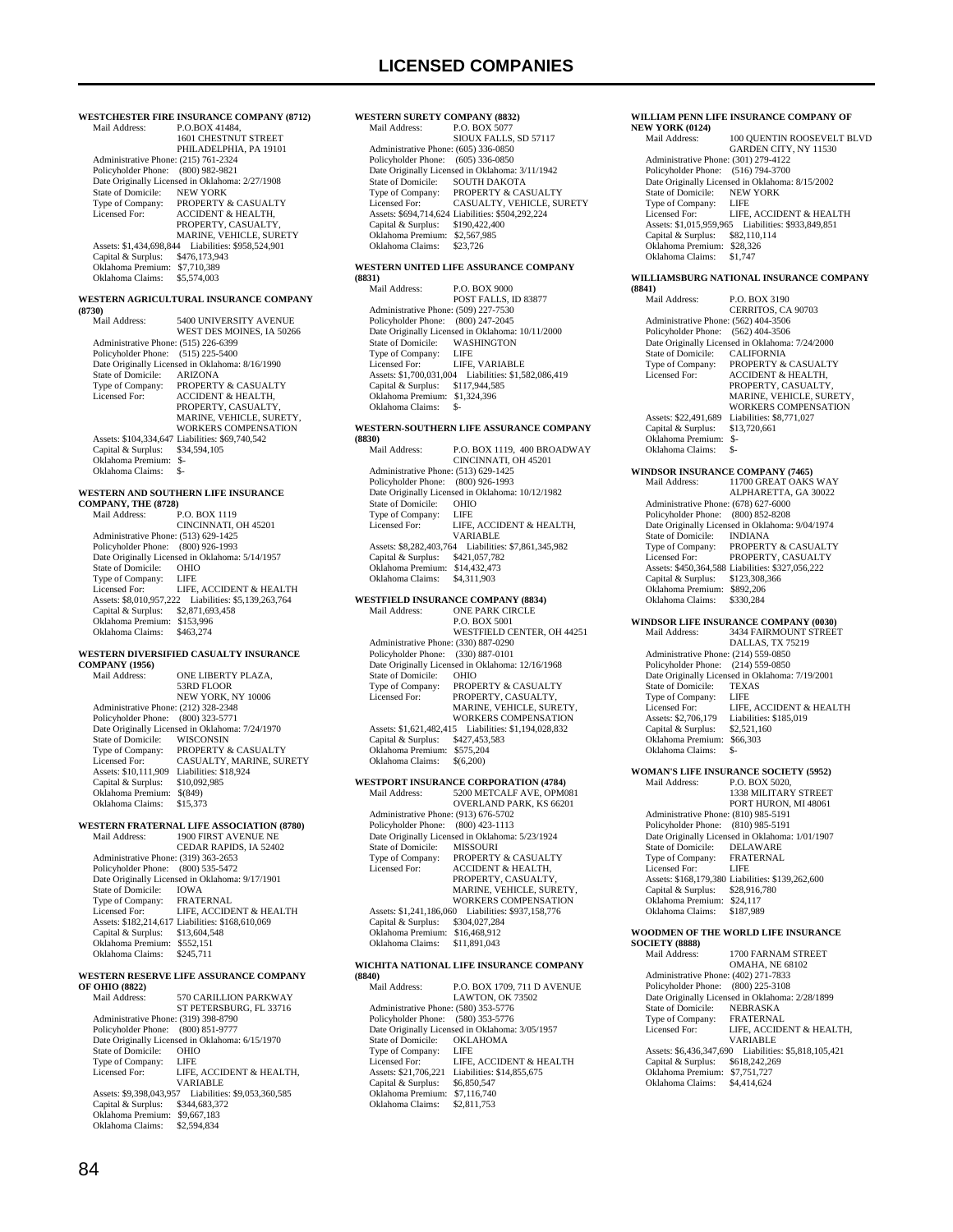**WESTCHESTER FIRE INSURANCE COMPANY (8712)**
Mail Address: P.O.BOX 41484, 1601 CHESTNUT STREET PHILADELPHIA, PA 19101
Administrative Phone: (215) 761-2324
Policyholder Phone: (800) 982-9821
Date Originally Licensed in Oklahoma: 2/27/1908
State of Domicile: NEW YORK
Type of Company: PROPERTY & CASUALTY
Licensed For: ACCIDENT & HEALTH, PROPERTY, CASUALTY, MARINE, VEHICLE, SURETY
Assets: $1,434,698,844 Liabilities: $958,524,901
Capital & Surplus: $476,173,943
Oklahoma Premium: $7,710,389
Oklahoma Claims: $5,574,003

**WESTERN AGRICULTURAL INSURANCE COMPANY (8730)**
Mail Address: 5400 UNIVERSITY AVENUE WEST DES MOINES, IA 50266
Administrative Phone: (515) 226-6399
Policyholder Phone: (515) 225-5400
Date Originally Licensed in Oklahoma: 8/16/1990
State of Domicile: ARIZONA
Type of Company: PROPERTY & CASUALTY
Licensed For: ACCIDENT & HEALTH, PROPERTY, CASUALTY, MARINE, VEHICLE, SURETY, WORKERS COMPENSATION
Assets: $104,334,647 Liabilities: $69,740,542
Capital & Surplus: $34,594,105
Oklahoma Premium: $-
Oklahoma Claims: $-

**WESTERN AND SOUTHERN LIFE INSURANCE COMPANY, THE (8728)**
Mail Address: P.O. BOX 1119 CINCINNATI, OH 45201
Administrative Phone: (513) 629-1425
Policyholder Phone: (800) 926-1993
Date Originally Licensed in Oklahoma: 5/14/1957
State of Domicile: OHIO
Type of Company: LIFE
Licensed For: LIFE, ACCIDENT & HEALTH
Assets: $8,010,957,222 Liabilities: $5,139,263,764
Capital & Surplus: $2,871,693,458
Oklahoma Premium: $153,996
Oklahoma Claims: $463,274

**WESTERN DIVERSIFIED CASUALTY INSURANCE COMPANY (1956)**
Mail Address: ONE LIBERTY PLAZA, 53RD FLOOR NEW YORK, NY 10006
Administrative Phone: (212) 328-2348
Policyholder Phone: (800) 323-5771
Date Originally Licensed in Oklahoma: 7/24/1970
State of Domicile: WISCONSIN
Type of Company: PROPERTY & CASUALTY
Licensed For: CASUALTY, MARINE, SURETY
Assets: $10,111,909 Liabilities: $18,924
Capital & Surplus: $10,092,985
Oklahoma Premium: $(849)
Oklahoma Claims: $15,373

**WESTERN FRATERNAL LIFE ASSOCIATION (8780)**
Mail Address: 1900 FIRST AVENUE NE CEDAR RAPIDS, IA 52402
Administrative Phone: (319) 363-2653
Policyholder Phone: (800) 535-5472
Date Originally Licensed in Oklahoma: 9/17/1901
State of Domicile: IOWA
Type of Company: FRATERNAL
Licensed For: LIFE, ACCIDENT & HEALTH
Assets: $182,214,617 Liabilities: $168,610,069
Capital & Surplus: $13,604,548
Oklahoma Premium: $552,151
Oklahoma Claims: $245,711

**WESTERN RESERVE LIFE ASSURANCE COMPANY OF OHIO (8822)**
Mail Address: 570 CARILLION PARKWAY ST PETERSBURG, FL 33716
Administrative Phone: (319) 398-8790
Policyholder Phone: (800) 851-9777
Date Originally Licensed in Oklahoma: 6/15/1970
State of Domicile: OHIO
Type of Company: LIFE
Licensed For: LIFE, ACCIDENT & HEALTH, VARIABLE
Assets: $9,398,043,957 Liabilities: $9,053,360,585
Capital & Surplus: $344,683,372
Oklahoma Premium: $9,667,183
Oklahoma Claims: $2,594,834

**WESTERN SURETY COMPANY (8832)**
Mail Address: P.O. BOX 5077 SIOUX FALLS, SD 57117
Administrative Phone: (605) 336-0850
Policyholder Phone: (605) 336-0850
Date Originally Licensed in Oklahoma: 3/11/1942
State of Domicile: SOUTH DAKOTA
Type of Company: PROPERTY & CASUALTY
Licensed For: CASUALTY, VEHICLE, SURETY
Assets: $694,714,624 Liabilities: $504,292,224
Capital & Surplus: $190,422,400
Oklahoma Premium: $2,567,985
Oklahoma Claims: $23,726

**WESTERN UNITED LIFE ASSURANCE COMPANY (8831)**
Mail Address: P.O. BOX 9000 POST FALLS, ID 83877
Administrative Phone: (509) 227-7530
Policyholder Phone: (800) 247-2045
Date Originally Licensed in Oklahoma: 10/11/2000
State of Domicile: WASHINGTON
Type of Company: LIFE
Licensed For: LIFE, VARIABLE
Assets: $1,700,031,004 Liabilities: $1,582,086,419
Capital & Surplus: $117,944,585
Oklahoma Premium: $1,324,396
Oklahoma Claims: $-

**WESTERN-SOUTHERN LIFE ASSURANCE COMPANY (8830)**
Mail Address: P.O. BOX 1119, 400 BROADWAY CINCINNATI, OH 45201
Administrative Phone: (513) 629-1425
Policyholder Phone: (800) 926-1993
Date Originally Licensed in Oklahoma: 10/12/1982
State of Domicile: OHIO
Type of Company: LIFE
Licensed For: LIFE, ACCIDENT & HEALTH, VARIABLE
Assets: $8,282,403,764 Liabilities: $7,861,345,982
Capital & Surplus: $421,057,782
Oklahoma Premium: $14,432,473
Oklahoma Claims: $4,311,903

**WESTFIELD INSURANCE COMPANY (8834)**
Mail Address: ONE PARK CIRCLE P.O. BOX 5001 WESTFIELD CENTER, OH 44251
Administrative Phone: (330) 887-0290
Policyholder Phone: (330) 887-0101
Date Originally Licensed in Oklahoma: 12/16/1968
State of Domicile: OHIO
Type of Company: PROPERTY & CASUALTY
Licensed For: PROPERTY, CASUALTY, MARINE, VEHICLE, SURETY, WORKERS COMPENSATION
Assets: $1,621,482,415 Liabilities: $1,194,028,832
Capital & Surplus: $427,453,583
Oklahoma Premium: $575,204
Oklahoma Claims: $(6,200)

**WESTPORT INSURANCE CORPORATION (4784)**
Mail Address: 5200 METCALF AVE, OPM081 OVERLAND PARK, KS 66201
Administrative Phone: (913) 676-5702
Policyholder Phone: (800) 423-1113
Date Originally Licensed in Oklahoma: 5/23/1924
State of Domicile: MISSOURI
Type of Company: PROPERTY & CASUALTY
Licensed For: ACCIDENT & HEALTH, PROPERTY, CASUALTY, MARINE, VEHICLE, SURETY, WORKERS COMPENSATION
Assets: $1,241,186,060 Liabilities: $937,158,776
Capital & Surplus: $304,027,284
Oklahoma Premium: $16,468,912
Oklahoma Claims: $11,891,043

**WICHITA NATIONAL LIFE INSURANCE COMPANY (8840)**
Mail Address: P.O. BOX 1709, 711 D AVENUE LAWTON, OK 73502
Administrative Phone: (580) 353-5776
Policyholder Phone: (580) 353-5776
Date Originally Licensed in Oklahoma: 3/05/1957
State of Domicile: OKLAHOMA
Type of Company: LIFE
Licensed For: LIFE, ACCIDENT & HEALTH
Assets: $21,706,221 Liabilities: $14,855,675
Capital & Surplus: $6,850,547
Oklahoma Premium: $7,116,740
Oklahoma Claims: $2,811,753

**WILLIAM PENN LIFE INSURANCE COMPANY OF NEW YORK (0124)**
Mail Address: 100 QUENTIN ROOSEVELT BLVD GARDEN CITY, NY 11530
Administrative Phone: (301) 279-4122
Policyholder Phone: (516) 794-3700
Date Originally Licensed in Oklahoma: 8/15/2002
State of Domicile: NEW YORK
Type of Company: LIFE
Licensed For: LIFE, ACCIDENT & HEALTH
Assets: $1,015,959,965 Liabilities: $933,849,851
Capital & Surplus: $82,110,114
Oklahoma Premium: $28,326
Oklahoma Claims: $1,747

**WILLIAMSBURG NATIONAL INSURANCE COMPANY (8841)**
Mail Address: P.O. BOX 3190 CERRITOS, CA 90703
Administrative Phone: (562) 404-3506
Policyholder Phone: (562) 404-3506
Date Originally Licensed in Oklahoma: 7/24/2000
State of Domicile: CALIFORNIA
Type of Company: PROPERTY & CASUALTY
Licensed For: ACCIDENT & HEALTH, PROPERTY, CASUALTY, MARINE, VEHICLE, SURETY, WORKERS COMPENSATION
Assets: $22,491,689 Liabilities: $8,771,027
Capital & Surplus: $13,720,661
Oklahoma Premium: $-
Oklahoma Claims: $-

**WINDSOR INSURANCE COMPANY (7465)**
Mail Address: 11700 GREAT OAKS WAY ALPHARETTA, GA 30022
Administrative Phone: (678) 627-6000
Policyholder Phone: (800) 852-8208
Date Originally Licensed in Oklahoma: 9/04/1974
State of Domicile: INDIANA
Type of Company: PROPERTY & CASUALTY
Licensed For: PROPERTY, CASUALTY
Assets: $450,364,588 Liabilities: $327,056,222
Capital & Surplus: $123,308,366
Oklahoma Premium: $892,206
Oklahoma Claims: $330,284

**WINDSOR LIFE INSURANCE COMPANY (0030)**
Mail Address: 3434 FAIRMOUNT STREET DALLAS, TX 75219
Administrative Phone: (214) 559-0850
Policyholder Phone: (214) 559-0850
Date Originally Licensed in Oklahoma: 7/19/2001
State of Domicile: TEXAS
Type of Company: LIFE
Licensed For: LIFE, ACCIDENT & HEALTH
Assets: $2,706,179 Liabilities: $185,019
Capital & Surplus: $2,521,160
Oklahoma Premium: $66,303
Oklahoma Claims: $-

**WOMAN'S LIFE INSURANCE SOCIETY (5952)**
Mail Address: P.O. BOX 5020, 1338 MILITARY STREET PORT HURON, MI 48061
Administrative Phone: (810) 985-5191
Policyholder Phone: (810) 985-5191
Date Originally Licensed in Oklahoma: 1/01/1907
State of Domicile: DELAWARE
Type of Company: FRATERNAL
Licensed For: LIFE
Assets: $168,179,380 Liabilities: $139,262,600
Capital & Surplus: $28,916,780
Oklahoma Premium: $24,117
Oklahoma Claims: $187,989

**WOODMEN OF THE WORLD LIFE INSURANCE SOCIETY (8888)**
Mail Address: 1700 FARNAM STREET OMAHA, NE 68102
Administrative Phone: (402) 271-7833
Policyholder Phone: (800) 225-3108
Date Originally Licensed in Oklahoma: 2/28/1899
State of Domicile: NEBRASKA
Type of Company: FRATERNAL
Licensed For: LIFE, ACCIDENT & HEALTH, VARIABLE
Assets: $6,436,347,690 Liabilities: $5,818,105,421
Capital & Surplus: $618,242,269
Oklahoma Premium: $7,751,727
Oklahoma Claims: $4,414,624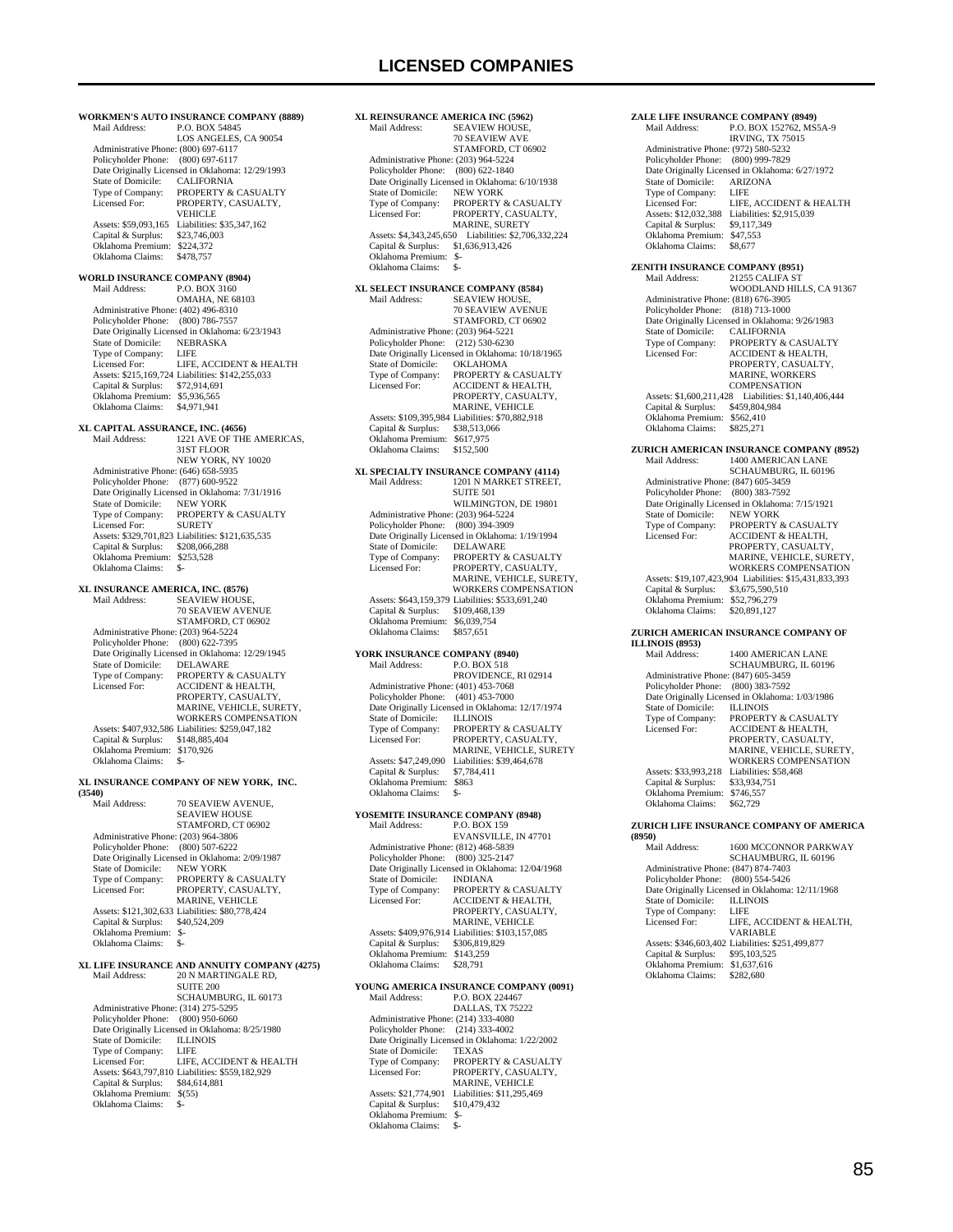# LICENSED COMPANIES

**WORKMEN'S AUTO INSURANCE COMPANY (8889)**
Mail Address: P.O. BOX 54845
LOS ANGELES, CA 90054
Administrative Phone: (800) 697-6117
Policyholder Phone: (800) 697-6117
Date Originally Licensed in Oklahoma: 12/29/1993
State of Domicile: CALIFORNIA
Type of Company: PROPERTY & CASUALTY
Licensed For: PROPERTY, CASUALTY, VEHICLE
Assets: $59,093,165 Liabilities: $35,347,162
Capital & Surplus: $23,746,003
Oklahoma Premium: $224,372
Oklahoma Claims: $478,757

**WORLD INSURANCE COMPANY (8904)**
Mail Address: P.O. BOX 3160
OMAHA, NE 68103
Administrative Phone: (402) 496-8310
Policyholder Phone: (800) 786-7557
Date Originally Licensed in Oklahoma: 6/23/1943
State of Domicile: NEBRASKA
Type of Company: LIFE
Licensed For: LIFE, ACCIDENT & HEALTH
Assets: $215,169,724 Liabilities: $142,255,033
Capital & Surplus: $72,914,691
Oklahoma Premium: $5,936,565
Oklahoma Claims: $4,971,941

**XL CAPITAL ASSURANCE, INC. (4656)**
Mail Address: 1221 AVE OF THE AMERICAS, 31ST FLOOR
NEW YORK, NY 10020
Administrative Phone: (646) 658-5935
Policyholder Phone: (877) 600-9522
Date Originally Licensed in Oklahoma: 7/31/1916
State of Domicile: NEW YORK
Type of Company: PROPERTY & CASUALTY
Licensed For: SURETY
Assets: $329,701,823 Liabilities: $121,635,535
Capital & Surplus: $208,066,288
Oklahoma Premium: $253,528
Oklahoma Claims: $-

**XL INSURANCE AMERICA, INC. (8576)**
Mail Address: SEAVIEW HOUSE, 70 SEAVIEW AVENUE
STAMFORD, CT 06902
Administrative Phone: (203) 964-5224
Policyholder Phone: (800) 622-7395
Date Originally Licensed in Oklahoma: 12/29/1945
State of Domicile: DELAWARE
Type of Company: PROPERTY & CASUALTY
Licensed For: ACCIDENT & HEALTH, PROPERTY, CASUALTY, MARINE, VEHICLE, SURETY, WORKERS COMPENSATION
Assets: $407,932,586 Liabilities: $259,047,182
Capital & Surplus: $148,885,404
Oklahoma Premium: $170,926
Oklahoma Claims: $-

**XL INSURANCE COMPANY OF NEW YORK, INC. (3540)**
Mail Address: 70 SEAVIEW AVENUE, SEAVIEW HOUSE
STAMFORD, CT 06902
Administrative Phone: (203) 964-3806
Policyholder Phone: (800) 507-6222
Date Originally Licensed in Oklahoma: 2/09/1987
State of Domicile: NEW YORK
Type of Company: PROPERTY & CASUALTY
Licensed For: PROPERTY, CASUALTY, MARINE, VEHICLE
Assets: $121,302,633 Liabilities: $80,778,424
Capital & Surplus: $40,524,209
Oklahoma Premium: $-
Oklahoma Claims: $-

**XL LIFE INSURANCE AND ANNUITY COMPANY (4275)**
Mail Address: 20 N MARTINGALE RD, SUITE 200
SCHAUMBURG, IL 60173
Administrative Phone: (314) 275-5295
Policyholder Phone: (800) 950-6060
Date Originally Licensed in Oklahoma: 8/25/1980
State of Domicile: ILLINOIS
Type of Company: LIFE
Licensed For: LIFE, ACCIDENT & HEALTH
Assets: $643,797,810 Liabilities: $559,182,929
Capital & Surplus: $84,614,881
Oklahoma Premium: $(55)
Oklahoma Claims: $-

**XL REINSURANCE AMERICA INC (5962)**
Mail Address: SEAVIEW HOUSE, 70 SEAVIEW AVE
STAMFORD, CT 06902
Administrative Phone: (203) 964-5224
Policyholder Phone: (800) 622-1840
Date Originally Licensed in Oklahoma: 6/10/1938
State of Domicile: NEW YORK
Type of Company: PROPERTY & CASUALTY
Licensed For: PROPERTY, CASUALTY, MARINE, SURETY
Assets: $4,343,245,650 Liabilities: $2,706,332,224
Capital & Surplus: $1,636,913,426
Oklahoma Premium: $-
Oklahoma Claims: $-

**XL SELECT INSURANCE COMPANY (8584)**
Mail Address: SEAVIEW HOUSE, 70 SEAVIEW AVENUE
STAMFORD, CT 06902
Administrative Phone: (203) 964-5221
Policyholder Phone: (212) 530-6230
Date Originally Licensed in Oklahoma: 10/18/1965
State of Domicile: OKLAHOMA
Type of Company: PROPERTY & CASUALTY
Licensed For: ACCIDENT & HEALTH, PROPERTY, CASUALTY, MARINE, VEHICLE
Assets: $109,395,984 Liabilities: $70,882,918
Capital & Surplus: $38,513,066
Oklahoma Premium: $617,975
Oklahoma Claims: $152,500

**XL SPECIALTY INSURANCE COMPANY (4114)**
Mail Address: 1201 N MARKET STREET, SUITE 501
WILMINGTON, DE 19801
Administrative Phone: (203) 964-5224
Policyholder Phone: (800) 394-3909
Date Originally Licensed in Oklahoma: 1/19/1994
State of Domicile: DELAWARE
Type of Company: PROPERTY & CASUALTY
Licensed For: PROPERTY, CASUALTY, MARINE, VEHICLE, SURETY, WORKERS COMPENSATION
Assets: $643,159,379 Liabilities: $533,691,240
Capital & Surplus: $109,468,139
Oklahoma Premium: $6,039,754
Oklahoma Claims: $857,651

**YORK INSURANCE COMPANY (8940)**
Mail Address: P.O. BOX 518
PROVIDENCE, RI 02914
Administrative Phone: (401) 453-7068
Policyholder Phone: (401) 453-7000
Date Originally Licensed in Oklahoma: 12/17/1974
State of Domicile: ILLINOIS
Type of Company: PROPERTY & CASUALTY
Licensed For: PROPERTY, CASUALTY, MARINE, VEHICLE, SURETY
Assets: $47,249,090 Liabilities: $39,464,678
Capital & Surplus: $7,784,411
Oklahoma Premium: $863
Oklahoma Claims: $-

**YOSEMITE INSURANCE COMPANY (8948)**
Mail Address: P.O. BOX 159
EVANSVILLE, IN 47701
Administrative Phone: (812) 468-5839
Policyholder Phone: (800) 325-2147
Date Originally Licensed in Oklahoma: 12/04/1968
State of Domicile: INDIANA
Type of Company: PROPERTY & CASUALTY
Licensed For: ACCIDENT & HEALTH, PROPERTY, CASUALTY, MARINE, VEHICLE
Assets: $409,976,914 Liabilities: $103,157,085
Capital & Surplus: $306,819,829
Oklahoma Premium: $143,259
Oklahoma Claims: $28,791

**YOUNG AMERICA INSURANCE COMPANY (0091)**
Mail Address: P.O. BOX 224467
DALLAS, TX 75222
Administrative Phone: (214) 333-4080
Policyholder Phone: (214) 333-4002
Date Originally Licensed in Oklahoma: 1/22/2002
State of Domicile: TEXAS
Type of Company: PROPERTY & CASUALTY
Licensed For: PROPERTY, CASUALTY, MARINE, VEHICLE
Assets: $21,774,901 Liabilities: $11,295,469
Capital & Surplus: $10,479,432
Oklahoma Premium: $-
Oklahoma Claims: $-

**ZALE LIFE INSURANCE COMPANY (8949)**
Mail Address: P.O. BOX 152762, MS5A-9
IRVING, TX 75015
Administrative Phone: (972) 580-5232
Policyholder Phone: (800) 999-7829
Date Originally Licensed in Oklahoma: 6/27/1972
State of Domicile: ARIZONA
Type of Company: LIFE
Licensed For: LIFE, ACCIDENT & HEALTH
Assets: $12,032,388 Liabilities: $2,915,039
Capital & Surplus: $9,117,349
Oklahoma Premium: $47,553
Oklahoma Claims: $8,677

**ZENITH INSURANCE COMPANY (8951)**
Mail Address: 21255 CALIFA ST
WOODLAND HILLS, CA 91367
Administrative Phone: (818) 676-3905
Policyholder Phone: (818) 713-1000
Date Originally Licensed in Oklahoma: 9/26/1983
State of Domicile: CALIFORNIA
Type of Company: PROPERTY & CASUALTY
Licensed For: ACCIDENT & HEALTH, PROPERTY, CASUALTY, MARINE, WORKERS COMPENSATION
Assets: $1,600,211,428 Liabilities: $1,140,406,444
Capital & Surplus: $459,804,984
Oklahoma Premium: $562,410
Oklahoma Claims: $825,271

**ZURICH AMERICAN INSURANCE COMPANY (8952)**
Mail Address: 1400 AMERICAN LANE
SCHAUMBURG, IL 60196
Administrative Phone: (847) 605-3459
Policyholder Phone: (800) 383-7592
Date Originally Licensed in Oklahoma: 7/15/1921
State of Domicile: NEW YORK
Type of Company: PROPERTY & CASUALTY
Licensed For: ACCIDENT & HEALTH, PROPERTY, CASUALTY, MARINE, VEHICLE, SURETY, WORKERS COMPENSATION
Assets: $19,107,423,904 Liabilities: $15,431,833,393
Capital & Surplus: $3,675,590,510
Oklahoma Premium: $52,796,279
Oklahoma Claims: $20,891,127

**ZURICH AMERICAN INSURANCE COMPANY OF ILLINOIS (8953)**
Mail Address: 1400 AMERICAN LANE
SCHAUMBURG, IL 60196
Administrative Phone: (847) 605-3459
Policyholder Phone: (800) 383-7592
Date Originally Licensed in Oklahoma: 1/03/1986
State of Domicile: ILLINOIS
Type of Company: PROPERTY & CASUALTY
Licensed For: ACCIDENT & HEALTH, PROPERTY, CASUALTY, MARINE, VEHICLE, SURETY, WORKERS COMPENSATION
Assets: $33,993,218 Liabilities: $58,468
Capital & Surplus: $33,934,751
Oklahoma Premium: $746,557
Oklahoma Claims: $62,729

**ZURICH LIFE INSURANCE COMPANY OF AMERICA (8950)**
Mail Address: 1600 MCCONNOR PARKWAY
SCHAUMBURG, IL 60196
Administrative Phone: (847) 874-7403
Policyholder Phone: (800) 554-5426
Date Originally Licensed in Oklahoma: 12/11/1968
State of Domicile: ILLINOIS
Type of Company: LIFE
Licensed For: LIFE, ACCIDENT & HEALTH, VARIABLE
Assets: $346,603,402 Liabilities: $251,499,877
Capital & Surplus: $95,103,525
Oklahoma Premium: $1,637,616
Oklahoma Claims: $282,680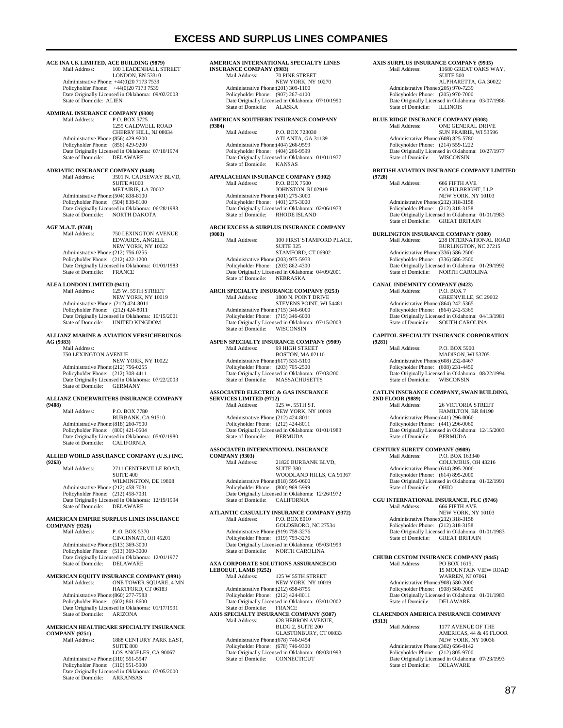# EXCESS AND SURPLUS LINES COMPANIES

**ACE INA UK LIMITED, ACE BUILDING (9879)**
Mail Address: 100 LEADENHALL STREET
LONDON, EN 53310
Administrative Phone: +44(0)20 7173 7539
Policyholder Phone: +44(0)20 7173 7539
Date Originally Licensed in Oklahoma: 09/02/2003
State of Domicile: ALIEN

**ADMIRAL INSURANCE COMPANY (9300)**
Mail Address: P.O. BOX 5725
1255 CALDWELL ROAD
CHERRY HILL, NJ 08034
Administrative Phone:(856) 429-9200
Policyholder Phone: (856) 429-9200
Date Originally Licensed in Oklahoma: 07/10/1974
State of Domicile: DELAWARE

**ADRIATIC INSURANCE COMPANY (9449)**
Mail Address: 3501 N. CAUSEWAY BLVD,
SUITE #1000
METAIRIE, LA 70002
Administrative Phone:(504) 838-8100
Policyholder Phone: (504) 838-8100
Date Originally Licensed in Oklahoma: 06/28/1983
State of Domicile: NORTH DAKOTA

**AGF M.A.T. (9748)**
Mail Address: 750 LEXINGTON AVENUE
EDWARDS, ANGELL
NEW YORK, NY 10022
Administrative Phone:(212) 756-0255
Policyholder Phone: (212) 422-1200
Date Originally Licensed in Oklahoma: 01/01/1983
State of Domicile: FRANCE

**ALEA LONDON LIMITED (9411)**
Mail Address: 125 W. 55TH STREET
NEW YORK, NY 10019
Administrative Phone: (212) 424-8011
Policyholder Phone: (212) 424-8011
Date Originally Licensed in Oklahoma: 10/15/2001
State of Domicile: UNITED KINGDOM

**ALLIANZ MARINE & AVIATION VERSICHERUNGS-AG (9383)**
Mail Address:
750 LEXINGTON AVENUE
NEW YORK, NY 10022
Administrative Phone:(212) 756-0255
Policyholder Phone: (212) 308-4411
Date Originally Licensed in Oklahoma: 07/22/2003
State of Domicile: GERMANY

**ALLIANZ UNDERWRITERS INSURANCE COMPANY (9408)**
Mail Address: P.O. BOX 7780
BURBANK, CA 91510
Administrative Phone:(818) 260-7500
Policyholder Phone: (800) 421-0504
Date Originally Licensed in Oklahoma: 05/02/1980
State of Domicile: CALIFORNIA

**ALLIED WORLD ASSURANCE COMPANY (U.S.) INC. (9263)**
Mail Address: 2711 CENTERVILLE ROAD,
SUITE 400
WILMINGTON, DE 19808
Administrative Phone:(212) 458-7031
Policyholder Phone: (212) 458-7031
Date Originally Licensed in Oklahoma: 12/19/1994
State of Domicile: DELAWARE

**AMERICAN EMPIRE SURPLUS LINES INSURANCE COMPANY (9326)**
Mail Address: P. O. BOX 5370
CINCINNATI, OH 45201
Administrative Phone:(513) 369-3000
Policyholder Phone: (513) 369-3000
Date Originally Licensed in Oklahoma: 12/01/1977
State of Domicile: DELAWARE

**AMERICAN EQUITY INSURANCE COMPANY (9991)**
Mail Address: ONE TOWER SQUARE, 4 MN
HARTFORD, CT 06183
Administrative Phone:(860) 277-7583
Policyholder Phone: (602) 861-8600
Date Originally Licensed in Oklahoma: 01/17/1991
State of Domicile: ARIZONA

**AMERICAN HEALTHCARE SPECIALTY INSURANCE COMPANY (9251)**
Mail Address: 1888 CENTURY PARK EAST,
SUITE 800
LOS ANGELES, CA 90067
Administrative Phone:(310) 551-5947
Policyholder Phone: (310) 551-5900
Date Originally Licensed in Oklahoma: 07/05/2000
State of Domicile: ARKANSAS

**AMERICAN INTERNATIONAL SPECIALTY LINES INSURANCE COMPANY (9983)**
Mail Address: 70 PINE STREET
NEW YORK, NY 10270
Administrative Phone:(201) 309-1100
Policyholder Phone: (907) 267-4100
Date Originally Licensed in Oklahoma: 07/10/1990
State of Domicile: ALASKA

**AMERICAN SOUTHERN INSURANCE COMPANY (9384)**
Mail Address: P.O. BOX 723030
ATLANTA, GA 31139
Administrative Phone:(404) 266-9599
Policyholder Phone: (404) 266-9599
Date Originally Licensed in Oklahoma: 01/01/1977
State of Domicile: KANSAS

**APPALACHIAN INSURANCE COMPANY (9302)**
Mail Address: P.O. BOX 7500
JOHNSTON, RI 02919
Administrative Phone:(401) 275-3000
Policyholder Phone: (401) 275-3000
Date Originally Licensed in Oklahoma: 02/06/1973
State of Domicile: RHODE ISLAND

**ARCH EXCESS & SURPLUS INSURANCE COMPANY (9003)**
Mail Address: 100 FIRST STAMFORD PLACE,
SUITE 325
STAMFORD, CT 06902
Administrative Phone:(203) 975-5933
Policyholder Phone: (203) 862-4300
Date Originally Licensed in Oklahoma: 04/09/2001
State of Domicile: NEBRASKA

**ARCH SPECIALTY INSURANCE COMPANY (9253)**
Mail Address: 1800 N. POINT DRIVE
STEVENS POINT, WI 54481
Administrative Phone:(715) 346-6000
Policyholder Phone: (715) 346-6000
Date Originally Licensed in Oklahoma: 07/15/2003
State of Domicile: WISCONSIN

**ASPEN SPECIALTY INSURANCE COMPANY (9909)**
Mail Address: 99 HIGH STREET
BOSTON, MA 02110
Administrative Phone:(617) 531-5100
Policyholder Phone: (203) 705-2500
Date Originally Licensed in Oklahoma: 07/03/2001
State of Domicile: MASSACHUSETTS

**ASSOCIATED ELECTRIC & GAS INSURANCE SERVICES LIMITED (9712)**
Mail Address: 125 W. 55TH ST.
NEW YORK, NY 10019
Administrative Phone:(212) 424-8011
Policyholder Phone: (212) 424-8011
Date Originally Licensed in Oklahoma: 01/01/1983
State of Domicile: BERMUDA

**ASSOCIATED INTERNATIONAL INSURANCE COMPANY (9303)**
Mail Address: 21820 BURBANK BLVD,
SUITE 380
WOODLAND HILLS, CA 91367
Administrative Phone:(818) 595-0600
Policyholder Phone: (800) 969-5999
Date Originally Licensed in Oklahoma: 12/26/1972
State of Domicile: CALIFORNIA

**ATLANTIC CASUALTY INSURANCE COMPANY (9372)**
Mail Address: P.O. BOX 8010
GOLDSBORO, NC 27534
Administrative Phone:(919) 759-3276
Policyholder Phone: (919) 759-3276
Date Originally Licensed in Oklahoma: 05/03/1999
State of Domicile: NORTH CAROLINA

**AXA CORPORATE SOLUTIONS ASSURANCEC/O LEBOEUF, LAMB (9252)**
Mail Address: 125 W 55TH STREET
NEW YORK, NY 10019
Administrative Phone:(212) 658-8755
Policyholder Phone: (212) 424-8011
Date Originally Licensed in Oklahoma: 03/01/2002
State of Domicile: FRANCE

**AXIS SPECIALTY INSURANCE COMPANY (9307)**
Mail Address: 628 HEBRON AVENUE,
BLDG 2, SUITE 200
GLASTONBURY, CT 06033
Administrative Phone:(678) 746-9454
Policyholder Phone: (678) 746-9300
Date Originally Licensed in Oklahoma: 08/03/1993
State of Domicile: CONNECTICUT

**AXIS SURPLUS INSURANCE COMPANY (9935)**
Mail Address: 11680 GREAT OAKS WAY,
SUITE 500
ALPHARETTA, GA 30022
Administrative Phone:(205) 970-7239
Policyholder Phone: (205) 970-7000
Date Originally Licensed in Oklahoma: 03/07/1986
State of Domicile: ILLINOIS

**BLUE RIDGE INSURANCE COMPANY (9308)**
Mail Address: ONE GENERAL DRIVE
SUN PRAIRIE, WI 53596
Administrative Phone:(608) 825-5780
Policyholder Phone: (214) 559-1222
Date Originally Licensed in Oklahoma: 10/27/1977
State of Domicile: WISCONSIN

**BRITISH AVIATION INSURANCE COMPANY LIMITED (9728)**
Mail Address: 666 FIFTH AVE
C/O FULBRIGHT, LLP
NEW YORK, NY 10103
Administrative Phone:(212) 318-3158
Policyholder Phone: (212) 318-3158
Date Originally Licensed in Oklahoma: 01/01/1983
State of Domicile: GREAT BRITAIN

**BURLINGTON INSURANCE COMPANY (9309)**
Mail Address: 238 INTERNATIONAL ROAD
BURLINGTON, NC 27215
Administrative Phone:(336) 586-2500
Policyholder Phone: (336) 586-2500
Date Originally Licensed in Oklahoma: 01/29/1992
State of Domicile: NORTH CAROLINA

**CANAL INDEMNITY COMPANY (9423)**
Mail Address: P.O. BOX 7
GREENVILLE, SC 29602
Administrative Phone:(864) 242-5365
Policyholder Phone: (864) 242-5365
Date Originally Licensed in Oklahoma: 04/13/1981
State of Domicile: SOUTH CAROLINA

**CAPITOL SPECIALTY INSURANCE CORPORATION (9281)**
Mail Address: P.O. BOX 5900
MADISON, WI 53705
Administrative Phone:(608) 232-0467
Policyholder Phone: (608) 231-4450
Date Originally Licensed in Oklahoma: 08/22/1994
State of Domicile: WISCONSIN

**CATLIN INSURANCE COMPANY, SWAN BUILDING, 2ND FLOOR (9889)**
Mail Address: 26 VICTORIA STREET
HAMILTON, BR 84190
Administrative Phone:(441) 296-0060
Policyholder Phone: (441) 296-0060
Date Originally Licensed in Oklahoma: 12/15/2003
State of Domicile: BERMUDA

**CENTURY SURETY COMPANY (9989)**
Mail Address: P.O. BOX 163340
COLUMBUS, OH 43216
Administrative Phone:(614) 895-2000
Policyholder Phone: (614) 895-2000
Date Originally Licensed in Oklahoma: 01/02/1991
State of Domicile: OHIO

**CGU INTERNATIONAL INSURANCE, PLC (9746)**
Mail Address: 666 FIFTH AVE
NEW YORK, NY 10103
Administrative Phone:(212) 318-3158
Policyholder Phone: (212) 318-3158
Date Originally Licensed in Oklahoma: 01/01/1983
State of Domicile: GREAT BRITAIN

**CHUBB CUSTOM INSURANCE COMPANY (9445)**
Mail Address: PO BOX 1615,
15 MOUNTAIN VIEW ROAD
WARREN, NJ 07061
Administrative Phone:(908) 580-2000
Policyholder Phone: (908) 580-2000
Date Originally Licensed in Oklahoma: 01/01/1983
State of Domicile: DELAWARE

**CLARENDON AMERICA INSURANCE COMPANY (9313)**
Mail Address: 1177 AVENUE OF THE
AMERICAS, 44 & 45 FLOOR
NEW YORK, NY 10036
Administrative Phone:(302) 656-0142
Policyholder Phone: (212) 805-9700
Date Originally Licensed in Oklahoma: 07/23/1993
State of Domicile: DELAWARE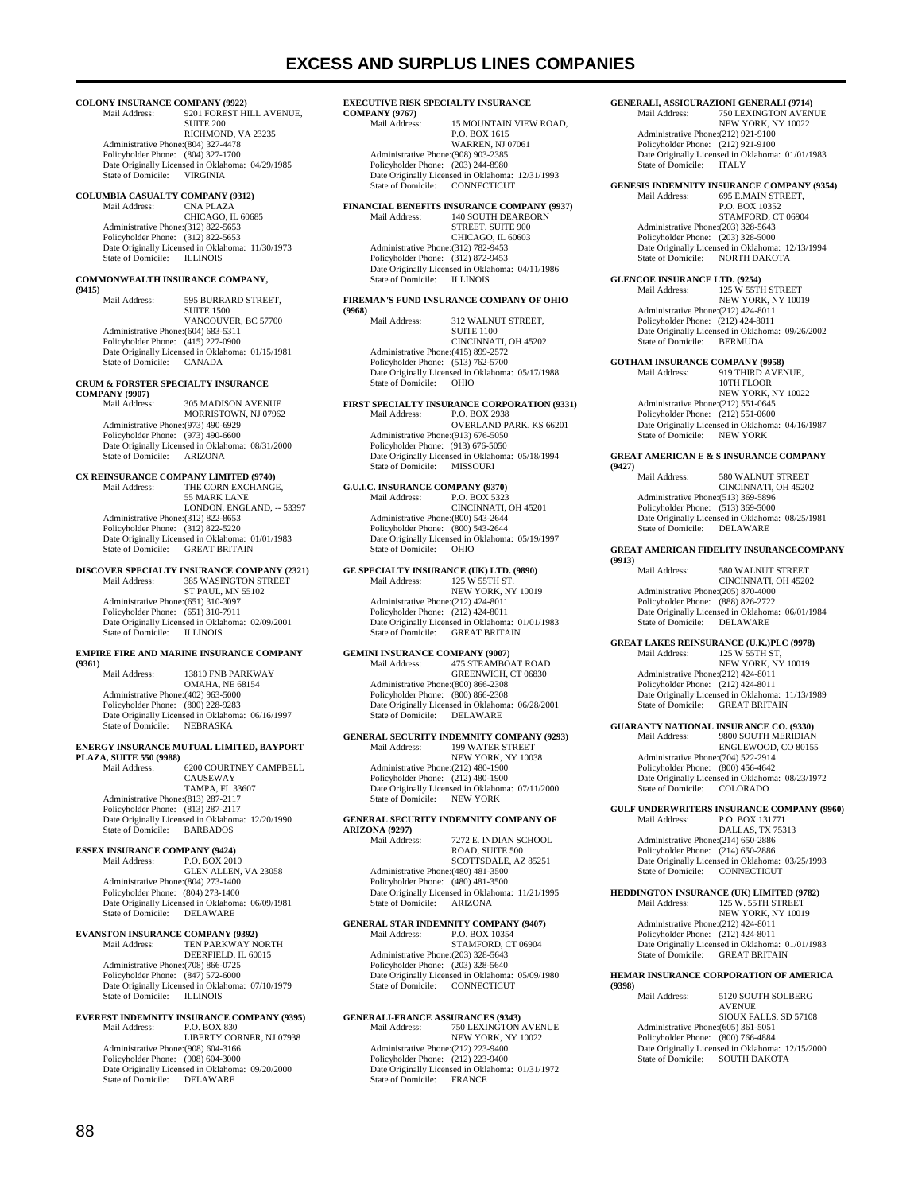# EXCESS AND SURPLUS LINES COMPANIES

**COLONY INSURANCE COMPANY (9922)**
Mail Address: 9201 FOREST HILL AVENUE, SUITE 200, RICHMOND, VA 23235
Administrative Phone: (804) 327-4478
Policyholder Phone: (804) 327-1700
Date Originally Licensed in Oklahoma: 04/29/1985
State of Domicile: VIRGINIA

**COLUMBIA CASUALTY COMPANY (9312)**
Mail Address: CNA PLAZA, CHICAGO, IL 60685
Administrative Phone: (312) 822-5653
Policyholder Phone: (312) 822-5653
Date Originally Licensed in Oklahoma: 11/30/1973
State of Domicile: ILLINOIS

**COMMONWEALTH INSURANCE COMPANY, (9415)**
Mail Address: 595 BURRARD STREET, SUITE 1500, VANCOUVER, BC 57700
Administrative Phone: (604) 683-5311
Policyholder Phone: (415) 227-0900
Date Originally Licensed in Oklahoma: 01/15/1981
State of Domicile: CANADA

**CRUM & FORSTER SPECIALTY INSURANCE COMPANY (9907)**
Mail Address: 305 MADISON AVENUE, MORRISTOWN, NJ 07962
Administrative Phone: (973) 490-6929
Policyholder Phone: (973) 490-6600
Date Originally Licensed in Oklahoma: 08/31/2000
State of Domicile: ARIZONA

**CX REINSURANCE COMPANY LIMITED (9740)**
Mail Address: THE CORN EXCHANGE, 55 MARK LANE, LONDON, ENGLAND, -- 53397
Administrative Phone: (312) 822-8653
Policyholder Phone: (312) 822-5220
Date Originally Licensed in Oklahoma: 01/01/1983
State of Domicile: GREAT BRITAIN

**DISCOVER SPECIALTY INSURANCE COMPANY (2321)**
Mail Address: 385 WASINGTON STREET, ST PAUL, MN 55102
Administrative Phone: (651) 310-3097
Policyholder Phone: (651) 310-7911
Date Originally Licensed in Oklahoma: 02/09/2001
State of Domicile: ILLINOIS

**EMPIRE FIRE AND MARINE INSURANCE COMPANY (9361)**
Mail Address: 13810 FNB PARKWAY, OMAHA, NE 68154
Administrative Phone: (402) 963-5000
Policyholder Phone: (800) 228-9283
Date Originally Licensed in Oklahoma: 06/16/1997
State of Domicile: NEBRASKA

**ENERGY INSURANCE MUTUAL LIMITED, BAYPORT PLAZA, SUITE 550 (9988)**
Mail Address: 6200 COURTNEY CAMPBELL CAUSEWAY, TAMPA, FL 33607
Administrative Phone: (813) 287-2117
Policyholder Phone: (813) 287-2117
Date Originally Licensed in Oklahoma: 12/20/1990
State of Domicile: BARBADOS

**ESSEX INSURANCE COMPANY (9424)**
Mail Address: P.O. BOX 2010, GLEN ALLEN, VA 23058
Administrative Phone: (804) 273-1400
Policyholder Phone: (804) 273-1400
Date Originally Licensed in Oklahoma: 06/09/1981
State of Domicile: DELAWARE

**EVANSTON INSURANCE COMPANY (9392)**
Mail Address: TEN PARKWAY NORTH, DEERFIELD, IL 60015
Administrative Phone: (708) 866-0725
Policyholder Phone: (847) 572-6000
Date Originally Licensed in Oklahoma: 07/10/1979
State of Domicile: ILLINOIS

**EVEREST INDEMNITY INSURANCE COMPANY (9395)**
Mail Address: P.O. BOX 830, LIBERTY CORNER, NJ 07938
Administrative Phone: (908) 604-3166
Policyholder Phone: (908) 604-3000
Date Originally Licensed in Oklahoma: 09/20/2000
State of Domicile: DELAWARE

**EXECUTIVE RISK SPECIALTY INSURANCE COMPANY (9767)**
Mail Address: 15 MOUNTAIN VIEW ROAD, P.O. BOX 1615, WARREN, NJ 07061
Administrative Phone: (908) 903-2385
Policyholder Phone: (203) 244-8980
Date Originally Licensed in Oklahoma: 12/31/1993
State of Domicile: CONNECTICUT

**FINANCIAL BENEFITS INSURANCE COMPANY (9937)**
Mail Address: 140 SOUTH DEARBORN STREET, SUITE 900, CHICAGO, IL 60603
Administrative Phone: (312) 782-9453
Policyholder Phone: (312) 872-9453
Date Originally Licensed in Oklahoma: 04/11/1986
State of Domicile: ILLINOIS

**FIREMAN'S FUND INSURANCE COMPANY OF OHIO (9968)**
Mail Address: 312 WALNUT STREET, SUITE 1100, CINCINNATI, OH 45202
Administrative Phone: (415) 899-2572
Policyholder Phone: (513) 762-5700
Date Originally Licensed in Oklahoma: 05/17/1988
State of Domicile: OHIO

**FIRST SPECIALTY INSURANCE CORPORATION (9331)**
Mail Address: P.O. BOX 2938, OVERLAND PARK, KS 66201
Administrative Phone: (913) 676-5050
Policyholder Phone: (913) 676-5050
Date Originally Licensed in Oklahoma: 05/18/1994
State of Domicile: MISSOURI

**G.U.I.C. INSURANCE COMPANY (9370)**
Mail Address: P.O. BOX 5323, CINCINNATI, OH 45201
Administrative Phone: (800) 543-2644
Policyholder Phone: (800) 543-2644
Date Originally Licensed in Oklahoma: 05/19/1997
State of Domicile: OHIO

**GE SPECIALTY INSURANCE (UK) LTD. (9890)**
Mail Address: 125 W 55TH ST., NEW YORK, NY 10019
Administrative Phone: (212) 424-8011
Policyholder Phone: (212) 424-8011
Date Originally Licensed in Oklahoma: 01/01/1983
State of Domicile: GREAT BRITAIN

**GEMINI INSURANCE COMPANY (9007)**
Mail Address: 475 STEAMBOAT ROAD, GREENWICH, CT 06830
Administrative Phone: (800) 866-2308
Policyholder Phone: (800) 866-2308
Date Originally Licensed in Oklahoma: 06/28/2001
State of Domicile: DELAWARE

**GENERAL SECURITY INDEMNITY COMPANY (9293)**
Mail Address: 199 WATER STREET, NEW YORK, NY 10038
Administrative Phone: (212) 480-1900
Policyholder Phone: (212) 480-1900
Date Originally Licensed in Oklahoma: 07/11/2000
State of Domicile: NEW YORK

**GENERAL SECURITY INDEMNITY COMPANY OF ARIZONA (9297)**
Mail Address: 7272 E. INDIAN SCHOOL ROAD, SUITE 500, SCOTTSDALE, AZ 85251
Administrative Phone: (480) 481-3500
Policyholder Phone: (480) 481-3500
Date Originally Licensed in Oklahoma: 11/21/1995
State of Domicile: ARIZONA

**GENERAL STAR INDEMNITY COMPANY (9407)**
Mail Address: P.O. BOX 10354, STAMFORD, CT 06904
Administrative Phone: (203) 328-5643
Policyholder Phone: (203) 328-5640
Date Originally Licensed in Oklahoma: 05/09/1980
State of Domicile: CONNECTICUT

**GENERALI-FRANCE ASSURANCES (9343)**
Mail Address: 750 LEXINGTON AVENUE, NEW YORK, NY 10022
Administrative Phone: (212) 223-9400
Policyholder Phone: (212) 223-9400
Date Originally Licensed in Oklahoma: 01/31/1972
State of Domicile: FRANCE

**GENERALI, ASSICURAZIONI GENERALI (9714)**
Mail Address: 750 LEXINGTON AVENUE, NEW YORK, NY 10022
Administrative Phone: (212) 921-9100
Policyholder Phone: (212) 921-9100
Date Originally Licensed in Oklahoma: 01/01/1983
State of Domicile: ITALY

**GENESIS INDEMNITY INSURANCE COMPANY (9354)**
Mail Address: 695 E.MAIN STREET, P.O. BOX 10352, STAMFORD, CT 06904
Administrative Phone: (203) 328-5643
Policyholder Phone: (203) 328-5000
Date Originally Licensed in Oklahoma: 12/13/1994
State of Domicile: NORTH DAKOTA

**GLENCOE INSURANCE LTD. (9254)**
Mail Address: 125 W 55TH STREET, NEW YORK, NY 10019
Administrative Phone: (212) 424-8011
Policyholder Phone: (212) 424-8011
Date Originally Licensed in Oklahoma: 09/26/2002
State of Domicile: BERMUDA

**GOTHAM INSURANCE COMPANY (9958)**
Mail Address: 919 THIRD AVENUE, 10TH FLOOR, NEW YORK, NY 10022
Administrative Phone: (212) 551-0645
Policyholder Phone: (212) 551-0600
Date Originally Licensed in Oklahoma: 04/16/1987
State of Domicile: NEW YORK

**GREAT AMERICAN E & S INSURANCE COMPANY (9427)**
Mail Address: 580 WALNUT STREET, CINCINNATI, OH 45202
Administrative Phone: (513) 369-5896
Policyholder Phone: (513) 369-5000
Date Originally Licensed in Oklahoma: 08/25/1981
State of Domicile: DELAWARE

**GREAT AMERICAN FIDELITY INSURANCECOMPANY (9913)**
Mail Address: 580 WALNUT STREET, CINCINNATI, OH 45202
Administrative Phone: (205) 870-4000
Policyholder Phone: (888) 826-2722
Date Originally Licensed in Oklahoma: 06/01/1984
State of Domicile: DELAWARE

**GREAT LAKES REINSURANCE (U.K.)PLC (9978)**
Mail Address: 125 W 55TH ST, NEW YORK, NY 10019
Administrative Phone: (212) 424-8011
Policyholder Phone: (212) 424-8011
Date Originally Licensed in Oklahoma: 11/13/1989
State of Domicile: GREAT BRITAIN

**GUARANTY NATIONAL INSURANCE CO. (9330)**
Mail Address: 9800 SOUTH MERIDIAN, ENGLEWOOD, CO 80155
Administrative Phone: (704) 522-2914
Policyholder Phone: (800) 456-4642
Date Originally Licensed in Oklahoma: 08/23/1972
State of Domicile: COLORADO

**GULF UNDERWRITERS INSURANCE COMPANY (9960)**
Mail Address: P.O. BOX 131771, DALLAS, TX 75313
Administrative Phone: (214) 650-2886
Policyholder Phone: (214) 650-2886
Date Originally Licensed in Oklahoma: 03/25/1993
State of Domicile: CONNECTICUT

**HEDDINGTON INSURANCE (UK) LIMITED (9782)**
Mail Address: 125 W. 55TH STREET, NEW YORK, NY 10019
Administrative Phone: (212) 424-8011
Policyholder Phone: (212) 424-8011
Date Originally Licensed in Oklahoma: 01/01/1983
State of Domicile: GREAT BRITAIN

**HEMAR INSURANCE CORPORATION OF AMERICA (9398)**
Mail Address: 5120 SOUTH SOLBERG AVENUE, SIOUX FALLS, SD 57108
Administrative Phone: (605) 361-5051
Policyholder Phone: (800) 766-4884
Date Originally Licensed in Oklahoma: 12/15/2000
State of Domicile: SOUTH DAKOTA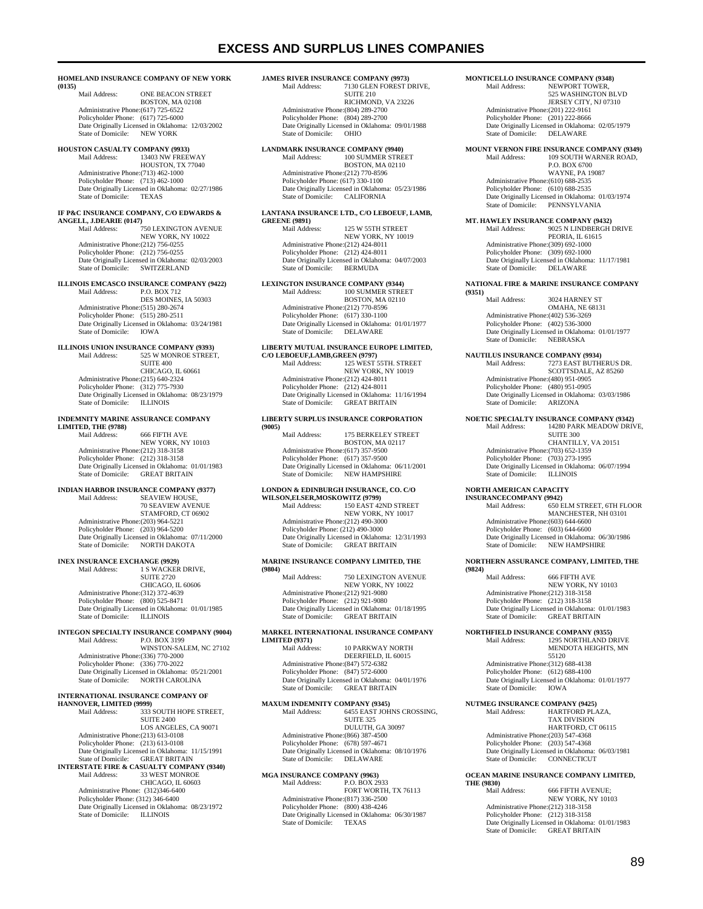# EXCESS AND SURPLUS LINES COMPANIES

**HOMELAND INSURANCE COMPANY OF NEW YORK (0135)**
Mail Address: ONE BEACON STREET
BOSTON, MA 02108
Administrative Phone:(617) 725-6522
Policyholder Phone: (617) 725-6000
Date Originally Licensed in Oklahoma: 12/03/2002
State of Domicile: NEW YORK

**HOUSTON CASUALTY COMPANY (9933)**
Mail Address: 13403 NW FREEWAY
HOUSTON, TX 77040
Administrative Phone:(713) 462-1000
Policyholder Phone: (713) 462-1000
Date Originally Licensed in Oklahoma: 02/27/1986
State of Domicile: TEXAS

**IF P&C INSURANCE COMPANY, C/O EDWARDS & ANGELL, J.DEARIE (0147)**
Mail Address: 750 LEXINGTON AVENUE
NEW YORK, NY 10022
Administrative Phone:(212) 756-0255
Policyholder Phone: (212) 756-0255
Date Originally Licensed in Oklahoma: 02/03/2003
State of Domicile: SWITZERLAND

**ILLINOIS EMCASCO INSURANCE COMPANY (9422)**
Mail Address: P.O. BOX 712
DES MOINES, IA 50303
Administrative Phone:(515) 280-2674
Policyholder Phone: (515) 280-2511
Date Originally Licensed in Oklahoma: 03/24/1981
State of Domicile: IOWA

**ILLINOIS UNION INSURANCE COMPANY (9393)**
Mail Address: 525 W MONROE STREET,
SUITE 400
CHICAGO, IL 60661
Administrative Phone:(215) 640-2324
Policyholder Phone: (312) 775-7930
Date Originally Licensed in Oklahoma: 08/23/1979
State of Domicile: ILLINOIS

**INDEMNITY MARINE ASSURANCE COMPANY LIMITED, THE (9788)**
Mail Address: 666 FIFTH AVE
NEW YORK, NY 10103
Administrative Phone:(212) 318-3158
Policyholder Phone: (212) 318-3158
Date Originally Licensed in Oklahoma: 01/01/1983
State of Domicile: GREAT BRITAIN

**INDIAN HARBOR INSURANCE COMPANY (9377)**
Mail Address: SEAVIEW HOUSE,
70 SEAVIEW AVENUE
STAMFORD, CT 06902
Administrative Phone:(203) 964-5221
Policyholder Phone: (203) 964-5200
Date Originally Licensed in Oklahoma: 07/11/2000
State of Domicile: NORTH DAKOTA

**INEX INSURANCE EXCHANGE (9929)**
Mail Address: 1 S WACKER DRIVE,
SUITE 2720
CHICAGO, IL 60606
Administrative Phone:(312) 372-4639
Policyholder Phone: (800) 525-8471
Date Originally Licensed in Oklahoma: 01/01/1985
State of Domicile: ILLINOIS

**INTEGON SPECIALTY INSURANCE COMPANY (9004)**
Mail Address: P.O. BOX 3199
WINSTON-SALEM, NC 27102
Administrative Phone:(336) 770-2000
Policyholder Phone: (336) 770-2022
Date Originally Licensed in Oklahoma: 05/21/2001
State of Domicile: NORTH CAROLINA

**INTERNATIONAL INSURANCE COMPANY OF HANNOVER, LIMITED (9999)**
Mail Address: 333 SOUTH HOPE STREET,
SUITE 2400
LOS ANGELES, CA 90071
Administrative Phone:(213) 613-0108
Policyholder Phone: (213) 613-0108
Date Originally Licensed in Oklahoma: 11/15/1991
State of Domicile: GREAT BRITAIN

**INTERSTATE FIRE & CASUALTY COMPANY (9340)**
Mail Address: 33 WEST MONROE
CHICAGO, IL 60603
Administrative Phone: (312)346-6400
Policyholder Phone: (312) 346-6400
Date Originally Licensed in Oklahoma: 08/23/1972
State of Domicile: ILLINOIS

**JAMES RIVER INSURANCE COMPANY (9973)**
Mail Address: 7130 GLEN FOREST DRIVE,
SUITE 210
RICHMOND, VA 23226
Administrative Phone:(804) 289-2700
Policyholder Phone: (804) 289-2700
Date Originally Licensed in Oklahoma: 09/01/1988
State of Domicile: OHIO

**LANDMARK INSURANCE COMPANY (9940)**
Mail Address: 100 SUMMER STREET
BOSTON, MA 02110
Administrative Phone:(212) 770-8596
Policyholder Phone: (617) 330-1100
Date Originally Licensed in Oklahoma: 05/23/1986
State of Domicile: CALIFORNIA

**LANTANA INSURANCE LTD., C/O LEBOEUF, LAMB, GREENE (9891)**
Mail Address: 125 W 55TH STREET
NEW YORK, NY 10019
Administrative Phone:(212) 424-8011
Policyholder Phone: (212) 424-8011
Date Originally Licensed in Oklahoma: 04/07/2003
State of Domicile: BERMUDA

**LEXINGTON INSURANCE COMPANY (9344)**
Mail Address: 100 SUMMER STREET
BOSTON, MA 02110
Administrative Phone:(212) 770-8596
Policyholder Phone: (617) 330-1100
Date Originally Licensed in Oklahoma: 01/01/1977
State of Domicile: DELAWARE

**LIBERTY MUTUAL INSURANCE EUROPE LIMITED, C/O LEBOEUF,LAMB,GREEN (9797)**
Mail Address: 125 WEST 55TH. STREET
NEW YORK, NY 10019
Administrative Phone:(212) 424-8011
Policyholder Phone: (212) 424-8011
Date Originally Licensed in Oklahoma: 11/16/1994
State of Domicile: GREAT BRITAIN

**LIBERTY SURPLUS INSURANCE CORPORATION (9005)**
Mail Address: 175 BERKELEY STREET
BOSTON, MA 02117
Administrative Phone:(617) 357-9500
Policyholder Phone: (617) 357-9500
Date Originally Licensed in Oklahoma: 06/11/2001
State of Domicile: NEW HAMPSHIRE

**LONDON & EDINBURGH INSURANCE, CO. C/O WILSON,ELSER,MOSKOWITZ (9799)**
Mail Address: 150 EAST 42ND STREET
NEW YORK, NY 10017
Administrative Phone:(212) 490-3000
Policyholder Phone: (212) 490-3000
Date Originally Licensed in Oklahoma: 12/31/1993
State of Domicile: GREAT BRITAIN

**MARINE INSURANCE COMPANY LIMITED, THE (9804)**
Mail Address: 750 LEXINGTON AVENUE
NEW YORK, NY 10022
Administrative Phone:(212) 921-9080
Policyholder Phone: (212) 921-9080
Date Originally Licensed in Oklahoma: 01/18/1995
State of Domicile: GREAT BRITAIN

**MARKEL INTERNATIONAL INSURANCE COMPANY LIMITED (9371)**
Mail Address: 10 PARKWAY NORTH
DEERFIELD, IL 60015
Administrative Phone:(847) 572-6382
Policyholder Phone: (847) 572-6000
Date Originally Licensed in Oklahoma: 04/01/1976
State of Domicile: GREAT BRITAIN

**MAXUM INDEMNITY COMPANY (9345)**
Mail Address: 6455 EAST JOHNS CROSSING,
SUITE 325
DULUTH, GA 30097
Administrative Phone:(866) 387-4500
Policyholder Phone: (678) 597-4671
Date Originally Licensed in Oklahoma: 08/10/1976
State of Domicile: DELAWARE

**MGA INSURANCE COMPANY (9963)**
Mail Address: P.O. BOX 2933
FORT WORTH, TX 76113
Administrative Phone:(817) 336-2500
Policyholder Phone: (800) 438-4246
Date Originally Licensed in Oklahoma: 06/30/1987
State of Domicile: TEXAS

**MONTICELLO INSURANCE COMPANY (9348)**
Mail Address: NEWPORT TOWER,
525 WASHINGTON BLVD
JERSEY CITY, NJ 07310
Administrative Phone:(201) 222-9161
Policyholder Phone: (201) 222-8666
Date Originally Licensed in Oklahoma: 02/05/1979
State of Domicile: DELAWARE

**MOUNT VERNON FIRE INSURANCE COMPANY (9349)**
Mail Address: 109 SOUTH WARNER ROAD,
P.O. BOX 6700
WAYNE, PA 19087
Administrative Phone:(610) 688-2535
Policyholder Phone: (610) 688-2535
Date Originally Licensed in Oklahoma: 01/03/1974
State of Domicile: PENNSYLVANIA

**MT. HAWLEY INSURANCE COMPANY (9432)**
Mail Address: 9025 N LINDBERGH DRIVE
PEORIA, IL 61615
Administrative Phone:(309) 692-1000
Policyholder Phone: (309) 692-1000
Date Originally Licensed in Oklahoma: 11/17/1981
State of Domicile: DELAWARE

**NATIONAL FIRE & MARINE INSURANCE COMPANY (9351)**
Mail Address: 3024 HARNEY ST
OMAHA, NE 68131
Administrative Phone:(402) 536-3269
Policyholder Phone: (402) 536-3000
Date Originally Licensed in Oklahoma: 01/01/1977
State of Domicile: NEBRASKA

**NAUTILUS INSURANCE COMPANY (9934)**
Mail Address: 7273 EAST BUTHERUS DR.
SCOTTSDALE, AZ 85260
Administrative Phone:(480) 951-0905
Policyholder Phone: (480) 951-0905
Date Originally Licensed in Oklahoma: 03/03/1986
State of Domicile: ARIZONA

**NOETIC SPECIALTY INSURANCE COMPANY (9342)**
Mail Address: 14280 PARK MEADOW DRIVE,
SUITE 300
CHANTILLY, VA 20151
Administrative Phone:(703) 652-1359
Policyholder Phone: (703) 273-1995
Date Originally Licensed in Oklahoma: 06/07/1994
State of Domicile: ILLINOIS

**NORTH AMERICAN CAPACITY INSURANCECOMPANY (9942)**
Mail Address: 650 ELM STREET, 6TH FLOOR
MANCHESTER, NH 03101
Administrative Phone:(603) 644-6600
Policyholder Phone: (603) 644-6600
Date Originally Licensed in Oklahoma: 06/30/1986
State of Domicile: NEW HAMPSHIRE

**NORTHERN ASSURANCE COMPANY, LIMITED, THE (9824)**
Mail Address: 666 FIFTH AVE
NEW YORK, NY 10103
Administrative Phone:(212) 318-3158
Policyholder Phone: (212) 318-3158
Date Originally Licensed in Oklahoma: 01/01/1983
State of Domicile: GREAT BRITAIN

**NORTHFIELD INSURANCE COMPANY (9355)**
Mail Address: 1295 NORTHLAND DRIVE
MENDOTA HEIGHTS, MN
55120
Administrative Phone:(312) 688-4138
Policyholder Phone: (612) 688-4100
Date Originally Licensed in Oklahoma: 01/01/1977
State of Domicile: IOWA

**NUTMEG INSURANCE COMPANY (9425)**
Mail Address: HARTFORD PLAZA,
TAX DIVISION
HARTFORD, CT 06115
Administrative Phone:(203) 547-4368
Policyholder Phone: (203) 547-4368
Date Originally Licensed in Oklahoma: 06/03/1981
State of Domicile: CONNECTICUT

**OCEAN MARINE INSURANCE COMPANY LIMITED, THE (9830)**
Mail Address: 666 FIFTH AVENUE;
NEW YORK, NY 10103
Administrative Phone:(212) 318-3158
Policyholder Phone: (212) 318-3158
Date Originally Licensed in Oklahoma: 01/01/1983
State of Domicile: GREAT BRITAIN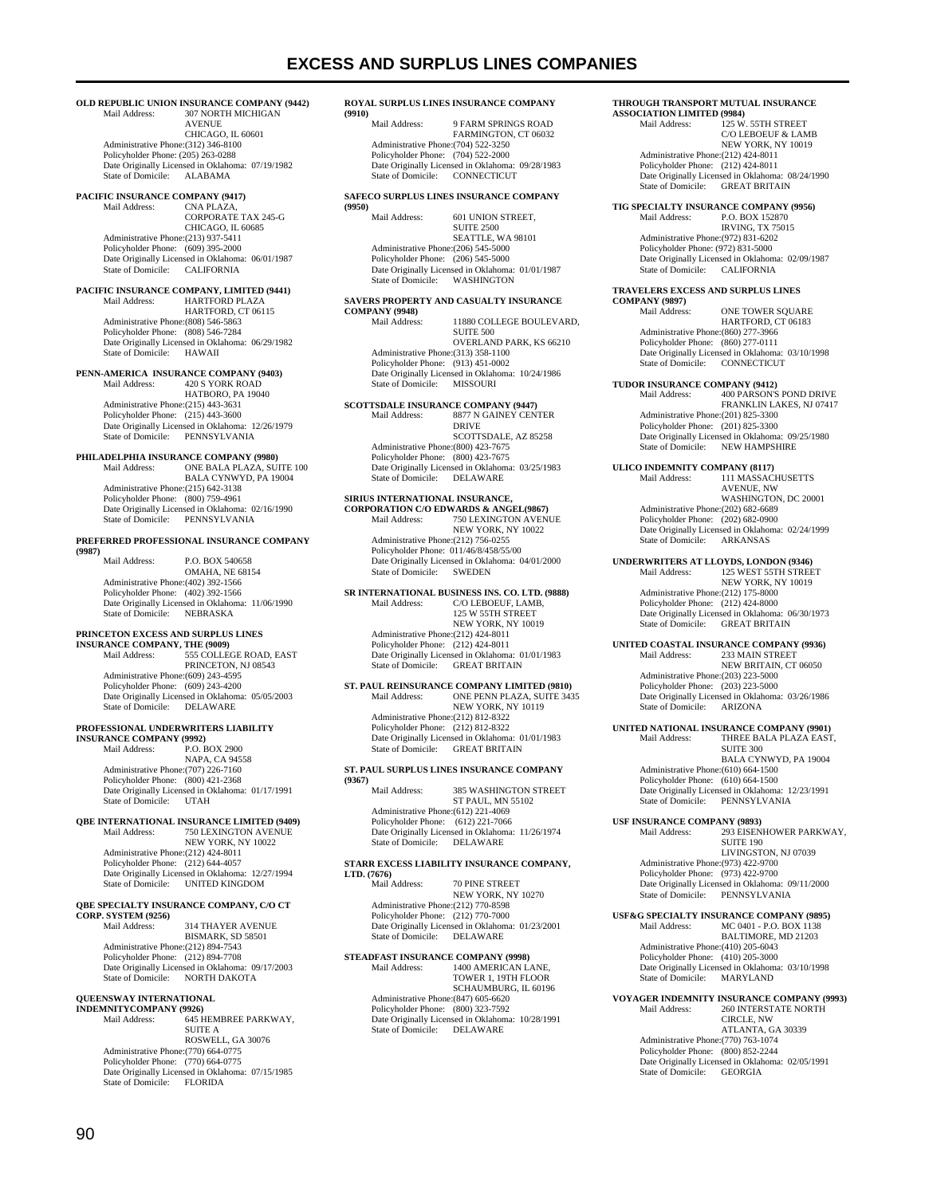# EXCESS AND SURPLUS LINES COMPANIES

**OLD REPUBLIC UNION INSURANCE COMPANY (9442)**
Mail Address: 307 NORTH MICHIGAN AVENUE
CHICAGO, IL 60601
Administrative Phone:(312) 346-8100
Policyholder Phone: (205) 263-0288
Date Originally Licensed in Oklahoma: 07/19/1982
State of Domicile: ALABAMA

**PACIFIC INSURANCE COMPANY (9417)**
Mail Address: CNA PLAZA, CORPORATE TAX 245-G
CHICAGO, IL 60685
Administrative Phone:(213) 937-5411
Policyholder Phone: (609) 395-2000
Date Originally Licensed in Oklahoma: 06/01/1987
State of Domicile: CALIFORNIA

**PACIFIC INSURANCE COMPANY, LIMITED (9441)**
Mail Address: HARTFORD PLAZA
HARTFORD, CT 06115
Administrative Phone:(808) 546-5863
Policyholder Phone: (808) 546-7284
Date Originally Licensed in Oklahoma: 06/29/1982
State of Domicile: HAWAII

**PENN-AMERICA INSURANCE COMPANY (9403)**
Mail Address: 420 S YORK ROAD
HATBORO, PA 19040
Administrative Phone:(215) 443-3631
Policyholder Phone: (215) 443-3600
Date Originally Licensed in Oklahoma: 12/26/1979
State of Domicile: PENNSYLVANIA

**PHILADELPHIA INSURANCE COMPANY (9980)**
Mail Address: ONE BALA PLAZA, SUITE 100
BALA CYNWYD, PA 19004
Administrative Phone:(215) 642-3138
Policyholder Phone: (800) 759-4961
Date Originally Licensed in Oklahoma: 02/16/1990
State of Domicile: PENNSYLVANIA

**PREFERRED PROFESSIONAL INSURANCE COMPANY (9987)**
Mail Address: P.O. BOX 540658
OMAHA, NE 68154
Administrative Phone:(402) 392-1566
Policyholder Phone: (402) 392-1566
Date Originally Licensed in Oklahoma: 11/06/1990
State of Domicile: NEBRASKA

**PRINCETON EXCESS AND SURPLUS LINES INSURANCE COMPANY, THE (9009)**
Mail Address: 555 COLLEGE ROAD, EAST
PRINCETON, NJ 08543
Administrative Phone:(609) 243-4595
Policyholder Phone: (609) 243-4200
Date Originally Licensed in Oklahoma: 05/05/2003
State of Domicile: DELAWARE

**PROFESSIONAL UNDERWRITERS LIABILITY INSURANCE COMPANY (9992)**
Mail Address: P.O. BOX 2900
NAPA, CA 94558
Administrative Phone:(707) 226-7160
Policyholder Phone: (800) 421-2368
Date Originally Licensed in Oklahoma: 01/17/1991
State of Domicile: UTAH

**QBE INTERNATIONAL INSURANCE LIMITED (9409)**
Mail Address: 750 LEXINGTON AVENUE
NEW YORK, NY 10022
Administrative Phone:(212) 424-8011
Policyholder Phone: (212) 644-4057
Date Originally Licensed in Oklahoma: 12/27/1994
State of Domicile: UNITED KINGDOM

**QBE SPECIALTY INSURANCE COMPANY, C/O CT CORP. SYSTEM (9256)**
Mail Address: 314 THAYER AVENUE
BISMARK, SD 58501
Administrative Phone:(212) 894-7543
Policyholder Phone: (212) 894-7708
Date Originally Licensed in Oklahoma: 09/17/2003
State of Domicile: NORTH DAKOTA

**QUEENSWAY INTERNATIONAL INDEMNITYCOMPANY (9926)**
Mail Address: 645 HEMBREE PARKWAY, SUITE A
ROSWELL, GA 30076
Administrative Phone:(770) 664-0775
Policyholder Phone: (770) 664-0775
Date Originally Licensed in Oklahoma: 07/15/1985
State of Domicile: FLORIDA

**ROYAL SURPLUS LINES INSURANCE COMPANY (9910)**
Mail Address: 9 FARM SPRINGS ROAD
FARMINGTON, CT 06032
Administrative Phone:(704) 522-3250
Policyholder Phone: (704) 522-2000
Date Originally Licensed in Oklahoma: 09/28/1983
State of Domicile: CONNECTICUT

**SAFECO SURPLUS LINES INSURANCE COMPANY (9950)**
Mail Address: 601 UNION STREET, SUITE 2500
SEATTLE, WA 98101
Administrative Phone:(206) 545-5000
Policyholder Phone: (206) 545-5000
Date Originally Licensed in Oklahoma: 01/01/1987
State of Domicile: WASHINGTON

**SAVERS PROPERTY AND CASUALTY INSURANCE COMPANY (9948)**
Mail Address: 11880 COLLEGE BOULEVARD, SUITE 500
OVERLAND PARK, KS 66210
Administrative Phone:(313) 358-1100
Policyholder Phone: (913) 451-0002
Date Originally Licensed in Oklahoma: 10/24/1986
State of Domicile: MISSOURI

**SCOTTSDALE INSURANCE COMPANY (9447)**
Mail Address: 8877 N GAINEY CENTER DRIVE
SCOTTSDALE, AZ 85258
Administrative Phone:(800) 423-7675
Policyholder Phone: (800) 423-7675
Date Originally Licensed in Oklahoma: 03/25/1983
State of Domicile: DELAWARE

**SIRIUS INTERNATIONAL INSURANCE, CORPORATION C/O EDWARDS & ANGEL(9867)**
Mail Address: 750 LEXINGTON AVENUE
NEW YORK, NY 10022
Administrative Phone:(212) 756-0255
Policyholder Phone: 011/46/8/458/55/00
Date Originally Licensed in Oklahoma: 04/01/2000
State of Domicile: SWEDEN

**SR INTERNATIONAL BUSINESS INS. CO. LTD. (9888)**
Mail Address: C/O LEBOEUF, LAMB, 125 W 55TH STREET
NEW YORK, NY 10019
Administrative Phone:(212) 424-8011
Policyholder Phone: (212) 424-8011
Date Originally Licensed in Oklahoma: 01/01/1983
State of Domicile: GREAT BRITAIN

**ST. PAUL REINSURANCE COMPANY LIMITED (9810)**
Mail Address: ONE PENN PLAZA, SUITE 3435
NEW YORK, NY 10119
Administrative Phone:(212) 812-8322
Policyholder Phone: (212) 812-8322
Date Originally Licensed in Oklahoma: 01/01/1983
State of Domicile: GREAT BRITAIN

**ST. PAUL SURPLUS LINES INSURANCE COMPANY (9367)**
Mail Address: 385 WASHINGTON STREET
ST PAUL, MN 55102
Administrative Phone:(612) 221-4069
Policyholder Phone: (612) 221-7066
Date Originally Licensed in Oklahoma: 11/26/1974
State of Domicile: DELAWARE

**STARR EXCESS LIABILITY INSURANCE COMPANY, LTD. (7676)**
Mail Address: 70 PINE STREET
NEW YORK, NY 10270
Administrative Phone:(212) 770-8598
Policyholder Phone: (212) 770-7000
Date Originally Licensed in Oklahoma: 01/23/2001
State of Domicile: DELAWARE

**STEADFAST INSURANCE COMPANY (9998)**
Mail Address: 1400 AMERICAN LANE, TOWER 1, 19TH FLOOR
SCHAUMBURG, IL 60196
Administrative Phone:(847) 605-6620
Policyholder Phone: (800) 323-7592
Date Originally Licensed in Oklahoma: 10/28/1991
State of Domicile: DELAWARE

**THROUGH TRANSPORT MUTUAL INSURANCE ASSOCIATION LIMITED (9984)**
Mail Address: 125 W. 55TH STREET C/O LEBOEUF & LAMB
NEW YORK, NY 10019
Administrative Phone:(212) 424-8011
Policyholder Phone: (212) 424-8011
Date Originally Licensed in Oklahoma: 08/24/1990
State of Domicile: GREAT BRITAIN

**TIG SPECIALTY INSURANCE COMPANY (9956)**
Mail Address: P.O. BOX 152870
IRVING, TX 75015
Administrative Phone:(972) 831-6202
Policyholder Phone: (972) 831-5000
Date Originally Licensed in Oklahoma: 02/09/1987
State of Domicile: CALIFORNIA

**TRAVELERS EXCESS AND SURPLUS LINES COMPANY (9897)**
Mail Address: ONE TOWER SQUARE
HARTFORD, CT 06183
Administrative Phone:(860) 277-3966
Policyholder Phone: (860) 277-0111
Date Originally Licensed in Oklahoma: 03/10/1998
State of Domicile: CONNECTICUT

**TUDOR INSURANCE COMPANY (9412)**
Mail Address: 400 PARSON'S POND DRIVE
FRANKLIN LAKES, NJ 07417
Administrative Phone:(201) 825-3300
Policyholder Phone: (201) 825-3300
Date Originally Licensed in Oklahoma: 09/25/1980
State of Domicile: NEW HAMPSHIRE

**ULICO INDEMNITY COMPANY (8117)**
Mail Address: 111 MASSACHUSETTS AVENUE, NW
WASHINGTON, DC 20001
Administrative Phone:(202) 682-6689
Policyholder Phone: (202) 682-0900
Date Originally Licensed in Oklahoma: 02/24/1999
State of Domicile: ARKANSAS

**UNDERWRITERS AT LLOYDS, LONDON (9346)**
Mail Address: 125 WEST 55TH STREET
NEW YORK, NY 10019
Administrative Phone:(212) 175-8000
Policyholder Phone: (212) 424-8000
Date Originally Licensed in Oklahoma: 06/30/1973
State of Domicile: GREAT BRITAIN

**UNITED COASTAL INSURANCE COMPANY (9936)**
Mail Address: 233 MAIN STREET
NEW BRITAIN, CT 06050
Administrative Phone:(203) 223-5000
Policyholder Phone: (203) 223-5000
Date Originally Licensed in Oklahoma: 03/26/1986
State of Domicile: ARIZONA

**UNITED NATIONAL INSURANCE COMPANY (9901)**
Mail Address: THREE BALA PLAZA EAST, SUITE 300
BALA CYNWYD, PA 19004
Administrative Phone:(610) 664-1500
Policyholder Phone: (610) 664-1500
Date Originally Licensed in Oklahoma: 12/23/1991
State of Domicile: PENNSYLVANIA

**USF INSURANCE COMPANY (9893)**
Mail Address: 293 EISENHOWER PARKWAY, SUITE 190
LIVINGSTON, NJ 07039
Administrative Phone:(973) 422-9700
Policyholder Phone: (973) 422-9700
Date Originally Licensed in Oklahoma: 09/11/2000
State of Domicile: PENNSYLVANIA

**USF&G SPECIALTY INSURANCE COMPANY (9895)**
Mail Address: MC 0401 - P.O. BOX 1138
BALTIMORE, MD 21203
Administrative Phone:(410) 205-6043
Policyholder Phone: (410) 205-3000
Date Originally Licensed in Oklahoma: 03/10/1998
State of Domicile: MARYLAND

**VOYAGER INDEMNITY INSURANCE COMPANY (9993)**
Mail Address: 260 INTERSTATE NORTH CIRCLE, NW
ATLANTA, GA 30339
Administrative Phone:(770) 763-1074
Policyholder Phone: (800) 852-2244
Date Originally Licensed in Oklahoma: 02/05/1991
State of Domicile: GEORGIA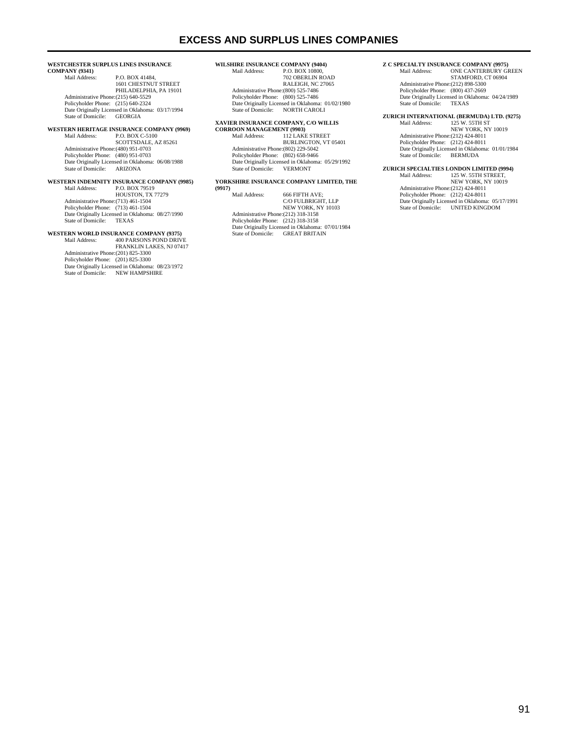# EXCESS AND SURPLUS LINES COMPANIES

**WESTCHESTER SURPLUS LINES INSURANCE COMPANY (9341)**
Mail Address: P.O. BOX 41484,
1601 CHESTNUT STREET
PHILADELPHIA, PA 19101
Administrative Phone:(215) 640-5529
Policyholder Phone: (215) 640-2324
Date Originally Licensed in Oklahoma: 03/17/1994
State of Domicile: GEORGIA

**WESTERN HERITAGE INSURANCE COMPANY (9969)**
Mail Address: P.O. BOX C-5100
SCOTTSDALE, AZ 85261
Administrative Phone:(480) 951-0703
Policyholder Phone: (480) 951-0703
Date Originally Licensed in Oklahoma: 06/08/1988
State of Domicile: ARIZONA

**WESTERN INDEMNITY INSURANCE COMPANY (9985)**
Mail Address: P.O. BOX 79519
HOUSTON, TX 77279
Administrative Phone:(713) 461-1504
Policyholder Phone: (713) 461-1504
Date Originally Licensed in Oklahoma: 08/27/1990
State of Domicile: TEXAS

**WESTERN WORLD INSURANCE COMPANY (9375)**
Mail Address: 400 PARSONS POND DRIVE
FRANKLIN LAKES, NJ 07417
Administrative Phone:(201) 825-3300
Policyholder Phone: (201) 825-3300
Date Originally Licensed in Oklahoma: 08/23/1972
State of Domicile: NEW HAMPSHIRE

**WILSHIRE INSURANCE COMPANY (9404)**
Mail Address: P.O. BOX 10800,
702 OBERLIN ROAD
RALEIGH, NC 27065
Administrative Phone:(800) 525-7486
Policyholder Phone: (800) 525-7486
Date Originally Licensed in Oklahoma: 01/02/1980
State of Domicile: NORTH CAROLI

**XAVIER INSURANCE COMPANY, C/O WILLIS CORROON MANAGEMENT (9903)**
Mail Address: 112 LAKE STREET
BURLINGTON, VT 05401
Administrative Phone:(802) 229-5042
Policyholder Phone: (802) 658-9466
Date Originally Licensed in Oklahoma: 05/29/1992
State of Domicile: VERMONT

**YORKSHIRE INSURANCE COMPANY LIMITED, THE (9917)**
Mail Address: 666 FIFTH AVE;
C/O FULBRIGHT, LLP
NEW YORK, NY 10103
Administrative Phone:(212) 318-3158
Policyholder Phone: (212) 318-3158
Date Originally Licensed in Oklahoma: 07/01/1984
State of Domicile: GREAT BRITAIN

**Z C SPECIALTY INSURANCE COMPANY (9975)**
Mail Address: ONE CANTERBURY GREEN
STAMFORD, CT 06904
Administrative Phone:(212) 898-5300
Policyholder Phone: (800) 437-2669
Date Originally Licensed in Oklahoma: 04/24/1989
State of Domicile: TEXAS

**ZURICH INTERNATIONAL (BERMUDA) LTD. (9275)**
Mail Address: 125 W. 55TH ST
NEW YORK, NY 10019
Administrative Phone:(212) 424-8011
Policyholder Phone: (212) 424-8011
Date Originally Licensed in Oklahoma: 01/01/1984
State of Domicile: BERMUDA

**ZURICH SPECIALTIES LONDON LIMITED (9994)**
Mail Address: 125 W. 55TH STREET,
NEW YORK, NY 10019
Administrative Phone:(212) 424-8011
Policyholder Phone: (212) 424-8011
Date Originally Licensed in Oklahoma: 05/17/1991
State of Domicile: UNITED KINGDOM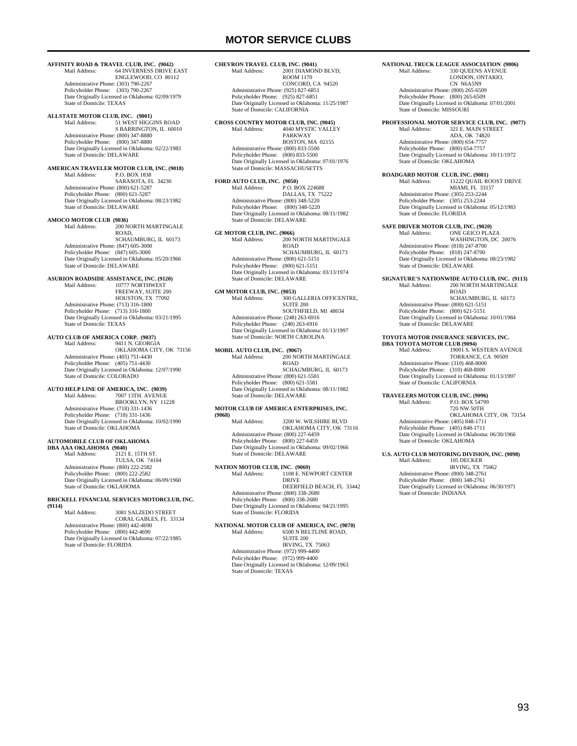# MOTOR SERVICE CLUBS

**AFFINITY ROAD & TRAVEL CLUB, INC. (9042)**
Mail Address: 64 INVERNESS DRIVE EAST
ENGLEWOOD, CO 80112
Administrative Phone: (303) 790-2267
Policyholder Phone: (303) 790-2267
Date Originally Licensed in Oklahoma: 02/09/1979
State of Domicile: TEXAS

**ALLSTATE MOTOR CLUB, INC. (9001)**
Mail Address: 51 WEST HIGGINS ROAD
S BARRINGTON, IL 60010
Administrative Phone: (800) 347-8880
Policyholder Phone: (800) 347-8880
Date Originally Licensed in Oklahoma: 02/22/1983
State of Domicile: DELAWARE

**AMERICAN TRAVELER MOTOR CLUB, INC. (9018)**
Mail Address: P.O. BOX 1838
SARASOTA, FL 34230
Administrative Phone: (800) 621-5287
Policyholder Phone: (800) 621-5287
Date Originally Licensed in Oklahoma: 08/23/1982
State of Domicile: DELAWARE

**AMOCO MOTOR CLUB (9036)**
Mail Address: 200 NORTH MARTINGALE ROAD,
SCHAUMBURG, IL 60173
Administrative Phone: (847) 605-3000
Policyholder Phone: (847) 605-3000
Date Originally Licensed in Oklahoma: 05/20/1966
State of Domicile: DELAWARE

**ASURION ROADSIDE ASSISTANCE, INC. (9120)**
Mail Address: 10777 NORTHWEST FREEWAY, SUITE 200
HOUSTON, TX 77092
Administrative Phone: (713) 316-1800
Policyholder Phone: (713) 316-1800
Date Originally Licensed in Oklahoma: 03/21/1995
State of Domicile: TEXAS

**AUTO CLUB OF AMERICA CORP. (9037)**
Mail Address: 9411 N. GEORGIA
OKLAHOMA CITY, OK 73156
Administrative Phone: (405) 751-4430
Policyholder Phone: (405) 751-4430
Date Originally Licensed in Oklahoma: 12/07/1990
State of Domicile: COLORADO

**AUTO HELP LINE OF AMERICA, INC. (9039)**
Mail Address: 7007 13TH. AVENUE
BROOKLYN, NY 11228
Administrative Phone: (718) 331-1436
Policyholder Phone: (718) 331-1436
Date Originally Licensed in Oklahoma: 10/02/1990
State of Domicile: OKLAHOMA

**AUTOMOBILE CLUB OF OKLAHOMA DBA AAA OKLAHOMA (9040)**
Mail Address: 2121 E. 15TH ST.
TULSA, OK 74104
Administrative Phone: (800) 222-2582
Policyholder Phone: (800) 222-2582
Date Originally Licensed in Oklahoma: 06/09/1960
State of Domicile: OKLAHOMA

**BRICKELL FINANCIAL SERVICES MOTORCLUB, INC. (9114)**
Mail Address: 3081 SALZEDO STREET
CORAL GABLES, FL 33134
Administrative Phone: (800) 442-4690
Policyholder Phone: (800) 442-4690
Date Originally Licensed in Oklahoma: 07/22/1985
State of Domicile: FLORIDA

**CHEVRON TRAVEL CLUB, INC. (9041)**
Mail Address: 2001 DIAMOND BLVD, ROOM 1170
CONCORD, CA 94520
Administrative Phone: (925) 827-6851
Policyholder Phone: (925) 827-6851
Date Originally Licensed in Oklahoma: 11/25/1987
State of Domicile: CALIFORNIA

**CROSS COUNTRY MOTOR CLUB, INC. (9045)**
Mail Address: 4040 MYSTIC VALLEY PARKWAY
BOSTON, MA 02155
Administrative Phone: (800) 833-5500
Policyholder Phone: (800) 833-5500
Date Originally Licensed in Oklahoma: 07/01/1976
State of Domicile: MASSACHUSETTS

**FORD AUTO CLUB, INC. (9050)**
Mail Address: P.O. BOX 224688
DALLAS, TX 75222
Administrative Phone: (800) 348-5220
Policyholder Phone: (800) 348-5220
Date Originally Licensed in Oklahoma: 08/11/1982
State of Domicile: DELAWARE

**GE MOTOR CLUB, INC. (9066)**
Mail Address: 200 NORTH MARTINGALE ROAD
SCHAUMBURG, IL 60173
Administrative Phone: (800) 621-5151
Policyholder Phone: (800) 621-5151
Date Originally Licensed in Oklahoma: 03/13/1974
State of Domicile: DELAWARE

**GM MOTOR CLUB, INC. (9053)**
Mail Address: 300 GALLERIA OFFICENTRE, SUITE 200
SOUTHFIELD, MI 48034
Administrative Phone: (248) 263-6916
Policyholder Phone: (248) 263-6916
Date Originally Licensed in Oklahoma: 01/13/1997
State of Domicile: NORTH CAROLINA

**MOBIL AUTO CLUB, INC. (9067)**
Mail Address: 200 NORTH MARTINGALE ROAD
SCHAUMBURG, IL 60173
Administrative Phone: (800) 621-5581
Policyholder Phone: (800) 621-5581
Date Originally Licensed in Oklahoma: 08/11/1982
State of Domicile: DELAWARE

**MOTOR CLUB OF AMERICA ENTERPRISES, INC. (9068)**
Mail Address: 3200 W. WILSHIRE BLVD
OKLAHOMA CITY, OK 73116
Administrative Phone: (800) 227-6459
Policyholder Phone: (800) 227-6459
Date Originally Licensed in Oklahoma: 09/02/1966
State of Domicile: DELAWARE

**NATION MOTOR CLUB, INC. (9069)**
Mail Address: 1108 E. NEWPORT CENTER DRIVE
DEERFIELD BEACH, FL 33442
Administrative Phone: (800) 338-2680
Policyholder Phone: (800) 338-2680
Date Originally Licensed in Oklahoma: 04/21/1995
State of Domicile: FLORIDA

**NATIONAL MOTOR CLUB OF AMERICA, INC. (9070)**
Mail Address: 6500 N BELTLINE ROAD, SUITE 200
IRVING, TX 75063
Administrative Phone: (972) 999-4400
Policyholder Phone: (972) 999-4400
Date Originally Licensed in Oklahoma: 12/09/1963
State of Domicile: TEXAS

**NATIONAL TRUCK LEAGUE ASSOCIATION (9006)**
Mail Address: 330 QUEENS AVENUE
LONDON, ONTARIO, CN N6A5N9
Administrative Phone: (800) 265-6509
Policyholder Phone: (800) 265-6509
Date Originally Licensed in Oklahoma: 07/01/2001
State of Domicile: MISSOURI

**PROFESSIONAL MOTOR SERVICE CLUB, INC. (9077)**
Mail Address: 321 E. MAIN STREET
ADA, OK 74820
Administrative Phone: (800) 654-7757
Policyholder Phone: (800) 654-7757
Date Originally Licensed in Oklahoma: 10/11/1972
State of Domicile: OKLAHOMA

**ROADGARD MOTOR CLUB, INC. (9081)**
Mail Address: 11222 QUAIL ROOST DRIVE
MIAMI, FL 33157
Administrative Phone: (305) 253-2244
Policyholder Phone: (305) 253-2244
Date Originally Licensed in Oklahoma: 05/12/1983
State of Domicile: FLORIDA

**SAFE DRIVER MOTOR CLUB, INC. (9020)**
Mail Address: ONE GEICO PLAZA
WASHINGTON, DC 20076
Administrative Phone: (818) 247-8700
Policyholder Phone: (818) 247-8700
Date Originally Licensed in Oklahoma: 08/23/1982
State of Domicile: DELAWARE

**SIGNATURE'S NATIONWIDE AUTO CLUB, INC. (9113)**
Mail Address: 200 NORTH MARTINGALE ROAD
SCHAUMBURG, IL 60173
Administrative Phone: (800) 621-5151
Policyholder Phone: (800) 621-5151
Date Originally Licensed in Oklahoma: 10/01/1984
State of Domicile: DELAWARE

**TOYOTA MOTOR INSURANCE SERVICES, INC. DBA TOYOTA MOTOR CLUB (9094)**
Mail Address: 19001 S. WESTERN AVENUE
TORRANCE, CA 90509
Administrative Phone: (310) 468-8000
Policyholder Phone: (310) 468-8000
Date Originally Licensed in Oklahoma: 01/13/1997
State of Domicile: CALIFORNIA

**TRAVELERS MOTOR CLUB, INC. (9096)**
Mail Address: P.O. BOX 54799
720 NW 50TH
OKLAHOMA CITY, OK 73154
Administrative Phone: (405) 848-1711
Policyholder Phone: (405) 848-1711
Date Originally Licensed in Oklahoma: 06/30/1966
State of Domicile: OKLAHOMA

**U.S. AUTO CLUB MOTORING DIVISION, INC. (9098)**
Mail Address: 105 DECKER
IRVING, TX 75062
Administrative Phone: (800) 348-2761
Policyholder Phone: (800) 348-2761
Date Originally Licensed in Oklahoma: 06/30/1971
State of Domicile: INDIANA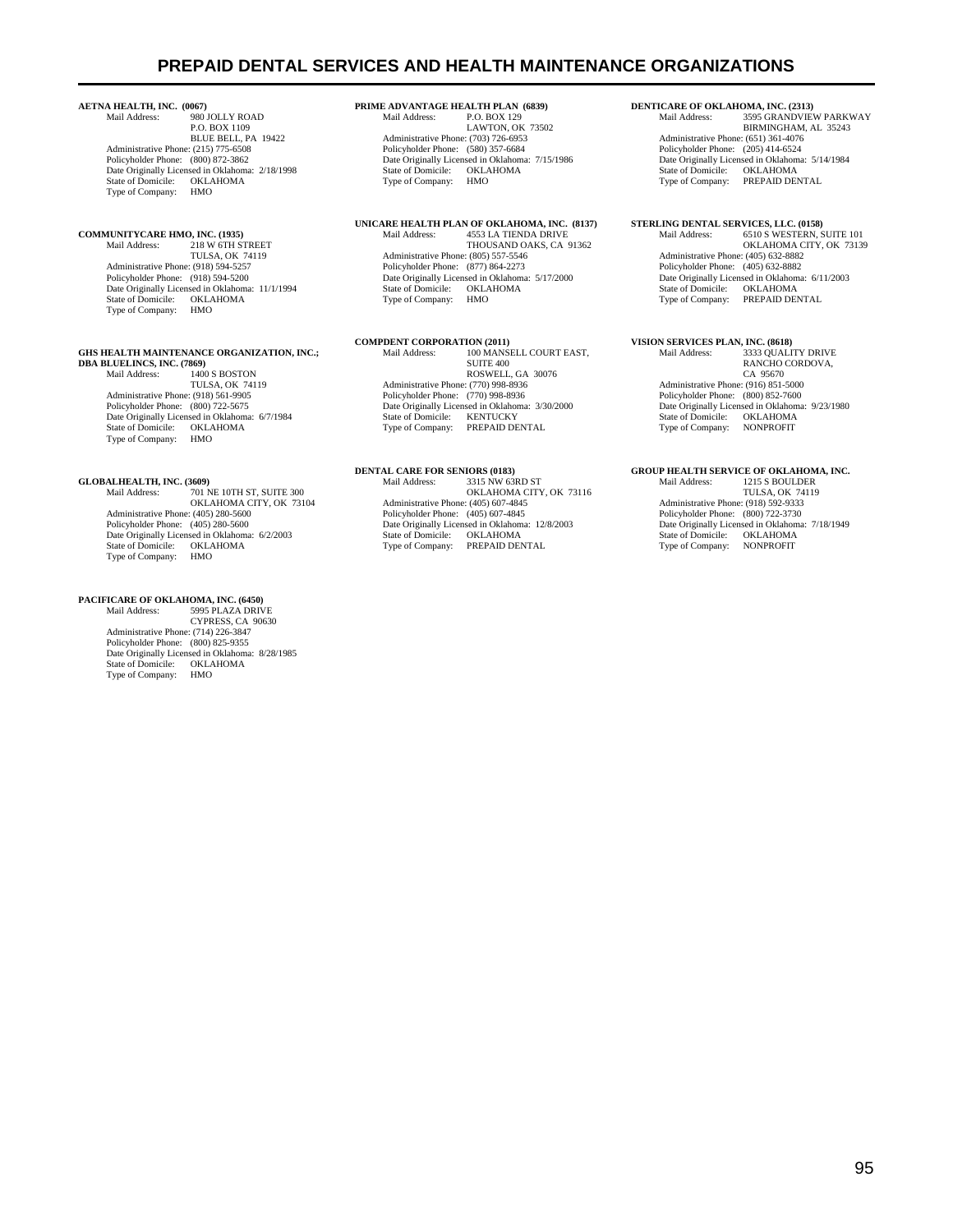# PREPAID DENTAL SERVICES AND HEALTH MAINTENANCE ORGANIZATIONS

**AETNA HEALTH, INC. (0067)**
Mail Address: 980 JOLLY ROAD
P.O. BOX 1109
BLUE BELL, PA 19422
Administrative Phone: (215) 775-6508
Policyholder Phone: (800) 872-3862
Date Originally Licensed in Oklahoma: 2/18/1998
State of Domicile: OKLAHOMA
Type of Company: HMO

**COMMUNITYCARE HMO, INC. (1935)**
Mail Address: 218 W 6TH STREET
TULSA, OK 74119
Administrative Phone: (918) 594-5257
Policyholder Phone: (918) 594-5200
Date Originally Licensed in Oklahoma: 11/1/1994
State of Domicile: OKLAHOMA
Type of Company: HMO

**GHS HEALTH MAINTENANCE ORGANIZATION, INC.; DBA BLUELINCS, INC. (7869)**
Mail Address: 1400 S BOSTON
TULSA, OK 74119
Administrative Phone: (918) 561-9905
Policyholder Phone: (800) 722-5675
Date Originally Licensed in Oklahoma: 6/7/1984
State of Domicile: OKLAHOMA
Type of Company: HMO

**GLOBALHEALTH, INC. (3609)**
Mail Address: 701 NE 10TH ST, SUITE 300
OKLAHOMA CITY, OK 73104
Administrative Phone: (405) 280-5600
Policyholder Phone: (405) 280-5600
Date Originally Licensed in Oklahoma: 6/2/2003
State of Domicile: OKLAHOMA
Type of Company: HMO

**PACIFICARE OF OKLAHOMA, INC. (6450)**
Mail Address: 5995 PLAZA DRIVE
CYPRESS, CA 90630
Administrative Phone: (714) 226-3847
Policyholder Phone: (800) 825-9355
Date Originally Licensed in Oklahoma: 8/28/1985
State of Domicile: OKLAHOMA
Type of Company: HMO

**PRIME ADVANTAGE HEALTH PLAN (6839)**
Mail Address: P.O. BOX 129
LAWTON, OK 73502
Administrative Phone: (703) 726-6953
Policyholder Phone: (580) 357-6684
Date Originally Licensed in Oklahoma: 7/15/1986
State of Domicile: OKLAHOMA
Type of Company: HMO

**UNICARE HEALTH PLAN OF OKLAHOMA, INC. (8137)**
Mail Address: 4553 LA TIENDA DRIVE
THOUSAND OAKS, CA 91362
Administrative Phone: (805) 557-5546
Policyholder Phone: (877) 864-2273
Date Originally Licensed in Oklahoma: 5/17/2000
State of Domicile: OKLAHOMA
Type of Company: HMO

**COMPDENT CORPORATION (2011)**
Mail Address: 100 MANSELL COURT EAST, SUITE 400
ROSWELL, GA 30076
Administrative Phone: (770) 998-8936
Policyholder Phone: (770) 998-8936
Date Originally Licensed in Oklahoma: 3/30/2000
State of Domicile: KENTUCKY
Type of Company: PREPAID DENTAL

**DENTAL CARE FOR SENIORS (0183)**
Mail Address: 3315 NW 63RD ST
OKLAHOMA CITY, OK 73116
Administrative Phone: (405) 607-4845
Policyholder Phone: (405) 607-4845
Date Originally Licensed in Oklahoma: 12/8/2003
State of Domicile: OKLAHOMA
Type of Company: PREPAID DENTAL

**DENTICARE OF OKLAHOMA, INC. (2313)**
Mail Address: 3595 GRANDVIEW PARKWAY
BIRMINGHAM, AL 35243
Administrative Phone: (651) 361-4076
Policyholder Phone: (205) 414-6524
Date Originally Licensed in Oklahoma: 5/14/1984
State of Domicile: OKLAHOMA
Type of Company: PREPAID DENTAL

**STERLING DENTAL SERVICES, LLC. (0158)**
Mail Address: 6510 S WESTERN, SUITE 101
OKLAHOMA CITY, OK 73139
Administrative Phone: (405) 632-8882
Policyholder Phone: (405) 632-8882
Date Originally Licensed in Oklahoma: 6/11/2003
State of Domicile: OKLAHOMA
Type of Company: PREPAID DENTAL

**VISION SERVICES PLAN, INC. (8618)**
Mail Address: 3333 QUALITY DRIVE
RANCHO CORDOVA, CA 95670
Administrative Phone: (916) 851-5000
Policyholder Phone: (800) 852-7600
Date Originally Licensed in Oklahoma: 9/23/1980
State of Domicile: OKLAHOMA
Type of Company: NONPROFIT

**GROUP HEALTH SERVICE OF OKLAHOMA, INC.**
Mail Address: 1215 S BOULDER
TULSA, OK 74119
Administrative Phone: (918) 592-9333
Policyholder Phone: (800) 722-3730
Date Originally Licensed in Oklahoma: 7/18/1949
State of Domicile: OKLAHOMA
Type of Company: NONPROFIT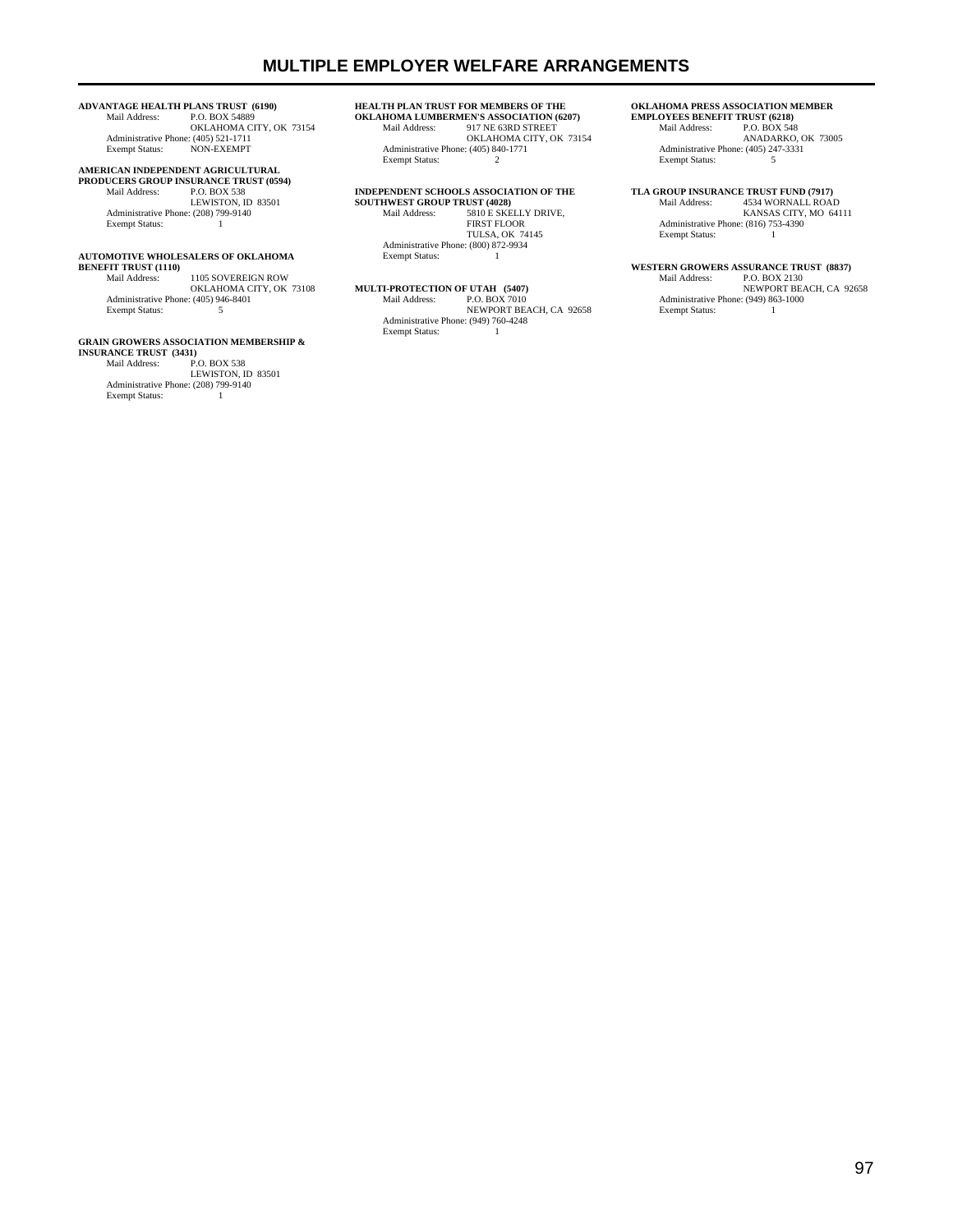# MULTIPLE EMPLOYER WELFARE ARRANGEMENTS

**ADVANTAGE HEALTH PLANS TRUST (6190)**
Mail Address: P.O. BOX 54889
OKLAHOMA CITY, OK 73154
Administrative Phone: (405) 521-1711
Exempt Status: NON-EXEMPT

**AMERICAN INDEPENDENT AGRICULTURAL PRODUCERS GROUP INSURANCE TRUST (0594)**
Mail Address: P.O. BOX 538
LEWISTON, ID 83501
Administrative Phone: (208) 799-9140
Exempt Status: 1

**AUTOMOTIVE WHOLESALERS OF OKLAHOMA BENEFIT TRUST (1110)**
Mail Address: 1105 SOVEREIGN ROW
OKLAHOMA CITY, OK 73108
Administrative Phone: (405) 946-8401
Exempt Status: 5

**GRAIN GROWERS ASSOCIATION MEMBERSHIP & INSURANCE TRUST (3431)**
Mail Address: P.O. BOX 538
LEWISTON, ID 83501
Administrative Phone: (208) 799-9140
Exempt Status: 1

**HEALTH PLAN TRUST FOR MEMBERS OF THE OKLAHOMA LUMBERMEN'S ASSOCIATION (6207)**
Mail Address: 917 NE 63RD STREET
OKLAHOMA CITY, OK 73154
Administrative Phone: (405) 840-1771
Exempt Status: 2

**INDEPENDENT SCHOOLS ASSOCIATION OF THE SOUTHWEST GROUP TRUST (4028)**
Mail Address: 5810 E SKELLY DRIVE,
FIRST FLOOR
TULSA, OK 74145
Administrative Phone: (800) 872-9934
Exempt Status: 1

**MULTI-PROTECTION OF UTAH (5407)**
Mail Address: P.O. BOX 7010
NEWPORT BEACH, CA 92658
Administrative Phone: (949) 760-4248
Exempt Status: 1

**OKLAHOMA PRESS ASSOCIATION MEMBER EMPLOYEES BENEFIT TRUST (6218)**
Mail Address: P.O. BOX 548
ANADARKO, OK 73005
Administrative Phone: (405) 247-3331
Exempt Status: 5

**TLA GROUP INSURANCE TRUST FUND (7917)**
Mail Address: 4534 WORNALL ROAD
KANSAS CITY, MO 64111
Administrative Phone: (816) 753-4390
Exempt Status: 1

**WESTERN GROWERS ASSURANCE TRUST (8837)**
Mail Address: P.O. BOX 2130
NEWPORT BEACH, CA 92658
Administrative Phone: (949) 863-1000
Exempt Status: 1